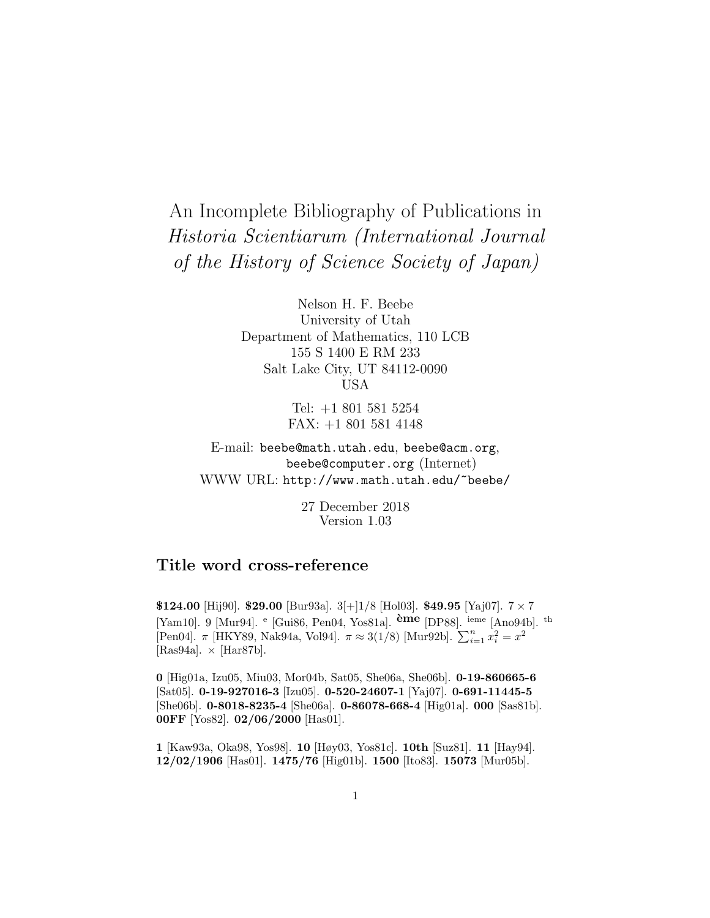# An Incomplete Bibliography of Publications in *Historia Scientiarum (International Journal of the History of Science Society of Japan)*

Nelson H. F. Beebe
University of Utah
Department of Mathematics, 110 LCB
155 S 1400 E RM 233
Salt Lake City, UT 84112-0090
USA

Tel: +1 801 581 5254
FAX: +1 801 581 4148

E-mail: `beebe@math.utah.edu`, `beebe@acm.org`, `beebe@computer.org` (Internet)
WWW URL: `http://www.math.utah.edu/~beebe/`

27 December 2018
Version 1.03

## Title word cross-reference

**$124.00** [Hij90]. **$29.00** [Bur93a]. 3[+]1/8 [Hol03]. **$49.95** [Yaj07]. $7 \times 7$ [Yam10]. 9 [Mur94]. $^{e}$ [Gui86, Pen04, Yos81a]. $^{\textbf{ème}}$ [DP88]. $^{ieme}$ [Ano94b]. $^{th}$ [Pen04]. $\pi$ [HKY89, Nak94a, Vol94]. $\pi \approx 3(1/8)$ [Mur92b]. $\sum_{i=1}^{n} x_i^2 = x^2$ [Ras94a]. $\times$ [Har87b].

**0** [Hig01a, Izu05, Miu03, Mor04b, Sat05, She06a, She06b]. **0-19-860665-6** [Sat05]. **0-19-927016-3** [Izu05]. **0-520-24607-1** [Yaj07]. **0-691-11445-5** [She06b]. **0-8018-8235-4** [She06a]. **0-86078-668-4** [Hig01a]. **000** [Sas81b]. **00FF** [Yos82]. **02/06/2000** [Has01].

**1** [Kaw93a, Oka98, Yos98]. **10** [Høy03, Yos81c]. **10th** [Suz81]. **11** [Hay94]. **12/02/1906** [Has01]. **1475/76** [Hig01b]. **1500** [Ito83]. **15073** [Mur05b].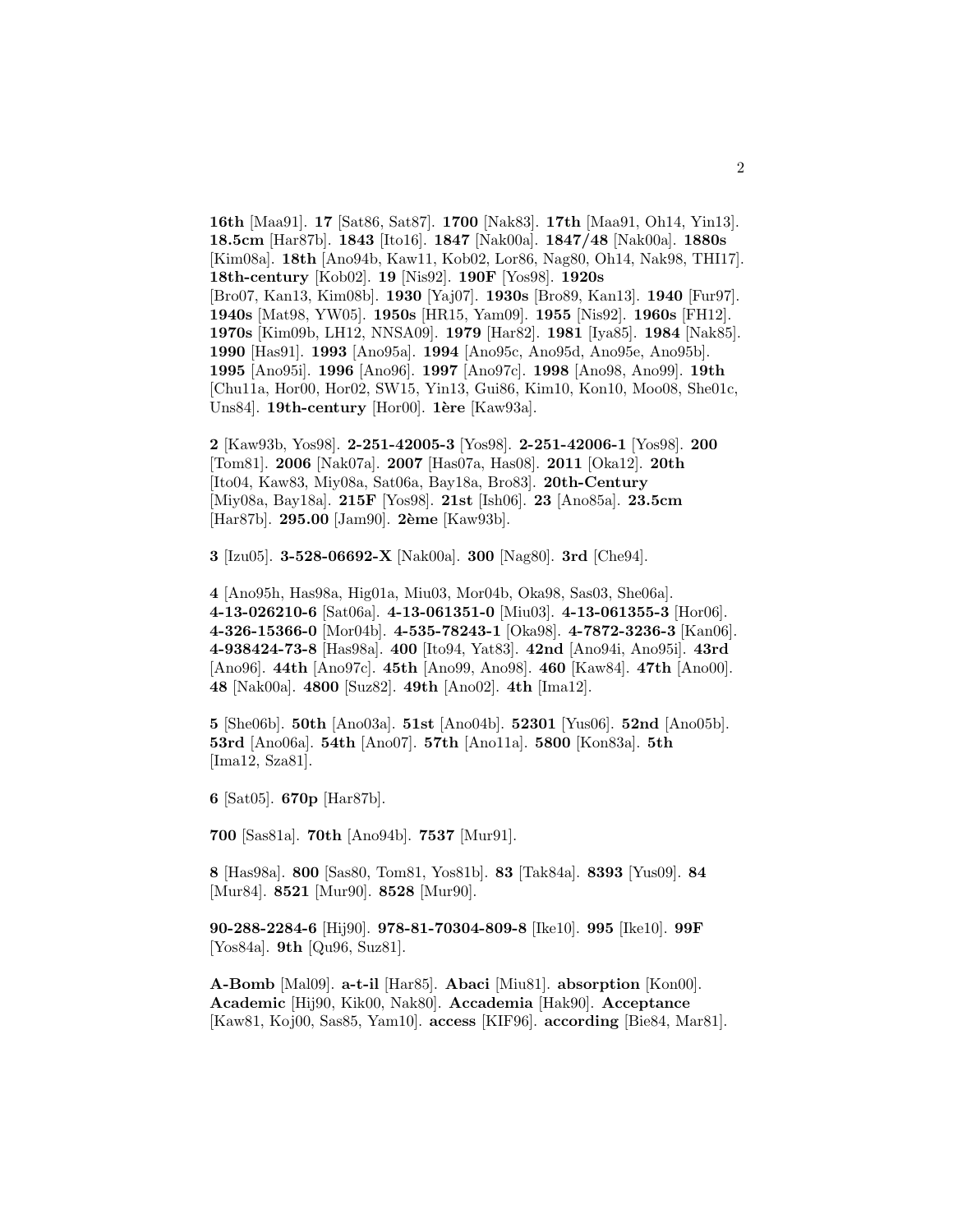**16th** [Maa91]. **17** [Sat86, Sat87]. **1700** [Nak83]. **17th** [Maa91, Oh14, Yin13]. **18.5cm** [Har87b]. **1843** [Ito16]. **1847** [Nak00a]. **1847/48** [Nak00a]. **1880s** [Kim08a]. **18th** [Ano94b, Kaw11, Kob02, Lor86, Nag80, Oh14, Nak98, THI17]. **18th-century** [Kob02]. **19** [Nis92]. **190F** [Yos98]. **1920s** [Bro07, Kan13, Kim08b]. **1930** [Yaj07]. **1930s** [Bro89, Kan13]. **1940** [Fur97]. **1940s** [Mat98, YW05]. **1950s** [HR15, Yam09]. **1955** [Nis92]. **1960s** [FH12]. **1970s** [Kim09b, LH12, NNSA09]. **1979** [Har82]. **1981** [Iya85]. **1984** [Nak85]. **1990** [Has91]. **1993** [Ano95a]. **1994** [Ano95c, Ano95d, Ano95e, Ano95b]. **1995** [Ano95i]. **1996** [Ano96]. **1997** [Ano97c]. **1998** [Ano98, Ano99]. **19th** [Chu11a, Hor00, Hor02, SW15, Yin13, Gui86, Kim10, Kon10, Moo08, She01c, Uns84]. **19th-century** [Hor00]. **1ère** [Kaw93a].

**2** [Kaw93b, Yos98]. **2-251-42005-3** [Yos98]. **2-251-42006-1** [Yos98]. **200** [Tom81]. **2006** [Nak07a]. **2007** [Has07a, Has08]. **2011** [Oka12]. **20th** [Ito04, Kaw83, Miy08a, Sat06a, Bay18a, Bro83]. **20th-Century** [Miy08a, Bay18a]. **215F** [Yos98]. **21st** [Ish06]. **23** [Ano85a]. **23.5cm** [Har87b]. **295.00** [Jam90]. **2ème** [Kaw93b].

**3** [Izu05]. **3-528-06692-X** [Nak00a]. **300** [Nag80]. **3rd** [Che94].

**4** [Ano95h, Has98a, Hig01a, Miu03, Mor04b, Oka98, Sas03, She06a]. **4-13-026210-6** [Sat06a]. **4-13-061351-0** [Miu03]. **4-13-061355-3** [Hor06]. **4-326-15366-0** [Mor04b]. **4-535-78243-1** [Oka98]. **4-7872-3236-3** [Kan06]. **4-938424-73-8** [Has98a]. **400** [Ito94, Yat83]. **42nd** [Ano94i, Ano95i]. **43rd** [Ano96]. **44th** [Ano97c]. **45th** [Ano99, Ano98]. **460** [Kaw84]. **47th** [Ano00]. **48** [Nak00a]. **4800** [Suz82]. **49th** [Ano02]. **4th** [Ima12].

**5** [She06b]. **50th** [Ano03a]. **51st** [Ano04b]. **52301** [Yus06]. **52nd** [Ano05b]. **53rd** [Ano06a]. **54th** [Ano07]. **57th** [Ano11a]. **5800** [Kon83a]. **5th** [Ima12, Sza81].

**6** [Sat05]. **670p** [Har87b].

**700** [Sas81a]. **70th** [Ano94b]. **7537** [Mur91].

**8** [Has98a]. **800** [Sas80, Tom81, Yos81b]. **83** [Tak84a]. **8393** [Yus09]. **84** [Mur84]. **8521** [Mur90]. **8528** [Mur90].

**90-288-2284-6** [Hij90]. **978-81-70304-809-8** [Ike10]. **995** [Ike10]. **99F** [Yos84a]. **9th** [Qu96, Suz81].

**A-Bomb** [Mal09]. **a-t-il** [Har85]. **Abaci** [Miu81]. **absorption** [Kon00]. **Academic** [Hij90, Kik00, Nak80]. **Accademia** [Hak90]. **Acceptance** [Kaw81, Koj00, Sas85, Yam10]. **access** [KIF96]. **according** [Bie84, Mar81].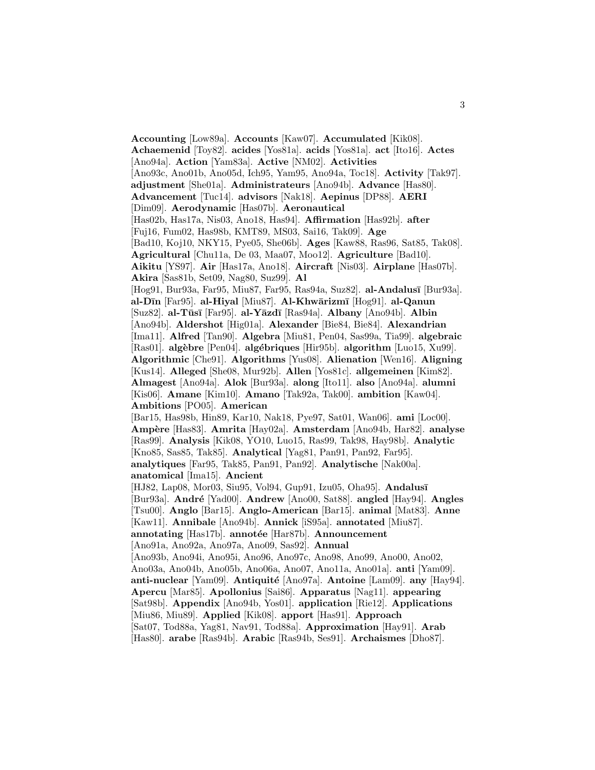**Accounting** [Low89a]. **Accounts** [Kaw07]. **Accumulated** [Kik08]. **Achaemenid** [Toy82]. **acides** [Yos81a]. **acids** [Yos81a]. **act** [Ito16]. **Actes** [Ano94a]. **Action** [Yam83a]. **Active** [NM02]. **Activities** [Ano93c, Ano01b, Ano05d, Ich95, Yam95, Ano94a, Toc18]. **Activity** [Tak97]. **adjustment** [She01a]. **Administrateurs** [Ano94b]. **Advance** [Has80]. **Advancement** [Tuc14]. **advisors** [Nak18]. **Aepinus** [DP88]. **AERI** [Dim09]. **Aerodynamic** [Has07b]. **Aeronautical** [Has02b, Has17a, Nis03, Ano18, Has94]. **Affirmation** [Has92b]. **after** [Fuj16, Fum02, Has98b, KMT89, MS03, Sai16, Tak09]. **Age** [Bad10, Koj10, NKY15, Pye05, She06b]. **Ages** [Kaw88, Ras96, Sat85, Tak08]. **Agricultural** [Chu11a, De 03, Maa07, Moo12]. **Agriculture** [Bad10]. **Aikitu** [YS97]. **Air** [Has17a, Ano18]. **Aircraft** [Nis03]. **Airplane** [Has07b]. **Akira** [Sas81b, Set09, Nag80, Suz99]. **Al** [Hog91, Bur93a, Far95, Miu87, Far95, Ras94a, Suz82]. **al-Andalusī** [Bur93a]. **al-Dīn** [Far95]. **al-Hiyal** [Miu87]. **Al-Khwārizmī** [Hog91]. **al-Qanun** [Suz82]. **al-Tūsī** [Far95]. **al-Yāzdī** [Ras94a]. **Albany** [Ano94b]. **Albin** [Ano94b]. **Aldershot** [Hig01a]. **Alexander** [Bie84, Bie84]. **Alexandrian** [Ima11]. **Alfred** [Tan90]. **Algebra** [Miu81, Pen04, Sas99a, Tia99]. **algebraic** [Ras01]. **algèbre** [Pen04]. **algébriques** [Hir95b]. **algorithm** [Luo15, Xu99]. **Algorithmic** [Che91]. **Algorithms** [Yus08]. **Alienation** [Wen16]. **Aligning** [Kus14]. **Alleged** [She08, Mur92b]. **Allen** [Yos81c]. **allgemeinen** [Kim82]. **Almagest** [Ano94a]. **Alok** [Bur93a]. **along** [Ito11]. **also** [Ano94a]. **alumni** [Kis06]. **Amane** [Kim10]. **Amano** [Tak92a, Tak00]. **ambition** [Kaw04]. **Ambitions** [PO05]. **American** [Bar15, Has98b, Hin89, Kar10, Nak18, Pye97, Sat01, Wan06]. **ami** [Loc00]. **Ampère** [Has83]. **Amrita** [Hay02a]. **Amsterdam** [Ano94b, Har82]. **analyse** [Ras99]. **Analysis** [Kik08, YO10, Luo15, Ras99, Tak98, Hay98b]. **Analytic** [Kno85, Sas85, Tak85]. **Analytical** [Yag81, Pan91, Pan92, Far95]. **analytiques** [Far95, Tak85, Pan91, Pan92]. **Analytische** [Nak00a]. **anatomical** [Ima15]. **Ancient** [HJ82, Lap08, Mor03, Siu95, Vol94, Gup91, Izu05, Oha95]. **Andalusī** [Bur93a]. **André** [Yad00]. **Andrew** [Ano00, Sat88]. **angled** [Hay94]. **Angles** [Tsu00]. **Anglo** [Bar15]. **Anglo-American** [Bar15]. **animal** [Mat83]. **Anne** [Kaw11]. **Annibale** [Ano94b]. **Annick** [iS95a]. **annotated** [Miu87]. **annotating** [Has17b]. **annotée** [Har87b]. **Announcement** [Ano91a, Ano92a, Ano97a, Ano09, Sas92]. **Annual** [Ano93b, Ano94i, Ano95i, Ano96, Ano97c, Ano98, Ano99, Ano00, Ano02, Ano03a, Ano04b, Ano05b, Ano06a, Ano07, Ano11a, Ano01a]. **anti** [Yam09]. **anti-nuclear** [Yam09]. **Antiquité** [Ano97a]. **Antoine** [Lam09]. **any** [Hay94]. **Apercu** [Mar85]. **Apollonius** [Sai86]. **Apparatus** [Nag11]. **appearing** [Sat98b]. **Appendix** [Ano94b, Yos01]. **application** [Rie12]. **Applications** [Miu86, Miu89]. **Applied** [Kik08]. **apport** [Has91]. **Approach** [Sat07, Tod88a, Yag81, Nav91, Tod88a]. **Approximation** [Hay91]. **Arab** [Has80]. **arabe** [Ras94b]. **Arabic** [Ras94b, Ses91]. **Archaismes** [Dho87].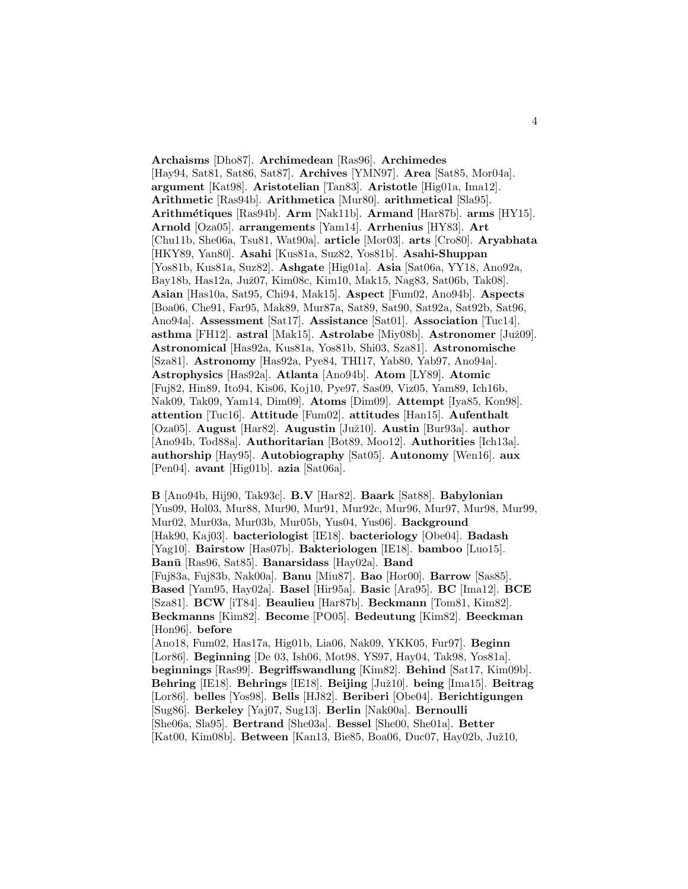**Archaisms** [Dho87]. **Archimedean** [Ras96]. **Archimedes** [Hay94, Sat81, Sat86, Sat87]. **Archives** [YMN97]. **Area** [Sat85, Mor04a]. **argument** [Kat98]. **Aristotelian** [Tan83]. **Aristotle** [Hig01a, Ima12]. **Arithmetic** [Ras94b]. **Arithmetica** [Mur80]. **arithmetical** [Sla95]. **Arithmétiques** [Ras94b]. **Arm** [Nak11b]. **Armand** [Har87b]. **arms** [HY15]. **Arnold** [Oza05]. **arrangements** [Yam14]. **Arrhenius** [HY83]. **Art** [Chu11b, She06a, Tsu81, Wat90a]. **article** [Mor03]. **arts** [Cro80]. **Aryabhata** [HKY89, Yan80]. **Asahi** [Kus81a, Suz82, Yos81b]. **Asahi-Shuppan** [Yos81b, Kus81a, Suz82]. **Ashgate** [Hig01a]. **Asia** [Sat06a, YY18, Ano92a, Bay18b, Has12a, Juž07, Kim08c, Kim10, Mak15, Nag83, Sat06b, Tak08]. **Asian** [Has10a, Sat95, Chi94, Mak15]. **Aspect** [Fum02, Ano94b]. **Aspects** [Boa06, Che91, Far95, Mak89, Mur87a, Sat89, Sat90, Sat92a, Sat92b, Sat96, Ano94a]. **Assessment** [Sat17]. **Assistance** [Sat01]. **Association** [Tuc14]. **asthma** [FH12]. **astral** [Mak15]. **Astrolabe** [Miy08b]. **Astronomer** [Juž09]. **Astronomical** [Has92a, Kus81a, Yos81b, Shi03, Sza81]. **Astronomische** [Sza81]. **Astronomy** [Has92a, Pye84, THI17, Yab80, Yab97, Ano94a]. **Astrophysics** [Has92a]. **Atlanta** [Ano94b]. **Atom** [LY89]. **Atomic** [Fuj82, Hin89, Ito94, Kis06, Koj10, Pye97, Sas09, Viz05, Yam89, Ich16b, Nak09, Tak09, Yam14, Dim09]. **Atoms** [Dim09]. **Attempt** [Iya85, Kon98]. **attention** [Tuc16]. **Attitude** [Fum02]. **attitudes** [Han15]. **Aufenthalt** [Oza05]. **August** [Har82]. **Augustin** [Juž10]. **Austin** [Bur93a]. **author** [Ano94b, Tod88a]. **Authoritarian** [Bot89, Moo12]. **Authorities** [Ich13a]. **authorship** [Hay95]. **Autobiography** [Sat05]. **Autonomy** [Wen16]. **aux** [Pen04]. **avant** [Hig01b]. **azia** [Sat06a].

**B** [Ano94b, Hij90, Tak93c]. **B.V** [Har82]. **Baark** [Sat88]. **Babylonian** [Yus09, Hol03, Mur88, Mur90, Mur91, Mur92c, Mur96, Mur97, Mur98, Mur99, Mur02, Mur03a, Mur03b, Mur05b, Yus04, Yus06]. **Background** [Hak90, Kaj03]. **bacteriologist** [IE18]. **bacteriology** [Obe04]. **Badash** [Yag10]. **Bairstow** [Has07b]. **Bakteriologen** [IE18]. **bamboo** [Luo15]. **Banū** [Ras96, Sat85]. **Banarsidass** [Hay02a]. **Band** [Fuj83a, Fuj83b, Nak00a]. **Banu** [Miu87]. **Bao** [Hor00]. **Barrow** [Sas85]. **Based** [Yam95, Hay02a]. **Basel** [Hir95a]. **Basic** [Ara95]. **BC** [Ima12]. **BCE** [Sza81]. **BCW** [iT84]. **Beaulieu** [Har87b]. **Beckmann** [Tom81, Kim82]. **Beckmanns** [Kim82]. **Become** [PO05]. **Bedeutung** [Kim82]. **Beeckman** [Hon96]. **before** [Ano18, Fum02, Has17a, Hig01b, Lia06, Nak09, YKK05, Fur97]. **Beginn** [Lor86]. **Beginning** [De 03, Ish06, Mot98, YS97, Hay04, Tak98, Yos81a]. **beginnings** [Ras99]. **Begriffswandlung** [Kim82]. **Behind** [Sat17, Kim09b]. **Behring** [IE18]. **Behrings** [IE18]. **Beijing** [Juž10]. **being** [Ima15]. **Beitrag** [Lor86]. **belles** [Yos98]. **Bells** [HJ82]. **Beriberi** [Obe04]. **Berichtigungen** [Sug86]. **Berkeley** [Yaj07, Sug13]. **Berlin** [Nak00a]. **Bernoulli** [She06a, Sla95]. **Bertrand** [She03a]. **Bessel** [She00, She01a]. **Better** [Kat00, Kim08b]. **Between** [Kan13, Bie85, Boa06, Duc07, Hay02b, Juž10,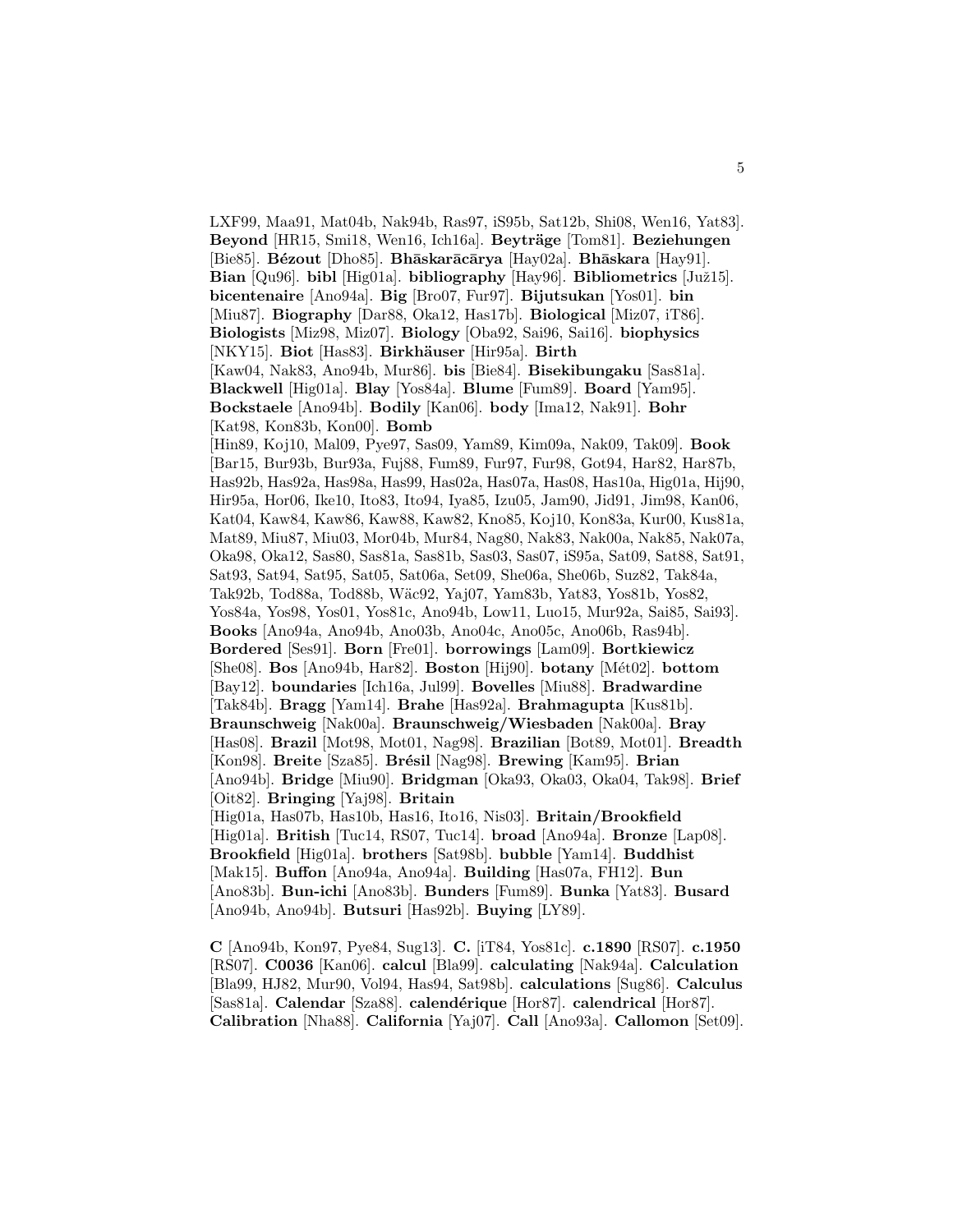LXF99, Maa91, Mat04b, Nak94b, Ras97, iS95b, Sat12b, Shi08, Wen16, Yat83]. **Beyond** [HR15, Smi18, Wen16, Ich16a]. **Beyträge** [Tom81]. **Beziehungen** [Bie85]. **Bézout** [Dho85]. **Bhāskarācārya** [Hay02a]. **Bhāskara** [Hay91]. **Bian** [Qu96]. **bibl** [Hig01a]. **bibliography** [Hay96]. **Bibliometrics** [Juž15]. **bicentenaire** [Ano94a]. **Big** [Bro07, Fur97]. **Bijutsukan** [Yos01]. **bin** [Miu87]. **Biography** [Dar88, Oka12, Has17b]. **Biological** [Miz07, iT86]. **Biologists** [Miz98, Miz07]. **Biology** [Oba92, Sai96, Sai16]. **biophysics** [NKY15]. **Biot** [Has83]. **Birkhäuser** [Hir95a]. **Birth** [Kaw04, Nak83, Ano94b, Mur86]. **bis** [Bie84]. **Bisekibungaku** [Sas81a]. **Blackwell** [Hig01a]. **Blay** [Yos84a]. **Blume** [Fum89]. **Board** [Yam95]. **Bockstaele** [Ano94b]. **Bodily** [Kan06]. **body** [Ima12, Nak91]. **Bohr** [Kat98, Kon83b, Kon00]. **Bomb** [Hin89, Koj10, Mal09, Pye97, Sas09, Yam89, Kim09a, Nak09, Tak09]. **Book** [Bar15, Bur93b, Bur93a, Fuj88, Fum89, Fur97, Fur98, Got94, Har82, Har87b, Has92b, Has92a, Has98a, Has99, Has02a, Has07a, Has08, Has10a, Hig01a, Hij90, Hir95a, Hor06, Ike10, Ito83, Ito94, Iya85, Izu05, Jam90, Jid91, Jim98, Kan06, Kat04, Kaw84, Kaw86, Kaw88, Kaw82, Kno85, Koj10, Kon83a, Kur00, Kus81a, Mat89, Miu87, Miu03, Mor04b, Mur84, Nag80, Nak83, Nak00a, Nak85, Nak07a, Oka98, Oka12, Sas80, Sas81a, Sas81b, Sas03, Sas07, iS95a, Sat09, Sat88, Sat91, Sat93, Sat94, Sat95, Sat05, Sat06a, Set09, She06a, She06b, Suz82, Tak84a, Tak92b, Tod88a, Tod88b, Wäc92, Yaj07, Yam83b, Yat83, Yos81b, Yos82, Yos84a, Yos98, Yos01, Yos81c, Ano94b, Low11, Luo15, Mur92a, Sai85, Sai93]. **Books** [Ano94a, Ano94b, Ano03b, Ano04c, Ano05c, Ano06b, Ras94b]. **Bordered** [Ses91]. **Born** [Fre01]. **borrowings** [Lam09]. **Bortkiewicz** [She08]. **Bos** [Ano94b, Har82]. **Boston** [Hij90]. **botany** [Mét02]. **bottom** [Bay12]. **boundaries** [Ich16a, Jul99]. **Bovelles** [Miu88]. **Bradwardine** [Tak84b]. **Bragg** [Yam14]. **Brahe** [Has92a]. **Brahmagupta** [Kus81b]. **Braunschweig** [Nak00a]. **Braunschweig/Wiesbaden** [Nak00a]. **Bray** [Has08]. **Brazil** [Mot98, Mot01, Nag98]. **Brazilian** [Bot89, Mot01]. **Breadth** [Kon98]. **Breite** [Sza85]. **Brésil** [Nag98]. **Brewing** [Kam95]. **Brian** [Ano94b]. **Bridge** [Miu90]. **Bridgman** [Oka93, Oka03, Oka04, Tak98]. **Brief** [Oit82]. **Bringing** [Yaj98]. **Britain** [Hig01a, Has07b, Has10b, Has16, Ito16, Nis03]. **Britain/Brookfield** [Hig01a]. **British** [Tuc14, RS07, Tuc14]. **broad** [Ano94a]. **Bronze** [Lap08]. **Brookfield** [Hig01a]. **brothers** [Sat98b]. **bubble** [Yam14]. **Buddhist** [Mak15]. **Buffon** [Ano94a, Ano94a]. **Building** [Has07a, FH12]. **Bun** [Ano83b]. **Bun-ichi** [Ano83b]. **Bunders** [Fum89]. **Bunka** [Yat83]. **Busard** [Ano94b, Ano94b]. **Butsuri** [Has92b]. **Buying** [LY89].

**C** [Ano94b, Kon97, Pye84, Sug13]. **C.** [iT84, Yos81c]. **c.1890** [RS07]. **c.1950** [RS07]. **C0036** [Kan06]. **calcul** [Bla99]. **calculating** [Nak94a]. **Calculation** [Bla99, HJ82, Mur90, Vol94, Has94, Sat98b]. **calculations** [Sug86]. **Calculus** [Sas81a]. **Calendar** [Sza88]. **calendérique** [Hor87]. **calendrical** [Hor87]. **Calibration** [Nha88]. **California** [Yaj07]. **Call** [Ano93a]. **Callomon** [Set09].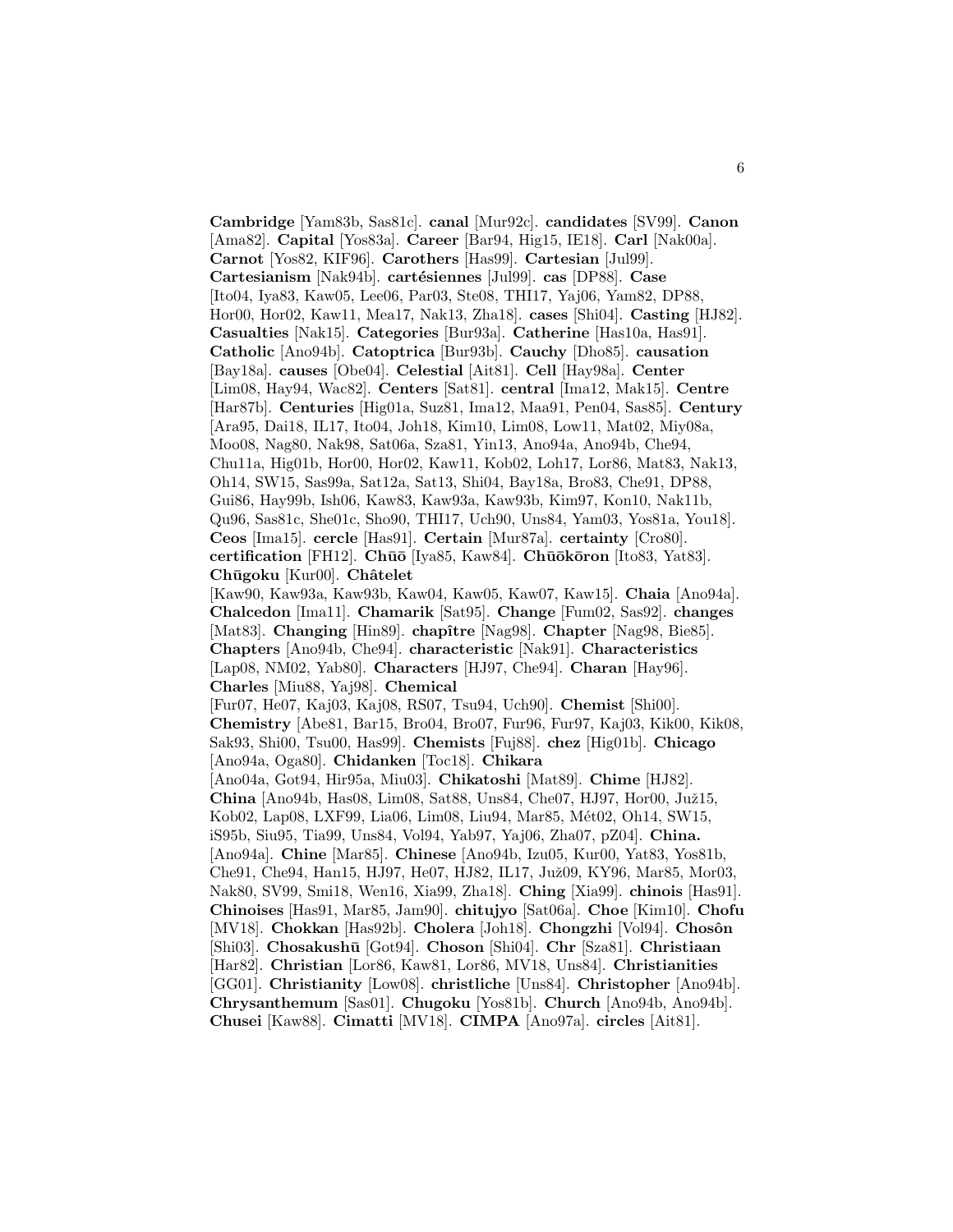**Cambridge** [Yam83b, Sas81c]. **canal** [Mur92c]. **candidates** [SV99]. **Canon** [Ama82]. **Capital** [Yos83a]. **Career** [Bar94, Hig15, IE18]. **Carl** [Nak00a]. **Carnot** [Yos82, KIF96]. **Carothers** [Has99]. **Cartesian** [Jul99]. **Cartesianism** [Nak94b]. **cartésiennes** [Jul99]. **cas** [DP88]. **Case** [Ito04, Iya83, Kaw05, Lee06, Par03, Ste08, THI17, Yaj06, Yam82, DP88, Hor00, Hor02, Kaw11, Mea17, Nak13, Zha18]. **cases** [Shi04]. **Casting** [HJ82]. **Casualties** [Nak15]. **Categories** [Bur93a]. **Catherine** [Has10a, Has91]. **Catholic** [Ano94b]. **Catoptrica** [Bur93b]. **Cauchy** [Dho85]. **causation** [Bay18a]. **causes** [Obe04]. **Celestial** [Ait81]. **Cell** [Hay98a]. **Center** [Lim08, Hay94, Wac82]. **Centers** [Sat81]. **central** [Ima12, Mak15]. **Centre** [Har87b]. **Centuries** [Hig01a, Suz81, Ima12, Maa91, Pen04, Sas85]. **Century** [Ara95, Dai18, IL17, Ito04, Joh18, Kim10, Lim08, Low11, Mat02, Miy08a, Moo08, Nag80, Nak98, Sat06a, Sza81, Yin13, Ano94a, Ano94b, Che94, Chu11a, Hig01b, Hor00, Hor02, Kaw11, Kob02, Loh17, Lor86, Mat83, Nak13, Oh14, SW15, Sas99a, Sat12a, Sat13, Shi04, Bay18a, Bro83, Che91, DP88, Gui86, Hay99b, Ish06, Kaw83, Kaw93a, Kaw93b, Kim97, Kon10, Nak11b, Qu96, Sas81c, She01c, Sho90, THI17, Uch90, Uns84, Yam03, Yos81a, You18]. **Ceos** [Ima15]. **cercle** [Has91]. **Certain** [Mur87a]. **certainty** [Cro80]. **certification** [FH12]. **Chūō** [Iya85, Kaw84]. **Chūōkōron** [Ito83, Yat83]. **Chūgoku** [Kur00]. **Châtelet** [Kaw90, Kaw93a, Kaw93b, Kaw04, Kaw05, Kaw07, Kaw15]. **Chaia** [Ano94a]. **Chalcedon** [Ima11]. **Chamarik** [Sat95]. **Change** [Fum02, Sas92]. **changes** [Mat83]. **Changing** [Hin89]. **chapître** [Nag98]. **Chapter** [Nag98, Bie85]. **Chapters** [Ano94b, Che94]. **characteristic** [Nak91]. **Characteristics** [Lap08, NM02, Yab80]. **Characters** [HJ97, Che94]. **Charan** [Hay96]. **Charles** [Miu88, Yaj98]. **Chemical** [Fur07, He07, Kaj03, Kaj08, RS07, Tsu94, Uch90]. **Chemist** [Shi00]. **Chemistry** [Abe81, Bar15, Bro04, Bro07, Fur96, Fur97, Kaj03, Kik00, Kik08, Sak93, Shi00, Tsu00, Has99]. **Chemists** [Fuj88]. **chez** [Hig01b]. **Chicago** [Ano94a, Oga80]. **Chidanken** [Toc18]. **Chikara** [Ano04a, Got94, Hir95a, Miu03]. **Chikatoshi** [Mat89]. **Chime** [HJ82]. **China** [Ano94b, Has08, Lim08, Sat88, Uns84, Che07, HJ97, Hor00, Juž15, Kob02, Lap08, LXF99, Lia06, Lim08, Liu94, Mar85, Mét02, Oh14, SW15, iS95b, Siu95, Tia99, Uns84, Vol94, Yab97, Yaj06, Zha07, pZ04]. **China.** [Ano94a]. **Chine** [Mar85]. **Chinese** [Ano94b, Izu05, Kur00, Yat83, Yos81b, Che91, Che94, Han15, HJ97, He07, HJ82, IL17, Juž09, KY96, Mar85, Mor03, Nak80, SV99, Smi18, Wen16, Xia99, Zha18]. **Ching** [Xia99]. **chinois** [Has91]. **Chinoises** [Has91, Mar85, Jam90]. **chitujyo** [Sat06a]. **Choe** [Kim10]. **Chofu** [MV18]. **Chokkan** [Has92b]. **Cholera** [Joh18]. **Chongzhi** [Vol94]. **Chosôn** [Shi03]. **Chosakushū** [Got94]. **Choson** [Shi04]. **Chr** [Sza81]. **Christiaan** [Har82]. **Christian** [Lor86, Kaw81, Lor86, MV18, Uns84]. **Christianities** [GG01]. **Christianity** [Low08]. **christliche** [Uns84]. **Christopher** [Ano94b]. **Chrysanthemum** [Sas01]. **Chugoku** [Yos81b]. **Church** [Ano94b, Ano94b]. **Chusei** [Kaw88]. **Cimatti** [MV18]. **CIMPA** [Ano97a]. **circles** [Ait81].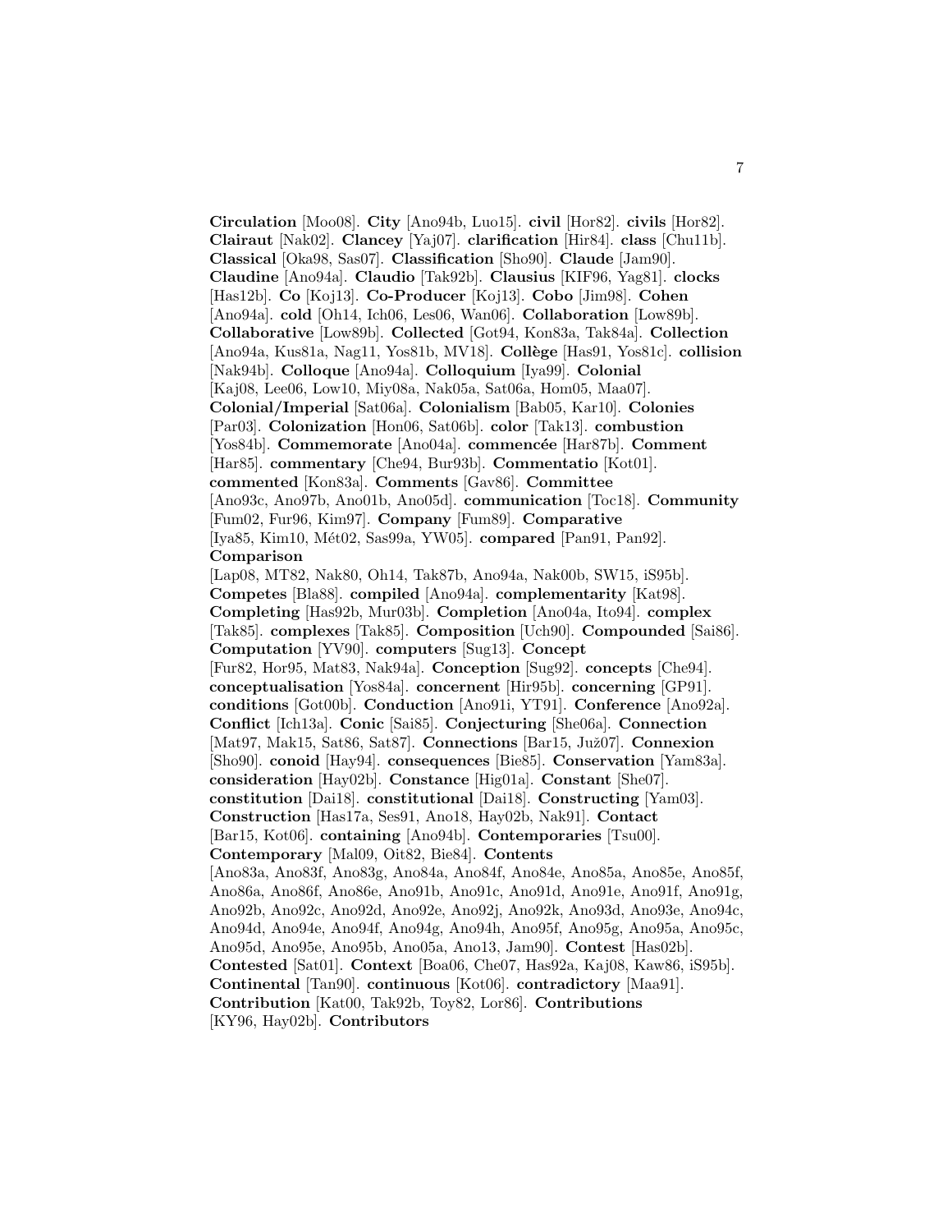**Circulation** [Moo08]. **City** [Ano94b, Luo15]. **civil** [Hor82]. **civils** [Hor82]. **Clairaut** [Nak02]. **Clancey** [Yaj07]. **clarification** [Hir84]. **class** [Chu11b]. **Classical** [Oka98, Sas07]. **Classification** [Sho90]. **Claude** [Jam90]. **Claudine** [Ano94a]. **Claudio** [Tak92b]. **Clausius** [KIF96, Yag81]. **clocks** [Has12b]. **Co** [Koj13]. **Co-Producer** [Koj13]. **Cobo** [Jim98]. **Cohen** [Ano94a]. **cold** [Oh14, Ich06, Les06, Wan06]. **Collaboration** [Low89b]. **Collaborative** [Low89b]. **Collected** [Got94, Kon83a, Tak84a]. **Collection** [Ano94a, Kus81a, Nag11, Yos81b, MV18]. **Collège** [Has91, Yos81c]. **collision** [Nak94b]. **Colloque** [Ano94a]. **Colloquium** [Iya99]. **Colonial** [Kaj08, Lee06, Low10, Miy08a, Nak05a, Sat06a, Hom05, Maa07]. **Colonial/Imperial** [Sat06a]. **Colonialism** [Bab05, Kar10]. **Colonies** [Par03]. **Colonization** [Hon06, Sat06b]. **color** [Tak13]. **combustion** [Yos84b]. **Commemorate** [Ano04a]. **commencée** [Har87b]. **Comment** [Har85]. **commentary** [Che94, Bur93b]. **Commentatio** [Kot01]. **commented** [Kon83a]. **Comments** [Gav86]. **Committee** [Ano93c, Ano97b, Ano01b, Ano05d]. **communication** [Toc18]. **Community** [Fum02, Fur96, Kim97]. **Company** [Fum89]. **Comparative** [Iya85, Kim10, Mét02, Sas99a, YW05]. **compared** [Pan91, Pan92]. **Comparison** [Lap08, MT82, Nak80, Oh14, Tak87b, Ano94a, Nak00b, SW15, iS95b]. **Competes** [Bla88]. **compiled** [Ano94a]. **complementarity** [Kat98]. **Completing** [Has92b, Mur03b]. **Completion** [Ano04a, Ito94]. **complex** [Tak85]. **complexes** [Tak85]. **Composition** [Uch90]. **Compounded** [Sai86]. **Computation** [YV90]. **computers** [Sug13]. **Concept** [Fur82, Hor95, Mat83, Nak94a]. **Conception** [Sug92]. **concepts** [Che94]. **conceptualisation** [Yos84a]. **concernent** [Hir95b]. **concerning** [GP91]. **conditions** [Got00b]. **Conduction** [Ano91i, YT91]. **Conference** [Ano92a]. **Conflict** [Ich13a]. **Conic** [Sai85]. **Conjecturing** [She06a]. **Connection** [Mat97, Mak15, Sat86, Sat87]. **Connections** [Bar15, Juž07]. **Connexion** [Sho90]. **conoid** [Hay94]. **consequences** [Bie85]. **Conservation** [Yam83a]. **consideration** [Hay02b]. **Constance** [Hig01a]. **Constant** [She07]. **constitution** [Dai18]. **constitutional** [Dai18]. **Constructing** [Yam03]. **Construction** [Has17a, Ses91, Ano18, Hay02b, Nak91]. **Contact** [Bar15, Kot06]. **containing** [Ano94b]. **Contemporaries** [Tsu00]. **Contemporary** [Mal09, Oit82, Bie84]. **Contents** [Ano83a, Ano83f, Ano83g, Ano84a, Ano84f, Ano84e, Ano85a, Ano85e, Ano85f, Ano86a, Ano86f, Ano86e, Ano91b, Ano91c, Ano91d, Ano91e, Ano91f, Ano91g, Ano92b, Ano92c, Ano92d, Ano92e, Ano92j, Ano92k, Ano93d, Ano93e, Ano94c, Ano94d, Ano94e, Ano94f, Ano94g, Ano94h, Ano95f, Ano95g, Ano95a, Ano95c, Ano95d, Ano95e, Ano95b, Ano05a, Ano13, Jam90]. **Contest** [Has02b]. **Contested** [Sat01]. **Context** [Boa06, Che07, Has92a, Kaj08, Kaw86, iS95b]. **Continental** [Tan90]. **continuous** [Kot06]. **contradictory** [Maa91]. **Contribution** [Kat00, Tak92b, Toy82, Lor86]. **Contributions** [KY96, Hay02b]. **Contributors**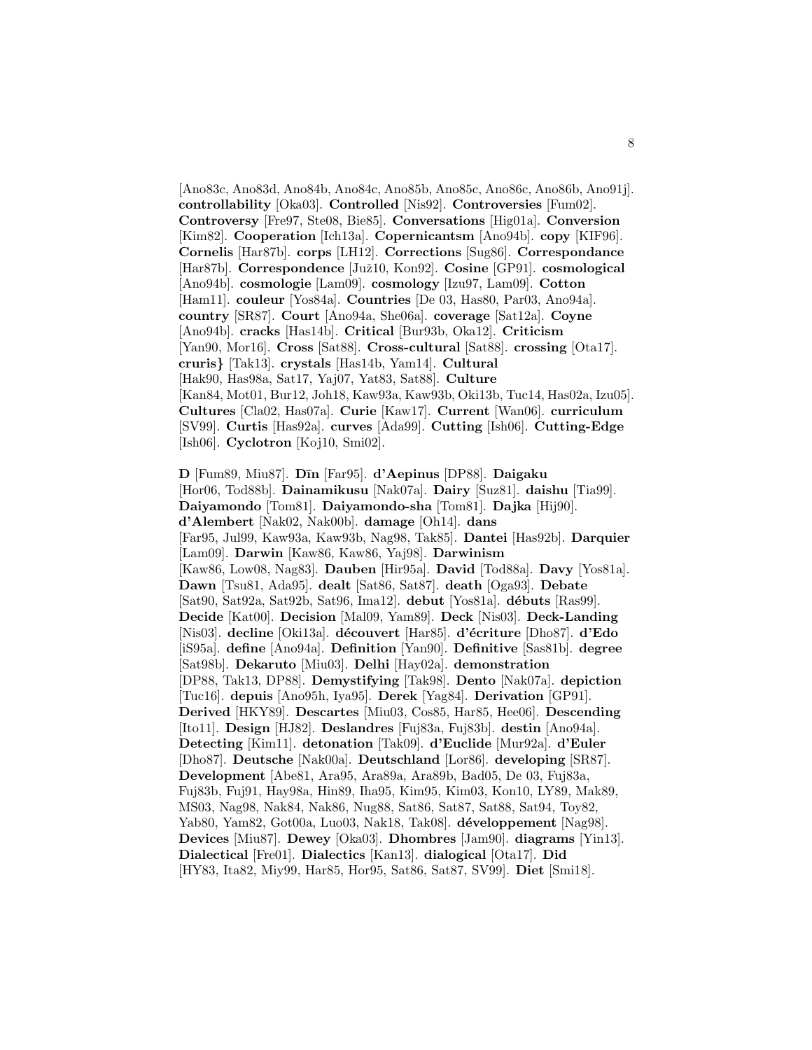[Ano83c, Ano83d, Ano84b, Ano84c, Ano85b, Ano85c, Ano86c, Ano86b, Ano91j]. **controllability** [Oka03]. **Controlled** [Nis92]. **Controversies** [Fum02]. **Controversy** [Fre97, Ste08, Bie85]. **Conversations** [Hig01a]. **Conversion** [Kim82]. **Cooperation** [Ich13a]. **Copernicantsm** [Ano94b]. **copy** [KIF96]. **Cornelis** [Har87b]. **corps** [LH12]. **Corrections** [Sug86]. **Correspondance** [Har87b]. **Correspondence** [Juž10, Kon92]. **Cosine** [GP91]. **cosmological** [Ano94b]. **cosmologie** [Lam09]. **cosmology** [Izu97, Lam09]. **Cotton** [Ham11]. **couleur** [Yos84a]. **Countries** [De 03, Has80, Par03, Ano94a]. **country** [SR87]. **Court** [Ano94a, She06a]. **coverage** [Sat12a]. **Coyne** [Ano94b]. **cracks** [Has14b]. **Critical** [Bur93b, Oka12]. **Criticism** [Yan90, Mor16]. **Cross** [Sat88]. **Cross-cultural** [Sat88]. **crossing** [Ota17]. **cruris}** [Tak13]. **crystals** [Has14b, Yam14]. **Cultural** [Hak90, Has98a, Sat17, Yaj07, Yat83, Sat88]. **Culture** [Kan84, Mot01, Bur12, Joh18, Kaw93a, Kaw93b, Oki13b, Tuc14, Has02a, Izu05]. **Cultures** [Cla02, Has07a]. **Curie** [Kaw17]. **Current** [Wan06]. **curriculum** [SV99]. **Curtis** [Has92a]. **curves** [Ada99]. **Cutting** [Ish06]. **Cutting-Edge** [Ish06]. **Cyclotron** [Koj10, Smi02].

**D** [Fum89, Miu87]. **Dīn** [Far95]. **d'Aepinus** [DP88]. **Daigaku** [Hor06, Tod88b]. **Dainamikusu** [Nak07a]. **Dairy** [Suz81]. **daishu** [Tia99]. **Daiyamondo** [Tom81]. **Daiyamondo-sha** [Tom81]. **Dajka** [Hij90]. **d'Alembert** [Nak02, Nak00b]. **damage** [Oh14]. **dans** [Far95, Jul99, Kaw93a, Kaw93b, Nag98, Tak85]. **Dantei** [Has92b]. **Darquier** [Lam09]. **Darwin** [Kaw86, Kaw86, Yaj98]. **Darwinism** [Kaw86, Low08, Nag83]. **Dauben** [Hir95a]. **David** [Tod88a]. **Davy** [Yos81a]. **Dawn** [Tsu81, Ada95]. **dealt** [Sat86, Sat87]. **death** [Oga93]. **Debate** [Sat90, Sat92a, Sat92b, Sat96, Ima12]. **debut** [Yos81a]. **débuts** [Ras99]. **Decide** [Kat00]. **Decision** [Mal09, Yam89]. **Deck** [Nis03]. **Deck-Landing** [Nis03]. **decline** [Oki13a]. **découvert** [Har85]. **d'écriture** [Dho87]. **d'Edo** [iS95a]. **define** [Ano94a]. **Definition** [Yan90]. **Definitive** [Sas81b]. **degree** [Sat98b]. **Dekaruto** [Miu03]. **Delhi** [Hay02a]. **demonstration** [DP88, Tak13, DP88]. **Demystifying** [Tak98]. **Dento** [Nak07a]. **depiction** [Tuc16]. **depuis** [Ano95h, Iya95]. **Derek** [Yag84]. **Derivation** [GP91]. **Derived** [HKY89]. **Descartes** [Miu03, Cos85, Har85, Hee06]. **Descending** [Ito11]. **Design** [HJ82]. **Deslandres** [Fuj83a, Fuj83b]. **destin** [Ano94a]. **Detecting** [Kim11]. **detonation** [Tak09]. **d'Euclide** [Mur92a]. **d'Euler** [Dho87]. **Deutsche** [Nak00a]. **Deutschland** [Lor86]. **developing** [SR87]. **Development** [Abe81, Ara95, Ara89a, Ara89b, Bad05, De 03, Fuj83a, Fuj83b, Fuj91, Hay98a, Hin89, Iha95, Kim95, Kim03, Kon10, LY89, Mak89, MS03, Nag98, Nak84, Nak86, Nug88, Sat86, Sat87, Sat88, Sat94, Toy82, Yab80, Yam82, Got00a, Luo03, Nak18, Tak08]. **développement** [Nag98]. **Devices** [Miu87]. **Dewey** [Oka03]. **Dhombres** [Jam90]. **diagrams** [Yin13]. **Dialectical** [Fre01]. **Dialectics** [Kan13]. **dialogical** [Ota17]. **Did** [HY83, Ita82, Miy99, Har85, Hor95, Sat86, Sat87, SV99]. **Diet** [Smi18].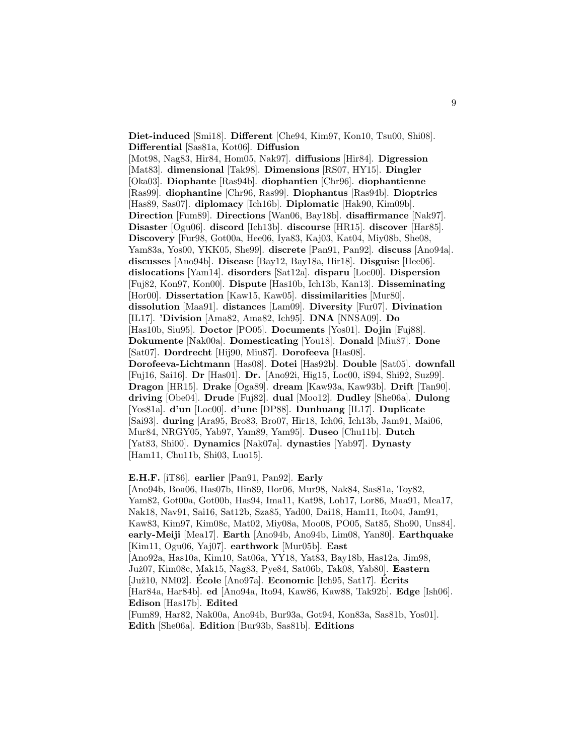**Diet-induced** [Smi18]. **Different** [Che94, Kim97, Kon10, Tsu00, Shi08]. **Differential** [Sas81a, Kot06]. **Diffusion** [Mot98, Nag83, Hir84, Hom05, Nak97]. **diffusions** [Hir84]. **Digression** [Mat83]. **dimensional** [Tak98]. **Dimensions** [RS07, HY15]. **Dingler** [Oka03]. **Diophante** [Ras94b]. **diophantien** [Chr96]. **diophantienne** [Ras99]. **diophantine** [Chr96, Ras99]. **Diophantus** [Ras94b]. **Dioptrics** [Has89, Sas07]. **diplomacy** [Ich16b]. **Diplomatic** [Hak90, Kim09b]. **Direction** [Fum89]. **Directions** [Wan06, Bay18b]. **disaffirmance** [Nak97]. **Disaster** [Ogu06]. **discord** [Ich13b]. **discourse** [HR15]. **discover** [Har85]. **Discovery** [Fur98, Got00a, Hee06, Iya83, Kaj03, Kat04, Miy08b, She08, Yam83a, Yos00, YKK05, She99]. **discrete** [Pan91, Pan92]. **discuss** [Ano94a]. **discusses** [Ano94b]. **Disease** [Bay12, Bay18a, Hir18]. **Disguise** [Hee06]. **dislocations** [Yam14]. **disorders** [Sat12a]. **disparu** [Loc00]. **Dispersion** [Fuj82, Kon97, Kon00]. **Dispute** [Has10b, Ich13b, Kan13]. **Disseminating** [Hor00]. **Dissertation** [Kaw15, Kaw05]. **dissimilarities** [Mur80]. **dissolution** [Maa91]. **distances** [Lam09]. **Diversity** [Fur07]. **Divination** [IL17]. **'Division** [Ama82, Ama82, Ich95]. **DNA** [NNSA09]. **Do** [Has10b, Siu95]. **Doctor** [PO05]. **Documents** [Yos01]. **Dojin** [Fuj88]. **Dokumente** [Nak00a]. **Domesticating** [You18]. **Donald** [Miu87]. **Done** [Sat07]. **Dordrecht** [Hij90, Miu87]. **Dorofeeva** [Has08]. **Dorofeeva-Lichtmann** [Has08]. **Dotei** [Has92b]. **Double** [Sat05]. **downfall** [Fuj16, Sai16]. **Dr** [Has01]. **Dr.** [Ano92i, Hig15, Loc00, iS94, Shi92, Suz99]. **Dragon** [HR15]. **Drake** [Oga89]. **dream** [Kaw93a, Kaw93b]. **Drift** [Tan90]. **driving** [Obe04]. **Drude** [Fuj82]. **dual** [Moo12]. **Dudley** [She06a]. **Dulong** [Yos81a]. **d'un** [Loc00]. **d'une** [DP88]. **Dunhuang** [IL17]. **Duplicate** [Sai93]. **during** [Ara95, Bro83, Bro07, Hir18, Ich06, Ich13b, Jam91, Mai06, Mur84, NRGY05, Yab97, Yam89, Yam95]. **Duseo** [Chu11b]. **Dutch** [Yat83, Shi00]. **Dynamics** [Nak07a]. **dynasties** [Yab97]. **Dynasty** [Ham11, Chu11b, Shi03, Luo15].

**E.H.F.** [iT86]. **earlier** [Pan91, Pan92]. **Early** [Ano94b, Boa06, Has07b, Hin89, Hor06, Mur98, Nak84, Sas81a, Toy82, Yam82, Got00a, Got00b, Has94, Ima11, Kat98, Loh17, Lor86, Maa91, Mea17, Nak18, Nav91, Sai16, Sat12b, Sza85, Yad00, Dai18, Ham11, Ito04, Jam91, Kaw83, Kim97, Kim08c, Mat02, Miy08a, Moo08, PO05, Sat85, Sho90, Uns84]. **early-Meiji** [Mea17]. **Earth** [Ano94b, Ano94b, Lim08, Yan80]. **Earthquake** [Kim11, Ogu06, Yaj07]. **earthwork** [Mur05b]. **East** [Ano92a, Has10a, Kim10, Sat06a, YY18, Yat83, Bay18b, Has12a, Jim98, Juž07, Kim08c, Mak15, Nag83, Pye84, Sat06b, Tak08, Yab80]. **Eastern** [Juž10, NM02]. **École** [Ano97a]. **Economic** [Ich95, Sat17]. **Écrits** [Har84a, Har84b]. **ed** [Ano94a, Ito94, Kaw86, Kaw88, Tak92b]. **Edge** [Ish06]. **Edison** [Has17b]. **Edited** [Fum89, Har82, Nak00a, Ano94b, Bur93a, Got94, Kon83a, Sas81b, Yos01]. **Edith** [She06a]. **Edition** [Bur93b, Sas81b]. **Editions**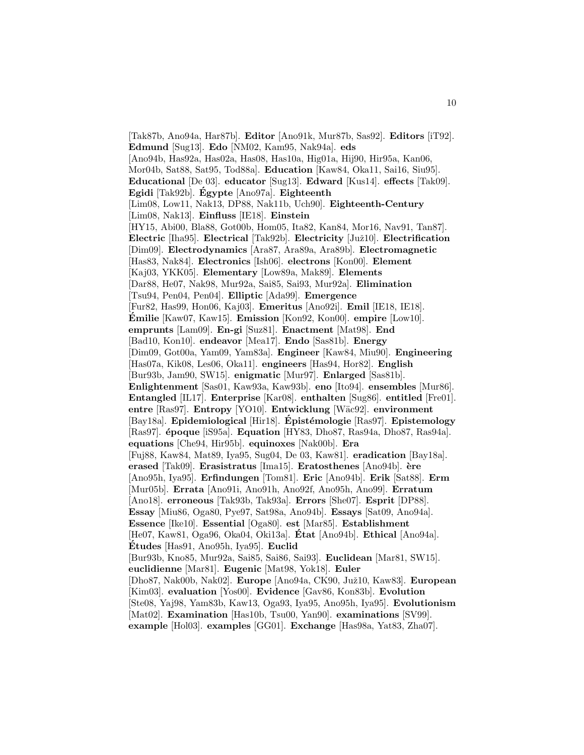[Tak87b, Ano94a, Har87b]. **Editor** [Ano91k, Mur87b, Sas92]. **Editors** [iT92]. **Edmund** [Sug13]. **Edo** [NM02, Kam95, Nak94a]. **eds** [Ano94b, Has92a, Has02a, Has08, Has10a, Hig01a, Hij90, Hir95a, Kan06, Mor04b, Sat88, Sat95, Tod88a]. **Education** [Kaw84, Oka11, Sai16, Siu95]. **Educational** [De 03]. **educator** [Sug13]. **Edward** [Kus14]. **effects** [Tak09]. **Egidi** [Tak92b]. **Égypte** [Ano97a]. **Eighteenth** [Lim08, Low11, Nak13, DP88, Nak11b, Uch90]. **Eighteenth-Century** [Lim08, Nak13]. **Einfluss** [IE18]. **Einstein** [HY15, Abi00, Bla88, Got00b, Hom05, Ita82, Kan84, Mor16, Nav91, Tan87]. **Electric** [Iha95]. **Electrical** [Tak92b]. **Electricity** [Juž10]. **Electrification** [Dim09]. **Electrodynamics** [Ara87, Ara89a, Ara89b]. **Electromagnetic** [Has83, Nak84]. **Electronics** [Ish06]. **electrons** [Kon00]. **Element** [Kaj03, YKK05]. **Elementary** [Low89a, Mak89]. **Elements** [Dar88, He07, Nak98, Mur92a, Sai85, Sai93, Mur92a]. **Elimination** [Tsu94, Pen04, Pen04]. **Elliptic** [Ada99]. **Emergence** [Fur82, Has99, Hon06, Kaj03]. **Emeritus** [Ano92i]. **Emil** [IE18, IE18]. **Émilie** [Kaw07, Kaw15]. **Emission** [Kon92, Kon00]. **empire** [Low10]. **emprunts** [Lam09]. **En-gi** [Suz81]. **Enactment** [Mat98]. **End** [Bad10, Kon10]. **endeavor** [Mea17]. **Endo** [Sas81b]. **Energy** [Dim09, Got00a, Yam09, Yam83a]. **Engineer** [Kaw84, Miu90]. **Engineering** [Has07a, Kik08, Les06, Oka11]. **engineers** [Has94, Hor82]. **English** [Bur93b, Jam90, SW15]. **enigmatic** [Mur97]. **Enlarged** [Sas81b]. **Enlightenment** [Sas01, Kaw93a, Kaw93b]. **eno** [Ito94]. **ensembles** [Mur86]. **Entangled** [IL17]. **Enterprise** [Kar08]. **enthalten** [Sug86]. **entitled** [Fre01]. **entre** [Ras97]. **Entropy** [YO10]. **Entwicklung** [Wäc92]. **environment** [Bay18a]. **Epidemiological** [Hir18]. **Épistémologie** [Ras97]. **Epistemology** [Ras97]. **époque** [iS95a]. **Equation** [HY83, Dho87, Ras94a, Dho87, Ras94a]. **equations** [Che94, Hir95b]. **equinoxes** [Nak00b]. **Era** [Fuj88, Kaw84, Mat89, Iya95, Sug04, De 03, Kaw81]. **eradication** [Bay18a]. **erased** [Tak09]. **Erasistratus** [Ima15]. **Eratosthenes** [Ano94b]. **ère** [Ano95h, Iya95]. **Erfindungen** [Tom81]. **Eric** [Ano94b]. **Erik** [Sat88]. **Erm** [Mur05b]. **Errata** [Ano91i, Ano91h, Ano92f, Ano95h, Ano99]. **Erratum** [Ano18]. **erroneous** [Tak93b, Tak93a]. **Errors** [She07]. **Esprit** [DP88]. **Essay** [Miu86, Oga80, Pye97, Sat98a, Ano94b]. **Essays** [Sat09, Ano94a]. **Essence** [Ike10]. **Essential** [Oga80]. **est** [Mar85]. **Establishment** [He07, Kaw81, Oga96, Oka04, Oki13a]. **État** [Ano94b]. **Ethical** [Ano94a]. **Études** [Has91, Ano95h, Iya95]. **Euclid** [Bur93b, Kno85, Mur92a, Sai85, Sai86, Sai93]. **Euclidean** [Mar81, SW15]. **euclidienne** [Mar81]. **Eugenic** [Mat98, Yok18]. **Euler** [Dho87, Nak00b, Nak02]. **Europe** [Ano94a, CK90, Juž10, Kaw83]. **European** [Kim03]. **evaluation** [Yos00]. **Evidence** [Gav86, Kon83b]. **Evolution** [Ste08, Yaj98, Yam83b, Kaw13, Oga93, Iya95, Ano95h, Iya95]. **Evolutionism** [Mat02]. **Examination** [Has10b, Tsu00, Yan90]. **examinations** [SV99]. **example** [Hol03]. **examples** [GG01]. **Exchange** [Has98a, Yat83, Zha07].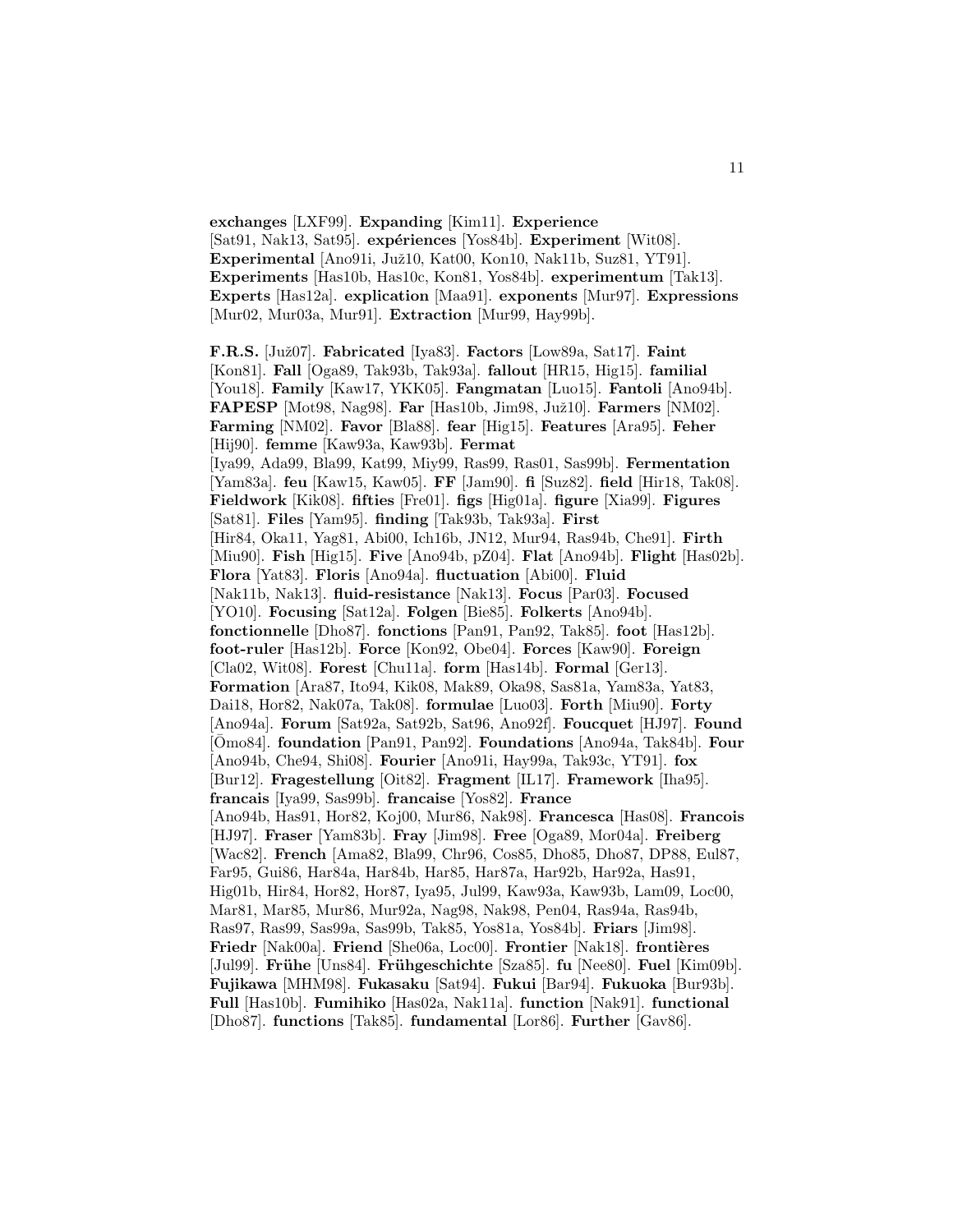**exchanges** [LXF99]. **Expanding** [Kim11]. **Experience** [Sat91, Nak13, Sat95]. **expériences** [Yos84b]. **Experiment** [Wit08]. **Experimental** [Ano91i, Juž10, Kat00, Kon10, Nak11b, Suz81, YT91]. **Experiments** [Has10b, Has10c, Kon81, Yos84b]. **experimentum** [Tak13]. **Experts** [Has12a]. **explication** [Maa91]. **exponents** [Mur97]. **Expressions** [Mur02, Mur03a, Mur91]. **Extraction** [Mur99, Hay99b].

**F.R.S.** [Juž07]. **Fabricated** [Iya83]. **Factors** [Low89a, Sat17]. **Faint** [Kon81]. **Fall** [Oga89, Tak93b, Tak93a]. **fallout** [HR15, Hig15]. **familial** [You18]. **Family** [Kaw17, YKK05]. **Fangmatan** [Luo15]. **Fantoli** [Ano94b]. **FAPESP** [Mot98, Nag98]. **Far** [Has10b, Jim98, Juž10]. **Farmers** [NM02]. **Farming** [NM02]. **Favor** [Bla88]. **fear** [Hig15]. **Features** [Ara95]. **Feher** [Hij90]. **femme** [Kaw93a, Kaw93b]. **Fermat** [Iya99, Ada99, Bla99, Kat99, Miy99, Ras99, Ras01, Sas99b]. **Fermentation** [Yam83a]. **feu** [Kaw15, Kaw05]. **FF** [Jam90]. **fi** [Suz82]. **field** [Hir18, Tak08]. **Fieldwork** [Kik08]. **fifties** [Fre01]. **figs** [Hig01a]. **figure** [Xia99]. **Figures** [Sat81]. **Files** [Yam95]. **finding** [Tak93b, Tak93a]. **First** [Hir84, Oka11, Yag81, Abi00, Ich16b, JN12, Mur94, Ras94b, Che91]. **Firth** [Miu90]. **Fish** [Hig15]. **Five** [Ano94b, pZ04]. **Flat** [Ano94b]. **Flight** [Has02b]. **Flora** [Yat83]. **Floris** [Ano94a]. **fluctuation** [Abi00]. **Fluid** [Nak11b, Nak13]. **fluid-resistance** [Nak13]. **Focus** [Par03]. **Focused** [YO10]. **Focusing** [Sat12a]. **Folgen** [Bie85]. **Folkerts** [Ano94b]. **fonctionnelle** [Dho87]. **fonctions** [Pan91, Pan92, Tak85]. **foot** [Has12b]. **foot-ruler** [Has12b]. **Force** [Kon92, Obe04]. **Forces** [Kaw90]. **Foreign** [Cla02, Wit08]. **Forest** [Chu11a]. **form** [Has14b]. **Formal** [Ger13]. **Formation** [Ara87, Ito94, Kik08, Mak89, Oka98, Sas81a, Yam83a, Yat83, Dai18, Hor82, Nak07a, Tak08]. **formulae** [Luo03]. **Forth** [Miu90]. **Forty** [Ano94a]. **Forum** [Sat92a, Sat92b, Sat96, Ano92f]. **Foucquet** [HJ97]. **Found** [Ōmo84]. **foundation** [Pan91, Pan92]. **Foundations** [Ano94a, Tak84b]. **Four** [Ano94b, Che94, Shi08]. **Fourier** [Ano91i, Hay99a, Tak93c, YT91]. **fox** [Bur12]. **Fragestellung** [Oit82]. **Fragment** [IL17]. **Framework** [Iha95]. **francais** [Iya99, Sas99b]. **francaise** [Yos82]. **France** [Ano94b, Has91, Hor82, Koj00, Mur86, Nak98]. **Francesca** [Has08]. **Francois** [HJ97]. **Fraser** [Yam83b]. **Fray** [Jim98]. **Free** [Oga89, Mor04a]. **Freiberg** [Wac82]. **French** [Ama82, Bla99, Chr96, Cos85, Dho85, Dho87, DP88, Eul87, Far95, Gui86, Har84a, Har84b, Har85, Har87a, Har92b, Har92a, Has91, Hig01b, Hir84, Hor82, Hor87, Iya95, Jul99, Kaw93a, Kaw93b, Lam09, Loc00, Mar81, Mar85, Mur86, Mur92a, Nag98, Nak98, Pen04, Ras94a, Ras94b, Ras97, Ras99, Sas99a, Sas99b, Tak85, Yos81a, Yos84b]. **Friars** [Jim98]. **Friedr** [Nak00a]. **Friend** [She06a, Loc00]. **Frontier** [Nak18]. **frontières** [Jul99]. **Frühe** [Uns84]. **Frühgeschichte** [Sza85]. **fu** [Nee80]. **Fuel** [Kim09b]. **Fujikawa** [MHM98]. **Fukasaku** [Sat94]. **Fukui** [Bar94]. **Fukuoka** [Bur93b]. **Full** [Has10b]. **Fumihiko** [Has02a, Nak11a]. **function** [Nak91]. **functional** [Dho87]. **functions** [Tak85]. **fundamental** [Lor86]. **Further** [Gav86].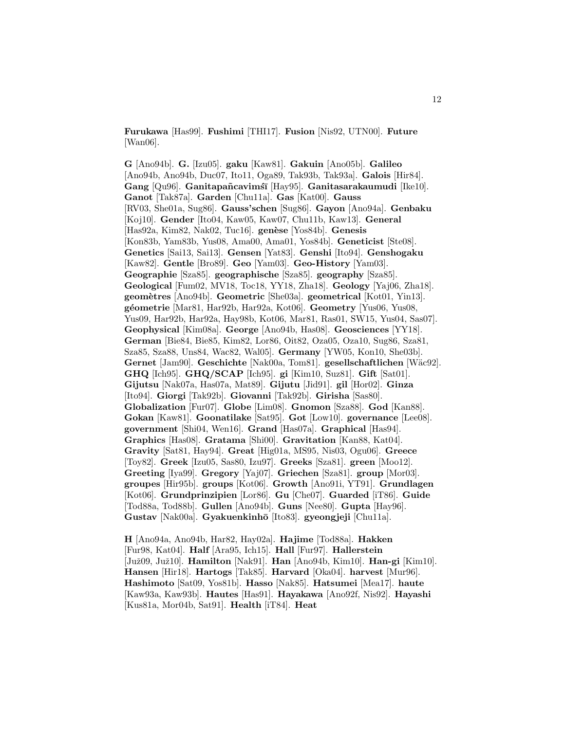**Furukawa** [Has99]. **Fushimi** [THI17]. **Fusion** [Nis92, UTN00]. **Future** [Wan06].

**G** [Ano94b]. **G.** [Izu05]. **gaku** [Kaw81]. **Gakuin** [Ano05b]. **Galileo** [Ano94b, Ano94b, Duc07, Ito11, Oga89, Tak93b, Tak93a]. **Galois** [Hir84]. **Gang** [Qu96]. **Ganitapañcavimśī** [Hay95]. **Ganitasarakaumudi** [Ike10]. **Ganot** [Tak87a]. **Garden** [Chu11a]. **Gas** [Kat00]. **Gauss** [RV03, She01a, Sug86]. **Gauss'schen** [Sug86]. **Gayon** [Ano94a]. **Genbaku** [Koj10]. **Gender** [Ito04, Kaw05, Kaw07, Chu11b, Kaw13]. **General** [Has92a, Kim82, Nak02, Tuc16]. **genèse** [Yos84b]. **Genesis** [Kon83b, Yam83b, Yus08, Ama00, Ama01, Yos84b]. **Geneticist** [Ste08]. **Genetics** [Sai13, Sai13]. **Gensen** [Yat83]. **Genshi** [Ito94]. **Genshogaku** [Kaw82]. **Gentle** [Bro89]. **Geo** [Yam03]. **Geo-History** [Yam03]. **Geographie** [Sza85]. **geographische** [Sza85]. **geography** [Sza85]. **Geological** [Fum02, MV18, Toc18, YY18, Zha18]. **Geology** [Yaj06, Zha18]. **geomètres** [Ano94b]. **Geometric** [She03a]. **geometrical** [Kot01, Yin13]. **géometrie** [Mar81, Har92b, Har92a, Kot06]. **Geometry** [Yus06, Yus08, Yus09, Har92b, Har92a, Hay98b, Kot06, Mar81, Ras01, SW15, Yus04, Sas07]. **Geophysical** [Kim08a]. **George** [Ano94b, Has08]. **Geosciences** [YY18]. **German** [Bie84, Bie85, Kim82, Lor86, Oit82, Oza05, Oza10, Sug86, Sza81, Sza85, Sza88, Uns84, Wac82, Wal05]. **Germany** [YW05, Kon10, She03b]. **Gernet** [Jam90]. **Geschichte** [Nak00a, Tom81]. **gesellschaftlichen** [Wäc92]. **GHQ** [Ich95]. **GHQ/SCAP** [Ich95]. **gi** [Kim10, Suz81]. **Gift** [Sat01]. **Gijutsu** [Nak07a, Has07a, Mat89]. **Gijutu** [Jid91]. **gil** [Hor02]. **Ginza** [Ito94]. **Giorgi** [Tak92b]. **Giovanni** [Tak92b]. **Girisha** [Sas80]. **Globalization** [Fur07]. **Globe** [Lim08]. **Gnomon** [Sza88]. **God** [Kan88]. **Gokan** [Kaw81]. **Goonatilake** [Sat95]. **Got** [Low10]. **governance** [Lee08]. **government** [Shi04, Wen16]. **Grand** [Has07a]. **Graphical** [Has94]. **Graphics** [Has08]. **Gratama** [Shi00]. **Gravitation** [Kan88, Kat04]. **Gravity** [Sat81, Hay94]. **Great** [Hig01a, MS95, Nis03, Ogu06]. **Greece** [Toy82]. **Greek** [Izu05, Sas80, Izu97]. **Greeks** [Sza81]. **green** [Moo12]. **Greeting** [Iya99]. **Gregory** [Yaj07]. **Griechen** [Sza81]. **group** [Mor03]. **groupes** [Hir95b]. **groups** [Kot06]. **Growth** [Ano91i, YT91]. **Grundlagen** [Kot06]. **Grundprinzipien** [Lor86]. **Gu** [Che07]. **Guarded** [iT86]. **Guide** [Tod88a, Tod88b]. **Gullen** [Ano94b]. **Guns** [Nee80]. **Gupta** [Hay96]. **Gustav** [Nak00a]. **Gyakuenkinhō** [Ito83]. **gyeongjeji** [Chu11a].

**H** [Ano94a, Ano94b, Har82, Hay02a]. **Hajime** [Tod88a]. **Hakken** [Fur98, Kat04]. **Half** [Ara95, Ich15]. **Hall** [Fur97]. **Hallerstein** [Juž09, Juž10]. **Hamilton** [Nak91]. **Han** [Ano94b, Kim10]. **Han-gi** [Kim10]. **Hansen** [Hir18]. **Hartogs** [Tak85]. **Harvard** [Oka04]. **harvest** [Mur96]. **Hashimoto** [Sat09, Yos81b]. **Hasso** [Nak85]. **Hatsumei** [Mea17]. **haute** [Kaw93a, Kaw93b]. **Hautes** [Has91]. **Hayakawa** [Ano92f, Nis92]. **Hayashi** [Kus81a, Mor04b, Sat91]. **Health** [iT84]. **Heat**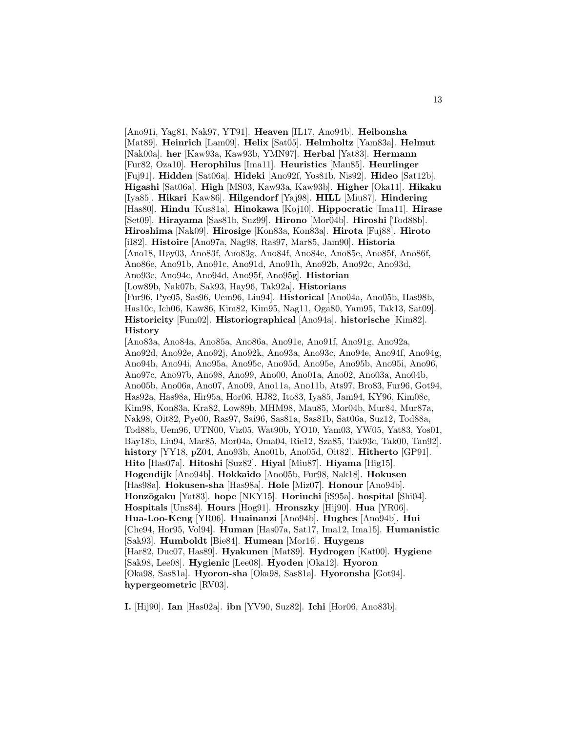[Ano91i, Yag81, Nak97, YT91]. **Heaven** [IL17, Ano94b]. **Heibonsha** [Mat89]. **Heinrich** [Lam09]. **Helix** [Sat05]. **Helmholtz** [Yam83a]. **Helmut** [Nak00a]. **her** [Kaw93a, Kaw93b, YMN97]. **Herbal** [Yat83]. **Hermann** [Fur82, Oza10]. **Herophilus** [Ima11]. **Heuristics** [Mau85]. **Heurlinger** [Fuj91]. **Hidden** [Sat06a]. **Hideki** [Ano92f, Yos81b, Nis92]. **Hideo** [Sat12b]. **Higashi** [Sat06a]. **High** [MS03, Kaw93a, Kaw93b]. **Higher** [Oka11]. **Hikaku** [Iya85]. **Hikari** [Kaw86]. **Hilgendorf** [Yaj98]. **HILL** [Miu87]. **Hindering** [Has80]. **Hindu** [Kus81a]. **Hinokawa** [Koj10]. **Hippocratic** [Ima11]. **Hirase** [Set09]. **Hirayama** [Sas81b, Suz99]. **Hirono** [Mor04b]. **Hiroshi** [Tod88b]. **Hiroshima** [Nak09]. **Hirosige** [Kon83a, Kon83a]. **Hirota** [Fuj88]. **Hiroto** [iI82]. **Histoire** [Ano97a, Nag98, Ras97, Mar85, Jam90]. **Historia** [Ano18, Høy03, Ano83f, Ano83g, Ano84f, Ano84e, Ano85e, Ano85f, Ano86f, Ano86e, Ano91b, Ano91c, Ano91d, Ano91h, Ano92b, Ano92c, Ano93d, Ano93e, Ano94c, Ano94d, Ano95f, Ano95g]. **Historian** [Low89b, Nak07b, Sak93, Hay96, Tak92a]. **Historians** [Fur96, Pye05, Sas96, Uem96, Liu94]. **Historical** [Ano04a, Ano05b, Has98b, Has10c, Ich06, Kaw86, Kim82, Kim95, Nag11, Oga80, Yam95, Tak13, Sat09]. **Historicity** [Fum02]. **Historiographical** [Ano94a]. **historische** [Kim82]. **History** [Ano83a, Ano84a, Ano85a, Ano86a, Ano91e, Ano91f, Ano91g, Ano92a, Ano92d, Ano92e, Ano92j, Ano92k, Ano93a, Ano93c, Ano94e, Ano94f, Ano94g, Ano94h, Ano94i, Ano95a, Ano95c, Ano95d, Ano95e, Ano95b, Ano95i, Ano96, Ano97c, Ano97b, Ano98, Ano99, Ano00, Ano01a, Ano02, Ano03a, Ano04b, Ano05b, Ano06a, Ano07, Ano09, Ano11a, Ano11b, Ats97, Bro83, Fur96, Got94, Has92a, Has98a, Hir95a, Hor06, HJ82, Ito83, Iya85, Jam94, KY96, Kim08c, Kim98, Kon83a, Kra82, Low89b, MHM98, Mau85, Mor04b, Mur84, Mur87a, Nak98, Oit82, Pye00, Ras97, Sai96, Sas81a, Sas81b, Sat06a, Suz12, Tod88a, Tod88b, Uem96, UTN00, Viz05, Wat90b, YO10, Yam03, YW05, Yat83, Yos01, Bay18b, Liu94, Mar85, Mor04a, Oma04, Rie12, Sza85, Tak93c, Tak00, Tan92]. **history** [YY18, pZ04, Ano93b, Ano01b, Ano05d, Oit82]. **Hitherto** [GP91]. **Hito** [Has07a]. **Hitoshi** [Suz82]. **Hiyal** [Miu87]. **Hiyama** [Hig15]. **Hogendijk** [Ano94b]. **Hokkaido** [Ano05b, Fur98, Nak18]. **Hokusen** [Has98a]. **Hokusen-sha** [Has98a]. **Hole** [Miz07]. **Honour** [Ano94b]. **Honzōgaku** [Yat83]. **hope** [NKY15]. **Horiuchi** [iS95a]. **hospital** [Shi04]. **Hospitals** [Uns84]. **Hours** [Hog91]. **Hronszky** [Hij90]. **Hua** [YR06]. **Hua-Loo-Keng** [YR06]. **Huainanzi** [Ano94b]. **Hughes** [Ano94b]. **Hui** [Che94, Hor95, Vol94]. **Human** [Has07a, Sat17, Ima12, Ima15]. **Humanistic** [Sak93]. **Humboldt** [Bie84]. **Humean** [Mor16]. **Huygens** [Har82, Duc07, Has89]. **Hyakunen** [Mat89]. **Hydrogen** [Kat00]. **Hygiene** [Sak98, Lee08]. **Hygienic** [Lee08]. **Hyoden** [Oka12]. **Hyoron** [Oka98, Sas81a]. **Hyoron-sha** [Oka98, Sas81a]. **Hyoronsha** [Got94]. **hypergeometric** [RV03].

**I.** [Hij90]. **Ian** [Has02a]. **ibn** [YV90, Suz82]. **Ichi** [Hor06, Ano83b].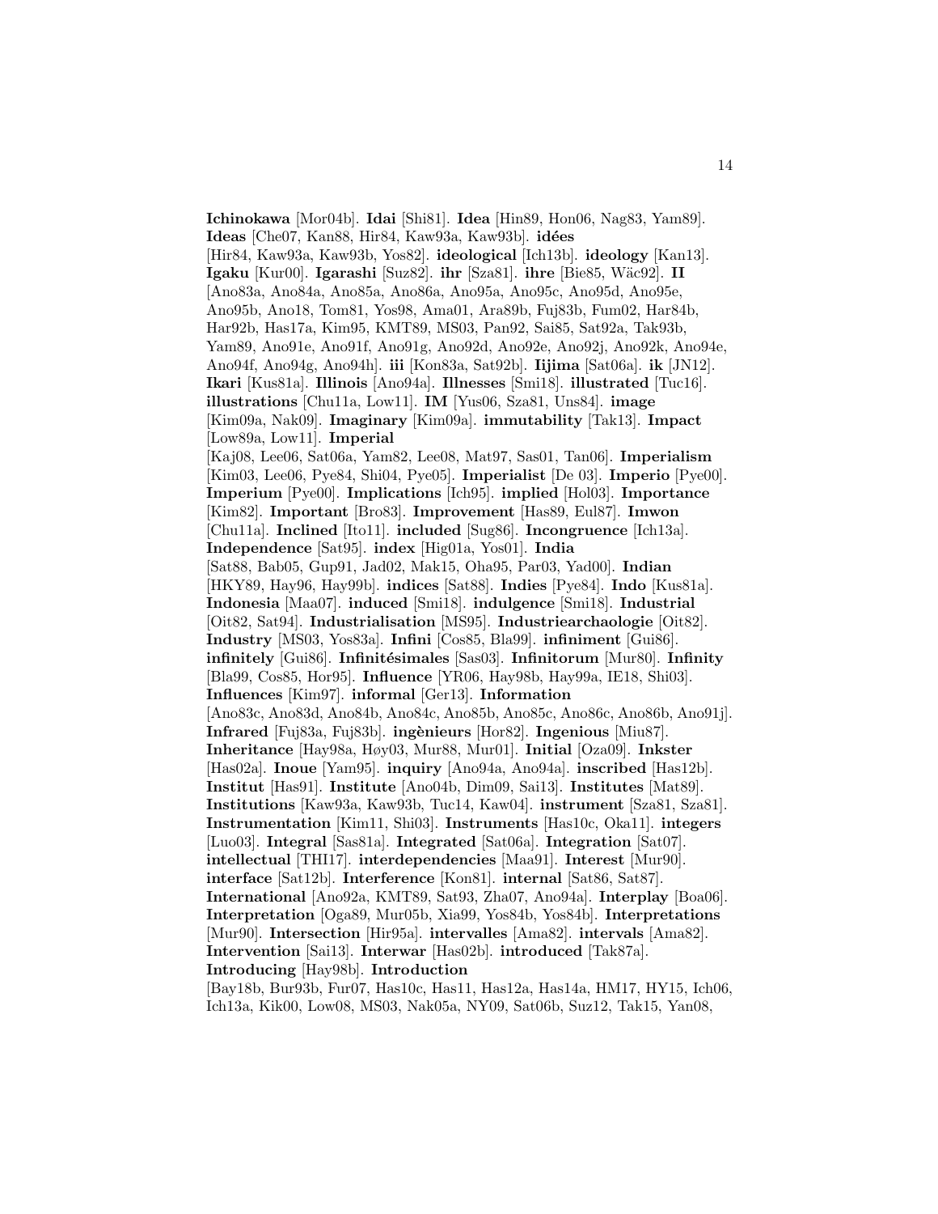**Ichinokawa** [Mor04b]. **Idai** [Shi81]. **Idea** [Hin89, Hon06, Nag83, Yam89]. **Ideas** [Che07, Kan88, Hir84, Kaw93a, Kaw93b]. **idées** [Hir84, Kaw93a, Kaw93b, Yos82]. **ideological** [Ich13b]. **ideology** [Kan13]. **Igaku** [Kur00]. **Igarashi** [Suz82]. **ihr** [Sza81]. **ihre** [Bie85, Wäc92]. **II** [Ano83a, Ano84a, Ano85a, Ano86a, Ano95a, Ano95c, Ano95d, Ano95e, Ano95b, Ano18, Tom81, Yos98, Ama01, Ara89b, Fuj83b, Fum02, Har84b, Har92b, Has17a, Kim95, KMT89, MS03, Pan92, Sai85, Sat92a, Tak93b, Yam89, Ano91e, Ano91f, Ano91g, Ano92d, Ano92e, Ano92j, Ano92k, Ano94e, Ano94f, Ano94g, Ano94h]. **iii** [Kon83a, Sat92b]. **Iijima** [Sat06a]. **ik** [JN12]. **Ikari** [Kus81a]. **Illinois** [Ano94a]. **Illnesses** [Smi18]. **illustrated** [Tuc16]. **illustrations** [Chu11a, Low11]. **IM** [Yus06, Sza81, Uns84]. **image** [Kim09a, Nak09]. **Imaginary** [Kim09a]. **immutability** [Tak13]. **Impact** [Low89a, Low11]. **Imperial** [Kaj08, Lee06, Sat06a, Yam82, Lee08, Mat97, Sas01, Tan06]. **Imperialism** [Kim03, Lee06, Pye84, Shi04, Pye05]. **Imperialist** [De 03]. **Imperio** [Pye00]. **Imperium** [Pye00]. **Implications** [Ich95]. **implied** [Hol03]. **Importance** [Kim82]. **Important** [Bro83]. **Improvement** [Has89, Eul87]. **Imwon** [Chu11a]. **Inclined** [Ito11]. **included** [Sug86]. **Incongruence** [Ich13a]. **Independence** [Sat95]. **index** [Hig01a, Yos01]. **India** [Sat88, Bab05, Gup91, Jad02, Mak15, Oha95, Par03, Yad00]. **Indian** [HKY89, Hay96, Hay99b]. **indices** [Sat88]. **Indies** [Pye84]. **Indo** [Kus81a]. **Indonesia** [Maa07]. **induced** [Smi18]. **indulgence** [Smi18]. **Industrial** [Oit82, Sat94]. **Industrialisation** [MS95]. **Industriearchaologie** [Oit82]. **Industry** [MS03, Yos83a]. **Infini** [Cos85, Bla99]. **infiniment** [Gui86]. **infinitely** [Gui86]. **Infinitésimales** [Sas03]. **Infinitorum** [Mur80]. **Infinity** [Bla99, Cos85, Hor95]. **Influence** [YR06, Hay98b, Hay99a, IE18, Shi03]. **Influences** [Kim97]. **informal** [Ger13]. **Information** [Ano83c, Ano83d, Ano84b, Ano84c, Ano85b, Ano85c, Ano86c, Ano86b, Ano91j]. **Infrared** [Fuj83a, Fuj83b]. **ingènieurs** [Hor82]. **Ingenious** [Miu87]. **Inheritance** [Hay98a, Høy03, Mur88, Mur01]. **Initial** [Oza09]. **Inkster** [Has02a]. **Inoue** [Yam95]. **inquiry** [Ano94a, Ano94a]. **inscribed** [Has12b]. **Institut** [Has91]. **Institute** [Ano04b, Dim09, Sai13]. **Institutes** [Mat89]. **Institutions** [Kaw93a, Kaw93b, Tuc14, Kaw04]. **instrument** [Sza81, Sza81]. **Instrumentation** [Kim11, Shi03]. **Instruments** [Has10c, Oka11]. **integers** [Luo03]. **Integral** [Sas81a]. **Integrated** [Sat06a]. **Integration** [Sat07]. **intellectual** [THI17]. **interdependencies** [Maa91]. **Interest** [Mur90]. **interface** [Sat12b]. **Interference** [Kon81]. **internal** [Sat86, Sat87]. **International** [Ano92a, KMT89, Sat93, Zha07, Ano94a]. **Interplay** [Boa06]. **Interpretation** [Oga89, Mur05b, Xia99, Yos84b, Yos84b]. **Interpretations** [Mur90]. **Intersection** [Hir95a]. **intervalles** [Ama82]. **intervals** [Ama82]. **Intervention** [Sai13]. **Interwar** [Has02b]. **introduced** [Tak87a]. **Introducing** [Hay98b]. **Introduction** [Bay18b, Bur93b, Fur07, Has10c, Has11, Has12a, Has14a, HM17, HY15, Ich06, Ich13a, Kik00, Low08, MS03, Nak05a, NY09, Sat06b, Suz12, Tak15, Yan08,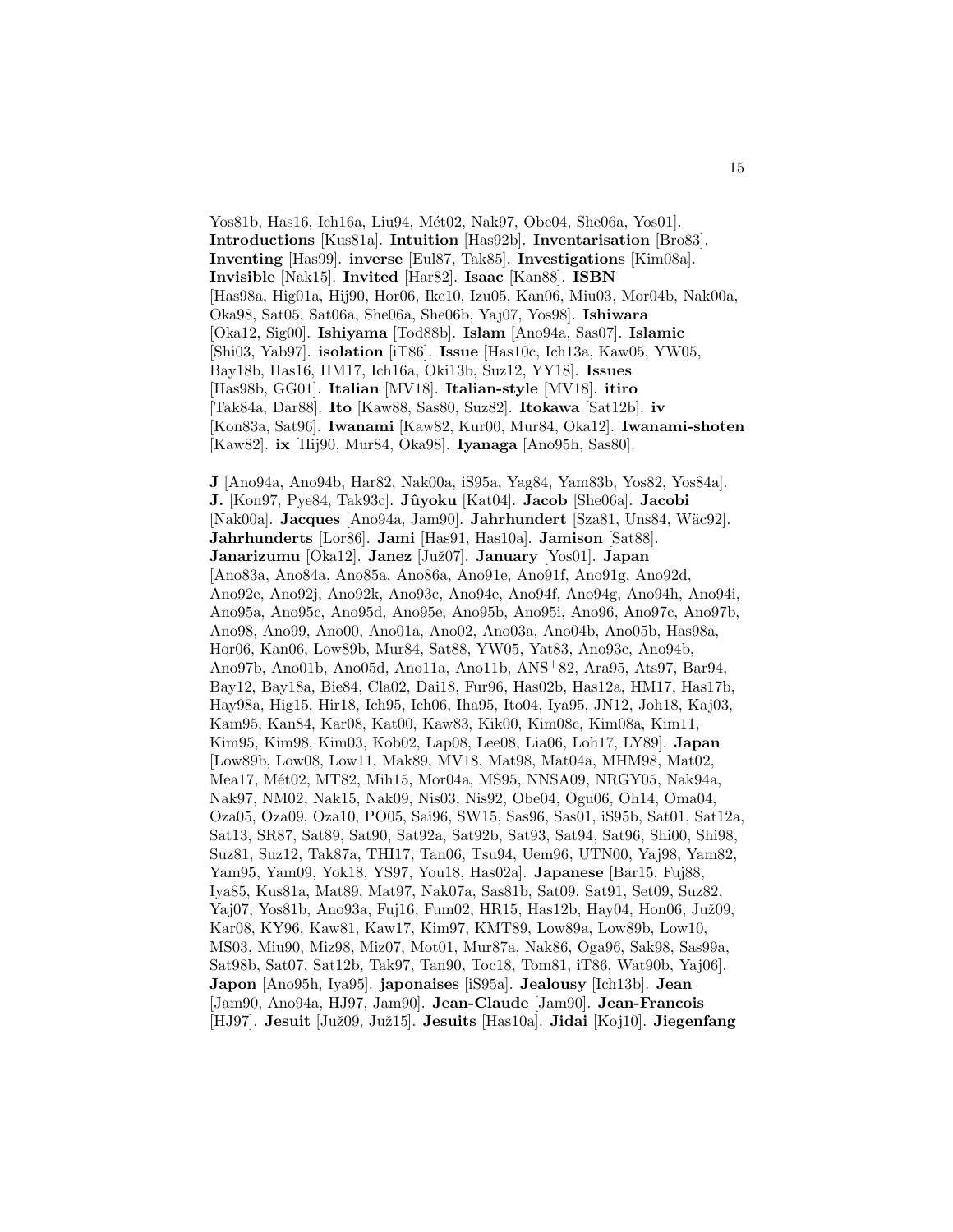Yos81b, Has16, Ich16a, Liu94, Mét02, Nak97, Obe04, She06a, Yos01]. **Introductions** [Kus81a]. **Intuition** [Has92b]. **Inventarisation** [Bro83]. **Inventing** [Has99]. **inverse** [Eul87, Tak85]. **Investigations** [Kim08a]. **Invisible** [Nak15]. **Invited** [Har82]. **Isaac** [Kan88]. **ISBN** [Has98a, Hig01a, Hij90, Hor06, Ike10, Izu05, Kan06, Miu03, Mor04b, Nak00a, Oka98, Sat05, Sat06a, She06a, She06b, Yaj07, Yos98]. **Ishiwara** [Oka12, Sig00]. **Ishiyama** [Tod88b]. **Islam** [Ano94a, Sas07]. **Islamic** [Shi03, Yab97]. **isolation** [iT86]. **Issue** [Has10c, Ich13a, Kaw05, YW05, Bay18b, Has16, HM17, Ich16a, Oki13b, Suz12, YY18]. **Issues** [Has98b, GG01]. **Italian** [MV18]. **Italian-style** [MV18]. **itiro** [Tak84a, Dar88]. **Ito** [Kaw88, Sas80, Suz82]. **Itokawa** [Sat12b]. **iv** [Kon83a, Sat96]. **Iwanami** [Kaw82, Kur00, Mur84, Oka12]. **Iwanami-shoten** [Kaw82]. **ix** [Hij90, Mur84, Oka98]. **Iyanaga** [Ano95h, Sas80].

**J** [Ano94a, Ano94b, Har82, Nak00a, iS95a, Yag84, Yam83b, Yos82, Yos84a]. **J.** [Kon97, Pye84, Tak93c]. **Jûyoku** [Kat04]. **Jacob** [She06a]. **Jacobi** [Nak00a]. **Jacques** [Ano94a, Jam90]. **Jahrhundert** [Sza81, Uns84, Wäc92]. **Jahrhunderts** [Lor86]. **Jami** [Has91, Has10a]. **Jamison** [Sat88]. **Janarizumu** [Oka12]. **Janez** [Juž07]. **January** [Yos01]. **Japan** [Ano83a, Ano84a, Ano85a, Ano86a, Ano91e, Ano91f, Ano91g, Ano92d, Ano92e, Ano92j, Ano92k, Ano93c, Ano94e, Ano94f, Ano94g, Ano94h, Ano94i, Ano95a, Ano95c, Ano95d, Ano95e, Ano95b, Ano95i, Ano96, Ano97c, Ano97b, Ano98, Ano99, Ano00, Ano01a, Ano02, Ano03a, Ano04b, Ano05b, Has98a, Hor06, Kan06, Low89b, Mur84, Sat88, YW05, Yat83, Ano93c, Ano94b, Ano97b, Ano01b, Ano05d, Ano11a, Ano11b, ANS+82, Ara95, Ats97, Bar94, Bay12, Bay18a, Bie84, Cla02, Dai18, Fur96, Has02b, Has12a, HM17, Has17b, Hay98a, Hig15, Hir18, Ich95, Ich06, Iha95, Ito04, Iya95, JN12, Joh18, Kaj03, Kam95, Kan84, Kar08, Kat00, Kaw83, Kik00, Kim08c, Kim08a, Kim11, Kim95, Kim98, Kim03, Kob02, Lap08, Lee08, Lia06, Loh17, LY89]. **Japan** [Low89b, Low08, Low11, Mak89, MV18, Mat98, Mat04a, MHM98, Mat02, Mea17, Mét02, MT82, Mih15, Mor04a, MS95, NNSA09, NRGY05, Nak94a, Nak97, NM02, Nak15, Nak09, Nis03, Nis92, Obe04, Ogu06, Oh14, Oma04, Oza05, Oza09, Oza10, PO05, Sai96, SW15, Sas96, Sas01, iS95b, Sat01, Sat12a, Sat13, SR87, Sat89, Sat90, Sat92a, Sat92b, Sat93, Sat94, Sat96, Shi00, Shi98, Suz81, Suz12, Tak87a, THI17, Tan06, Tsu94, Uem96, UTN00, Yaj98, Yam82, Yam95, Yam09, Yok18, YS97, You18, Has02a]. **Japanese** [Bar15, Fuj88, Iya85, Kus81a, Mat89, Mat97, Nak07a, Sas81b, Sat09, Sat91, Set09, Suz82, Yaj07, Yos81b, Ano93a, Fuj16, Fum02, HR15, Has12b, Hay04, Hon06, Juž09, Kar08, KY96, Kaw81, Kaw17, Kim97, KMT89, Low89a, Low89b, Low10, MS03, Miu90, Miz98, Miz07, Mot01, Mur87a, Nak86, Oga96, Sak98, Sas99a, Sat98b, Sat07, Sat12b, Tak97, Tan90, Toc18, Tom81, iT86, Wat90b, Yaj06]. **Japon** [Ano95h, Iya95]. **japonaises** [iS95a]. **Jealousy** [Ich13b]. **Jean** [Jam90, Ano94a, HJ97, Jam90]. **Jean-Claude** [Jam90]. **Jean-Francois** [HJ97]. **Jesuit** [Juž09, Juž15]. **Jesuits** [Has10a]. **Jidai** [Koj10]. **Jiegenfang**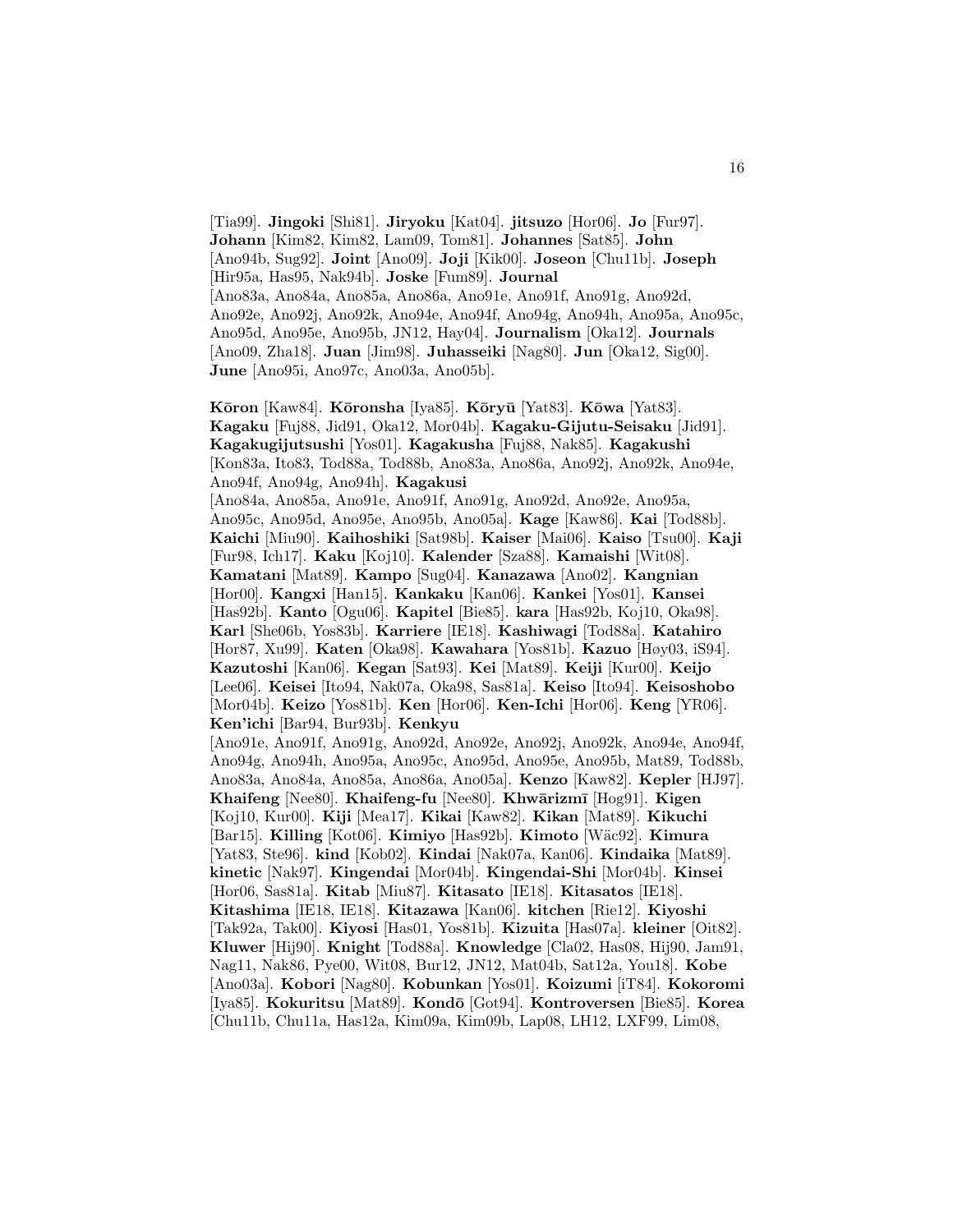[Tia99]. **Jingoki** [Shi81]. **Jiryoku** [Kat04]. **jitsuzo** [Hor06]. **Jo** [Fur97]. **Johann** [Kim82, Kim82, Lam09, Tom81]. **Johannes** [Sat85]. **John** [Ano94b, Sug92]. **Joint** [Ano09]. **Joji** [Kik00]. **Joseon** [Chu11b]. **Joseph** [Hir95a, Has95, Nak94b]. **Joske** [Fum89]. **Journal** [Ano83a, Ano84a, Ano85a, Ano86a, Ano91e, Ano91f, Ano91g, Ano92d, Ano92e, Ano92j, Ano92k, Ano94e, Ano94f, Ano94g, Ano94h, Ano95a, Ano95c, Ano95d, Ano95e, Ano95b, JN12, Hay04]. **Journalism** [Oka12]. **Journals** [Ano09, Zha18]. **Juan** [Jim98]. **Juhasseiki** [Nag80]. **Jun** [Oka12, Sig00]. **June** [Ano95i, Ano97c, Ano03a, Ano05b].

**Kōron** [Kaw84]. **Kōronsha** [Iya85]. **Kōryū** [Yat83]. **Kōwa** [Yat83]. **Kagaku** [Fuj88, Jid91, Oka12, Mor04b]. **Kagaku-Gijutu-Seisaku** [Jid91]. **Kagakugijutsushi** [Yos01]. **Kagakusha** [Fuj88, Nak85]. **Kagakushi** [Kon83a, Ito83, Tod88a, Tod88b, Ano83a, Ano86a, Ano92j, Ano92k, Ano94e, Ano94f, Ano94g, Ano94h]. **Kagakusi** [Ano84a, Ano85a, Ano91e, Ano91f, Ano91g, Ano92d, Ano92e, Ano95a, Ano95c, Ano95d, Ano95e, Ano95b, Ano05a]. **Kage** [Kaw86]. **Kai** [Tod88b]. **Kaichi** [Miu90]. **Kaihoshiki** [Sat98b]. **Kaiser** [Mai06]. **Kaiso** [Tsu00]. **Kaji** [Fur98, Ich17]. **Kaku** [Koj10]. **Kalender** [Sza88]. **Kamaishi** [Wit08]. **Kamatani** [Mat89]. **Kampo** [Sug04]. **Kanazawa** [Ano02]. **Kangnian** [Hor00]. **Kangxi** [Han15]. **Kankaku** [Kan06]. **Kankei** [Yos01]. **Kansei** [Has92b]. **Kanto** [Ogu06]. **Kapitel** [Bie85]. **kara** [Has92b, Koj10, Oka98]. **Karl** [She06b, Yos83b]. **Karriere** [IE18]. **Kashiwagi** [Tod88a]. **Katahiro** [Hor87, Xu99]. **Katen** [Oka98]. **Kawahara** [Yos81b]. **Kazuo** [Høy03, iS94]. **Kazutoshi** [Kan06]. **Kegan** [Sat93]. **Kei** [Mat89]. **Keiji** [Kur00]. **Keijo** [Lee06]. **Keisei** [Ito94, Nak07a, Oka98, Sas81a]. **Keiso** [Ito94]. **Keisoshobo** [Mor04b]. **Keizo** [Yos81b]. **Ken** [Hor06]. **Ken-Ichi** [Hor06]. **Keng** [YR06]. **Ken'ichi** [Bar94, Bur93b]. **Kenkyu** [Ano91e, Ano91f, Ano91g, Ano92d, Ano92e, Ano92j, Ano92k, Ano94e, Ano94f, Ano94g, Ano94h, Ano95a, Ano95c, Ano95d, Ano95e, Ano95b, Mat89, Tod88b, Ano83a, Ano84a, Ano85a, Ano86a, Ano05a]. **Kenzo** [Kaw82]. **Kepler** [HJ97]. **Khaifeng** [Nee80]. **Khaifeng-fu** [Nee80]. **Khwārizmī** [Hog91]. **Kigen** [Koj10, Kur00]. **Kiji** [Mea17]. **Kikai** [Kaw82]. **Kikan** [Mat89]. **Kikuchi** [Bar15]. **Killing** [Kot06]. **Kimiyo** [Has92b]. **Kimoto** [Wäc92]. **Kimura** [Yat83, Ste96]. **kind** [Kob02]. **Kindai** [Nak07a, Kan06]. **Kindaika** [Mat89]. **kinetic** [Nak97]. **Kingendai** [Mor04b]. **Kingendai-Shi** [Mor04b]. **Kinsei** [Hor06, Sas81a]. **Kitab** [Miu87]. **Kitasato** [IE18]. **Kitasatos** [IE18]. **Kitashima** [IE18, IE18]. **Kitazawa** [Kan06]. **kitchen** [Rie12]. **Kiyoshi** [Tak92a, Tak00]. **Kiyosi** [Has01, Yos81b]. **Kizuita** [Has07a]. **kleiner** [Oit82]. **Kluwer** [Hij90]. **Knight** [Tod88a]. **Knowledge** [Cla02, Has08, Hij90, Jam91, Nag11, Nak86, Pye00, Wit08, Bur12, JN12, Mat04b, Sat12a, You18]. **Kobe** [Ano03a]. **Kobori** [Nag80]. **Kobunkan** [Yos01]. **Koizumi** [iT84]. **Kokoromi** [Iya85]. **Kokuritsu** [Mat89]. **Kondō** [Got94]. **Kontroversen** [Bie85]. **Korea** [Chu11b, Chu11a, Has12a, Kim09a, Kim09b, Lap08, LH12, LXF99, Lim08,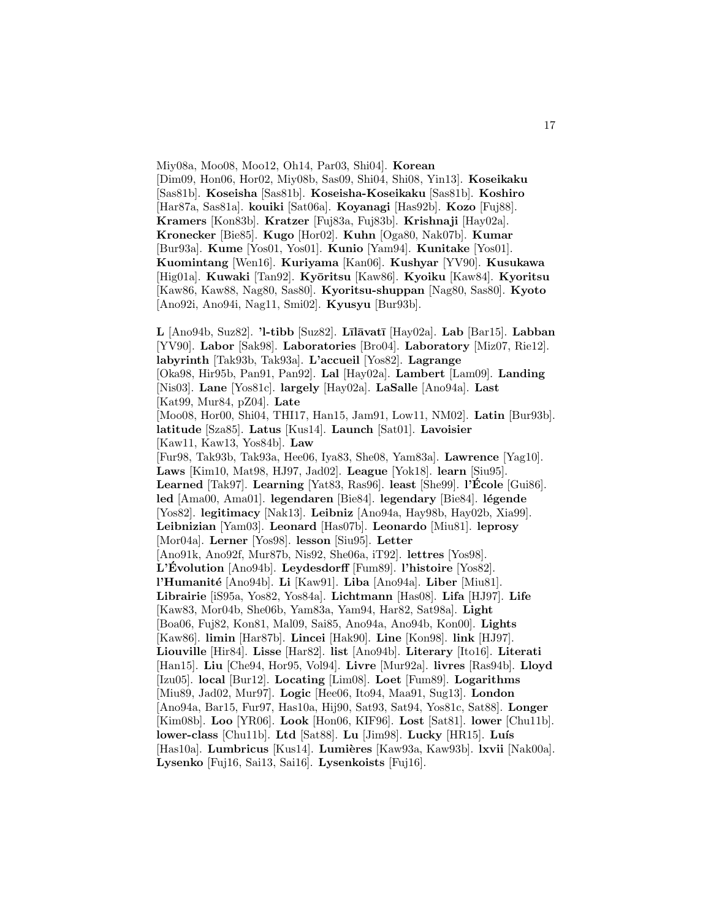Miy08a, Moo08, Moo12, Oh14, Par03, Shi04]. **Korean** [Dim09, Hon06, Hor02, Miy08b, Sas09, Shi04, Shi08, Yin13]. **Koseikaku** [Sas81b]. **Koseisha** [Sas81b]. **Koseisha-Koseikaku** [Sas81b]. **Koshiro** [Har87a, Sas81a]. **kouiki** [Sat06a]. **Koyanagi** [Has92b]. **Kozo** [Fuj88]. **Kramers** [Kon83b]. **Kratzer** [Fuj83a, Fuj83b]. **Krishnaji** [Hay02a]. **Kronecker** [Bie85]. **Kugo** [Hor02]. **Kuhn** [Oga80, Nak07b]. **Kumar** [Bur93a]. **Kume** [Yos01, Yos01]. **Kunio** [Yam94]. **Kunitake** [Yos01]. **Kuomintang** [Wen16]. **Kuriyama** [Kan06]. **Kushyar** [YV90]. **Kusukawa** [Hig01a]. **Kuwaki** [Tan92]. **Kyōritsu** [Kaw86]. **Kyoiku** [Kaw84]. **Kyoritsu** [Kaw86, Kaw88, Nag80, Sas80]. **Kyoritsu-shuppan** [Nag80, Sas80]. **Kyoto** [Ano92i, Ano94i, Nag11, Smi02]. **Kyusyu** [Bur93b].

**L** [Ano94b, Suz82]. **'l-tibb** [Suz82]. **Līlāvatī** [Hay02a]. **Lab** [Bar15]. **Labban** [YV90]. **Labor** [Sak98]. **Laboratories** [Bro04]. **Laboratory** [Miz07, Rie12]. **labyrinth** [Tak93b, Tak93a]. **L'accueil** [Yos82]. **Lagrange** [Oka98, Hir95b, Pan91, Pan92]. **Lal** [Hay02a]. **Lambert** [Lam09]. **Landing** [Nis03]. **Lane** [Yos81c]. **largely** [Hay02a]. **LaSalle** [Ano94a]. **Last** [Kat99, Mur84, pZ04]. **Late** [Moo08, Hor00, Shi04, THI17, Han15, Jam91, Low11, NM02]. **Latin** [Bur93b]. **latitude** [Sza85]. **Latus** [Kus14]. **Launch** [Sat01]. **Lavoisier** [Kaw11, Kaw13, Yos84b]. **Law** [Fur98, Tak93b, Tak93a, Hee06, Iya83, She08, Yam83a]. **Lawrence** [Yag10]. **Laws** [Kim10, Mat98, HJ97, Jad02]. **League** [Yok18]. **learn** [Siu95]. **Learned** [Tak97]. **Learning** [Yat83, Ras96]. **least** [She99]. **l'École** [Gui86]. **led** [Ama00, Ama01]. **legendaren** [Bie84]. **legendary** [Bie84]. **légende** [Yos82]. **legitimacy** [Nak13]. **Leibniz** [Ano94a, Hay98b, Hay02b, Xia99]. **Leibnizian** [Yam03]. **Leonard** [Has07b]. **Leonardo** [Miu81]. **leprosy** [Mor04a]. **Lerner** [Yos98]. **lesson** [Siu95]. **Letter** [Ano91k, Ano92f, Mur87b, Nis92, She06a, iT92]. **lettres** [Yos98]. **L'Évolution** [Ano94b]. **Leydesdorff** [Fum89]. **l'histoire** [Yos82]. **l'Humanité** [Ano94b]. **Li** [Kaw91]. **Liba** [Ano94a]. **Liber** [Miu81]. **Librairie** [iS95a, Yos82, Yos84a]. **Lichtmann** [Has08]. **Lifa** [HJ97]. **Life** [Kaw83, Mor04b, She06b, Yam83a, Yam94, Har82, Sat98a]. **Light** [Boa06, Fuj82, Kon81, Mal09, Sai85, Ano94a, Ano94b, Kon00]. **Lights** [Kaw86]. **limin** [Har87b]. **Lincei** [Hak90]. **Line** [Kon98]. **link** [HJ97]. **Liouville** [Hir84]. **Lisse** [Har82]. **list** [Ano94b]. **Literary** [Ito16]. **Literati** [Han15]. **Liu** [Che94, Hor95, Vol94]. **Livre** [Mur92a]. **livres** [Ras94b]. **Lloyd** [Izu05]. **local** [Bur12]. **Locating** [Lim08]. **Loet** [Fum89]. **Logarithms** [Miu89, Jad02, Mur97]. **Logic** [Hee06, Ito94, Maa91, Sug13]. **London** [Ano94a, Bar15, Fur97, Has10a, Hij90, Sat93, Sat94, Yos81c, Sat88]. **Longer** [Kim08b]. **Loo** [YR06]. **Look** [Hon06, KIF96]. **Lost** [Sat81]. **lower** [Chu11b]. **lower-class** [Chu11b]. **Ltd** [Sat88]. **Lu** [Jim98]. **Lucky** [HR15]. **Luís** [Has10a]. **Lumbricus** [Kus14]. **Lumières** [Kaw93a, Kaw93b]. **lxvii** [Nak00a]. **Lysenko** [Fuj16, Sai13, Sai16]. **Lysenkoists** [Fuj16].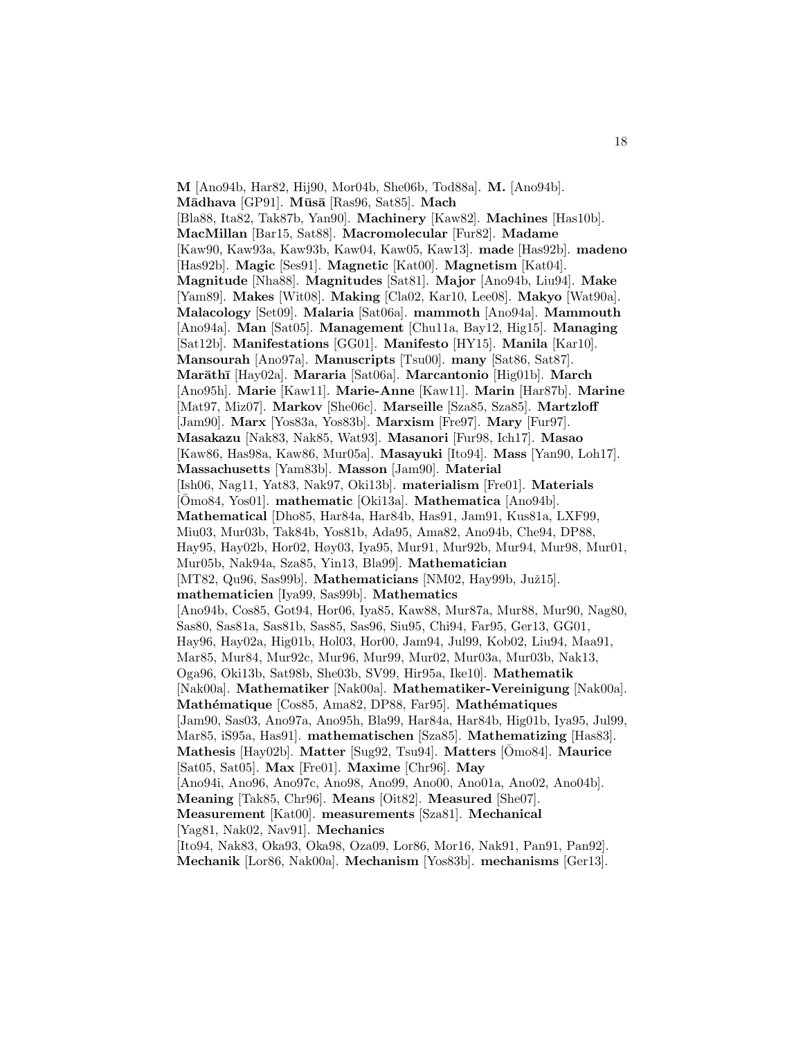**M** [Ano94b, Har82, Hij90, Mor04b, She06b, Tod88a]. **M.** [Ano94b]. **Mādhava** [GP91]. **Mūsā** [Ras96, Sat85]. **Mach** [Bla88, Ita82, Tak87b, Yan90]. **Machinery** [Kaw82]. **Machines** [Has10b]. **MacMillan** [Bar15, Sat88]. **Macromolecular** [Fur82]. **Madame** [Kaw90, Kaw93a, Kaw93b, Kaw04, Kaw05, Kaw13]. **made** [Has92b]. **madeno** [Has92b]. **Magic** [Ses91]. **Magnetic** [Kat00]. **Magnetism** [Kat04]. **Magnitude** [Nha88]. **Magnitudes** [Sat81]. **Major** [Ano94b, Liu94]. **Make** [Yam89]. **Makes** [Wit08]. **Making** [Cla02, Kar10, Lee08]. **Makyo** [Wat90a]. **Malacology** [Set09]. **Malaria** [Sat06a]. **mammoth** [Ano94a]. **Mammouth** [Ano94a]. **Man** [Sat05]. **Management** [Chu11a, Bay12, Hig15]. **Managing** [Sat12b]. **Manifestations** [GG01]. **Manifesto** [HY15]. **Manila** [Kar10]. **Mansourah** [Ano97a]. **Manuscripts** [Tsu00]. **many** [Sat86, Sat87]. **Marāthī** [Hay02a]. **Mararia** [Sat06a]. **Marcantonio** [Hig01b]. **March** [Ano95h]. **Marie** [Kaw11]. **Marie-Anne** [Kaw11]. **Marin** [Har87b]. **Marine** [Mat97, Miz07]. **Markov** [She06c]. **Marseille** [Sza85, Sza85]. **Martzloff** [Jam90]. **Marx** [Yos83a, Yos83b]. **Marxism** [Fre97]. **Mary** [Fur97]. **Masakazu** [Nak83, Nak85, Wat93]. **Masanori** [Fur98, Ich17]. **Masao** [Kaw86, Has98a, Kaw86, Mur05a]. **Masayuki** [Ito94]. **Mass** [Yan90, Loh17]. **Massachusetts** [Yam83b]. **Masson** [Jam90]. **Material** [Ish06, Nag11, Yat83, Nak97, Oki13b]. **materialism** [Fre01]. **Materials** [Ōmo84, Yos01]. **mathematic** [Oki13a]. **Mathematica** [Ano94b]. **Mathematical** [Dho85, Har84a, Har84b, Has91, Jam91, Kus81a, LXF99, Miu03, Mur03b, Tak84b, Yos81b, Ada95, Ama82, Ano94b, Che94, DP88, Hay95, Hay02b, Hor02, Høy03, Iya95, Mur91, Mur92b, Mur94, Mur98, Mur01, Mur05b, Nak94a, Sza85, Yin13, Bla99]. **Mathematician** [MT82, Qu96, Sas99b]. **Mathematicians** [NM02, Hay99b, Juž15]. **mathematicien** [Iya99, Sas99b]. **Mathematics** [Ano94b, Cos85, Got94, Hor06, Iya85, Kaw88, Mur87a, Mur88, Mur90, Nag80, Sas80, Sas81a, Sas81b, Sas85, Sas96, Siu95, Chi94, Far95, Ger13, GG01, Hay96, Hay02a, Hig01b, Hol03, Hor00, Jam94, Jul99, Kob02, Liu94, Maa91, Mar85, Mur84, Mur92c, Mur96, Mur99, Mur02, Mur03a, Mur03b, Nak13, Oga96, Oki13b, Sat98b, She03b, SV99, Hir95a, Ike10]. **Mathematik** [Nak00a]. **Mathematiker** [Nak00a]. **Mathematiker-Vereinigung** [Nak00a]. **Mathématique** [Cos85, Ama82, DP88, Far95]. **Mathématiques** [Jam90, Sas03, Ano97a, Ano95h, Bla99, Har84a, Har84b, Hig01b, Iya95, Jul99, Mar85, iS95a, Has91]. **mathematischen** [Sza85]. **Mathematizing** [Has83]. **Mathesis** [Hay02b]. **Matter** [Sug92, Tsu94]. **Matters** [Ōmo84]. **Maurice** [Sat05, Sat05]. **Max** [Fre01]. **Maxime** [Chr96]. **May** [Ano94i, Ano96, Ano97c, Ano98, Ano99, Ano00, Ano01a, Ano02, Ano04b]. **Meaning** [Tak85, Chr96]. **Means** [Oit82]. **Measured** [She07]. **Measurement** [Kat00]. **measurements** [Sza81]. **Mechanical** [Yag81, Nak02, Nav91]. **Mechanics** [Ito94, Nak83, Oka93, Oka98, Oza09, Lor86, Mor16, Nak91, Pan91, Pan92]. **Mechanik** [Lor86, Nak00a]. **Mechanism** [Yos83b]. **mechanisms** [Ger13].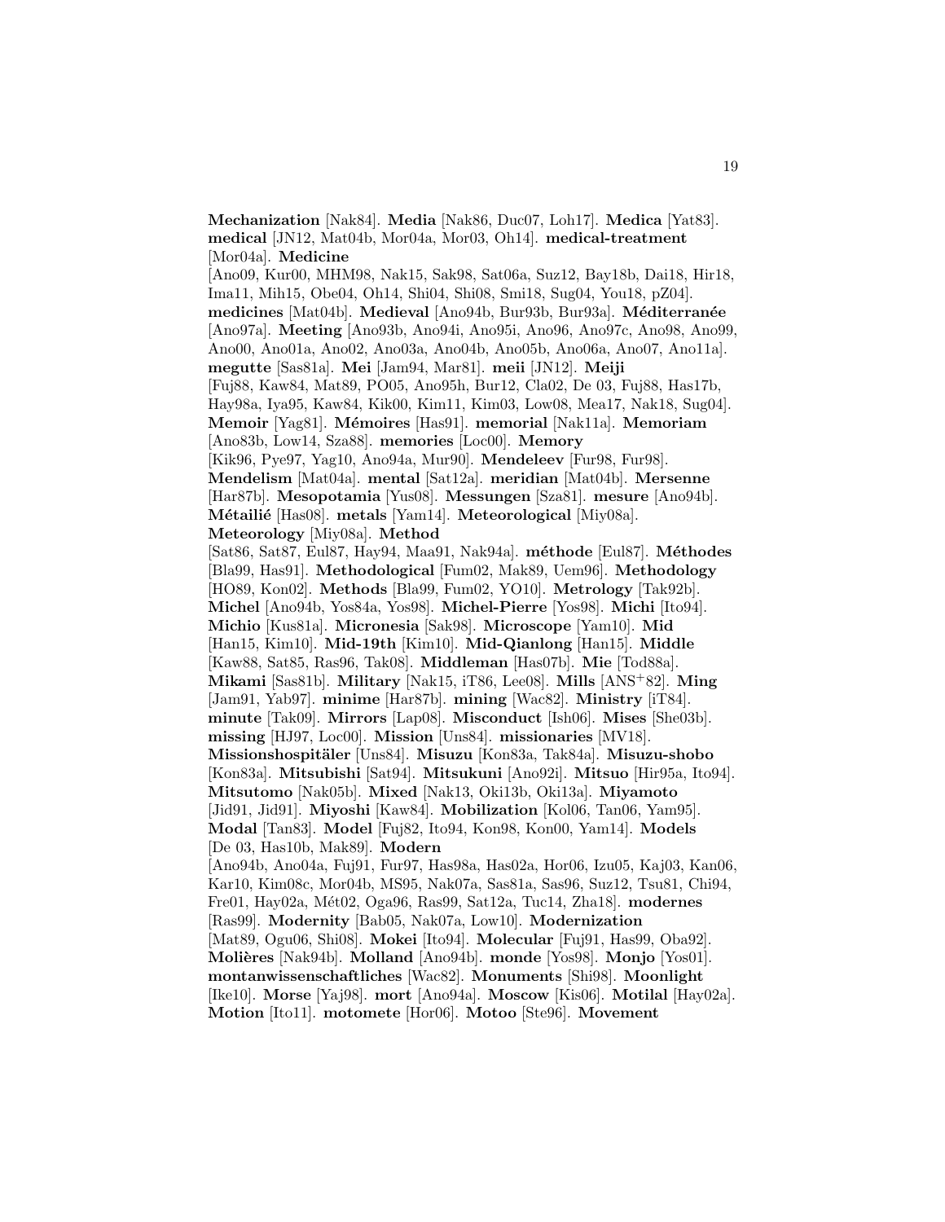**Mechanization** [Nak84]. **Media** [Nak86, Duc07, Loh17]. **Medica** [Yat83]. **medical** [JN12, Mat04b, Mor04a, Mor03, Oh14]. **medical-treatment** [Mor04a]. **Medicine** [Ano09, Kur00, MHM98, Nak15, Sak98, Sat06a, Suz12, Bay18b, Dai18, Hir18, Ima11, Mih15, Obe04, Oh14, Shi04, Shi08, Smi18, Sug04, You18, pZ04]. **medicines** [Mat04b]. **Medieval** [Ano94b, Bur93b, Bur93a]. **Méditerranée** [Ano97a]. **Meeting** [Ano93b, Ano94i, Ano95i, Ano96, Ano97c, Ano98, Ano99, Ano00, Ano01a, Ano02, Ano03a, Ano04b, Ano05b, Ano06a, Ano07, Ano11a]. **megutte** [Sas81a]. **Mei** [Jam94, Mar81]. **meii** [JN12]. **Meiji** [Fuj88, Kaw84, Mat89, PO05, Ano95h, Bur12, Cla02, De 03, Fuj88, Has17b, Hay98a, Iya95, Kaw84, Kik00, Kim11, Kim03, Low08, Mea17, Nak18, Sug04]. **Memoir** [Yag81]. **Mémoires** [Has91]. **memorial** [Nak11a]. **Memoriam** [Ano83b, Low14, Sza88]. **memories** [Loc00]. **Memory** [Kik96, Pye97, Yag10, Ano94a, Mur90]. **Mendeleev** [Fur98, Fur98]. **Mendelism** [Mat04a]. **mental** [Sat12a]. **meridian** [Mat04b]. **Mersenne** [Har87b]. **Mesopotamia** [Yus08]. **Messungen** [Sza81]. **mesure** [Ano94b]. **Métailié** [Has08]. **metals** [Yam14]. **Meteorological** [Miy08a]. **Meteorology** [Miy08a]. **Method** [Sat86, Sat87, Eul87, Hay94, Maa91, Nak94a]. **méthode** [Eul87]. **Méthodes** [Bla99, Has91]. **Methodological** [Fum02, Mak89, Uem96]. **Methodology** [HO89, Kon02]. **Methods** [Bla99, Fum02, YO10]. **Metrology** [Tak92b]. **Michel** [Ano94b, Yos84a, Yos98]. **Michel-Pierre** [Yos98]. **Michi** [Ito94]. **Michio** [Kus81a]. **Micronesia** [Sak98]. **Microscope** [Yam10]. **Mid** [Han15, Kim10]. **Mid-19th** [Kim10]. **Mid-Qianlong** [Han15]. **Middle** [Kaw88, Sat85, Ras96, Tak08]. **Middleman** [Has07b]. **Mie** [Tod88a]. **Mikami** [Sas81b]. **Military** [Nak15, iT86, Lee08]. **Mills** [ANS+82]. **Ming** [Jam91, Yab97]. **minime** [Har87b]. **mining** [Wac82]. **Ministry** [iT84]. **minute** [Tak09]. **Mirrors** [Lap08]. **Misconduct** [Ish06]. **Mises** [She03b]. **missing** [HJ97, Loc00]. **Mission** [Uns84]. **missionaries** [MV18]. **Missionshospitäler** [Uns84]. **Misuzu** [Kon83a, Tak84a]. **Misuzu-shobo** [Kon83a]. **Mitsubishi** [Sat94]. **Mitsukuni** [Ano92i]. **Mitsuo** [Hir95a, Ito94]. **Mitsutomo** [Nak05b]. **Mixed** [Nak13, Oki13b, Oki13a]. **Miyamoto** [Jid91, Jid91]. **Miyoshi** [Kaw84]. **Mobilization** [Kol06, Tan06, Yam95]. **Modal** [Tan83]. **Model** [Fuj82, Ito94, Kon98, Kon00, Yam14]. **Models** [De 03, Has10b, Mak89]. **Modern** [Ano94b, Ano04a, Fuj91, Fur97, Has98a, Has02a, Hor06, Izu05, Kaj03, Kan06, Kar10, Kim08c, Mor04b, MS95, Nak07a, Sas81a, Sas96, Suz12, Tsu81, Chi94, Fre01, Hay02a, Mét02, Oga96, Ras99, Sat12a, Tuc14, Zha18]. **modernes** [Ras99]. **Modernity** [Bab05, Nak07a, Low10]. **Modernization** [Mat89, Ogu06, Shi08]. **Mokei** [Ito94]. **Molecular** [Fuj91, Has99, Oba92]. **Molières** [Nak94b]. **Molland** [Ano94b]. **monde** [Yos98]. **Monjo** [Yos01]. **montanwissenschaftliches** [Wac82]. **Monuments** [Shi98]. **Moonlight** [Ike10]. **Morse** [Yaj98]. **mort** [Ano94a]. **Moscow** [Kis06]. **Motilal** [Hay02a]. **Motion** [Ito11]. **motomete** [Hor06]. **Motoo** [Ste96]. **Movement**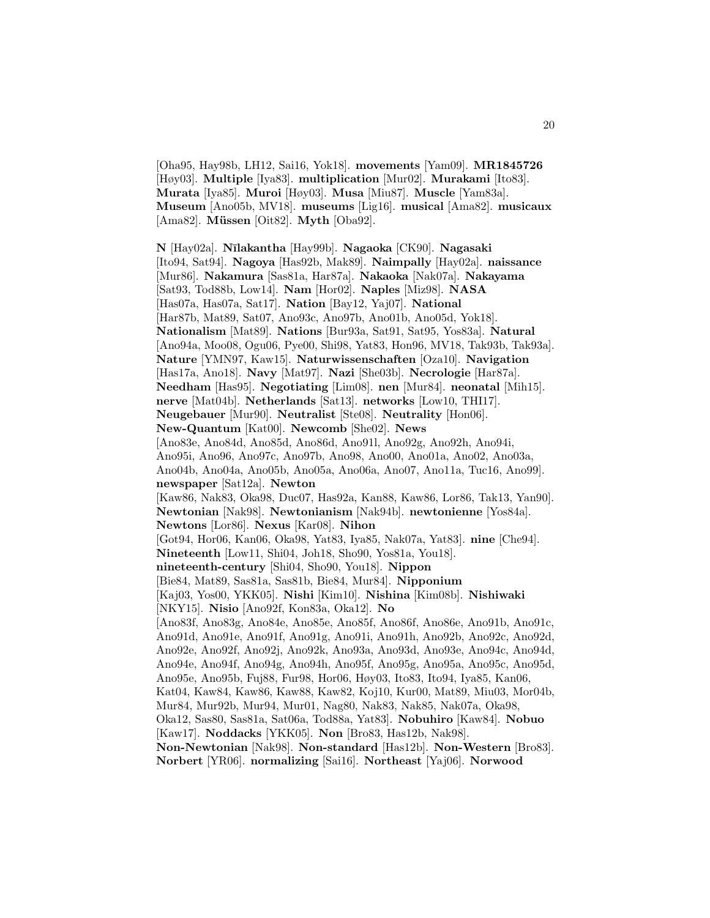[Oha95, Hay98b, LH12, Sai16, Yok18]. **movements** [Yam09]. **MR1845726** [Høy03]. **Multiple** [Iya83]. **multiplication** [Mur02]. **Murakami** [Ito83]. **Murata** [Iya85]. **Muroi** [Høy03]. **Musa** [Miu87]. **Muscle** [Yam83a]. **Museum** [Ano05b, MV18]. **museums** [Lig16]. **musical** [Ama82]. **musicaux** [Ama82]. **Müssen** [Oit82]. **Myth** [Oba92].

**N** [Hay02a]. **Nīlakantha** [Hay99b]. **Nagaoka** [CK90]. **Nagasaki** [Ito94, Sat94]. **Nagoya** [Has92b, Mak89]. **Naimpally** [Hay02a]. **naissance** [Mur86]. **Nakamura** [Sas81a, Har87a]. **Nakaoka** [Nak07a]. **Nakayama** [Sat93, Tod88b, Low14]. **Nam** [Hor02]. **Naples** [Miz98]. **NASA** [Has07a, Has07a, Sat17]. **Nation** [Bay12, Yaj07]. **National** [Har87b, Mat89, Sat07, Ano93c, Ano97b, Ano01b, Ano05d, Yok18]. **Nationalism** [Mat89]. **Nations** [Bur93a, Sat91, Sat95, Yos83a]. **Natural** [Ano94a, Moo08, Ogu06, Pye00, Shi98, Yat83, Hon96, MV18, Tak93b, Tak93a]. **Nature** [YMN97, Kaw15]. **Naturwissenschaften** [Oza10]. **Navigation** [Has17a, Ano18]. **Navy** [Mat97]. **Nazi** [She03b]. **Necrologie** [Har87a]. **Needham** [Has95]. **Negotiating** [Lim08]. **nen** [Mur84]. **neonatal** [Mih15]. **nerve** [Mat04b]. **Netherlands** [Sat13]. **networks** [Low10, THI17]. **Neugebauer** [Mur90]. **Neutralist** [Ste08]. **Neutrality** [Hon06]. **New-Quantum** [Kat00]. **Newcomb** [She02]. **News** [Ano83e, Ano84d, Ano85d, Ano86d, Ano91l, Ano92g, Ano92h, Ano94i, Ano95i, Ano96, Ano97c, Ano97b, Ano98, Ano00, Ano01a, Ano02, Ano03a, Ano04b, Ano04a, Ano05b, Ano05a, Ano06a, Ano07, Ano11a, Tuc16, Ano99]. **newspaper** [Sat12a]. **Newton** [Kaw86, Nak83, Oka98, Duc07, Has92a, Kan88, Kaw86, Lor86, Tak13, Yan90]. **Newtonian** [Nak98]. **Newtonianism** [Nak94b]. **newtonienne** [Yos84a]. **Newtons** [Lor86]. **Nexus** [Kar08]. **Nihon** [Got94, Hor06, Kan06, Oka98, Yat83, Iya85, Nak07a, Yat83]. **nine** [Che94]. **Nineteenth** [Low11, Shi04, Joh18, Sho90, Yos81a, You18]. **nineteenth-century** [Shi04, Sho90, You18]. **Nippon** [Bie84, Mat89, Sas81a, Sas81b, Bie84, Mur84]. **Nipponium** [Kaj03, Yos00, YKK05]. **Nishi** [Kim10]. **Nishina** [Kim08b]. **Nishiwaki** [NKY15]. **Nisio** [Ano92f, Kon83a, Oka12]. **No** [Ano83f, Ano83g, Ano84e, Ano85e, Ano85f, Ano86f, Ano86e, Ano91b, Ano91c, Ano91d, Ano91e, Ano91f, Ano91g, Ano91i, Ano91h, Ano92b, Ano92c, Ano92d, Ano92e, Ano92f, Ano92j, Ano92k, Ano93a, Ano93d, Ano93e, Ano94c, Ano94d, Ano94e, Ano94f, Ano94g, Ano94h, Ano95f, Ano95g, Ano95a, Ano95c, Ano95d, Ano95e, Ano95b, Fuj88, Fur98, Hor06, Høy03, Ito83, Ito94, Iya85, Kan06, Kat04, Kaw84, Kaw86, Kaw88, Kaw82, Koj10, Kur00, Mat89, Miu03, Mor04b, Mur92b, Mur94, Mur01, Nag80, Nak83, Nak85, Nak07a, Oka98, Oka12, Sas80, Sas81a, Sat06a, Tod88a, Yat83]. **Nobuhiro** [Kaw84]. **Nobuo** [Kaw17]. **Noddacks** [YKK05]. **Non** [Bro83, Has12b, Nak98]. **Non-Newtonian** [Nak98]. **Non-standard** [Has12b]. **Non-Western** [Bro83]. **Norbert** [YR06]. **normalizing** [Sai16]. **Northeast** [Yaj06]. **Norwood**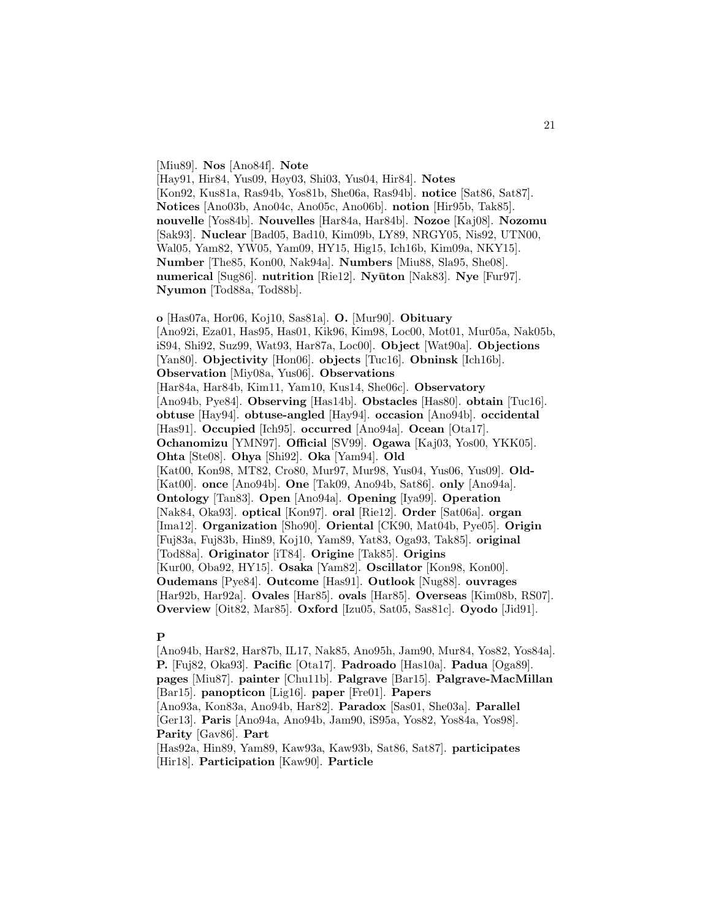[Miu89]. **Nos** [Ano84f]. **Note** [Hay91, Hir84, Yus09, Høy03, Shi03, Yus04, Hir84]. **Notes** [Kon92, Kus81a, Ras94b, Yos81b, She06a, Ras94b]. **notice** [Sat86, Sat87]. **Notices** [Ano03b, Ano04c, Ano05c, Ano06b]. **notion** [Hir95b, Tak85]. **nouvelle** [Yos84b]. **Nouvelles** [Har84a, Har84b]. **Nozoe** [Kaj08]. **Nozomu** [Sak93]. **Nuclear** [Bad05, Bad10, Kim09b, LY89, NRGY05, Nis92, UTN00, Wal05, Yam82, YW05, Yam09, HY15, Hig15, Ich16b, Kim09a, NKY15]. **Number** [The85, Kon00, Nak94a]. **Numbers** [Miu88, Sla95, She08]. **numerical** [Sug86]. **nutrition** [Rie12]. **Nyūton** [Nak83]. **Nye** [Fur97]. **Nyumon** [Tod88a, Tod88b].

**o** [Has07a, Hor06, Koj10, Sas81a]. **O.** [Mur90]. **Obituary** [Ano92i, Eza01, Has95, Has01, Kik96, Kim98, Loc00, Mot01, Mur05a, Nak05b, iS94, Shi92, Suz99, Wat93, Har87a, Loc00]. **Object** [Wat90a]. **Objections** [Yan80]. **Objectivity** [Hon06]. **objects** [Tuc16]. **Obninsk** [Ich16b]. **Observation** [Miy08a, Yus06]. **Observations** [Har84a, Har84b, Kim11, Yam10, Kus14, She06c]. **Observatory** [Ano94b, Pye84]. **Observing** [Has14b]. **Obstacles** [Has80]. **obtain** [Tuc16]. **obtuse** [Hay94]. **obtuse-angled** [Hay94]. **occasion** [Ano94b]. **occidental** [Has91]. **Occupied** [Ich95]. **occurred** [Ano94a]. **Ocean** [Ota17]. **Ochanomizu** [YMN97]. **Official** [SV99]. **Ogawa** [Kaj03, Yos00, YKK05]. **Ohta** [Ste08]. **Ohya** [Shi92]. **Oka** [Yam94]. **Old** [Kat00, Kon98, MT82, Cro80, Mur97, Mur98, Yus04, Yus06, Yus09]. **Old-** [Kat00]. **once** [Ano94b]. **One** [Tak09, Ano94b, Sat86]. **only** [Ano94a]. **Ontology** [Tan83]. **Open** [Ano94a]. **Opening** [Iya99]. **Operation** [Nak84, Oka93]. **optical** [Kon97]. **oral** [Rie12]. **Order** [Sat06a]. **organ** [Ima12]. **Organization** [Sho90]. **Oriental** [CK90, Mat04b, Pye05]. **Origin** [Fuj83a, Fuj83b, Hin89, Koj10, Yam89, Yat83, Oga93, Tak85]. **original** [Tod88a]. **Originator** [iT84]. **Origine** [Tak85]. **Origins** [Kur00, Oba92, HY15]. **Osaka** [Yam82]. **Oscillator** [Kon98, Kon00]. **Oudemans** [Pye84]. **Outcome** [Has91]. **Outlook** [Nug88]. **ouvrages** [Har92b, Har92a]. **Ovales** [Har85]. **ovals** [Har85]. **Overseas** [Kim08b, RS07]. **Overview** [Oit82, Mar85]. **Oxford** [Izu05, Sat05, Sas81c]. **Oyodo** [Jid91].

**P** [Ano94b, Har82, Har87b, IL17, Nak85, Ano95h, Jam90, Mur84, Yos82, Yos84a]. **P.** [Fuj82, Oka93]. **Pacific** [Ota17]. **Padroado** [Has10a]. **Padua** [Oga89]. **pages** [Miu87]. **painter** [Chu11b]. **Palgrave** [Bar15]. **Palgrave-MacMillan** [Bar15]. **panopticon** [Lig16]. **paper** [Fre01]. **Papers** [Ano93a, Kon83a, Ano94b, Har82]. **Paradox** [Sas01, She03a]. **Parallel** [Ger13]. **Paris** [Ano94a, Ano94b, Jam90, iS95a, Yos82, Yos84a, Yos98]. **Parity** [Gav86]. **Part** [Has92a, Hin89, Yam89, Kaw93a, Kaw93b, Sat86, Sat87]. **participates** [Hir18]. **Participation** [Kaw90]. **Particle**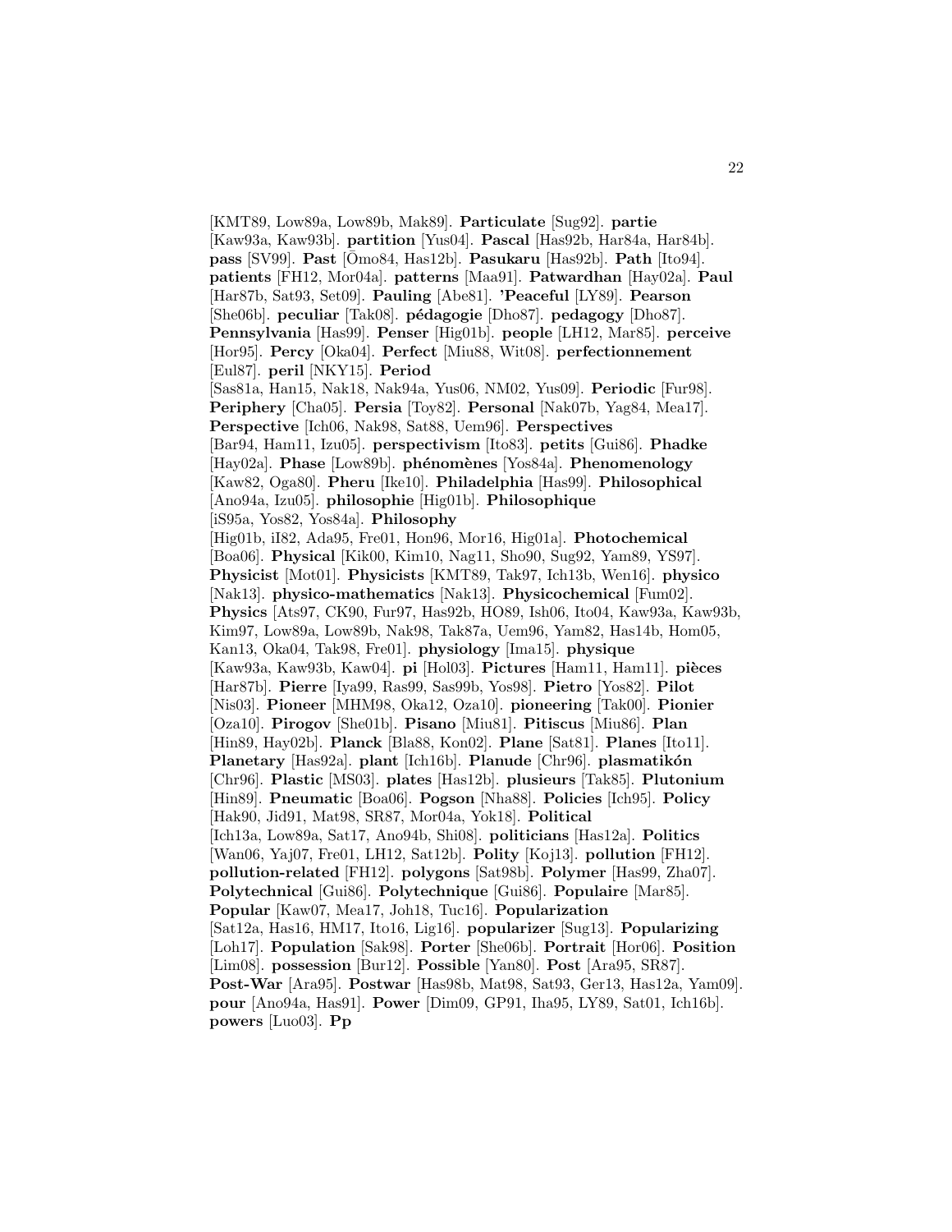[KMT89, Low89a, Low89b, Mak89]. **Particulate** [Sug92]. **partie** [Kaw93a, Kaw93b]. **partition** [Yus04]. **Pascal** [Has92b, Har84a, Har84b]. **pass** [SV99]. **Past** [Ōmo84, Has12b]. **Pasukaru** [Has92b]. **Path** [Ito94]. **patients** [FH12, Mor04a]. **patterns** [Maa91]. **Patwardhan** [Hay02a]. **Paul** [Har87b, Sat93, Set09]. **Pauling** [Abe81]. **'Peaceful** [LY89]. **Pearson** [She06b]. **peculiar** [Tak08]. **pédagogie** [Dho87]. **pedagogy** [Dho87]. **Pennsylvania** [Has99]. **Penser** [Hig01b]. **people** [LH12, Mar85]. **perceive** [Hor95]. **Percy** [Oka04]. **Perfect** [Miu88, Wit08]. **perfectionnement** [Eul87]. **peril** [NKY15]. **Period** [Sas81a, Han15, Nak18, Nak94a, Yus06, NM02, Yus09]. **Periodic** [Fur98]. **Periphery** [Cha05]. **Persia** [Toy82]. **Personal** [Nak07b, Yag84, Mea17]. **Perspective** [Ich06, Nak98, Sat88, Uem96]. **Perspectives** [Bar94, Ham11, Izu05]. **perspectivism** [Ito83]. **petits** [Gui86]. **Phadke** [Hay02a]. **Phase** [Low89b]. **phénomènes** [Yos84a]. **Phenomenology** [Kaw82, Oga80]. **Pheru** [Ike10]. **Philadelphia** [Has99]. **Philosophical** [Ano94a, Izu05]. **philosophie** [Hig01b]. **Philosophique** [iS95a, Yos82, Yos84a]. **Philosophy** [Hig01b, iI82, Ada95, Fre01, Hon96, Mor16, Hig01a]. **Photochemical** [Boa06]. **Physical** [Kik00, Kim10, Nag11, Sho90, Sug92, Yam89, YS97]. **Physicist** [Mot01]. **Physicists** [KMT89, Tak97, Ich13b, Wen16]. **physico** [Nak13]. **physico-mathematics** [Nak13]. **Physicochemical** [Fum02]. **Physics** [Ats97, CK90, Fur97, Has92b, HO89, Ish06, Ito04, Kaw93a, Kaw93b, Kim97, Low89a, Low89b, Nak98, Tak87a, Uem96, Yam82, Has14b, Hom05, Kan13, Oka04, Tak98, Fre01]. **physiology** [Ima15]. **physique** [Kaw93a, Kaw93b, Kaw04]. **pi** [Hol03]. **Pictures** [Ham11, Ham11]. **pièces** [Har87b]. **Pierre** [Iya99, Ras99, Sas99b, Yos98]. **Pietro** [Yos82]. **Pilot** [Nis03]. **Pioneer** [MHM98, Oka12, Oza10]. **pioneering** [Tak00]. **Pionier** [Oza10]. **Pirogov** [She01b]. **Pisano** [Miu81]. **Pitiscus** [Miu86]. **Plan** [Hin89, Hay02b]. **Planck** [Bla88, Kon02]. **Plane** [Sat81]. **Planes** [Ito11]. **Planetary** [Has92a]. **plant** [Ich16b]. **Planude** [Chr96]. **plasmatikón** [Chr96]. **Plastic** [MS03]. **plates** [Has12b]. **plusieurs** [Tak85]. **Plutonium** [Hin89]. **Pneumatic** [Boa06]. **Pogson** [Nha88]. **Policies** [Ich95]. **Policy** [Hak90, Jid91, Mat98, SR87, Mor04a, Yok18]. **Political** [Ich13a, Low89a, Sat17, Ano94b, Shi08]. **politicians** [Has12a]. **Politics** [Wan06, Yaj07, Fre01, LH12, Sat12b]. **Polity** [Koj13]. **pollution** [FH12]. **pollution-related** [FH12]. **polygons** [Sat98b]. **Polymer** [Has99, Zha07]. **Polytechnical** [Gui86]. **Polytechnique** [Gui86]. **Populaire** [Mar85]. **Popular** [Kaw07, Mea17, Joh18, Tuc16]. **Popularization** [Sat12a, Has16, HM17, Ito16, Lig16]. **popularizer** [Sug13]. **Popularizing** [Loh17]. **Population** [Sak98]. **Porter** [She06b]. **Portrait** [Hor06]. **Position** [Lim08]. **possession** [Bur12]. **Possible** [Yan80]. **Post** [Ara95, SR87]. **Post-War** [Ara95]. **Postwar** [Has98b, Mat98, Sat93, Ger13, Has12a, Yam09]. **pour** [Ano94a, Has91]. **Power** [Dim09, GP91, Iha95, LY89, Sat01, Ich16b]. **powers** [Luo03]. **Pp**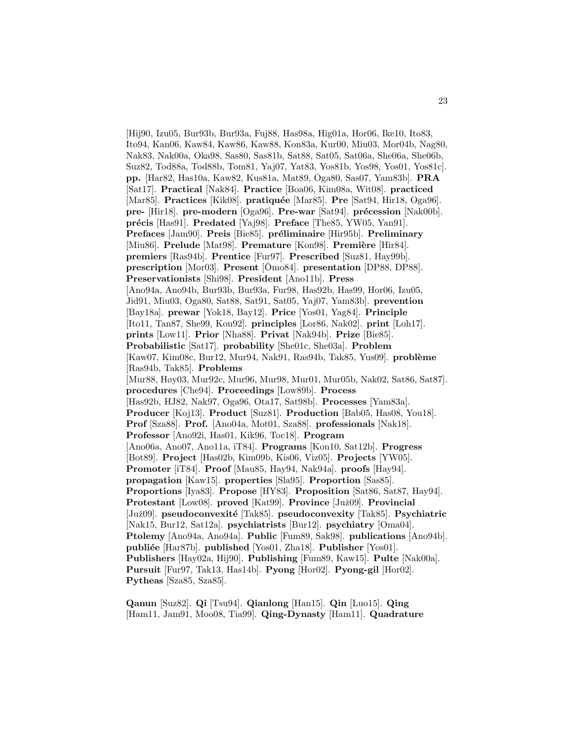[Hij90, Izu05, Bur93b, Bur93a, Fuj88, Has98a, Hig01a, Hor06, Ike10, Ito83, Ito94, Kan06, Kaw84, Kaw86, Kaw88, Kon83a, Kur00, Miu03, Mor04b, Nag80, Nak83, Nak00a, Oka98, Sas80, Sas81b, Sat88, Sat05, Sat06a, She06a, She06b, Suz82, Tod88a, Tod88b, Tom81, Yaj07, Yat83, Yos81b, Yos98, Yos01, Yos81c]. **pp.** [Har82, Has10a, Kaw82, Kus81a, Mat89, Oga80, Sas07, Yam83b]. **PRA** [Sat17]. **Practical** [Nak84]. **Practice** [Boa06, Kim08a, Wit08]. **practiced** [Mar85]. **Practices** [Kik08]. **pratiquée** [Mar85]. **Pre** [Sat94, Hir18, Oga96]. **pre-** [Hir18]. **pre-modern** [Oga96]. **Pre-war** [Sat94]. **précession** [Nak00b]. **précis** [Has91]. **Predated** [Yaj98]. **Preface** [The85, YW05, Yan91]. **Prefaces** [Jam90]. **Preis** [Bie85]. **préliminaire** [Hir95b]. **Preliminary** [Miu86]. **Prelude** [Mat98]. **Premature** [Kon98]. **Première** [Hir84]. **premiers** [Ras94b]. **Prentice** [Fur97]. **Prescribed** [Suz81, Hay99b]. **prescription** [Mor03]. **Present** [Ōmo84]. **presentation** [DP88, DP88]. **Preservationists** [Shi98]. **President** [Ano11b]. **Press** [Ano94a, Ano94b, Bur93b, Bur93a, Fur98, Has92b, Has99, Hor06, Izu05, Jid91, Miu03, Oga80, Sat88, Sat91, Sat05, Yaj07, Yam83b]. **prevention** [Bay18a]. **prewar** [Yok18, Bay12]. **Price** [Yos01, Yag84]. **Principle** [Ito11, Tan87, She99, Kon92]. **principles** [Lor86, Nak02]. **print** [Loh17]. **prints** [Low11]. **Prior** [Nha88]. **Privat** [Nak94b]. **Prize** [Bie85]. **Probabilistic** [Sat17]. **probability** [She01c, She03a]. **Problem** [Kaw07, Kim08c, Bur12, Mur94, Nak91, Ras94b, Tak85, Yus09]. **problème** [Ras94b, Tak85]. **Problems** [Mur88, Høy03, Mur92c, Mur96, Mur98, Mur01, Mur05b, Nak02, Sat86, Sat87]. **procedures** [Che94]. **Proceedings** [Low89b]. **Process** [Has92b, HJ82, Nak97, Oga96, Ota17, Sat98b]. **Processes** [Yam83a]. **Producer** [Koj13]. **Product** [Suz81]. **Production** [Bab05, Has08, You18]. **Prof** [Sza88]. **Prof.** [Ano04a, Mot01, Sza88]. **professionals** [Nak18]. **Professor** [Ano92i, Has01, Kik96, Toc18]. **Program** [Ano06a, Ano07, Ano11a, iT84]. **Programs** [Kon10, Sat12b]. **Progress** [Bot89]. **Project** [Has02b, Kim09b, Kis06, Viz05]. **Projects** [YW05]. **Promoter** [iT84]. **Proof** [Mau85, Hay94, Nak94a]. **proofs** [Hay94]. **propagation** [Kaw15]. **properties** [Sla95]. **Proportion** [Sas85]. **Proportions** [Iya83]. **Propose** [HY83]. **Proposition** [Sat86, Sat87, Hay94]. **Protestant** [Low08]. **proved** [Kat99]. **Province** [Juž09]. **Provincial** [Juž09]. **pseudoconvexité** [Tak85]. **pseudoconvexity** [Tak85]. **Psychiatric** [Nak15, Bur12, Sat12a]. **psychiatrists** [Bur12]. **psychiatry** [Oma04]. **Ptolemy** [Ano94a, Ano94a]. **Public** [Fum89, Sak98]. **publications** [Ano94b]. **publiée** [Har87b]. **published** [Yos01, Zha18]. **Publisher** [Yos01]. **Publishers** [Hay02a, Hij90]. **Publishing** [Fum89, Kaw15]. **Pulte** [Nak00a]. **Pursuit** [Fur97, Tak13, Has14b]. **Pyong** [Hor02]. **Pyong-gil** [Hor02]. **Pytheas** [Sza85, Sza85].

**Qanun** [Suz82]. **Qi** [Tsu94]. **Qianlong** [Han15]. **Qin** [Luo15]. **Qing** [Ham11, Jam91, Moo08, Tia99]. **Qing-Dynasty** [Ham11]. **Quadrature**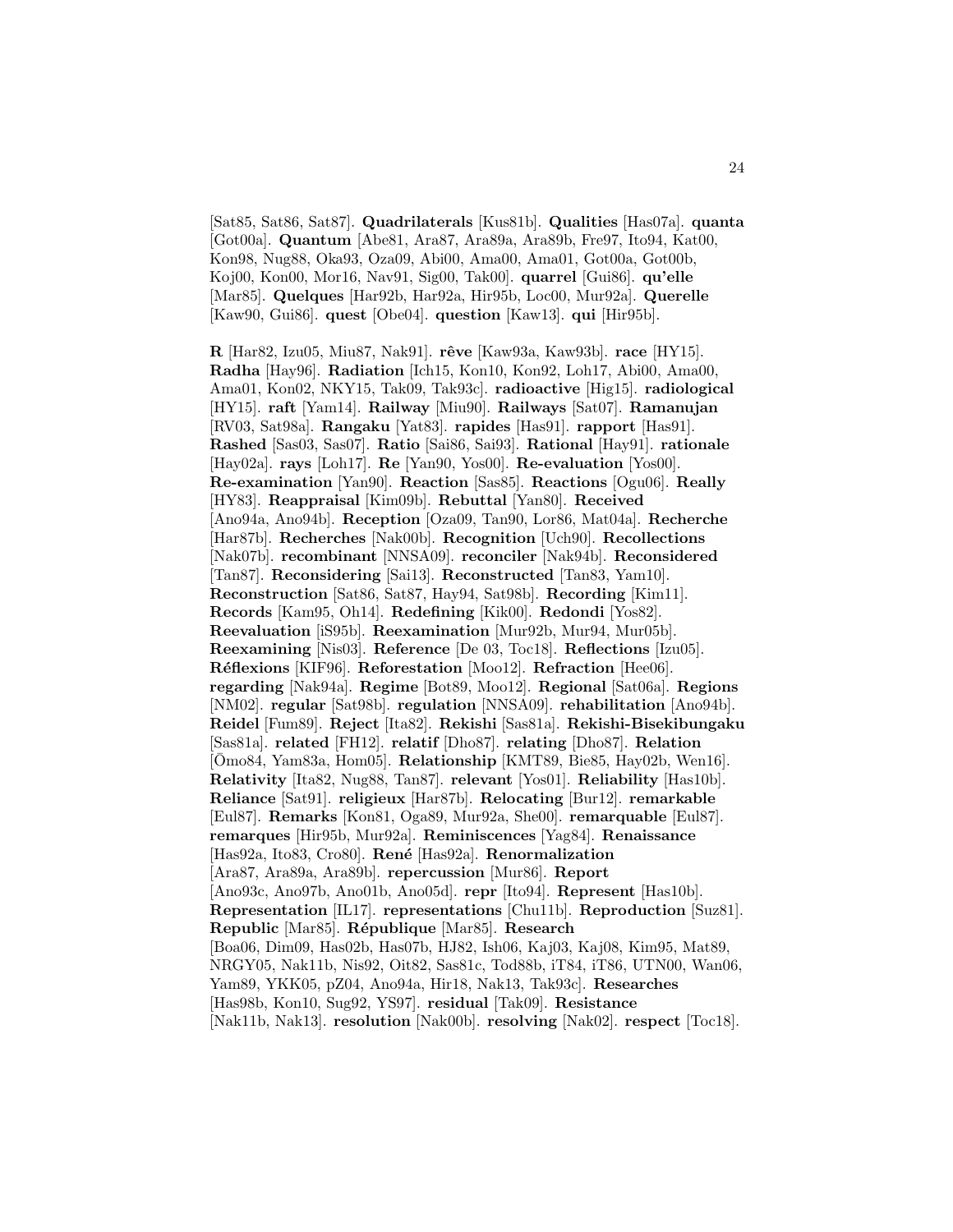[Sat85, Sat86, Sat87]. **Quadrilaterals** [Kus81b]. **Qualities** [Has07a]. **quanta** [Got00a]. **Quantum** [Abe81, Ara87, Ara89a, Ara89b, Fre97, Ito94, Kat00, Kon98, Nug88, Oka93, Oza09, Abi00, Ama00, Ama01, Got00a, Got00b, Koj00, Kon00, Mor16, Nav91, Sig00, Tak00]. **quarrel** [Gui86]. **qu'elle** [Mar85]. **Quelques** [Har92b, Har92a, Hir95b, Loc00, Mur92a]. **Querelle** [Kaw90, Gui86]. **quest** [Obe04]. **question** [Kaw13]. **qui** [Hir95b].

**R** [Har82, Izu05, Miu87, Nak91]. **rêve** [Kaw93a, Kaw93b]. **race** [HY15]. **Radha** [Hay96]. **Radiation** [Ich15, Kon10, Kon92, Loh17, Abi00, Ama00, Ama01, Kon02, NKY15, Tak09, Tak93c]. **radioactive** [Hig15]. **radiological** [HY15]. **raft** [Yam14]. **Railway** [Miu90]. **Railways** [Sat07]. **Ramanujan** [RV03, Sat98a]. **Rangaku** [Yat83]. **rapides** [Has91]. **rapport** [Has91]. **Rashed** [Sas03, Sas07]. **Ratio** [Sai86, Sai93]. **Rational** [Hay91]. **rationale** [Hay02a]. **rays** [Loh17]. **Re** [Yan90, Yos00]. **Re-evaluation** [Yos00]. **Re-examination** [Yan90]. **Reaction** [Sas85]. **Reactions** [Ogu06]. **Really** [HY83]. **Reappraisal** [Kim09b]. **Rebuttal** [Yan80]. **Received** [Ano94a, Ano94b]. **Reception** [Oza09, Tan90, Lor86, Mat04a]. **Recherche** [Har87b]. **Recherches** [Nak00b]. **Recognition** [Uch90]. **Recollections** [Nak07b]. **recombinant** [NNSA09]. **reconciler** [Nak94b]. **Reconsidered** [Tan87]. **Reconsidering** [Sai13]. **Reconstructed** [Tan83, Yam10]. **Reconstruction** [Sat86, Sat87, Hay94, Sat98b]. **Recording** [Kim11]. **Records** [Kam95, Oh14]. **Redefining** [Kik00]. **Redondi** [Yos82]. **Reevaluation** [iS95b]. **Reexamination** [Mur92b, Mur94, Mur05b]. **Reexamining** [Nis03]. **Reference** [De 03, Toc18]. **Reflections** [Izu05]. **Réflexions** [KIF96]. **Reforestation** [Moo12]. **Refraction** [Hee06]. **regarding** [Nak94a]. **Regime** [Bot89, Moo12]. **Regional** [Sat06a]. **Regions** [NM02]. **regular** [Sat98b]. **regulation** [NNSA09]. **rehabilitation** [Ano94b]. **Reidel** [Fum89]. **Reject** [Ita82]. **Rekishi** [Sas81a]. **Rekishi-Bisekibungaku** [Sas81a]. **related** [FH12]. **relatif** [Dho87]. **relating** [Dho87]. **Relation** [Ōmo84, Yam83a, Hom05]. **Relationship** [KMT89, Bie85, Hay02b, Wen16]. **Relativity** [Ita82, Nug88, Tan87]. **relevant** [Yos01]. **Reliability** [Has10b]. **Reliance** [Sat91]. **religieux** [Har87b]. **Relocating** [Bur12]. **remarkable** [Eul87]. **Remarks** [Kon81, Oga89, Mur92a, She00]. **remarquable** [Eul87]. **remarques** [Hir95b, Mur92a]. **Reminiscences** [Yag84]. **Renaissance** [Has92a, Ito83, Cro80]. **René** [Has92a]. **Renormalization** [Ara87, Ara89a, Ara89b]. **repercussion** [Mur86]. **Report** [Ano93c, Ano97b, Ano01b, Ano05d]. **repr** [Ito94]. **Represent** [Has10b]. **Representation** [IL17]. **representations** [Chu11b]. **Reproduction** [Suz81]. **Republic** [Mar85]. **République** [Mar85]. **Research** [Boa06, Dim09, Has02b, Has07b, HJ82, Ish06, Kaj03, Kaj08, Kim95, Mat89, NRGY05, Nak11b, Nis92, Oit82, Sas81c, Tod88b, iT84, iT86, UTN00, Wan06, Yam89, YKK05, pZ04, Ano94a, Hir18, Nak13, Tak93c]. **Researches** [Has98b, Kon10, Sug92, YS97]. **residual** [Tak09]. **Resistance** [Nak11b, Nak13]. **resolution** [Nak00b]. **resolving** [Nak02]. **respect** [Toc18].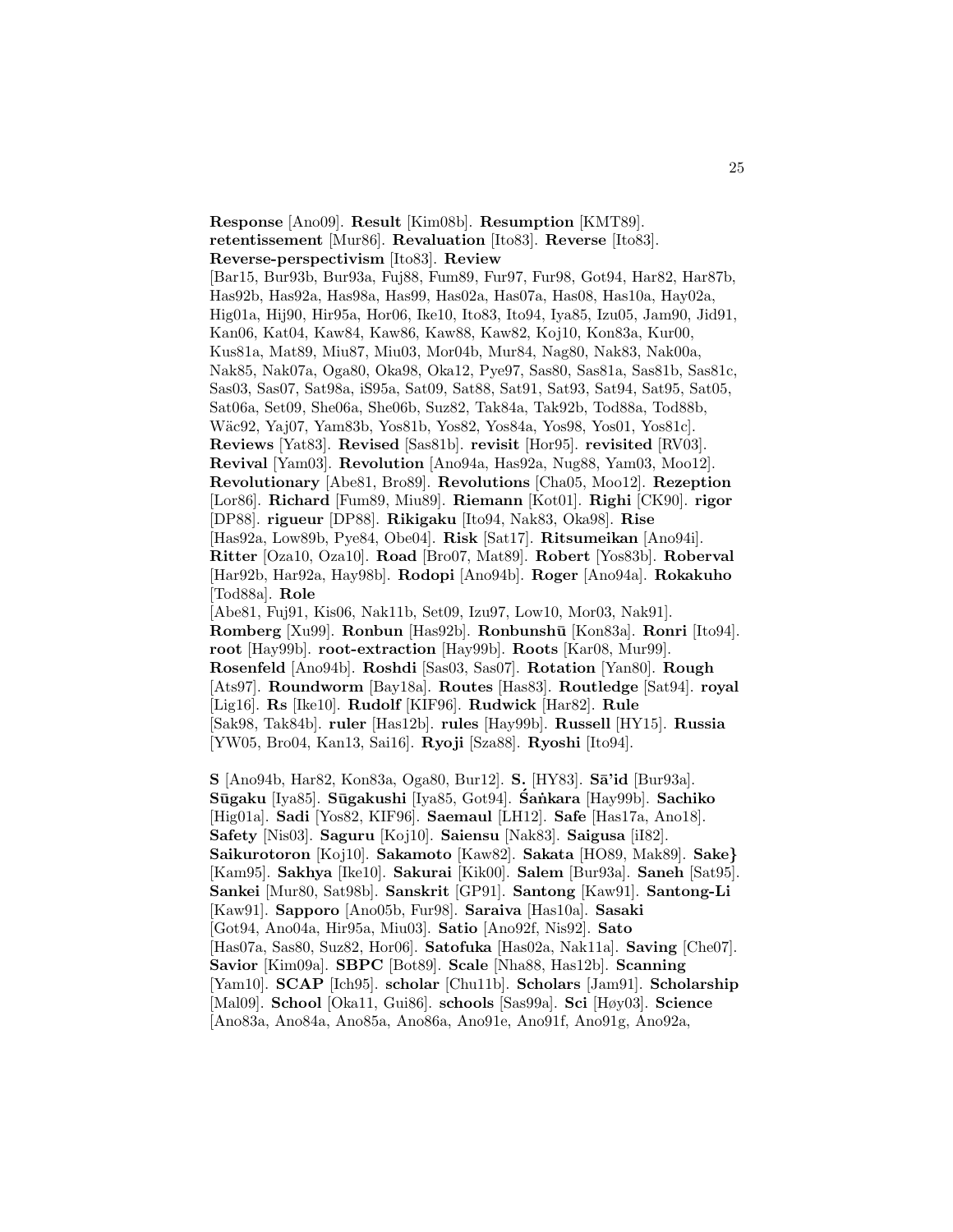**Response** [Ano09]. **Result** [Kim08b]. **Resumption** [KMT89]. **retentissement** [Mur86]. **Revaluation** [Ito83]. **Reverse** [Ito83]. **Reverse-perspectivism** [Ito83]. **Review** [Bar15, Bur93b, Bur93a, Fuj88, Fum89, Fur97, Fur98, Got94, Har82, Har87b, Has92b, Has92a, Has98a, Has99, Has02a, Has07a, Has08, Has10a, Hay02a, Hig01a, Hij90, Hir95a, Hor06, Ike10, Ito83, Ito94, Iya85, Izu05, Jam90, Jid91, Kan06, Kat04, Kaw84, Kaw86, Kaw88, Kaw82, Koj10, Kon83a, Kur00, Kus81a, Mat89, Miu87, Miu03, Mor04b, Mur84, Nag80, Nak83, Nak00a, Nak85, Nak07a, Oga80, Oka98, Oka12, Pye97, Sas80, Sas81a, Sas81b, Sas81c, Sas03, Sas07, Sat98a, iS95a, Sat09, Sat88, Sat91, Sat93, Sat94, Sat95, Sat05, Sat06a, Set09, She06a, She06b, Suz82, Tak84a, Tak92b, Tod88a, Tod88b, Wäc92, Yaj07, Yam83b, Yos81b, Yos82, Yos84a, Yos98, Yos01, Yos81c]. **Reviews** [Yat83]. **Revised** [Sas81b]. **revisit** [Hor95]. **revisited** [RV03]. **Revival** [Yam03]. **Revolution** [Ano94a, Has92a, Nug88, Yam03, Moo12]. **Revolutionary** [Abe81, Bro89]. **Revolutions** [Cha05, Moo12]. **Rezeption** [Lor86]. **Richard** [Fum89, Miu89]. **Riemann** [Kot01]. **Righi** [CK90]. **rigor** [DP88]. **rigueur** [DP88]. **Rikigaku** [Ito94, Nak83, Oka98]. **Rise** [Has92a, Low89b, Pye84, Obe04]. **Risk** [Sat17]. **Ritsumeikan** [Ano94i]. **Ritter** [Oza10, Oza10]. **Road** [Bro07, Mat89]. **Robert** [Yos83b]. **Roberval** [Har92b, Har92a, Hay98b]. **Rodopi** [Ano94b]. **Roger** [Ano94a]. **Rokakuho** [Tod88a]. **Role** [Abe81, Fuj91, Kis06, Nak11b, Set09, Izu97, Low10, Mor03, Nak91]. **Romberg** [Xu99]. **Ronbun** [Has92b]. **Ronbunshū** [Kon83a]. **Ronri** [Ito94]. **root** [Hay99b]. **root-extraction** [Hay99b]. **Roots** [Kar08, Mur99]. **Rosenfeld** [Ano94b]. **Roshdi** [Sas03, Sas07]. **Rotation** [Yan80]. **Rough** [Ats97]. **Roundworm** [Bay18a]. **Routes** [Has83]. **Routledge** [Sat94]. **royal** [Lig16]. **Rs** [Ike10]. **Rudolf** [KIF96]. **Rudwick** [Har82]. **Rule** [Sak98, Tak84b]. **ruler** [Has12b]. **rules** [Hay99b]. **Russell** [HY15]. **Russia** [YW05, Bro04, Kan13, Sai16]. **Ryoji** [Sza88]. **Ryoshi** [Ito94].

**S** [Ano94b, Har82, Kon83a, Oga80, Bur12]. **S.** [HY83]. **Sā'id** [Bur93a]. **Sūgaku** [Iya85]. **Sūgakushi** [Iya85, Got94]. **Śaṅkara** [Hay99b]. **Sachiko** [Hig01a]. **Sadi** [Yos82, KIF96]. **Saemaul** [LH12]. **Safe** [Has17a, Ano18]. **Safety** [Nis03]. **Saguru** [Koj10]. **Saiensu** [Nak83]. **Saigusa** [iI82]. **Saikurotoron** [Koj10]. **Sakamoto** [Kaw82]. **Sakata** [HO89, Mak89]. **Sake}** [Kam95]. **Sakhya** [Ike10]. **Sakurai** [Kik00]. **Salem** [Bur93a]. **Saneh** [Sat95]. **Sankei** [Mur80, Sat98b]. **Sanskrit** [GP91]. **Santong** [Kaw91]. **Santong-Li** [Kaw91]. **Sapporo** [Ano05b, Fur98]. **Saraiva** [Has10a]. **Sasaki** [Got94, Ano04a, Hir95a, Miu03]. **Satio** [Ano92f, Nis92]. **Sato** [Has07a, Sas80, Suz82, Hor06]. **Satofuka** [Has02a, Nak11a]. **Saving** [Che07]. **Savior** [Kim09a]. **SBPC** [Bot89]. **Scale** [Nha88, Has12b]. **Scanning** [Yam10]. **SCAP** [Ich95]. **scholar** [Chu11b]. **Scholars** [Jam91]. **Scholarship** [Mal09]. **School** [Oka11, Gui86]. **schools** [Sas99a]. **Sci** [Høy03]. **Science** [Ano83a, Ano84a, Ano85a, Ano86a, Ano91e, Ano91f, Ano91g, Ano92a,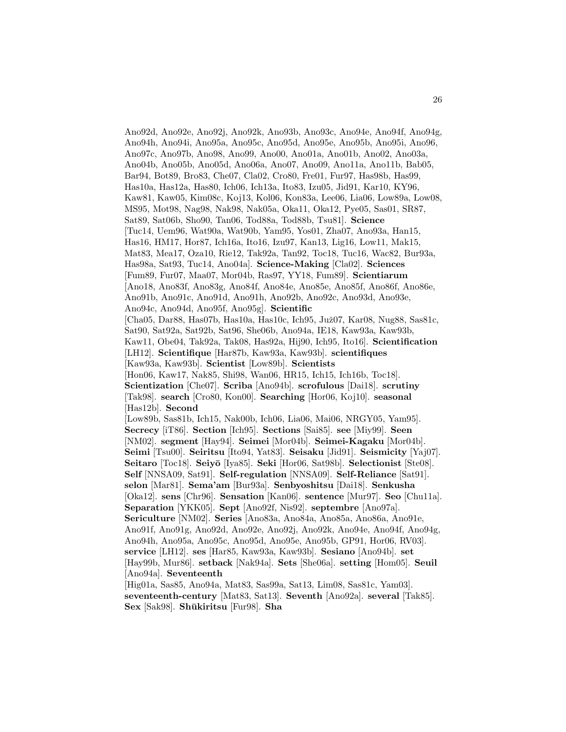Ano92d, Ano92e, Ano92j, Ano92k, Ano93b, Ano93c, Ano94e, Ano94f, Ano94g, Ano94h, Ano94i, Ano95a, Ano95c, Ano95d, Ano95e, Ano95b, Ano95i, Ano96, Ano97c, Ano97b, Ano98, Ano99, Ano00, Ano01a, Ano01b, Ano02, Ano03a, Ano04b, Ano05b, Ano05d, Ano06a, Ano07, Ano09, Ano11a, Ano11b, Bab05, Bar94, Bot89, Bro83, Che07, Cla02, Cro80, Fre01, Fur97, Has98b, Has99, Has10a, Has12a, Has80, Ich06, Ich13a, Ito83, Izu05, Jid91, Kar10, KY96, Kaw81, Kaw05, Kim08c, Koj13, Kol06, Kon83a, Lee06, Lia06, Low89a, Low08, MS95, Mot98, Nag98, Nak98, Nak05a, Oka11, Oka12, Pye05, Sas01, SR87, Sat89, Sat06b, Sho90, Tan06, Tod88a, Tod88b, Tsu81]. **Science** [Tuc14, Uem96, Wat90a, Wat90b, Yam95, Yos01, Zha07, Ano93a, Han15, Has16, HM17, Hor87, Ich16a, Ito16, Izu97, Kan13, Lig16, Low11, Mak15, Mat83, Mea17, Oza10, Rie12, Tak92a, Tan92, Toc18, Tuc16, Wac82, Bur93a, Has98a, Sat93, Tuc14, Ano04a]. **Science-Making** [Cla02]. **Sciences** [Fum89, Fur07, Maa07, Mor04b, Ras97, YY18, Fum89]. **Scientiarum** [Ano18, Ano83f, Ano83g, Ano84f, Ano84e, Ano85e, Ano85f, Ano86f, Ano86e, Ano91b, Ano91c, Ano91d, Ano91h, Ano92b, Ano92c, Ano93d, Ano93e, Ano94c, Ano94d, Ano95f, Ano95g]. **Scientific** [Cha05, Dar88, Has07b, Has10a, Has10c, Ich95, Juž07, Kar08, Nug88, Sas81c, Sat90, Sat92a, Sat92b, Sat96, She06b, Ano94a, IE18, Kaw93a, Kaw93b, Kaw11, Obe04, Tak92a, Tak08, Has92a, Hij90, Ich95, Ito16]. **Scientification** [LH12]. **Scientifique** [Har87b, Kaw93a, Kaw93b]. **scientifiques** [Kaw93a, Kaw93b]. **Scientist** [Low89b]. **Scientists** [Hon06, Kaw17, Nak85, Shi98, Wan06, HR15, Ich15, Ich16b, Toc18]. **Scientization** [Che07]. **Scriba** [Ano94b]. **scrofulous** [Dai18]. **scrutiny** [Tak98]. **search** [Cro80, Kon00]. **Searching** [Hor06, Koj10]. **seasonal** [Has12b]. **Second** [Low89b, Sas81b, Ich15, Nak00b, Ich06, Lia06, Mai06, NRGY05, Yam95]. **Secrecy** [iT86]. **Section** [Ich95]. **Sections** [Sai85]. **see** [Miy99]. **Seen** [NM02]. **segment** [Hay94]. **Seimei** [Mor04b]. **Seimei-Kagaku** [Mor04b]. **Seimi** [Tsu00]. **Seiritsu** [Ito94, Yat83]. **Seisaku** [Jid91]. **Seismicity** [Yaj07]. **Seitaro** [Toc18]. **Seiyō** [Iya85]. **Seki** [Hor06, Sat98b]. **Selectionist** [Ste08]. **Self** [NNSA09, Sat91]. **Self-regulation** [NNSA09]. **Self-Reliance** [Sat91]. **selon** [Mar81]. **Sema'am** [Bur93a]. **Senbyoshitsu** [Dai18]. **Senkusha** [Oka12]. **sens** [Chr96]. **Sensation** [Kan06]. **sentence** [Mur97]. **Seo** [Chu11a]. **Separation** [YKK05]. **Sept** [Ano92f, Nis92]. **septembre** [Ano97a]. **Sericulture** [NM02]. **Series** [Ano83a, Ano84a, Ano85a, Ano86a, Ano91e, Ano91f, Ano91g, Ano92d, Ano92e, Ano92j, Ano92k, Ano94e, Ano94f, Ano94g, Ano94h, Ano95a, Ano95c, Ano95d, Ano95e, Ano95b, GP91, Hor06, RV03]. **service** [LH12]. **ses** [Har85, Kaw93a, Kaw93b]. **Sesiano** [Ano94b]. **set** [Hay99b, Mur86]. **setback** [Nak94a]. **Sets** [She06a]. **setting** [Hom05]. **Seuil** [Ano94a]. **Seventeenth** [Hig01a, Sas85, Ano94a, Mat83, Sas99a, Sat13, Lim08, Sas81c, Yam03]. **seventeenth-century** [Mat83, Sat13]. **Seventh** [Ano92a]. **several** [Tak85]. **Sex** [Sak98]. **Shūkiritsu** [Fur98]. **Sha**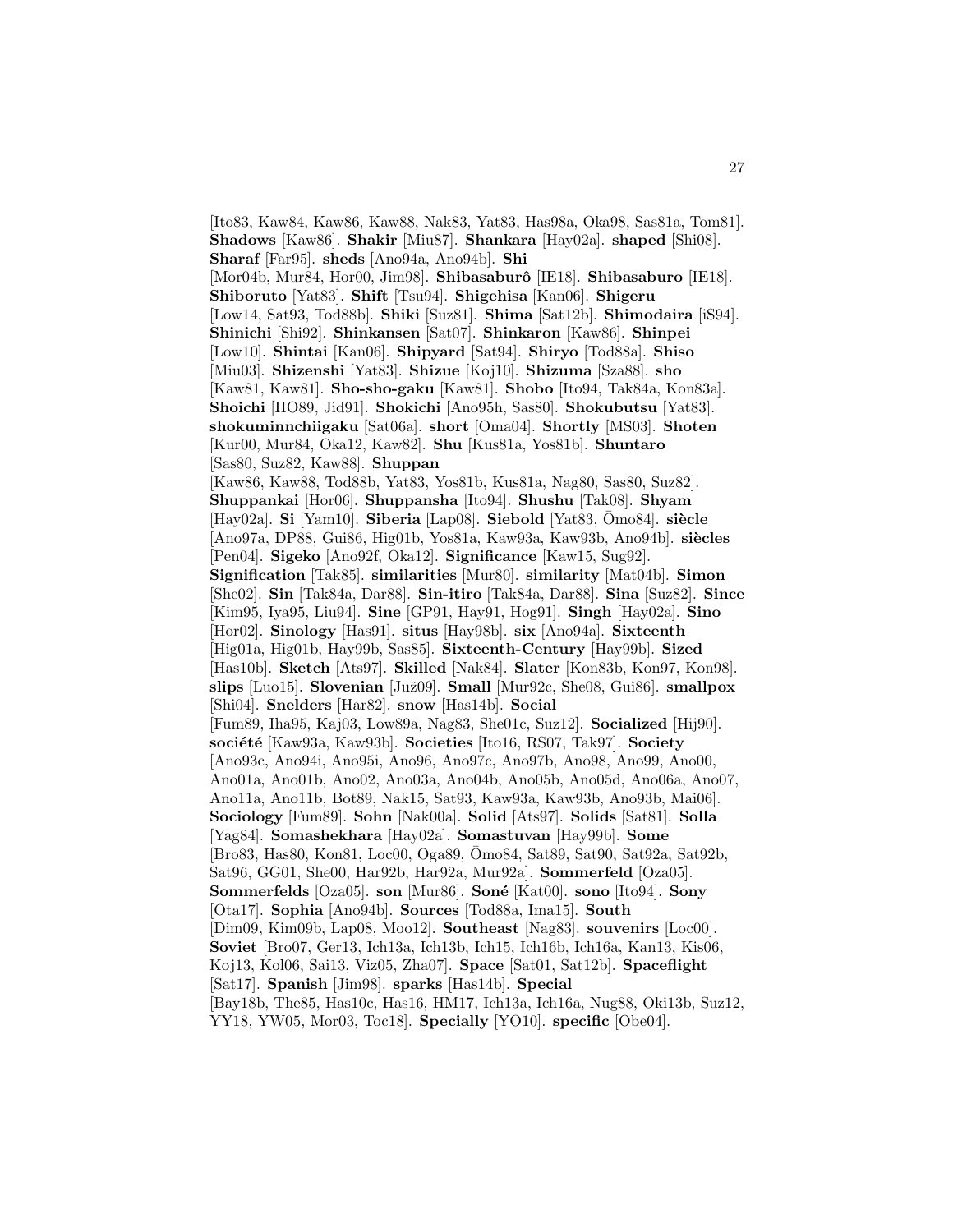[Ito83, Kaw84, Kaw86, Kaw88, Nak83, Yat83, Has98a, Oka98, Sas81a, Tom81]. **Shadows** [Kaw86]. **Shakir** [Miu87]. **Shankara** [Hay02a]. **shaped** [Shi08]. **Sharaf** [Far95]. **sheds** [Ano94a, Ano94b]. **Shi** [Mor04b, Mur84, Hor00, Jim98]. **Shibasaburô** [IE18]. **Shibasaburo** [IE18]. **Shiboruto** [Yat83]. **Shift** [Tsu94]. **Shigehisa** [Kan06]. **Shigeru** [Low14, Sat93, Tod88b]. **Shiki** [Suz81]. **Shima** [Sat12b]. **Shimodaira** [iS94]. **Shinichi** [Shi92]. **Shinkansen** [Sat07]. **Shinkaron** [Kaw86]. **Shinpei** [Low10]. **Shintai** [Kan06]. **Shipyard** [Sat94]. **Shiryo** [Tod88a]. **Shiso** [Miu03]. **Shizenshi** [Yat83]. **Shizue** [Koj10]. **Shizuma** [Sza88]. **sho** [Kaw81, Kaw81]. **Sho-sho-gaku** [Kaw81]. **Shobo** [Ito94, Tak84a, Kon83a]. **Shoichi** [HO89, Jid91]. **Shokichi** [Ano95h, Sas80]. **Shokubutsu** [Yat83]. **shokuminnchiigaku** [Sat06a]. **short** [Oma04]. **Shortly** [MS03]. **Shoten** [Kur00, Mur84, Oka12, Kaw82]. **Shu** [Kus81a, Yos81b]. **Shuntaro** [Sas80, Suz82, Kaw88]. **Shuppan** [Kaw86, Kaw88, Tod88b, Yat83, Yos81b, Kus81a, Nag80, Sas80, Suz82]. **Shuppankai** [Hor06]. **Shuppansha** [Ito94]. **Shushu** [Tak08]. **Shyam** [Hay02a]. **Si** [Yam10]. **Siberia** [Lap08]. **Siebold** [Yat83, Ōmo84]. **siècle** [Ano97a, DP88, Gui86, Hig01b, Yos81a, Kaw93a, Kaw93b, Ano94b]. **siècles** [Pen04]. **Sigeko** [Ano92f, Oka12]. **Significance** [Kaw15, Sug92]. **Signification** [Tak85]. **similarities** [Mur80]. **similarity** [Mat04b]. **Simon** [She02]. **Sin** [Tak84a, Dar88]. **Sin-itiro** [Tak84a, Dar88]. **Sina** [Suz82]. **Since** [Kim95, Iya95, Liu94]. **Sine** [GP91, Hay91, Hog91]. **Singh** [Hay02a]. **Sino** [Hor02]. **Sinology** [Has91]. **situs** [Hay98b]. **six** [Ano94a]. **Sixteenth** [Hig01a, Hig01b, Hay99b, Sas85]. **Sixteenth-Century** [Hay99b]. **Sized** [Has10b]. **Sketch** [Ats97]. **Skilled** [Nak84]. **Slater** [Kon83b, Kon97, Kon98]. **slips** [Luo15]. **Slovenian** [Juž09]. **Small** [Mur92c, She08, Gui86]. **smallpox** [Shi04]. **Snelders** [Har82]. **snow** [Has14b]. **Social** [Fum89, Iha95, Kaj03, Low89a, Nag83, She01c, Suz12]. **Socialized** [Hij90]. **société** [Kaw93a, Kaw93b]. **Societies** [Ito16, RS07, Tak97]. **Society** [Ano93c, Ano94i, Ano95i, Ano96, Ano97c, Ano97b, Ano98, Ano99, Ano00, Ano01a, Ano01b, Ano02, Ano03a, Ano04b, Ano05b, Ano05d, Ano06a, Ano07, Ano11a, Ano11b, Bot89, Nak15, Sat93, Kaw93a, Kaw93b, Ano93b, Mai06]. **Sociology** [Fum89]. **Sohn** [Nak00a]. **Solid** [Ats97]. **Solids** [Sat81]. **Solla** [Yag84]. **Somashekhara** [Hay02a]. **Somastuvan** [Hay99b]. **Some** [Bro83, Has80, Kon81, Loc00, Oga89, Ōmo84, Sat89, Sat90, Sat92a, Sat92b, Sat96, GG01, She00, Har92b, Har92a, Mur92a]. **Sommerfeld** [Oza05]. **Sommerfelds** [Oza05]. **son** [Mur86]. **Soné** [Kat00]. **sono** [Ito94]. **Sony** [Ota17]. **Sophia** [Ano94b]. **Sources** [Tod88a, Ima15]. **South** [Dim09, Kim09b, Lap08, Moo12]. **Southeast** [Nag83]. **souvenirs** [Loc00]. **Soviet** [Bro07, Ger13, Ich13a, Ich13b, Ich15, Ich16b, Ich16a, Kan13, Kis06, Koj13, Kol06, Sai13, Viz05, Zha07]. **Space** [Sat01, Sat12b]. **Spaceflight** [Sat17]. **Spanish** [Jim98]. **sparks** [Has14b]. **Special** [Bay18b, The85, Has10c, Has16, HM17, Ich13a, Ich16a, Nug88, Oki13b, Suz12, YY18, YW05, Mor03, Toc18]. **Specially** [YO10]. **specific** [Obe04].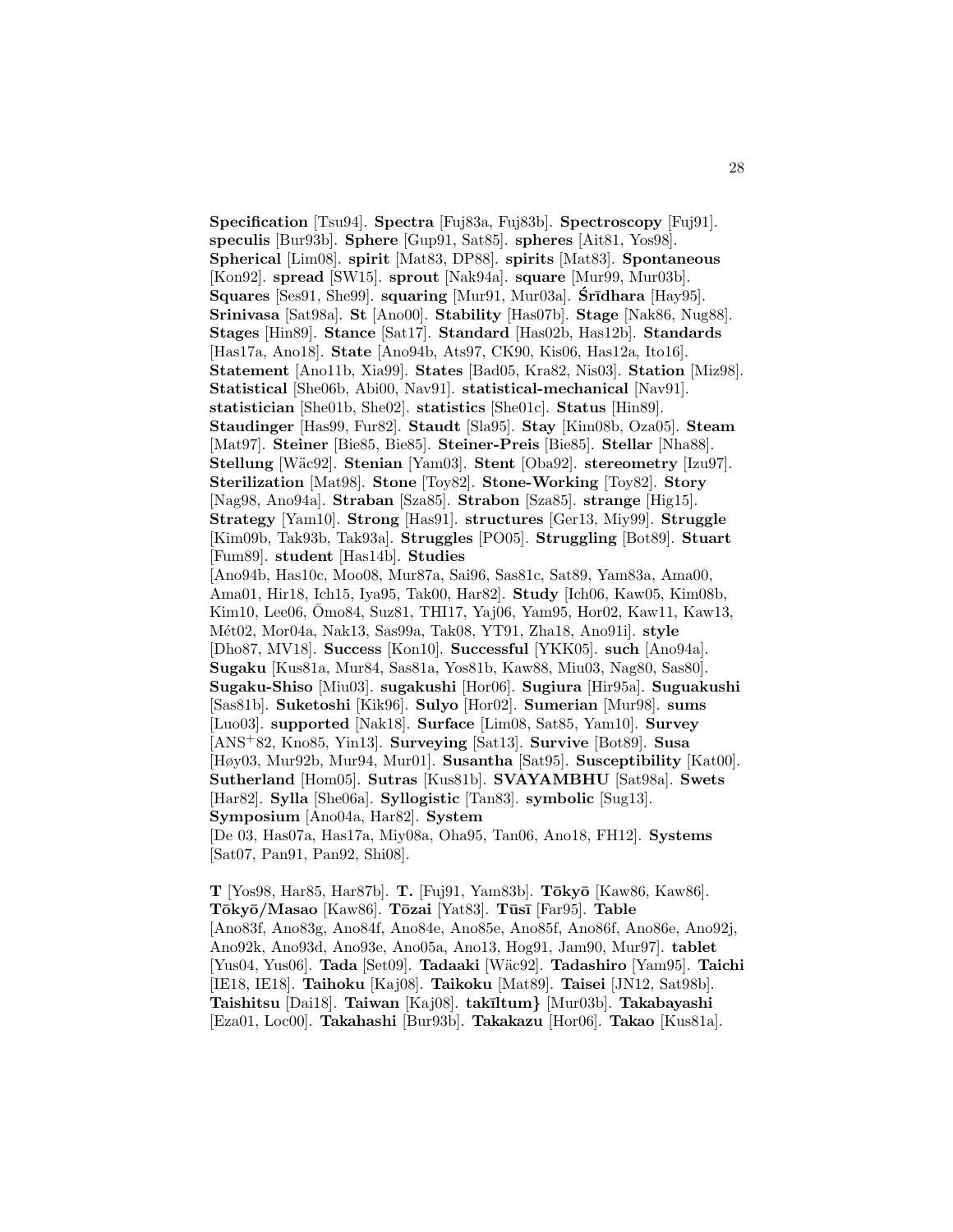**Specification** [Tsu94]. **Spectra** [Fuj83a, Fuj83b]. **Spectroscopy** [Fuj91]. **speculis** [Bur93b]. **Sphere** [Gup91, Sat85]. **spheres** [Ait81, Yos98]. **Spherical** [Lim08]. **spirit** [Mat83, DP88]. **spirits** [Mat83]. **Spontaneous** [Kon92]. **spread** [SW15]. **sprout** [Nak94a]. **square** [Mur99, Mur03b]. **Squares** [Ses91, She99]. **squaring** [Mur91, Mur03a]. **Śrīdhara** [Hay95]. **Srinivasa** [Sat98a]. **St** [Ano00]. **Stability** [Has07b]. **Stage** [Nak86, Nug88]. **Stages** [Hin89]. **Stance** [Sat17]. **Standard** [Has02b, Has12b]. **Standards** [Has17a, Ano18]. **State** [Ano94b, Ats97, CK90, Kis06, Has12a, Ito16]. **Statement** [Ano11b, Xia99]. **States** [Bad05, Kra82, Nis03]. **Station** [Miz98]. **Statistical** [She06b, Abi00, Nav91]. **statistical-mechanical** [Nav91]. **statistician** [She01b, She02]. **statistics** [She01c]. **Status** [Hin89]. **Staudinger** [Has99, Fur82]. **Staudt** [Sla95]. **Stay** [Kim08b, Oza05]. **Steam** [Mat97]. **Steiner** [Bie85, Bie85]. **Steiner-Preis** [Bie85]. **Stellar** [Nha88]. **Stellung** [Wäc92]. **Stenian** [Yam03]. **Stent** [Oba92]. **stereometry** [Izu97]. **Sterilization** [Mat98]. **Stone** [Toy82]. **Stone-Working** [Toy82]. **Story** [Nag98, Ano94a]. **Straban** [Sza85]. **Strabon** [Sza85]. **strange** [Hig15]. **Strategy** [Yam10]. **Strong** [Has91]. **structures** [Ger13, Miy99]. **Struggle** [Kim09b, Tak93b, Tak93a]. **Struggles** [PO05]. **Struggling** [Bot89]. **Stuart** [Fum89]. **student** [Has14b]. **Studies** [Ano94b, Has10c, Moo08, Mur87a, Sai96, Sas81c, Sat89, Yam83a, Ama00, Ama01, Hir18, Ich15, Iya95, Tak00, Har82]. **Study** [Ich06, Kaw05, Kim08b, Kim10, Lee06, Ōmo84, Suz81, THI17, Yaj06, Yam95, Hor02, Kaw11, Kaw13, Mét02, Mor04a, Nak13, Sas99a, Tak08, YT91, Zha18, Ano91i]. **style** [Dho87, MV18]. **Success** [Kon10]. **Successful** [YKK05]. **such** [Ano94a]. **Sugaku** [Kus81a, Mur84, Sas81a, Yos81b, Kaw88, Miu03, Nag80, Sas80]. **Sugaku-Shiso** [Miu03]. **sugakushi** [Hor06]. **Sugiura** [Hir95a]. **Suguakushi** [Sas81b]. **Suketoshi** [Kik96]. **Sulyo** [Hor02]. **Sumerian** [Mur98]. **sums** [Luo03]. **supported** [Nak18]. **Surface** [Lim08, Sat85, Yam10]. **Survey** [ANS+82, Kno85, Yin13]. **Surveying** [Sat13]. **Survive** [Bot89]. **Susa** [Høy03, Mur92b, Mur94, Mur01]. **Susantha** [Sat95]. **Susceptibility** [Kat00]. **Sutherland** [Hom05]. **Sutras** [Kus81b]. **SVAYAMBHU** [Sat98a]. **Swets** [Har82]. **Sylla** [She06a]. **Syllogistic** [Tan83]. **symbolic** [Sug13]. **Symposium** [Ano04a, Har82]. **System** [De 03, Has07a, Has17a, Miy08a, Oha95, Tan06, Ano18, FH12]. **Systems** [Sat07, Pan91, Pan92, Shi08].

**T** [Yos98, Har85, Har87b]. **T.** [Fuj91, Yam83b]. **Tōkyō** [Kaw86, Kaw86]. **Tōkyō/Masao** [Kaw86]. **Tōzai** [Yat83]. **Tūsī** [Far95]. **Table** [Ano83f, Ano83g, Ano84f, Ano84e, Ano85e, Ano85f, Ano86f, Ano86e, Ano92j, Ano92k, Ano93d, Ano93e, Ano05a, Ano13, Hog91, Jam90, Mur97]. **tablet** [Yus04, Yus06]. **Tada** [Set09]. **Tadaaki** [Wäc92]. **Tadashiro** [Yam95]. **Taichi** [IE18, IE18]. **Taihoku** [Kaj08]. **Taikoku** [Mat89]. **Taisei** [JN12, Sat98b]. **Taishitsu** [Dai18]. **Taiwan** [Kaj08]. **takīltum}** [Mur03b]. **Takabayashi** [Eza01, Loc00]. **Takahashi** [Bur93b]. **Takakazu** [Hor06]. **Takao** [Kus81a].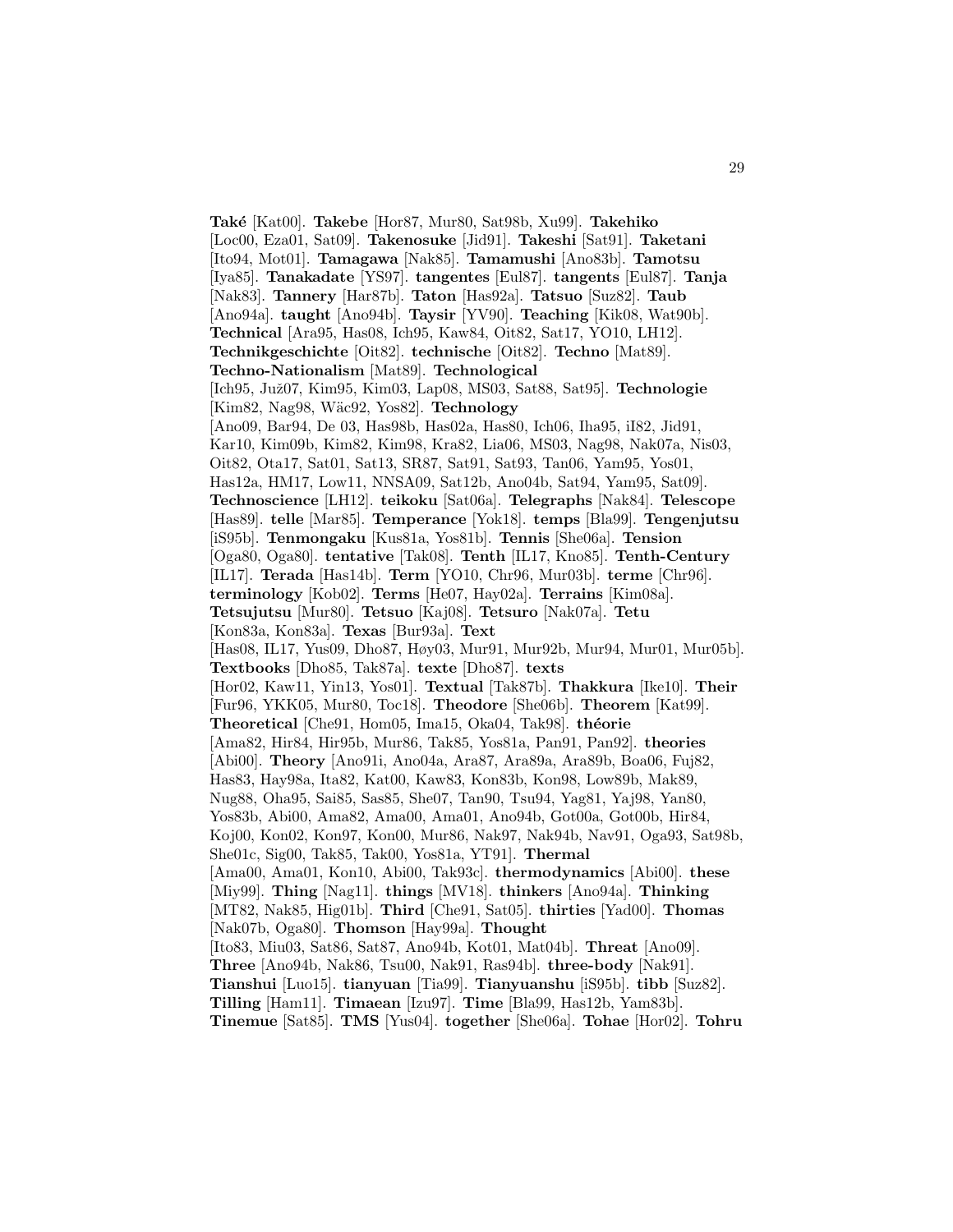**Také** [Kat00]. **Takebe** [Hor87, Mur80, Sat98b, Xu99]. **Takehiko** [Loc00, Eza01, Sat09]. **Takenosuke** [Jid91]. **Takeshi** [Sat91]. **Taketani** [Ito94, Mot01]. **Tamagawa** [Nak85]. **Tamamushi** [Ano83b]. **Tamotsu** [Iya85]. **Tanakadate** [YS97]. **tangentes** [Eul87]. **tangents** [Eul87]. **Tanja** [Nak83]. **Tannery** [Har87b]. **Taton** [Has92a]. **Tatsuo** [Suz82]. **Taub** [Ano94a]. **taught** [Ano94b]. **Taysir** [YV90]. **Teaching** [Kik08, Wat90b]. **Technical** [Ara95, Has08, Ich95, Kaw84, Oit82, Sat17, YO10, LH12]. **Technikgeschichte** [Oit82]. **technische** [Oit82]. **Techno** [Mat89]. **Techno-Nationalism** [Mat89]. **Technological** [Ich95, Juž07, Kim95, Kim03, Lap08, MS03, Sat88, Sat95]. **Technologie** [Kim82, Nag98, Wäc92, Yos82]. **Technology** [Ano09, Bar94, De 03, Has98b, Has02a, Has80, Ich06, Iha95, iI82, Jid91, Kar10, Kim09b, Kim82, Kim98, Kra82, Lia06, MS03, Nag98, Nak07a, Nis03, Oit82, Ota17, Sat01, Sat13, SR87, Sat91, Sat93, Tan06, Yam95, Yos01, Has12a, HM17, Low11, NNSA09, Sat12b, Ano04b, Sat94, Yam95, Sat09]. **Technoscience** [LH12]. **teikoku** [Sat06a]. **Telegraphs** [Nak84]. **Telescope** [Has89]. **telle** [Mar85]. **Temperance** [Yok18]. **temps** [Bla99]. **Tengenjutsu** [iS95b]. **Tenmongaku** [Kus81a, Yos81b]. **Tennis** [She06a]. **Tension** [Oga80, Oga80]. **tentative** [Tak08]. **Tenth** [IL17, Kno85]. **Tenth-Century** [IL17]. **Terada** [Has14b]. **Term** [YO10, Chr96, Mur03b]. **terme** [Chr96]. **terminology** [Kob02]. **Terms** [He07, Hay02a]. **Terrains** [Kim08a]. **Tetsujutsu** [Mur80]. **Tetsuo** [Kaj08]. **Tetsuro** [Nak07a]. **Tetu** [Kon83a, Kon83a]. **Texas** [Bur93a]. **Text** [Has08, IL17, Yus09, Dho87, Høy03, Mur91, Mur92b, Mur94, Mur01, Mur05b]. **Textbooks** [Dho85, Tak87a]. **texte** [Dho87]. **texts** [Hor02, Kaw11, Yin13, Yos01]. **Textual** [Tak87b]. **Thakkura** [Ike10]. **Their** [Fur96, YKK05, Mur80, Toc18]. **Theodore** [She06b]. **Theorem** [Kat99]. **Theoretical** [Che91, Hom05, Ima15, Oka04, Tak98]. **théorie** [Ama82, Hir84, Hir95b, Mur86, Tak85, Yos81a, Pan91, Pan92]. **theories** [Abi00]. **Theory** [Ano91i, Ano04a, Ara87, Ara89a, Ara89b, Boa06, Fuj82, Has83, Hay98a, Ita82, Kat00, Kaw83, Kon83b, Kon98, Low89b, Mak89, Nug88, Oha95, Sai85, Sas85, She07, Tan90, Tsu94, Yag81, Yaj98, Yan80, Yos83b, Abi00, Ama82, Ama00, Ama01, Ano94b, Got00a, Got00b, Hir84, Koj00, Kon02, Kon97, Kon00, Mur86, Nak97, Nak94b, Nav91, Oga93, Sat98b, She01c, Sig00, Tak85, Tak00, Yos81a, YT91]. **Thermal** [Ama00, Ama01, Kon10, Abi00, Tak93c]. **thermodynamics** [Abi00]. **these** [Miy99]. **Thing** [Nag11]. **things** [MV18]. **thinkers** [Ano94a]. **Thinking** [MT82, Nak85, Hig01b]. **Third** [Che91, Sat05]. **thirties** [Yad00]. **Thomas** [Nak07b, Oga80]. **Thomson** [Hay99a]. **Thought** [Ito83, Miu03, Sat86, Sat87, Ano94b, Kot01, Mat04b]. **Threat** [Ano09]. **Three** [Ano94b, Nak86, Tsu00, Nak91, Ras94b]. **three-body** [Nak91]. **Tianshui** [Luo15]. **tianyuan** [Tia99]. **Tianyuanshu** [iS95b]. **tibb** [Suz82]. **Tilling** [Ham11]. **Timaean** [Izu97]. **Time** [Bla99, Has12b, Yam83b]. **Tinemue** [Sat85]. **TMS** [Yus04]. **together** [She06a]. **Tohae** [Hor02]. **Tohru**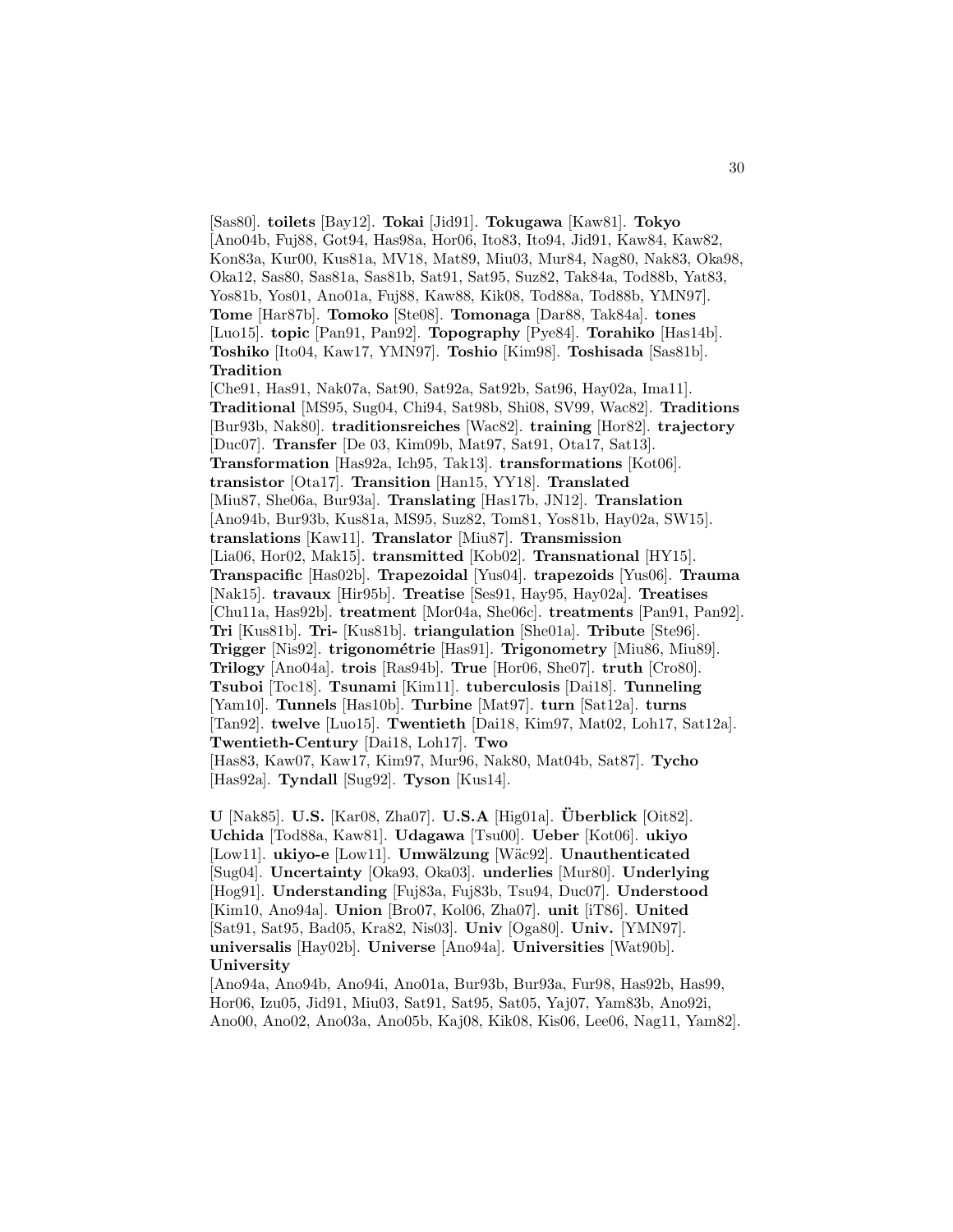[Sas80]. **toilets** [Bay12]. **Tokai** [Jid91]. **Tokugawa** [Kaw81]. **Tokyo** [Ano04b, Fuj88, Got94, Has98a, Hor06, Ito83, Ito94, Jid91, Kaw84, Kaw82, Kon83a, Kur00, Kus81a, MV18, Mat89, Miu03, Mur84, Nag80, Nak83, Oka98, Oka12, Sas80, Sas81a, Sas81b, Sat91, Sat95, Suz82, Tak84a, Tod88b, Yat83, Yos81b, Yos01, Ano01a, Fuj88, Kaw88, Kik08, Tod88a, Tod88b, YMN97]. **Tome** [Har87b]. **Tomoko** [Ste08]. **Tomonaga** [Dar88, Tak84a]. **tones** [Luo15]. **topic** [Pan91, Pan92]. **Topography** [Pye84]. **Torahiko** [Has14b]. **Toshiko** [Ito04, Kaw17, YMN97]. **Toshio** [Kim98]. **Toshisada** [Sas81b]. **Tradition** [Che91, Has91, Nak07a, Sat90, Sat92a, Sat92b, Sat96, Hay02a, Ima11]. **Traditional** [MS95, Sug04, Chi94, Sat98b, Shi08, SV99, Wac82]. **Traditions** [Bur93b, Nak80]. **traditionsreiches** [Wac82]. **training** [Hor82]. **trajectory** [Duc07]. **Transfer** [De 03, Kim09b, Mat97, Sat91, Ota17, Sat13]. **Transformation** [Has92a, Ich95, Tak13]. **transformations** [Kot06]. **transistor** [Ota17]. **Transition** [Han15, YY18]. **Translated** [Miu87, She06a, Bur93a]. **Translating** [Has17b, JN12]. **Translation** [Ano94b, Bur93b, Kus81a, MS95, Suz82, Tom81, Yos81b, Hay02a, SW15]. **translations** [Kaw11]. **Translator** [Miu87]. **Transmission** [Lia06, Hor02, Mak15]. **transmitted** [Kob02]. **Transnational** [HY15]. **Transpacific** [Has02b]. **Trapezoidal** [Yus04]. **trapezoids** [Yus06]. **Trauma** [Nak15]. **travaux** [Hir95b]. **Treatise** [Ses91, Hay95, Hay02a]. **Treatises** [Chu11a, Has92b]. **treatment** [Mor04a, She06c]. **treatments** [Pan91, Pan92]. **Tri** [Kus81b]. **Tri-** [Kus81b]. **triangulation** [She01a]. **Tribute** [Ste96]. **Trigger** [Nis92]. **trigonométrie** [Has91]. **Trigonometry** [Miu86, Miu89]. **Trilogy** [Ano04a]. **trois** [Ras94b]. **True** [Hor06, She07]. **truth** [Cro80]. **Tsuboi** [Toc18]. **Tsunami** [Kim11]. **tuberculosis** [Dai18]. **Tunneling** [Yam10]. **Tunnels** [Has10b]. **Turbine** [Mat97]. **turn** [Sat12a]. **turns** [Tan92]. **twelve** [Luo15]. **Twentieth** [Dai18, Kim97, Mat02, Loh17, Sat12a]. **Twentieth-Century** [Dai18, Loh17]. **Two** [Has83, Kaw07, Kaw17, Kim97, Mur96, Nak80, Mat04b, Sat87]. **Tycho** [Has92a]. **Tyndall** [Sug92]. **Tyson** [Kus14].

**U** [Nak85]. **U.S.** [Kar08, Zha07]. **U.S.A** [Hig01a]. **Überblick** [Oit82]. **Uchida** [Tod88a, Kaw81]. **Udagawa** [Tsu00]. **Ueber** [Kot06]. **ukiyo** [Low11]. **ukiyo-e** [Low11]. **Umwälzung** [Wäc92]. **Unauthenticated** [Sug04]. **Uncertainty** [Oka93, Oka03]. **underlies** [Mur80]. **Underlying** [Hog91]. **Understanding** [Fuj83a, Fuj83b, Tsu94, Duc07]. **Understood** [Kim10, Ano94a]. **Union** [Bro07, Kol06, Zha07]. **unit** [iT86]. **United** [Sat91, Sat95, Bad05, Kra82, Nis03]. **Univ** [Oga80]. **Univ.** [YMN97]. **universalis** [Hay02b]. **Universe** [Ano94a]. **Universities** [Wat90b]. **University** [Ano94a, Ano94b, Ano94i, Ano01a, Bur93b, Bur93a, Fur98, Has92b, Has99, Hor06, Izu05, Jid91, Miu03, Sat91, Sat95, Sat05, Yaj07, Yam83b, Ano92i, Ano00, Ano02, Ano03a, Ano05b, Kaj08, Kik08, Kis06, Lee06, Nag11, Yam82].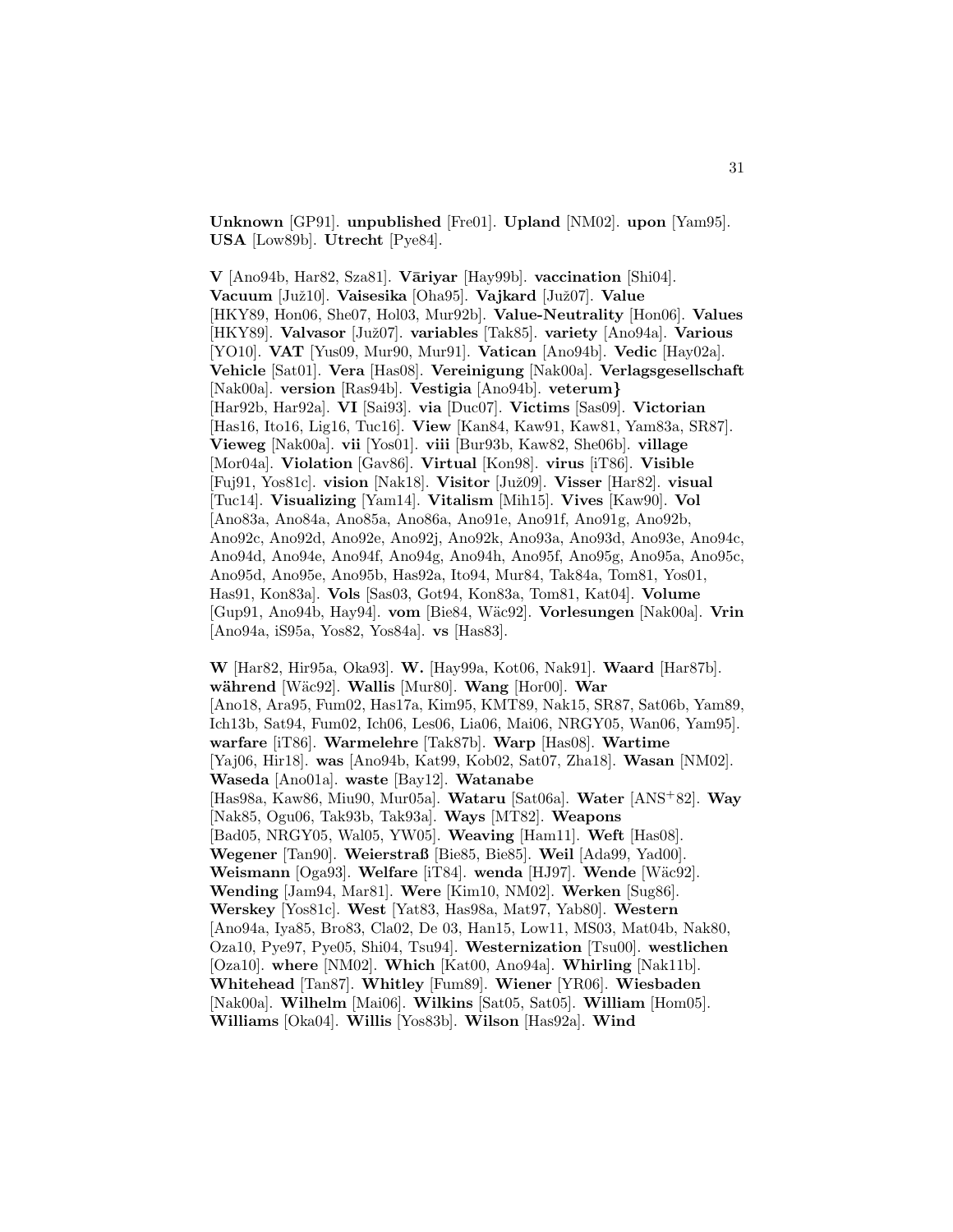**Unknown** [GP91]. **unpublished** [Fre01]. **Upland** [NM02]. **upon** [Yam95]. **USA** [Low89b]. **Utrecht** [Pye84].

**V** [Ano94b, Har82, Sza81]. **Vāriyar** [Hay99b]. **vaccination** [Shi04]. **Vacuum** [Juž10]. **Vaisesika** [Oha95]. **Vajkard** [Juž07]. **Value** [HKY89, Hon06, She07, Hol03, Mur92b]. **Value-Neutrality** [Hon06]. **Values** [HKY89]. **Valvasor** [Juž07]. **variables** [Tak85]. **variety** [Ano94a]. **Various** [YO10]. **VAT** [Yus09, Mur90, Mur91]. **Vatican** [Ano94b]. **Vedic** [Hay02a]. **Vehicle** [Sat01]. **Vera** [Has08]. **Vereinigung** [Nak00a]. **Verlagsgesellschaft** [Nak00a]. **version** [Ras94b]. **Vestigia** [Ano94b]. **veterum}** [Har92b, Har92a]. **VI** [Sai93]. **via** [Duc07]. **Victims** [Sas09]. **Victorian** [Has16, Ito16, Lig16, Tuc16]. **View** [Kan84, Kaw91, Kaw81, Yam83a, SR87]. **Vieweg** [Nak00a]. **vii** [Yos01]. **viii** [Bur93b, Kaw82, She06b]. **village** [Mor04a]. **Violation** [Gav86]. **Virtual** [Kon98]. **virus** [iT86]. **Visible** [Fuj91, Yos81c]. **vision** [Nak18]. **Visitor** [Juž09]. **Visser** [Har82]. **visual** [Tuc14]. **Visualizing** [Yam14]. **Vitalism** [Mih15]. **Vives** [Kaw90]. **Vol** [Ano83a, Ano84a, Ano85a, Ano86a, Ano91e, Ano91f, Ano91g, Ano92b, Ano92c, Ano92d, Ano92e, Ano92j, Ano92k, Ano93a, Ano93d, Ano93e, Ano94c, Ano94d, Ano94e, Ano94f, Ano94g, Ano94h, Ano95f, Ano95g, Ano95a, Ano95c, Ano95d, Ano95e, Ano95b, Has92a, Ito94, Mur84, Tak84a, Tom81, Yos01, Has91, Kon83a]. **Vols** [Sas03, Got94, Kon83a, Tom81, Kat04]. **Volume** [Gup91, Ano94b, Hay94]. **vom** [Bie84, Wäc92]. **Vorlesungen** [Nak00a]. **Vrin** [Ano94a, iS95a, Yos82, Yos84a]. **vs** [Has83].

**W** [Har82, Hir95a, Oka93]. **W.** [Hay99a, Kot06, Nak91]. **Waard** [Har87b]. **während** [Wäc92]. **Wallis** [Mur80]. **Wang** [Hor00]. **War** [Ano18, Ara95, Fum02, Has17a, Kim95, KMT89, Nak15, SR87, Sat06b, Yam89, Ich13b, Sat94, Fum02, Ich06, Les06, Lia06, Mai06, NRGY05, Wan06, Yam95]. **warfare** [iT86]. **Warmelehre** [Tak87b]. **Warp** [Has08]. **Wartime** [Yaj06, Hir18]. **was** [Ano94b, Kat99, Kob02, Sat07, Zha18]. **Wasan** [NM02]. **Waseda** [Ano01a]. **waste** [Bay12]. **Watanabe** [Has98a, Kaw86, Miu90, Mur05a]. **Wataru** [Sat06a]. **Water** [ANS+82]. **Way** [Nak85, Ogu06, Tak93b, Tak93a]. **Ways** [MT82]. **Weapons** [Bad05, NRGY05, Wal05, YW05]. **Weaving** [Ham11]. **Weft** [Has08]. **Wegener** [Tan90]. **Weierstraß** [Bie85, Bie85]. **Weil** [Ada99, Yad00]. **Weismann** [Oga93]. **Welfare** [iT84]. **wenda** [HJ97]. **Wende** [Wäc92]. **Wending** [Jam94, Mar81]. **Were** [Kim10, NM02]. **Werken** [Sug86]. **Werskey** [Yos81c]. **West** [Yat83, Has98a, Mat97, Yab80]. **Western** [Ano94a, Iya85, Bro83, Cla02, De 03, Han15, Low11, MS03, Mat04b, Nak80, Oza10, Pye97, Pye05, Shi04, Tsu94]. **Westernization** [Tsu00]. **westlichen** [Oza10]. **where** [NM02]. **Which** [Kat00, Ano94a]. **Whirling** [Nak11b]. **Whitehead** [Tan87]. **Whitley** [Fum89]. **Wiener** [YR06]. **Wiesbaden** [Nak00a]. **Wilhelm** [Mai06]. **Wilkins** [Sat05, Sat05]. **William** [Hom05]. **Williams** [Oka04]. **Willis** [Yos83b]. **Wilson** [Has92a]. **Wind**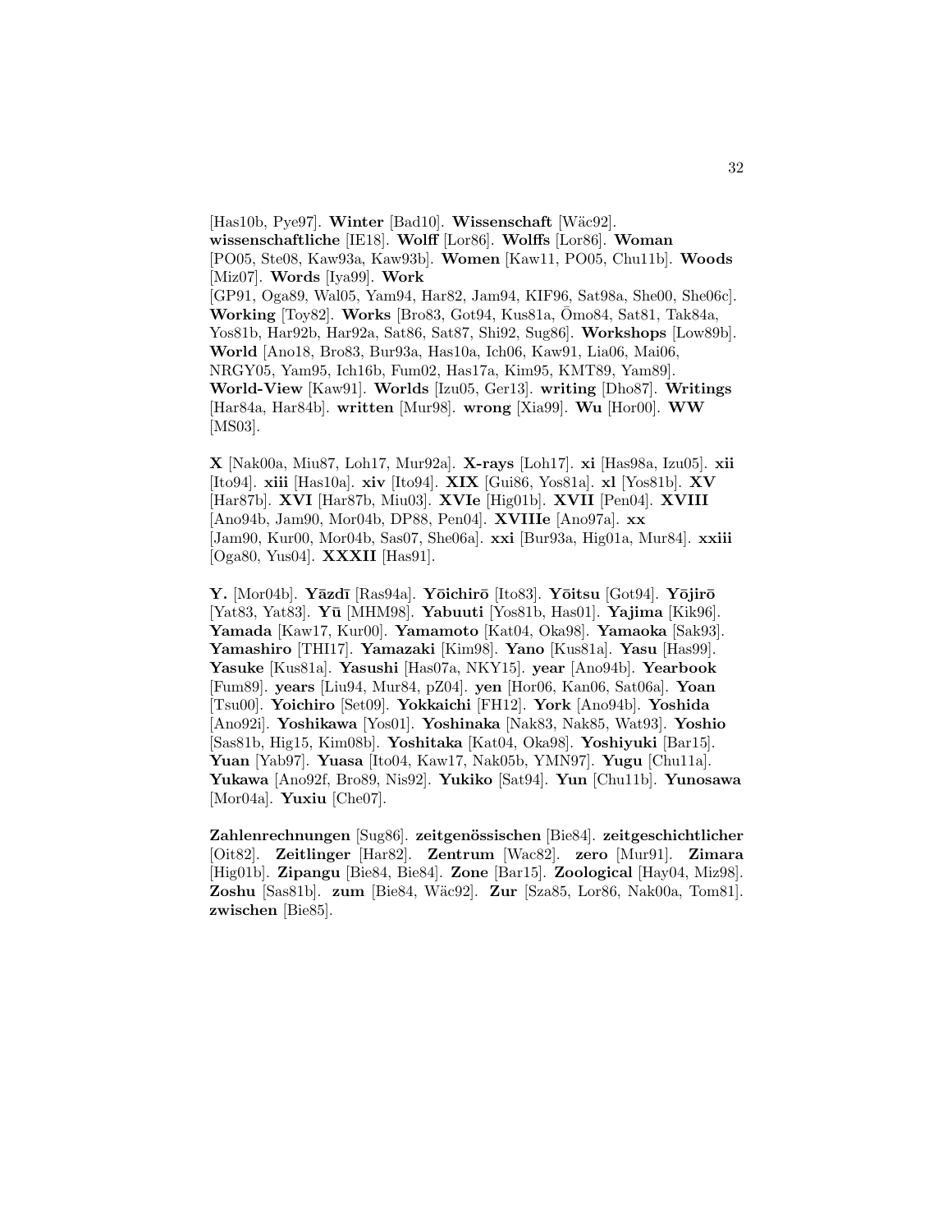[Has10b, Pye97]. **Winter** [Bad10]. **Wissenschaft** [Wäc92]. **wissenschaftliche** [IE18]. **Wolff** [Lor86]. **Wolffs** [Lor86]. **Woman** [PO05, Ste08, Kaw93a, Kaw93b]. **Women** [Kaw11, PO05, Chu11b]. **Woods** [Miz07]. **Words** [Iya99]. **Work** [GP91, Oga89, Wal05, Yam94, Har82, Jam94, KIF96, Sat98a, She00, She06c]. **Working** [Toy82]. **Works** [Bro83, Got94, Kus81a, Ōmo84, Sat81, Tak84a, Yos81b, Har92b, Har92a, Sat86, Sat87, Shi92, Sug86]. **Workshops** [Low89b]. **World** [Ano18, Bro83, Bur93a, Has10a, Ich06, Kaw91, Lia06, Mai06, NRGY05, Yam95, Ich16b, Fum02, Has17a, Kim95, KMT89, Yam89]. **World-View** [Kaw91]. **Worlds** [Izu05, Ger13]. **writing** [Dho87]. **Writings** [Har84a, Har84b]. **written** [Mur98]. **wrong** [Xia99]. **Wu** [Hor00]. **WW** [MS03].

**X** [Nak00a, Miu87, Loh17, Mur92a]. **X-rays** [Loh17]. **xi** [Has98a, Izu05]. **xii** [Ito94]. **xiii** [Has10a]. **xiv** [Ito94]. **XIX** [Gui86, Yos81a]. **xl** [Yos81b]. **XV** [Har87b]. **XVI** [Har87b, Miu03]. **XVIe** [Hig01b]. **XVII** [Pen04]. **XVIII** [Ano94b, Jam90, Mor04b, DP88, Pen04]. **XVIIIe** [Ano97a]. **xx** [Jam90, Kur00, Mor04b, Sas07, She06a]. **xxi** [Bur93a, Hig01a, Mur84]. **xxiii** [Oga80, Yus04]. **XXXII** [Has91].

**Y.** [Mor04b]. **Yāzdī** [Ras94a]. **Yōichirō** [Ito83]. **Yōitsu** [Got94]. **Yōjirō** [Yat83, Yat83]. **Yū** [MHM98]. **Yabuuti** [Yos81b, Has01]. **Yajima** [Kik96]. **Yamada** [Kaw17, Kur00]. **Yamamoto** [Kat04, Oka98]. **Yamaoka** [Sak93]. **Yamashiro** [THI17]. **Yamazaki** [Kim98]. **Yano** [Kus81a]. **Yasu** [Has99]. **Yasuke** [Kus81a]. **Yasushi** [Has07a, NKY15]. **year** [Ano94b]. **Yearbook** [Fum89]. **years** [Liu94, Mur84, pZ04]. **yen** [Hor06, Kan06, Sat06a]. **Yoan** [Tsu00]. **Yoichiro** [Set09]. **Yokkaichi** [FH12]. **York** [Ano94b]. **Yoshida** [Ano92i]. **Yoshikawa** [Yos01]. **Yoshinaka** [Nak83, Nak85, Wat93]. **Yoshio** [Sas81b, Hig15, Kim08b]. **Yoshitaka** [Kat04, Oka98]. **Yoshiyuki** [Bar15]. **Yuan** [Yab97]. **Yuasa** [Ito04, Kaw17, Nak05b, YMN97]. **Yugu** [Chu11a]. **Yukawa** [Ano92f, Bro89, Nis92]. **Yukiko** [Sat94]. **Yun** [Chu11b]. **Yunosawa** [Mor04a]. **Yuxiu** [Che07].

**Zahlenrechnungen** [Sug86]. **zeitgenössischen** [Bie84]. **zeitgeschichtlicher** [Oit82]. **Zeitlinger** [Har82]. **Zentrum** [Wac82]. **zero** [Mur91]. **Zimara** [Hig01b]. **Zipangu** [Bie84, Bie84]. **Zone** [Bar15]. **Zoological** [Hay04, Miz98]. **Zoshu** [Sas81b]. **zum** [Bie84, Wäc92]. **Zur** [Sza85, Lor86, Nak00a, Tom81]. **zwischen** [Bie85].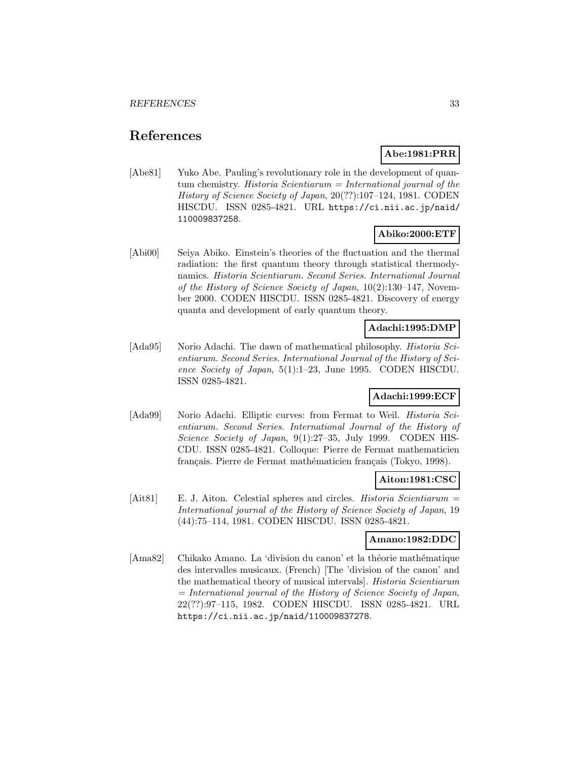# References

**Abe:1981:PRR**

[Abe81] Yuko Abe. Pauling's revolutionary role in the development of quantum chemistry. *Historia Scientiarum = International journal of the History of Science Society of Japan*, 20(??):107–124, 1981. CODEN HISCDU. ISSN 0285-4821. URL https://ci.nii.ac.jp/naid/110009837258.

**Abiko:2000:ETF**

[Abi00] Seiya Abiko. Einstein's theories of the fluctuation and the thermal radiation: the first quantum theory through statistical thermodynamics. *Historia Scientiarum. Second Series. International Journal of the History of Science Society of Japan*, 10(2):130–147, November 2000. CODEN HISCDU. ISSN 0285-4821. Discovery of energy quanta and development of early quantum theory.

**Adachi:1995:DMP**

[Ada95] Norio Adachi. The dawn of mathematical philosophy. *Historia Scientiarum. Second Series. International Journal of the History of Science Society of Japan*, 5(1):1–23, June 1995. CODEN HISCDU. ISSN 0285-4821.

**Adachi:1999:ECF**

[Ada99] Norio Adachi. Elliptic curves: from Fermat to Weil. *Historia Scientiarum. Second Series. International Journal of the History of Science Society of Japan*, 9(1):27–35, July 1999. CODEN HISCDU. ISSN 0285-4821. Colloque: Pierre de Fermat mathematicien français. Pierre de Fermat mathématicien français (Tokyo, 1998).

**Aiton:1981:CSC**

[Ait81] E. J. Aiton. Celestial spheres and circles. *Historia Scientiarum = International journal of the History of Science Society of Japan*, 19 (44):75–114, 1981. CODEN HISCDU. ISSN 0285-4821.

**Amano:1982:DDC**

[Ama82] Chikako Amano. La 'division du canon' et la théorie mathématique des intervalles musicaux. (French) [The 'division of the canon' and the mathematical theory of musical intervals]. *Historia Scientiarum = International journal of the History of Science Society of Japan*, 22(??):97–115, 1982. CODEN HISCDU. ISSN 0285-4821. URL https://ci.nii.ac.jp/naid/110009837278.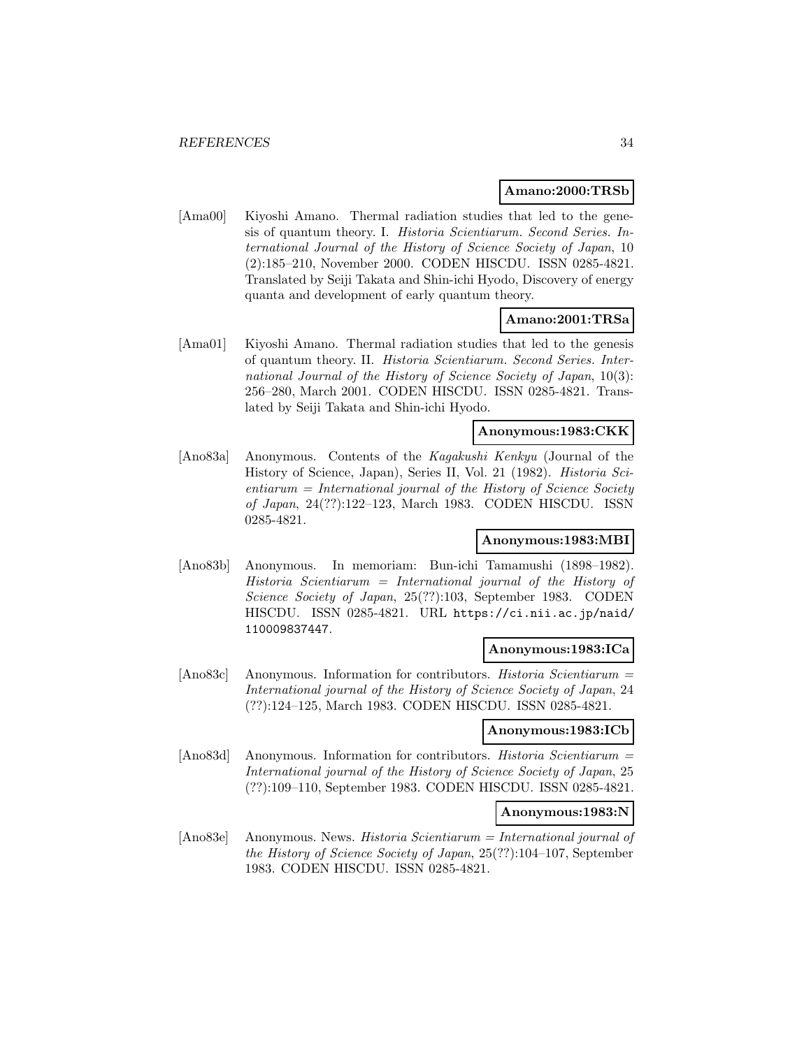**Amano:2000:TRSb**

[Ama00] Kiyoshi Amano. Thermal radiation studies that led to the genesis of quantum theory. I. *Historia Scientiarum. Second Series. International Journal of the History of Science Society of Japan*, 10 (2):185–210, November 2000. CODEN HISCDU. ISSN 0285-4821. Translated by Seiji Takata and Shin-ichi Hyodo, Discovery of energy quanta and development of early quantum theory.

**Amano:2001:TRSa**

[Ama01] Kiyoshi Amano. Thermal radiation studies that led to the genesis of quantum theory. II. *Historia Scientiarum. Second Series. International Journal of the History of Science Society of Japan*, 10(3): 256–280, March 2001. CODEN HISCDU. ISSN 0285-4821. Translated by Seiji Takata and Shin-ichi Hyodo.

**Anonymous:1983:CKK**

[Ano83a] Anonymous. Contents of the *Kagakushi Kenkyu* (Journal of the History of Science, Japan), Series II, Vol. 21 (1982). *Historia Scientiarum = International journal of the History of Science Society of Japan*, 24(??):122–123, March 1983. CODEN HISCDU. ISSN 0285-4821.

**Anonymous:1983:MBI**

[Ano83b] Anonymous. In memoriam: Bun-ichi Tamamushi (1898–1982). *Historia Scientiarum = International journal of the History of Science Society of Japan*, 25(??):103, September 1983. CODEN HISCDU. ISSN 0285-4821. URL https://ci.nii.ac.jp/naid/110009837447.

**Anonymous:1983:ICa**

[Ano83c] Anonymous. Information for contributors. *Historia Scientiarum = International journal of the History of Science Society of Japan*, 24 (??):124–125, March 1983. CODEN HISCDU. ISSN 0285-4821.

**Anonymous:1983:ICb**

[Ano83d] Anonymous. Information for contributors. *Historia Scientiarum = International journal of the History of Science Society of Japan*, 25 (??):109–110, September 1983. CODEN HISCDU. ISSN 0285-4821.

**Anonymous:1983:N**

[Ano83e] Anonymous. News. *Historia Scientiarum = International journal of the History of Science Society of Japan*, 25(??):104–107, September 1983. CODEN HISCDU. ISSN 0285-4821.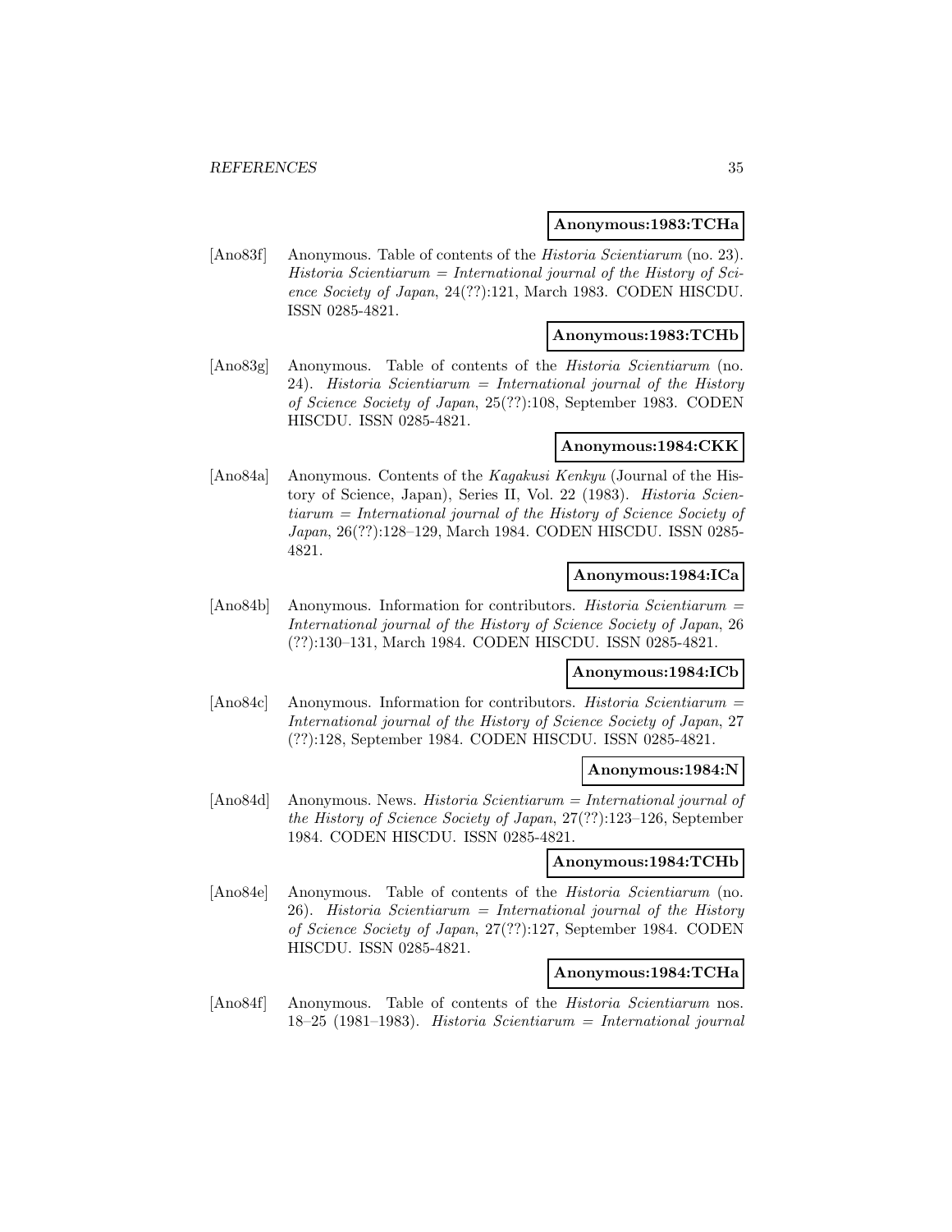**Anonymous:1983:TCHa**

[Ano83f] Anonymous. Table of contents of the *Historia Scientiarum* (no. 23). *Historia Scientiarum = International journal of the History of Science Society of Japan*, 24(??):121, March 1983. CODEN HISCDU. ISSN 0285-4821.

**Anonymous:1983:TCHb**

[Ano83g] Anonymous. Table of contents of the *Historia Scientiarum* (no. 24). *Historia Scientiarum = International journal of the History of Science Society of Japan*, 25(??):108, September 1983. CODEN HISCDU. ISSN 0285-4821.

**Anonymous:1984:CKK**

[Ano84a] Anonymous. Contents of the *Kagakusi Kenkyu* (Journal of the History of Science, Japan), Series II, Vol. 22 (1983). *Historia Scientiarum = International journal of the History of Science Society of Japan*, 26(??):128–129, March 1984. CODEN HISCDU. ISSN 0285-4821.

**Anonymous:1984:ICa**

[Ano84b] Anonymous. Information for contributors. *Historia Scientiarum = International journal of the History of Science Society of Japan*, 26 (??):130–131, March 1984. CODEN HISCDU. ISSN 0285-4821.

**Anonymous:1984:ICb**

[Ano84c] Anonymous. Information for contributors. *Historia Scientiarum = International journal of the History of Science Society of Japan*, 27 (??):128, September 1984. CODEN HISCDU. ISSN 0285-4821.

**Anonymous:1984:N**

[Ano84d] Anonymous. News. *Historia Scientiarum = International journal of the History of Science Society of Japan*, 27(??):123–126, September 1984. CODEN HISCDU. ISSN 0285-4821.

**Anonymous:1984:TCHb**

[Ano84e] Anonymous. Table of contents of the *Historia Scientiarum* (no. 26). *Historia Scientiarum = International journal of the History of Science Society of Japan*, 27(??):127, September 1984. CODEN HISCDU. ISSN 0285-4821.

**Anonymous:1984:TCHa**

[Ano84f] Anonymous. Table of contents of the *Historia Scientiarum* nos. 18–25 (1981–1983). *Historia Scientiarum = International journal*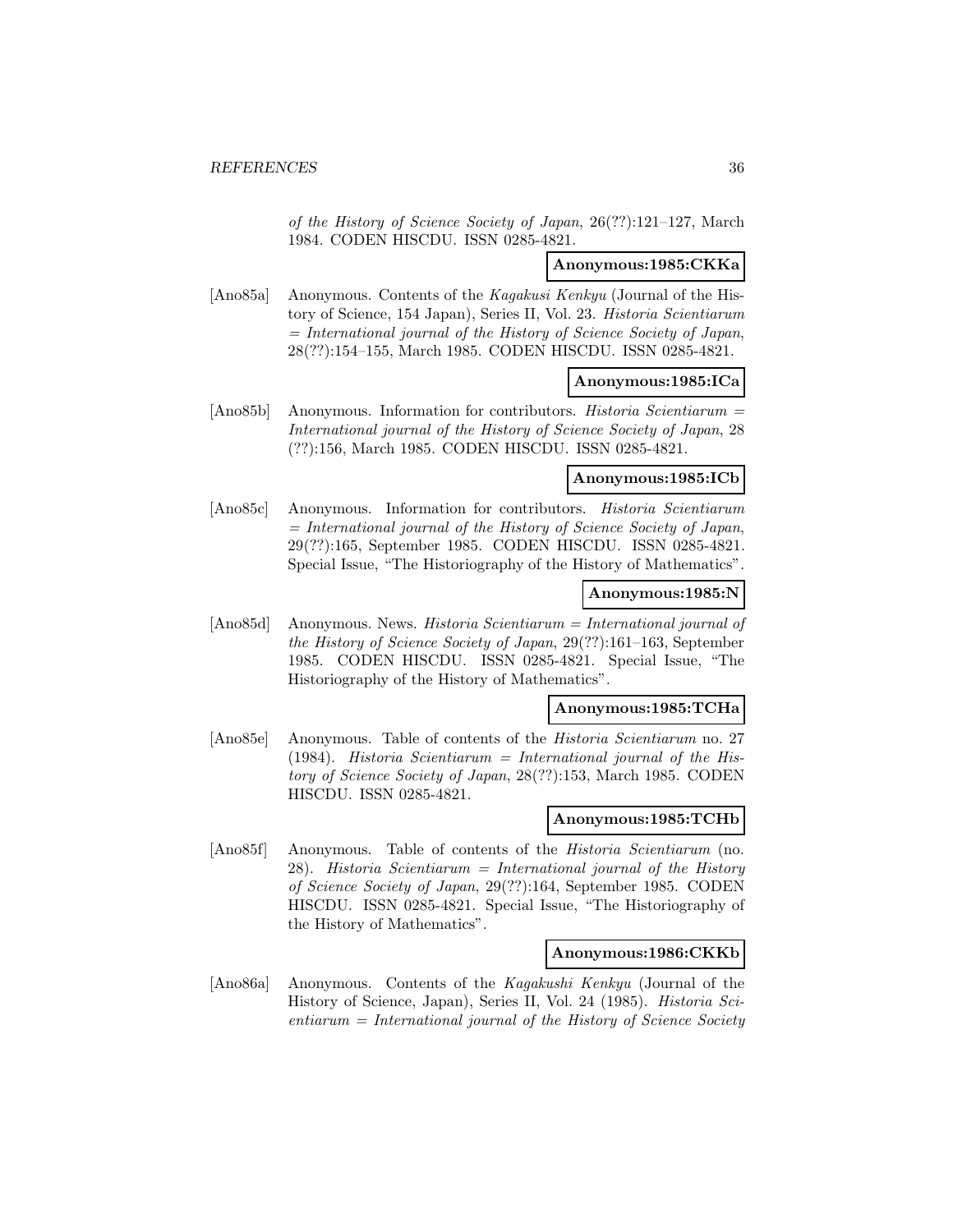*of the History of Science Society of Japan*, 26(??):121–127, March 1984. CODEN HISCDU. ISSN 0285-4821.

**Anonymous:1985:CKKa**

[Ano85a] Anonymous. Contents of the *Kagakusi Kenkyu* (Journal of the History of Science, 154 Japan), Series II, Vol. 23. *Historia Scientiarum = International journal of the History of Science Society of Japan*, 28(??):154–155, March 1985. CODEN HISCDU. ISSN 0285-4821.

**Anonymous:1985:ICa**

[Ano85b] Anonymous. Information for contributors. *Historia Scientiarum = International journal of the History of Science Society of Japan*, 28 (??):156, March 1985. CODEN HISCDU. ISSN 0285-4821.

**Anonymous:1985:ICb**

[Ano85c] Anonymous. Information for contributors. *Historia Scientiarum = International journal of the History of Science Society of Japan*, 29(??):165, September 1985. CODEN HISCDU. ISSN 0285-4821. Special Issue, "The Historiography of the History of Mathematics".

**Anonymous:1985:N**

[Ano85d] Anonymous. News. *Historia Scientiarum = International journal of the History of Science Society of Japan*, 29(??):161–163, September 1985. CODEN HISCDU. ISSN 0285-4821. Special Issue, "The Historiography of the History of Mathematics".

**Anonymous:1985:TCHa**

[Ano85e] Anonymous. Table of contents of the *Historia Scientiarum* no. 27 (1984). *Historia Scientiarum = International journal of the History of Science Society of Japan*, 28(??):153, March 1985. CODEN HISCDU. ISSN 0285-4821.

**Anonymous:1985:TCHb**

[Ano85f] Anonymous. Table of contents of the *Historia Scientiarum* (no. 28). *Historia Scientiarum = International journal of the History of Science Society of Japan*, 29(??):164, September 1985. CODEN HISCDU. ISSN 0285-4821. Special Issue, "The Historiography of the History of Mathematics".

**Anonymous:1986:CKKb**

[Ano86a] Anonymous. Contents of the *Kagakushi Kenkyu* (Journal of the History of Science, Japan), Series II, Vol. 24 (1985). *Historia Scientiarum = International journal of the History of Science Society*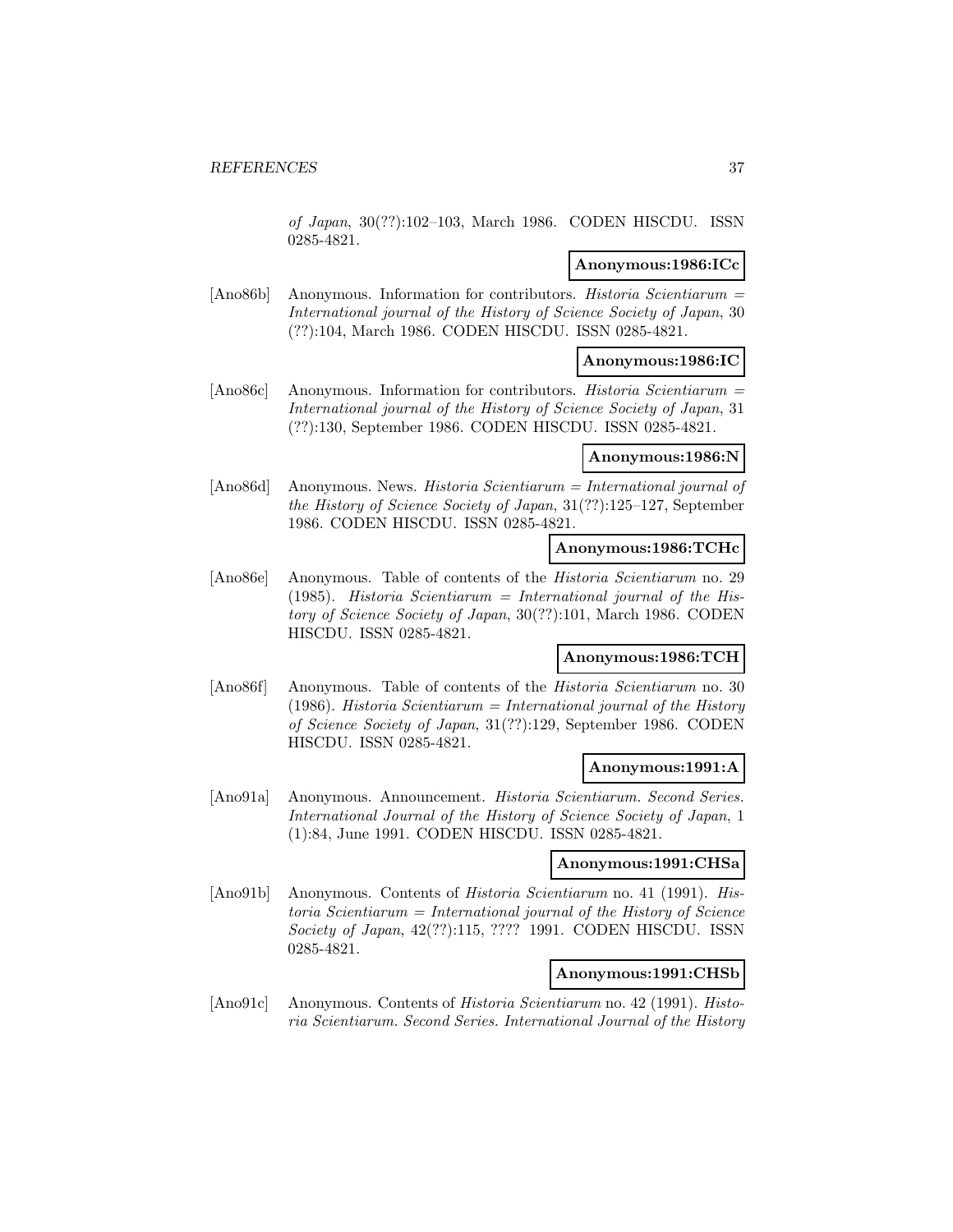*of Japan*, 30(??):102–103, March 1986. CODEN HISCDU. ISSN 0285-4821.

**Anonymous:1986:ICc**

[Ano86b] Anonymous. Information for contributors. *Historia Scientiarum = International journal of the History of Science Society of Japan*, 30 (??):104, March 1986. CODEN HISCDU. ISSN 0285-4821.

**Anonymous:1986:IC**

[Ano86c] Anonymous. Information for contributors. *Historia Scientiarum = International journal of the History of Science Society of Japan*, 31 (??):130, September 1986. CODEN HISCDU. ISSN 0285-4821.

**Anonymous:1986:N**

[Ano86d] Anonymous. News. *Historia Scientiarum = International journal of the History of Science Society of Japan*, 31(??):125–127, September 1986. CODEN HISCDU. ISSN 0285-4821.

**Anonymous:1986:TCHc**

[Ano86e] Anonymous. Table of contents of the *Historia Scientiarum* no. 29 (1985). *Historia Scientiarum = International journal of the History of Science Society of Japan*, 30(??):101, March 1986. CODEN HISCDU. ISSN 0285-4821.

**Anonymous:1986:TCH**

[Ano86f] Anonymous. Table of contents of the *Historia Scientiarum* no. 30 (1986). *Historia Scientiarum = International journal of the History of Science Society of Japan*, 31(??):129, September 1986. CODEN HISCDU. ISSN 0285-4821.

**Anonymous:1991:A**

[Ano91a] Anonymous. Announcement. *Historia Scientiarum. Second Series. International Journal of the History of Science Society of Japan*, 1 (1):84, June 1991. CODEN HISCDU. ISSN 0285-4821.

**Anonymous:1991:CHSa**

[Ano91b] Anonymous. Contents of *Historia Scientiarum* no. 41 (1991). *Historia Scientiarum = International journal of the History of Science Society of Japan*, 42(??):115, ???? 1991. CODEN HISCDU. ISSN 0285-4821.

**Anonymous:1991:CHSb**

[Ano91c] Anonymous. Contents of *Historia Scientiarum* no. 42 (1991). *Historia Scientiarum. Second Series. International Journal of the History*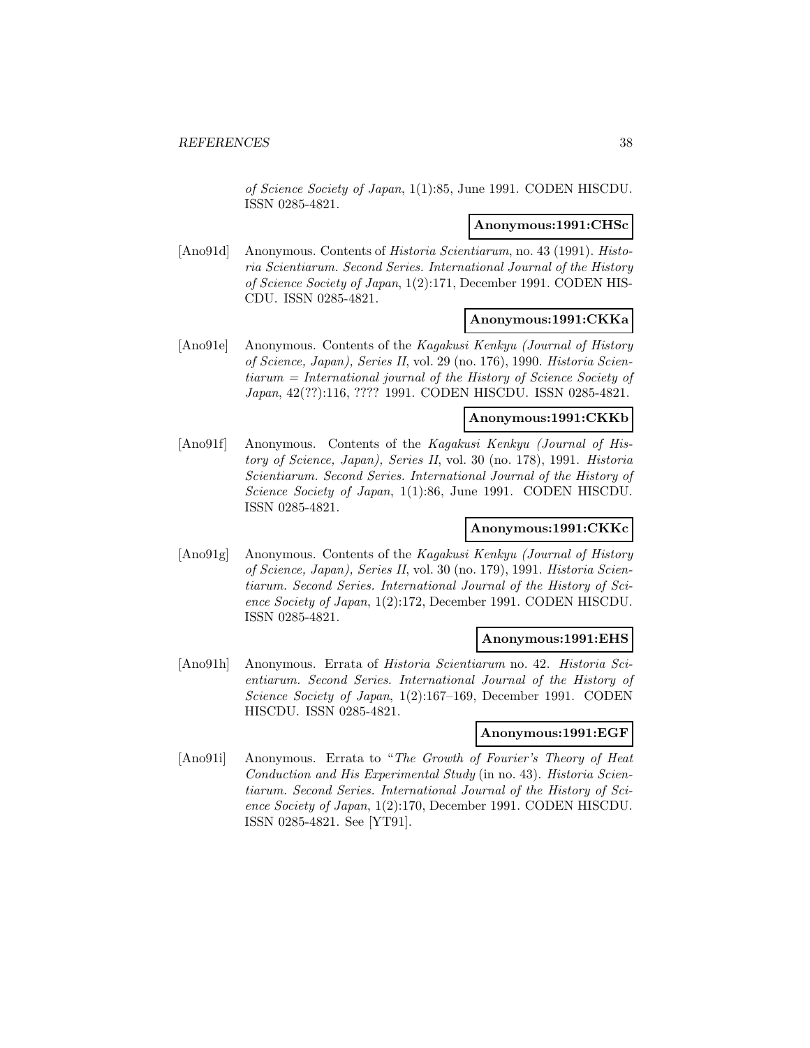*of Science Society of Japan*, 1(1):85, June 1991. CODEN HISCDU. ISSN 0285-4821.

**Anonymous:1991:CHSc**

[Ano91d] Anonymous. Contents of *Historia Scientiarum*, no. 43 (1991). *Historia Scientiarum. Second Series. International Journal of the History of Science Society of Japan*, 1(2):171, December 1991. CODEN HISCDU. ISSN 0285-4821.

**Anonymous:1991:CKKa**

[Ano91e] Anonymous. Contents of the *Kagakusi Kenkyu (Journal of History of Science, Japan), Series II*, vol. 29 (no. 176), 1990. *Historia Scientiarum = International journal of the History of Science Society of Japan*, 42(??):116, ???? 1991. CODEN HISCDU. ISSN 0285-4821.

**Anonymous:1991:CKKb**

[Ano91f] Anonymous. Contents of the *Kagakusi Kenkyu (Journal of History of Science, Japan), Series II*, vol. 30 (no. 178), 1991. *Historia Scientiarum. Second Series. International Journal of the History of Science Society of Japan*, 1(1):86, June 1991. CODEN HISCDU. ISSN 0285-4821.

**Anonymous:1991:CKKc**

[Ano91g] Anonymous. Contents of the *Kagakusi Kenkyu (Journal of History of Science, Japan), Series II*, vol. 30 (no. 179), 1991. *Historia Scientiarum. Second Series. International Journal of the History of Science Society of Japan*, 1(2):172, December 1991. CODEN HISCDU. ISSN 0285-4821.

**Anonymous:1991:EHS**

[Ano91h] Anonymous. Errata of *Historia Scientiarum* no. 42. *Historia Scientiarum. Second Series. International Journal of the History of Science Society of Japan*, 1(2):167–169, December 1991. CODEN HISCDU. ISSN 0285-4821.

**Anonymous:1991:EGF**

[Ano91i] Anonymous. Errata to "*The Growth of Fourier's Theory of Heat Conduction and His Experimental Study* (in no. 43). *Historia Scientiarum. Second Series. International Journal of the History of Science Society of Japan*, 1(2):170, December 1991. CODEN HISCDU. ISSN 0285-4821. See [YT91].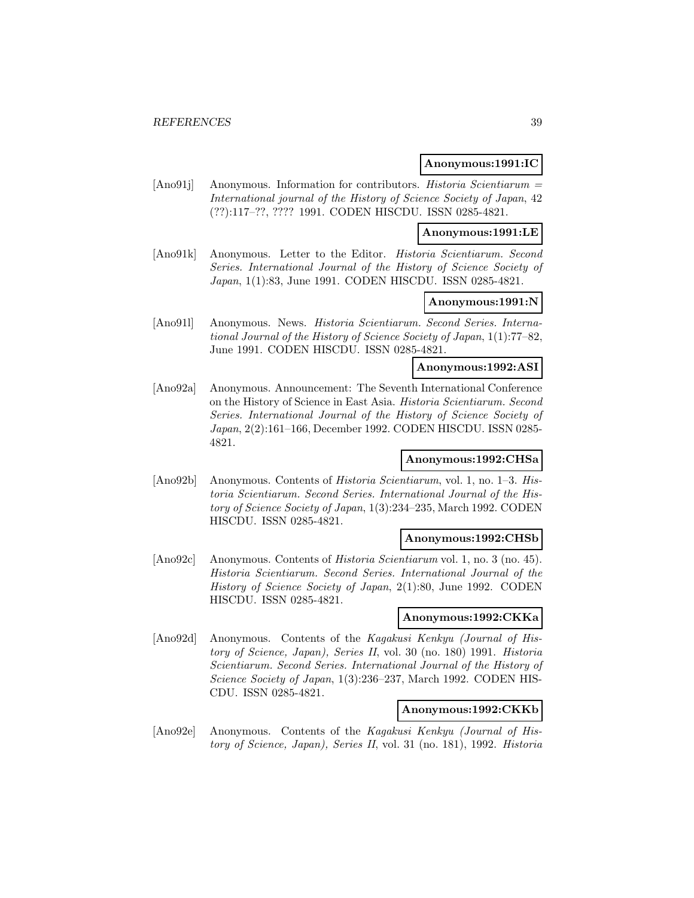**Anonymous:1991:IC**

[Ano91j] Anonymous. Information for contributors. *Historia Scientiarum = International journal of the History of Science Society of Japan*, 42 (??):117–??, ???? 1991. CODEN HISCDU. ISSN 0285-4821.

**Anonymous:1991:LE**

[Ano91k] Anonymous. Letter to the Editor. *Historia Scientiarum. Second Series. International Journal of the History of Science Society of Japan*, 1(1):83, June 1991. CODEN HISCDU. ISSN 0285-4821.

**Anonymous:1991:N**

[Ano91l] Anonymous. News. *Historia Scientiarum. Second Series. International Journal of the History of Science Society of Japan*, 1(1):77–82, June 1991. CODEN HISCDU. ISSN 0285-4821.

**Anonymous:1992:ASI**

[Ano92a] Anonymous. Announcement: The Seventh International Conference on the History of Science in East Asia. *Historia Scientiarum. Second Series. International Journal of the History of Science Society of Japan*, 2(2):161–166, December 1992. CODEN HISCDU. ISSN 0285-4821.

**Anonymous:1992:CHSa**

[Ano92b] Anonymous. Contents of *Historia Scientiarum*, vol. 1, no. 1–3. *Historia Scientiarum. Second Series. International Journal of the History of Science Society of Japan*, 1(3):234–235, March 1992. CODEN HISCDU. ISSN 0285-4821.

**Anonymous:1992:CHSb**

[Ano92c] Anonymous. Contents of *Historia Scientiarum* vol. 1, no. 3 (no. 45). *Historia Scientiarum. Second Series. International Journal of the History of Science Society of Japan*, 2(1):80, June 1992. CODEN HISCDU. ISSN 0285-4821.

**Anonymous:1992:CKKa**

[Ano92d] Anonymous. Contents of the *Kagakusi Kenkyu (Journal of History of Science, Japan), Series II*, vol. 30 (no. 180) 1991. *Historia Scientiarum. Second Series. International Journal of the History of Science Society of Japan*, 1(3):236–237, March 1992. CODEN HISCDU. ISSN 0285-4821.

**Anonymous:1992:CKKb**

[Ano92e] Anonymous. Contents of the *Kagakusi Kenkyu (Journal of History of Science, Japan), Series II*, vol. 31 (no. 181), 1992. *Historia*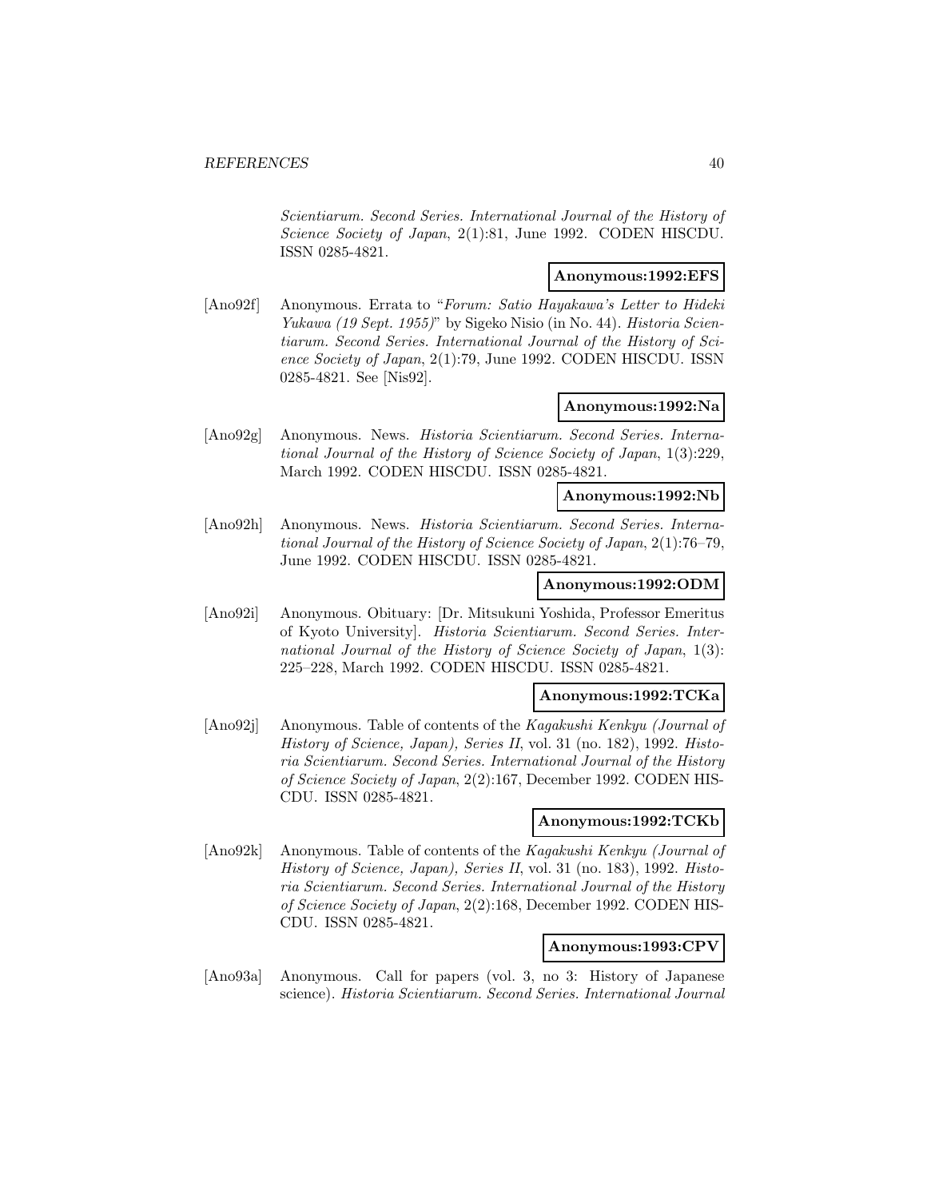*Scientiarum. Second Series. International Journal of the History of Science Society of Japan*, 2(1):81, June 1992. CODEN HISCDU. ISSN 0285-4821.

**Anonymous:1992:EFS**

[Ano92f] Anonymous. Errata to "*Forum: Satio Hayakawa's Letter to Hideki Yukawa (19 Sept. 1955)*" by Sigeko Nisio (in No. 44). *Historia Scientiarum. Second Series. International Journal of the History of Science Society of Japan*, 2(1):79, June 1992. CODEN HISCDU. ISSN 0285-4821. See [Nis92].

**Anonymous:1992:Na**

[Ano92g] Anonymous. News. *Historia Scientiarum. Second Series. International Journal of the History of Science Society of Japan*, 1(3):229, March 1992. CODEN HISCDU. ISSN 0285-4821.

**Anonymous:1992:Nb**

[Ano92h] Anonymous. News. *Historia Scientiarum. Second Series. International Journal of the History of Science Society of Japan*, 2(1):76–79, June 1992. CODEN HISCDU. ISSN 0285-4821.

**Anonymous:1992:ODM**

[Ano92i] Anonymous. Obituary: [Dr. Mitsukuni Yoshida, Professor Emeritus of Kyoto University]. *Historia Scientiarum. Second Series. International Journal of the History of Science Society of Japan*, 1(3): 225–228, March 1992. CODEN HISCDU. ISSN 0285-4821.

**Anonymous:1992:TCKa**

[Ano92j] Anonymous. Table of contents of the *Kagakushi Kenkyu (Journal of History of Science, Japan), Series II*, vol. 31 (no. 182), 1992. *Historia Scientiarum. Second Series. International Journal of the History of Science Society of Japan*, 2(2):167, December 1992. CODEN HISCDU. ISSN 0285-4821.

**Anonymous:1992:TCKb**

[Ano92k] Anonymous. Table of contents of the *Kagakushi Kenkyu (Journal of History of Science, Japan), Series II*, vol. 31 (no. 183), 1992. *Historia Scientiarum. Second Series. International Journal of the History of Science Society of Japan*, 2(2):168, December 1992. CODEN HISCDU. ISSN 0285-4821.

**Anonymous:1993:CPV**

[Ano93a] Anonymous. Call for papers (vol. 3, no 3: History of Japanese science). *Historia Scientiarum. Second Series. International Journal*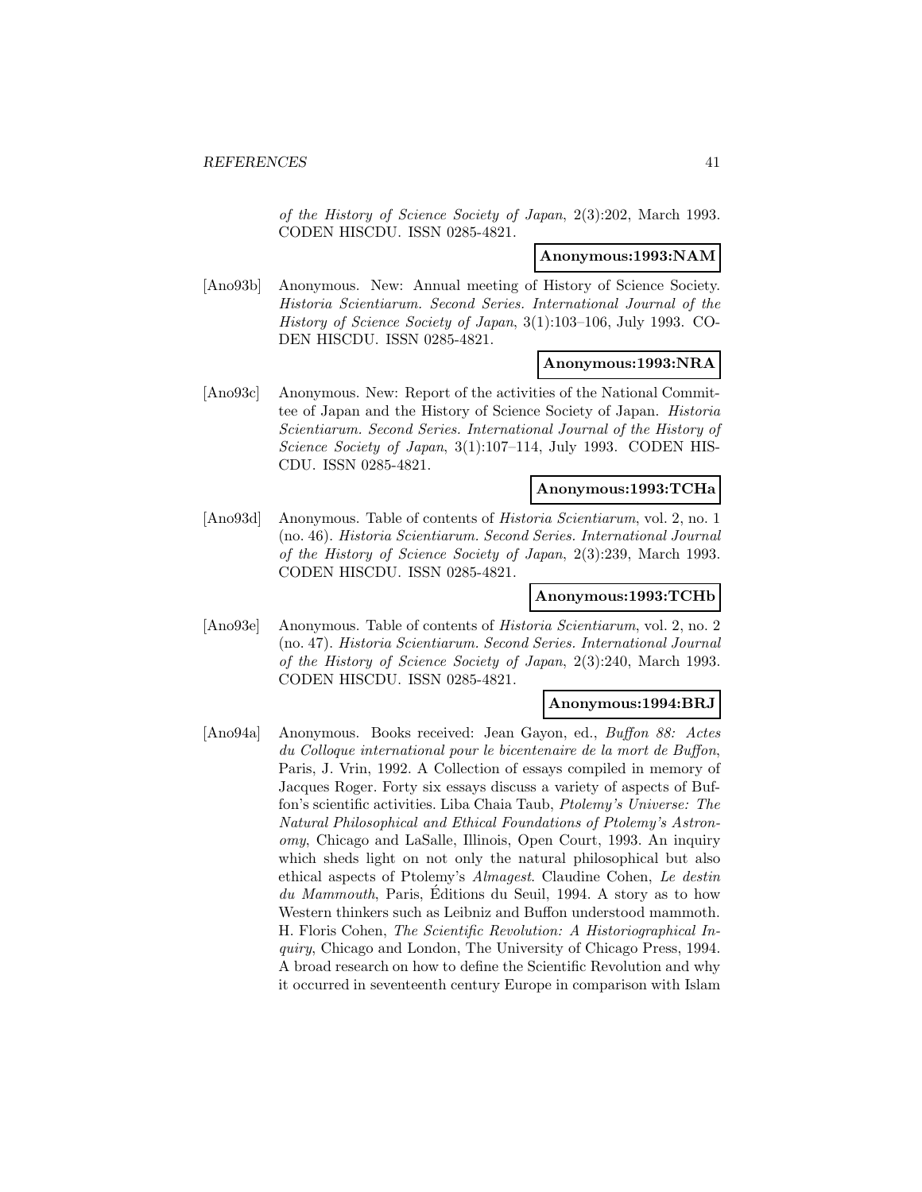of the History of Science Society of Japan, 2(3):202, March 1993. CODEN HISCDU. ISSN 0285-4821.

**Anonymous:1993:NAM**

[Ano93b] Anonymous. New: Annual meeting of History of Science Society. *Historia Scientiarum. Second Series. International Journal of the History of Science Society of Japan*, 3(1):103–106, July 1993. CODEN HISCDU. ISSN 0285-4821.

**Anonymous:1993:NRA**

[Ano93c] Anonymous. New: Report of the activities of the National Committee of Japan and the History of Science Society of Japan. *Historia Scientiarum. Second Series. International Journal of the History of Science Society of Japan*, 3(1):107–114, July 1993. CODEN HISCDU. ISSN 0285-4821.

**Anonymous:1993:TCHa**

[Ano93d] Anonymous. Table of contents of *Historia Scientiarum*, vol. 2, no. 1 (no. 46). *Historia Scientiarum. Second Series. International Journal of the History of Science Society of Japan*, 2(3):239, March 1993. CODEN HISCDU. ISSN 0285-4821.

**Anonymous:1993:TCHb**

[Ano93e] Anonymous. Table of contents of *Historia Scientiarum*, vol. 2, no. 2 (no. 47). *Historia Scientiarum. Second Series. International Journal of the History of Science Society of Japan*, 2(3):240, March 1993. CODEN HISCDU. ISSN 0285-4821.

**Anonymous:1994:BRJ**

[Ano94a] Anonymous. Books received: Jean Gayon, ed., *Buffon 88: Actes du Colloque international pour le bicentenaire de la mort de Buffon*, Paris, J. Vrin, 1992. A Collection of essays compiled in memory of Jacques Roger. Forty six essays discuss a variety of aspects of Buffon's scientific activities. Liba Chaia Taub, *Ptolemy's Universe: The Natural Philosophical and Ethical Foundations of Ptolemy's Astronomy*, Chicago and LaSalle, Illinois, Open Court, 1993. An inquiry which sheds light on not only the natural philosophical but also ethical aspects of Ptolemy's *Almagest*. Claudine Cohen, *Le destin du Mammouth*, Paris, Éditions du Seuil, 1994. A story as to how Western thinkers such as Leibniz and Buffon understood mammoth. H. Floris Cohen, *The Scientific Revolution: A Historiographical Inquiry*, Chicago and London, The University of Chicago Press, 1994. A broad research on how to define the Scientific Revolution and why it occurred in seventeenth century Europe in comparison with Islam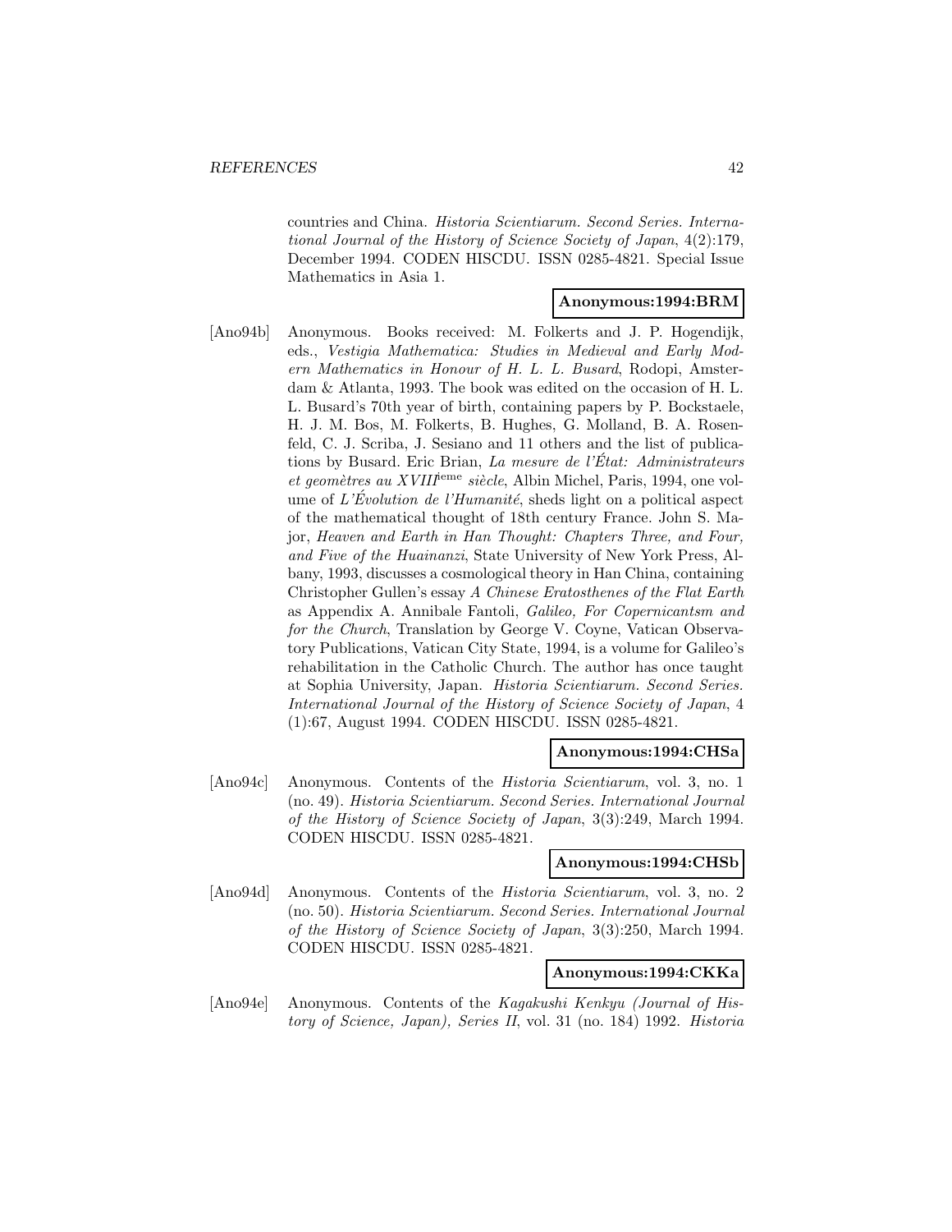countries and China. *Historia Scientiarum. Second Series. International Journal of the History of Science Society of Japan*, 4(2):179, December 1994. CODEN HISCDU. ISSN 0285-4821. Special Issue Mathematics in Asia 1.

**Anonymous:1994:BRM**

[Ano94b] Anonymous. Books received: M. Folkerts and J. P. Hogendijk, eds., *Vestigia Mathematica: Studies in Medieval and Early Modern Mathematics in Honour of H. L. L. Busard*, Rodopi, Amsterdam & Atlanta, 1993. The book was edited on the occasion of H. L. L. Busard's 70th year of birth, containing papers by P. Bockstaele, H. J. M. Bos, M. Folkerts, B. Hughes, G. Molland, B. A. Rosenfeld, C. J. Scriba, J. Sesiano and 11 others and the list of publications by Busard. Eric Brian, *La mesure de l'État: Administrateurs et geomètres au XVIII*ieme *siècle*, Albin Michel, Paris, 1994, one volume of *L'Évolution de l'Humanité*, sheds light on a political aspect of the mathematical thought of 18th century France. John S. Major, *Heaven and Earth in Han Thought: Chapters Three, and Four, and Five of the Huainanzi*, State University of New York Press, Albany, 1993, discusses a cosmological theory in Han China, containing Christopher Gullen's essay *A Chinese Eratosthenes of the Flat Earth* as Appendix A. Annibale Fantoli, *Galileo, For Copernicantsm and for the Church*, Translation by George V. Coyne, Vatican Observatory Publications, Vatican City State, 1994, is a volume for Galileo's rehabilitation in the Catholic Church. The author has once taught at Sophia University, Japan. *Historia Scientiarum. Second Series. International Journal of the History of Science Society of Japan*, 4 (1):67, August 1994. CODEN HISCDU. ISSN 0285-4821.

**Anonymous:1994:CHSa**

[Ano94c] Anonymous. Contents of the *Historia Scientiarum*, vol. 3, no. 1 (no. 49). *Historia Scientiarum. Second Series. International Journal of the History of Science Society of Japan*, 3(3):249, March 1994. CODEN HISCDU. ISSN 0285-4821.

**Anonymous:1994:CHSb**

[Ano94d] Anonymous. Contents of the *Historia Scientiarum*, vol. 3, no. 2 (no. 50). *Historia Scientiarum. Second Series. International Journal of the History of Science Society of Japan*, 3(3):250, March 1994. CODEN HISCDU. ISSN 0285-4821.

**Anonymous:1994:CKKa**

[Ano94e] Anonymous. Contents of the *Kagakushi Kenkyu (Journal of History of Science, Japan), Series II*, vol. 31 (no. 184) 1992. *Historia*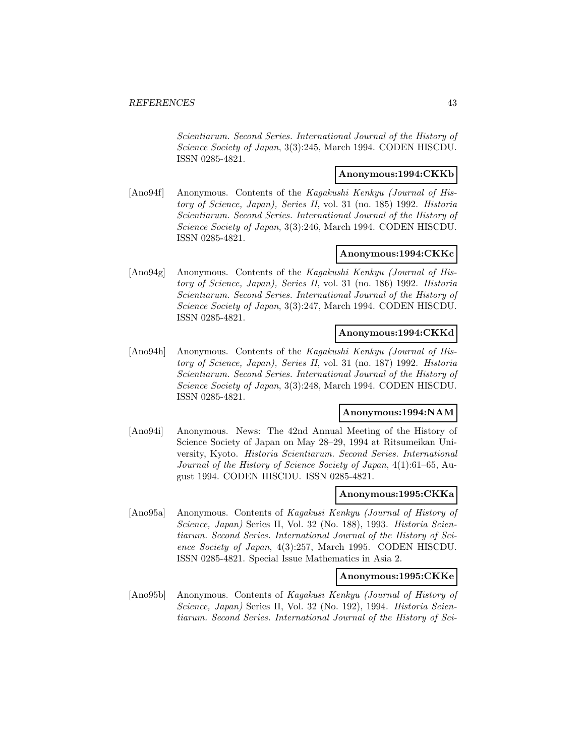*Scientiarum. Second Series. International Journal of the History of Science Society of Japan*, 3(3):245, March 1994. CODEN HISCDU. ISSN 0285-4821.

**Anonymous:1994:CKKb**

[Ano94f] Anonymous. Contents of the *Kagakushi Kenkyu (Journal of History of Science, Japan), Series II*, vol. 31 (no. 185) 1992. *Historia Scientiarum. Second Series. International Journal of the History of Science Society of Japan*, 3(3):246, March 1994. CODEN HISCDU. ISSN 0285-4821.

**Anonymous:1994:CKKc**

[Ano94g] Anonymous. Contents of the *Kagakushi Kenkyu (Journal of History of Science, Japan), Series II*, vol. 31 (no. 186) 1992. *Historia Scientiarum. Second Series. International Journal of the History of Science Society of Japan*, 3(3):247, March 1994. CODEN HISCDU. ISSN 0285-4821.

**Anonymous:1994:CKKd**

[Ano94h] Anonymous. Contents of the *Kagakushi Kenkyu (Journal of History of Science, Japan), Series II*, vol. 31 (no. 187) 1992. *Historia Scientiarum. Second Series. International Journal of the History of Science Society of Japan*, 3(3):248, March 1994. CODEN HISCDU. ISSN 0285-4821.

**Anonymous:1994:NAM**

[Ano94i] Anonymous. News: The 42nd Annual Meeting of the History of Science Society of Japan on May 28–29, 1994 at Ritsumeikan University, Kyoto. *Historia Scientiarum. Second Series. International Journal of the History of Science Society of Japan*, 4(1):61–65, August 1994. CODEN HISCDU. ISSN 0285-4821.

**Anonymous:1995:CKKa**

[Ano95a] Anonymous. Contents of *Kagakusi Kenkyu (Journal of History of Science, Japan)* Series II, Vol. 32 (No. 188), 1993. *Historia Scientiarum. Second Series. International Journal of the History of Science Society of Japan*, 4(3):257, March 1995. CODEN HISCDU. ISSN 0285-4821. Special Issue Mathematics in Asia 2.

**Anonymous:1995:CKKe**

[Ano95b] Anonymous. Contents of *Kagakusi Kenkyu (Journal of History of Science, Japan)* Series II, Vol. 32 (No. 192), 1994. *Historia Scientiarum. Second Series. International Journal of the History of Sci-*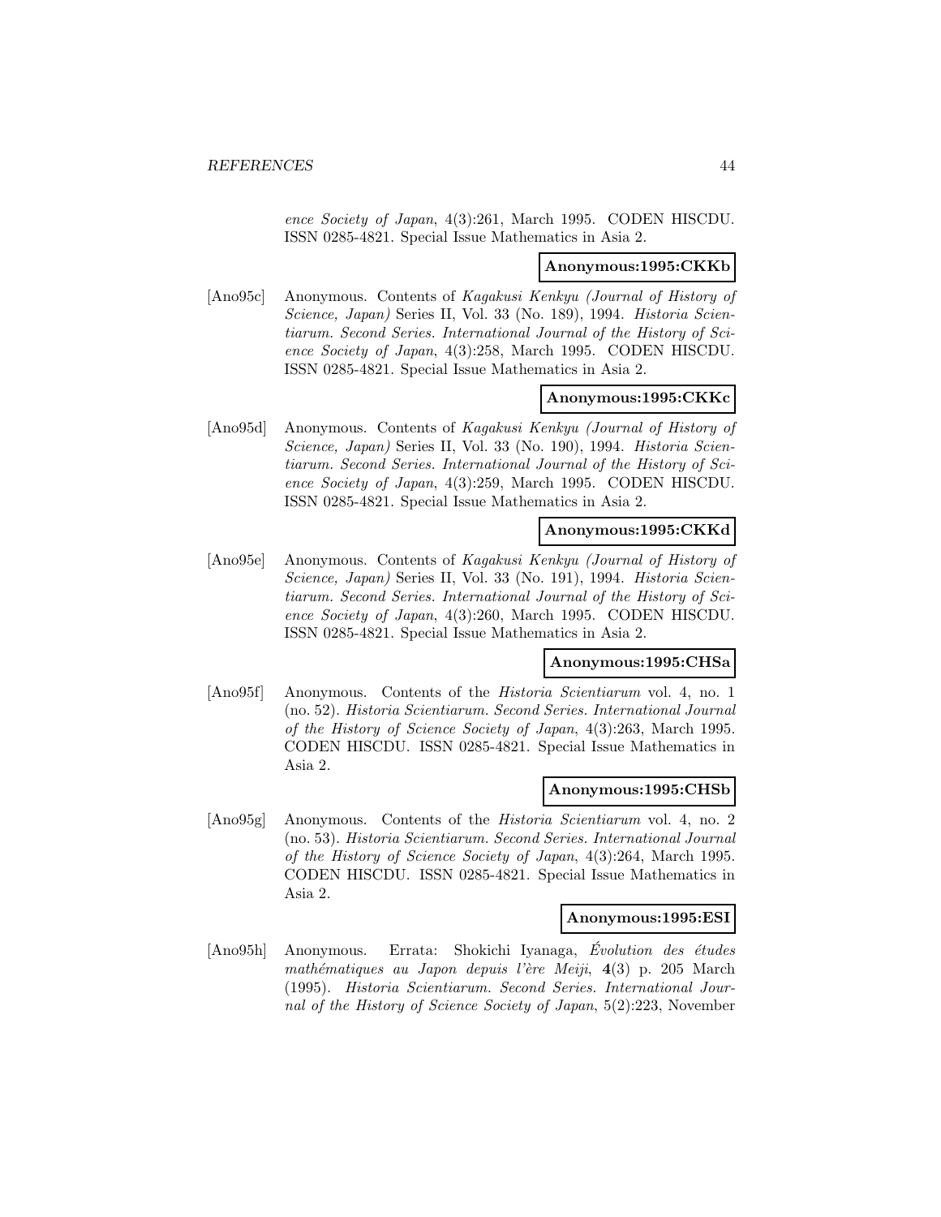ence Society of Japan, 4(3):261, March 1995. CODEN HISCDU. ISSN 0285-4821. Special Issue Mathematics in Asia 2.

**Anonymous:1995:CKKb**

[Ano95c] Anonymous. Contents of *Kagakusi Kenkyu (Journal of History of Science, Japan)* Series II, Vol. 33 (No. 189), 1994. *Historia Scientiarum. Second Series. International Journal of the History of Science Society of Japan*, 4(3):258, March 1995. CODEN HISCDU. ISSN 0285-4821. Special Issue Mathematics in Asia 2.

**Anonymous:1995:CKKc**

[Ano95d] Anonymous. Contents of *Kagakusi Kenkyu (Journal of History of Science, Japan)* Series II, Vol. 33 (No. 190), 1994. *Historia Scientiarum. Second Series. International Journal of the History of Science Society of Japan*, 4(3):259, March 1995. CODEN HISCDU. ISSN 0285-4821. Special Issue Mathematics in Asia 2.

**Anonymous:1995:CKKd**

[Ano95e] Anonymous. Contents of *Kagakusi Kenkyu (Journal of History of Science, Japan)* Series II, Vol. 33 (No. 191), 1994. *Historia Scientiarum. Second Series. International Journal of the History of Science Society of Japan*, 4(3):260, March 1995. CODEN HISCDU. ISSN 0285-4821. Special Issue Mathematics in Asia 2.

**Anonymous:1995:CHSa**

[Ano95f] Anonymous. Contents of the *Historia Scientiarum* vol. 4, no. 1 (no. 52). *Historia Scientiarum. Second Series. International Journal of the History of Science Society of Japan*, 4(3):263, March 1995. CODEN HISCDU. ISSN 0285-4821. Special Issue Mathematics in Asia 2.

**Anonymous:1995:CHSb**

[Ano95g] Anonymous. Contents of the *Historia Scientiarum* vol. 4, no. 2 (no. 53). *Historia Scientiarum. Second Series. International Journal of the History of Science Society of Japan*, 4(3):264, March 1995. CODEN HISCDU. ISSN 0285-4821. Special Issue Mathematics in Asia 2.

**Anonymous:1995:ESI**

[Ano95h] Anonymous. Errata: Shokichi Iyanaga, *Évolution des études mathématiques au Japon depuis l'ère Meiji*, **4**(3) p. 205 March (1995). *Historia Scientiarum. Second Series. International Journal of the History of Science Society of Japan*, 5(2):223, November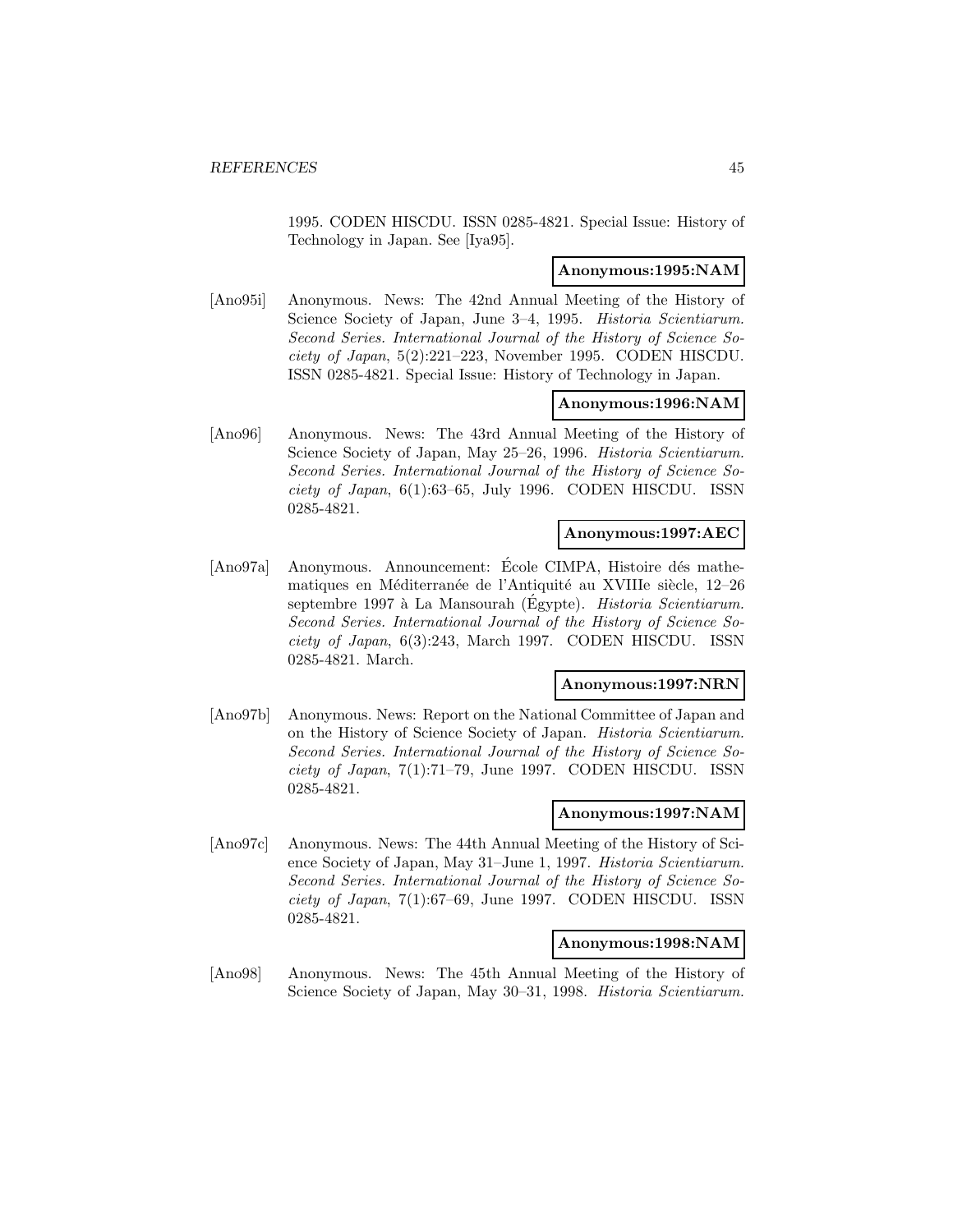1995. CODEN HISCDU. ISSN 0285-4821. Special Issue: History of Technology in Japan. See [Iya95].

**Anonymous:1995:NAM**

[Ano95i] Anonymous. News: The 42nd Annual Meeting of the History of Science Society of Japan, June 3–4, 1995. *Historia Scientiarum. Second Series. International Journal of the History of Science Society of Japan*, 5(2):221–223, November 1995. CODEN HISCDU. ISSN 0285-4821. Special Issue: History of Technology in Japan.

**Anonymous:1996:NAM**

[Ano96] Anonymous. News: The 43rd Annual Meeting of the History of Science Society of Japan, May 25–26, 1996. *Historia Scientiarum. Second Series. International Journal of the History of Science Society of Japan*, 6(1):63–65, July 1996. CODEN HISCDU. ISSN 0285-4821.

**Anonymous:1997:AEC**

[Ano97a] Anonymous. Announcement: École CIMPA, Histoire dés mathematiques en Méditerranée de l'Antiquité au XVIIIe siècle, 12–26 septembre 1997 à La Mansourah (Égypte). *Historia Scientiarum. Second Series. International Journal of the History of Science Society of Japan*, 6(3):243, March 1997. CODEN HISCDU. ISSN 0285-4821. March.

**Anonymous:1997:NRN**

[Ano97b] Anonymous. News: Report on the National Committee of Japan and on the History of Science Society of Japan. *Historia Scientiarum. Second Series. International Journal of the History of Science Society of Japan*, 7(1):71–79, June 1997. CODEN HISCDU. ISSN 0285-4821.

**Anonymous:1997:NAM**

[Ano97c] Anonymous. News: The 44th Annual Meeting of the History of Science Society of Japan, May 31–June 1, 1997. *Historia Scientiarum. Second Series. International Journal of the History of Science Society of Japan*, 7(1):67–69, June 1997. CODEN HISCDU. ISSN 0285-4821.

**Anonymous:1998:NAM**

[Ano98] Anonymous. News: The 45th Annual Meeting of the History of Science Society of Japan, May 30–31, 1998. *Historia Scientiarum.*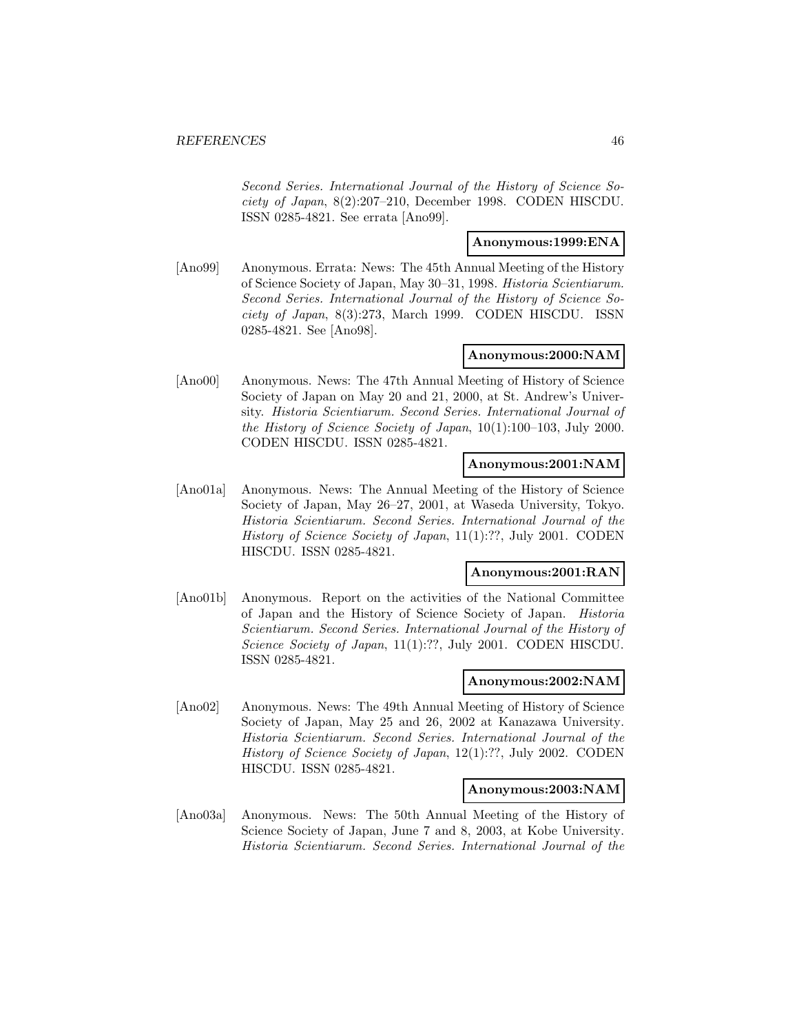*Second Series. International Journal of the History of Science Society of Japan*, 8(2):207–210, December 1998. CODEN HISCDU. ISSN 0285-4821. See errata [Ano99].

**Anonymous:1999:ENA**

[Ano99] Anonymous. Errata: News: The 45th Annual Meeting of the History of Science Society of Japan, May 30–31, 1998. *Historia Scientiarum. Second Series. International Journal of the History of Science Society of Japan*, 8(3):273, March 1999. CODEN HISCDU. ISSN 0285-4821. See [Ano98].

**Anonymous:2000:NAM**

[Ano00] Anonymous. News: The 47th Annual Meeting of History of Science Society of Japan on May 20 and 21, 2000, at St. Andrew's University. *Historia Scientiarum. Second Series. International Journal of the History of Science Society of Japan*, 10(1):100–103, July 2000. CODEN HISCDU. ISSN 0285-4821.

**Anonymous:2001:NAM**

[Ano01a] Anonymous. News: The Annual Meeting of the History of Science Society of Japan, May 26–27, 2001, at Waseda University, Tokyo. *Historia Scientiarum. Second Series. International Journal of the History of Science Society of Japan*, 11(1):??, July 2001. CODEN HISCDU. ISSN 0285-4821.

**Anonymous:2001:RAN**

[Ano01b] Anonymous. Report on the activities of the National Committee of Japan and the History of Science Society of Japan. *Historia Scientiarum. Second Series. International Journal of the History of Science Society of Japan*, 11(1):??, July 2001. CODEN HISCDU. ISSN 0285-4821.

**Anonymous:2002:NAM**

[Ano02] Anonymous. News: The 49th Annual Meeting of History of Science Society of Japan, May 25 and 26, 2002 at Kanazawa University. *Historia Scientiarum. Second Series. International Journal of the History of Science Society of Japan*, 12(1):??, July 2002. CODEN HISCDU. ISSN 0285-4821.

**Anonymous:2003:NAM**

[Ano03a] Anonymous. News: The 50th Annual Meeting of the History of Science Society of Japan, June 7 and 8, 2003, at Kobe University. *Historia Scientiarum. Second Series. International Journal of the*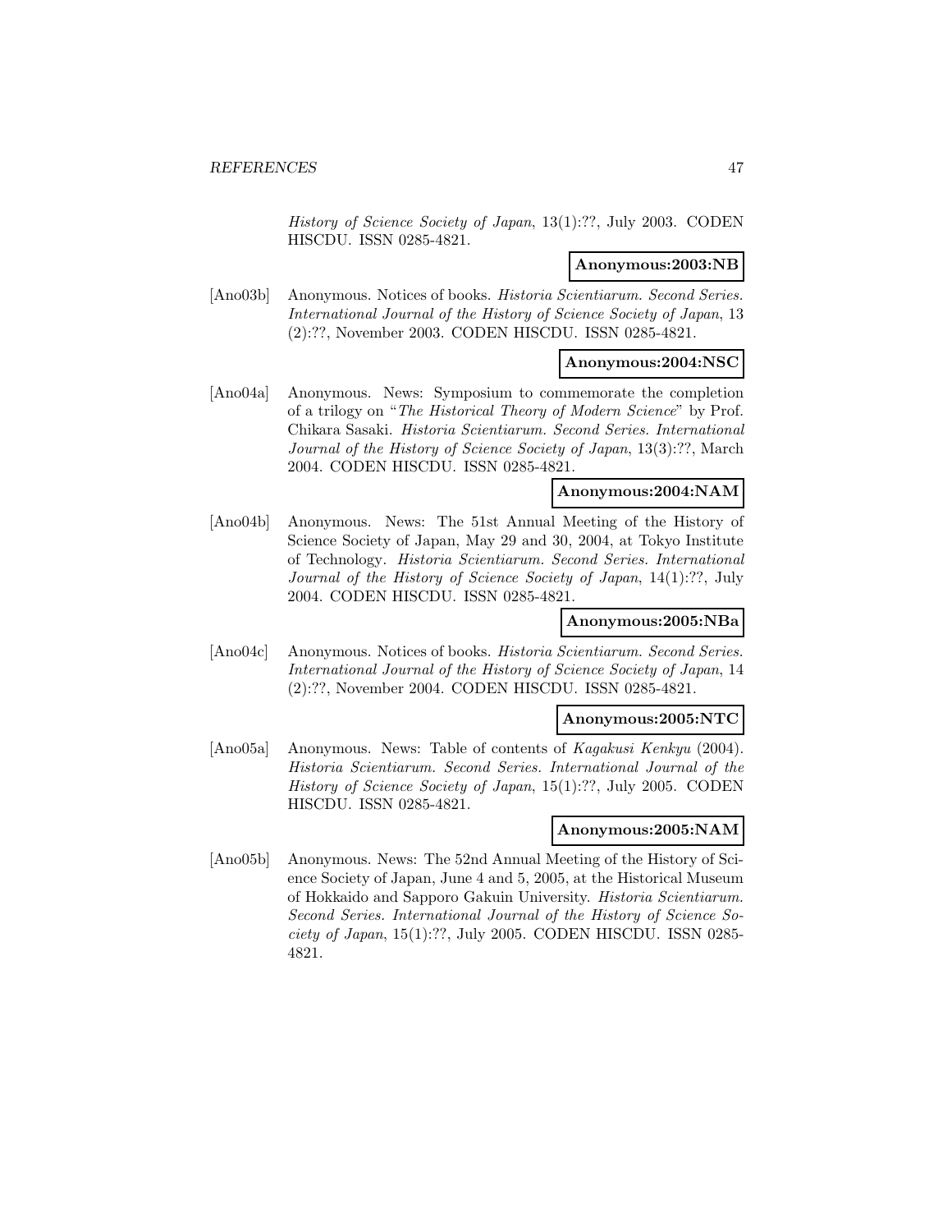*History of Science Society of Japan*, 13(1):??, July 2003. CODEN HISCDU. ISSN 0285-4821.

**Anonymous:2003:NB**

[Ano03b] Anonymous. Notices of books. *Historia Scientiarum. Second Series. International Journal of the History of Science Society of Japan*, 13 (2):??, November 2003. CODEN HISCDU. ISSN 0285-4821.

**Anonymous:2004:NSC**

[Ano04a] Anonymous. News: Symposium to commemorate the completion of a trilogy on "*The Historical Theory of Modern Science*" by Prof. Chikara Sasaki. *Historia Scientiarum. Second Series. International Journal of the History of Science Society of Japan*, 13(3):??, March 2004. CODEN HISCDU. ISSN 0285-4821.

**Anonymous:2004:NAM**

[Ano04b] Anonymous. News: The 51st Annual Meeting of the History of Science Society of Japan, May 29 and 30, 2004, at Tokyo Institute of Technology. *Historia Scientiarum. Second Series. International Journal of the History of Science Society of Japan*, 14(1):??, July 2004. CODEN HISCDU. ISSN 0285-4821.

**Anonymous:2005:NBa**

[Ano04c] Anonymous. Notices of books. *Historia Scientiarum. Second Series. International Journal of the History of Science Society of Japan*, 14 (2):??, November 2004. CODEN HISCDU. ISSN 0285-4821.

**Anonymous:2005:NTC**

[Ano05a] Anonymous. News: Table of contents of *Kagakusi Kenkyu* (2004). *Historia Scientiarum. Second Series. International Journal of the History of Science Society of Japan*, 15(1):??, July 2005. CODEN HISCDU. ISSN 0285-4821.

**Anonymous:2005:NAM**

[Ano05b] Anonymous. News: The 52nd Annual Meeting of the History of Science Society of Japan, June 4 and 5, 2005, at the Historical Museum of Hokkaido and Sapporo Gakuin University. *Historia Scientiarum. Second Series. International Journal of the History of Science Society of Japan*, 15(1):??, July 2005. CODEN HISCDU. ISSN 0285-4821.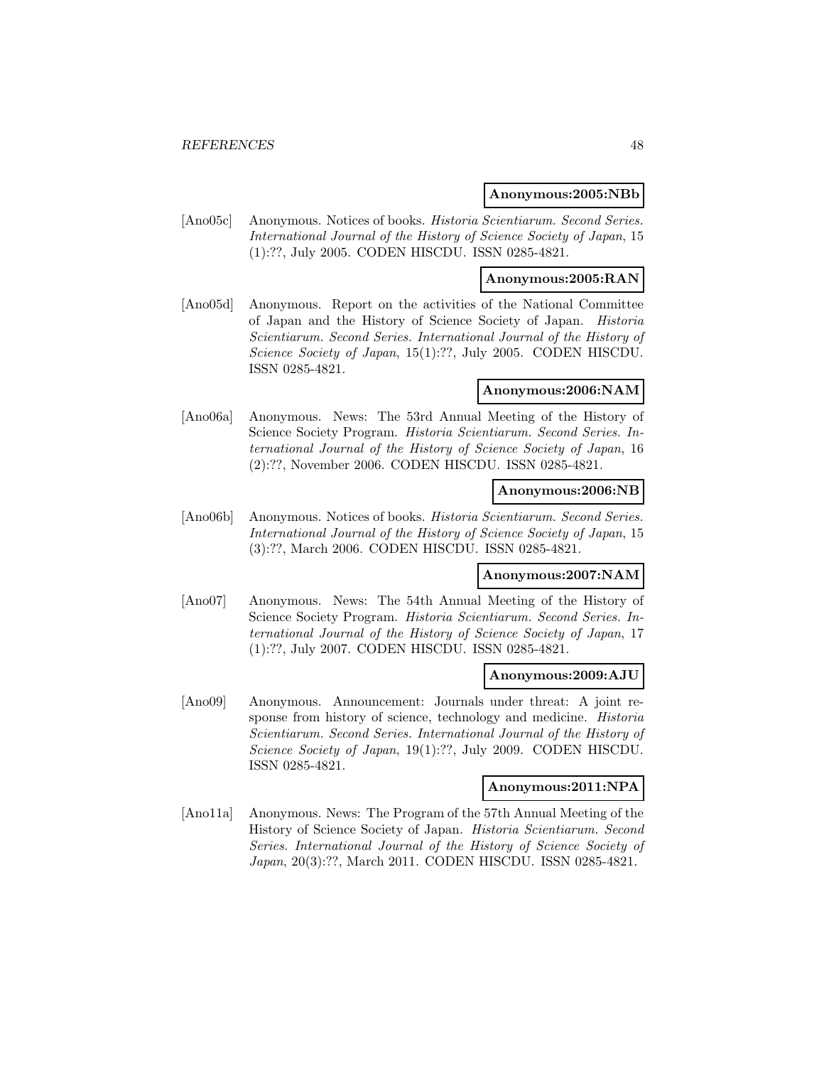**Anonymous:2005:NBb**

[Ano05c] Anonymous. Notices of books. *Historia Scientiarum. Second Series. International Journal of the History of Science Society of Japan*, 15 (1):??, July 2005. CODEN HISCDU. ISSN 0285-4821.

**Anonymous:2005:RAN**

[Ano05d] Anonymous. Report on the activities of the National Committee of Japan and the History of Science Society of Japan. *Historia Scientiarum. Second Series. International Journal of the History of Science Society of Japan*, 15(1):??, July 2005. CODEN HISCDU. ISSN 0285-4821.

**Anonymous:2006:NAM**

[Ano06a] Anonymous. News: The 53rd Annual Meeting of the History of Science Society Program. *Historia Scientiarum. Second Series. International Journal of the History of Science Society of Japan*, 16 (2):??, November 2006. CODEN HISCDU. ISSN 0285-4821.

**Anonymous:2006:NB**

[Ano06b] Anonymous. Notices of books. *Historia Scientiarum. Second Series. International Journal of the History of Science Society of Japan*, 15 (3):??, March 2006. CODEN HISCDU. ISSN 0285-4821.

**Anonymous:2007:NAM**

[Ano07] Anonymous. News: The 54th Annual Meeting of the History of Science Society Program. *Historia Scientiarum. Second Series. International Journal of the History of Science Society of Japan*, 17 (1):??, July 2007. CODEN HISCDU. ISSN 0285-4821.

**Anonymous:2009:AJU**

[Ano09] Anonymous. Announcement: Journals under threat: A joint response from history of science, technology and medicine. *Historia Scientiarum. Second Series. International Journal of the History of Science Society of Japan*, 19(1):??, July 2009. CODEN HISCDU. ISSN 0285-4821.

**Anonymous:2011:NPA**

[Ano11a] Anonymous. News: The Program of the 57th Annual Meeting of the History of Science Society of Japan. *Historia Scientiarum. Second Series. International Journal of the History of Science Society of Japan*, 20(3):??, March 2011. CODEN HISCDU. ISSN 0285-4821.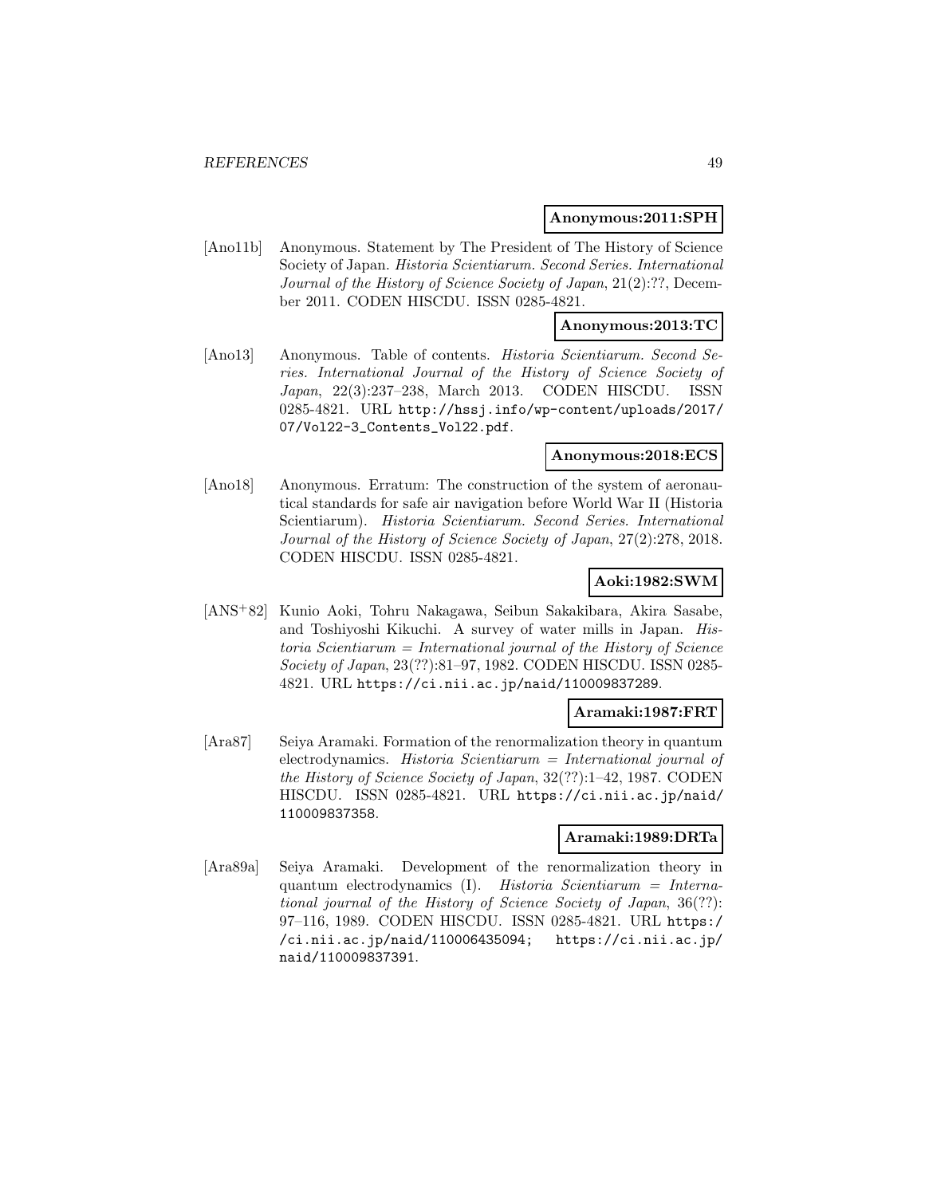**Anonymous:2011:SPH**

[Ano11b] Anonymous. Statement by The President of The History of Science Society of Japan. *Historia Scientiarum. Second Series. International Journal of the History of Science Society of Japan*, 21(2):??, December 2011. CODEN HISCDU. ISSN 0285-4821.

**Anonymous:2013:TC**

[Ano13] Anonymous. Table of contents. *Historia Scientiarum. Second Series. International Journal of the History of Science Society of Japan*, 22(3):237–238, March 2013. CODEN HISCDU. ISSN 0285-4821. URL `http://hssj.info/wp-content/uploads/2017/07/Vol22-3_Contents_Vol22.pdf`.

**Anonymous:2018:ECS**

[Ano18] Anonymous. Erratum: The construction of the system of aeronautical standards for safe air navigation before World War II (Historia Scientiarum). *Historia Scientiarum. Second Series. International Journal of the History of Science Society of Japan*, 27(2):278, 2018. CODEN HISCDU. ISSN 0285-4821.

**Aoki:1982:SWM**

[ANS+82] Kunio Aoki, Tohru Nakagawa, Seibun Sakakibara, Akira Sasabe, and Toshiyoshi Kikuchi. A survey of water mills in Japan. *Historia Scientiarum = International journal of the History of Science Society of Japan*, 23(??):81–97, 1982. CODEN HISCDU. ISSN 0285-4821. URL `https://ci.nii.ac.jp/naid/110009837289`.

**Aramaki:1987:FRT**

[Ara87] Seiya Aramaki. Formation of the renormalization theory in quantum electrodynamics. *Historia Scientiarum = International journal of the History of Science Society of Japan*, 32(??):1–42, 1987. CODEN HISCDU. ISSN 0285-4821. URL `https://ci.nii.ac.jp/naid/110009837358`.

**Aramaki:1989:DRTa**

[Ara89a] Seiya Aramaki. Development of the renormalization theory in quantum electrodynamics (I). *Historia Scientiarum = International journal of the History of Science Society of Japan*, 36(??):97–116, 1989. CODEN HISCDU. ISSN 0285-4821. URL `https://ci.nii.ac.jp/naid/110006435094; https://ci.nii.ac.jp/naid/110009837391`.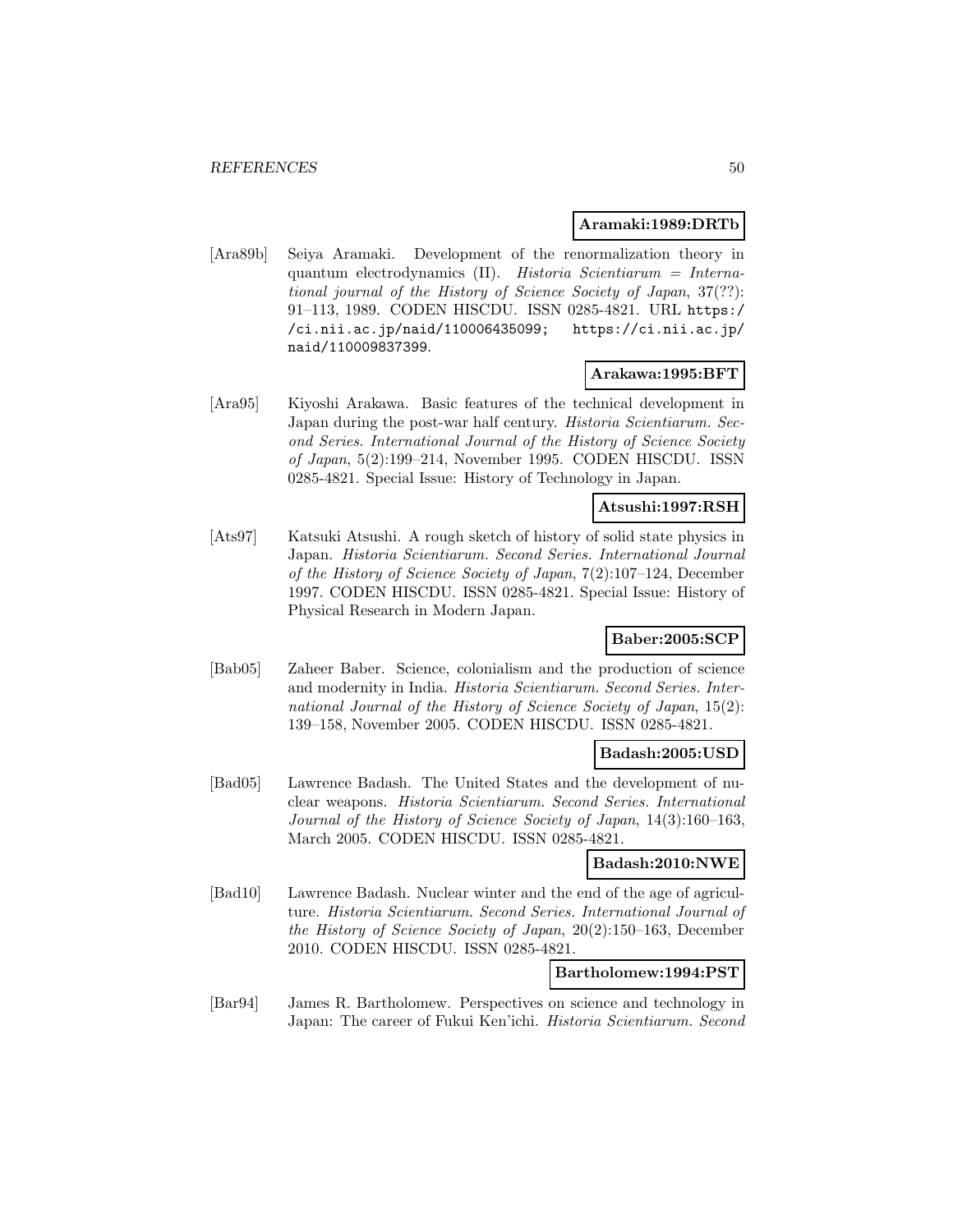**Aramaki:1989:DRTb**

[Ara89b] Seiya Aramaki. Development of the renormalization theory in quantum electrodynamics (II). *Historia Scientiarum = International journal of the History of Science Society of Japan*, 37(??): 91–113, 1989. CODEN HISCDU. ISSN 0285-4821. URL `https://ci.nii.ac.jp/naid/110006435099`; `https://ci.nii.ac.jp/naid/110009837399`.

**Arakawa:1995:BFT**

[Ara95] Kiyoshi Arakawa. Basic features of the technical development in Japan during the post-war half century. *Historia Scientiarum. Second Series. International Journal of the History of Science Society of Japan*, 5(2):199–214, November 1995. CODEN HISCDU. ISSN 0285-4821. Special Issue: History of Technology in Japan.

**Atsushi:1997:RSH**

[Ats97] Katsuki Atsushi. A rough sketch of history of solid state physics in Japan. *Historia Scientiarum. Second Series. International Journal of the History of Science Society of Japan*, 7(2):107–124, December 1997. CODEN HISCDU. ISSN 0285-4821. Special Issue: History of Physical Research in Modern Japan.

**Baber:2005:SCP**

[Bab05] Zaheer Baber. Science, colonialism and the production of science and modernity in India. *Historia Scientiarum. Second Series. International Journal of the History of Science Society of Japan*, 15(2): 139–158, November 2005. CODEN HISCDU. ISSN 0285-4821.

**Badash:2005:USD**

[Bad05] Lawrence Badash. The United States and the development of nuclear weapons. *Historia Scientiarum. Second Series. International Journal of the History of Science Society of Japan*, 14(3):160–163, March 2005. CODEN HISCDU. ISSN 0285-4821.

**Badash:2010:NWE**

[Bad10] Lawrence Badash. Nuclear winter and the end of the age of agriculture. *Historia Scientiarum. Second Series. International Journal of the History of Science Society of Japan*, 20(2):150–163, December 2010. CODEN HISCDU. ISSN 0285-4821.

**Bartholomew:1994:PST**

[Bar94] James R. Bartholomew. Perspectives on science and technology in Japan: The career of Fukui Ken'ichi. *Historia Scientiarum. Second*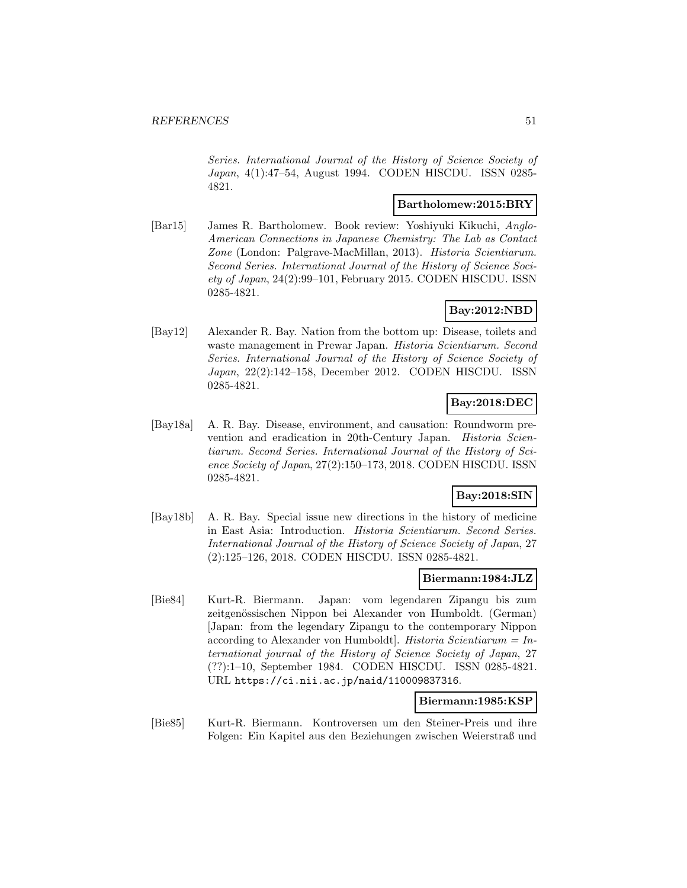*Series. International Journal of the History of Science Society of Japan*, 4(1):47–54, August 1994. CODEN HISCDU. ISSN 0285-4821.

**Bartholomew:2015:BRY**

[Bar15] James R. Bartholomew. Book review: Yoshiyuki Kikuchi, *Anglo-American Connections in Japanese Chemistry: The Lab as Contact Zone* (London: Palgrave-MacMillan, 2013). *Historia Scientiarum. Second Series. International Journal of the History of Science Society of Japan*, 24(2):99–101, February 2015. CODEN HISCDU. ISSN 0285-4821.

**Bay:2012:NBD**

[Bay12] Alexander R. Bay. Nation from the bottom up: Disease, toilets and waste management in Prewar Japan. *Historia Scientiarum. Second Series. International Journal of the History of Science Society of Japan*, 22(2):142–158, December 2012. CODEN HISCDU. ISSN 0285-4821.

**Bay:2018:DEC**

[Bay18a] A. R. Bay. Disease, environment, and causation: Roundworm prevention and eradication in 20th-Century Japan. *Historia Scientiarum. Second Series. International Journal of the History of Science Society of Japan*, 27(2):150–173, 2018. CODEN HISCDU. ISSN 0285-4821.

**Bay:2018:SIN**

[Bay18b] A. R. Bay. Special issue new directions in the history of medicine in East Asia: Introduction. *Historia Scientiarum. Second Series. International Journal of the History of Science Society of Japan*, 27 (2):125–126, 2018. CODEN HISCDU. ISSN 0285-4821.

**Biermann:1984:JLZ**

[Bie84] Kurt-R. Biermann. Japan: vom legendaren Zipangu bis zum zeitgenössischen Nippon bei Alexander von Humboldt. (German) [Japan: from the legendary Zipangu to the contemporary Nippon according to Alexander von Humboldt]. *Historia Scientiarum = International journal of the History of Science Society of Japan*, 27 (??):1–10, September 1984. CODEN HISCDU. ISSN 0285-4821. URL https://ci.nii.ac.jp/naid/110009837316.

**Biermann:1985:KSP**

[Bie85] Kurt-R. Biermann. Kontroversen um den Steiner-Preis und ihre Folgen: Ein Kapitel aus den Beziehungen zwischen Weierstraß und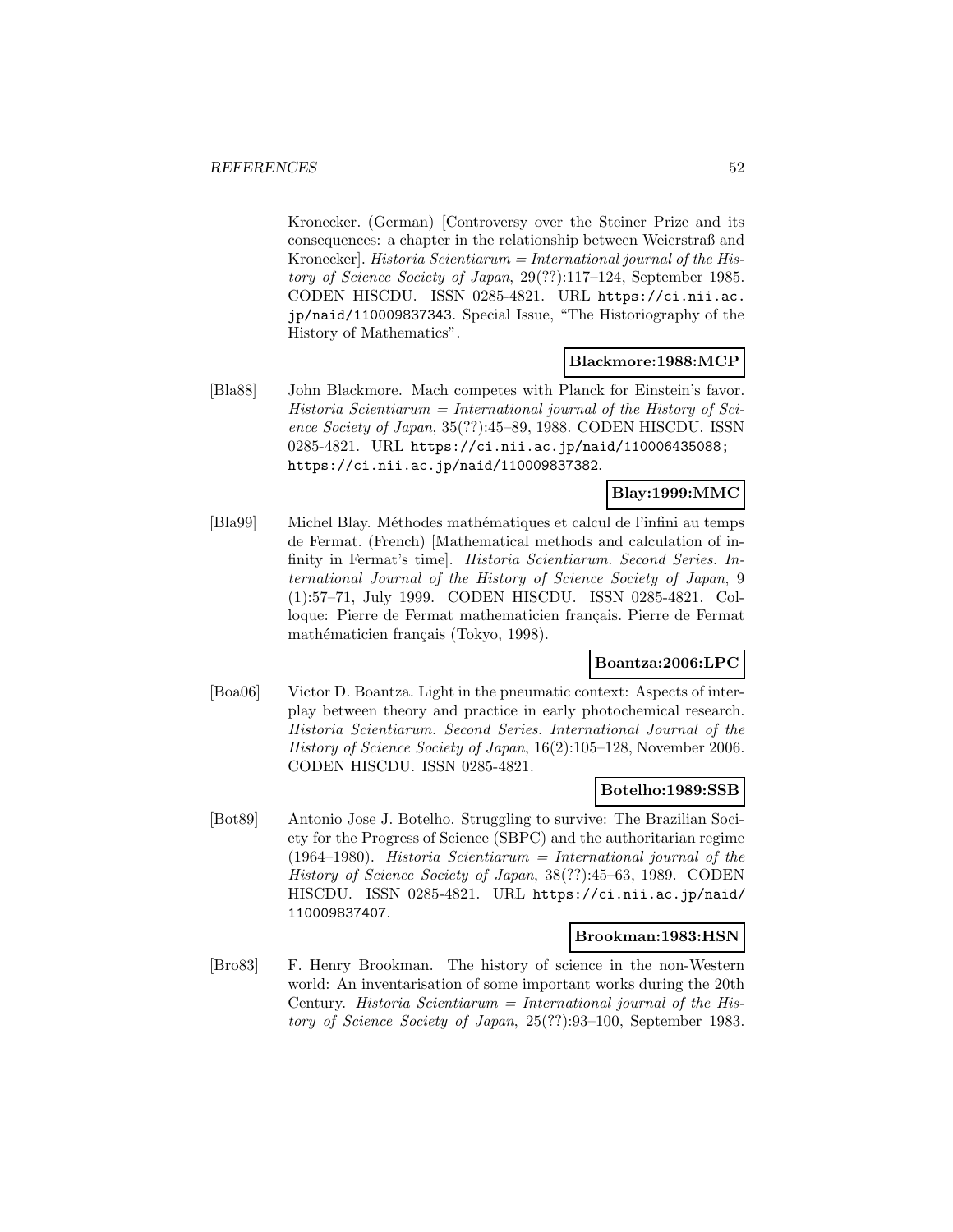Kronecker. (German) [Controversy over the Steiner Prize and its consequences: a chapter in the relationship between Weierstraß and Kronecker]. *Historia Scientiarum = International journal of the History of Science Society of Japan*, 29(??):117–124, September 1985. CODEN HISCDU. ISSN 0285-4821. URL https://ci.nii.ac.jp/naid/110009837343. Special Issue, "The Historiography of the History of Mathematics".

**Blackmore:1988:MCP**

[Bla88] John Blackmore. Mach competes with Planck for Einstein's favor. *Historia Scientiarum = International journal of the History of Science Society of Japan*, 35(??):45–89, 1988. CODEN HISCDU. ISSN 0285-4821. URL https://ci.nii.ac.jp/naid/110006435088; https://ci.nii.ac.jp/naid/110009837382.

**Blay:1999:MMC**

[Bla99] Michel Blay. Méthodes mathématiques et calcul de l'infini au temps de Fermat. (French) [Mathematical methods and calculation of infinity in Fermat's time]. *Historia Scientiarum. Second Series. International Journal of the History of Science Society of Japan*, 9 (1):57–71, July 1999. CODEN HISCDU. ISSN 0285-4821. Colloque: Pierre de Fermat mathematicien français. Pierre de Fermat mathématicien français (Tokyo, 1998).

**Boantza:2006:LPC**

[Boa06] Victor D. Boantza. Light in the pneumatic context: Aspects of interplay between theory and practice in early photochemical research. *Historia Scientiarum. Second Series. International Journal of the History of Science Society of Japan*, 16(2):105–128, November 2006. CODEN HISCDU. ISSN 0285-4821.

**Botelho:1989:SSB**

[Bot89] Antonio Jose J. Botelho. Struggling to survive: The Brazilian Society for the Progress of Science (SBPC) and the authoritarian regime (1964–1980). *Historia Scientiarum = International journal of the History of Science Society of Japan*, 38(??):45–63, 1989. CODEN HISCDU. ISSN 0285-4821. URL https://ci.nii.ac.jp/naid/110009837407.

**Brookman:1983:HSN**

[Bro83] F. Henry Brookman. The history of science in the non-Western world: An inventarisation of some important works during the 20th Century. *Historia Scientiarum = International journal of the History of Science Society of Japan*, 25(??):93–100, September 1983.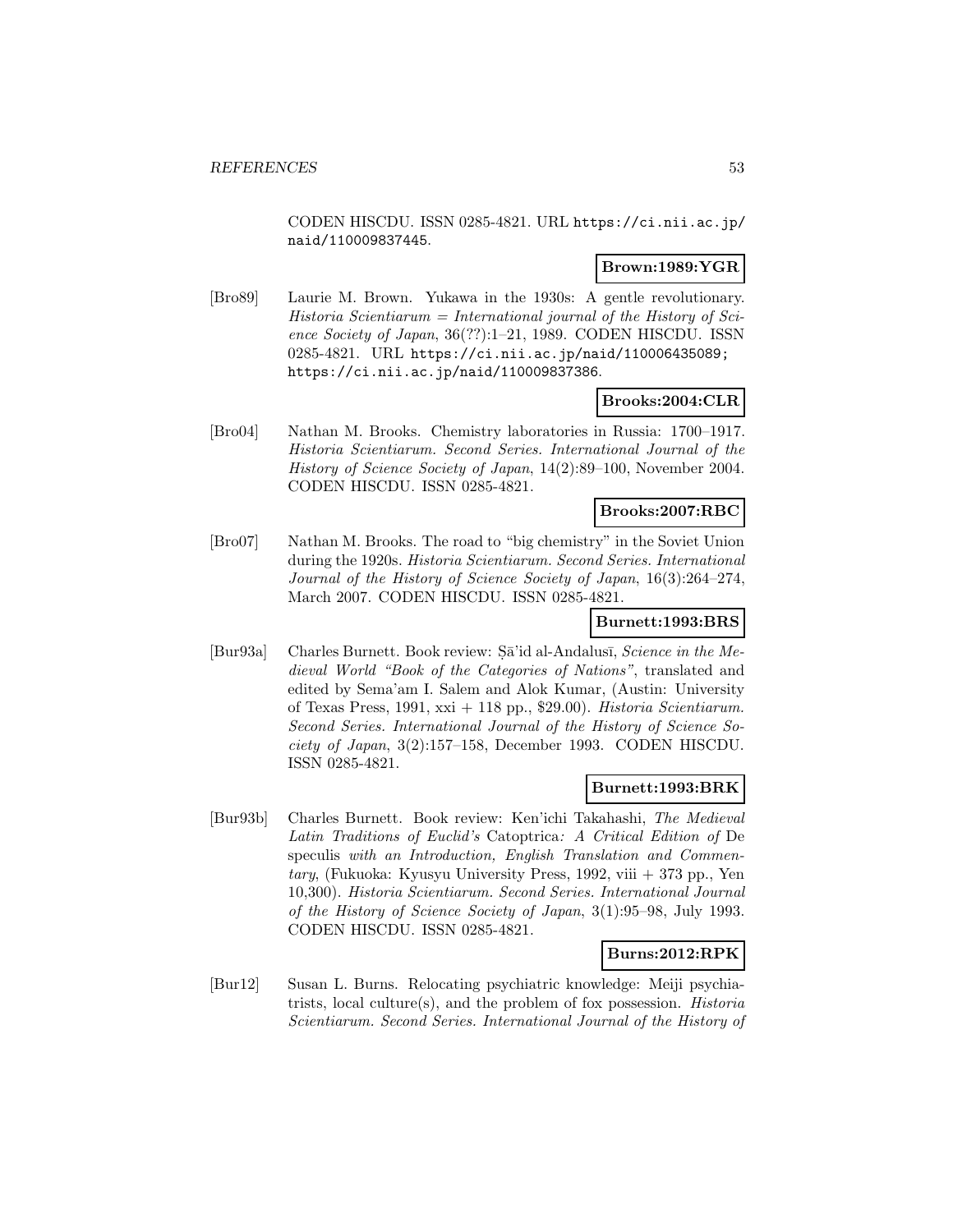CODEN HISCDU. ISSN 0285-4821. URL https://ci.nii.ac.jp/naid/110009837445.

**Brown:1989:YGR**

[Bro89] Laurie M. Brown. Yukawa in the 1930s: A gentle revolutionary. *Historia Scientiarum = International journal of the History of Science Society of Japan*, 36(??):1–21, 1989. CODEN HISCDU. ISSN 0285-4821. URL https://ci.nii.ac.jp/naid/110006435089; https://ci.nii.ac.jp/naid/110009837386.

**Brooks:2004:CLR**

[Bro04] Nathan M. Brooks. Chemistry laboratories in Russia: 1700–1917. *Historia Scientiarum. Second Series. International Journal of the History of Science Society of Japan*, 14(2):89–100, November 2004. CODEN HISCDU. ISSN 0285-4821.

**Brooks:2007:RBC**

[Bro07] Nathan M. Brooks. The road to "big chemistry" in the Soviet Union during the 1920s. *Historia Scientiarum. Second Series. International Journal of the History of Science Society of Japan*, 16(3):264–274, March 2007. CODEN HISCDU. ISSN 0285-4821.

**Burnett:1993:BRS**

[Bur93a] Charles Burnett. Book review: Ṣā'id al-Andalusī, *Science in the Medieval World "Book of the Categories of Nations"*, translated and edited by Sema'am I. Salem and Alok Kumar, (Austin: University of Texas Press, 1991, xxi + 118 pp., $29.00). *Historia Scientiarum. Second Series. International Journal of the History of Science Society of Japan*, 3(2):157–158, December 1993. CODEN HISCDU. ISSN 0285-4821.

**Burnett:1993:BRK**

[Bur93b] Charles Burnett. Book review: Ken'ichi Takahashi, *The Medieval Latin Traditions of Euclid's* Catoptrica*: A Critical Edition of* De speculis *with an Introduction, English Translation and Commentary*, (Fukuoka: Kyusyu University Press, 1992, viii + 373 pp., Yen 10,300). *Historia Scientiarum. Second Series. International Journal of the History of Science Society of Japan*, 3(1):95–98, July 1993. CODEN HISCDU. ISSN 0285-4821.

**Burns:2012:RPK**

[Bur12] Susan L. Burns. Relocating psychiatric knowledge: Meiji psychiatrists, local culture(s), and the problem of fox possession. *Historia Scientiarum. Second Series. International Journal of the History of*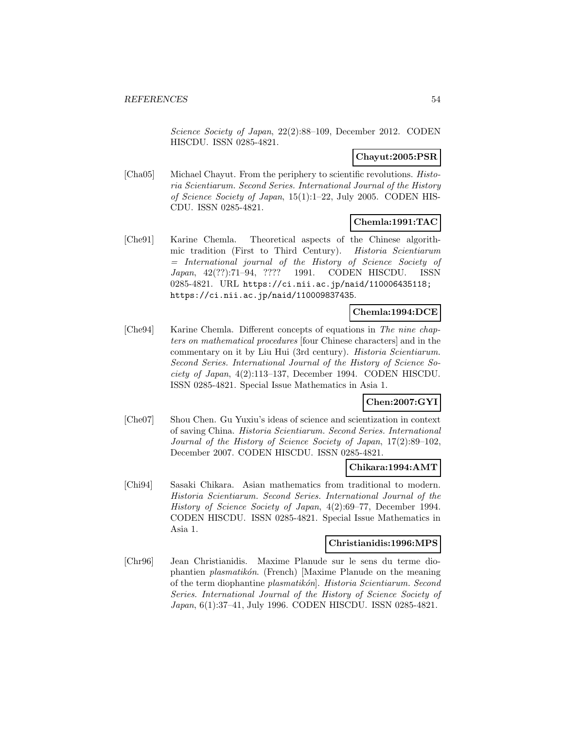*Science Society of Japan*, 22(2):88–109, December 2012. CODEN HISCDU. ISSN 0285-4821.

**Chayut:2005:PSR**

[Cha05] Michael Chayut. From the periphery to scientific revolutions. *Historia Scientiarum. Second Series. International Journal of the History of Science Society of Japan*, 15(1):1–22, July 2005. CODEN HISCDU. ISSN 0285-4821.

**Chemla:1991:TAC**

[Che91] Karine Chemla. Theoretical aspects of the Chinese algorithmic tradition (First to Third Century). *Historia Scientiarum = International journal of the History of Science Society of Japan*, 42(??):71–94, ???? 1991. CODEN HISCDU. ISSN 0285-4821. URL `https://ci.nii.ac.jp/naid/110006435118; https://ci.nii.ac.jp/naid/110009837435`.

**Chemla:1994:DCE**

[Che94] Karine Chemla. Different concepts of equations in *The nine chapters on mathematical procedures* [four Chinese characters] and in the commentary on it by Liu Hui (3rd century). *Historia Scientiarum. Second Series. International Journal of the History of Science Society of Japan*, 4(2):113–137, December 1994. CODEN HISCDU. ISSN 0285-4821. Special Issue Mathematics in Asia 1.

**Chen:2007:GYI**

[Che07] Shou Chen. Gu Yuxiu's ideas of science and scientization in context of saving China. *Historia Scientiarum. Second Series. International Journal of the History of Science Society of Japan*, 17(2):89–102, December 2007. CODEN HISCDU. ISSN 0285-4821.

**Chikara:1994:AMT**

[Chi94] Sasaki Chikara. Asian mathematics from traditional to modern. *Historia Scientiarum. Second Series. International Journal of the History of Science Society of Japan*, 4(2):69–77, December 1994. CODEN HISCDU. ISSN 0285-4821. Special Issue Mathematics in Asia 1.

**Christianidis:1996:MPS**

[Chr96] Jean Christianidis. Maxime Planude sur le sens du terme diophantien *plasmatikón*. (French) [Maxime Planude on the meaning of the term diophantine *plasmatikón*]. *Historia Scientiarum. Second Series. International Journal of the History of Science Society of Japan*, 6(1):37–41, July 1996. CODEN HISCDU. ISSN 0285-4821.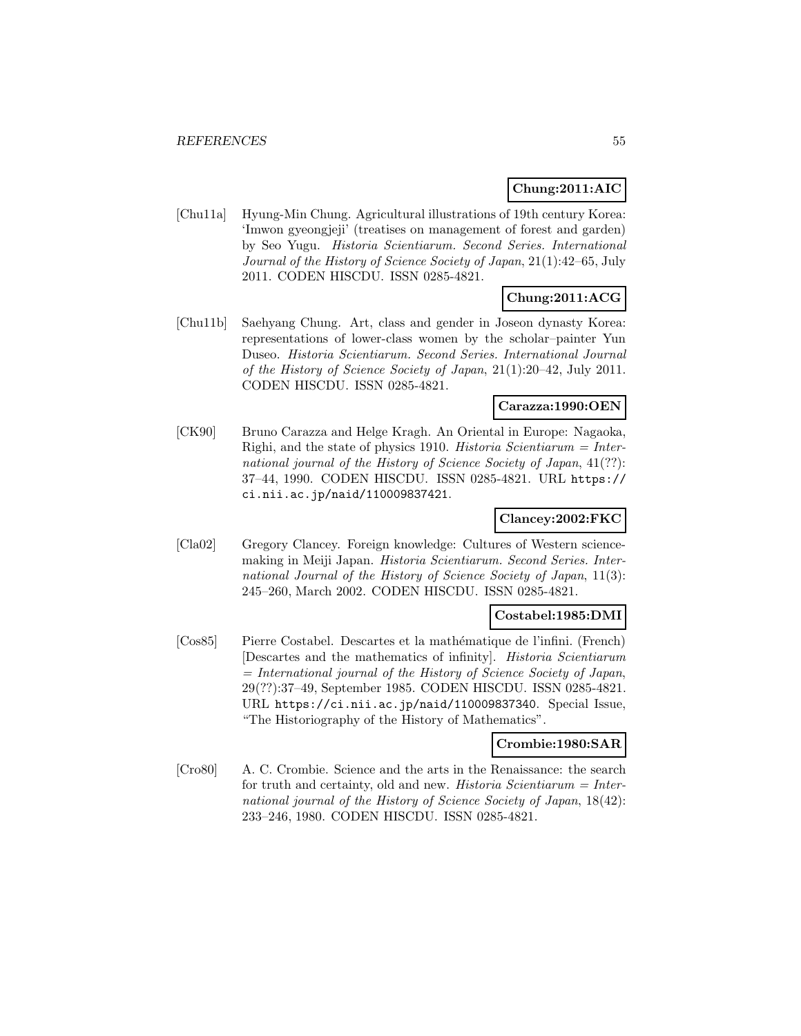**Chung:2011:AIC**

[Chu11a] Hyung-Min Chung. Agricultural illustrations of 19th century Korea: 'Imwon gyeongjeji' (treatises on management of forest and garden) by Seo Yugu. *Historia Scientiarum. Second Series. International Journal of the History of Science Society of Japan*, 21(1):42–65, July 2011. CODEN HISCDU. ISSN 0285-4821.

**Chung:2011:ACG**

[Chu11b] Saehyang Chung. Art, class and gender in Joseon dynasty Korea: representations of lower-class women by the scholar–painter Yun Duseo. *Historia Scientiarum. Second Series. International Journal of the History of Science Society of Japan*, 21(1):20–42, July 2011. CODEN HISCDU. ISSN 0285-4821.

**Carazza:1990:OEN**

[CK90] Bruno Carazza and Helge Kragh. An Oriental in Europe: Nagaoka, Righi, and the state of physics 1910. *Historia Scientiarum = International journal of the History of Science Society of Japan*, 41(??): 37–44, 1990. CODEN HISCDU. ISSN 0285-4821. URL https://ci.nii.ac.jp/naid/110009837421.

**Clancey:2002:FKC**

[Cla02] Gregory Clancey. Foreign knowledge: Cultures of Western science-making in Meiji Japan. *Historia Scientiarum. Second Series. International Journal of the History of Science Society of Japan*, 11(3): 245–260, March 2002. CODEN HISCDU. ISSN 0285-4821.

**Costabel:1985:DMI**

[Cos85] Pierre Costabel. Descartes et la mathématique de l'infini. (French) [Descartes and the mathematics of infinity]. *Historia Scientiarum = International journal of the History of Science Society of Japan*, 29(??):37–49, September 1985. CODEN HISCDU. ISSN 0285-4821. URL https://ci.nii.ac.jp/naid/110009837340. Special Issue, "The Historiography of the History of Mathematics".

**Crombie:1980:SAR**

[Cro80] A. C. Crombie. Science and the arts in the Renaissance: the search for truth and certainty, old and new. *Historia Scientiarum = International journal of the History of Science Society of Japan*, 18(42): 233–246, 1980. CODEN HISCDU. ISSN 0285-4821.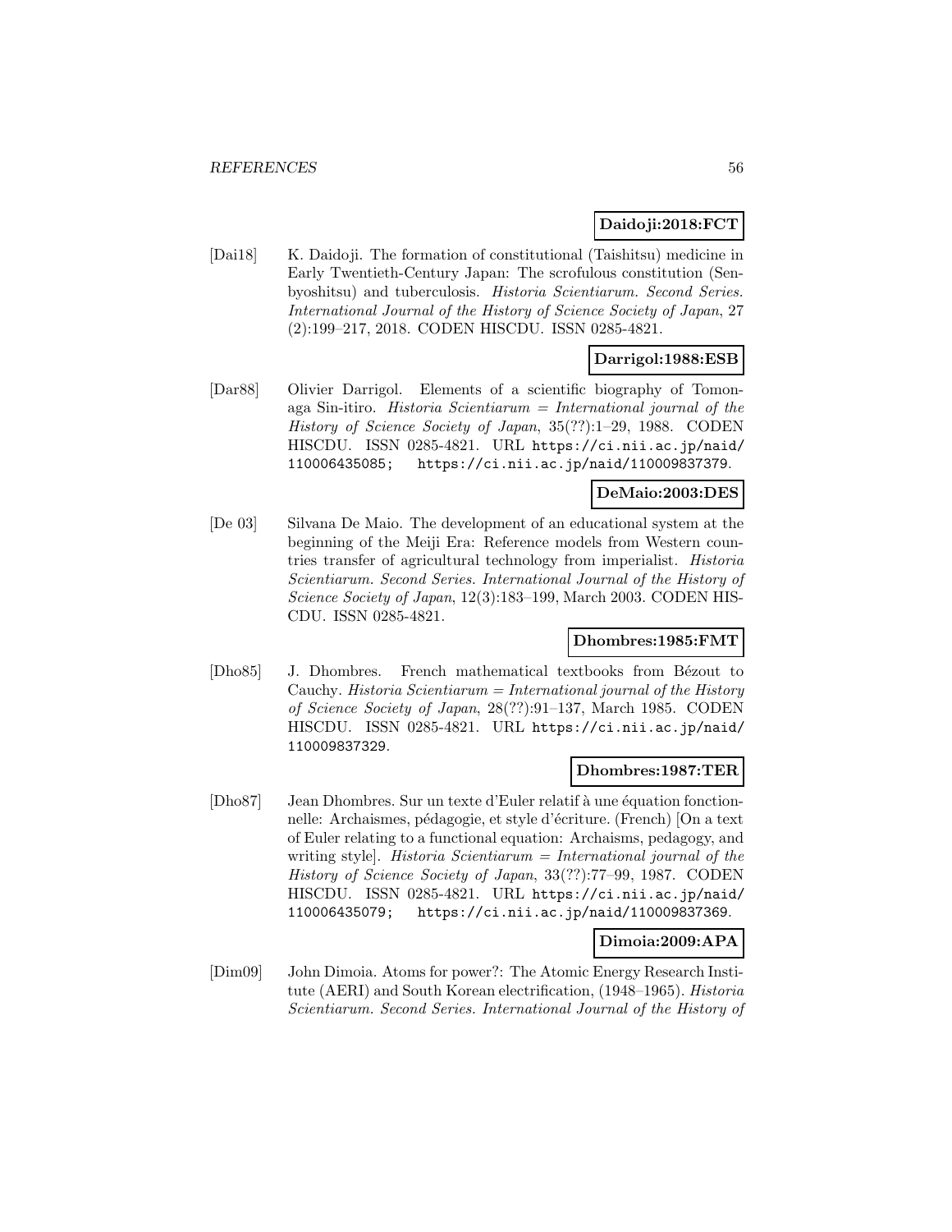**Daidoji:2018:FCT**

[Dai18] K. Daidoji. The formation of constitutional (Taishitsu) medicine in Early Twentieth-Century Japan: The scrofulous constitution (Senbyoshitsu) and tuberculosis. *Historia Scientiarum. Second Series. International Journal of the History of Science Society of Japan*, 27 (2):199–217, 2018. CODEN HISCDU. ISSN 0285-4821.

**Darrigol:1988:ESB**

[Dar88] Olivier Darrigol. Elements of a scientific biography of Tomonaga Sin-itiro. *Historia Scientiarum = International journal of the History of Science Society of Japan*, 35(??):1–29, 1988. CODEN HISCDU. ISSN 0285-4821. URL `https://ci.nii.ac.jp/naid/110006435085`; `https://ci.nii.ac.jp/naid/110009837379`.

**DeMaio:2003:DES**

[De 03] Silvana De Maio. The development of an educational system at the beginning of the Meiji Era: Reference models from Western countries transfer of agricultural technology from imperialist. *Historia Scientiarum. Second Series. International Journal of the History of Science Society of Japan*, 12(3):183–199, March 2003. CODEN HISCDU. ISSN 0285-4821.

**Dhombres:1985:FMT**

[Dho85] J. Dhombres. French mathematical textbooks from Bézout to Cauchy. *Historia Scientiarum = International journal of the History of Science Society of Japan*, 28(??):91–137, March 1985. CODEN HISCDU. ISSN 0285-4821. URL `https://ci.nii.ac.jp/naid/110009837329`.

**Dhombres:1987:TER**

[Dho87] Jean Dhombres. Sur un texte d'Euler relatif à une équation fonctionnelle: Archaismes, pédagogie, et style d'écriture. (French) [On a text of Euler relating to a functional equation: Archaisms, pedagogy, and writing style]. *Historia Scientiarum = International journal of the History of Science Society of Japan*, 33(??):77–99, 1987. CODEN HISCDU. ISSN 0285-4821. URL `https://ci.nii.ac.jp/naid/110006435079`; `https://ci.nii.ac.jp/naid/110009837369`.

**Dimoia:2009:APA**

[Dim09] John Dimoia. Atoms for power?: The Atomic Energy Research Institute (AERI) and South Korean electrification, (1948–1965). *Historia Scientiarum. Second Series. International Journal of the History of*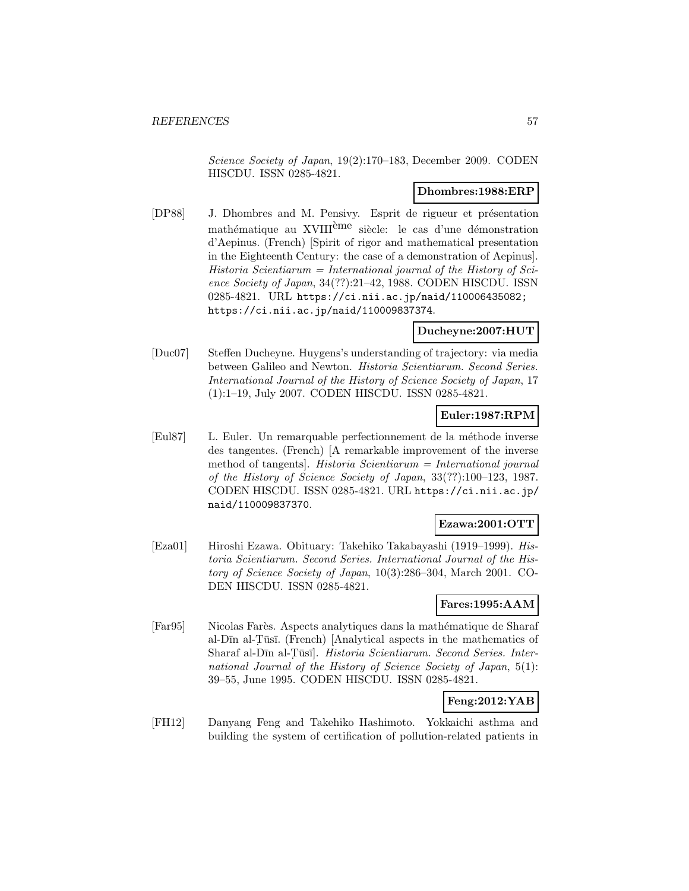*Science Society of Japan*, 19(2):170–183, December 2009. CODEN HISCDU. ISSN 0285-4821.

**Dhombres:1988:ERP**

[DP88] J. Dhombres and M. Pensivy. Esprit de rigueur et présentation mathématique au XVIII$^{\text{ème}}$ siècle: le cas d'une démonstration d'Aepinus. (French) [Spirit of rigor and mathematical presentation in the Eighteenth Century: the case of a demonstration of Aepinus]. *Historia Scientiarum = International journal of the History of Science Society of Japan*, 34(??):21–42, 1988. CODEN HISCDU. ISSN 0285-4821. URL https://ci.nii.ac.jp/naid/110006435082; https://ci.nii.ac.jp/naid/110009837374.

**Ducheyne:2007:HUT**

[Duc07] Steffen Ducheyne. Huygens's understanding of trajectory: via media between Galileo and Newton. *Historia Scientiarum. Second Series. International Journal of the History of Science Society of Japan*, 17 (1):1–19, July 2007. CODEN HISCDU. ISSN 0285-4821.

**Euler:1987:RPM**

[Eul87] L. Euler. Un remarquable perfectionnement de la méthode inverse des tangentes. (French) [A remarkable improvement of the inverse method of tangents]. *Historia Scientiarum = International journal of the History of Science Society of Japan*, 33(??):100–123, 1987. CODEN HISCDU. ISSN 0285-4821. URL https://ci.nii.ac.jp/naid/110009837370.

**Ezawa:2001:OTT**

[Eza01] Hiroshi Ezawa. Obituary: Takehiko Takabayashi (1919–1999). *Historia Scientiarum. Second Series. International Journal of the History of Science Society of Japan*, 10(3):286–304, March 2001. CODEN HISCDU. ISSN 0285-4821.

**Fares:1995:AAM**

[Far95] Nicolas Farès. Aspects analytiques dans la mathématique de Sharaf al-Dīn al-Ṭūsī. (French) [Analytical aspects in the mathematics of Sharaf al-Dīn al-Ṭūsī]. *Historia Scientiarum. Second Series. International Journal of the History of Science Society of Japan*, 5(1): 39–55, June 1995. CODEN HISCDU. ISSN 0285-4821.

**Feng:2012:YAB**

[FH12] Danyang Feng and Takehiko Hashimoto. Yokkaichi asthma and building the system of certification of pollution-related patients in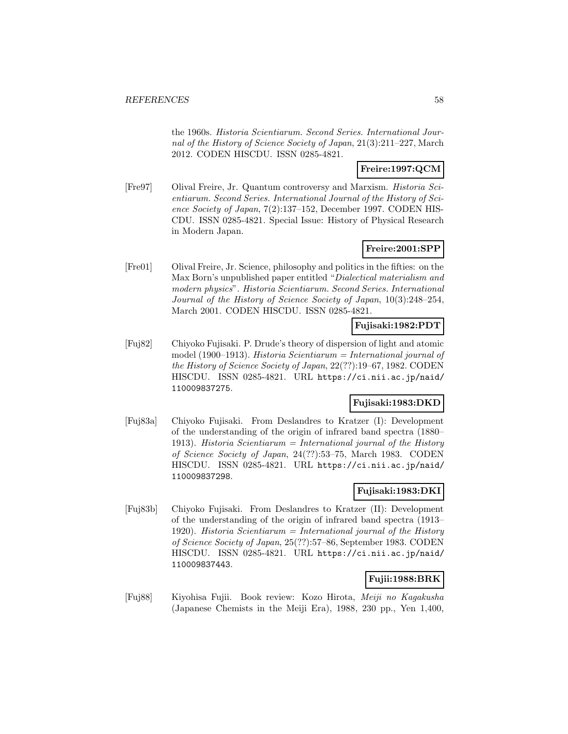the 1960s. *Historia Scientiarum. Second Series. International Journal of the History of Science Society of Japan*, 21(3):211–227, March 2012. CODEN HISCDU. ISSN 0285-4821.

**Freire:1997:QCM**

[Fre97] Olival Freire, Jr. Quantum controversy and Marxism. *Historia Scientiarum. Second Series. International Journal of the History of Science Society of Japan*, 7(2):137–152, December 1997. CODEN HISCDU. ISSN 0285-4821. Special Issue: History of Physical Research in Modern Japan.

**Freire:2001:SPP**

[Fre01] Olival Freire, Jr. Science, philosophy and politics in the fifties: on the Max Born's unpublished paper entitled "*Dialectical materialism and modern physics*". *Historia Scientiarum. Second Series. International Journal of the History of Science Society of Japan*, 10(3):248–254, March 2001. CODEN HISCDU. ISSN 0285-4821.

**Fujisaki:1982:PDT**

[Fuj82] Chiyoko Fujisaki. P. Drude's theory of dispersion of light and atomic model (1900–1913). *Historia Scientiarum = International journal of the History of Science Society of Japan*, 22(??):19–67, 1982. CODEN HISCDU. ISSN 0285-4821. URL https://ci.nii.ac.jp/naid/110009837275.

**Fujisaki:1983:DKD**

[Fuj83a] Chiyoko Fujisaki. From Deslandres to Kratzer (I): Development of the understanding of the origin of infrared band spectra (1880–1913). *Historia Scientiarum = International journal of the History of Science Society of Japan*, 24(??):53–75, March 1983. CODEN HISCDU. ISSN 0285-4821. URL https://ci.nii.ac.jp/naid/110009837298.

**Fujisaki:1983:DKI**

[Fuj83b] Chiyoko Fujisaki. From Deslandres to Kratzer (II): Development of the understanding of the origin of infrared band spectra (1913–1920). *Historia Scientiarum = International journal of the History of Science Society of Japan*, 25(??):57–86, September 1983. CODEN HISCDU. ISSN 0285-4821. URL https://ci.nii.ac.jp/naid/110009837443.

**Fujii:1988:BRK**

[Fuj88] Kiyohisa Fujii. Book review: Kozo Hirota, *Meiji no Kagakusha* (Japanese Chemists in the Meiji Era), 1988, 230 pp., Yen 1,400,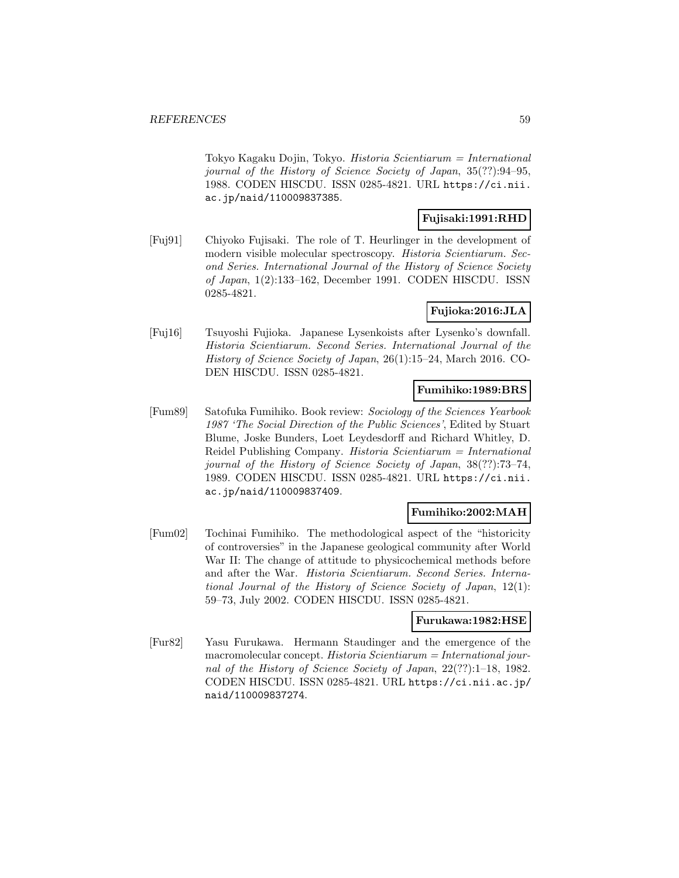Tokyo Kagaku Dojin, Tokyo. *Historia Scientiarum = International journal of the History of Science Society of Japan*, 35(??):94–95, 1988. CODEN HISCDU. ISSN 0285-4821. URL https://ci.nii.ac.jp/naid/110009837385.

**Fujisaki:1991:RHD**

[Fuj91] Chiyoko Fujisaki. The role of T. Heurlinger in the development of modern visible molecular spectroscopy. *Historia Scientiarum. Second Series. International Journal of the History of Science Society of Japan*, 1(2):133–162, December 1991. CODEN HISCDU. ISSN 0285-4821.

**Fujioka:2016:JLA**

[Fuj16] Tsuyoshi Fujioka. Japanese Lysenkoists after Lysenko's downfall. *Historia Scientiarum. Second Series. International Journal of the History of Science Society of Japan*, 26(1):15–24, March 2016. CODEN HISCDU. ISSN 0285-4821.

**Fumihiko:1989:BRS**

[Fum89] Satofuka Fumihiko. Book review: *Sociology of the Sciences Yearbook 1987 'The Social Direction of the Public Sciences'*, Edited by Stuart Blume, Joske Bunders, Loet Leydesdorff and Richard Whitley, D. Reidel Publishing Company. *Historia Scientiarum = International journal of the History of Science Society of Japan*, 38(??):73–74, 1989. CODEN HISCDU. ISSN 0285-4821. URL https://ci.nii.ac.jp/naid/110009837409.

**Fumihiko:2002:MAH**

[Fum02] Tochinai Fumihiko. The methodological aspect of the "historicity of controversies" in the Japanese geological community after World War II: The change of attitude to physicochemical methods before and after the War. *Historia Scientiarum. Second Series. International Journal of the History of Science Society of Japan*, 12(1): 59–73, July 2002. CODEN HISCDU. ISSN 0285-4821.

**Furukawa:1982:HSE**

[Fur82] Yasu Furukawa. Hermann Staudinger and the emergence of the macromolecular concept. *Historia Scientiarum = International journal of the History of Science Society of Japan*, 22(??):1–18, 1982. CODEN HISCDU. ISSN 0285-4821. URL https://ci.nii.ac.jp/naid/110009837274.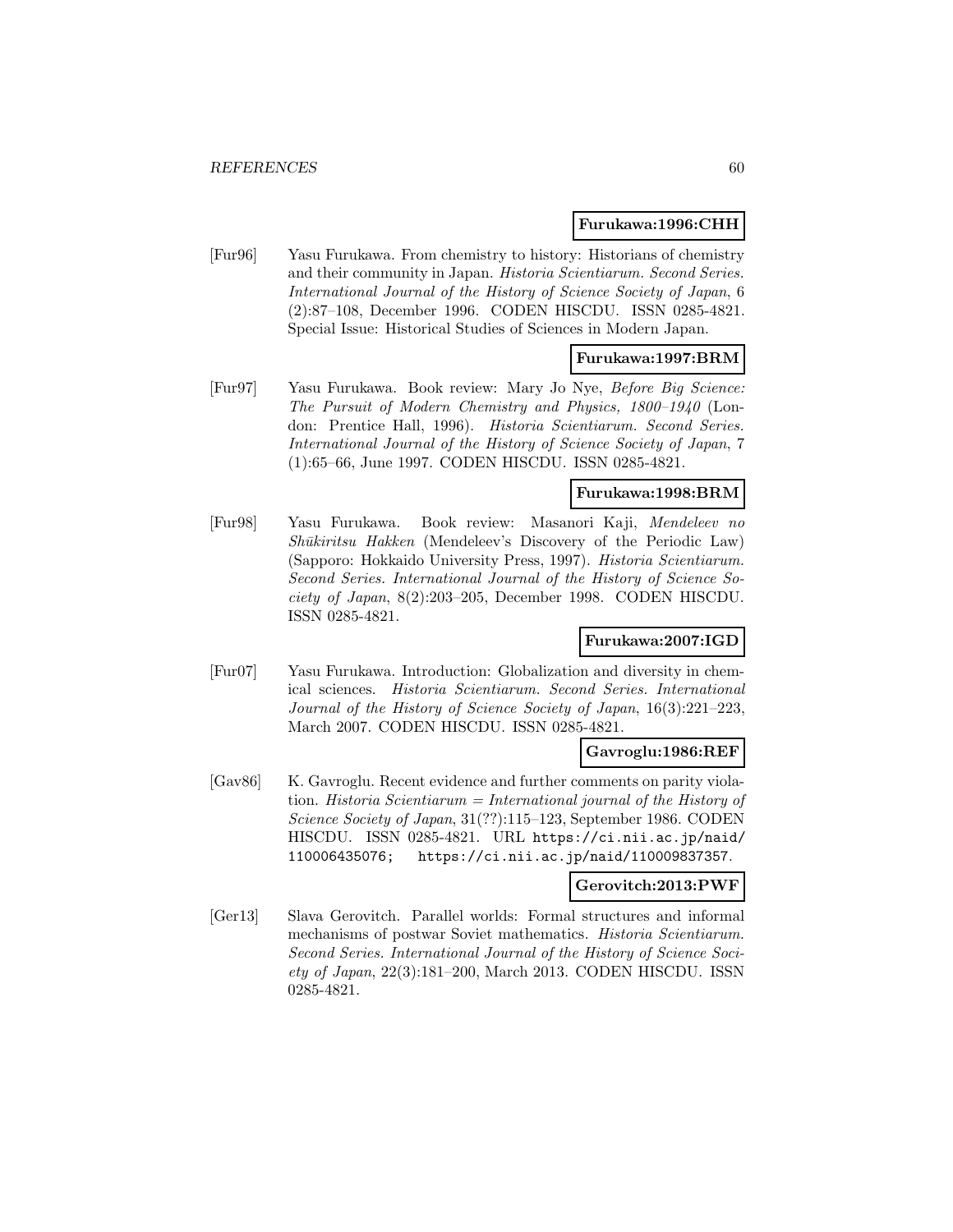**Furukawa:1996:CHH**

[Fur96] Yasu Furukawa. From chemistry to history: Historians of chemistry and their community in Japan. *Historia Scientiarum. Second Series. International Journal of the History of Science Society of Japan*, 6 (2):87–108, December 1996. CODEN HISCDU. ISSN 0285-4821. Special Issue: Historical Studies of Sciences in Modern Japan.

**Furukawa:1997:BRM**

[Fur97] Yasu Furukawa. Book review: Mary Jo Nye, *Before Big Science: The Pursuit of Modern Chemistry and Physics, 1800–1940* (London: Prentice Hall, 1996). *Historia Scientiarum. Second Series. International Journal of the History of Science Society of Japan*, 7 (1):65–66, June 1997. CODEN HISCDU. ISSN 0285-4821.

**Furukawa:1998:BRM**

[Fur98] Yasu Furukawa. Book review: Masanori Kaji, *Mendeleev no Shūkiritsu Hakken* (Mendeleev's Discovery of the Periodic Law) (Sapporo: Hokkaido University Press, 1997). *Historia Scientiarum. Second Series. International Journal of the History of Science Society of Japan*, 8(2):203–205, December 1998. CODEN HISCDU. ISSN 0285-4821.

**Furukawa:2007:IGD**

[Fur07] Yasu Furukawa. Introduction: Globalization and diversity in chemical sciences. *Historia Scientiarum. Second Series. International Journal of the History of Science Society of Japan*, 16(3):221–223, March 2007. CODEN HISCDU. ISSN 0285-4821.

**Gavroglu:1986:REF**

[Gav86] K. Gavroglu. Recent evidence and further comments on parity violation. *Historia Scientiarum = International journal of the History of Science Society of Japan*, 31(??):115–123, September 1986. CODEN HISCDU. ISSN 0285-4821. URL https://ci.nii.ac.jp/naid/110006435076; https://ci.nii.ac.jp/naid/110009837357.

**Gerovitch:2013:PWF**

[Ger13] Slava Gerovitch. Parallel worlds: Formal structures and informal mechanisms of postwar Soviet mathematics. *Historia Scientiarum. Second Series. International Journal of the History of Science Society of Japan*, 22(3):181–200, March 2013. CODEN HISCDU. ISSN 0285-4821.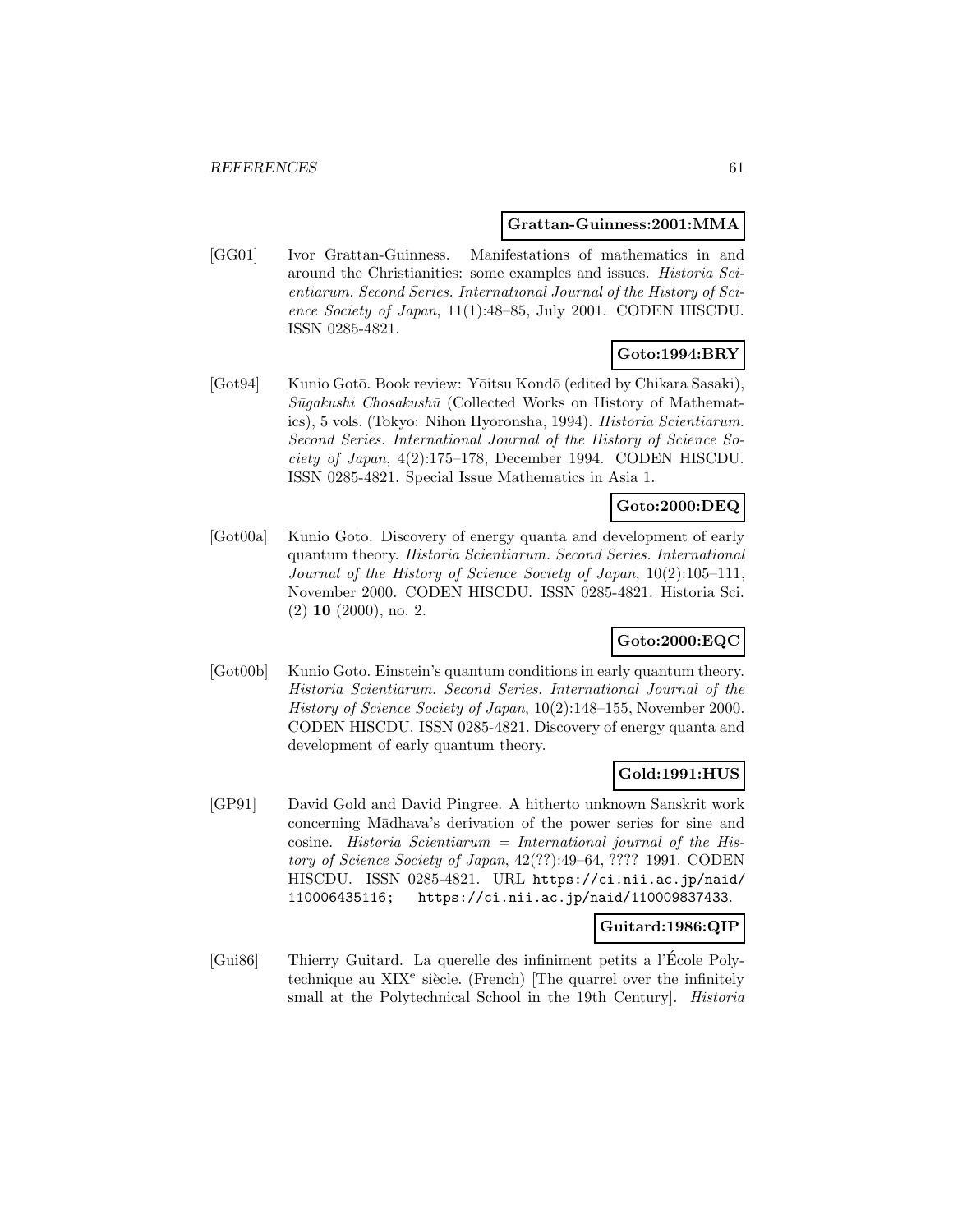**Grattan-Guinness:2001:MMA**

[GG01] Ivor Grattan-Guinness. Manifestations of mathematics in and around the Christianities: some examples and issues. *Historia Scientiarum. Second Series. International Journal of the History of Science Society of Japan*, 11(1):48–85, July 2001. CODEN HISCDU. ISSN 0285-4821.

**Goto:1994:BRY**

[Got94] Kunio Gotō. Book review: Yōitsu Kondō (edited by Chikara Sasaki), *Sūgakushi Chosakushū* (Collected Works on History of Mathematics), 5 vols. (Tokyo: Nihon Hyoronsha, 1994). *Historia Scientiarum. Second Series. International Journal of the History of Science Society of Japan*, 4(2):175–178, December 1994. CODEN HISCDU. ISSN 0285-4821. Special Issue Mathematics in Asia 1.

**Goto:2000:DEQ**

[Got00a] Kunio Goto. Discovery of energy quanta and development of early quantum theory. *Historia Scientiarum. Second Series. International Journal of the History of Science Society of Japan*, 10(2):105–111, November 2000. CODEN HISCDU. ISSN 0285-4821. Historia Sci. (2) **10** (2000), no. 2.

**Goto:2000:EQC**

[Got00b] Kunio Goto. Einstein's quantum conditions in early quantum theory. *Historia Scientiarum. Second Series. International Journal of the History of Science Society of Japan*, 10(2):148–155, November 2000. CODEN HISCDU. ISSN 0285-4821. Discovery of energy quanta and development of early quantum theory.

**Gold:1991:HUS**

[GP91] David Gold and David Pingree. A hitherto unknown Sanskrit work concerning Mādhava's derivation of the power series for sine and cosine. *Historia Scientiarum = International journal of the History of Science Society of Japan*, 42(??):49–64, ???? 1991. CODEN HISCDU. ISSN 0285-4821. URL https://ci.nii.ac.jp/naid/110006435116; https://ci.nii.ac.jp/naid/110009837433.

**Guitard:1986:QIP**

[Gui86] Thierry Guitard. La querelle des infiniment petits a l'École Polytechnique au XIX$^{e}$ siècle. (French) [The quarrel over the infinitely small at the Polytechnical School in the 19th Century]. *Historia*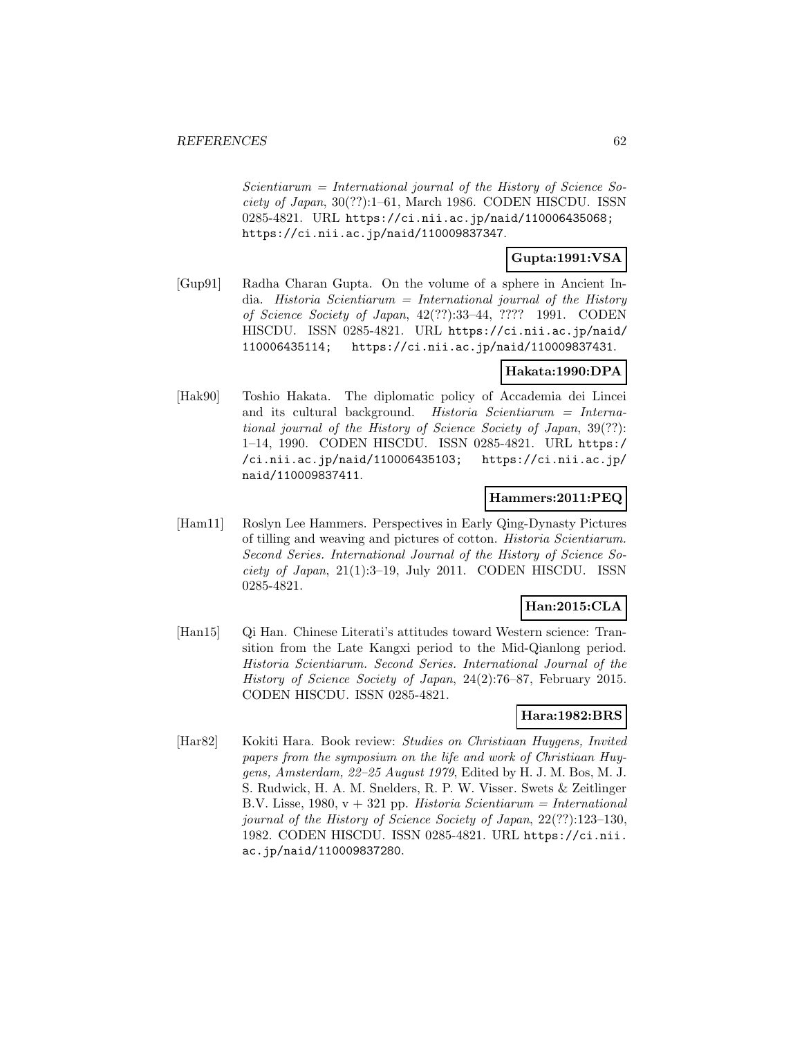*Scientiarum = International journal of the History of Science Society of Japan*, 30(??):1–61, March 1986. CODEN HISCDU. ISSN 0285-4821. URL https://ci.nii.ac.jp/naid/110006435068; https://ci.nii.ac.jp/naid/110009837347.

**Gupta:1991:VSA**

[Gup91] Radha Charan Gupta. On the volume of a sphere in Ancient India. *Historia Scientiarum = International journal of the History of Science Society of Japan*, 42(??):33–44, ???? 1991. CODEN HISCDU. ISSN 0285-4821. URL https://ci.nii.ac.jp/naid/110006435114; https://ci.nii.ac.jp/naid/110009837431.

**Hakata:1990:DPA**

[Hak90] Toshio Hakata. The diplomatic policy of Accademia dei Lincei and its cultural background. *Historia Scientiarum = International journal of the History of Science Society of Japan*, 39(??):1–14, 1990. CODEN HISCDU. ISSN 0285-4821. URL https://ci.nii.ac.jp/naid/110006435103; https://ci.nii.ac.jp/naid/110009837411.

**Hammers:2011:PEQ**

[Ham11] Roslyn Lee Hammers. Perspectives in Early Qing-Dynasty Pictures of tilling and weaving and pictures of cotton. *Historia Scientiarum. Second Series. International Journal of the History of Science Society of Japan*, 21(1):3–19, July 2011. CODEN HISCDU. ISSN 0285-4821.

**Han:2015:CLA**

[Han15] Qi Han. Chinese Literati's attitudes toward Western science: Transition from the Late Kangxi period to the Mid-Qianlong period. *Historia Scientiarum. Second Series. International Journal of the History of Science Society of Japan*, 24(2):76–87, February 2015. CODEN HISCDU. ISSN 0285-4821.

**Hara:1982:BRS**

[Har82] Kokiti Hara. Book review: *Studies on Christiaan Huygens, Invited papers from the symposium on the life and work of Christiaan Huygens, Amsterdam, 22–25 August 1979*, Edited by H. J. M. Bos, M. J. S. Rudwick, H. A. M. Snelders, R. P. W. Visser. Swets & Zeitlinger B.V. Lisse, 1980, v + 321 pp. *Historia Scientiarum = International journal of the History of Science Society of Japan*, 22(??):123–130, 1982. CODEN HISCDU. ISSN 0285-4821. URL https://ci.nii.ac.jp/naid/110009837280.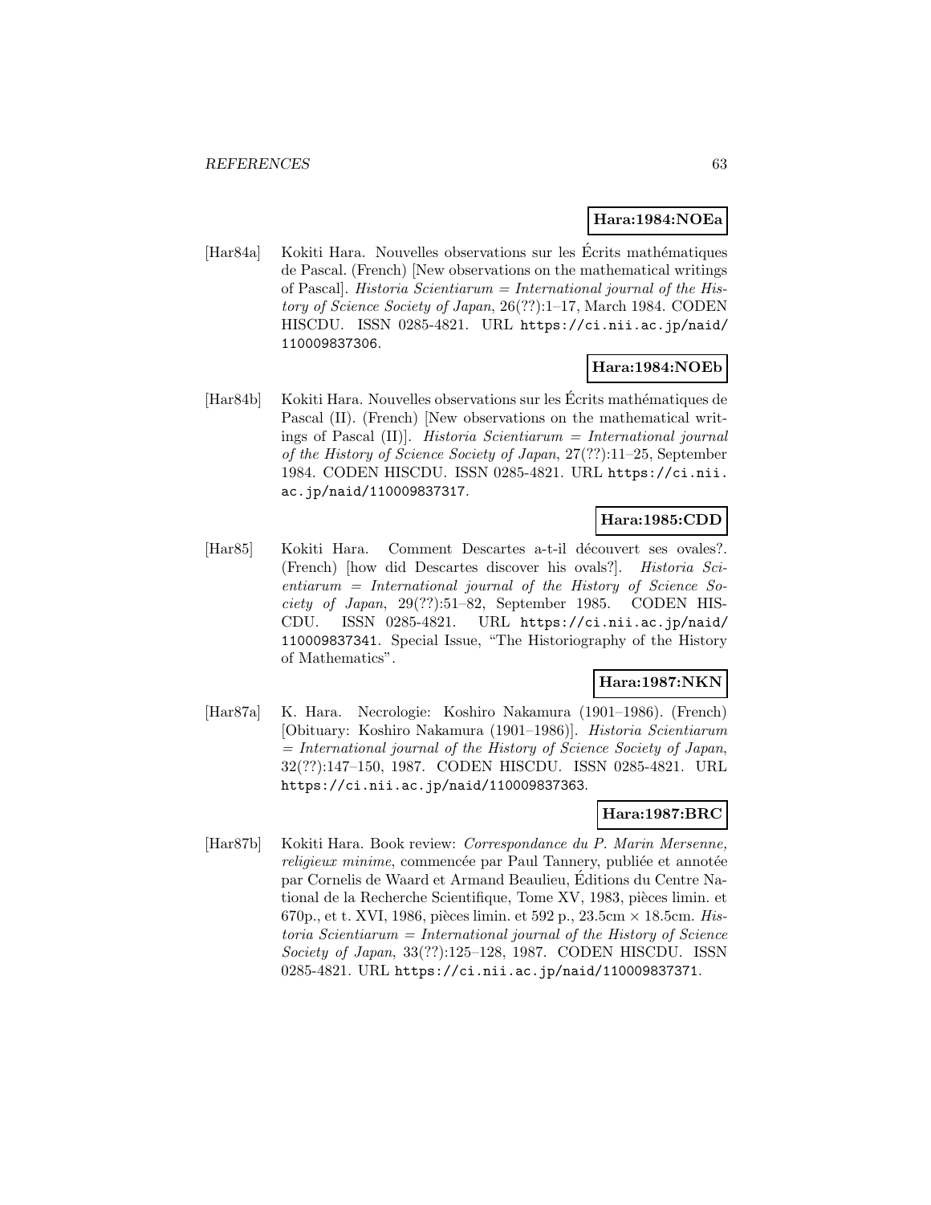**Hara:1984:NOEa**

[Har84a] Kokiti Hara. Nouvelles observations sur les Écrits mathématiques de Pascal. (French) [New observations on the mathematical writings of Pascal]. *Historia Scientiarum = International journal of the History of Science Society of Japan*, 26(??):1–17, March 1984. CODEN HISCDU. ISSN 0285-4821. URL https://ci.nii.ac.jp/naid/110009837306.

**Hara:1984:NOEb**

[Har84b] Kokiti Hara. Nouvelles observations sur les Écrits mathématiques de Pascal (II). (French) [New observations on the mathematical writings of Pascal (II)]. *Historia Scientiarum = International journal of the History of Science Society of Japan*, 27(??):11–25, September 1984. CODEN HISCDU. ISSN 0285-4821. URL https://ci.nii.ac.jp/naid/110009837317.

**Hara:1985:CDD**

[Har85] Kokiti Hara. Comment Descartes a-t-il découvert ses ovales?. (French) [how did Descartes discover his ovals?]. *Historia Scientiarum = International journal of the History of Science Society of Japan*, 29(??):51–82, September 1985. CODEN HISCDU. ISSN 0285-4821. URL https://ci.nii.ac.jp/naid/110009837341. Special Issue, "The Historiography of the History of Mathematics".

**Hara:1987:NKN**

[Har87a] K. Hara. Necrologie: Koshiro Nakamura (1901–1986). (French) [Obituary: Koshiro Nakamura (1901–1986)]. *Historia Scientiarum = International journal of the History of Science Society of Japan*, 32(??):147–150, 1987. CODEN HISCDU. ISSN 0285-4821. URL https://ci.nii.ac.jp/naid/110009837363.

**Hara:1987:BRC**

[Har87b] Kokiti Hara. Book review: *Correspondance du P. Marin Mersenne, religieux minime*, commencée par Paul Tannery, publiée et annotée par Cornelis de Waard et Armand Beaulieu, Éditions du Centre National de la Recherche Scientifique, Tome XV, 1983, pièces limin. et 670p., et t. XVI, 1986, pièces limin. et 592 p., 23.5cm $\times$ 18.5cm. *Historia Scientiarum = International journal of the History of Science Society of Japan*, 33(??):125–128, 1987. CODEN HISCDU. ISSN 0285-4821. URL https://ci.nii.ac.jp/naid/110009837371.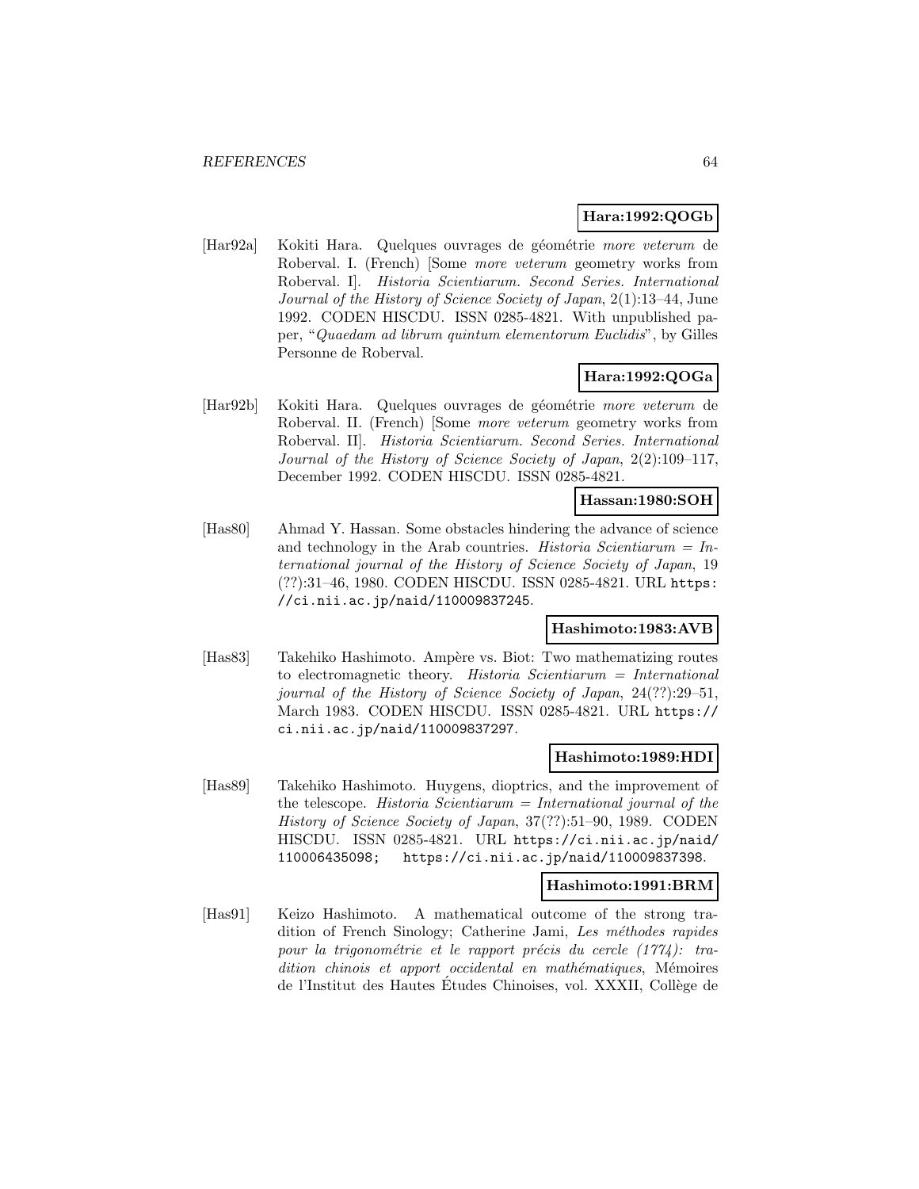**Hara:1992:QOGb**

[Har92a] Kokiti Hara. Quelques ouvrages de géométrie *more veterum* de Roberval. I. (French) [Some *more veterum* geometry works from Roberval. I]. *Historia Scientiarum. Second Series. International Journal of the History of Science Society of Japan*, 2(1):13–44, June 1992. CODEN HISCDU. ISSN 0285-4821. With unpublished paper, "*Quaedam ad librum quintum elementorum Euclidis*", by Gilles Personne de Roberval.

**Hara:1992:QOGa**

[Har92b] Kokiti Hara. Quelques ouvrages de géométrie *more veterum* de Roberval. II. (French) [Some *more veterum* geometry works from Roberval. II]. *Historia Scientiarum. Second Series. International Journal of the History of Science Society of Japan*, 2(2):109–117, December 1992. CODEN HISCDU. ISSN 0285-4821.

**Hassan:1980:SOH**

[Has80] Ahmad Y. Hassan. Some obstacles hindering the advance of science and technology in the Arab countries. *Historia Scientiarum = International journal of the History of Science Society of Japan*, 19 (??):31–46, 1980. CODEN HISCDU. ISSN 0285-4821. URL https://ci.nii.ac.jp/naid/110009837245.

**Hashimoto:1983:AVB**

[Has83] Takehiko Hashimoto. Ampère vs. Biot: Two mathematizing routes to electromagnetic theory. *Historia Scientiarum = International journal of the History of Science Society of Japan*, 24(??):29–51, March 1983. CODEN HISCDU. ISSN 0285-4821. URL https://ci.nii.ac.jp/naid/110009837297.

**Hashimoto:1989:HDI**

[Has89] Takehiko Hashimoto. Huygens, dioptrics, and the improvement of the telescope. *Historia Scientiarum = International journal of the History of Science Society of Japan*, 37(??):51–90, 1989. CODEN HISCDU. ISSN 0285-4821. URL https://ci.nii.ac.jp/naid/110006435098; https://ci.nii.ac.jp/naid/110009837398.

**Hashimoto:1991:BRM**

[Has91] Keizo Hashimoto. A mathematical outcome of the strong tradition of French Sinology; Catherine Jami, *Les méthodes rapides pour la trigonométrie et le rapport précis du cercle (1774): tradition chinois et apport occidental en mathématiques*, Mémoires de l'Institut des Hautes Études Chinoises, vol. XXXII, Collège de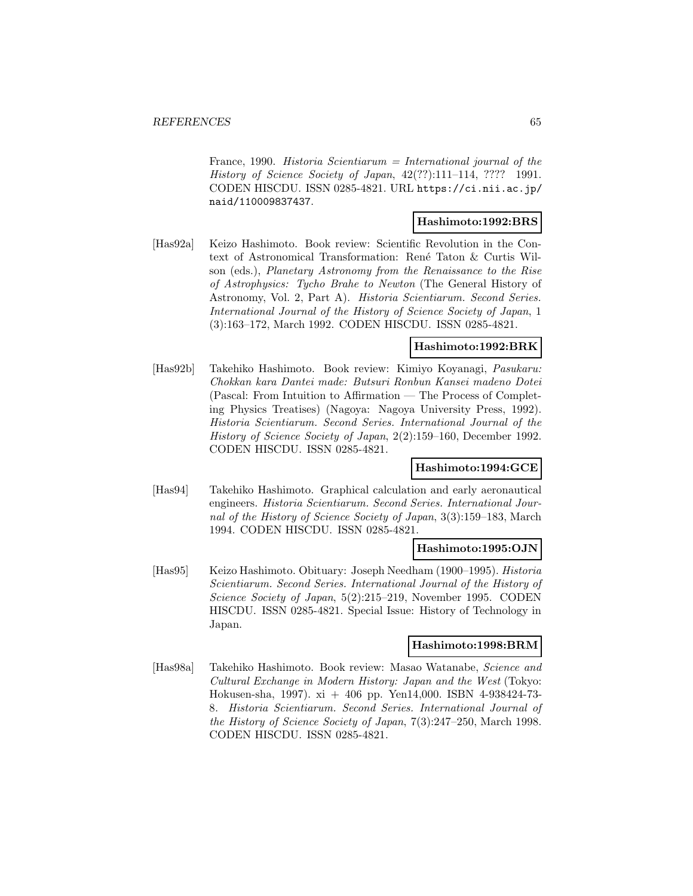France, 1990. *Historia Scientiarum = International journal of the History of Science Society of Japan*, 42(??):111–114, ???? 1991. CODEN HISCDU. ISSN 0285-4821. URL https://ci.nii.ac.jp/naid/110009837437.

**Hashimoto:1992:BRS**

[Has92a] Keizo Hashimoto. Book review: Scientific Revolution in the Context of Astronomical Transformation: René Taton & Curtis Wilson (eds.), *Planetary Astronomy from the Renaissance to the Rise of Astrophysics: Tycho Brahe to Newton* (The General History of Astronomy, Vol. 2, Part A). *Historia Scientiarum. Second Series. International Journal of the History of Science Society of Japan*, 1 (3):163–172, March 1992. CODEN HISCDU. ISSN 0285-4821.

**Hashimoto:1992:BRK**

[Has92b] Takehiko Hashimoto. Book review: Kimiyo Koyanagi, *Pasukaru: Chokkan kara Dantei made: Butsuri Ronbun Kansei madeno Dotei* (Pascal: From Intuition to Affirmation — The Process of Completing Physics Treatises) (Nagoya: Nagoya University Press, 1992). *Historia Scientiarum. Second Series. International Journal of the History of Science Society of Japan*, 2(2):159–160, December 1992. CODEN HISCDU. ISSN 0285-4821.

**Hashimoto:1994:GCE**

[Has94] Takehiko Hashimoto. Graphical calculation and early aeronautical engineers. *Historia Scientiarum. Second Series. International Journal of the History of Science Society of Japan*, 3(3):159–183, March 1994. CODEN HISCDU. ISSN 0285-4821.

**Hashimoto:1995:OJN**

[Has95] Keizo Hashimoto. Obituary: Joseph Needham (1900–1995). *Historia Scientiarum. Second Series. International Journal of the History of Science Society of Japan*, 5(2):215–219, November 1995. CODEN HISCDU. ISSN 0285-4821. Special Issue: History of Technology in Japan.

**Hashimoto:1998:BRM**

[Has98a] Takehiko Hashimoto. Book review: Masao Watanabe, *Science and Cultural Exchange in Modern History: Japan and the West* (Tokyo: Hokusen-sha, 1997). xi + 406 pp. Yen14,000. ISBN 4-938424-73-8. *Historia Scientiarum. Second Series. International Journal of the History of Science Society of Japan*, 7(3):247–250, March 1998. CODEN HISCDU. ISSN 0285-4821.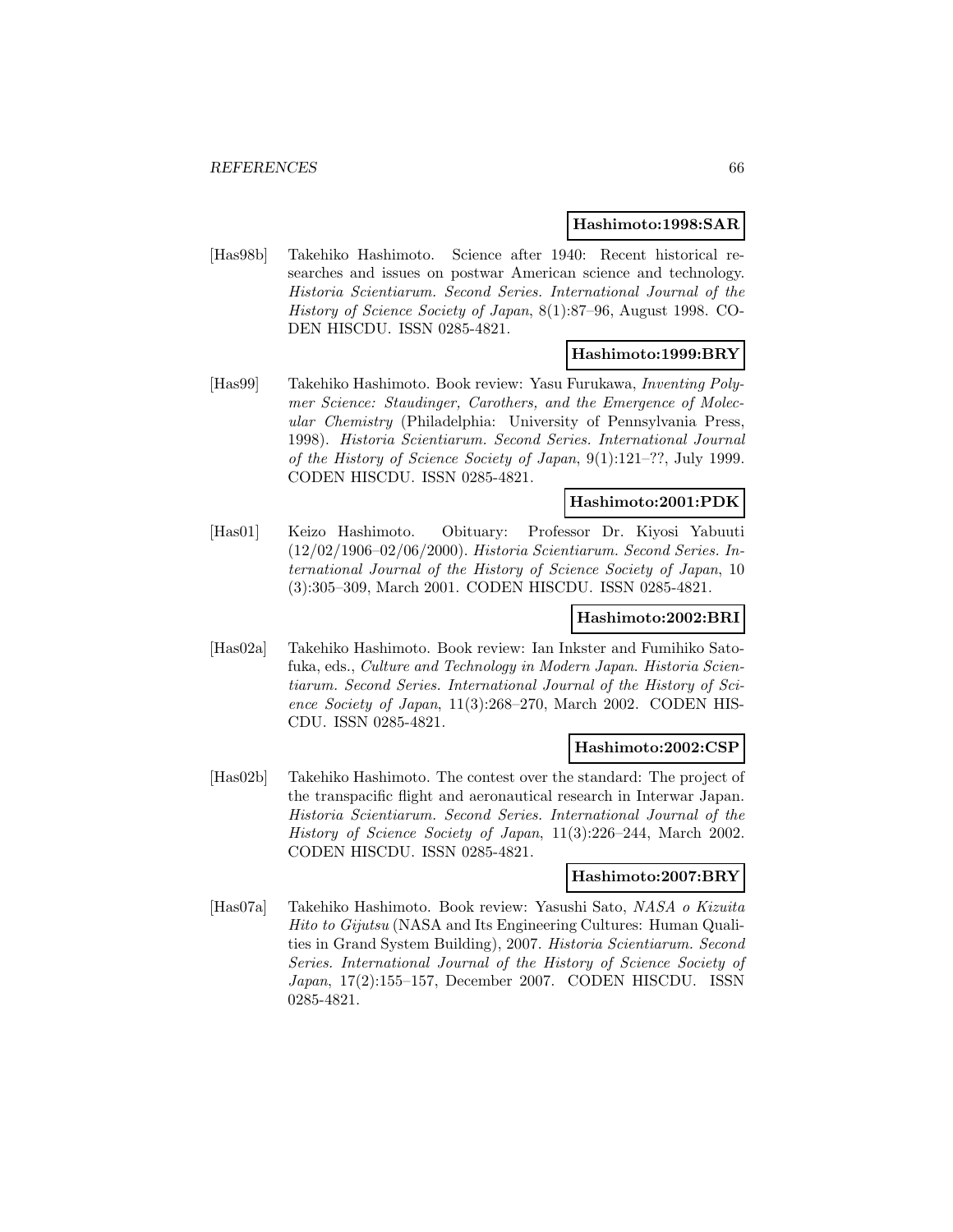**Hashimoto:1998:SAR**

[Has98b] Takehiko Hashimoto. Science after 1940: Recent historical researches and issues on postwar American science and technology. *Historia Scientiarum. Second Series. International Journal of the History of Science Society of Japan*, 8(1):87–96, August 1998. CODEN HISCDU. ISSN 0285-4821.

**Hashimoto:1999:BRY**

[Has99] Takehiko Hashimoto. Book review: Yasu Furukawa, *Inventing Polymer Science: Staudinger, Carothers, and the Emergence of Molecular Chemistry* (Philadelphia: University of Pennsylvania Press, 1998). *Historia Scientiarum. Second Series. International Journal of the History of Science Society of Japan*, 9(1):121–??, July 1999. CODEN HISCDU. ISSN 0285-4821.

**Hashimoto:2001:PDK**

[Has01] Keizo Hashimoto. Obituary: Professor Dr. Kiyosi Yabuuti (12/02/1906–02/06/2000). *Historia Scientiarum. Second Series. International Journal of the History of Science Society of Japan*, 10 (3):305–309, March 2001. CODEN HISCDU. ISSN 0285-4821.

**Hashimoto:2002:BRI**

[Has02a] Takehiko Hashimoto. Book review: Ian Inkster and Fumihiko Satofuka, eds., *Culture and Technology in Modern Japan*. *Historia Scientiarum. Second Series. International Journal of the History of Science Society of Japan*, 11(3):268–270, March 2002. CODEN HISCDU. ISSN 0285-4821.

**Hashimoto:2002:CSP**

[Has02b] Takehiko Hashimoto. The contest over the standard: The project of the transpacific flight and aeronautical research in Interwar Japan. *Historia Scientiarum. Second Series. International Journal of the History of Science Society of Japan*, 11(3):226–244, March 2002. CODEN HISCDU. ISSN 0285-4821.

**Hashimoto:2007:BRY**

[Has07a] Takehiko Hashimoto. Book review: Yasushi Sato, *NASA o Kizuita Hito to Gijutsu* (NASA and Its Engineering Cultures: Human Qualities in Grand System Building), 2007. *Historia Scientiarum. Second Series. International Journal of the History of Science Society of Japan*, 17(2):155–157, December 2007. CODEN HISCDU. ISSN 0285-4821.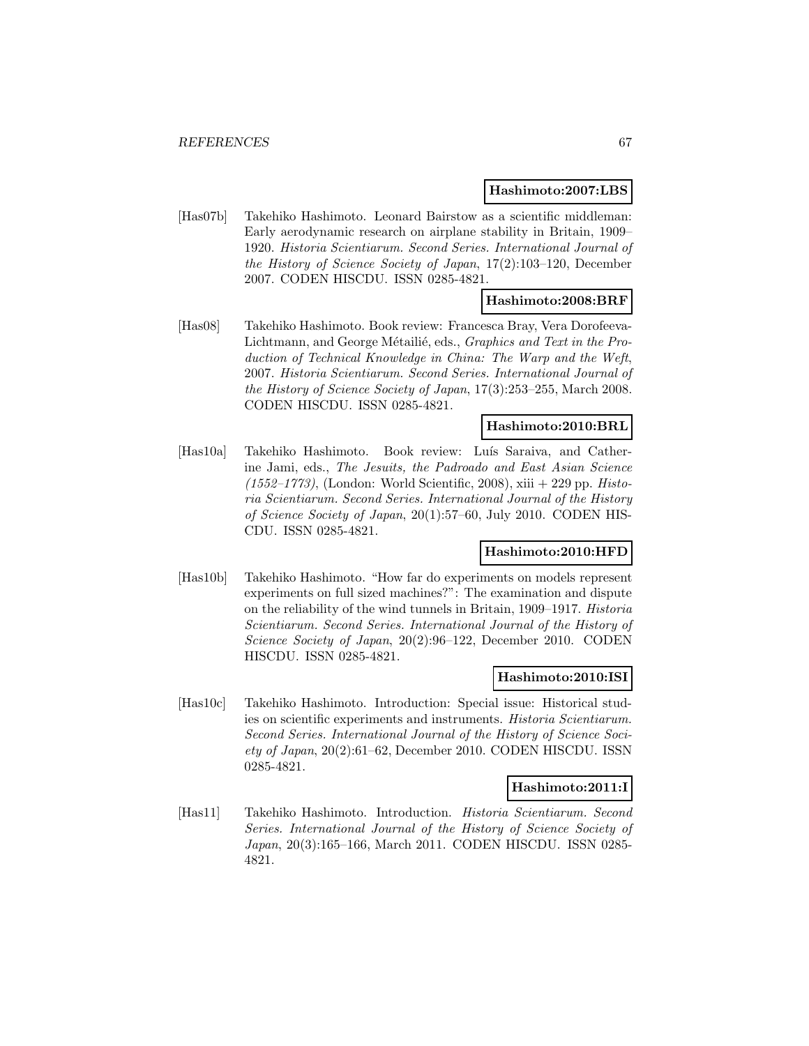**Hashimoto:2007:LBS**

[Has07b] Takehiko Hashimoto. Leonard Bairstow as a scientific middleman: Early aerodynamic research on airplane stability in Britain, 1909–1920. *Historia Scientiarum. Second Series. International Journal of the History of Science Society of Japan*, 17(2):103–120, December 2007. CODEN HISCDU. ISSN 0285-4821.

**Hashimoto:2008:BRF**

[Has08] Takehiko Hashimoto. Book review: Francesca Bray, Vera Dorofeeva-Lichtmann, and George Métailié, eds., *Graphics and Text in the Production of Technical Knowledge in China: The Warp and the Weft*, 2007. *Historia Scientiarum. Second Series. International Journal of the History of Science Society of Japan*, 17(3):253–255, March 2008. CODEN HISCDU. ISSN 0285-4821.

**Hashimoto:2010:BRL**

[Has10a] Takehiko Hashimoto. Book review: Luís Saraiva, and Catherine Jami, eds., *The Jesuits, the Padroado and East Asian Science (1552–1773)*, (London: World Scientific, 2008), xiii + 229 pp. *Historia Scientiarum. Second Series. International Journal of the History of Science Society of Japan*, 20(1):57–60, July 2010. CODEN HISCDU. ISSN 0285-4821.

**Hashimoto:2010:HFD**

[Has10b] Takehiko Hashimoto. "How far do experiments on models represent experiments on full sized machines?": The examination and dispute on the reliability of the wind tunnels in Britain, 1909–1917. *Historia Scientiarum. Second Series. International Journal of the History of Science Society of Japan*, 20(2):96–122, December 2010. CODEN HISCDU. ISSN 0285-4821.

**Hashimoto:2010:ISI**

[Has10c] Takehiko Hashimoto. Introduction: Special issue: Historical studies on scientific experiments and instruments. *Historia Scientiarum. Second Series. International Journal of the History of Science Society of Japan*, 20(2):61–62, December 2010. CODEN HISCDU. ISSN 0285-4821.

**Hashimoto:2011:I**

[Has11] Takehiko Hashimoto. Introduction. *Historia Scientiarum. Second Series. International Journal of the History of Science Society of Japan*, 20(3):165–166, March 2011. CODEN HISCDU. ISSN 0285-4821.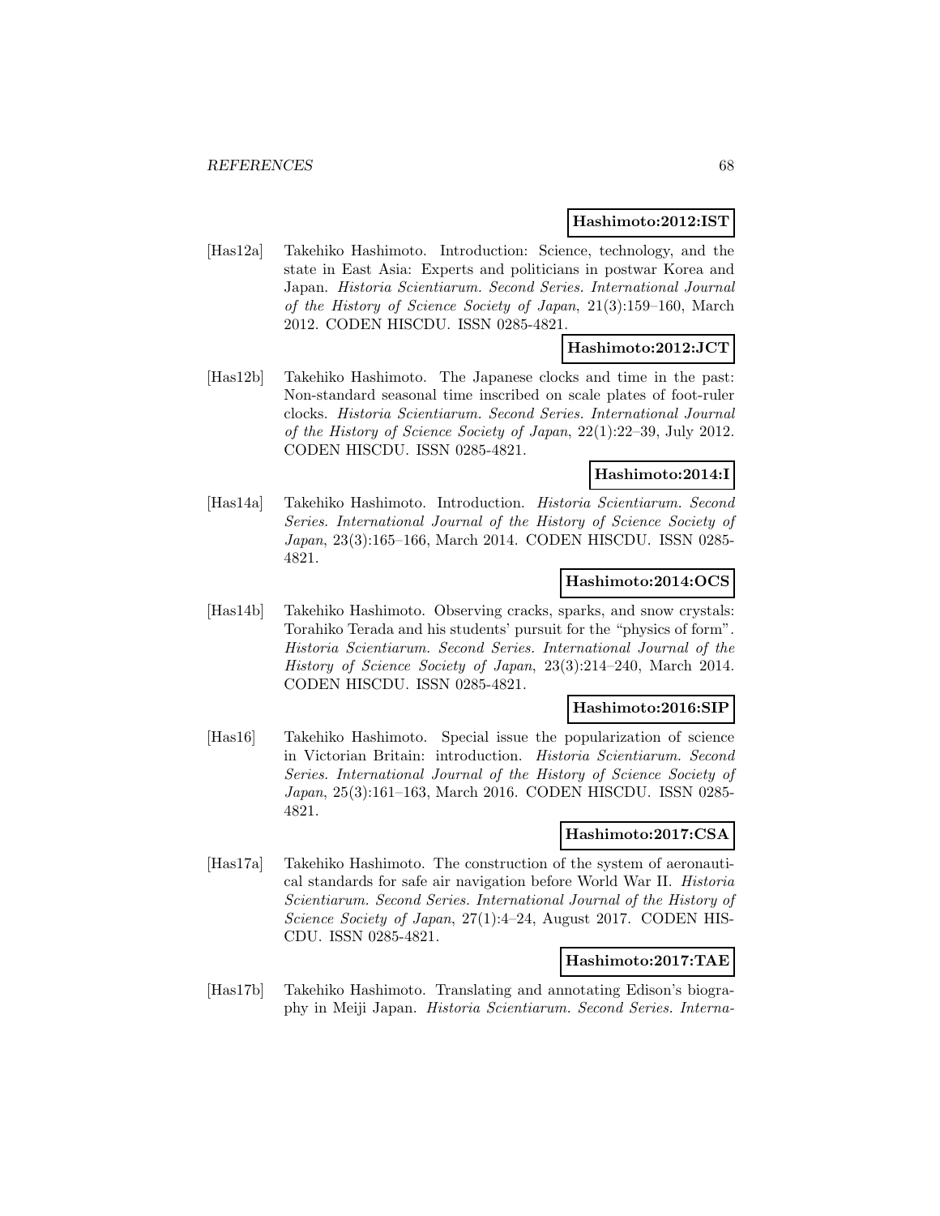**Hashimoto:2012:IST**

[Has12a] Takehiko Hashimoto. Introduction: Science, technology, and the state in East Asia: Experts and politicians in postwar Korea and Japan. *Historia Scientiarum. Second Series. International Journal of the History of Science Society of Japan*, 21(3):159–160, March 2012. CODEN HISCDU. ISSN 0285-4821.

**Hashimoto:2012:JCT**

[Has12b] Takehiko Hashimoto. The Japanese clocks and time in the past: Non-standard seasonal time inscribed on scale plates of foot-ruler clocks. *Historia Scientiarum. Second Series. International Journal of the History of Science Society of Japan*, 22(1):22–39, July 2012. CODEN HISCDU. ISSN 0285-4821.

**Hashimoto:2014:I**

[Has14a] Takehiko Hashimoto. Introduction. *Historia Scientiarum. Second Series. International Journal of the History of Science Society of Japan*, 23(3):165–166, March 2014. CODEN HISCDU. ISSN 0285-4821.

**Hashimoto:2014:OCS**

[Has14b] Takehiko Hashimoto. Observing cracks, sparks, and snow crystals: Torahiko Terada and his students' pursuit for the "physics of form". *Historia Scientiarum. Second Series. International Journal of the History of Science Society of Japan*, 23(3):214–240, March 2014. CODEN HISCDU. ISSN 0285-4821.

**Hashimoto:2016:SIP**

[Has16] Takehiko Hashimoto. Special issue the popularization of science in Victorian Britain: introduction. *Historia Scientiarum. Second Series. International Journal of the History of Science Society of Japan*, 25(3):161–163, March 2016. CODEN HISCDU. ISSN 0285-4821.

**Hashimoto:2017:CSA**

[Has17a] Takehiko Hashimoto. The construction of the system of aeronautical standards for safe air navigation before World War II. *Historia Scientiarum. Second Series. International Journal of the History of Science Society of Japan*, 27(1):4–24, August 2017. CODEN HISCDU. ISSN 0285-4821.

**Hashimoto:2017:TAE**

[Has17b] Takehiko Hashimoto. Translating and annotating Edison's biography in Meiji Japan. *Historia Scientiarum. Second Series. Interna-*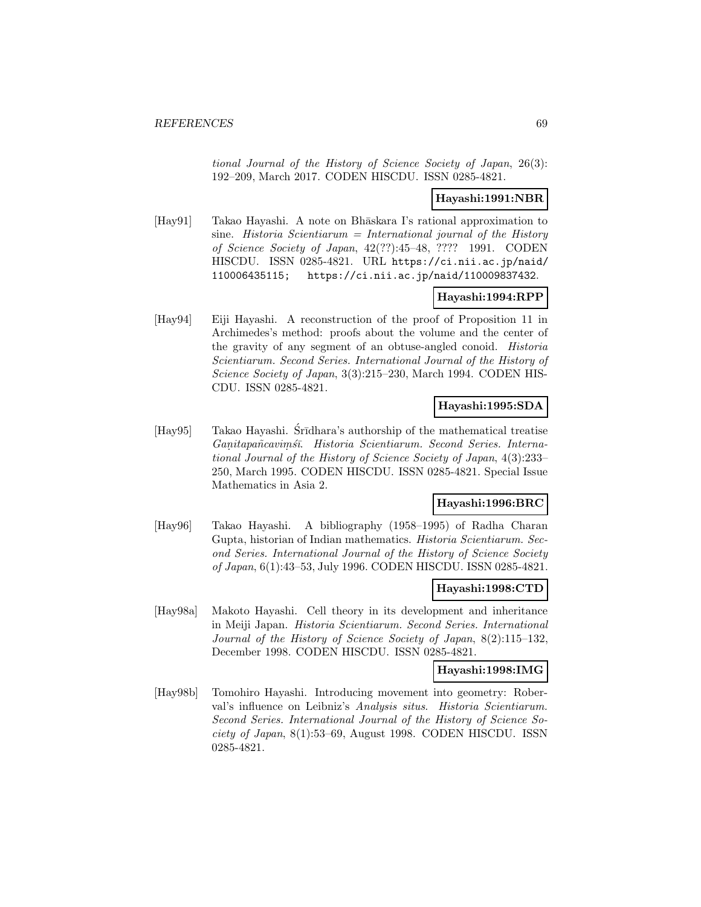*tional Journal of the History of Science Society of Japan*, 26(3): 192–209, March 2017. CODEN HISCDU. ISSN 0285-4821.

**Hayashi:1991:NBR**

[Hay91] Takao Hayashi. A note on Bhāskara I's rational approximation to sine. *Historia Scientiarum = International journal of the History of Science Society of Japan*, 42(??):45–48, ???? 1991. CODEN HISCDU. ISSN 0285-4821. URL https://ci.nii.ac.jp/naid/110006435115; https://ci.nii.ac.jp/naid/110009837432.

**Hayashi:1994:RPP**

[Hay94] Eiji Hayashi. A reconstruction of the proof of Proposition 11 in Archimedes's method: proofs about the volume and the center of the gravity of any segment of an obtuse-angled conoid. *Historia Scientiarum. Second Series. International Journal of the History of Science Society of Japan*, 3(3):215–230, March 1994. CODEN HISCDU. ISSN 0285-4821.

**Hayashi:1995:SDA**

[Hay95] Takao Hayashi. Śrīdhara's authorship of the mathematical treatise *Gaṇitapañcaviṃśī*. *Historia Scientiarum. Second Series. International Journal of the History of Science Society of Japan*, 4(3):233–250, March 1995. CODEN HISCDU. ISSN 0285-4821. Special Issue Mathematics in Asia 2.

**Hayashi:1996:BRC**

[Hay96] Takao Hayashi. A bibliography (1958–1995) of Radha Charan Gupta, historian of Indian mathematics. *Historia Scientiarum. Second Series. International Journal of the History of Science Society of Japan*, 6(1):43–53, July 1996. CODEN HISCDU. ISSN 0285-4821.

**Hayashi:1998:CTD**

[Hay98a] Makoto Hayashi. Cell theory in its development and inheritance in Meiji Japan. *Historia Scientiarum. Second Series. International Journal of the History of Science Society of Japan*, 8(2):115–132, December 1998. CODEN HISCDU. ISSN 0285-4821.

**Hayashi:1998:IMG**

[Hay98b] Tomohiro Hayashi. Introducing movement into geometry: Roberval's influence on Leibniz's *Analysis situs*. *Historia Scientiarum. Second Series. International Journal of the History of Science Society of Japan*, 8(1):53–69, August 1998. CODEN HISCDU. ISSN 0285-4821.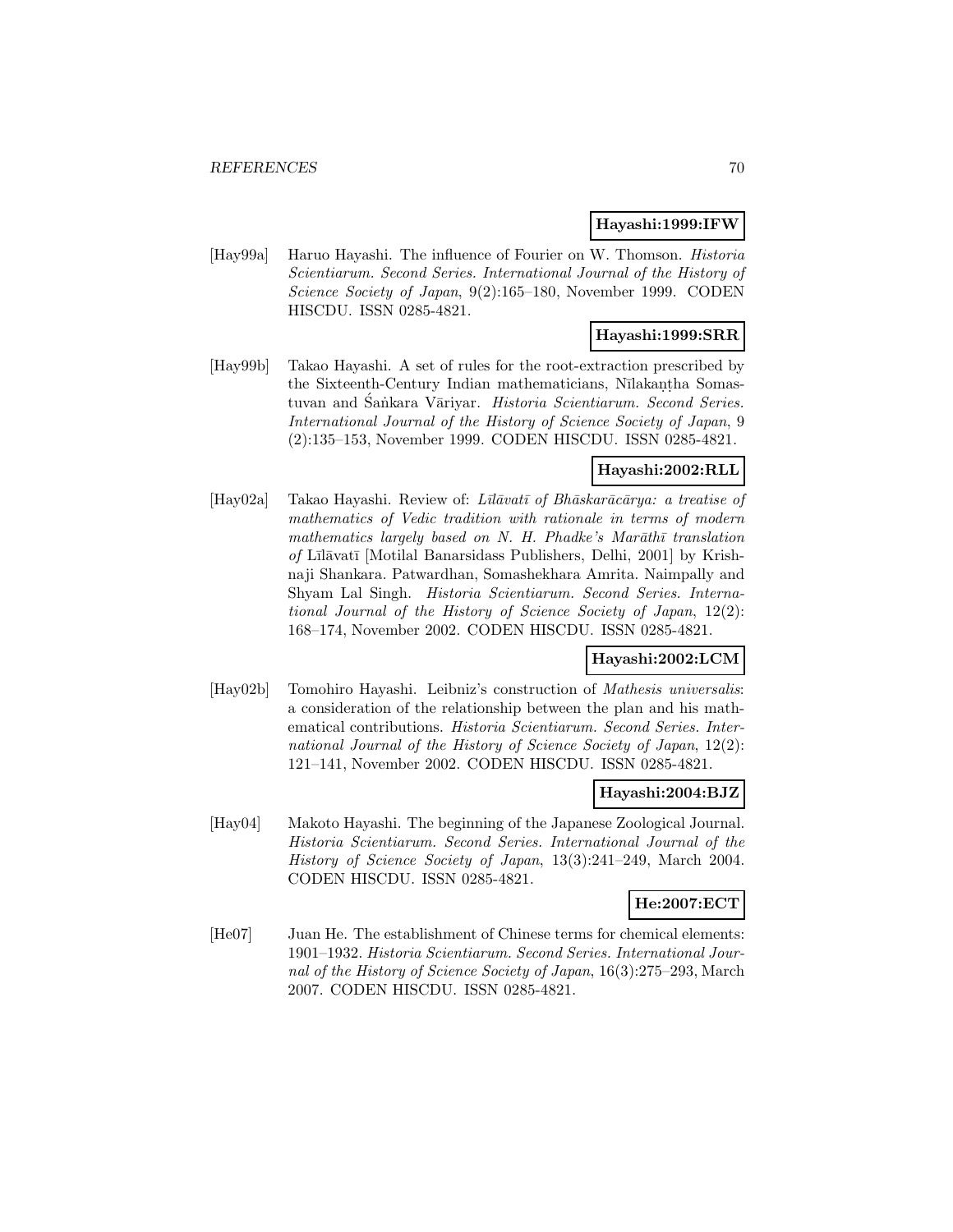**Hayashi:1999:IFW**

[Hay99a] Haruo Hayashi. The influence of Fourier on W. Thomson. *Historia Scientiarum. Second Series. International Journal of the History of Science Society of Japan*, 9(2):165–180, November 1999. CODEN HISCDU. ISSN 0285-4821.

**Hayashi:1999:SRR**

[Hay99b] Takao Hayashi. A set of rules for the root-extraction prescribed by the Sixteenth-Century Indian mathematicians, Nīlakaṇṭha Somastuvan and Śaṅkara Vāriyar. *Historia Scientiarum. Second Series. International Journal of the History of Science Society of Japan*, 9 (2):135–153, November 1999. CODEN HISCDU. ISSN 0285-4821.

**Hayashi:2002:RLL**

[Hay02a] Takao Hayashi. Review of: *Līlāvatī of Bhāskarācārya: a treatise of mathematics of Vedic tradition with rationale in terms of modern mathematics largely based on N. H. Phadke's Marāthī translation of* Līlāvatī [Motilal Banarsidass Publishers, Delhi, 2001] by Krishnaji Shankara. Patwardhan, Somashekhara Amrita. Naimpally and Shyam Lal Singh. *Historia Scientiarum. Second Series. International Journal of the History of Science Society of Japan*, 12(2): 168–174, November 2002. CODEN HISCDU. ISSN 0285-4821.

**Hayashi:2002:LCM**

[Hay02b] Tomohiro Hayashi. Leibniz's construction of *Mathesis universalis*: a consideration of the relationship between the plan and his mathematical contributions. *Historia Scientiarum. Second Series. International Journal of the History of Science Society of Japan*, 12(2): 121–141, November 2002. CODEN HISCDU. ISSN 0285-4821.

**Hayashi:2004:BJZ**

[Hay04] Makoto Hayashi. The beginning of the Japanese Zoological Journal. *Historia Scientiarum. Second Series. International Journal of the History of Science Society of Japan*, 13(3):241–249, March 2004. CODEN HISCDU. ISSN 0285-4821.

**He:2007:ECT**

[He07] Juan He. The establishment of Chinese terms for chemical elements: 1901–1932. *Historia Scientiarum. Second Series. International Journal of the History of Science Society of Japan*, 16(3):275–293, March 2007. CODEN HISCDU. ISSN 0285-4821.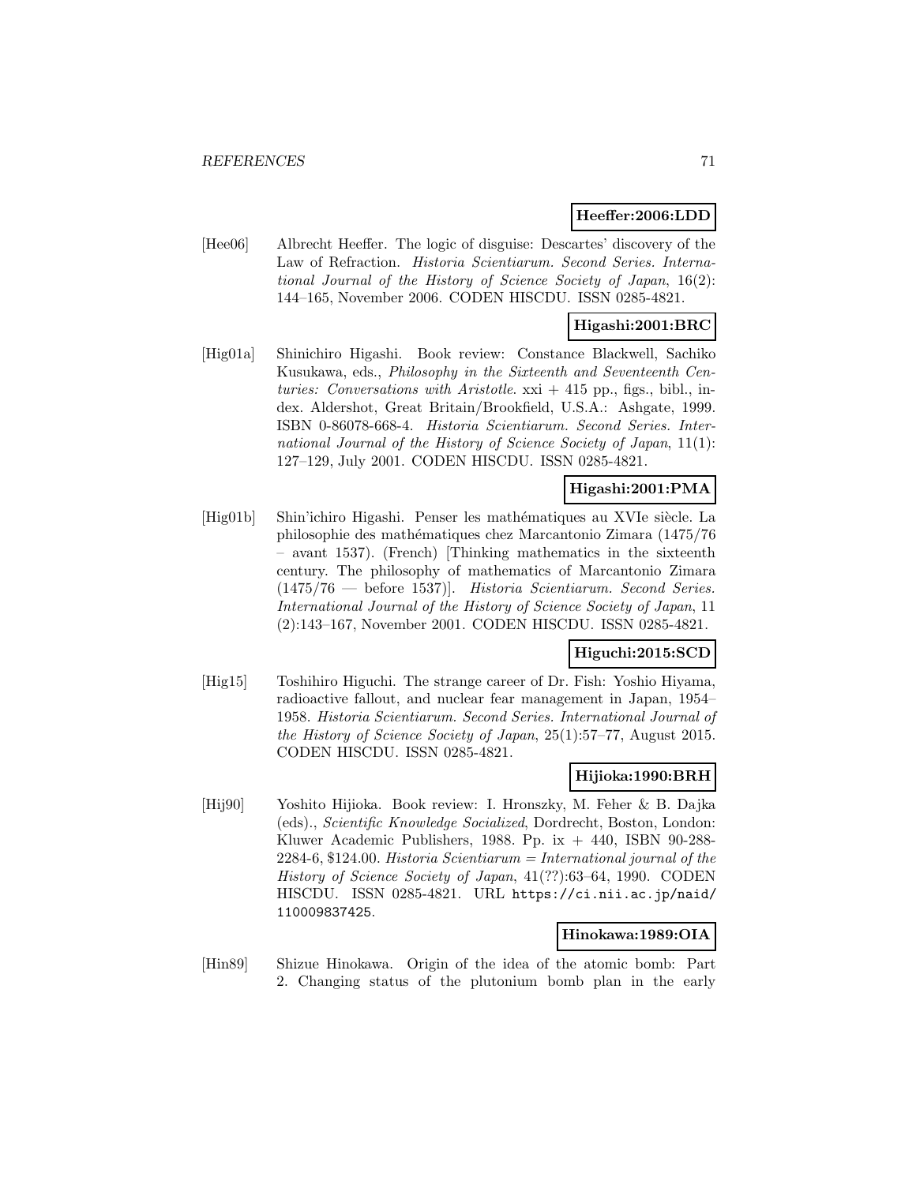**Heeffer:2006:LDD**

[Hee06] Albrecht Heeffer. The logic of disguise: Descartes' discovery of the Law of Refraction. *Historia Scientiarum. Second Series. International Journal of the History of Science Society of Japan*, 16(2): 144–165, November 2006. CODEN HISCDU. ISSN 0285-4821.

**Higashi:2001:BRC**

[Hig01a] Shinichiro Higashi. Book review: Constance Blackwell, Sachiko Kusukawa, eds., *Philosophy in the Sixteenth and Seventeenth Centuries: Conversations with Aristotle*. xxi + 415 pp., figs., bibl., index. Aldershot, Great Britain/Brookfield, U.S.A.: Ashgate, 1999. ISBN 0-86078-668-4. *Historia Scientiarum. Second Series. International Journal of the History of Science Society of Japan*, 11(1): 127–129, July 2001. CODEN HISCDU. ISSN 0285-4821.

**Higashi:2001:PMA**

[Hig01b] Shin'ichiro Higashi. Penser les mathématiques au XVIe siècle. La philosophie des mathématiques chez Marcantonio Zimara (1475/76 – avant 1537). (French) [Thinking mathematics in the sixteenth century. The philosophy of mathematics of Marcantonio Zimara (1475/76 — before 1537)]. *Historia Scientiarum. Second Series. International Journal of the History of Science Society of Japan*, 11 (2):143–167, November 2001. CODEN HISCDU. ISSN 0285-4821.

**Higuchi:2015:SCD**

[Hig15] Toshihiro Higuchi. The strange career of Dr. Fish: Yoshio Hiyama, radioactive fallout, and nuclear fear management in Japan, 1954–1958. *Historia Scientiarum. Second Series. International Journal of the History of Science Society of Japan*, 25(1):57–77, August 2015. CODEN HISCDU. ISSN 0285-4821.

**Hijioka:1990:BRH**

[Hij90] Yoshito Hijioka. Book review: I. Hronszky, M. Feher & B. Dajka (eds)., *Scientific Knowledge Socialized*, Dordrecht, Boston, London: Kluwer Academic Publishers, 1988. Pp. ix + 440, ISBN 90-288-2284-6, $124.00. *Historia Scientiarum = International journal of the History of Science Society of Japan*, 41(??):63–64, 1990. CODEN HISCDU. ISSN 0285-4821. URL https://ci.nii.ac.jp/naid/110009837425.

**Hinokawa:1989:OIA**

[Hin89] Shizue Hinokawa. Origin of the idea of the atomic bomb: Part 2. Changing status of the plutonium bomb plan in the early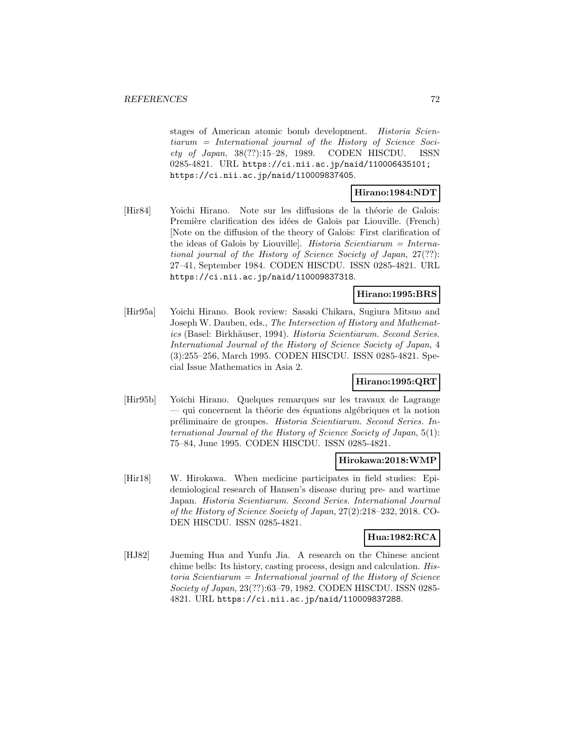stages of American atomic bomb development. *Historia Scientiarum = International journal of the History of Science Society of Japan*, 38(??):15–28, 1989. CODEN HISCDU. ISSN 0285-4821. URL https://ci.nii.ac.jp/naid/110006435101; https://ci.nii.ac.jp/naid/110009837405.

**Hirano:1984:NDT**

[Hir84] Yoichi Hirano. Note sur les diffusions de la théorie de Galois: Première clarification des idées de Galois par Liouville. (French) [Note on the diffusion of the theory of Galois: First clarification of the ideas of Galois by Liouville]. *Historia Scientiarum = International journal of the History of Science Society of Japan*, 27(??): 27–41, September 1984. CODEN HISCDU. ISSN 0285-4821. URL https://ci.nii.ac.jp/naid/110009837318.

**Hirano:1995:BRS**

[Hir95a] Yoichi Hirano. Book review: Sasaki Chikara, Sugiura Mitsuo and Joseph W. Dauben, eds., *The Intersection of History and Mathematics* (Basel: Birkhäuser, 1994). *Historia Scientiarum. Second Series. International Journal of the History of Science Society of Japan*, 4 (3):255–256, March 1995. CODEN HISCDU. ISSN 0285-4821. Special Issue Mathematics in Asia 2.

**Hirano:1995:QRT**

[Hir95b] Yoïchi Hirano. Quelques remarques sur les travaux de Lagrange — qui concernent la théorie des équations algébriques et la notion préliminaire de groupes. *Historia Scientiarum. Second Series. International Journal of the History of Science Society of Japan*, 5(1): 75–84, June 1995. CODEN HISCDU. ISSN 0285-4821.

**Hirokawa:2018:WMP**

[Hir18] W. Hirokawa. When medicine participates in field studies: Epidemiological research of Hansen's disease during pre- and wartime Japan. *Historia Scientiarum. Second Series. International Journal of the History of Science Society of Japan*, 27(2):218–232, 2018. CODEN HISCDU. ISSN 0285-4821.

**Hua:1982:RCA**

[HJ82] Jueming Hua and Yunfu Jia. A research on the Chinese ancient chime bells: Its history, casting process, design and calculation. *Historia Scientiarum = International journal of the History of Science Society of Japan*, 23(??):63–79, 1982. CODEN HISCDU. ISSN 0285-4821. URL https://ci.nii.ac.jp/naid/110009837288.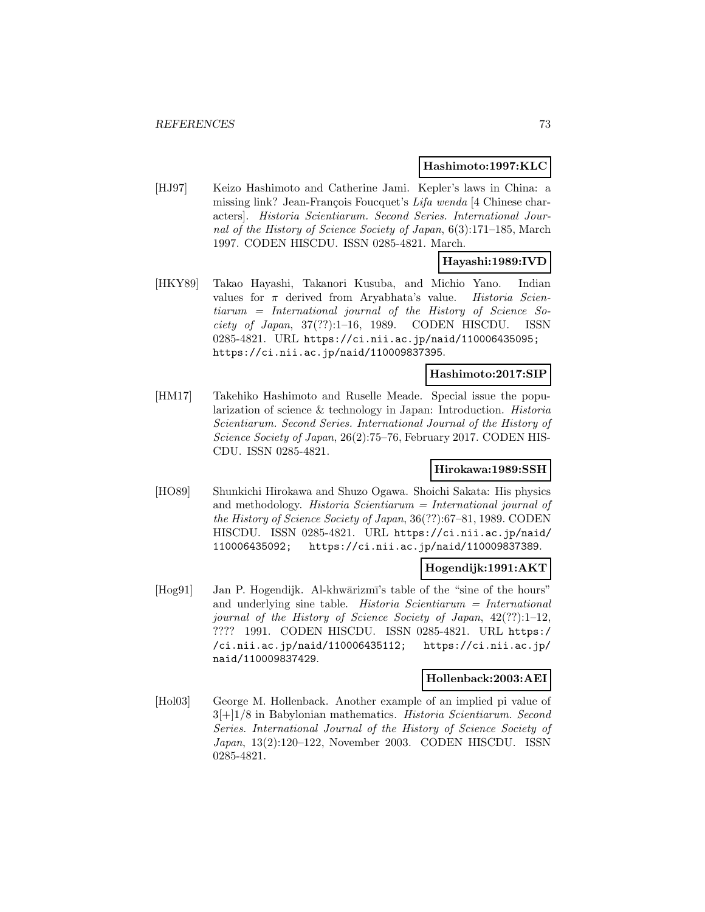**Hashimoto:1997:KLC**

[HJ97] Keizo Hashimoto and Catherine Jami. Kepler's laws in China: a missing link? Jean-François Foucquet's *Lifa wenda* [4 Chinese characters]. *Historia Scientiarum. Second Series. International Journal of the History of Science Society of Japan*, 6(3):171–185, March 1997. CODEN HISCDU. ISSN 0285-4821. March.

**Hayashi:1989:IVD**

[HKY89] Takao Hayashi, Takanori Kusuba, and Michio Yano. Indian values for $\pi$ derived from Aryabhata's value. *Historia Scientiarum = International journal of the History of Science Society of Japan*, 37(??):1–16, 1989. CODEN HISCDU. ISSN 0285-4821. URL `https://ci.nii.ac.jp/naid/110006435095; https://ci.nii.ac.jp/naid/110009837395`.

**Hashimoto:2017:SIP**

[HM17] Takehiko Hashimoto and Ruselle Meade. Special issue the popularization of science & technology in Japan: Introduction. *Historia Scientiarum. Second Series. International Journal of the History of Science Society of Japan*, 26(2):75–76, February 2017. CODEN HISCDU. ISSN 0285-4821.

**Hirokawa:1989:SSH**

[HO89] Shunkichi Hirokawa and Shuzo Ogawa. Shoichi Sakata: His physics and methodology. *Historia Scientiarum = International journal of the History of Science Society of Japan*, 36(??):67–81, 1989. CODEN HISCDU. ISSN 0285-4821. URL `https://ci.nii.ac.jp/naid/110006435092; https://ci.nii.ac.jp/naid/110009837389`.

**Hogendijk:1991:AKT**

[Hog91] Jan P. Hogendijk. Al-khwārizmī's table of the "sine of the hours" and underlying sine table. *Historia Scientiarum = International journal of the History of Science Society of Japan*, 42(??):1–12, ???? 1991. CODEN HISCDU. ISSN 0285-4821. URL `https://ci.nii.ac.jp/naid/110006435112; https://ci.nii.ac.jp/naid/110009837429`.

**Hollenback:2003:AEI**

[Hol03] George M. Hollenback. Another example of an implied pi value of 3[+]1/8 in Babylonian mathematics. *Historia Scientiarum. Second Series. International Journal of the History of Science Society of Japan*, 13(2):120–122, November 2003. CODEN HISCDU. ISSN 0285-4821.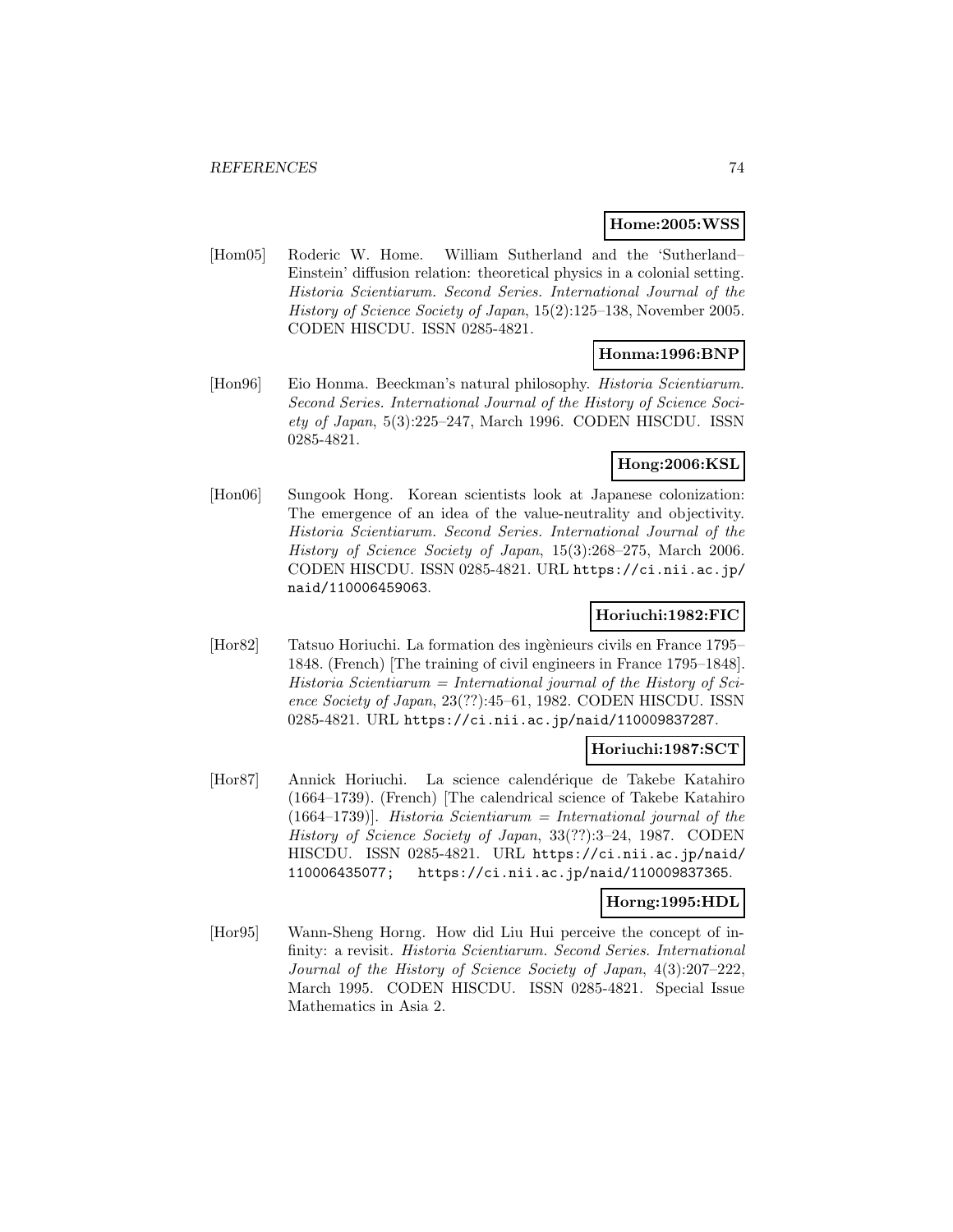**Home:2005:WSS**

[Hom05] Roderic W. Home. William Sutherland and the 'Sutherland–Einstein' diffusion relation: theoretical physics in a colonial setting. *Historia Scientiarum. Second Series. International Journal of the History of Science Society of Japan*, 15(2):125–138, November 2005. CODEN HISCDU. ISSN 0285-4821.

**Honma:1996:BNP**

[Hon96] Eio Honma. Beeckman's natural philosophy. *Historia Scientiarum. Second Series. International Journal of the History of Science Society of Japan*, 5(3):225–247, March 1996. CODEN HISCDU. ISSN 0285-4821.

**Hong:2006:KSL**

[Hon06] Sungook Hong. Korean scientists look at Japanese colonization: The emergence of an idea of the value-neutrality and objectivity. *Historia Scientiarum. Second Series. International Journal of the History of Science Society of Japan*, 15(3):268–275, March 2006. CODEN HISCDU. ISSN 0285-4821. URL https://ci.nii.ac.jp/naid/110006459063.

**Horiuchi:1982:FIC**

[Hor82] Tatsuo Horiuchi. La formation des ingènieurs civils en France 1795–1848. (French) [The training of civil engineers in France 1795–1848]. *Historia Scientiarum = International journal of the History of Science Society of Japan*, 23(??):45–61, 1982. CODEN HISCDU. ISSN 0285-4821. URL https://ci.nii.ac.jp/naid/110009837287.

**Horiuchi:1987:SCT**

[Hor87] Annick Horiuchi. La science calendérique de Takebe Katahiro (1664–1739). (French) [The calendrical science of Takebe Katahiro (1664–1739)]. *Historia Scientiarum = International journal of the History of Science Society of Japan*, 33(??):3–24, 1987. CODEN HISCDU. ISSN 0285-4821. URL https://ci.nii.ac.jp/naid/110006435077; https://ci.nii.ac.jp/naid/110009837365.

**Horng:1995:HDL**

[Hor95] Wann-Sheng Horng. How did Liu Hui perceive the concept of infinity: a revisit. *Historia Scientiarum. Second Series. International Journal of the History of Science Society of Japan*, 4(3):207–222, March 1995. CODEN HISCDU. ISSN 0285-4821. Special Issue Mathematics in Asia 2.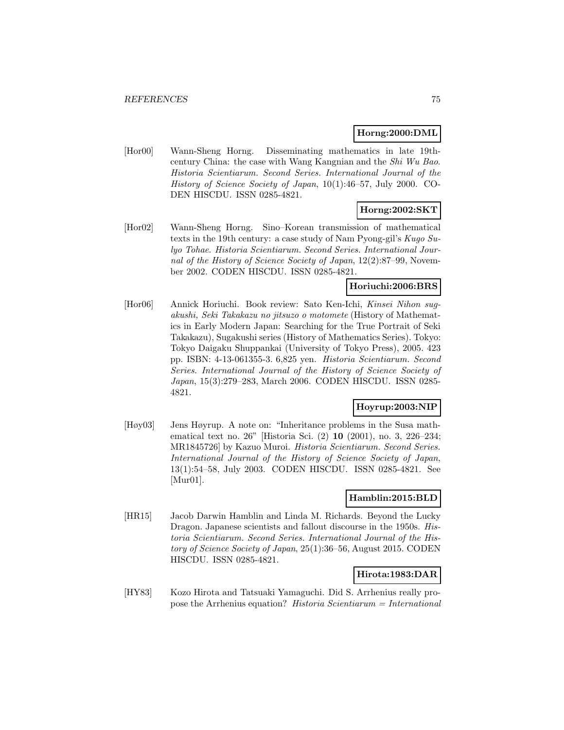**Horng:2000:DML**

[Hor00] Wann-Sheng Horng. Disseminating mathematics in late 19th-century China: the case with Wang Kangnian and the *Shi Wu Bao*. *Historia Scientiarum. Second Series. International Journal of the History of Science Society of Japan*, 10(1):46–57, July 2000. CODEN HISCDU. ISSN 0285-4821.

**Horng:2002:SKT**

[Hor02] Wann-Sheng Horng. Sino–Korean transmission of mathematical texts in the 19th century: a case study of Nam Pyong-gil's *Kugo Sulyo Tohae*. *Historia Scientiarum. Second Series. International Journal of the History of Science Society of Japan*, 12(2):87–99, November 2002. CODEN HISCDU. ISSN 0285-4821.

**Horiuchi:2006:BRS**

[Hor06] Annick Horiuchi. Book review: Sato Ken-Ichi, *Kinsei Nihon sugakushi, Seki Takakazu no jitsuzo o motomete* (History of Mathematics in Early Modern Japan: Searching for the True Portrait of Seki Takakazu), Sugakushi series (History of Mathematics Series). Tokyo: Tokyo Daigaku Shuppankai (University of Tokyo Press), 2005. 423 pp. ISBN: 4-13-061355-3. 6,825 yen. *Historia Scientiarum. Second Series. International Journal of the History of Science Society of Japan*, 15(3):279–283, March 2006. CODEN HISCDU. ISSN 0285-4821.

**Hoyrup:2003:NIP**

[Høy03] Jens Høyrup. A note on: "Inheritance problems in the Susa mathematical text no. 26" [Historia Sci. (2) **10** (2001), no. 3, 226–234; MR1845726] by Kazuo Muroi. *Historia Scientiarum. Second Series. International Journal of the History of Science Society of Japan*, 13(1):54–58, July 2003. CODEN HISCDU. ISSN 0285-4821. See [Mur01].

**Hamblin:2015:BLD**

[HR15] Jacob Darwin Hamblin and Linda M. Richards. Beyond the Lucky Dragon. Japanese scientists and fallout discourse in the 1950s. *Historia Scientiarum. Second Series. International Journal of the History of Science Society of Japan*, 25(1):36–56, August 2015. CODEN HISCDU. ISSN 0285-4821.

**Hirota:1983:DAR**

[HY83] Kozo Hirota and Tatsuaki Yamaguchi. Did S. Arrhenius really propose the Arrhenius equation? *Historia Scientiarum = International*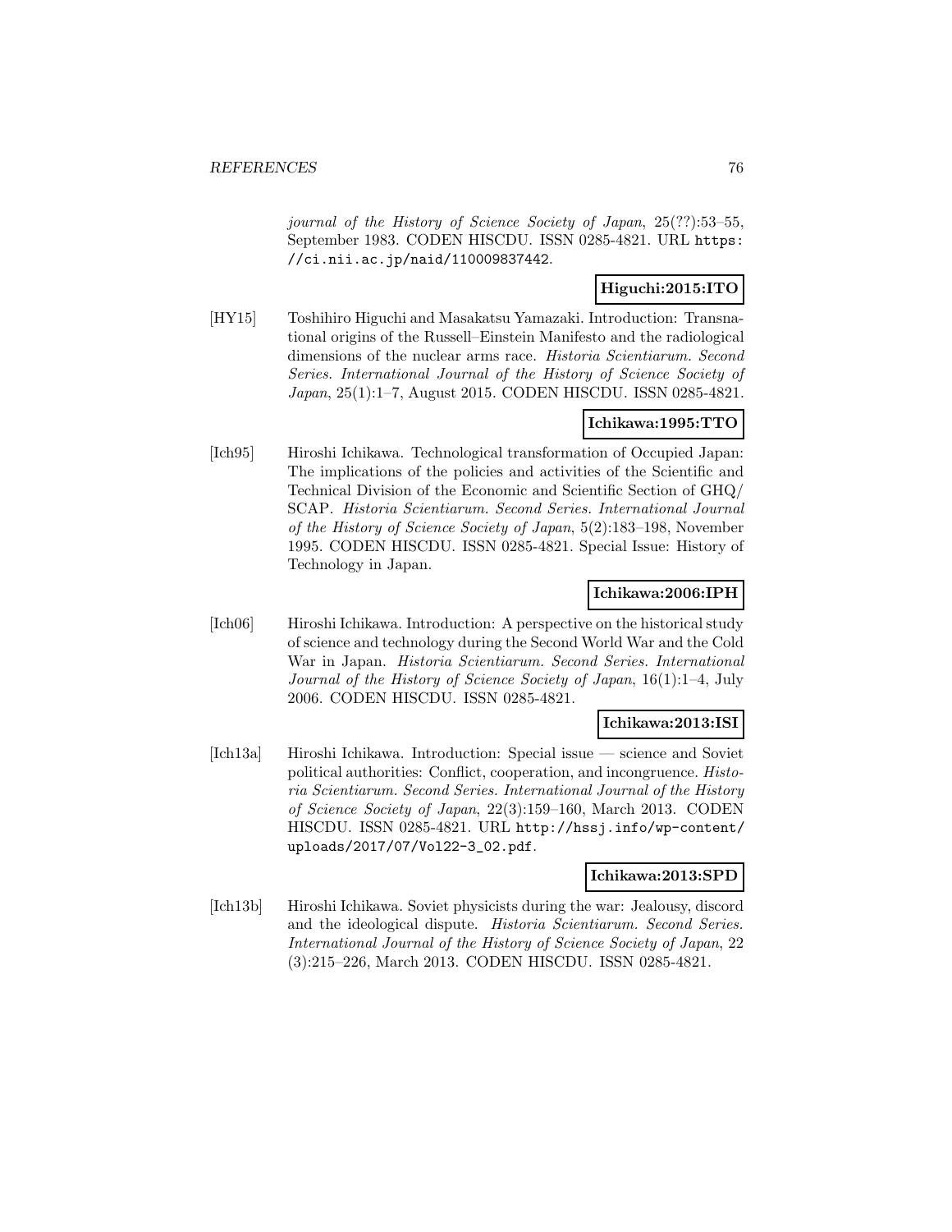*journal of the History of Science Society of Japan*, 25(??):53–55, September 1983. CODEN HISCDU. ISSN 0285-4821. URL https://ci.nii.ac.jp/naid/110009837442.

**Higuchi:2015:ITO**

[HY15] Toshihiro Higuchi and Masakatsu Yamazaki. Introduction: Transnational origins of the Russell–Einstein Manifesto and the radiological dimensions of the nuclear arms race. *Historia Scientiarum. Second Series. International Journal of the History of Science Society of Japan*, 25(1):1–7, August 2015. CODEN HISCDU. ISSN 0285-4821.

**Ichikawa:1995:TTO**

[Ich95] Hiroshi Ichikawa. Technological transformation of Occupied Japan: The implications of the policies and activities of the Scientific and Technical Division of the Economic and Scientific Section of GHQ/SCAP. *Historia Scientiarum. Second Series. International Journal of the History of Science Society of Japan*, 5(2):183–198, November 1995. CODEN HISCDU. ISSN 0285-4821. Special Issue: History of Technology in Japan.

**Ichikawa:2006:IPH**

[Ich06] Hiroshi Ichikawa. Introduction: A perspective on the historical study of science and technology during the Second World War and the Cold War in Japan. *Historia Scientiarum. Second Series. International Journal of the History of Science Society of Japan*, 16(1):1–4, July 2006. CODEN HISCDU. ISSN 0285-4821.

**Ichikawa:2013:ISI**

[Ich13a] Hiroshi Ichikawa. Introduction: Special issue — science and Soviet political authorities: Conflict, cooperation, and incongruence. *Historia Scientiarum. Second Series. International Journal of the History of Science Society of Japan*, 22(3):159–160, March 2013. CODEN HISCDU. ISSN 0285-4821. URL http://hssj.info/wp-content/uploads/2017/07/Vol22-3_02.pdf.

**Ichikawa:2013:SPD**

[Ich13b] Hiroshi Ichikawa. Soviet physicists during the war: Jealousy, discord and the ideological dispute. *Historia Scientiarum. Second Series. International Journal of the History of Science Society of Japan*, 22 (3):215–226, March 2013. CODEN HISCDU. ISSN 0285-4821.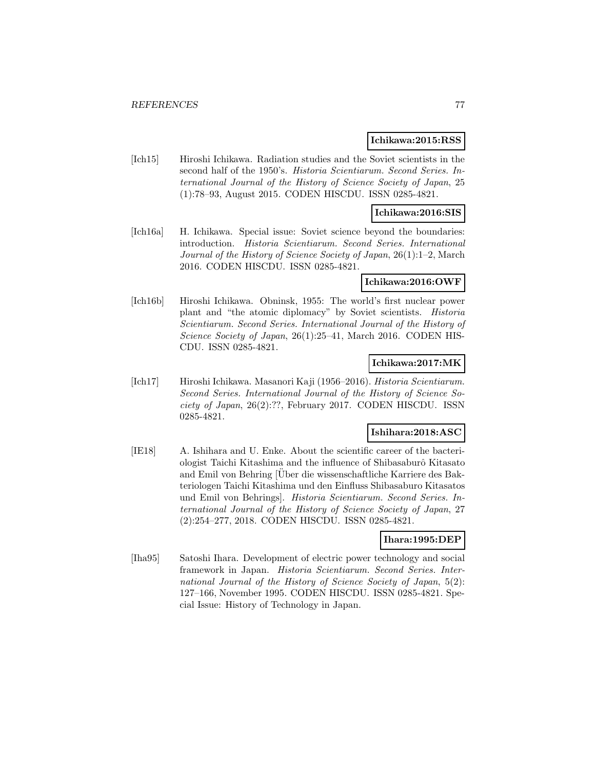**Ichikawa:2015:RSS**

[Ich15] Hiroshi Ichikawa. Radiation studies and the Soviet scientists in the second half of the 1950's. *Historia Scientiarum. Second Series. International Journal of the History of Science Society of Japan*, 25 (1):78–93, August 2015. CODEN HISCDU. ISSN 0285-4821.

**Ichikawa:2016:SIS**

[Ich16a] H. Ichikawa. Special issue: Soviet science beyond the boundaries: introduction. *Historia Scientiarum. Second Series. International Journal of the History of Science Society of Japan*, 26(1):1–2, March 2016. CODEN HISCDU. ISSN 0285-4821.

**Ichikawa:2016:OWF**

[Ich16b] Hiroshi Ichikawa. Obninsk, 1955: The world's first nuclear power plant and "the atomic diplomacy" by Soviet scientists. *Historia Scientiarum. Second Series. International Journal of the History of Science Society of Japan*, 26(1):25–41, March 2016. CODEN HISCDU. ISSN 0285-4821.

**Ichikawa:2017:MK**

[Ich17] Hiroshi Ichikawa. Masanori Kaji (1956–2016). *Historia Scientiarum. Second Series. International Journal of the History of Science Society of Japan*, 26(2):??, February 2017. CODEN HISCDU. ISSN 0285-4821.

**Ishihara:2018:ASC**

[IE18] A. Ishihara and U. Enke. About the scientific career of the bacteriologist Taichi Kitashima and the influence of Shibasaburô Kitasato and Emil von Behring [Über die wissenschaftliche Karriere des Bakteriologen Taichi Kitashima und den Einfluss Shibasaburo Kitasatos und Emil von Behrings]. *Historia Scientiarum. Second Series. International Journal of the History of Science Society of Japan*, 27 (2):254–277, 2018. CODEN HISCDU. ISSN 0285-4821.

**Ihara:1995:DEP**

[Iha95] Satoshi Ihara. Development of electric power technology and social framework in Japan. *Historia Scientiarum. Second Series. International Journal of the History of Science Society of Japan*, 5(2): 127–166, November 1995. CODEN HISCDU. ISSN 0285-4821. Special Issue: History of Technology in Japan.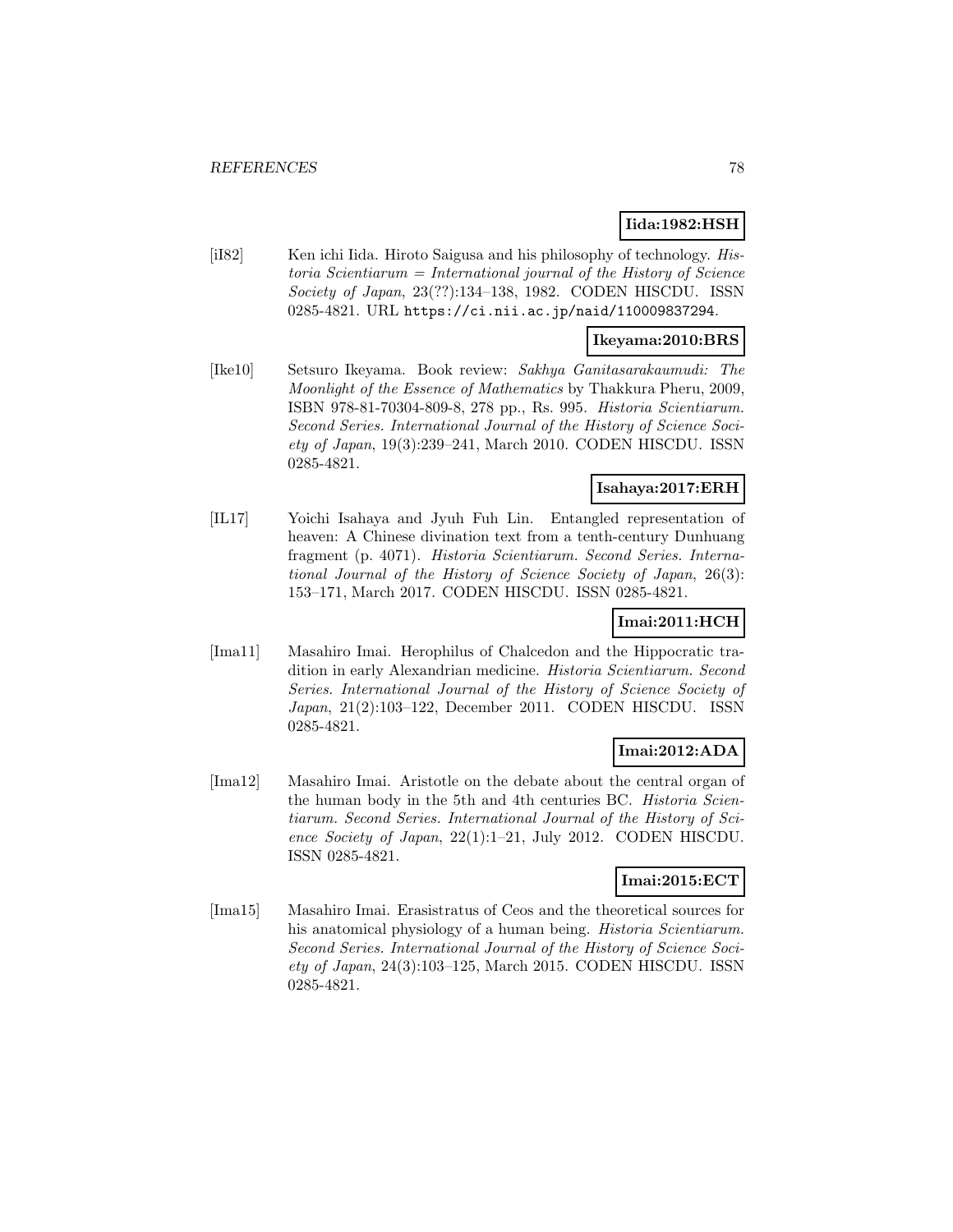**Iida:1982:HSH**

[iI82] Ken ichi Iida. Hiroto Saigusa and his philosophy of technology. *Historia Scientiarum = International journal of the History of Science Society of Japan*, 23(??):134–138, 1982. CODEN HISCDU. ISSN 0285-4821. URL https://ci.nii.ac.jp/naid/110009837294.

**Ikeyama:2010:BRS**

[Ike10] Setsuro Ikeyama. Book review: *Sakhya Ganitasarakaumudi: The Moonlight of the Essence of Mathematics* by Thakkura Pheru, 2009, ISBN 978-81-70304-809-8, 278 pp., Rs. 995. *Historia Scientiarum. Second Series. International Journal of the History of Science Society of Japan*, 19(3):239–241, March 2010. CODEN HISCDU. ISSN 0285-4821.

**Isahaya:2017:ERH**

[IL17] Yoichi Isahaya and Jyuh Fuh Lin. Entangled representation of heaven: A Chinese divination text from a tenth-century Dunhuang fragment (p. 4071). *Historia Scientiarum. Second Series. International Journal of the History of Science Society of Japan*, 26(3): 153–171, March 2017. CODEN HISCDU. ISSN 0285-4821.

**Imai:2011:HCH**

[Ima11] Masahiro Imai. Herophilus of Chalcedon and the Hippocratic tradition in early Alexandrian medicine. *Historia Scientiarum. Second Series. International Journal of the History of Science Society of Japan*, 21(2):103–122, December 2011. CODEN HISCDU. ISSN 0285-4821.

**Imai:2012:ADA**

[Ima12] Masahiro Imai. Aristotle on the debate about the central organ of the human body in the 5th and 4th centuries BC. *Historia Scientiarum. Second Series. International Journal of the History of Science Society of Japan*, 22(1):1–21, July 2012. CODEN HISCDU. ISSN 0285-4821.

**Imai:2015:ECT**

[Ima15] Masahiro Imai. Erasistratus of Ceos and the theoretical sources for his anatomical physiology of a human being. *Historia Scientiarum. Second Series. International Journal of the History of Science Society of Japan*, 24(3):103–125, March 2015. CODEN HISCDU. ISSN 0285-4821.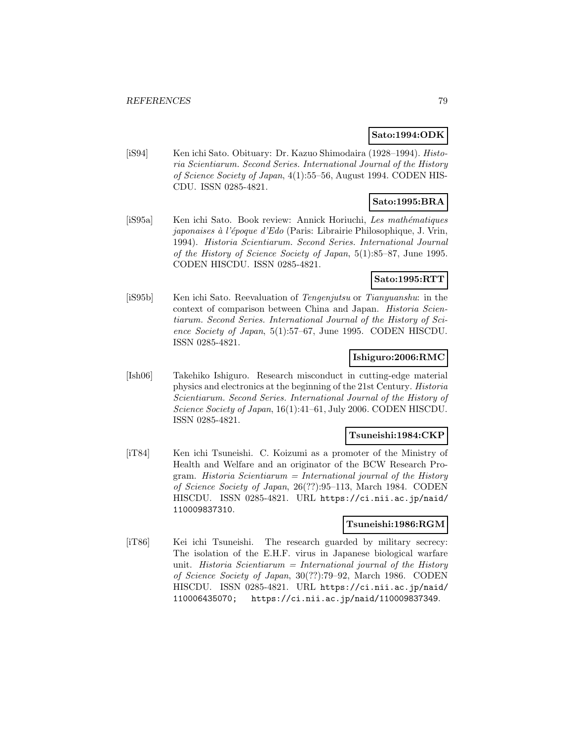**Sato:1994:ODK**

[iS94] Ken ichi Sato. Obituary: Dr. Kazuo Shimodaira (1928–1994). *Historia Scientiarum. Second Series. International Journal of the History of Science Society of Japan*, 4(1):55–56, August 1994. CODEN HISCDU. ISSN 0285-4821.

**Sato:1995:BRA**

[iS95a] Ken ichi Sato. Book review: Annick Horiuchi, *Les mathématiques japonaises à l'époque d'Edo* (Paris: Librairie Philosophique, J. Vrin, 1994). *Historia Scientiarum. Second Series. International Journal of the History of Science Society of Japan*, 5(1):85–87, June 1995. CODEN HISCDU. ISSN 0285-4821.

**Sato:1995:RTT**

[iS95b] Ken ichi Sato. Reevaluation of *Tengenjutsu* or *Tianyuanshu*: in the context of comparison between China and Japan. *Historia Scientiarum. Second Series. International Journal of the History of Science Society of Japan*, 5(1):57–67, June 1995. CODEN HISCDU. ISSN 0285-4821.

**Ishiguro:2006:RMC**

[Ish06] Takehiko Ishiguro. Research misconduct in cutting-edge material physics and electronics at the beginning of the 21st Century. *Historia Scientiarum. Second Series. International Journal of the History of Science Society of Japan*, 16(1):41–61, July 2006. CODEN HISCDU. ISSN 0285-4821.

**Tsuneishi:1984:CKP**

[iT84] Ken ichi Tsuneishi. C. Koizumi as a promoter of the Ministry of Health and Welfare and an originator of the BCW Research Program. *Historia Scientiarum = International journal of the History of Science Society of Japan*, 26(??):95–113, March 1984. CODEN HISCDU. ISSN 0285-4821. URL https://ci.nii.ac.jp/naid/110009837310.

**Tsuneishi:1986:RGM**

[iT86] Kei ichi Tsuneishi. The research guarded by military secrecy: The isolation of the E.H.F. virus in Japanese biological warfare unit. *Historia Scientiarum = International journal of the History of Science Society of Japan*, 30(??):79–92, March 1986. CODEN HISCDU. ISSN 0285-4821. URL https://ci.nii.ac.jp/naid/110006435070; https://ci.nii.ac.jp/naid/110009837349.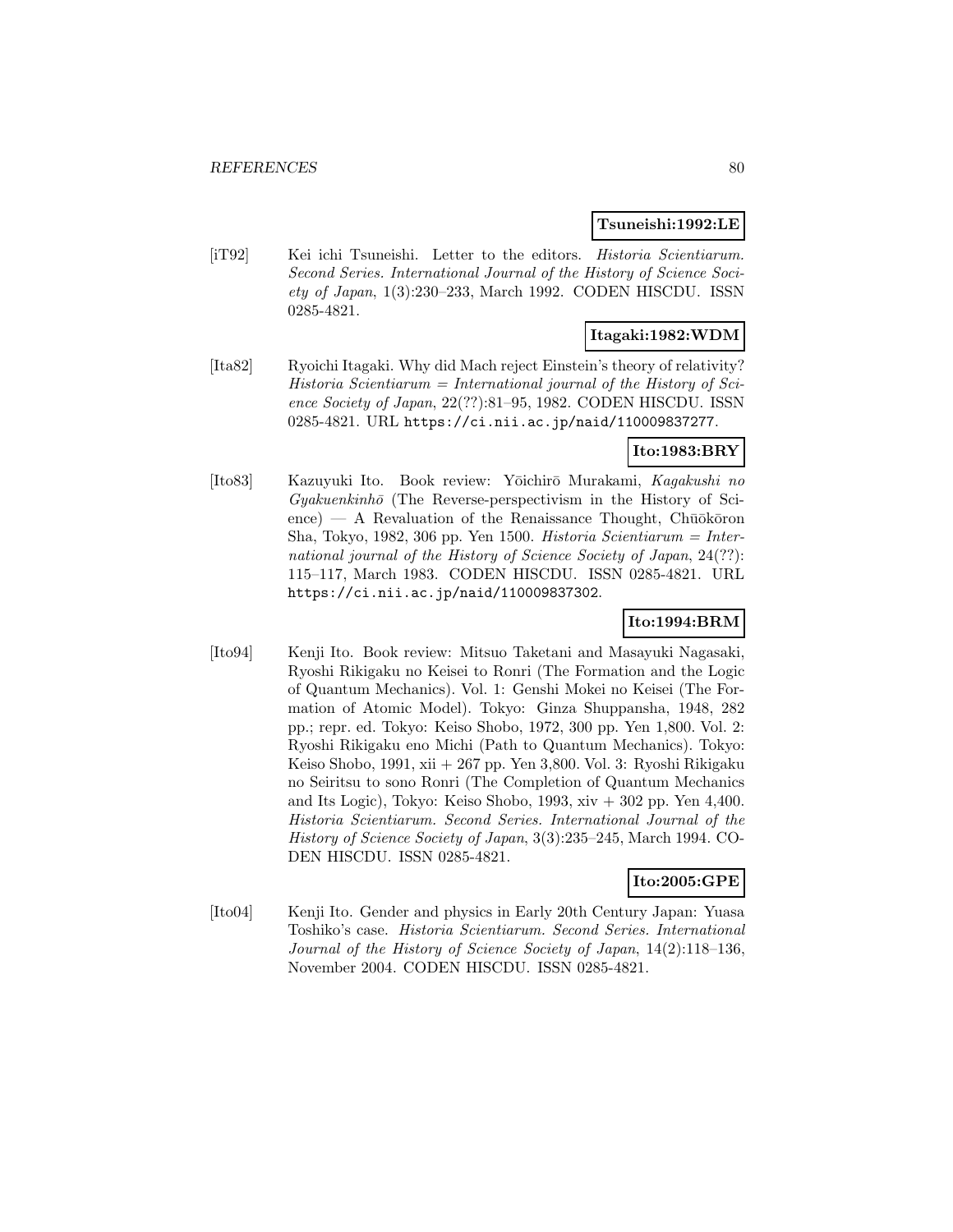**Tsuneishi:1992:LE**

[iT92] Kei ichi Tsuneishi. Letter to the editors. *Historia Scientiarum. Second Series. International Journal of the History of Science Society of Japan*, 1(3):230–233, March 1992. CODEN HISCDU. ISSN 0285-4821.

**Itagaki:1982:WDM**

[Ita82] Ryoichi Itagaki. Why did Mach reject Einstein's theory of relativity? *Historia Scientiarum = International journal of the History of Science Society of Japan*, 22(??):81–95, 1982. CODEN HISCDU. ISSN 0285-4821. URL https://ci.nii.ac.jp/naid/110009837277.

**Ito:1983:BRY**

[Ito83] Kazuyuki Ito. Book review: Yōichirō Murakami, *Kagakushi no Gyakuenkinhō* (The Reverse-perspectivism in the History of Science) — A Revaluation of the Renaissance Thought, Chūōkōron Sha, Tokyo, 1982, 306 pp. Yen 1500. *Historia Scientiarum = International journal of the History of Science Society of Japan*, 24(??): 115–117, March 1983. CODEN HISCDU. ISSN 0285-4821. URL https://ci.nii.ac.jp/naid/110009837302.

**Ito:1994:BRM**

[Ito94] Kenji Ito. Book review: Mitsuo Taketani and Masayuki Nagasaki, Ryoshi Rikigaku no Keisei to Ronri (The Formation and the Logic of Quantum Mechanics). Vol. 1: Genshi Mokei no Keisei (The Formation of Atomic Model). Tokyo: Ginza Shuppansha, 1948, 282 pp.; repr. ed. Tokyo: Keiso Shobo, 1972, 300 pp. Yen 1,800. Vol. 2: Ryoshi Rikigaku eno Michi (Path to Quantum Mechanics). Tokyo: Keiso Shobo, 1991, xii + 267 pp. Yen 3,800. Vol. 3: Ryoshi Rikigaku no Seiritsu to sono Ronri (The Completion of Quantum Mechanics and Its Logic), Tokyo: Keiso Shobo, 1993, xiv + 302 pp. Yen 4,400. *Historia Scientiarum. Second Series. International Journal of the History of Science Society of Japan*, 3(3):235–245, March 1994. CODEN HISCDU. ISSN 0285-4821.

**Ito:2005:GPE**

[Ito04] Kenji Ito. Gender and physics in Early 20th Century Japan: Yuasa Toshiko's case. *Historia Scientiarum. Second Series. International Journal of the History of Science Society of Japan*, 14(2):118–136, November 2004. CODEN HISCDU. ISSN 0285-4821.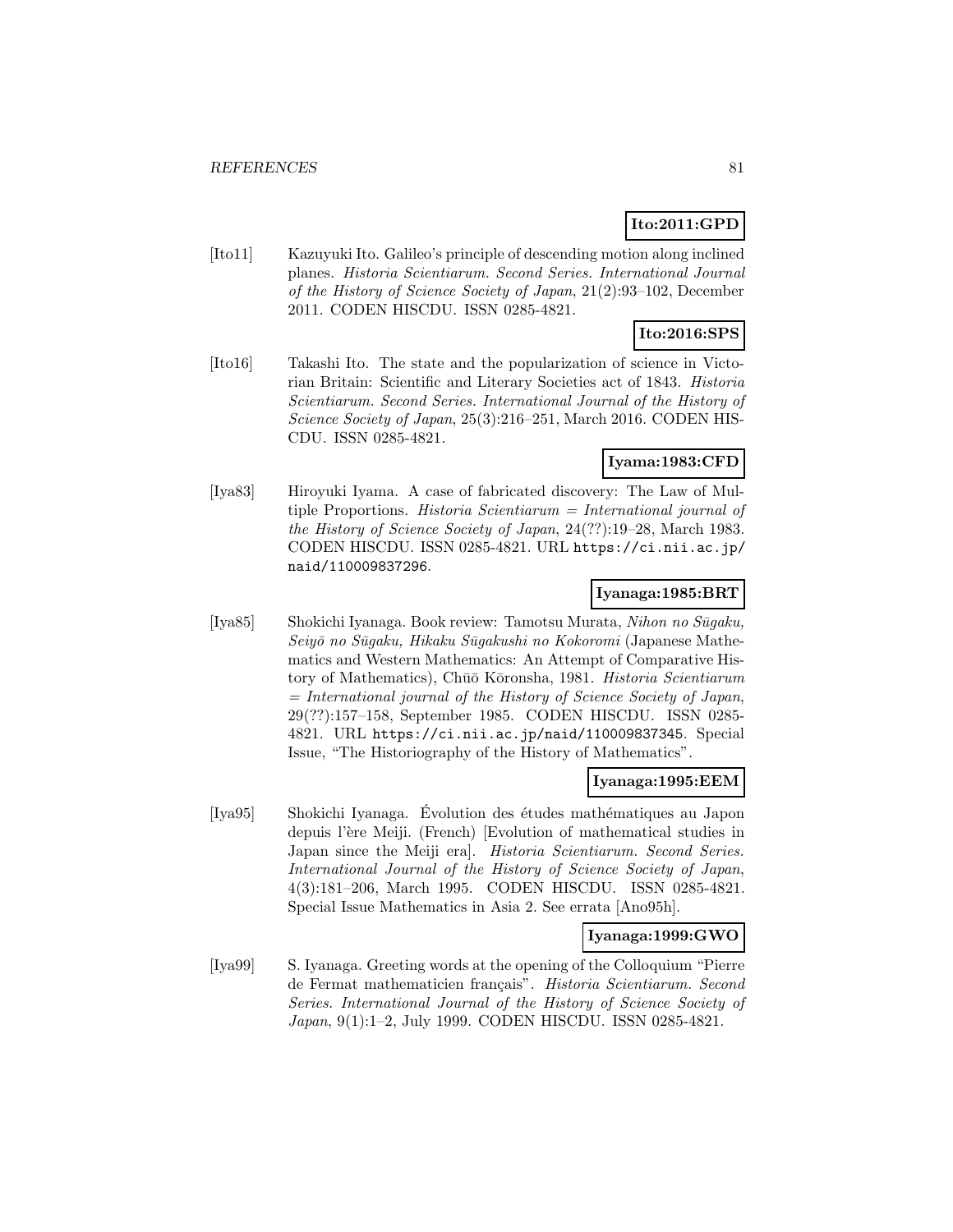**Ito:2011:GPD**

[Ito11] Kazuyuki Ito. Galileo's principle of descending motion along inclined planes. *Historia Scientiarum. Second Series. International Journal of the History of Science Society of Japan*, 21(2):93–102, December 2011. CODEN HISCDU. ISSN 0285-4821.

**Ito:2016:SPS**

[Ito16] Takashi Ito. The state and the popularization of science in Victorian Britain: Scientific and Literary Societies act of 1843. *Historia Scientiarum. Second Series. International Journal of the History of Science Society of Japan*, 25(3):216–251, March 2016. CODEN HISCDU. ISSN 0285-4821.

**Iyama:1983:CFD**

[Iya83] Hiroyuki Iyama. A case of fabricated discovery: The Law of Multiple Proportions. *Historia Scientiarum = International journal of the History of Science Society of Japan*, 24(??):19–28, March 1983. CODEN HISCDU. ISSN 0285-4821. URL `https://ci.nii.ac.jp/naid/110009837296`.

**Iyanaga:1985:BRT**

[Iya85] Shokichi Iyanaga. Book review: Tamotsu Murata, *Nihon no Sūgaku, Seiyō no Sūgaku, Hikaku Sūgakushi no Kokoromi* (Japanese Mathematics and Western Mathematics: An Attempt of Comparative History of Mathematics), Chūō Kōronsha, 1981. *Historia Scientiarum = International journal of the History of Science Society of Japan*, 29(??):157–158, September 1985. CODEN HISCDU. ISSN 0285-4821. URL `https://ci.nii.ac.jp/naid/110009837345`. Special Issue, "The Historiography of the History of Mathematics".

**Iyanaga:1995:EEM**

[Iya95] Shokichi Iyanaga. Évolution des études mathématiques au Japon depuis l'ère Meiji. (French) [Evolution of mathematical studies in Japan since the Meiji era]. *Historia Scientiarum. Second Series. International Journal of the History of Science Society of Japan*, 4(3):181–206, March 1995. CODEN HISCDU. ISSN 0285-4821. Special Issue Mathematics in Asia 2. See errata [Ano95h].

**Iyanaga:1999:GWO**

[Iya99] S. Iyanaga. Greeting words at the opening of the Colloquium "Pierre de Fermat mathematicien français". *Historia Scientiarum. Second Series. International Journal of the History of Science Society of Japan*, 9(1):1–2, July 1999. CODEN HISCDU. ISSN 0285-4821.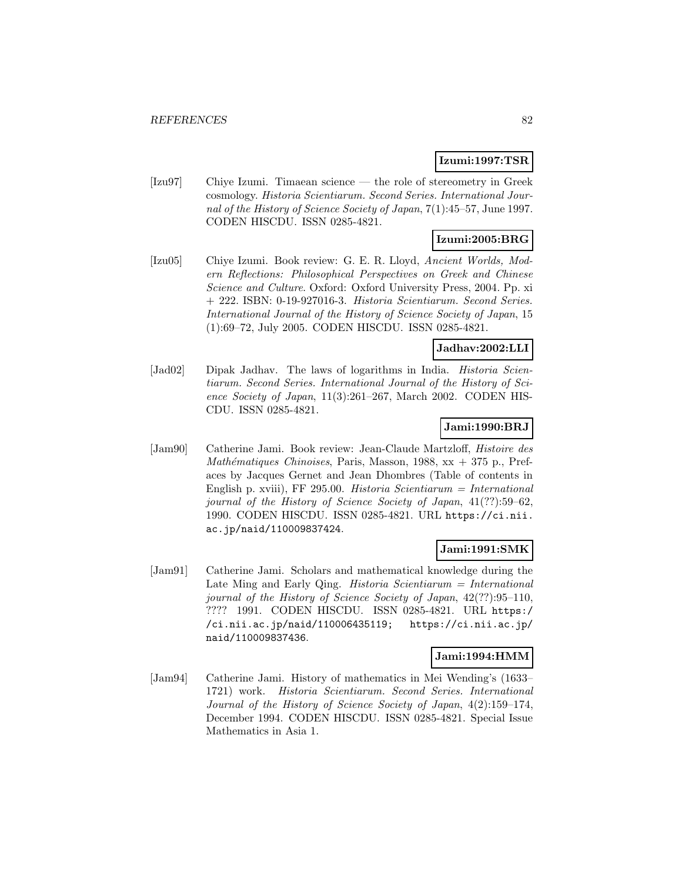**Izumi:1997:TSR**

[Izu97] Chiye Izumi. Timaean science — the role of stereometry in Greek cosmology. *Historia Scientiarum. Second Series. International Journal of the History of Science Society of Japan*, 7(1):45–57, June 1997. CODEN HISCDU. ISSN 0285-4821.

**Izumi:2005:BRG**

[Izu05] Chiye Izumi. Book review: G. E. R. Lloyd, *Ancient Worlds, Modern Reflections: Philosophical Perspectives on Greek and Chinese Science and Culture*. Oxford: Oxford University Press, 2004. Pp. xi + 222. ISBN: 0-19-927016-3. *Historia Scientiarum. Second Series. International Journal of the History of Science Society of Japan*, 15 (1):69–72, July 2005. CODEN HISCDU. ISSN 0285-4821.

**Jadhav:2002:LLI**

[Jad02] Dipak Jadhav. The laws of logarithms in India. *Historia Scientiarum. Second Series. International Journal of the History of Science Society of Japan*, 11(3):261–267, March 2002. CODEN HISCDU. ISSN 0285-4821.

**Jami:1990:BRJ**

[Jam90] Catherine Jami. Book review: Jean-Claude Martzloff, *Histoire des Mathématiques Chinoises*, Paris, Masson, 1988, xx + 375 p., Prefaces by Jacques Gernet and Jean Dhombres (Table of contents in English p. xviii), FF 295.00. *Historia Scientiarum = International journal of the History of Science Society of Japan*, 41(??):59–62, 1990. CODEN HISCDU. ISSN 0285-4821. URL https://ci.nii.ac.jp/naid/110009837424.

**Jami:1991:SMK**

[Jam91] Catherine Jami. Scholars and mathematical knowledge during the Late Ming and Early Qing. *Historia Scientiarum = International journal of the History of Science Society of Japan*, 42(??):95–110, ???? 1991. CODEN HISCDU. ISSN 0285-4821. URL https://ci.nii.ac.jp/naid/110006435119; https://ci.nii.ac.jp/naid/110009837436.

**Jami:1994:HMM**

[Jam94] Catherine Jami. History of mathematics in Mei Wending's (1633–1721) work. *Historia Scientiarum. Second Series. International Journal of the History of Science Society of Japan*, 4(2):159–174, December 1994. CODEN HISCDU. ISSN 0285-4821. Special Issue Mathematics in Asia 1.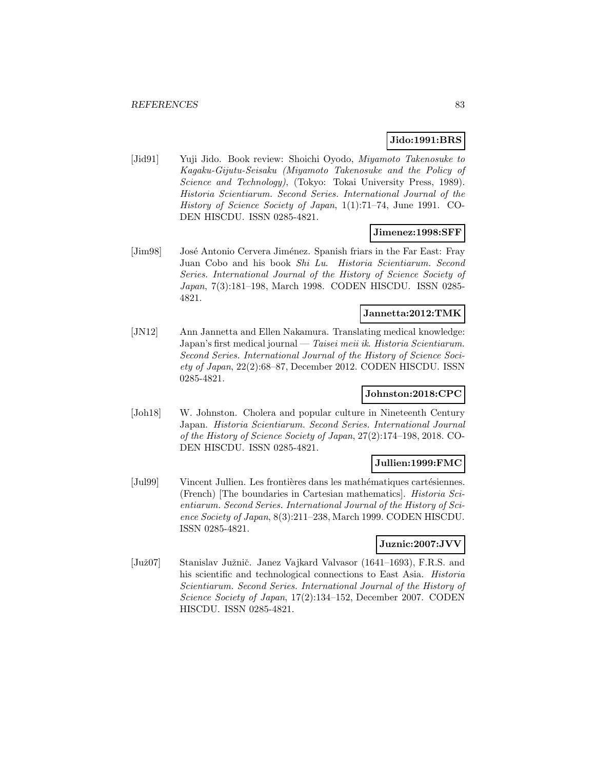**Jido:1991:BRS**

[Jid91] Yuji Jido. Book review: Shoichi Oyodo, *Miyamoto Takenosuke to Kagaku-Gijutu-Seisaku (Miyamoto Takenosuke and the Policy of Science and Technology)*, (Tokyo: Tokai University Press, 1989). *Historia Scientiarum. Second Series. International Journal of the History of Science Society of Japan*, 1(1):71–74, June 1991. CODEN HISCDU. ISSN 0285-4821.

**Jimenez:1998:SFF**

[Jim98] José Antonio Cervera Jiménez. Spanish friars in the Far East: Fray Juan Cobo and his book *Shi Lu*. *Historia Scientiarum. Second Series. International Journal of the History of Science Society of Japan*, 7(3):181–198, March 1998. CODEN HISCDU. ISSN 0285-4821.

**Jannetta:2012:TMK**

[JN12] Ann Jannetta and Ellen Nakamura. Translating medical knowledge: Japan's first medical journal — *Taisei meii ik*. *Historia Scientiarum. Second Series. International Journal of the History of Science Society of Japan*, 22(2):68–87, December 2012. CODEN HISCDU. ISSN 0285-4821.

**Johnston:2018:CPC**

[Joh18] W. Johnston. Cholera and popular culture in Nineteenth Century Japan. *Historia Scientiarum. Second Series. International Journal of the History of Science Society of Japan*, 27(2):174–198, 2018. CODEN HISCDU. ISSN 0285-4821.

**Jullien:1999:FMC**

[Jul99] Vincent Jullien. Les frontières dans les mathématiques cartésiennes. (French) [The boundaries in Cartesian mathematics]. *Historia Scientiarum. Second Series. International Journal of the History of Science Society of Japan*, 8(3):211–238, March 1999. CODEN HISCDU. ISSN 0285-4821.

**Juznic:2007:JVV**

[Juž07] Stanislav Južnič. Janez Vajkard Valvasor (1641–1693), F.R.S. and his scientific and technological connections to East Asia. *Historia Scientiarum. Second Series. International Journal of the History of Science Society of Japan*, 17(2):134–152, December 2007. CODEN HISCDU. ISSN 0285-4821.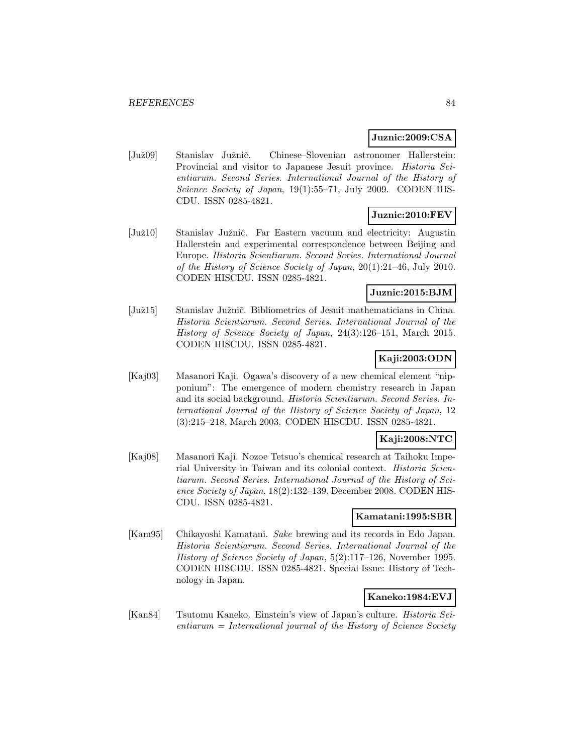**Juznic:2009:CSA**

[Juž09] Stanislav Južnič. Chinese–Slovenian astronomer Hallerstein: Provincial and visitor to Japanese Jesuit province. *Historia Scientiarum. Second Series. International Journal of the History of Science Society of Japan*, 19(1):55–71, July 2009. CODEN HISCDU. ISSN 0285-4821.

**Juznic:2010:FEV**

[Juž10] Stanislav Južnič. Far Eastern vacuum and electricity: Augustin Hallerstein and experimental correspondence between Beijing and Europe. *Historia Scientiarum. Second Series. International Journal of the History of Science Society of Japan*, 20(1):21–46, July 2010. CODEN HISCDU. ISSN 0285-4821.

**Juznic:2015:BJM**

[Juž15] Stanislav Južnič. Bibliometrics of Jesuit mathematicians in China. *Historia Scientiarum. Second Series. International Journal of the History of Science Society of Japan*, 24(3):126–151, March 2015. CODEN HISCDU. ISSN 0285-4821.

**Kaji:2003:ODN**

[Kaj03] Masanori Kaji. Ogawa's discovery of a new chemical element "nipponium": The emergence of modern chemistry research in Japan and its social background. *Historia Scientiarum. Second Series. International Journal of the History of Science Society of Japan*, 12 (3):215–218, March 2003. CODEN HISCDU. ISSN 0285-4821.

**Kaji:2008:NTC**

[Kaj08] Masanori Kaji. Nozoe Tetsuo's chemical research at Taihoku Imperial University in Taiwan and its colonial context. *Historia Scientiarum. Second Series. International Journal of the History of Science Society of Japan*, 18(2):132–139, December 2008. CODEN HISCDU. ISSN 0285-4821.

**Kamatani:1995:SBR**

[Kam95] Chikayoshi Kamatani. *Sake* brewing and its records in Edo Japan. *Historia Scientiarum. Second Series. International Journal of the History of Science Society of Japan*, 5(2):117–126, November 1995. CODEN HISCDU. ISSN 0285-4821. Special Issue: History of Technology in Japan.

**Kaneko:1984:EVJ**

[Kan84] Tsutomu Kaneko. Einstein's view of Japan's culture. *Historia Scientiarum = International journal of the History of Science Society*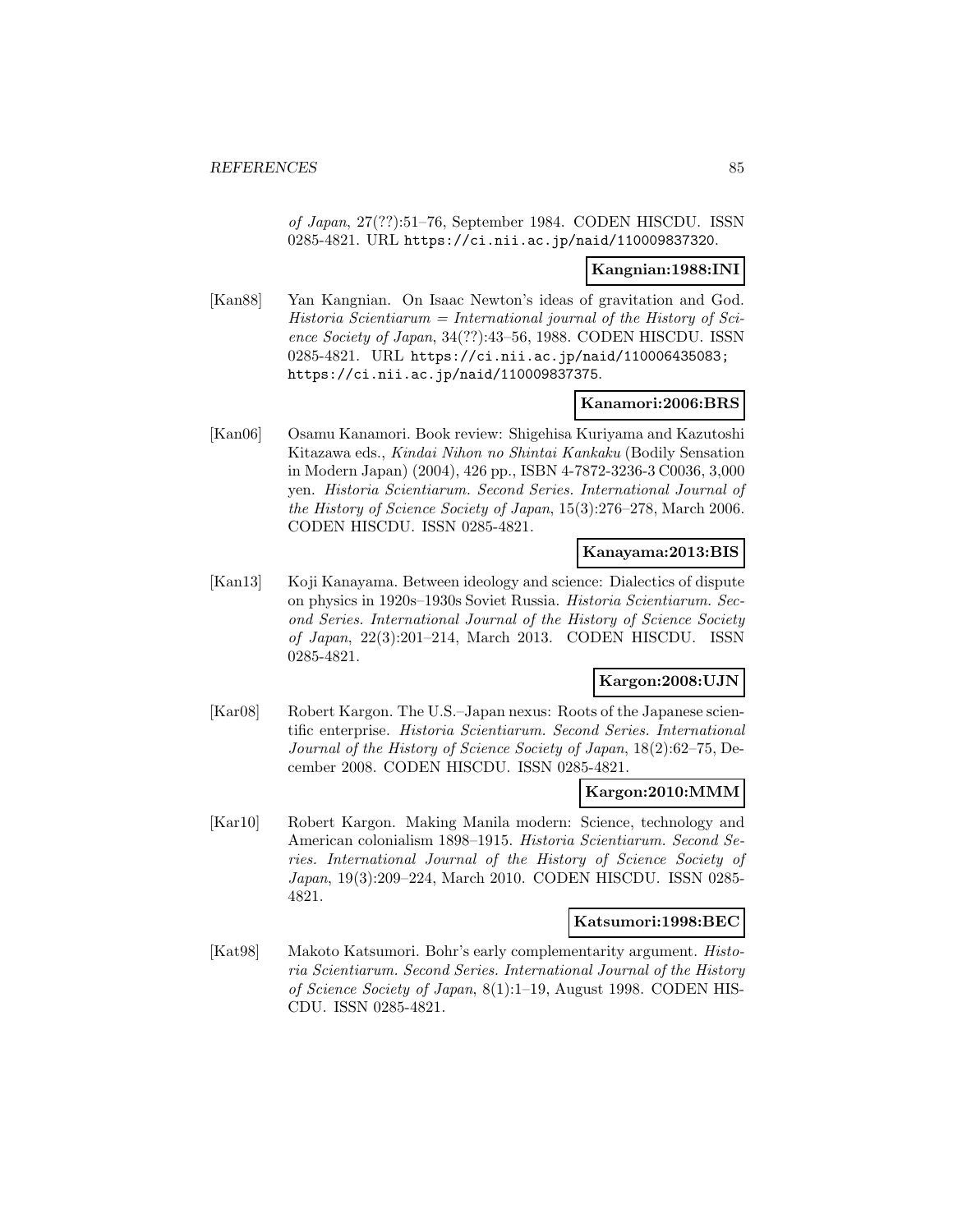*of Japan*, 27(??):51–76, September 1984. CODEN HISCDU. ISSN 0285-4821. URL https://ci.nii.ac.jp/naid/110009837320.

**Kangnian:1988:INI**

[Kan88] Yan Kangnian. On Isaac Newton's ideas of gravitation and God. *Historia Scientiarum = International journal of the History of Science Society of Japan*, 34(??):43–56, 1988. CODEN HISCDU. ISSN 0285-4821. URL https://ci.nii.ac.jp/naid/110006435083; https://ci.nii.ac.jp/naid/110009837375.

**Kanamori:2006:BRS**

[Kan06] Osamu Kanamori. Book review: Shigehisa Kuriyama and Kazutoshi Kitazawa eds., *Kindai Nihon no Shintai Kankaku* (Bodily Sensation in Modern Japan) (2004), 426 pp., ISBN 4-7872-3236-3 C0036, 3,000 yen. *Historia Scientiarum. Second Series. International Journal of the History of Science Society of Japan*, 15(3):276–278, March 2006. CODEN HISCDU. ISSN 0285-4821.

**Kanayama:2013:BIS**

[Kan13] Koji Kanayama. Between ideology and science: Dialectics of dispute on physics in 1920s–1930s Soviet Russia. *Historia Scientiarum. Second Series. International Journal of the History of Science Society of Japan*, 22(3):201–214, March 2013. CODEN HISCDU. ISSN 0285-4821.

**Kargon:2008:UJN**

[Kar08] Robert Kargon. The U.S.–Japan nexus: Roots of the Japanese scientific enterprise. *Historia Scientiarum. Second Series. International Journal of the History of Science Society of Japan*, 18(2):62–75, December 2008. CODEN HISCDU. ISSN 0285-4821.

**Kargon:2010:MMM**

[Kar10] Robert Kargon. Making Manila modern: Science, technology and American colonialism 1898–1915. *Historia Scientiarum. Second Series. International Journal of the History of Science Society of Japan*, 19(3):209–224, March 2010. CODEN HISCDU. ISSN 0285-4821.

**Katsumori:1998:BEC**

[Kat98] Makoto Katsumori. Bohr's early complementarity argument. *Historia Scientiarum. Second Series. International Journal of the History of Science Society of Japan*, 8(1):1–19, August 1998. CODEN HISCDU. ISSN 0285-4821.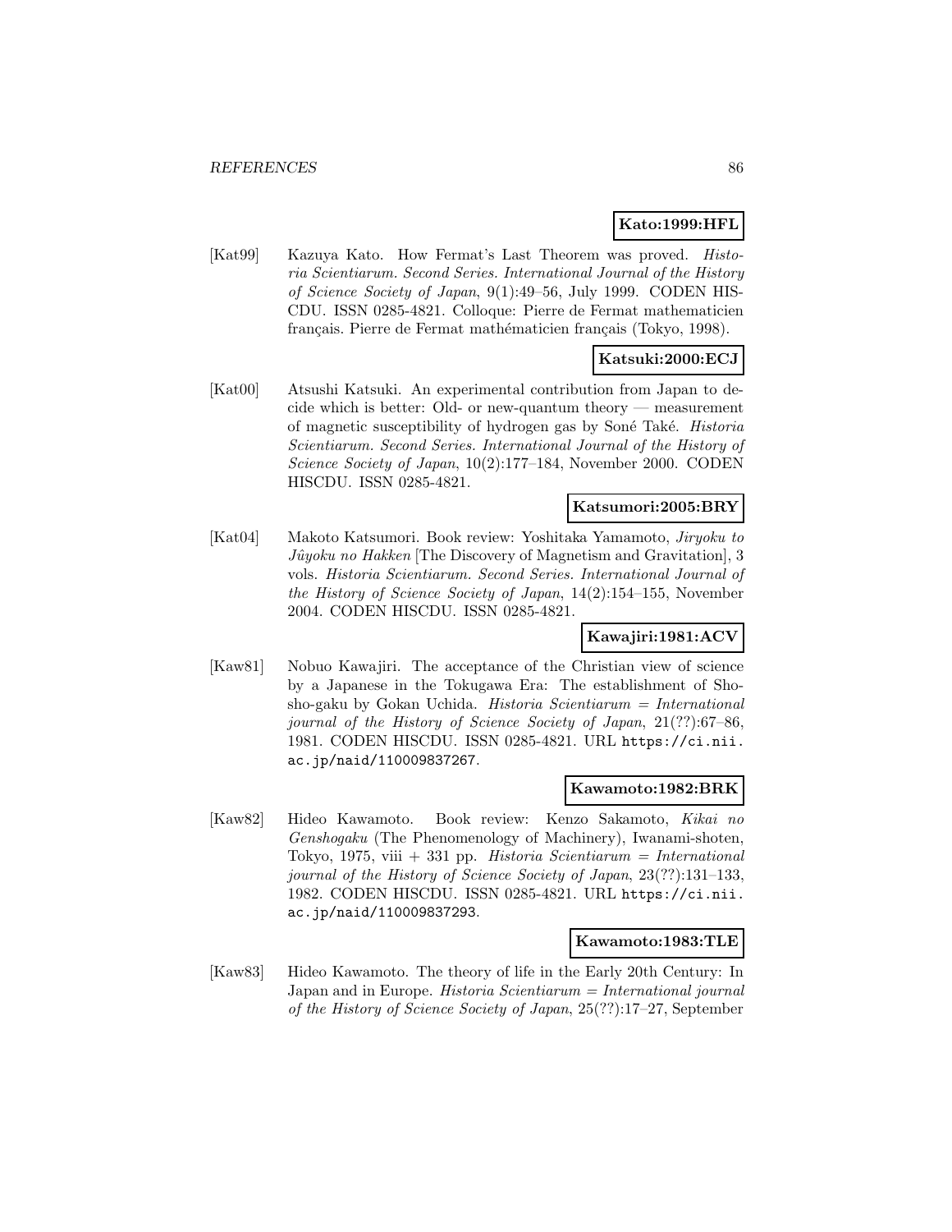**Kato:1999:HFL**

[Kat99] Kazuya Kato. How Fermat's Last Theorem was proved. *Historia Scientiarum. Second Series. International Journal of the History of Science Society of Japan*, 9(1):49–56, July 1999. CODEN HISCDU. ISSN 0285-4821. Colloque: Pierre de Fermat mathematicien français. Pierre de Fermat mathématicien français (Tokyo, 1998).

**Katsuki:2000:ECJ**

[Kat00] Atsushi Katsuki. An experimental contribution from Japan to decide which is better: Old- or new-quantum theory — measurement of magnetic susceptibility of hydrogen gas by Soné Také. *Historia Scientiarum. Second Series. International Journal of the History of Science Society of Japan*, 10(2):177–184, November 2000. CODEN HISCDU. ISSN 0285-4821.

**Katsumori:2005:BRY**

[Kat04] Makoto Katsumori. Book review: Yoshitaka Yamamoto, *Jiryoku to Jûyoku no Hakken* [The Discovery of Magnetism and Gravitation], 3 vols. *Historia Scientiarum. Second Series. International Journal of the History of Science Society of Japan*, 14(2):154–155, November 2004. CODEN HISCDU. ISSN 0285-4821.

**Kawajiri:1981:ACV**

[Kaw81] Nobuo Kawajiri. The acceptance of the Christian view of science by a Japanese in the Tokugawa Era: The establishment of Shosho-gaku by Gokan Uchida. *Historia Scientiarum = International journal of the History of Science Society of Japan*, 21(??):67–86, 1981. CODEN HISCDU. ISSN 0285-4821. URL https://ci.nii.ac.jp/naid/110009837267.

**Kawamoto:1982:BRK**

[Kaw82] Hideo Kawamoto. Book review: Kenzo Sakamoto, *Kikai no Genshogaku* (The Phenomenology of Machinery), Iwanami-shoten, Tokyo, 1975, viii + 331 pp. *Historia Scientiarum = International journal of the History of Science Society of Japan*, 23(??):131–133, 1982. CODEN HISCDU. ISSN 0285-4821. URL https://ci.nii.ac.jp/naid/110009837293.

**Kawamoto:1983:TLE**

[Kaw83] Hideo Kawamoto. The theory of life in the Early 20th Century: In Japan and in Europe. *Historia Scientiarum = International journal of the History of Science Society of Japan*, 25(??):17–27, September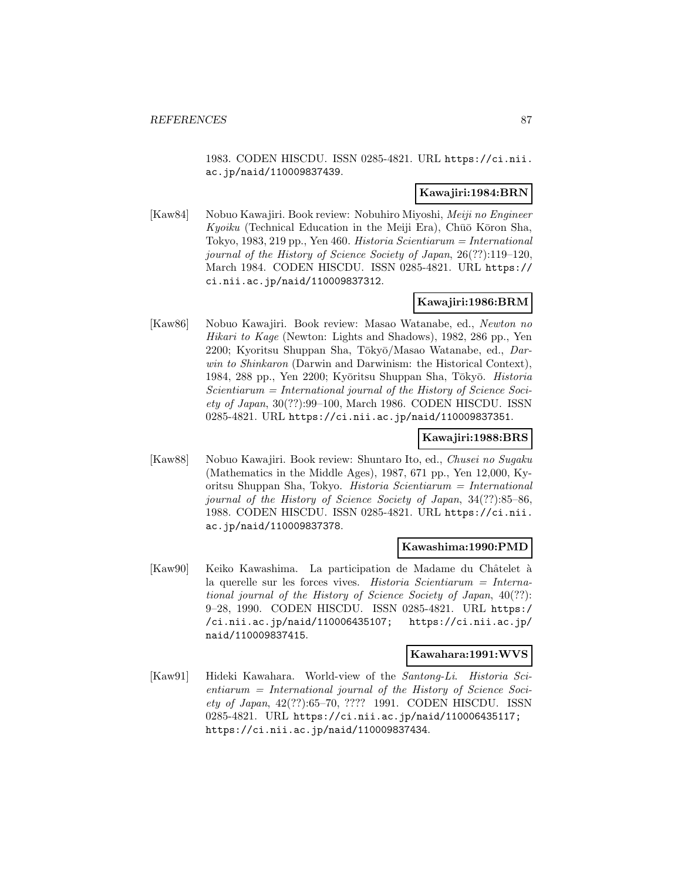1983. CODEN HISCDU. ISSN 0285-4821. URL https://ci.nii.ac.jp/naid/110009837439.

**Kawajiri:1984:BRN**

[Kaw84] Nobuo Kawajiri. Book review: Nobuhiro Miyoshi, *Meiji no Engineer Kyoiku* (Technical Education in the Meiji Era), Chūō Kōron Sha, Tokyo, 1983, 219 pp., Yen 460. *Historia Scientiarum = International journal of the History of Science Society of Japan*, 26(??):119–120, March 1984. CODEN HISCDU. ISSN 0285-4821. URL https://ci.nii.ac.jp/naid/110009837312.

**Kawajiri:1986:BRM**

[Kaw86] Nobuo Kawajiri. Book review: Masao Watanabe, ed., *Newton no Hikari to Kage* (Newton: Lights and Shadows), 1982, 286 pp., Yen 2200; Kyoritsu Shuppan Sha, Tōkyō/Masao Watanabe, ed., *Darwin to Shinkaron* (Darwin and Darwinism: the Historical Context), 1984, 288 pp., Yen 2200; Kyōritsu Shuppan Sha, Tōkyō. *Historia Scientiarum = International journal of the History of Science Society of Japan*, 30(??):99–100, March 1986. CODEN HISCDU. ISSN 0285-4821. URL https://ci.nii.ac.jp/naid/110009837351.

**Kawajiri:1988:BRS**

[Kaw88] Nobuo Kawajiri. Book review: Shuntaro Ito, ed., *Chusei no Sugaku* (Mathematics in the Middle Ages), 1987, 671 pp., Yen 12,000, Kyoritsu Shuppan Sha, Tokyo. *Historia Scientiarum = International journal of the History of Science Society of Japan*, 34(??):85–86, 1988. CODEN HISCDU. ISSN 0285-4821. URL https://ci.nii.ac.jp/naid/110009837378.

**Kawashima:1990:PMD**

[Kaw90] Keiko Kawashima. La participation de Madame du Châtelet à la querelle sur les forces vives. *Historia Scientiarum = International journal of the History of Science Society of Japan*, 40(??): 9–28, 1990. CODEN HISCDU. ISSN 0285-4821. URL https://ci.nii.ac.jp/naid/110006435107; https://ci.nii.ac.jp/naid/110009837415.

**Kawahara:1991:WVS**

[Kaw91] Hideki Kawahara. World-view of the *Santong-Li*. *Historia Scientiarum = International journal of the History of Science Society of Japan*, 42(??):65–70, ???? 1991. CODEN HISCDU. ISSN 0285-4821. URL https://ci.nii.ac.jp/naid/110006435117; https://ci.nii.ac.jp/naid/110009837434.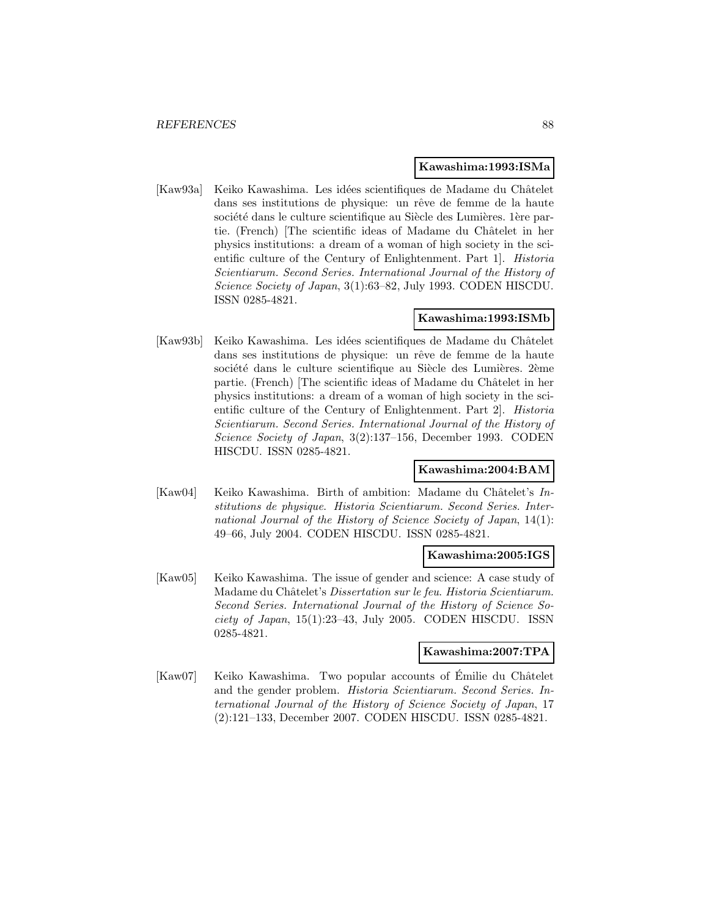**Kawashima:1993:ISMa**

[Kaw93a] Keiko Kawashima. Les idées scientifiques de Madame du Châtelet dans ses institutions de physique: un rêve de femme de la haute société dans le culture scientifique au Siècle des Lumières. 1ère partie. (French) [The scientific ideas of Madame du Châtelet in her physics institutions: a dream of a woman of high society in the scientific culture of the Century of Enlightenment. Part 1]. *Historia Scientiarum. Second Series. International Journal of the History of Science Society of Japan*, 3(1):63–82, July 1993. CODEN HISCDU. ISSN 0285-4821.

**Kawashima:1993:ISMb**

[Kaw93b] Keiko Kawashima. Les idées scientifiques de Madame du Châtelet dans ses institutions de physique: un rêve de femme de la haute société dans le culture scientifique au Siècle des Lumières. 2ème partie. (French) [The scientific ideas of Madame du Châtelet in her physics institutions: a dream of a woman of high society in the scientific culture of the Century of Enlightenment. Part 2]. *Historia Scientiarum. Second Series. International Journal of the History of Science Society of Japan*, 3(2):137–156, December 1993. CODEN HISCDU. ISSN 0285-4821.

**Kawashima:2004:BAM**

[Kaw04] Keiko Kawashima. Birth of ambition: Madame du Châtelet's *Institutions de physique*. *Historia Scientiarum. Second Series. International Journal of the History of Science Society of Japan*, 14(1): 49–66, July 2004. CODEN HISCDU. ISSN 0285-4821.

**Kawashima:2005:IGS**

[Kaw05] Keiko Kawashima. The issue of gender and science: A case study of Madame du Châtelet's *Dissertation sur le feu*. *Historia Scientiarum. Second Series. International Journal of the History of Science Society of Japan*, 15(1):23–43, July 2005. CODEN HISCDU. ISSN 0285-4821.

**Kawashima:2007:TPA**

[Kaw07] Keiko Kawashima. Two popular accounts of Émilie du Châtelet and the gender problem. *Historia Scientiarum. Second Series. International Journal of the History of Science Society of Japan*, 17 (2):121–133, December 2007. CODEN HISCDU. ISSN 0285-4821.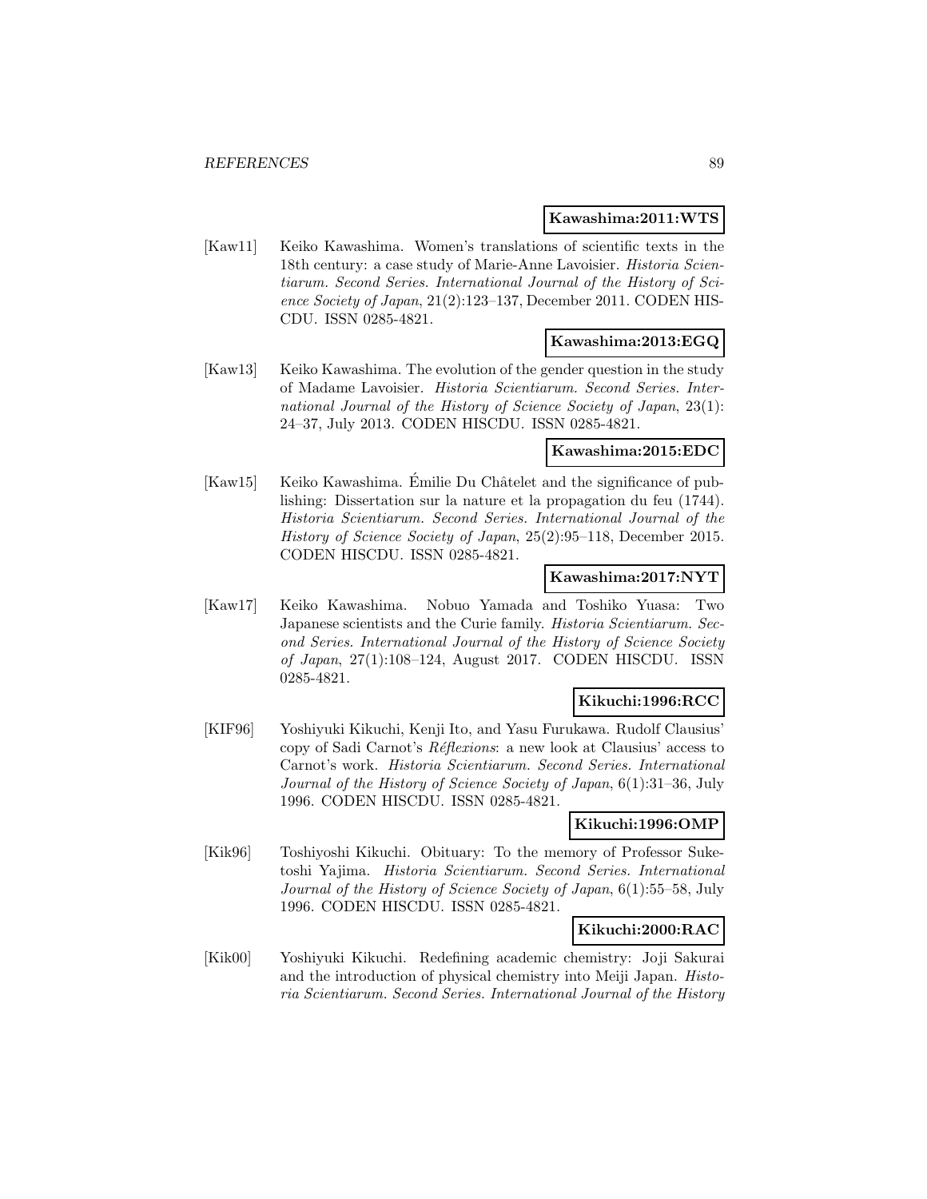**Kawashima:2011:WTS**

[Kaw11] Keiko Kawashima. Women's translations of scientific texts in the 18th century: a case study of Marie-Anne Lavoisier. *Historia Scientiarum. Second Series. International Journal of the History of Science Society of Japan*, 21(2):123–137, December 2011. CODEN HISCDU. ISSN 0285-4821.

**Kawashima:2013:EGQ**

[Kaw13] Keiko Kawashima. The evolution of the gender question in the study of Madame Lavoisier. *Historia Scientiarum. Second Series. International Journal of the History of Science Society of Japan*, 23(1): 24–37, July 2013. CODEN HISCDU. ISSN 0285-4821.

**Kawashima:2015:EDC**

[Kaw15] Keiko Kawashima. Émilie Du Châtelet and the significance of publishing: Dissertation sur la nature et la propagation du feu (1744). *Historia Scientiarum. Second Series. International Journal of the History of Science Society of Japan*, 25(2):95–118, December 2015. CODEN HISCDU. ISSN 0285-4821.

**Kawashima:2017:NYT**

[Kaw17] Keiko Kawashima. Nobuo Yamada and Toshiko Yuasa: Two Japanese scientists and the Curie family. *Historia Scientiarum. Second Series. International Journal of the History of Science Society of Japan*, 27(1):108–124, August 2017. CODEN HISCDU. ISSN 0285-4821.

**Kikuchi:1996:RCC**

[KIF96] Yoshiyuki Kikuchi, Kenji Ito, and Yasu Furukawa. Rudolf Clausius' copy of Sadi Carnot's *Réflexions*: a new look at Clausius' access to Carnot's work. *Historia Scientiarum. Second Series. International Journal of the History of Science Society of Japan*, 6(1):31–36, July 1996. CODEN HISCDU. ISSN 0285-4821.

**Kikuchi:1996:OMP**

[Kik96] Toshiyoshi Kikuchi. Obituary: To the memory of Professor Suketoshi Yajima. *Historia Scientiarum. Second Series. International Journal of the History of Science Society of Japan*, 6(1):55–58, July 1996. CODEN HISCDU. ISSN 0285-4821.

**Kikuchi:2000:RAC**

[Kik00] Yoshiyuki Kikuchi. Redefining academic chemistry: Joji Sakurai and the introduction of physical chemistry into Meiji Japan. *Historia Scientiarum. Second Series. International Journal of the History*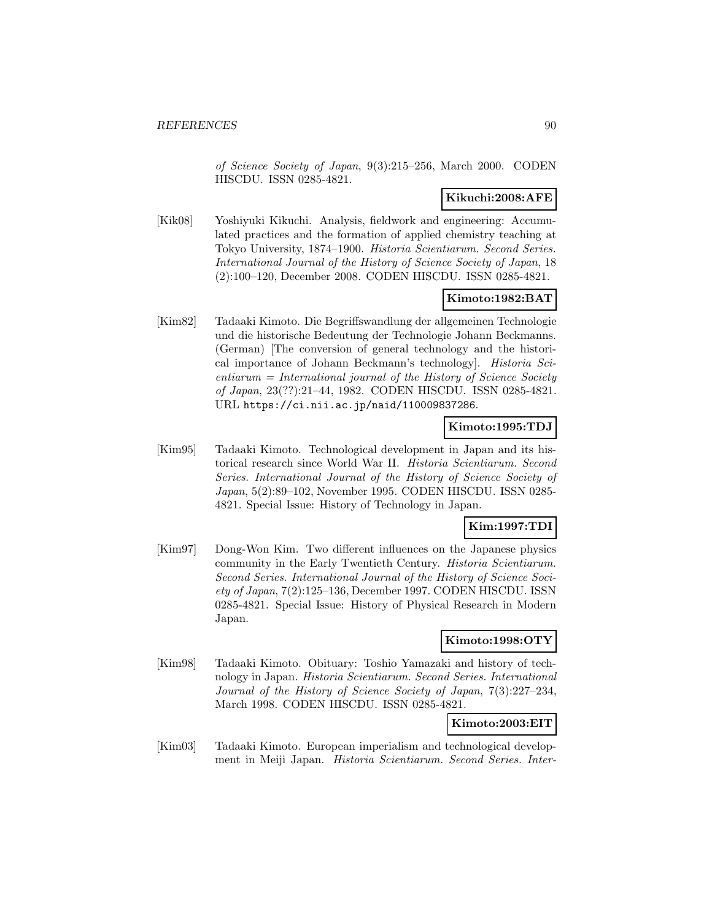*of Science Society of Japan*, 9(3):215–256, March 2000. CODEN HISCDU. ISSN 0285-4821.

**Kikuchi:2008:AFE**

[Kik08] Yoshiyuki Kikuchi. Analysis, fieldwork and engineering: Accumulated practices and the formation of applied chemistry teaching at Tokyo University, 1874–1900. *Historia Scientiarum. Second Series. International Journal of the History of Science Society of Japan*, 18 (2):100–120, December 2008. CODEN HISCDU. ISSN 0285-4821.

**Kimoto:1982:BAT**

[Kim82] Tadaaki Kimoto. Die Begriffswandlung der allgemeinen Technologie und die historische Bedeutung der Technologie Johann Beckmanns. (German) [The conversion of general technology and the historical importance of Johann Beckmann's technology]. *Historia Scientiarum = International journal of the History of Science Society of Japan*, 23(??):21–44, 1982. CODEN HISCDU. ISSN 0285-4821. URL https://ci.nii.ac.jp/naid/110009837286.

**Kimoto:1995:TDJ**

[Kim95] Tadaaki Kimoto. Technological development in Japan and its historical research since World War II. *Historia Scientiarum. Second Series. International Journal of the History of Science Society of Japan*, 5(2):89–102, November 1995. CODEN HISCDU. ISSN 0285-4821. Special Issue: History of Technology in Japan.

**Kim:1997:TDI**

[Kim97] Dong-Won Kim. Two different influences on the Japanese physics community in the Early Twentieth Century. *Historia Scientiarum. Second Series. International Journal of the History of Science Society of Japan*, 7(2):125–136, December 1997. CODEN HISCDU. ISSN 0285-4821. Special Issue: History of Physical Research in Modern Japan.

**Kimoto:1998:OTY**

[Kim98] Tadaaki Kimoto. Obituary: Toshio Yamazaki and history of technology in Japan. *Historia Scientiarum. Second Series. International Journal of the History of Science Society of Japan*, 7(3):227–234, March 1998. CODEN HISCDU. ISSN 0285-4821.

**Kimoto:2003:EIT**

[Kim03] Tadaaki Kimoto. European imperialism and technological development in Meiji Japan. *Historia Scientiarum. Second Series. Inter-*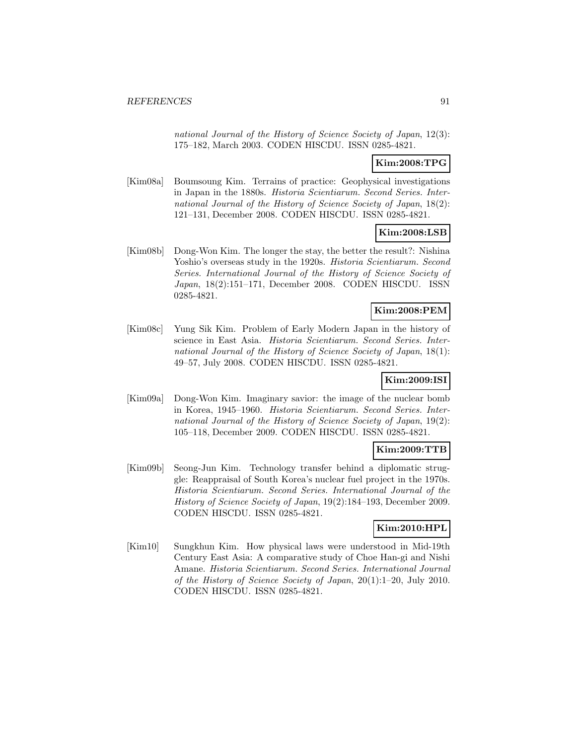national Journal of the History of Science Society of Japan*, 12(3): 175–182, March 2003. CODEN HISCDU. ISSN 0285-4821.

**Kim:2008:TPG**

[Kim08a] Boumsoung Kim. Terrains of practice: Geophysical investigations in Japan in the 1880s. *Historia Scientiarum. Second Series. International Journal of the History of Science Society of Japan*, 18(2): 121–131, December 2008. CODEN HISCDU. ISSN 0285-4821.

**Kim:2008:LSB**

[Kim08b] Dong-Won Kim. The longer the stay, the better the result?: Nishina Yoshio's overseas study in the 1920s. *Historia Scientiarum. Second Series. International Journal of the History of Science Society of Japan*, 18(2):151–171, December 2008. CODEN HISCDU. ISSN 0285-4821.

**Kim:2008:PEM**

[Kim08c] Yung Sik Kim. Problem of Early Modern Japan in the history of science in East Asia. *Historia Scientiarum. Second Series. International Journal of the History of Science Society of Japan*, 18(1): 49–57, July 2008. CODEN HISCDU. ISSN 0285-4821.

**Kim:2009:ISI**

[Kim09a] Dong-Won Kim. Imaginary savior: the image of the nuclear bomb in Korea, 1945–1960. *Historia Scientiarum. Second Series. International Journal of the History of Science Society of Japan*, 19(2): 105–118, December 2009. CODEN HISCDU. ISSN 0285-4821.

**Kim:2009:TTB**

[Kim09b] Seong-Jun Kim. Technology transfer behind a diplomatic struggle: Reappraisal of South Korea's nuclear fuel project in the 1970s. *Historia Scientiarum. Second Series. International Journal of the History of Science Society of Japan*, 19(2):184–193, December 2009. CODEN HISCDU. ISSN 0285-4821.

**Kim:2010:HPL**

[Kim10] Sungkhun Kim. How physical laws were understood in Mid-19th Century East Asia: A comparative study of Choe Han-gi and Nishi Amane. *Historia Scientiarum. Second Series. International Journal of the History of Science Society of Japan*, 20(1):1–20, July 2010. CODEN HISCDU. ISSN 0285-4821.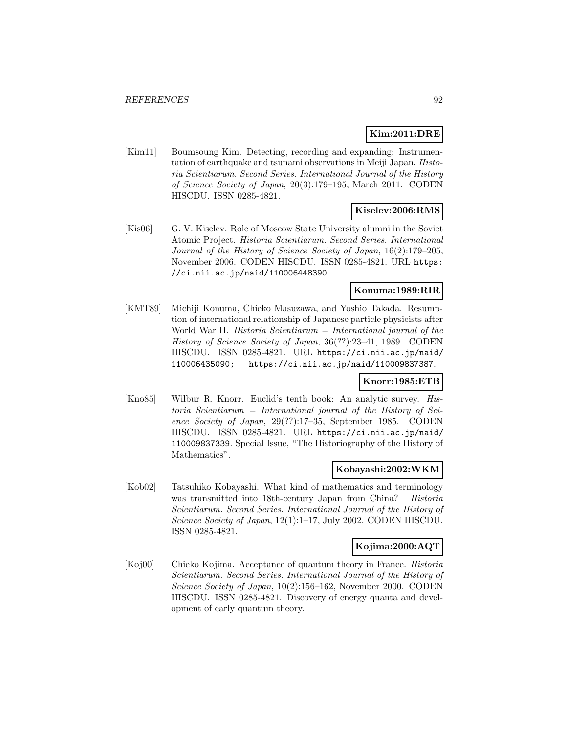**Kim:2011:DRE**

[Kim11] Boumsoung Kim. Detecting, recording and expanding: Instrumentation of earthquake and tsunami observations in Meiji Japan. *Historia Scientiarum. Second Series. International Journal of the History of Science Society of Japan*, 20(3):179–195, March 2011. CODEN HISCDU. ISSN 0285-4821.

**Kiselev:2006:RMS**

[Kis06] G. V. Kiselev. Role of Moscow State University alumni in the Soviet Atomic Project. *Historia Scientiarum. Second Series. International Journal of the History of Science Society of Japan*, 16(2):179–205, November 2006. CODEN HISCDU. ISSN 0285-4821. URL https://ci.nii.ac.jp/naid/110006448390.

**Konuma:1989:RIR**

[KMT89] Michiji Konuma, Chieko Masuzawa, and Yoshio Takada. Resumption of international relationship of Japanese particle physicists after World War II. *Historia Scientiarum = International journal of the History of Science Society of Japan*, 36(??):23–41, 1989. CODEN HISCDU. ISSN 0285-4821. URL https://ci.nii.ac.jp/naid/110006435090; https://ci.nii.ac.jp/naid/110009837387.

**Knorr:1985:ETB**

[Kno85] Wilbur R. Knorr. Euclid's tenth book: An analytic survey. *Historia Scientiarum = International journal of the History of Science Society of Japan*, 29(??):17–35, September 1985. CODEN HISCDU. ISSN 0285-4821. URL https://ci.nii.ac.jp/naid/110009837339. Special Issue, "The Historiography of the History of Mathematics".

**Kobayashi:2002:WKM**

[Kob02] Tatsuhiko Kobayashi. What kind of mathematics and terminology was transmitted into 18th-century Japan from China? *Historia Scientiarum. Second Series. International Journal of the History of Science Society of Japan*, 12(1):1–17, July 2002. CODEN HISCDU. ISSN 0285-4821.

**Kojima:2000:AQT**

[Koj00] Chieko Kojima. Acceptance of quantum theory in France. *Historia Scientiarum. Second Series. International Journal of the History of Science Society of Japan*, 10(2):156–162, November 2000. CODEN HISCDU. ISSN 0285-4821. Discovery of energy quanta and development of early quantum theory.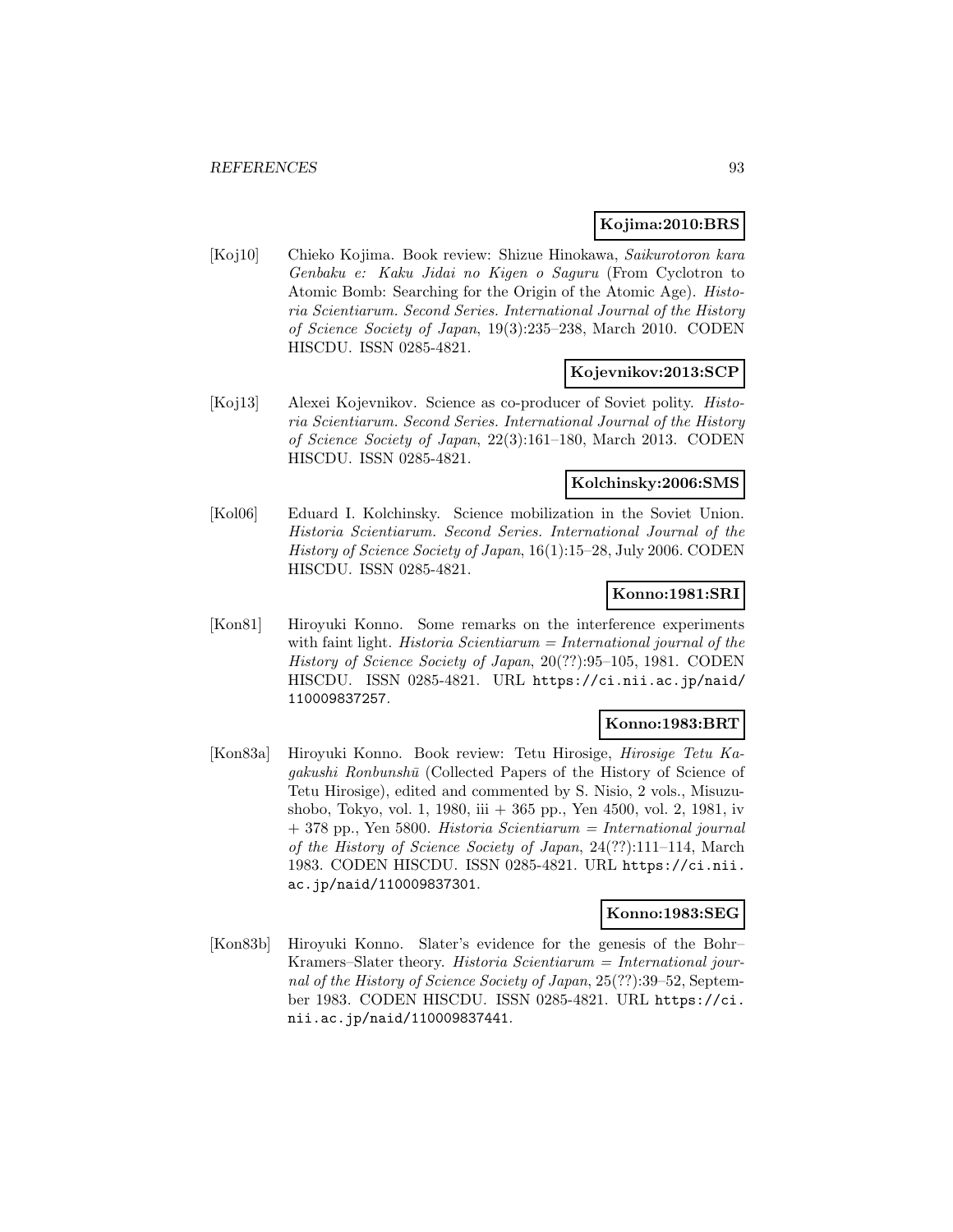**Kojima:2010:BRS**

[Koj10] Chieko Kojima. Book review: Shizue Hinokawa, *Saikurotoron kara Genbaku e: Kaku Jidai no Kigen o Saguru* (From Cyclotron to Atomic Bomb: Searching for the Origin of the Atomic Age). *Historia Scientiarum. Second Series. International Journal of the History of Science Society of Japan*, 19(3):235–238, March 2010. CODEN HISCDU. ISSN 0285-4821.

**Kojevnikov:2013:SCP**

[Koj13] Alexei Kojevnikov. Science as co-producer of Soviet polity. *Historia Scientiarum. Second Series. International Journal of the History of Science Society of Japan*, 22(3):161–180, March 2013. CODEN HISCDU. ISSN 0285-4821.

**Kolchinsky:2006:SMS**

[Kol06] Eduard I. Kolchinsky. Science mobilization in the Soviet Union. *Historia Scientiarum. Second Series. International Journal of the History of Science Society of Japan*, 16(1):15–28, July 2006. CODEN HISCDU. ISSN 0285-4821.

**Konno:1981:SRI**

[Kon81] Hiroyuki Konno. Some remarks on the interference experiments with faint light. *Historia Scientiarum = International journal of the History of Science Society of Japan*, 20(??):95–105, 1981. CODEN HISCDU. ISSN 0285-4821. URL https://ci.nii.ac.jp/naid/110009837257.

**Konno:1983:BRT**

[Kon83a] Hiroyuki Konno. Book review: Tetu Hirosige, *Hirosige Tetu Kagakushi Ronbunshū* (Collected Papers of the History of Science of Tetu Hirosige), edited and commented by S. Nisio, 2 vols., Misuzushobo, Tokyo, vol. 1, 1980, iii + 365 pp., Yen 4500, vol. 2, 1981, iv + 378 pp., Yen 5800. *Historia Scientiarum = International journal of the History of Science Society of Japan*, 24(??):111–114, March 1983. CODEN HISCDU. ISSN 0285-4821. URL https://ci.nii.ac.jp/naid/110009837301.

**Konno:1983:SEG**

[Kon83b] Hiroyuki Konno. Slater's evidence for the genesis of the Bohr–Kramers–Slater theory. *Historia Scientiarum = International journal of the History of Science Society of Japan*, 25(??):39–52, September 1983. CODEN HISCDU. ISSN 0285-4821. URL https://ci.nii.ac.jp/naid/110009837441.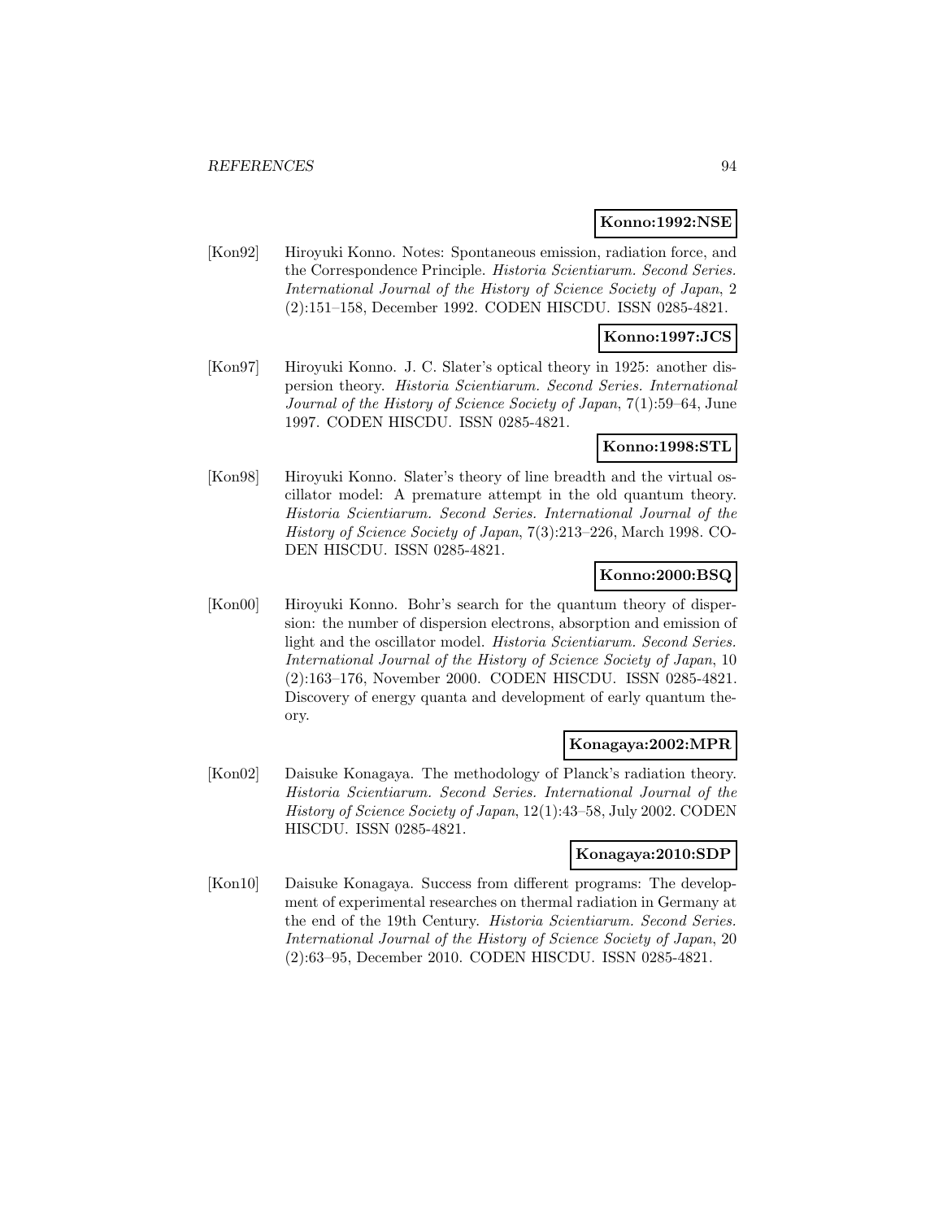**Konno:1992:NSE**

[Kon92] Hiroyuki Konno. Notes: Spontaneous emission, radiation force, and the Correspondence Principle. *Historia Scientiarum. Second Series. International Journal of the History of Science Society of Japan*, 2 (2):151–158, December 1992. CODEN HISCDU. ISSN 0285-4821.

**Konno:1997:JCS**

[Kon97] Hiroyuki Konno. J. C. Slater's optical theory in 1925: another dispersion theory. *Historia Scientiarum. Second Series. International Journal of the History of Science Society of Japan*, 7(1):59–64, June 1997. CODEN HISCDU. ISSN 0285-4821.

**Konno:1998:STL**

[Kon98] Hiroyuki Konno. Slater's theory of line breadth and the virtual oscillator model: A premature attempt in the old quantum theory. *Historia Scientiarum. Second Series. International Journal of the History of Science Society of Japan*, 7(3):213–226, March 1998. CODEN HISCDU. ISSN 0285-4821.

**Konno:2000:BSQ**

[Kon00] Hiroyuki Konno. Bohr's search for the quantum theory of dispersion: the number of dispersion electrons, absorption and emission of light and the oscillator model. *Historia Scientiarum. Second Series. International Journal of the History of Science Society of Japan*, 10 (2):163–176, November 2000. CODEN HISCDU. ISSN 0285-4821. Discovery of energy quanta and development of early quantum theory.

**Konagaya:2002:MPR**

[Kon02] Daisuke Konagaya. The methodology of Planck's radiation theory. *Historia Scientiarum. Second Series. International Journal of the History of Science Society of Japan*, 12(1):43–58, July 2002. CODEN HISCDU. ISSN 0285-4821.

**Konagaya:2010:SDP**

[Kon10] Daisuke Konagaya. Success from different programs: The development of experimental researches on thermal radiation in Germany at the end of the 19th Century. *Historia Scientiarum. Second Series. International Journal of the History of Science Society of Japan*, 20 (2):63–95, December 2010. CODEN HISCDU. ISSN 0285-4821.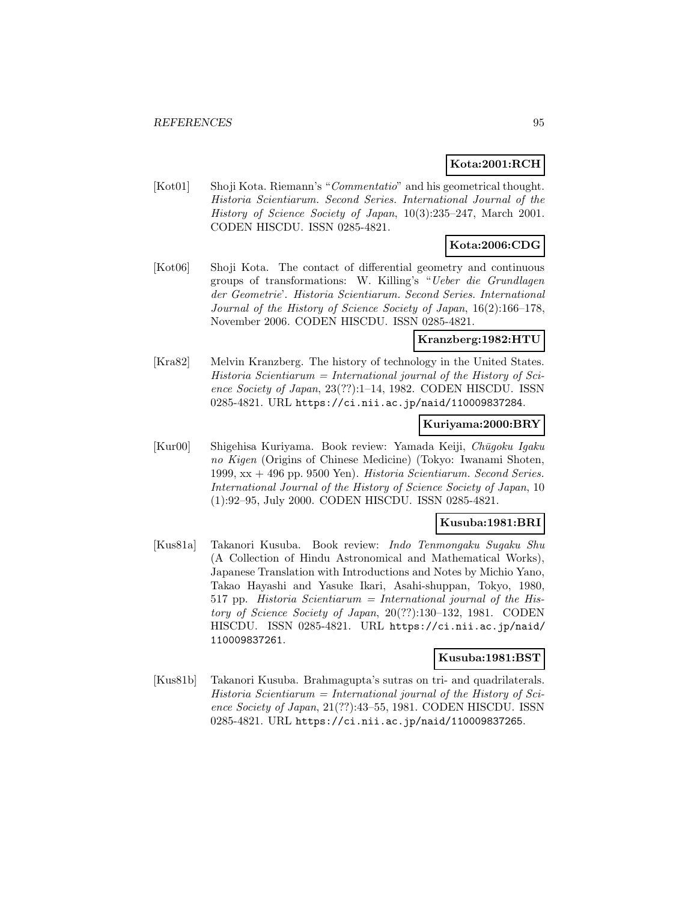**Kota:2001:RCH**

[Kot01] Shoji Kota. Riemann's "*Commentatio*" and his geometrical thought. *Historia Scientiarum. Second Series. International Journal of the History of Science Society of Japan*, 10(3):235–247, March 2001. CODEN HISCDU. ISSN 0285-4821.

**Kota:2006:CDG**

[Kot06] Shoji Kota. The contact of differential geometry and continuous groups of transformations: W. Killing's "*Ueber die Grundlagen der Geometrie*'. *Historia Scientiarum. Second Series. International Journal of the History of Science Society of Japan*, 16(2):166–178, November 2006. CODEN HISCDU. ISSN 0285-4821.

**Kranzberg:1982:HTU**

[Kra82] Melvin Kranzberg. The history of technology in the United States. *Historia Scientiarum = International journal of the History of Science Society of Japan*, 23(??):1–14, 1982. CODEN HISCDU. ISSN 0285-4821. URL https://ci.nii.ac.jp/naid/110009837284.

**Kuriyama:2000:BRY**

[Kur00] Shigehisa Kuriyama. Book review: Yamada Keiji, *Chūgoku Igaku no Kigen* (Origins of Chinese Medicine) (Tokyo: Iwanami Shoten, 1999, xx + 496 pp. 9500 Yen). *Historia Scientiarum. Second Series. International Journal of the History of Science Society of Japan*, 10 (1):92–95, July 2000. CODEN HISCDU. ISSN 0285-4821.

**Kusuba:1981:BRI**

[Kus81a] Takanori Kusuba. Book review: *Indo Tenmongaku Sugaku Shu* (A Collection of Hindu Astronomical and Mathematical Works), Japanese Translation with Introductions and Notes by Michio Yano, Takao Hayashi and Yasuke Ikari, Asahi-shuppan, Tokyo, 1980, 517 pp. *Historia Scientiarum = International journal of the History of Science Society of Japan*, 20(??):130–132, 1981. CODEN HISCDU. ISSN 0285-4821. URL https://ci.nii.ac.jp/naid/110009837261.

**Kusuba:1981:BST**

[Kus81b] Takanori Kusuba. Brahmagupta's sutras on tri- and quadrilaterals. *Historia Scientiarum = International journal of the History of Science Society of Japan*, 21(??):43–55, 1981. CODEN HISCDU. ISSN 0285-4821. URL https://ci.nii.ac.jp/naid/110009837265.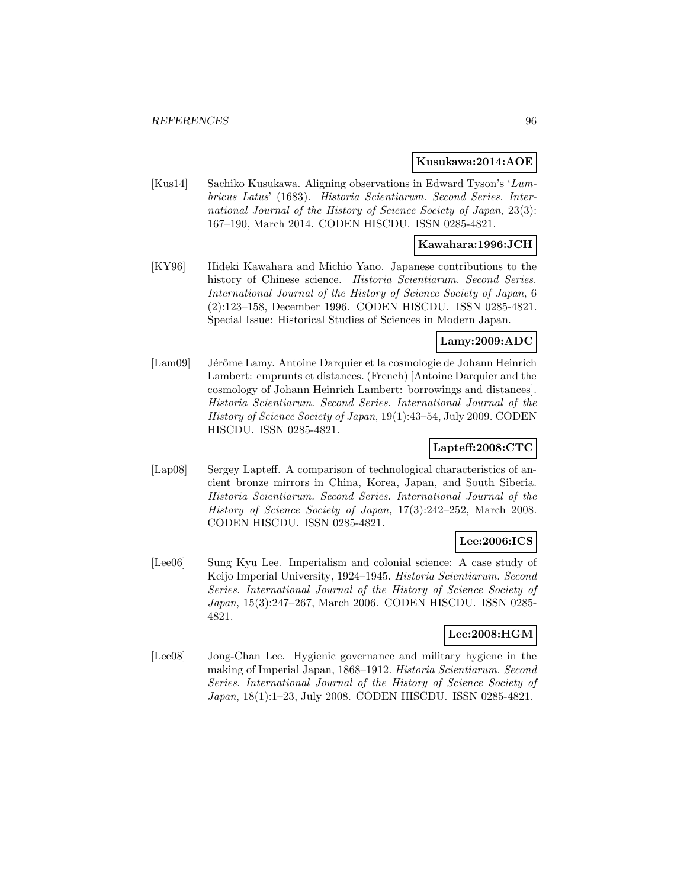**Kusukawa:2014:AOE**

[Kus14] Sachiko Kusukawa. Aligning observations in Edward Tyson's '*Lumbricus Latus*' (1683). *Historia Scientiarum. Second Series. International Journal of the History of Science Society of Japan*, 23(3): 167–190, March 2014. CODEN HISCDU. ISSN 0285-4821.

**Kawahara:1996:JCH**

[KY96] Hideki Kawahara and Michio Yano. Japanese contributions to the history of Chinese science. *Historia Scientiarum. Second Series. International Journal of the History of Science Society of Japan*, 6 (2):123–158, December 1996. CODEN HISCDU. ISSN 0285-4821. Special Issue: Historical Studies of Sciences in Modern Japan.

**Lamy:2009:ADC**

[Lam09] Jérôme Lamy. Antoine Darquier et la cosmologie de Johann Heinrich Lambert: emprunts et distances. (French) [Antoine Darquier and the cosmology of Johann Heinrich Lambert: borrowings and distances]. *Historia Scientiarum. Second Series. International Journal of the History of Science Society of Japan*, 19(1):43–54, July 2009. CODEN HISCDU. ISSN 0285-4821.

**Lapteff:2008:CTC**

[Lap08] Sergey Lapteff. A comparison of technological characteristics of ancient bronze mirrors in China, Korea, Japan, and South Siberia. *Historia Scientiarum. Second Series. International Journal of the History of Science Society of Japan*, 17(3):242–252, March 2008. CODEN HISCDU. ISSN 0285-4821.

**Lee:2006:ICS**

[Lee06] Sung Kyu Lee. Imperialism and colonial science: A case study of Keijo Imperial University, 1924–1945. *Historia Scientiarum. Second Series. International Journal of the History of Science Society of Japan*, 15(3):247–267, March 2006. CODEN HISCDU. ISSN 0285-4821.

**Lee:2008:HGM**

[Lee08] Jong-Chan Lee. Hygienic governance and military hygiene in the making of Imperial Japan, 1868–1912. *Historia Scientiarum. Second Series. International Journal of the History of Science Society of Japan*, 18(1):1–23, July 2008. CODEN HISCDU. ISSN 0285-4821.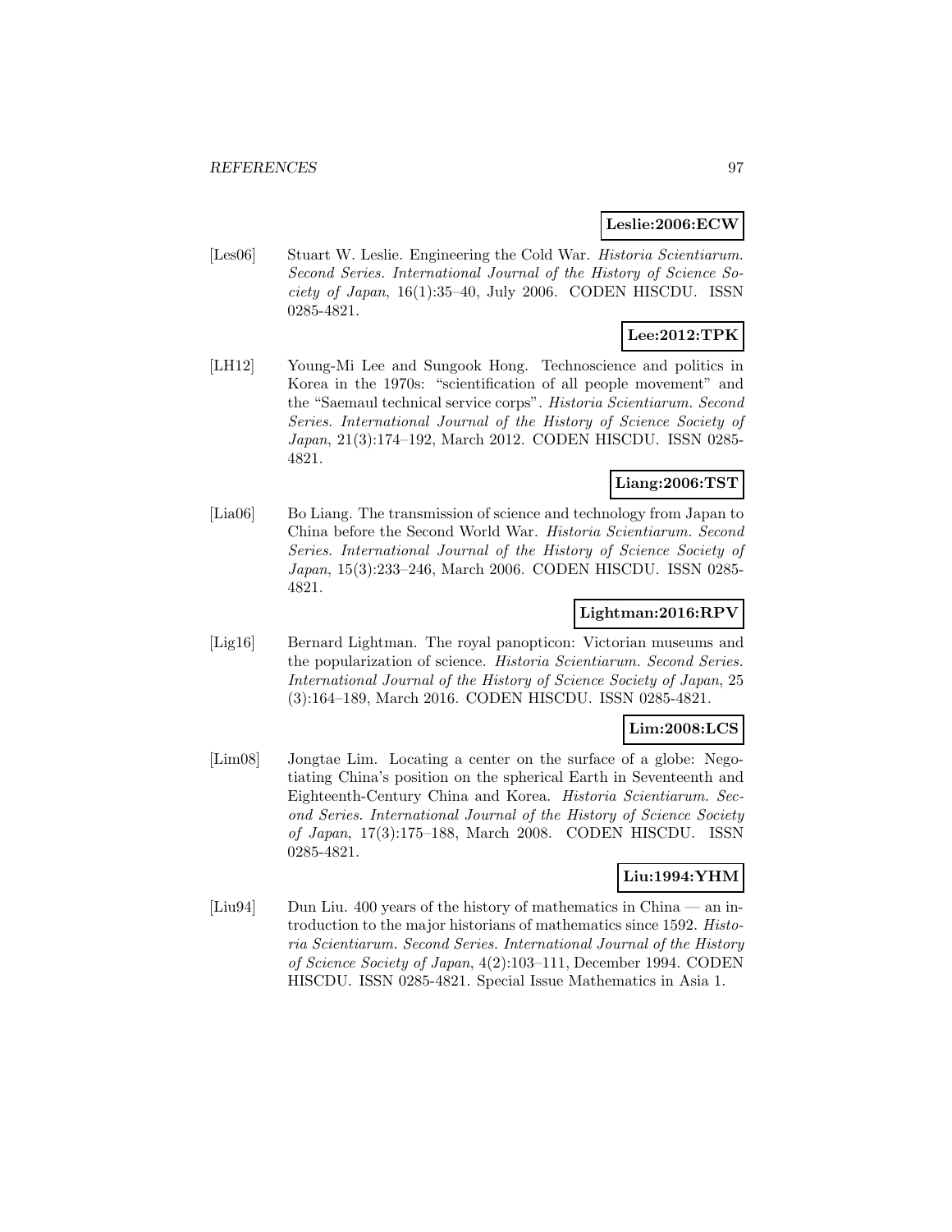**Leslie:2006:ECW**

[Les06] Stuart W. Leslie. Engineering the Cold War. *Historia Scientiarum. Second Series. International Journal of the History of Science Society of Japan*, 16(1):35–40, July 2006. CODEN HISCDU. ISSN 0285-4821.

**Lee:2012:TPK**

[LH12] Young-Mi Lee and Sungook Hong. Technoscience and politics in Korea in the 1970s: "scientification of all people movement" and the "Saemaul technical service corps". *Historia Scientiarum. Second Series. International Journal of the History of Science Society of Japan*, 21(3):174–192, March 2012. CODEN HISCDU. ISSN 0285-4821.

**Liang:2006:TST**

[Lia06] Bo Liang. The transmission of science and technology from Japan to China before the Second World War. *Historia Scientiarum. Second Series. International Journal of the History of Science Society of Japan*, 15(3):233–246, March 2006. CODEN HISCDU. ISSN 0285-4821.

**Lightman:2016:RPV**

[Lig16] Bernard Lightman. The royal panopticon: Victorian museums and the popularization of science. *Historia Scientiarum. Second Series. International Journal of the History of Science Society of Japan*, 25 (3):164–189, March 2016. CODEN HISCDU. ISSN 0285-4821.

**Lim:2008:LCS**

[Lim08] Jongtae Lim. Locating a center on the surface of a globe: Negotiating China's position on the spherical Earth in Seventeenth and Eighteenth-Century China and Korea. *Historia Scientiarum. Second Series. International Journal of the History of Science Society of Japan*, 17(3):175–188, March 2008. CODEN HISCDU. ISSN 0285-4821.

**Liu:1994:YHM**

[Liu94] Dun Liu. 400 years of the history of mathematics in China — an introduction to the major historians of mathematics since 1592. *Historia Scientiarum. Second Series. International Journal of the History of Science Society of Japan*, 4(2):103–111, December 1994. CODEN HISCDU. ISSN 0285-4821. Special Issue Mathematics in Asia 1.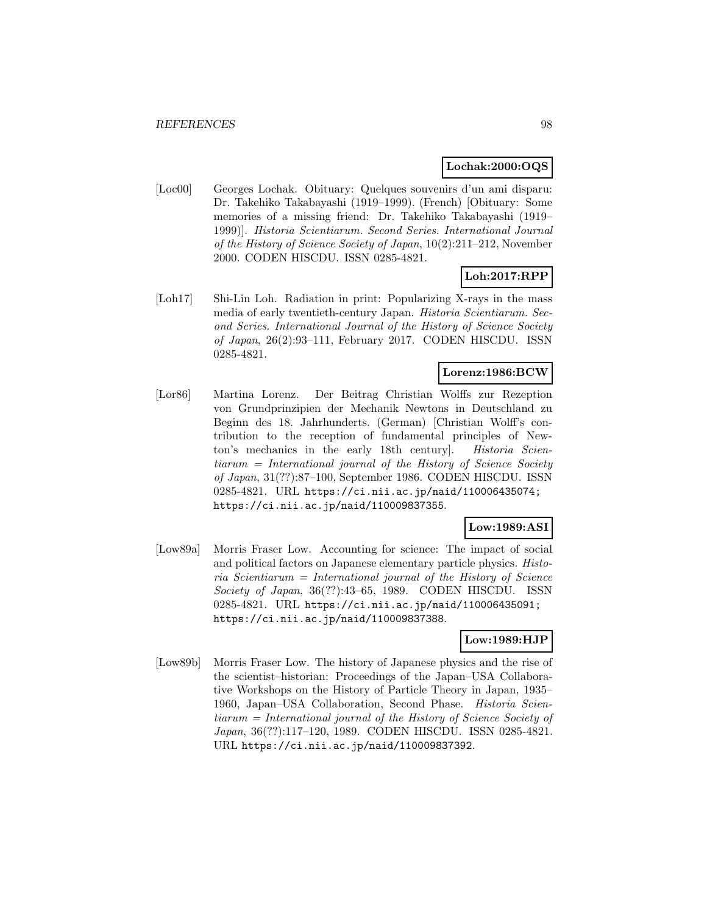**Lochak:2000:OQS**

[Loc00] Georges Lochak. Obituary: Quelques souvenirs d'un ami disparu: Dr. Takehiko Takabayashi (1919–1999). (French) [Obituary: Some memories of a missing friend: Dr. Takehiko Takabayashi (1919–1999)]. *Historia Scientiarum. Second Series. International Journal of the History of Science Society of Japan*, 10(2):211–212, November 2000. CODEN HISCDU. ISSN 0285-4821.

**Loh:2017:RPP**

[Loh17] Shi-Lin Loh. Radiation in print: Popularizing X-rays in the mass media of early twentieth-century Japan. *Historia Scientiarum. Second Series. International Journal of the History of Science Society of Japan*, 26(2):93–111, February 2017. CODEN HISCDU. ISSN 0285-4821.

**Lorenz:1986:BCW**

[Lor86] Martina Lorenz. Der Beitrag Christian Wolffs zur Rezeption von Grundprinzipien der Mechanik Newtons in Deutschland zu Beginn des 18. Jahrhunderts. (German) [Christian Wolff's contribution to the reception of fundamental principles of Newton's mechanics in the early 18th century]. *Historia Scientiarum = International journal of the History of Science Society of Japan*, 31(??):87–100, September 1986. CODEN HISCDU. ISSN 0285-4821. URL https://ci.nii.ac.jp/naid/110006435074; https://ci.nii.ac.jp/naid/110009837355.

**Low:1989:ASI**

[Low89a] Morris Fraser Low. Accounting for science: The impact of social and political factors on Japanese elementary particle physics. *Historia Scientiarum = International journal of the History of Science Society of Japan*, 36(??):43–65, 1989. CODEN HISCDU. ISSN 0285-4821. URL https://ci.nii.ac.jp/naid/110006435091; https://ci.nii.ac.jp/naid/110009837388.

**Low:1989:HJP**

[Low89b] Morris Fraser Low. The history of Japanese physics and the rise of the scientist–historian: Proceedings of the Japan–USA Collaborative Workshops on the History of Particle Theory in Japan, 1935–1960, Japan–USA Collaboration, Second Phase. *Historia Scientiarum = International journal of the History of Science Society of Japan*, 36(??):117–120, 1989. CODEN HISCDU. ISSN 0285-4821. URL https://ci.nii.ac.jp/naid/110009837392.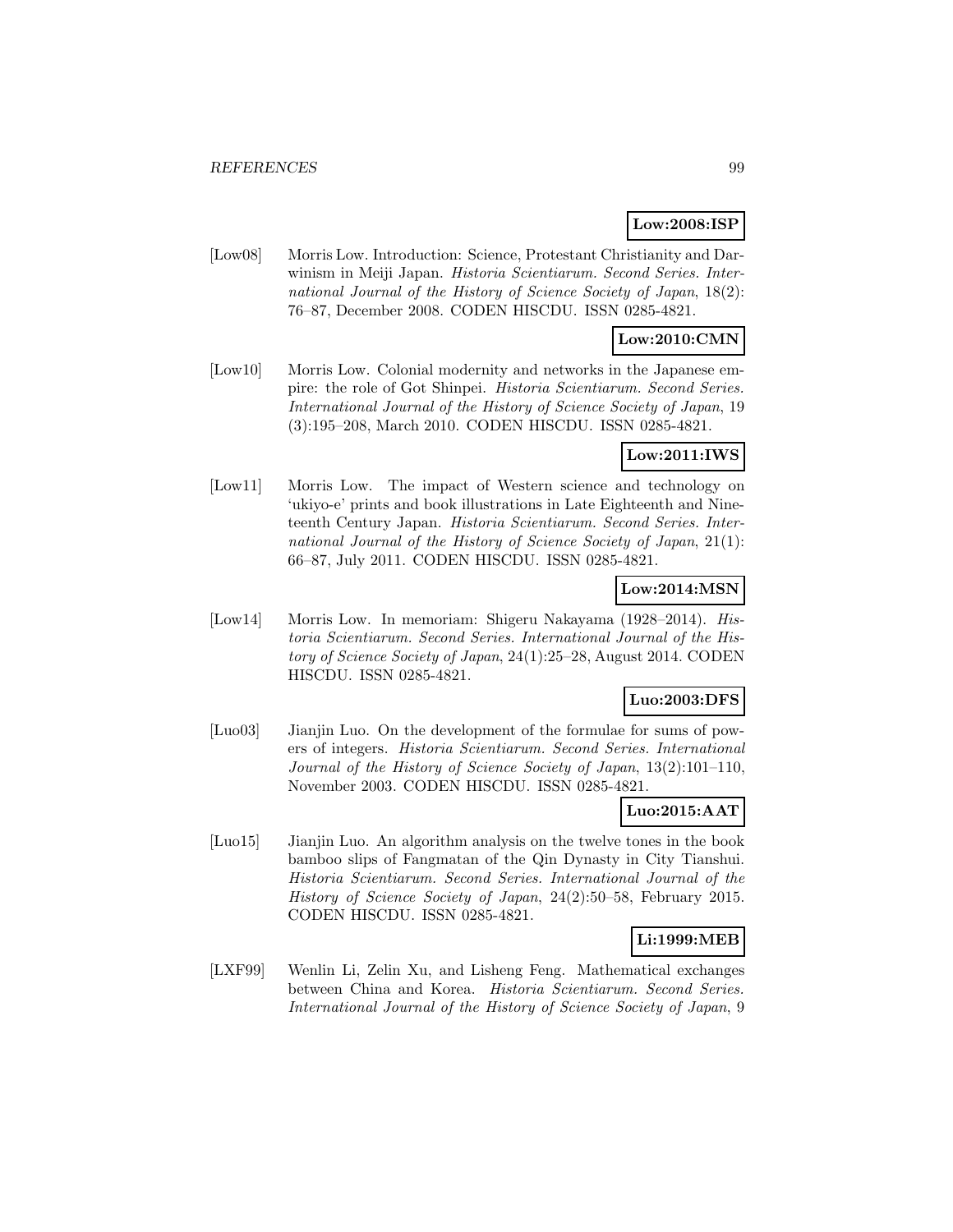**Low:2008:ISP**

[Low08] Morris Low. Introduction: Science, Protestant Christianity and Darwinism in Meiji Japan. *Historia Scientiarum. Second Series. International Journal of the History of Science Society of Japan*, 18(2): 76–87, December 2008. CODEN HISCDU. ISSN 0285-4821.

**Low:2010:CMN**

[Low10] Morris Low. Colonial modernity and networks in the Japanese empire: the role of Got Shinpei. *Historia Scientiarum. Second Series. International Journal of the History of Science Society of Japan*, 19 (3):195–208, March 2010. CODEN HISCDU. ISSN 0285-4821.

**Low:2011:IWS**

[Low11] Morris Low. The impact of Western science and technology on 'ukiyo-e' prints and book illustrations in Late Eighteenth and Nineteenth Century Japan. *Historia Scientiarum. Second Series. International Journal of the History of Science Society of Japan*, 21(1): 66–87, July 2011. CODEN HISCDU. ISSN 0285-4821.

**Low:2014:MSN**

[Low14] Morris Low. In memoriam: Shigeru Nakayama (1928–2014). *Historia Scientiarum. Second Series. International Journal of the History of Science Society of Japan*, 24(1):25–28, August 2014. CODEN HISCDU. ISSN 0285-4821.

**Luo:2003:DFS**

[Luo03] Jianjin Luo. On the development of the formulae for sums of powers of integers. *Historia Scientiarum. Second Series. International Journal of the History of Science Society of Japan*, 13(2):101–110, November 2003. CODEN HISCDU. ISSN 0285-4821.

**Luo:2015:AAT**

[Luo15] Jianjin Luo. An algorithm analysis on the twelve tones in the book bamboo slips of Fangmatan of the Qin Dynasty in City Tianshui. *Historia Scientiarum. Second Series. International Journal of the History of Science Society of Japan*, 24(2):50–58, February 2015. CODEN HISCDU. ISSN 0285-4821.

**Li:1999:MEB**

[LXF99] Wenlin Li, Zelin Xu, and Lisheng Feng. Mathematical exchanges between China and Korea. *Historia Scientiarum. Second Series. International Journal of the History of Science Society of Japan*, 9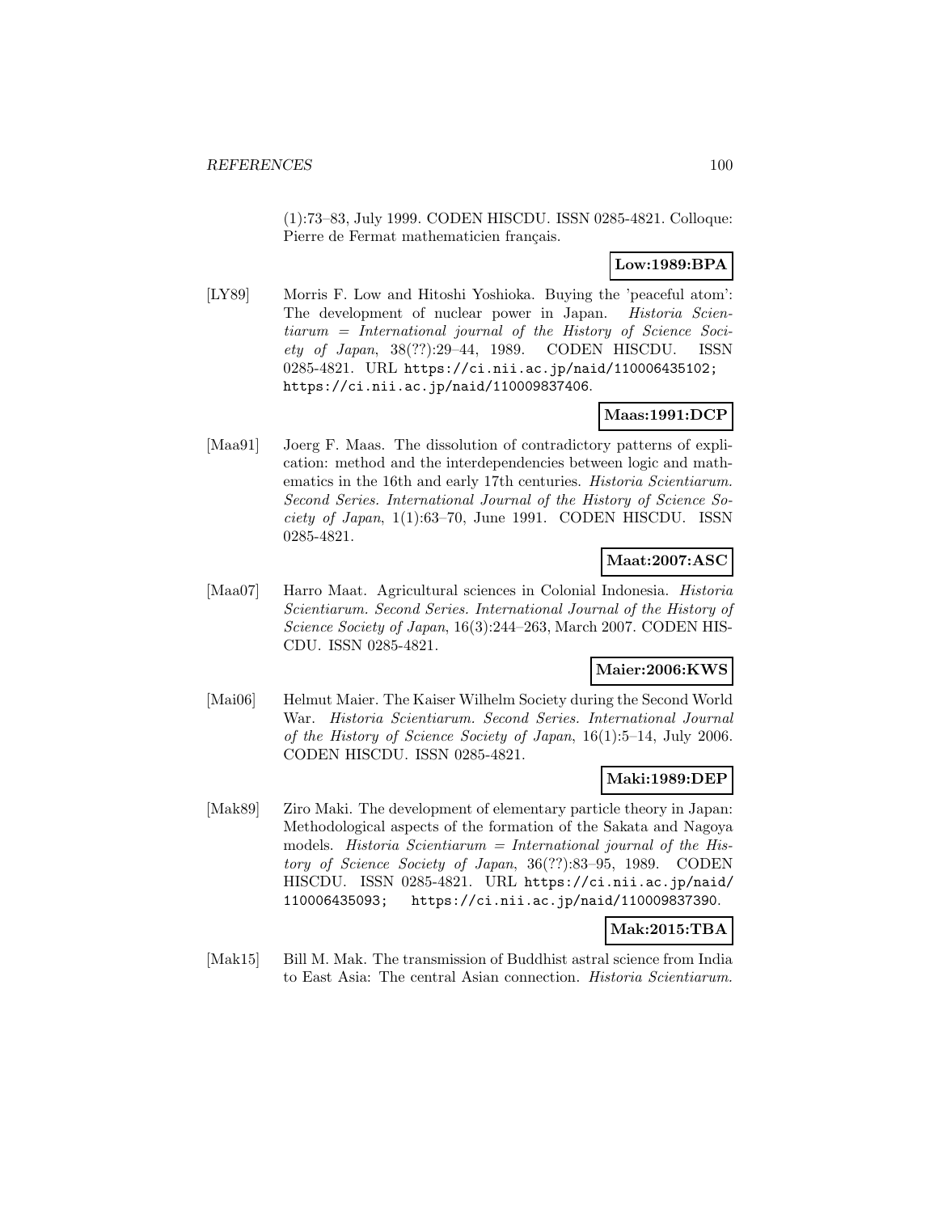(1):73–83, July 1999. CODEN HISCDU. ISSN 0285-4821. Colloque: Pierre de Fermat mathematicien français.

**Low:1989:BPA**

[LY89] Morris F. Low and Hitoshi Yoshioka. Buying the 'peaceful atom': The development of nuclear power in Japan. *Historia Scientiarum = International journal of the History of Science Society of Japan*, 38(??):29–44, 1989. CODEN HISCDU. ISSN 0285-4821. URL https://ci.nii.ac.jp/naid/110006435102; https://ci.nii.ac.jp/naid/110009837406.

**Maas:1991:DCP**

[Maa91] Joerg F. Maas. The dissolution of contradictory patterns of explication: method and the interdependencies between logic and mathematics in the 16th and early 17th centuries. *Historia Scientiarum. Second Series. International Journal of the History of Science Society of Japan*, 1(1):63–70, June 1991. CODEN HISCDU. ISSN 0285-4821.

**Maat:2007:ASC**

[Maa07] Harro Maat. Agricultural sciences in Colonial Indonesia. *Historia Scientiarum. Second Series. International Journal of the History of Science Society of Japan*, 16(3):244–263, March 2007. CODEN HISCDU. ISSN 0285-4821.

**Maier:2006:KWS**

[Mai06] Helmut Maier. The Kaiser Wilhelm Society during the Second World War. *Historia Scientiarum. Second Series. International Journal of the History of Science Society of Japan*, 16(1):5–14, July 2006. CODEN HISCDU. ISSN 0285-4821.

**Maki:1989:DEP**

[Mak89] Ziro Maki. The development of elementary particle theory in Japan: Methodological aspects of the formation of the Sakata and Nagoya models. *Historia Scientiarum = International journal of the History of Science Society of Japan*, 36(??):83–95, 1989. CODEN HISCDU. ISSN 0285-4821. URL https://ci.nii.ac.jp/naid/110006435093; https://ci.nii.ac.jp/naid/110009837390.

**Mak:2015:TBA**

[Mak15] Bill M. Mak. The transmission of Buddhist astral science from India to East Asia: The central Asian connection. *Historia Scientiarum.*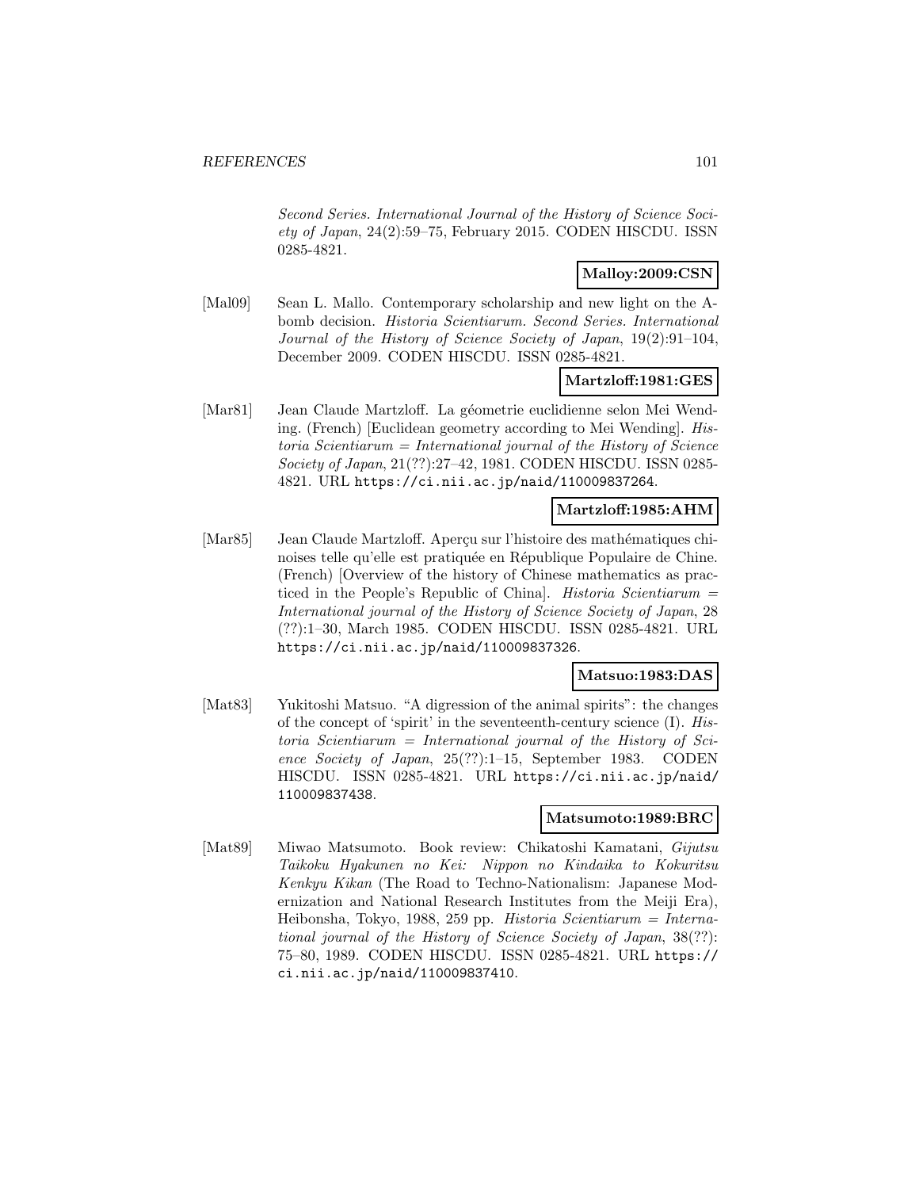*Second Series. International Journal of the History of Science Society of Japan*, 24(2):59–75, February 2015. CODEN HISCDU. ISSN 0285-4821.

**Malloy:2009:CSN**

[Mal09] Sean L. Mallo. Contemporary scholarship and new light on the A-bomb decision. *Historia Scientiarum. Second Series. International Journal of the History of Science Society of Japan*, 19(2):91–104, December 2009. CODEN HISCDU. ISSN 0285-4821.

**Martzloff:1981:GES**

[Mar81] Jean Claude Martzloff. La géometrie euclidienne selon Mei Wending. (French) [Euclidean geometry according to Mei Wending]. *Historia Scientiarum = International journal of the History of Science Society of Japan*, 21(??):27–42, 1981. CODEN HISCDU. ISSN 0285-4821. URL https://ci.nii.ac.jp/naid/110009837264.

**Martzloff:1985:AHM**

[Mar85] Jean Claude Martzloff. Aperçu sur l'histoire des mathématiques chinoises telle qu'elle est pratiquée en République Populaire de Chine. (French) [Overview of the history of Chinese mathematics as practiced in the People's Republic of China]. *Historia Scientiarum = International journal of the History of Science Society of Japan*, 28 (??):1–30, March 1985. CODEN HISCDU. ISSN 0285-4821. URL https://ci.nii.ac.jp/naid/110009837326.

**Matsuo:1983:DAS**

[Mat83] Yukitoshi Matsuo. "A digression of the animal spirits": the changes of the concept of 'spirit' in the seventeenth-century science (I). *Historia Scientiarum = International journal of the History of Science Society of Japan*, 25(??):1–15, September 1983. CODEN HISCDU. ISSN 0285-4821. URL https://ci.nii.ac.jp/naid/110009837438.

**Matsumoto:1989:BRC**

[Mat89] Miwao Matsumoto. Book review: Chikatoshi Kamatani, *Gijutsu Taikoku Hyakunen no Kei: Nippon no Kindaika to Kokuritsu Kenkyu Kikan* (The Road to Techno-Nationalism: Japanese Modernization and National Research Institutes from the Meiji Era), Heibonsha, Tokyo, 1988, 259 pp. *Historia Scientiarum = International journal of the History of Science Society of Japan*, 38(??):75–80, 1989. CODEN HISCDU. ISSN 0285-4821. URL https://ci.nii.ac.jp/naid/110009837410.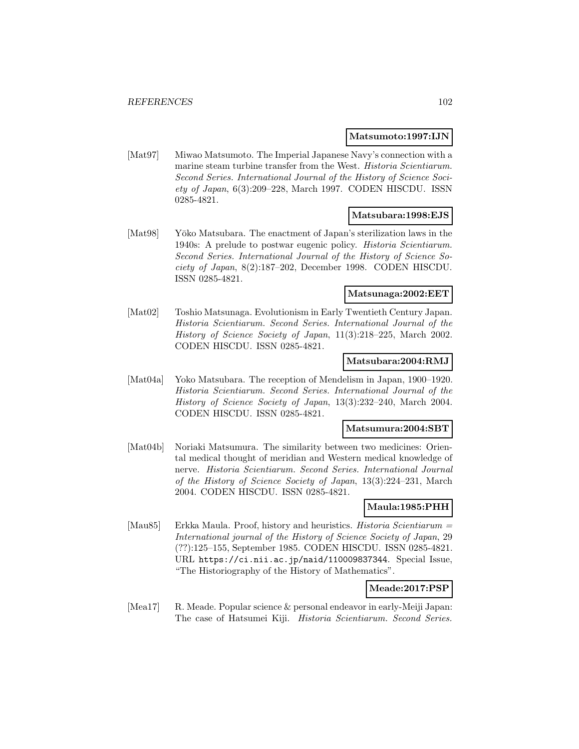**Matsumoto:1997:IJN**

[Mat97] Miwao Matsumoto. The Imperial Japanese Navy's connection with a marine steam turbine transfer from the West. *Historia Scientiarum. Second Series. International Journal of the History of Science Society of Japan*, 6(3):209–228, March 1997. CODEN HISCDU. ISSN 0285-4821.

**Matsubara:1998:EJS**

[Mat98] Yōko Matsubara. The enactment of Japan's sterilization laws in the 1940s: A prelude to postwar eugenic policy. *Historia Scientiarum. Second Series. International Journal of the History of Science Society of Japan*, 8(2):187–202, December 1998. CODEN HISCDU. ISSN 0285-4821.

**Matsunaga:2002:EET**

[Mat02] Toshio Matsunaga. Evolutionism in Early Twentieth Century Japan. *Historia Scientiarum. Second Series. International Journal of the History of Science Society of Japan*, 11(3):218–225, March 2002. CODEN HISCDU. ISSN 0285-4821.

**Matsubara:2004:RMJ**

[Mat04a] Yoko Matsubara. The reception of Mendelism in Japan, 1900–1920. *Historia Scientiarum. Second Series. International Journal of the History of Science Society of Japan*, 13(3):232–240, March 2004. CODEN HISCDU. ISSN 0285-4821.

**Matsumura:2004:SBT**

[Mat04b] Noriaki Matsumura. The similarity between two medicines: Oriental medical thought of meridian and Western medical knowledge of nerve. *Historia Scientiarum. Second Series. International Journal of the History of Science Society of Japan*, 13(3):224–231, March 2004. CODEN HISCDU. ISSN 0285-4821.

**Maula:1985:PHH**

[Mau85] Erkka Maula. Proof, history and heuristics. *Historia Scientiarum = International journal of the History of Science Society of Japan*, 29 (??):125–155, September 1985. CODEN HISCDU. ISSN 0285-4821. URL https://ci.nii.ac.jp/naid/110009837344. Special Issue, "The Historiography of the History of Mathematics".

**Meade:2017:PSP**

[Mea17] R. Meade. Popular science & personal endeavor in early-Meiji Japan: The case of Hatsumei Kiji. *Historia Scientiarum. Second Series.*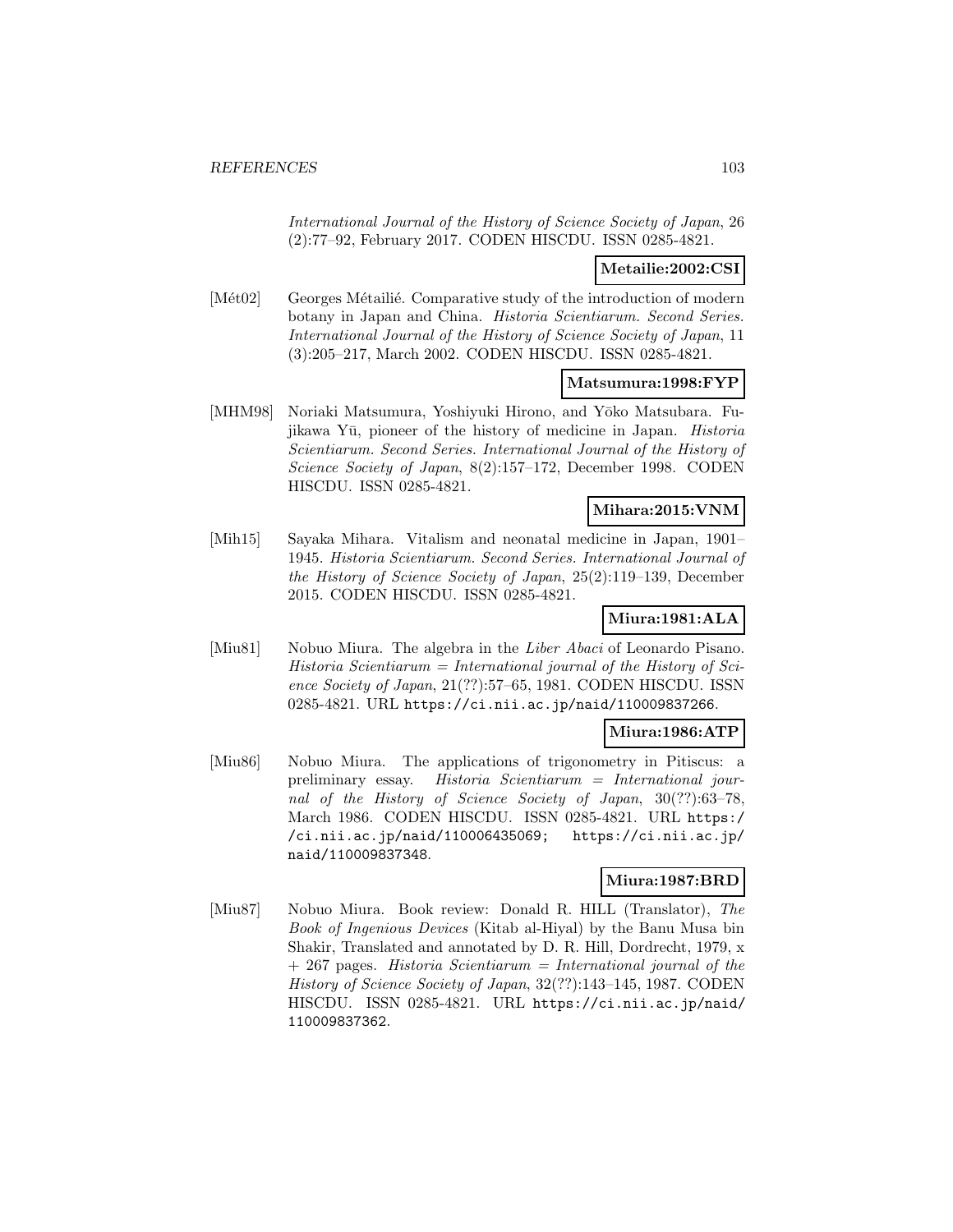International Journal of the History of Science Society of Japan, 26 (2):77–92, February 2017. CODEN HISCDU. ISSN 0285-4821.

**Metailie:2002:CSI**

[Mét02] Georges Métailié. Comparative study of the introduction of modern botany in Japan and China. *Historia Scientiarum. Second Series. International Journal of the History of Science Society of Japan*, 11 (3):205–217, March 2002. CODEN HISCDU. ISSN 0285-4821.

**Matsumura:1998:FYP**

[MHM98] Noriaki Matsumura, Yoshiyuki Hirono, and Yōko Matsubara. Fujikawa Yū, pioneer of the history of medicine in Japan. *Historia Scientiarum. Second Series. International Journal of the History of Science Society of Japan*, 8(2):157–172, December 1998. CODEN HISCDU. ISSN 0285-4821.

**Mihara:2015:VNM**

[Mih15] Sayaka Mihara. Vitalism and neonatal medicine in Japan, 1901–1945. *Historia Scientiarum. Second Series. International Journal of the History of Science Society of Japan*, 25(2):119–139, December 2015. CODEN HISCDU. ISSN 0285-4821.

**Miura:1981:ALA**

[Miu81] Nobuo Miura. The algebra in the *Liber Abaci* of Leonardo Pisano. *Historia Scientiarum = International journal of the History of Science Society of Japan*, 21(??):57–65, 1981. CODEN HISCDU. ISSN 0285-4821. URL https://ci.nii.ac.jp/naid/110009837266.

**Miura:1986:ATP**

[Miu86] Nobuo Miura. The applications of trigonometry in Pitiscus: a preliminary essay. *Historia Scientiarum = International journal of the History of Science Society of Japan*, 30(??):63–78, March 1986. CODEN HISCDU. ISSN 0285-4821. URL https://ci.nii.ac.jp/naid/110006435069; https://ci.nii.ac.jp/naid/110009837348.

**Miura:1987:BRD**

[Miu87] Nobuo Miura. Book review: Donald R. HILL (Translator), *The Book of Ingenious Devices* (Kitab al-Hiyal) by the Banu Musa bin Shakir, Translated and annotated by D. R. Hill, Dordrecht, 1979, x + 267 pages. *Historia Scientiarum = International journal of the History of Science Society of Japan*, 32(??):143–145, 1987. CODEN HISCDU. ISSN 0285-4821. URL https://ci.nii.ac.jp/naid/110009837362.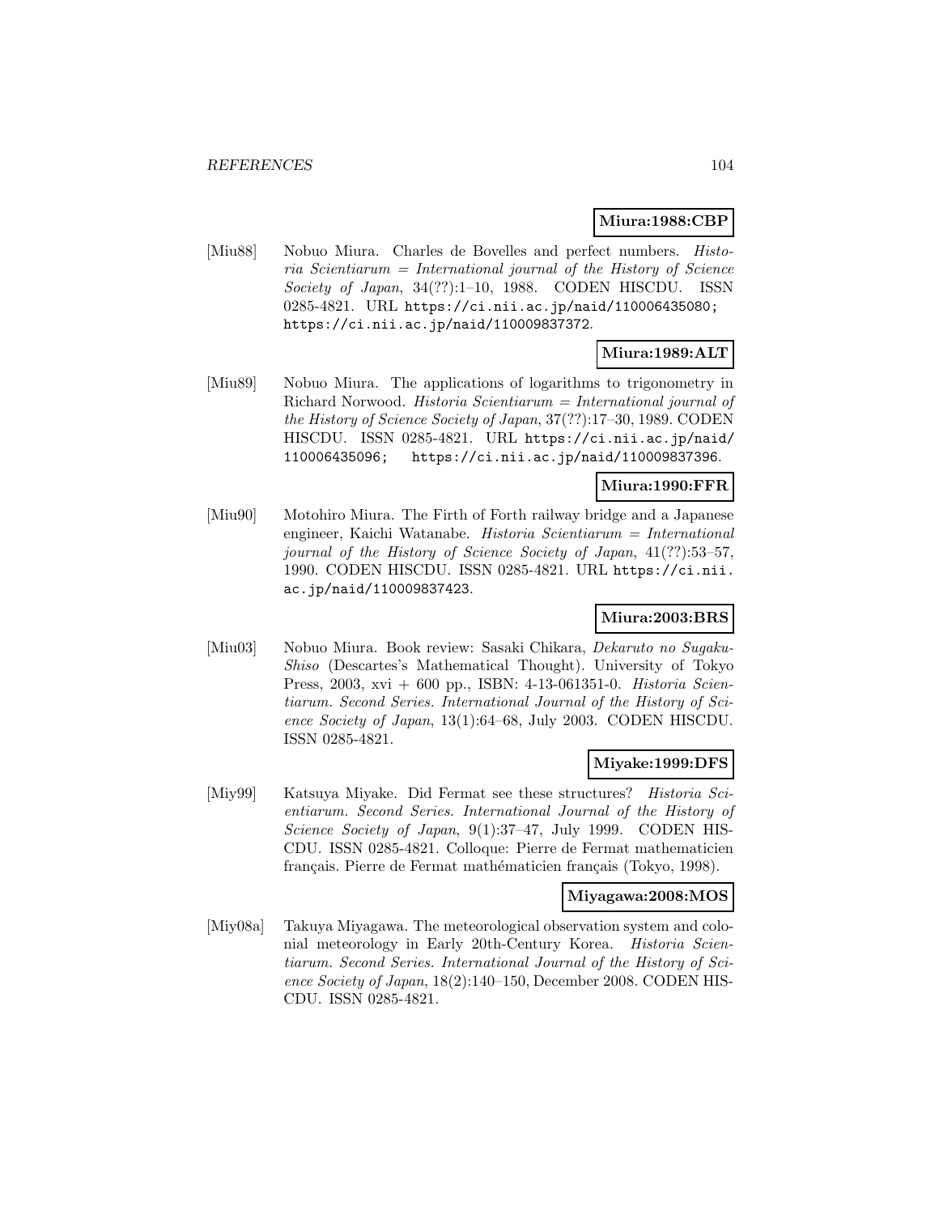**Miura:1988:CBP**

[Miu88] Nobuo Miura. Charles de Bovelles and perfect numbers. *Historia Scientiarum = International journal of the History of Science Society of Japan*, 34(??):1–10, 1988. CODEN HISCDU. ISSN 0285-4821. URL https://ci.nii.ac.jp/naid/110006435080; https://ci.nii.ac.jp/naid/110009837372.

**Miura:1989:ALT**

[Miu89] Nobuo Miura. The applications of logarithms to trigonometry in Richard Norwood. *Historia Scientiarum = International journal of the History of Science Society of Japan*, 37(??):17–30, 1989. CODEN HISCDU. ISSN 0285-4821. URL https://ci.nii.ac.jp/naid/110006435096; https://ci.nii.ac.jp/naid/110009837396.

**Miura:1990:FFR**

[Miu90] Motohiro Miura. The Firth of Forth railway bridge and a Japanese engineer, Kaichi Watanabe. *Historia Scientiarum = International journal of the History of Science Society of Japan*, 41(??):53–57, 1990. CODEN HISCDU. ISSN 0285-4821. URL https://ci.nii.ac.jp/naid/110009837423.

**Miura:2003:BRS**

[Miu03] Nobuo Miura. Book review: Sasaki Chikara, *Dekaruto no Sugaku-Shiso* (Descartes's Mathematical Thought). University of Tokyo Press, 2003, xvi + 600 pp., ISBN: 4-13-061351-0. *Historia Scientiarum. Second Series. International Journal of the History of Science Society of Japan*, 13(1):64–68, July 2003. CODEN HISCDU. ISSN 0285-4821.

**Miyake:1999:DFS**

[Miy99] Katsuya Miyake. Did Fermat see these structures? *Historia Scientiarum. Second Series. International Journal of the History of Science Society of Japan*, 9(1):37–47, July 1999. CODEN HISCDU. ISSN 0285-4821. Colloque: Pierre de Fermat mathematicien français. Pierre de Fermat mathématicien français (Tokyo, 1998).

**Miyagawa:2008:MOS**

[Miy08a] Takuya Miyagawa. The meteorological observation system and colonial meteorology in Early 20th-Century Korea. *Historia Scientiarum. Second Series. International Journal of the History of Science Society of Japan*, 18(2):140–150, December 2008. CODEN HISCDU. ISSN 0285-4821.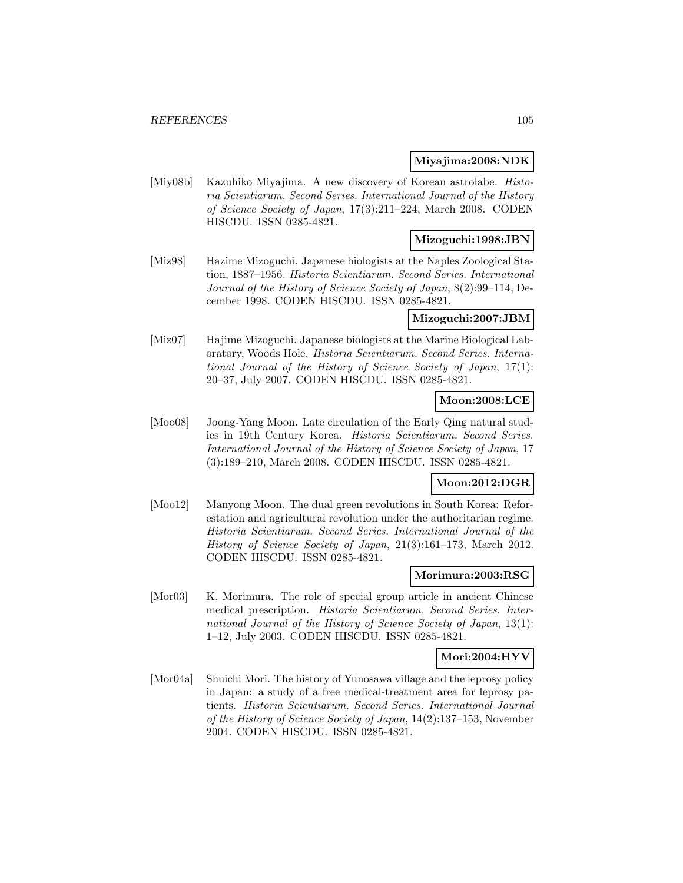**Miyajima:2008:NDK**

[Miy08b] Kazuhiko Miyajima. A new discovery of Korean astrolabe. *Historia Scientiarum. Second Series. International Journal of the History of Science Society of Japan*, 17(3):211–224, March 2008. CODEN HISCDU. ISSN 0285-4821.

**Mizoguchi:1998:JBN**

[Miz98] Hazime Mizoguchi. Japanese biologists at the Naples Zoological Station, 1887–1956. *Historia Scientiarum. Second Series. International Journal of the History of Science Society of Japan*, 8(2):99–114, December 1998. CODEN HISCDU. ISSN 0285-4821.

**Mizoguchi:2007:JBM**

[Miz07] Hajime Mizoguchi. Japanese biologists at the Marine Biological Laboratory, Woods Hole. *Historia Scientiarum. Second Series. International Journal of the History of Science Society of Japan*, 17(1): 20–37, July 2007. CODEN HISCDU. ISSN 0285-4821.

**Moon:2008:LCE**

[Moo08] Joong-Yang Moon. Late circulation of the Early Qing natural studies in 19th Century Korea. *Historia Scientiarum. Second Series. International Journal of the History of Science Society of Japan*, 17 (3):189–210, March 2008. CODEN HISCDU. ISSN 0285-4821.

**Moon:2012:DGR**

[Moo12] Manyong Moon. The dual green revolutions in South Korea: Reforestation and agricultural revolution under the authoritarian regime. *Historia Scientiarum. Second Series. International Journal of the History of Science Society of Japan*, 21(3):161–173, March 2012. CODEN HISCDU. ISSN 0285-4821.

**Morimura:2003:RSG**

[Mor03] K. Morimura. The role of special group article in ancient Chinese medical prescription. *Historia Scientiarum. Second Series. International Journal of the History of Science Society of Japan*, 13(1): 1–12, July 2003. CODEN HISCDU. ISSN 0285-4821.

**Mori:2004:HYV**

[Mor04a] Shuichi Mori. The history of Yunosawa village and the leprosy policy in Japan: a study of a free medical-treatment area for leprosy patients. *Historia Scientiarum. Second Series. International Journal of the History of Science Society of Japan*, 14(2):137–153, November 2004. CODEN HISCDU. ISSN 0285-4821.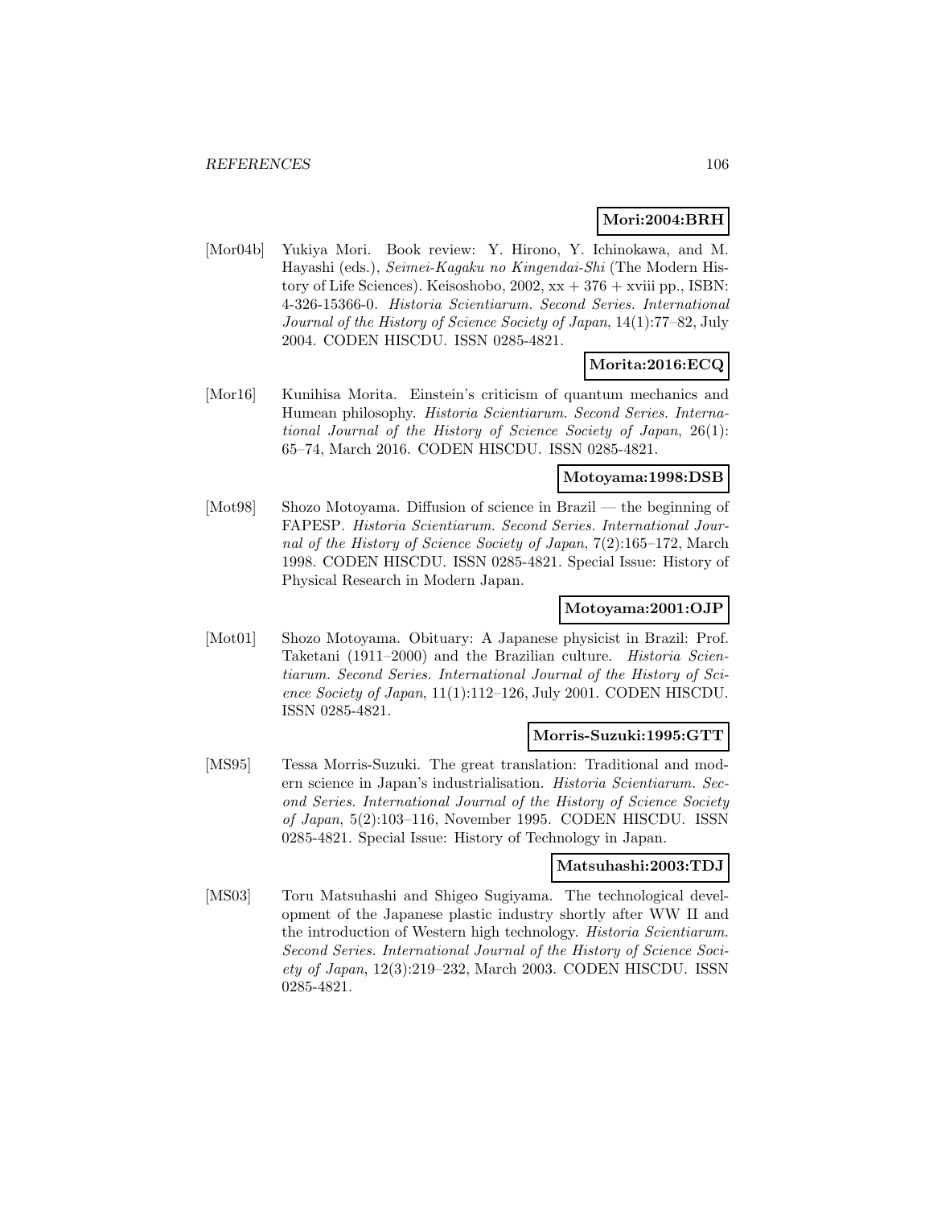**Mori:2004:BRH**

[Mor04b] Yukiya Mori. Book review: Y. Hirono, Y. Ichinokawa, and M. Hayashi (eds.), *Seimei-Kagaku no Kingendai-Shi* (The Modern History of Life Sciences). Keisoshobo, 2002, xx + 376 + xviii pp., ISBN: 4-326-15366-0. *Historia Scientiarum. Second Series. International Journal of the History of Science Society of Japan*, 14(1):77–82, July 2004. CODEN HISCDU. ISSN 0285-4821.

**Morita:2016:ECQ**

[Mor16] Kunihisa Morita. Einstein's criticism of quantum mechanics and Humean philosophy. *Historia Scientiarum. Second Series. International Journal of the History of Science Society of Japan*, 26(1): 65–74, March 2016. CODEN HISCDU. ISSN 0285-4821.

**Motoyama:1998:DSB**

[Mot98] Shozo Motoyama. Diffusion of science in Brazil — the beginning of FAPESP. *Historia Scientiarum. Second Series. International Journal of the History of Science Society of Japan*, 7(2):165–172, March 1998. CODEN HISCDU. ISSN 0285-4821. Special Issue: History of Physical Research in Modern Japan.

**Motoyama:2001:OJP**

[Mot01] Shozo Motoyama. Obituary: A Japanese physicist in Brazil: Prof. Taketani (1911–2000) and the Brazilian culture. *Historia Scientiarum. Second Series. International Journal of the History of Science Society of Japan*, 11(1):112–126, July 2001. CODEN HISCDU. ISSN 0285-4821.

**Morris-Suzuki:1995:GTT**

[MS95] Tessa Morris-Suzuki. The great translation: Traditional and modern science in Japan's industrialisation. *Historia Scientiarum. Second Series. International Journal of the History of Science Society of Japan*, 5(2):103–116, November 1995. CODEN HISCDU. ISSN 0285-4821. Special Issue: History of Technology in Japan.

**Matsuhashi:2003:TDJ**

[MS03] Toru Matsuhashi and Shigeo Sugiyama. The technological development of the Japanese plastic industry shortly after WW II and the introduction of Western high technology. *Historia Scientiarum. Second Series. International Journal of the History of Science Society of Japan*, 12(3):219–232, March 2003. CODEN HISCDU. ISSN 0285-4821.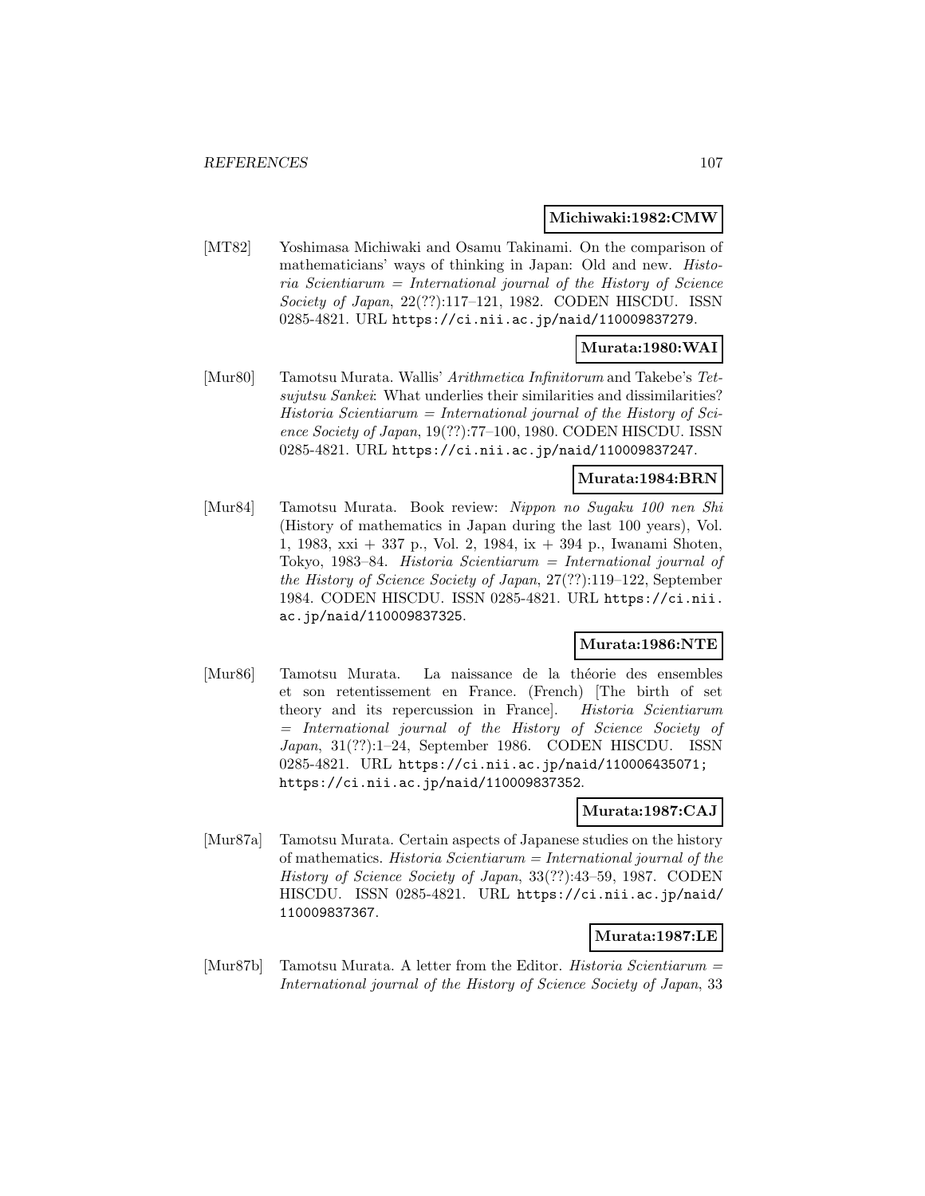**Michiwaki:1982:CMW**

[MT82] Yoshimasa Michiwaki and Osamu Takinami. On the comparison of mathematicians' ways of thinking in Japan: Old and new. *Historia Scientiarum = International journal of the History of Science Society of Japan*, 22(??):117–121, 1982. CODEN HISCDU. ISSN 0285-4821. URL https://ci.nii.ac.jp/naid/110009837279.

**Murata:1980:WAI**

[Mur80] Tamotsu Murata. Wallis' *Arithmetica Infinitorum* and Takebe's *Tetsujutsu Sankei*: What underlies their similarities and dissimilarities? *Historia Scientiarum = International journal of the History of Science Society of Japan*, 19(??):77–100, 1980. CODEN HISCDU. ISSN 0285-4821. URL https://ci.nii.ac.jp/naid/110009837247.

**Murata:1984:BRN**

[Mur84] Tamotsu Murata. Book review: *Nippon no Sugaku 100 nen Shi* (History of mathematics in Japan during the last 100 years), Vol. 1, 1983, xxi + 337 p., Vol. 2, 1984, ix + 394 p., Iwanami Shoten, Tokyo, 1983–84. *Historia Scientiarum = International journal of the History of Science Society of Japan*, 27(??):119–122, September 1984. CODEN HISCDU. ISSN 0285-4821. URL https://ci.nii.ac.jp/naid/110009837325.

**Murata:1986:NTE**

[Mur86] Tamotsu Murata. La naissance de la théorie des ensembles et son retentissement en France. (French) [The birth of set theory and its repercussion in France]. *Historia Scientiarum = International journal of the History of Science Society of Japan*, 31(??):1–24, September 1986. CODEN HISCDU. ISSN 0285-4821. URL https://ci.nii.ac.jp/naid/110006435071; https://ci.nii.ac.jp/naid/110009837352.

**Murata:1987:CAJ**

[Mur87a] Tamotsu Murata. Certain aspects of Japanese studies on the history of mathematics. *Historia Scientiarum = International journal of the History of Science Society of Japan*, 33(??):43–59, 1987. CODEN HISCDU. ISSN 0285-4821. URL https://ci.nii.ac.jp/naid/110009837367.

**Murata:1987:LE**

[Mur87b] Tamotsu Murata. A letter from the Editor. *Historia Scientiarum = International journal of the History of Science Society of Japan*, 33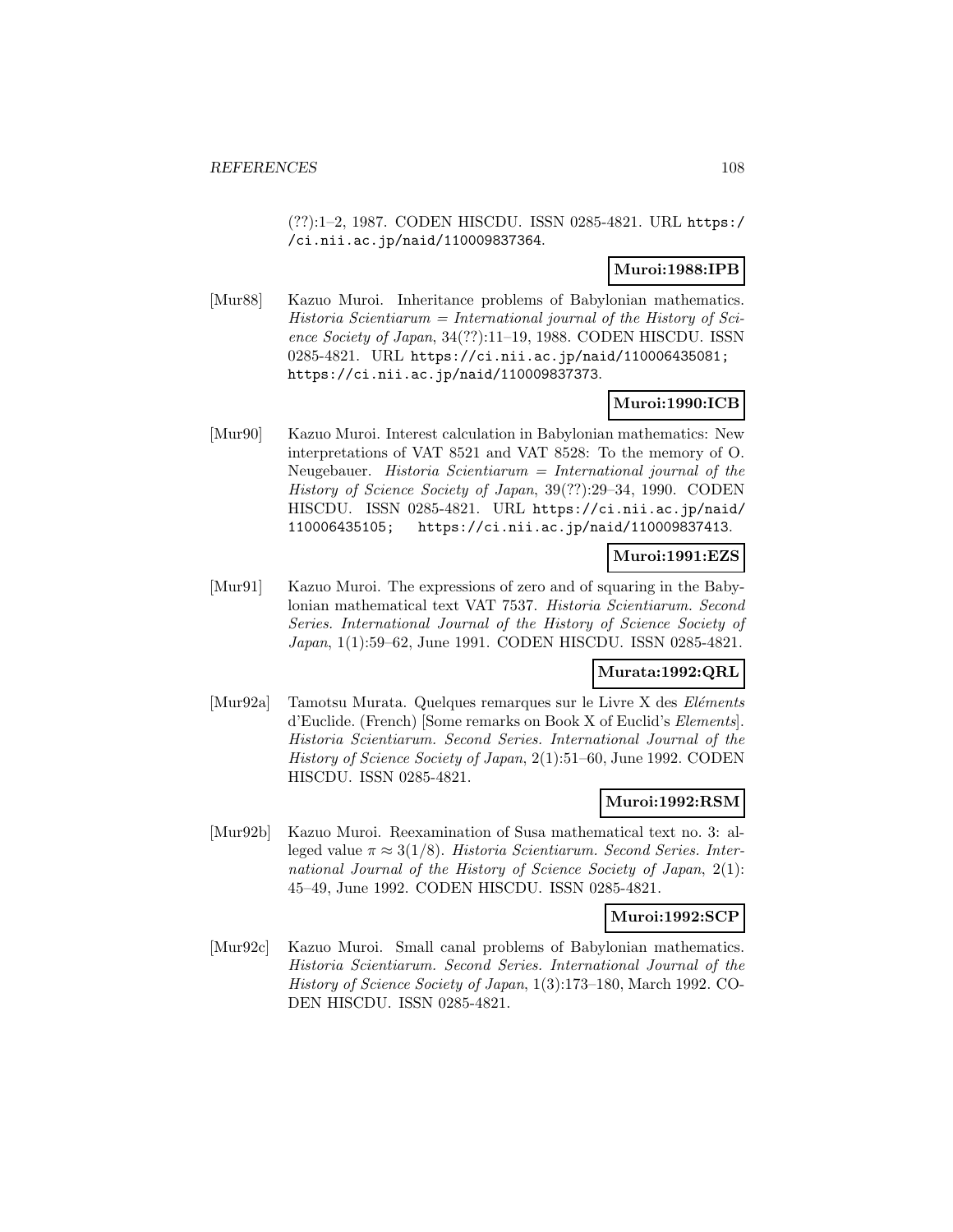(??):1–2, 1987. CODEN HISCDU. ISSN 0285-4821. URL https://ci.nii.ac.jp/naid/110009837364.

**Muroi:1988:IPB**

[Mur88] Kazuo Muroi. Inheritance problems of Babylonian mathematics. *Historia Scientiarum = International journal of the History of Science Society of Japan*, 34(??):11–19, 1988. CODEN HISCDU. ISSN 0285-4821. URL https://ci.nii.ac.jp/naid/110006435081; https://ci.nii.ac.jp/naid/110009837373.

**Muroi:1990:ICB**

[Mur90] Kazuo Muroi. Interest calculation in Babylonian mathematics: New interpretations of VAT 8521 and VAT 8528: To the memory of O. Neugebauer. *Historia Scientiarum = International journal of the History of Science Society of Japan*, 39(??):29–34, 1990. CODEN HISCDU. ISSN 0285-4821. URL https://ci.nii.ac.jp/naid/110006435105; https://ci.nii.ac.jp/naid/110009837413.

**Muroi:1991:EZS**

[Mur91] Kazuo Muroi. The expressions of zero and of squaring in the Babylonian mathematical text VAT 7537. *Historia Scientiarum. Second Series. International Journal of the History of Science Society of Japan*, 1(1):59–62, June 1991. CODEN HISCDU. ISSN 0285-4821.

**Murata:1992:QRL**

[Mur92a] Tamotsu Murata. Quelques remarques sur le Livre X des *Eléments* d'Euclide. (French) [Some remarks on Book X of Euclid's *Elements*]. *Historia Scientiarum. Second Series. International Journal of the History of Science Society of Japan*, 2(1):51–60, June 1992. CODEN HISCDU. ISSN 0285-4821.

**Muroi:1992:RSM**

[Mur92b] Kazuo Muroi. Reexamination of Susa mathematical text no. 3: alleged value $\pi \approx 3(1/8)$. *Historia Scientiarum. Second Series. International Journal of the History of Science Society of Japan*, 2(1): 45–49, June 1992. CODEN HISCDU. ISSN 0285-4821.

**Muroi:1992:SCP**

[Mur92c] Kazuo Muroi. Small canal problems of Babylonian mathematics. *Historia Scientiarum. Second Series. International Journal of the History of Science Society of Japan*, 1(3):173–180, March 1992. CODEN HISCDU. ISSN 0285-4821.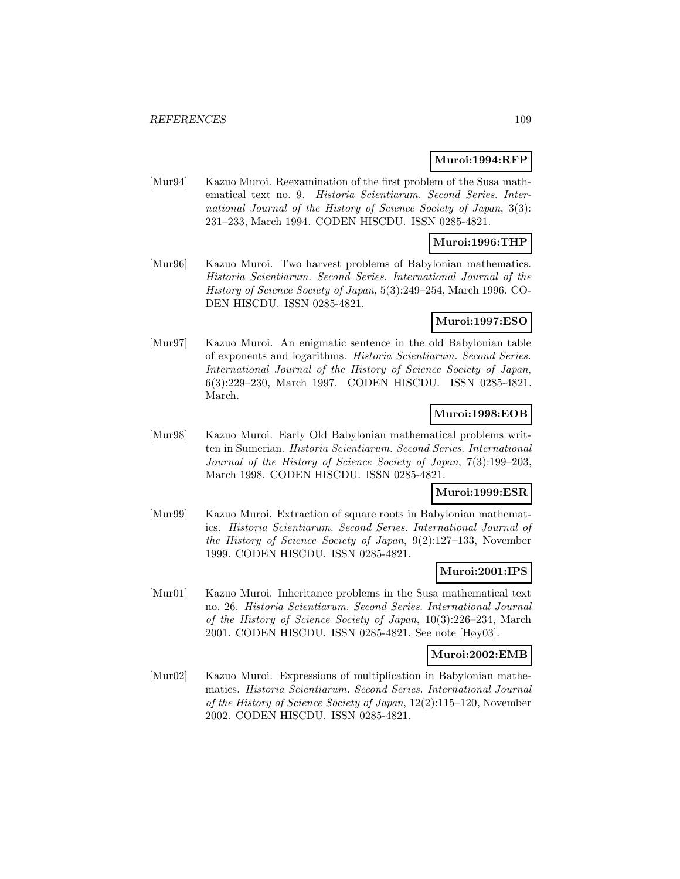**Muroi:1994:RFP**

[Mur94] Kazuo Muroi. Reexamination of the first problem of the Susa mathematical text no. 9. *Historia Scientiarum. Second Series. International Journal of the History of Science Society of Japan*, 3(3): 231–233, March 1994. CODEN HISCDU. ISSN 0285-4821.

**Muroi:1996:THP**

[Mur96] Kazuo Muroi. Two harvest problems of Babylonian mathematics. *Historia Scientiarum. Second Series. International Journal of the History of Science Society of Japan*, 5(3):249–254, March 1996. CODEN HISCDU. ISSN 0285-4821.

**Muroi:1997:ESO**

[Mur97] Kazuo Muroi. An enigmatic sentence in the old Babylonian table of exponents and logarithms. *Historia Scientiarum. Second Series. International Journal of the History of Science Society of Japan*, 6(3):229–230, March 1997. CODEN HISCDU. ISSN 0285-4821. March.

**Muroi:1998:EOB**

[Mur98] Kazuo Muroi. Early Old Babylonian mathematical problems written in Sumerian. *Historia Scientiarum. Second Series. International Journal of the History of Science Society of Japan*, 7(3):199–203, March 1998. CODEN HISCDU. ISSN 0285-4821.

**Muroi:1999:ESR**

[Mur99] Kazuo Muroi. Extraction of square roots in Babylonian mathematics. *Historia Scientiarum. Second Series. International Journal of the History of Science Society of Japan*, 9(2):127–133, November 1999. CODEN HISCDU. ISSN 0285-4821.

**Muroi:2001:IPS**

[Mur01] Kazuo Muroi. Inheritance problems in the Susa mathematical text no. 26. *Historia Scientiarum. Second Series. International Journal of the History of Science Society of Japan*, 10(3):226–234, March 2001. CODEN HISCDU. ISSN 0285-4821. See note [Høy03].

**Muroi:2002:EMB**

[Mur02] Kazuo Muroi. Expressions of multiplication in Babylonian mathematics. *Historia Scientiarum. Second Series. International Journal of the History of Science Society of Japan*, 12(2):115–120, November 2002. CODEN HISCDU. ISSN 0285-4821.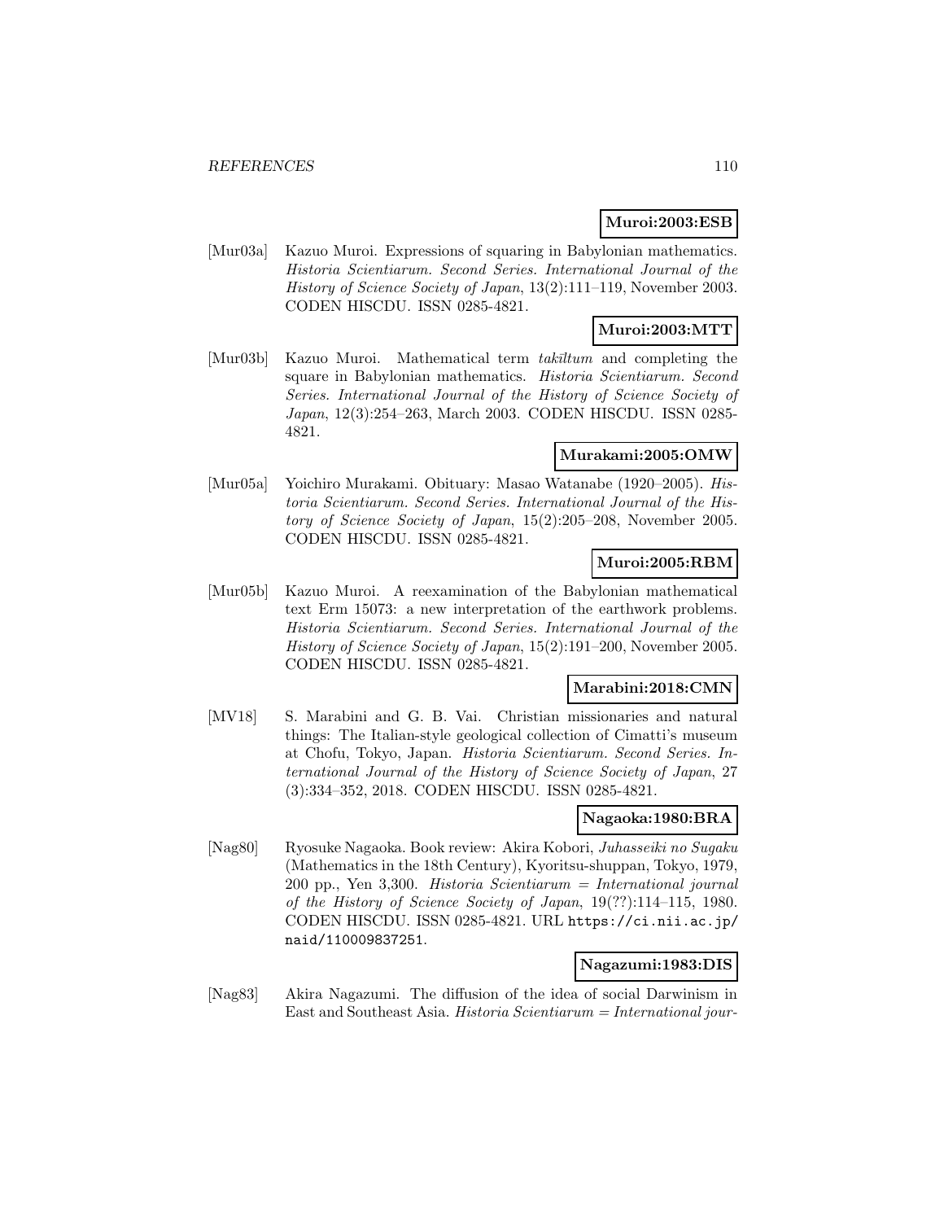**Muroi:2003:ESB**

[Mur03a] Kazuo Muroi. Expressions of squaring in Babylonian mathematics. *Historia Scientiarum. Second Series. International Journal of the History of Science Society of Japan*, 13(2):111–119, November 2003. CODEN HISCDU. ISSN 0285-4821.

**Muroi:2003:MTT**

[Mur03b] Kazuo Muroi. Mathematical term *takīltum* and completing the square in Babylonian mathematics. *Historia Scientiarum. Second Series. International Journal of the History of Science Society of Japan*, 12(3):254–263, March 2003. CODEN HISCDU. ISSN 0285-4821.

**Murakami:2005:OMW**

[Mur05a] Yoichiro Murakami. Obituary: Masao Watanabe (1920–2005). *Historia Scientiarum. Second Series. International Journal of the History of Science Society of Japan*, 15(2):205–208, November 2005. CODEN HISCDU. ISSN 0285-4821.

**Muroi:2005:RBM**

[Mur05b] Kazuo Muroi. A reexamination of the Babylonian mathematical text Erm 15073: a new interpretation of the earthwork problems. *Historia Scientiarum. Second Series. International Journal of the History of Science Society of Japan*, 15(2):191–200, November 2005. CODEN HISCDU. ISSN 0285-4821.

**Marabini:2018:CMN**

[MV18] S. Marabini and G. B. Vai. Christian missionaries and natural things: The Italian-style geological collection of Cimatti's museum at Chofu, Tokyo, Japan. *Historia Scientiarum. Second Series. International Journal of the History of Science Society of Japan*, 27 (3):334–352, 2018. CODEN HISCDU. ISSN 0285-4821.

**Nagaoka:1980:BRA**

[Nag80] Ryosuke Nagaoka. Book review: Akira Kobori, *Juhasseiki no Sugaku* (Mathematics in the 18th Century), Kyoritsu-shuppan, Tokyo, 1979, 200 pp., Yen 3,300. *Historia Scientiarum = International journal of the History of Science Society of Japan*, 19(??):114–115, 1980. CODEN HISCDU. ISSN 0285-4821. URL https://ci.nii.ac.jp/naid/110009837251.

**Nagazumi:1983:DIS**

[Nag83] Akira Nagazumi. The diffusion of the idea of social Darwinism in East and Southeast Asia. *Historia Scientiarum = International jour-*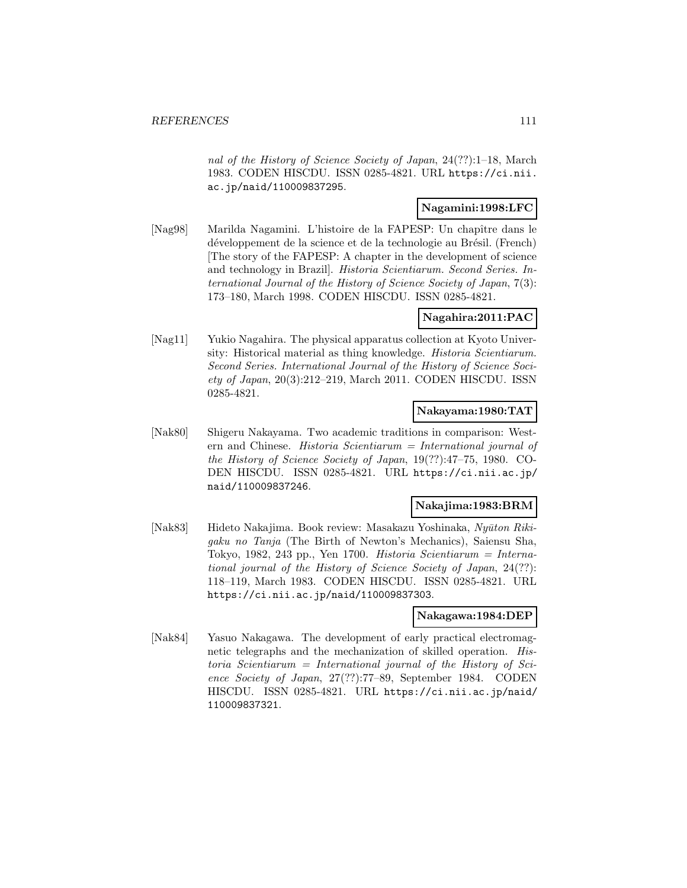*nal of the History of Science Society of Japan*, 24(??):1–18, March 1983. CODEN HISCDU. ISSN 0285-4821. URL https://ci.nii.ac.jp/naid/110009837295.

**Nagamini:1998:LFC**

[Nag98] Marilda Nagamini. L'histoire de la FAPESP: Un chapître dans le développement de la science et de la technologie au Brésil. (French) [The story of the FAPESP: A chapter in the development of science and technology in Brazil]. *Historia Scientiarum. Second Series. International Journal of the History of Science Society of Japan*, 7(3): 173–180, March 1998. CODEN HISCDU. ISSN 0285-4821.

**Nagahira:2011:PAC**

[Nag11] Yukio Nagahira. The physical apparatus collection at Kyoto University: Historical material as thing knowledge. *Historia Scientiarum. Second Series. International Journal of the History of Science Society of Japan*, 20(3):212–219, March 2011. CODEN HISCDU. ISSN 0285-4821.

**Nakayama:1980:TAT**

[Nak80] Shigeru Nakayama. Two academic traditions in comparison: Western and Chinese. *Historia Scientiarum = International journal of the History of Science Society of Japan*, 19(??):47–75, 1980. CODEN HISCDU. ISSN 0285-4821. URL https://ci.nii.ac.jp/naid/110009837246.

**Nakajima:1983:BRM**

[Nak83] Hideto Nakajima. Book review: Masakazu Yoshinaka, *Nyūton Rikigaku no Tanja* (The Birth of Newton's Mechanics), Saiensu Sha, Tokyo, 1982, 243 pp., Yen 1700. *Historia Scientiarum = International journal of the History of Science Society of Japan*, 24(??): 118–119, March 1983. CODEN HISCDU. ISSN 0285-4821. URL https://ci.nii.ac.jp/naid/110009837303.

**Nakagawa:1984:DEP**

[Nak84] Yasuo Nakagawa. The development of early practical electromagnetic telegraphs and the mechanization of skilled operation. *Historia Scientiarum = International journal of the History of Science Society of Japan*, 27(??):77–89, September 1984. CODEN HISCDU. ISSN 0285-4821. URL https://ci.nii.ac.jp/naid/110009837321.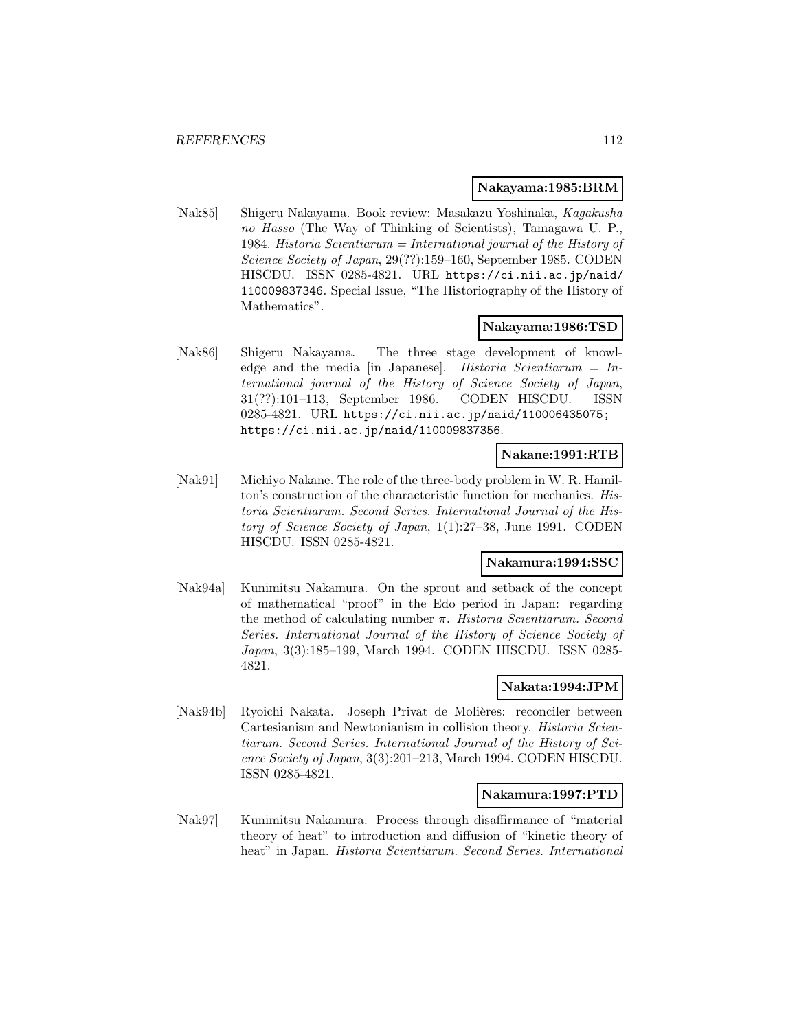**Nakayama:1985:BRM**

[Nak85] Shigeru Nakayama. Book review: Masakazu Yoshinaka, *Kagakusha no Hasso* (The Way of Thinking of Scientists), Tamagawa U. P., 1984. *Historia Scientiarum = International journal of the History of Science Society of Japan*, 29(??):159–160, September 1985. CODEN HISCDU. ISSN 0285-4821. URL https://ci.nii.ac.jp/naid/110009837346. Special Issue, "The Historiography of the History of Mathematics".

**Nakayama:1986:TSD**

[Nak86] Shigeru Nakayama. The three stage development of knowledge and the media [in Japanese]. *Historia Scientiarum = International journal of the History of Science Society of Japan*, 31(??):101–113, September 1986. CODEN HISCDU. ISSN 0285-4821. URL https://ci.nii.ac.jp/naid/110006435075; https://ci.nii.ac.jp/naid/110009837356.

**Nakane:1991:RTB**

[Nak91] Michiyo Nakane. The role of the three-body problem in W. R. Hamilton's construction of the characteristic function for mechanics. *Historia Scientiarum. Second Series. International Journal of the History of Science Society of Japan*, 1(1):27–38, June 1991. CODEN HISCDU. ISSN 0285-4821.

**Nakamura:1994:SSC**

[Nak94a] Kunimitsu Nakamura. On the sprout and setback of the concept of mathematical "proof" in the Edo period in Japan: regarding the method of calculating number $\pi$. *Historia Scientiarum. Second Series. International Journal of the History of Science Society of Japan*, 3(3):185–199, March 1994. CODEN HISCDU. ISSN 0285-4821.

**Nakata:1994:JPM**

[Nak94b] Ryoichi Nakata. Joseph Privat de Molières: reconciler between Cartesianism and Newtonianism in collision theory. *Historia Scientiarum. Second Series. International Journal of the History of Science Society of Japan*, 3(3):201–213, March 1994. CODEN HISCDU. ISSN 0285-4821.

**Nakamura:1997:PTD**

[Nak97] Kunimitsu Nakamura. Process through disaffirmance of "material theory of heat" to introduction and diffusion of "kinetic theory of heat" in Japan. *Historia Scientiarum. Second Series. International*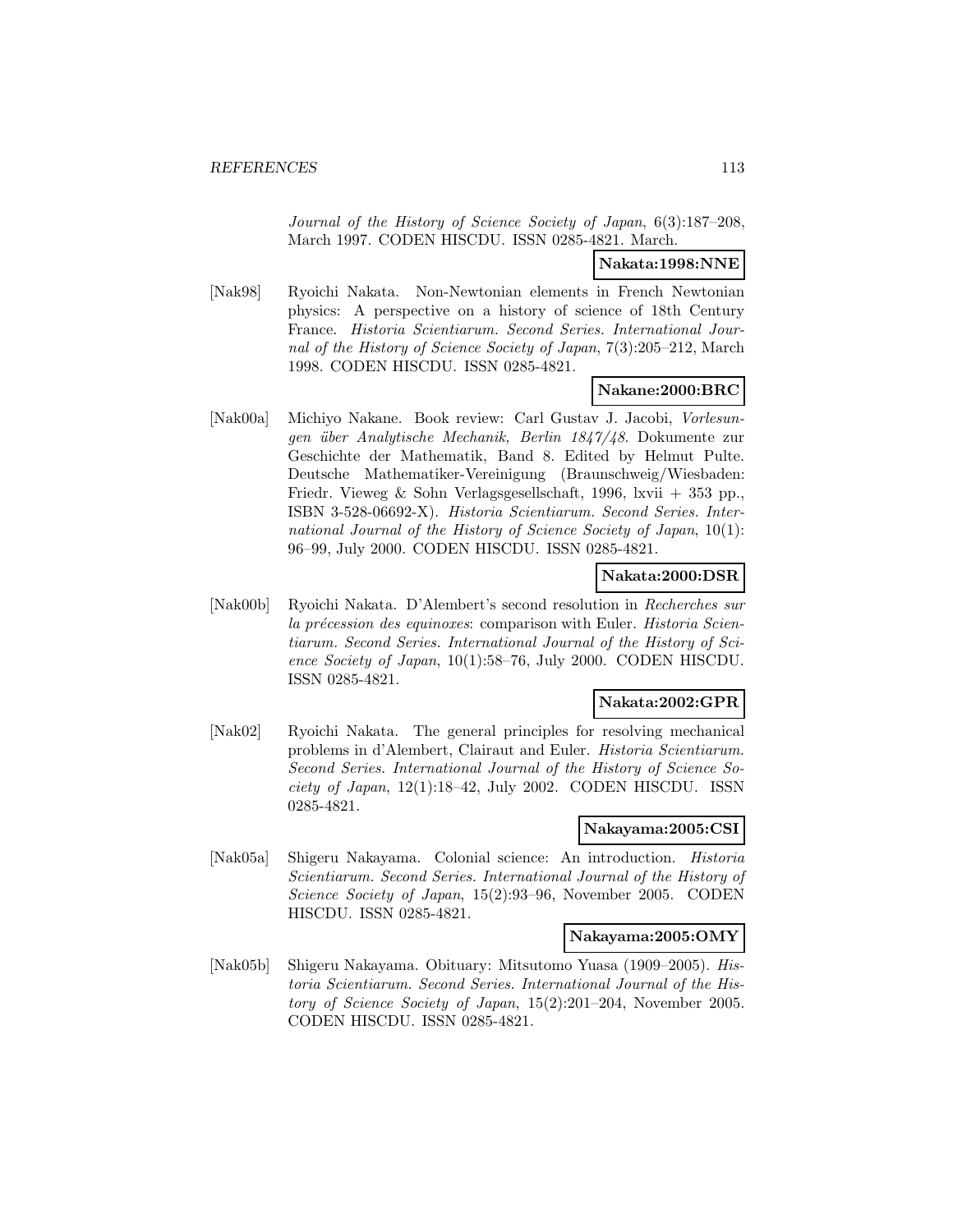*Journal of the History of Science Society of Japan*, 6(3):187–208, March 1997. CODEN HISCDU. ISSN 0285-4821. March.

**Nakata:1998:NNE**

[Nak98] Ryoichi Nakata. Non-Newtonian elements in French Newtonian physics: A perspective on a history of science of 18th Century France. *Historia Scientiarum. Second Series. International Journal of the History of Science Society of Japan*, 7(3):205–212, March 1998. CODEN HISCDU. ISSN 0285-4821.

**Nakane:2000:BRC**

[Nak00a] Michiyo Nakane. Book review: Carl Gustav J. Jacobi, *Vorlesungen über Analytische Mechanik, Berlin 1847/48*. Dokumente zur Geschichte der Mathematik, Band 8. Edited by Helmut Pulte. Deutsche Mathematiker-Vereinigung (Braunschweig/Wiesbaden: Friedr. Vieweg & Sohn Verlagsgesellschaft, 1996, lxvii + 353 pp., ISBN 3-528-06692-X). *Historia Scientiarum. Second Series. International Journal of the History of Science Society of Japan*, 10(1): 96–99, July 2000. CODEN HISCDU. ISSN 0285-4821.

**Nakata:2000:DSR**

[Nak00b] Ryoichi Nakata. D'Alembert's second resolution in *Recherches sur la précession des equinoxes*: comparison with Euler. *Historia Scientiarum. Second Series. International Journal of the History of Science Society of Japan*, 10(1):58–76, July 2000. CODEN HISCDU. ISSN 0285-4821.

**Nakata:2002:GPR**

[Nak02] Ryoichi Nakata. The general principles for resolving mechanical problems in d'Alembert, Clairaut and Euler. *Historia Scientiarum. Second Series. International Journal of the History of Science Society of Japan*, 12(1):18–42, July 2002. CODEN HISCDU. ISSN 0285-4821.

**Nakayama:2005:CSI**

[Nak05a] Shigeru Nakayama. Colonial science: An introduction. *Historia Scientiarum. Second Series. International Journal of the History of Science Society of Japan*, 15(2):93–96, November 2005. CODEN HISCDU. ISSN 0285-4821.

**Nakayama:2005:OMY**

[Nak05b] Shigeru Nakayama. Obituary: Mitsutomo Yuasa (1909–2005). *Historia Scientiarum. Second Series. International Journal of the History of Science Society of Japan*, 15(2):201–204, November 2005. CODEN HISCDU. ISSN 0285-4821.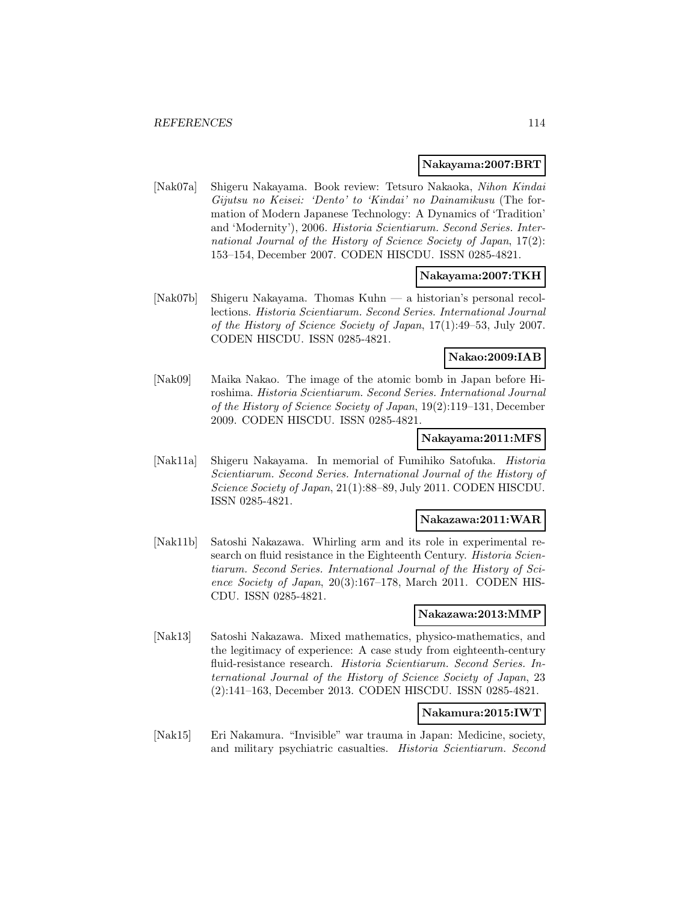**Nakayama:2007:BRT**

[Nak07a] Shigeru Nakayama. Book review: Tetsuro Nakaoka, *Nihon Kindai Gijutsu no Keisei: 'Dento' to 'Kindai' no Dainamikusu* (The formation of Modern Japanese Technology: A Dynamics of 'Tradition' and 'Modernity'), 2006. *Historia Scientiarum. Second Series. International Journal of the History of Science Society of Japan*, 17(2): 153–154, December 2007. CODEN HISCDU. ISSN 0285-4821.

**Nakayama:2007:TKH**

[Nak07b] Shigeru Nakayama. Thomas Kuhn — a historian's personal recollections. *Historia Scientiarum. Second Series. International Journal of the History of Science Society of Japan*, 17(1):49–53, July 2007. CODEN HISCDU. ISSN 0285-4821.

**Nakao:2009:IAB**

[Nak09] Maika Nakao. The image of the atomic bomb in Japan before Hiroshima. *Historia Scientiarum. Second Series. International Journal of the History of Science Society of Japan*, 19(2):119–131, December 2009. CODEN HISCDU. ISSN 0285-4821.

**Nakayama:2011:MFS**

[Nak11a] Shigeru Nakayama. In memorial of Fumihiko Satofuka. *Historia Scientiarum. Second Series. International Journal of the History of Science Society of Japan*, 21(1):88–89, July 2011. CODEN HISCDU. ISSN 0285-4821.

**Nakazawa:2011:WAR**

[Nak11b] Satoshi Nakazawa. Whirling arm and its role in experimental research on fluid resistance in the Eighteenth Century. *Historia Scientiarum. Second Series. International Journal of the History of Science Society of Japan*, 20(3):167–178, March 2011. CODEN HISCDU. ISSN 0285-4821.

**Nakazawa:2013:MMP**

[Nak13] Satoshi Nakazawa. Mixed mathematics, physico-mathematics, and the legitimacy of experience: A case study from eighteenth-century fluid-resistance research. *Historia Scientiarum. Second Series. International Journal of the History of Science Society of Japan*, 23 (2):141–163, December 2013. CODEN HISCDU. ISSN 0285-4821.

**Nakamura:2015:IWT**

[Nak15] Eri Nakamura. "Invisible" war trauma in Japan: Medicine, society, and military psychiatric casualties. *Historia Scientiarum. Second*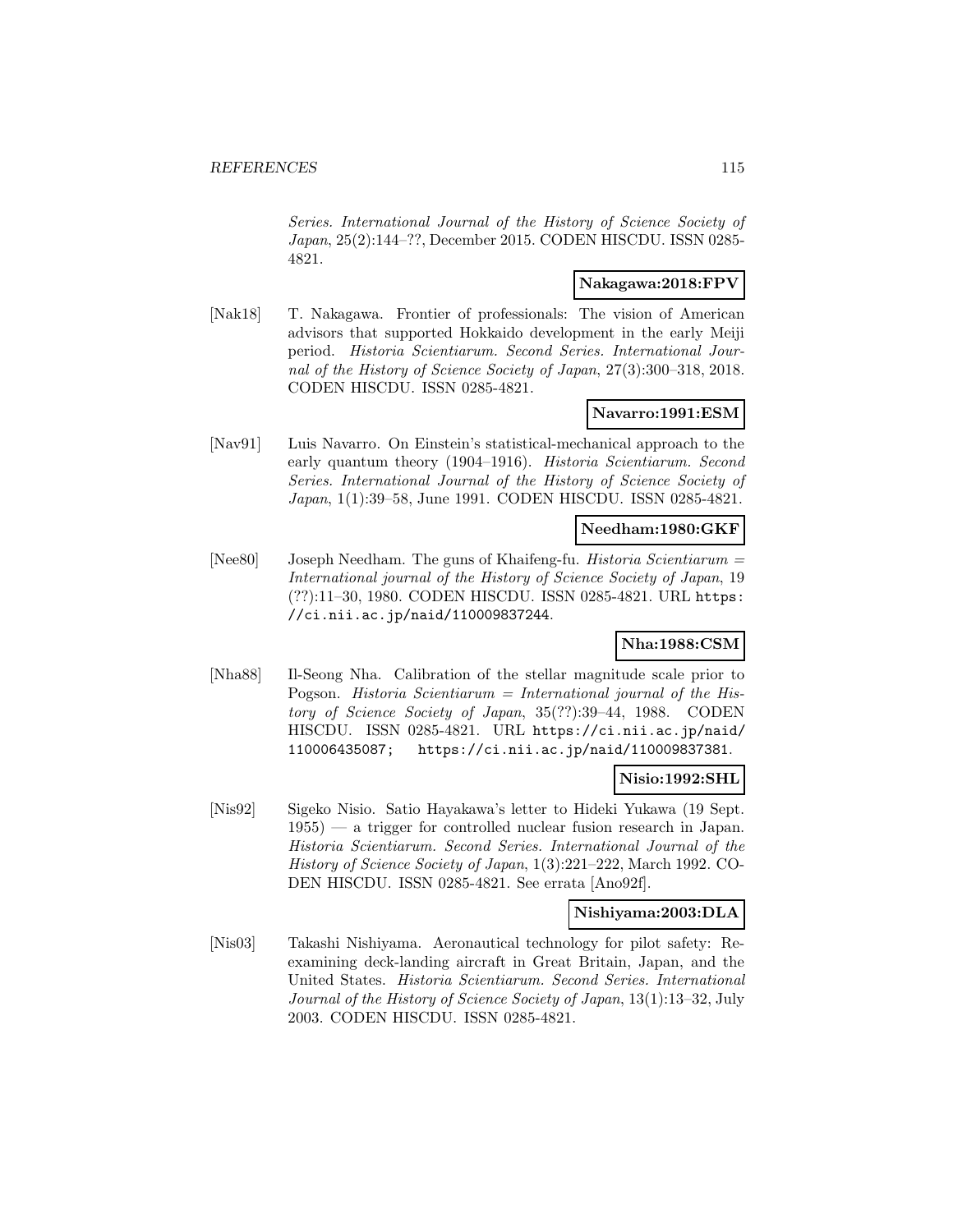*Series. International Journal of the History of Science Society of Japan*, 25(2):144–??, December 2015. CODEN HISCDU. ISSN 0285-4821.

**Nakagawa:2018:FPV**

[Nak18] T. Nakagawa. Frontier of professionals: The vision of American advisors that supported Hokkaido development in the early Meiji period. *Historia Scientiarum. Second Series. International Journal of the History of Science Society of Japan*, 27(3):300–318, 2018. CODEN HISCDU. ISSN 0285-4821.

**Navarro:1991:ESM**

[Nav91] Luis Navarro. On Einstein's statistical-mechanical approach to the early quantum theory (1904–1916). *Historia Scientiarum. Second Series. International Journal of the History of Science Society of Japan*, 1(1):39–58, June 1991. CODEN HISCDU. ISSN 0285-4821.

**Needham:1980:GKF**

[Nee80] Joseph Needham. The guns of Khaifeng-fu. *Historia Scientiarum = International journal of the History of Science Society of Japan*, 19 (??):11–30, 1980. CODEN HISCDU. ISSN 0285-4821. URL `https://ci.nii.ac.jp/naid/110009837244`.

**Nha:1988:CSM**

[Nha88] Il-Seong Nha. Calibration of the stellar magnitude scale prior to Pogson. *Historia Scientiarum = International journal of the History of Science Society of Japan*, 35(??):39–44, 1988. CODEN HISCDU. ISSN 0285-4821. URL `https://ci.nii.ac.jp/naid/110006435087`; `https://ci.nii.ac.jp/naid/110009837381`.

**Nisio:1992:SHL**

[Nis92] Sigeko Nisio. Satio Hayakawa's letter to Hideki Yukawa (19 Sept. 1955) — a trigger for controlled nuclear fusion research in Japan. *Historia Scientiarum. Second Series. International Journal of the History of Science Society of Japan*, 1(3):221–222, March 1992. CODEN HISCDU. ISSN 0285-4821. See errata [Ano92f].

**Nishiyama:2003:DLA**

[Nis03] Takashi Nishiyama. Aeronautical technology for pilot safety: Reexamining deck-landing aircraft in Great Britain, Japan, and the United States. *Historia Scientiarum. Second Series. International Journal of the History of Science Society of Japan*, 13(1):13–32, July 2003. CODEN HISCDU. ISSN 0285-4821.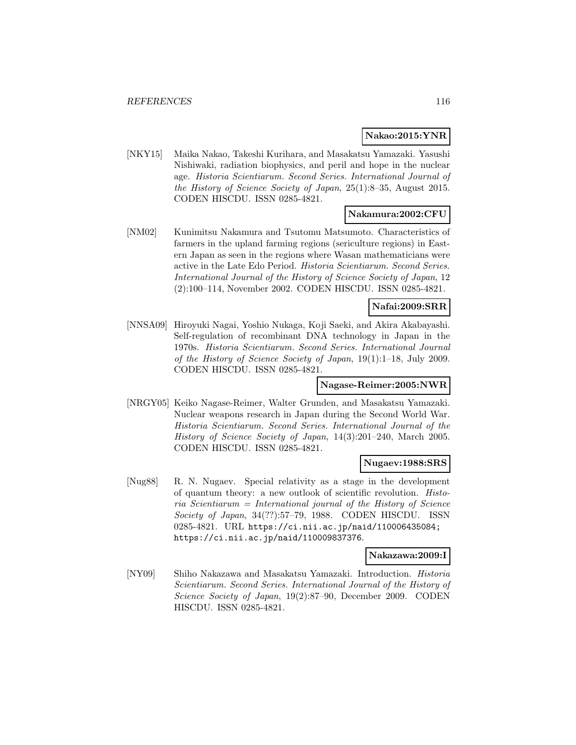**Nakao:2015:YNR**

[NKY15] Maika Nakao, Takeshi Kurihara, and Masakatsu Yamazaki. Yasushi Nishiwaki, radiation biophysics, and peril and hope in the nuclear age. *Historia Scientiarum. Second Series. International Journal of the History of Science Society of Japan*, 25(1):8–35, August 2015. CODEN HISCDU. ISSN 0285-4821.

**Nakamura:2002:CFU**

[NM02] Kunimitsu Nakamura and Tsutomu Matsumoto. Characteristics of farmers in the upland farming regions (sericulture regions) in Eastern Japan as seen in the regions where Wasan mathematicians were active in the Late Edo Period. *Historia Scientiarum. Second Series. International Journal of the History of Science Society of Japan*, 12 (2):100–114, November 2002. CODEN HISCDU. ISSN 0285-4821.

**Nafai:2009:SRR**

[NNSA09] Hiroyuki Nagai, Yoshio Nukaga, Koji Saeki, and Akira Akabayashi. Self-regulation of recombinant DNA technology in Japan in the 1970s. *Historia Scientiarum. Second Series. International Journal of the History of Science Society of Japan*, 19(1):1–18, July 2009. CODEN HISCDU. ISSN 0285-4821.

**Nagase-Reimer:2005:NWR**

[NRGY05] Keiko Nagase-Reimer, Walter Grunden, and Masakatsu Yamazaki. Nuclear weapons research in Japan during the Second World War. *Historia Scientiarum. Second Series. International Journal of the History of Science Society of Japan*, 14(3):201–240, March 2005. CODEN HISCDU. ISSN 0285-4821.

**Nugaev:1988:SRS**

[Nug88] R. N. Nugaev. Special relativity as a stage in the development of quantum theory: a new outlook of scientific revolution. *Historia Scientiarum = International journal of the History of Science Society of Japan*, 34(??):57–79, 1988. CODEN HISCDU. ISSN 0285-4821. URL https://ci.nii.ac.jp/naid/110006435084; https://ci.nii.ac.jp/naid/110009837376.

**Nakazawa:2009:I**

[NY09] Shiho Nakazawa and Masakatsu Yamazaki. Introduction. *Historia Scientiarum. Second Series. International Journal of the History of Science Society of Japan*, 19(2):87–90, December 2009. CODEN HISCDU. ISSN 0285-4821.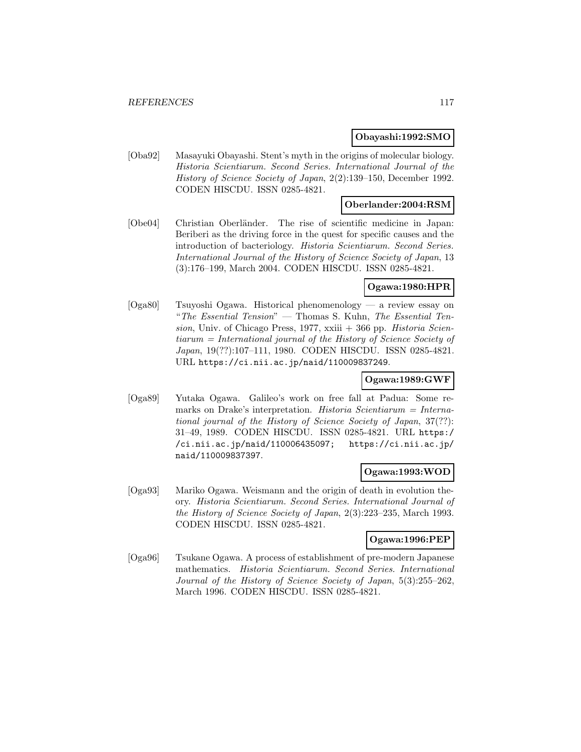**Obayashi:1992:SMO**

[Oba92] Masayuki Obayashi. Stent's myth in the origins of molecular biology. *Historia Scientiarum. Second Series. International Journal of the History of Science Society of Japan*, 2(2):139–150, December 1992. CODEN HISCDU. ISSN 0285-4821.

**Oberlander:2004:RSM**

[Obe04] Christian Oberländer. The rise of scientific medicine in Japan: Beriberi as the driving force in the quest for specific causes and the introduction of bacteriology. *Historia Scientiarum. Second Series. International Journal of the History of Science Society of Japan*, 13 (3):176–199, March 2004. CODEN HISCDU. ISSN 0285-4821.

**Ogawa:1980:HPR**

[Oga80] Tsuyoshi Ogawa. Historical phenomenology — a review essay on "*The Essential Tension*" — Thomas S. Kuhn, *The Essential Tension*, Univ. of Chicago Press, 1977, xxiii + 366 pp. *Historia Scientiarum = International journal of the History of Science Society of Japan*, 19(??):107–111, 1980. CODEN HISCDU. ISSN 0285-4821. URL `https://ci.nii.ac.jp/naid/110009837249`.

**Ogawa:1989:GWF**

[Oga89] Yutaka Ogawa. Galileo's work on free fall at Padua: Some remarks on Drake's interpretation. *Historia Scientiarum = International journal of the History of Science Society of Japan*, 37(??): 31–49, 1989. CODEN HISCDU. ISSN 0285-4821. URL `https://ci.nii.ac.jp/naid/110006435097; https://ci.nii.ac.jp/naid/110009837397`.

**Ogawa:1993:WOD**

[Oga93] Mariko Ogawa. Weismann and the origin of death in evolution theory. *Historia Scientiarum. Second Series. International Journal of the History of Science Society of Japan*, 2(3):223–235, March 1993. CODEN HISCDU. ISSN 0285-4821.

**Ogawa:1996:PEP**

[Oga96] Tsukane Ogawa. A process of establishment of pre-modern Japanese mathematics. *Historia Scientiarum. Second Series. International Journal of the History of Science Society of Japan*, 5(3):255–262, March 1996. CODEN HISCDU. ISSN 0285-4821.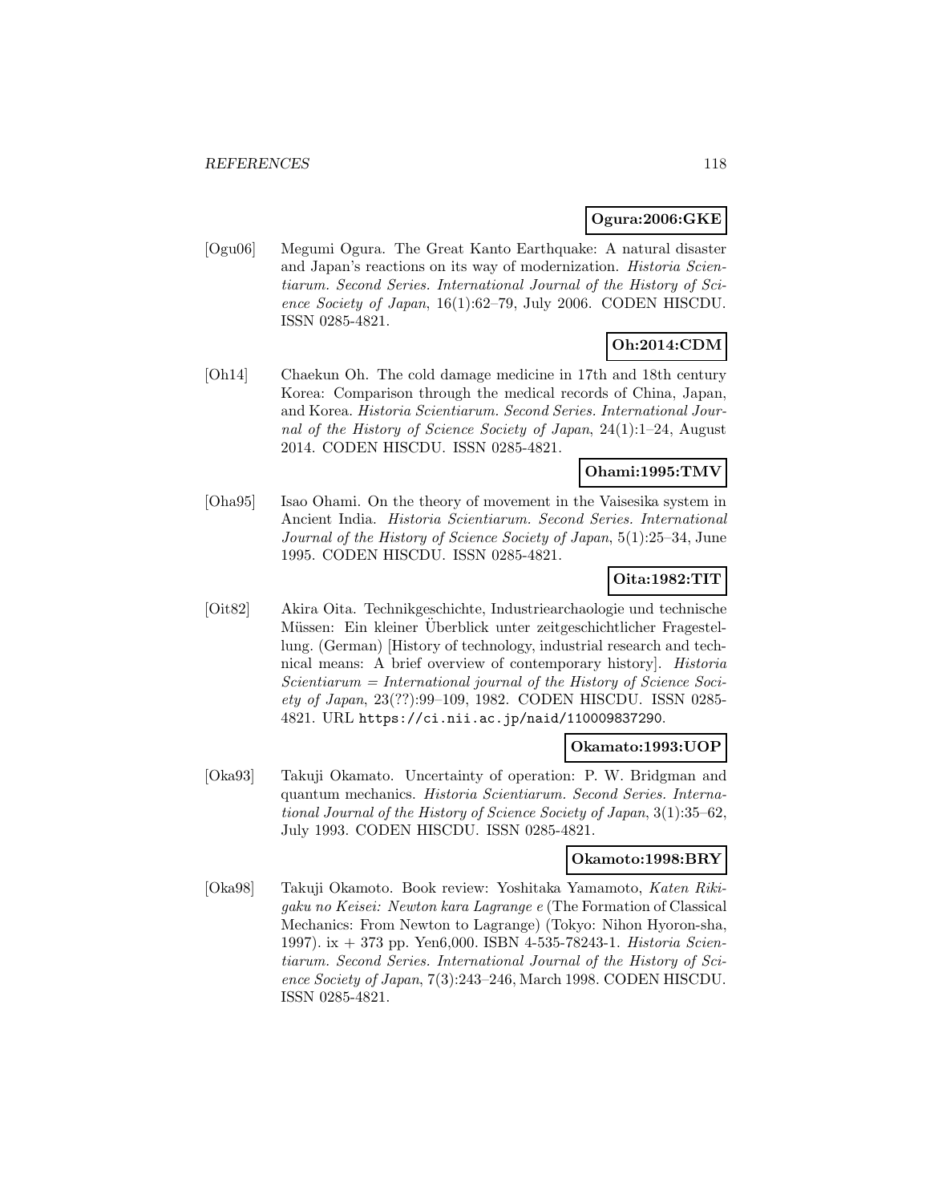**Ogura:2006:GKE**

[Ogu06] Megumi Ogura. The Great Kanto Earthquake: A natural disaster and Japan's reactions on its way of modernization. *Historia Scientiarum. Second Series. International Journal of the History of Science Society of Japan*, 16(1):62–79, July 2006. CODEN HISCDU. ISSN 0285-4821.

**Oh:2014:CDM**

[Oh14] Chaekun Oh. The cold damage medicine in 17th and 18th century Korea: Comparison through the medical records of China, Japan, and Korea. *Historia Scientiarum. Second Series. International Journal of the History of Science Society of Japan*, 24(1):1–24, August 2014. CODEN HISCDU. ISSN 0285-4821.

**Ohami:1995:TMV**

[Oha95] Isao Ohami. On the theory of movement in the Vaisesika system in Ancient India. *Historia Scientiarum. Second Series. International Journal of the History of Science Society of Japan*, 5(1):25–34, June 1995. CODEN HISCDU. ISSN 0285-4821.

**Oita:1982:TIT**

[Oit82] Akira Oita. Technikgeschichte, Industriearchaologie und technische Müssen: Ein kleiner Überblick unter zeitgeschichtlicher Fragestellung. (German) [History of technology, industrial research and technical means: A brief overview of contemporary history]. *Historia Scientiarum = International journal of the History of Science Society of Japan*, 23(??):99–109, 1982. CODEN HISCDU. ISSN 0285-4821. URL https://ci.nii.ac.jp/naid/110009837290.

**Okamato:1993:UOP**

[Oka93] Takuji Okamato. Uncertainty of operation: P. W. Bridgman and quantum mechanics. *Historia Scientiarum. Second Series. International Journal of the History of Science Society of Japan*, 3(1):35–62, July 1993. CODEN HISCDU. ISSN 0285-4821.

**Okamoto:1998:BRY**

[Oka98] Takuji Okamoto. Book review: Yoshitaka Yamamoto, *Katen Rikigaku no Keisei: Newton kara Lagrange e* (The Formation of Classical Mechanics: From Newton to Lagrange) (Tokyo: Nihon Hyoron-sha, 1997). ix + 373 pp. Yen6,000. ISBN 4-535-78243-1. *Historia Scientiarum. Second Series. International Journal of the History of Science Society of Japan*, 7(3):243–246, March 1998. CODEN HISCDU. ISSN 0285-4821.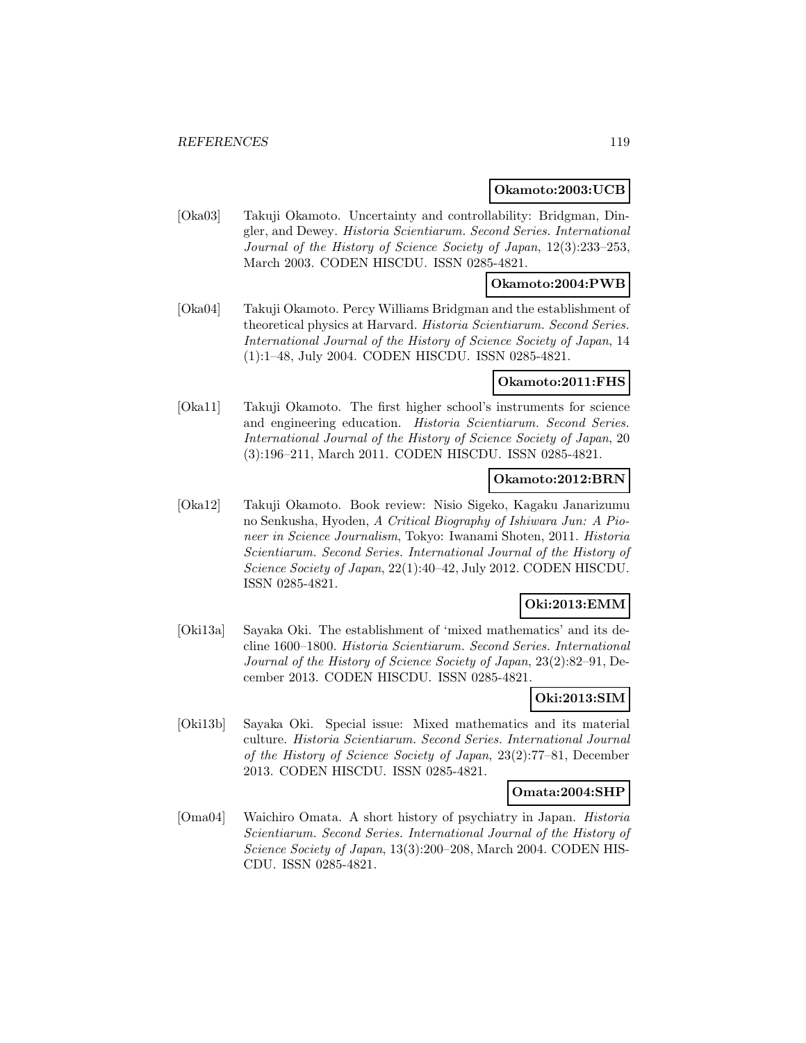**Okamoto:2003:UCB**

[Oka03] Takuji Okamoto. Uncertainty and controllability: Bridgman, Dingler, and Dewey. *Historia Scientiarum. Second Series. International Journal of the History of Science Society of Japan*, 12(3):233–253, March 2003. CODEN HISCDU. ISSN 0285-4821.

**Okamoto:2004:PWB**

[Oka04] Takuji Okamoto. Percy Williams Bridgman and the establishment of theoretical physics at Harvard. *Historia Scientiarum. Second Series. International Journal of the History of Science Society of Japan*, 14 (1):1–48, July 2004. CODEN HISCDU. ISSN 0285-4821.

**Okamoto:2011:FHS**

[Oka11] Takuji Okamoto. The first higher school's instruments for science and engineering education. *Historia Scientiarum. Second Series. International Journal of the History of Science Society of Japan*, 20 (3):196–211, March 2011. CODEN HISCDU. ISSN 0285-4821.

**Okamoto:2012:BRN**

[Oka12] Takuji Okamoto. Book review: Nisio Sigeko, Kagaku Janarizumu no Senkusha, Hyoden, *A Critical Biography of Ishiwara Jun: A Pioneer in Science Journalism*, Tokyo: Iwanami Shoten, 2011. *Historia Scientiarum. Second Series. International Journal of the History of Science Society of Japan*, 22(1):40–42, July 2012. CODEN HISCDU. ISSN 0285-4821.

**Oki:2013:EMM**

[Oki13a] Sayaka Oki. The establishment of 'mixed mathematics' and its decline 1600–1800. *Historia Scientiarum. Second Series. International Journal of the History of Science Society of Japan*, 23(2):82–91, December 2013. CODEN HISCDU. ISSN 0285-4821.

**Oki:2013:SIM**

[Oki13b] Sayaka Oki. Special issue: Mixed mathematics and its material culture. *Historia Scientiarum. Second Series. International Journal of the History of Science Society of Japan*, 23(2):77–81, December 2013. CODEN HISCDU. ISSN 0285-4821.

**Omata:2004:SHP**

[Oma04] Waichiro Omata. A short history of psychiatry in Japan. *Historia Scientiarum. Second Series. International Journal of the History of Science Society of Japan*, 13(3):200–208, March 2004. CODEN HISCDU. ISSN 0285-4821.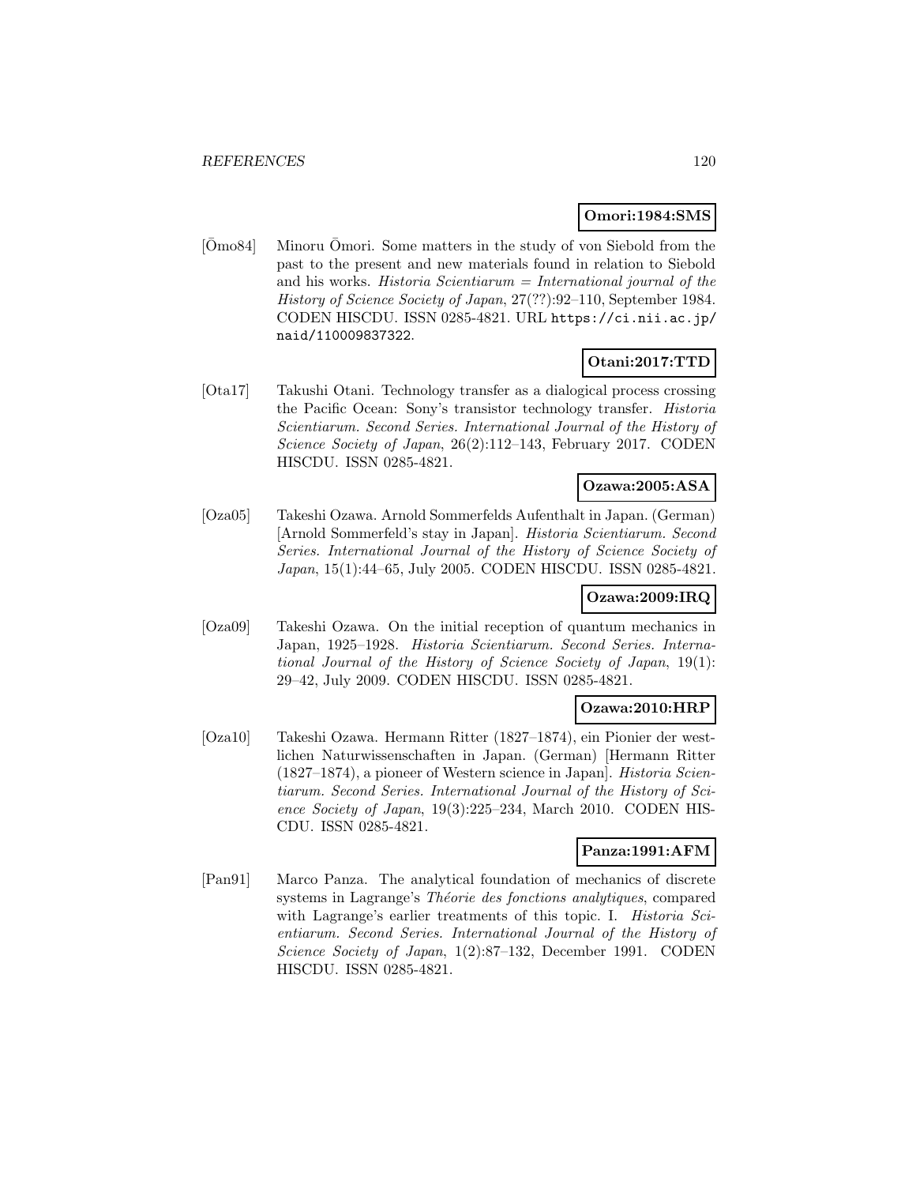**Omori:1984:SMS**

[Ōmo84] Minoru Ōmori. Some matters in the study of von Siebold from the past to the present and new materials found in relation to Siebold and his works. *Historia Scientiarum = International journal of the History of Science Society of Japan*, 27(??):92–110, September 1984. CODEN HISCDU. ISSN 0285-4821. URL https://ci.nii.ac.jp/naid/110009837322.

**Otani:2017:TTD**

[Ota17] Takushi Otani. Technology transfer as a dialogical process crossing the Pacific Ocean: Sony's transistor technology transfer. *Historia Scientiarum. Second Series. International Journal of the History of Science Society of Japan*, 26(2):112–143, February 2017. CODEN HISCDU. ISSN 0285-4821.

**Ozawa:2005:ASA**

[Oza05] Takeshi Ozawa. Arnold Sommerfelds Aufenthalt in Japan. (German) [Arnold Sommerfeld's stay in Japan]. *Historia Scientiarum. Second Series. International Journal of the History of Science Society of Japan*, 15(1):44–65, July 2005. CODEN HISCDU. ISSN 0285-4821.

**Ozawa:2009:IRQ**

[Oza09] Takeshi Ozawa. On the initial reception of quantum mechanics in Japan, 1925–1928. *Historia Scientiarum. Second Series. International Journal of the History of Science Society of Japan*, 19(1): 29–42, July 2009. CODEN HISCDU. ISSN 0285-4821.

**Ozawa:2010:HRP**

[Oza10] Takeshi Ozawa. Hermann Ritter (1827–1874), ein Pionier der westlichen Naturwissenschaften in Japan. (German) [Hermann Ritter (1827–1874), a pioneer of Western science in Japan]. *Historia Scientiarum. Second Series. International Journal of the History of Science Society of Japan*, 19(3):225–234, March 2010. CODEN HISCDU. ISSN 0285-4821.

**Panza:1991:AFM**

[Pan91] Marco Panza. The analytical foundation of mechanics of discrete systems in Lagrange's *Théorie des fonctions analytiques*, compared with Lagrange's earlier treatments of this topic. I. *Historia Scientiarum. Second Series. International Journal of the History of Science Society of Japan*, 1(2):87–132, December 1991. CODEN HISCDU. ISSN 0285-4821.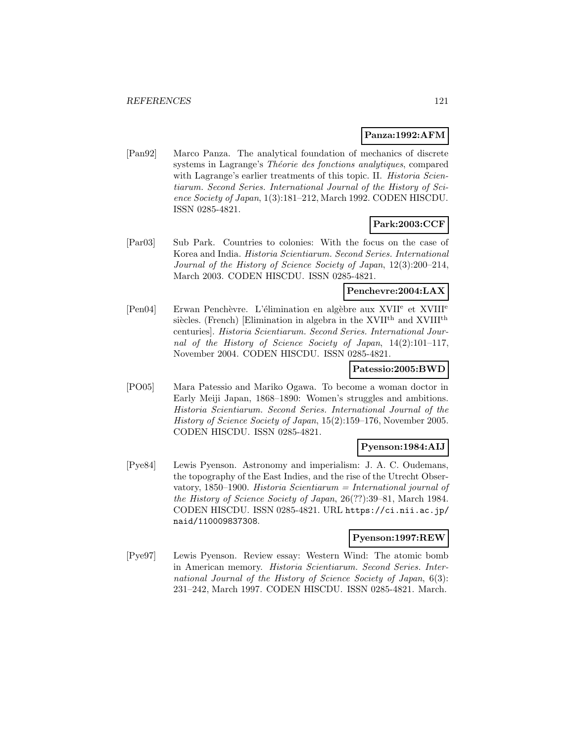**Panza:1992:AFM**

[Pan92] Marco Panza. The analytical foundation of mechanics of discrete systems in Lagrange's *Théorie des fonctions analytiques*, compared with Lagrange's earlier treatments of this topic. II. *Historia Scientiarum. Second Series. International Journal of the History of Science Society of Japan*, 1(3):181–212, March 1992. CODEN HISCDU. ISSN 0285-4821.

**Park:2003:CCF**

[Par03] Sub Park. Countries to colonies: With the focus on the case of Korea and India. *Historia Scientiarum. Second Series. International Journal of the History of Science Society of Japan*, 12(3):200–214, March 2003. CODEN HISCDU. ISSN 0285-4821.

**Penchevre:2004:LAX**

[Pen04] Erwan Penchèvre. L'élimination en algèbre aux XVII[e] et XVIII[e] siècles. (French) [Elimination in algebra in the XVII[th] and XVIII[th] centuries]. *Historia Scientiarum. Second Series. International Journal of the History of Science Society of Japan*, 14(2):101–117, November 2004. CODEN HISCDU. ISSN 0285-4821.

**Patessio:2005:BWD**

[PO05] Mara Patessio and Mariko Ogawa. To become a woman doctor in Early Meiji Japan, 1868–1890: Women's struggles and ambitions. *Historia Scientiarum. Second Series. International Journal of the History of Science Society of Japan*, 15(2):159–176, November 2005. CODEN HISCDU. ISSN 0285-4821.

**Pyenson:1984:AIJ**

[Pye84] Lewis Pyenson. Astronomy and imperialism: J. A. C. Oudemans, the topography of the East Indies, and the rise of the Utrecht Observatory, 1850–1900. *Historia Scientiarum = International journal of the History of Science Society of Japan*, 26(??):39–81, March 1984. CODEN HISCDU. ISSN 0285-4821. URL https://ci.nii.ac.jp/naid/110009837308.

**Pyenson:1997:REW**

[Pye97] Lewis Pyenson. Review essay: Western Wind: The atomic bomb in American memory. *Historia Scientiarum. Second Series. International Journal of the History of Science Society of Japan*, 6(3): 231–242, March 1997. CODEN HISCDU. ISSN 0285-4821. March.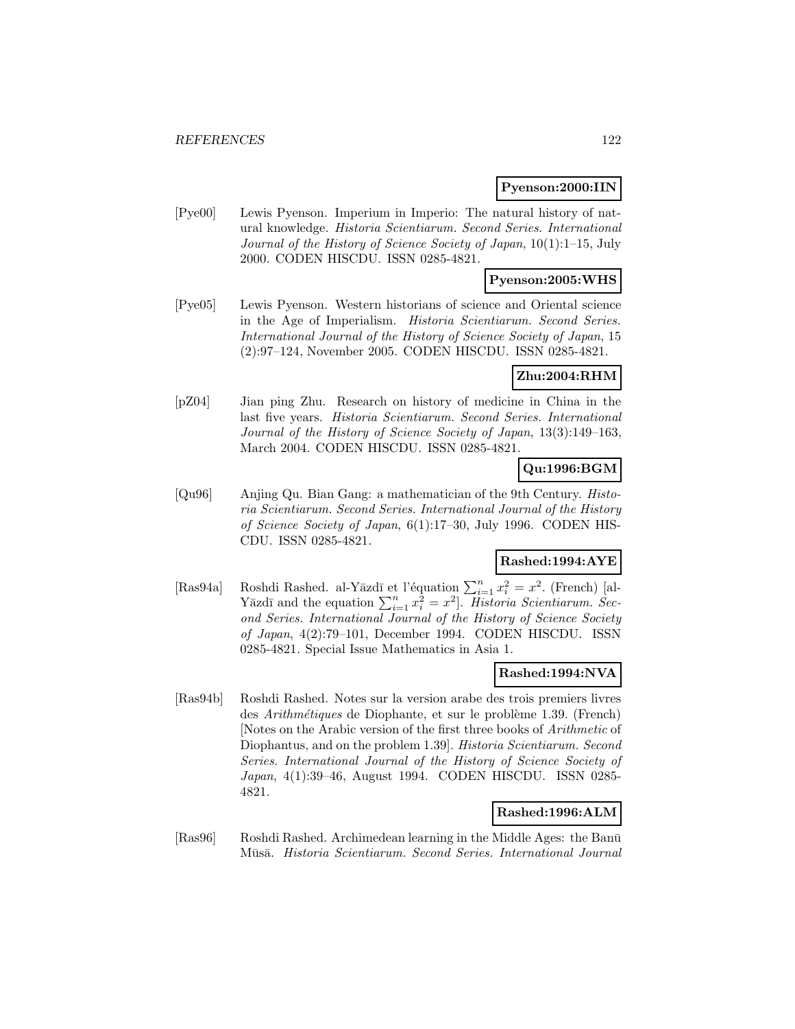**Pyenson:2000:IIN**

[Pye00] Lewis Pyenson. Imperium in Imperio: The natural history of natural knowledge. *Historia Scientiarum. Second Series. International Journal of the History of Science Society of Japan*, 10(1):1–15, July 2000. CODEN HISCDU. ISSN 0285-4821.

**Pyenson:2005:WHS**

[Pye05] Lewis Pyenson. Western historians of science and Oriental science in the Age of Imperialism. *Historia Scientiarum. Second Series. International Journal of the History of Science Society of Japan*, 15 (2):97–124, November 2005. CODEN HISCDU. ISSN 0285-4821.

**Zhu:2004:RHM**

[pZ04] Jian ping Zhu. Research on history of medicine in China in the last five years. *Historia Scientiarum. Second Series. International Journal of the History of Science Society of Japan*, 13(3):149–163, March 2004. CODEN HISCDU. ISSN 0285-4821.

**Qu:1996:BGM**

[Qu96] Anjing Qu. Bian Gang: a mathematician of the 9th Century. *Historia Scientiarum. Second Series. International Journal of the History of Science Society of Japan*, 6(1):17–30, July 1996. CODEN HISCDU. ISSN 0285-4821.

**Rashed:1994:AYE**

[Ras94a] Roshdi Rashed. al-Yāzdī et l'équation $\sum_{i=1}^{n} x_i^2 = x^2$. (French) [al-Yāzdī and the equation $\sum_{i=1}^{n} x_i^2 = x^2$]. *Historia Scientiarum. Second Series. International Journal of the History of Science Society of Japan*, 4(2):79–101, December 1994. CODEN HISCDU. ISSN 0285-4821. Special Issue Mathematics in Asia 1.

**Rashed:1994:NVA**

[Ras94b] Roshdi Rashed. Notes sur la version arabe des trois premiers livres des *Arithmétiques* de Diophante, et sur le problème 1.39. (French) [Notes on the Arabic version of the first three books of *Arithmetic* of Diophantus, and on the problem 1.39]. *Historia Scientiarum. Second Series. International Journal of the History of Science Society of Japan*, 4(1):39–46, August 1994. CODEN HISCDU. ISSN 0285-4821.

**Rashed:1996:ALM**

[Ras96] Roshdi Rashed. Archimedean learning in the Middle Ages: the Banū Mūsā. *Historia Scientiarum. Second Series. International Journal*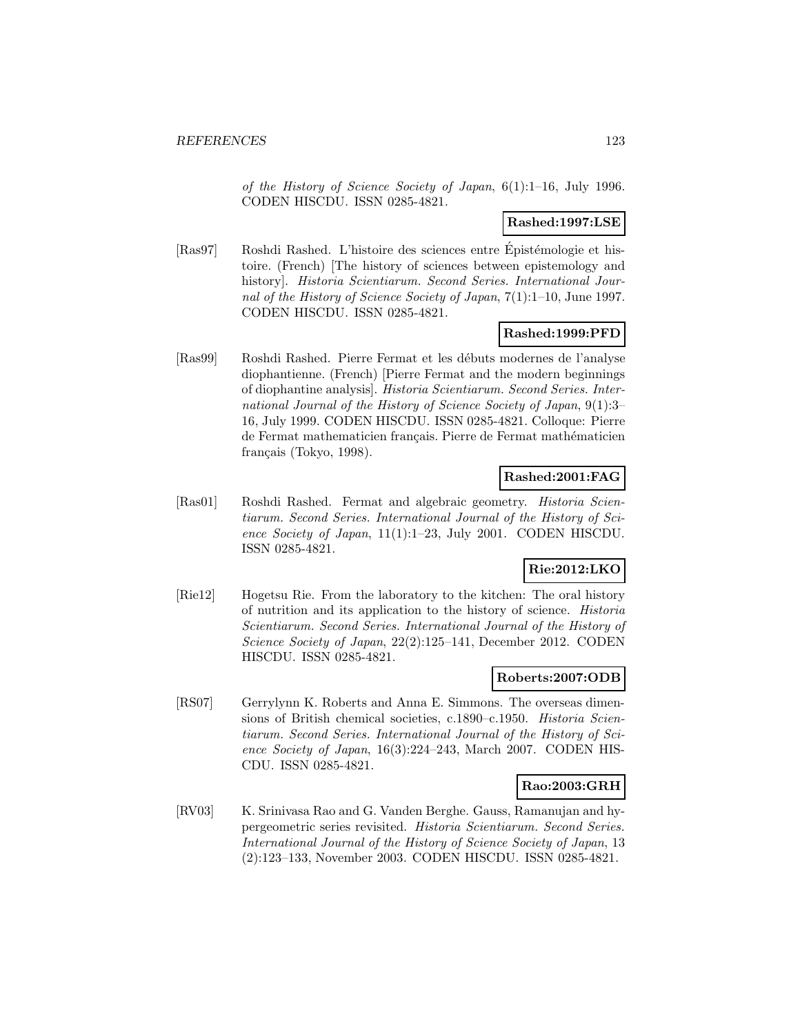*of the History of Science Society of Japan*, 6(1):1–16, July 1996. CODEN HISCDU. ISSN 0285-4821.

**Rashed:1997:LSE**

[Ras97] Roshdi Rashed. L'histoire des sciences entre Épistémologie et histoire. (French) [The history of sciences between epistemology and history]. *Historia Scientiarum. Second Series. International Journal of the History of Science Society of Japan*, 7(1):1–10, June 1997. CODEN HISCDU. ISSN 0285-4821.

**Rashed:1999:PFD**

[Ras99] Roshdi Rashed. Pierre Fermat et les débuts modernes de l'analyse diophantienne. (French) [Pierre Fermat and the modern beginnings of diophantine analysis]. *Historia Scientiarum. Second Series. International Journal of the History of Science Society of Japan*, 9(1):3–16, July 1999. CODEN HISCDU. ISSN 0285-4821. Colloque: Pierre de Fermat mathematicien français. Pierre de Fermat mathématicien français (Tokyo, 1998).

**Rashed:2001:FAG**

[Ras01] Roshdi Rashed. Fermat and algebraic geometry. *Historia Scientiarum. Second Series. International Journal of the History of Science Society of Japan*, 11(1):1–23, July 2001. CODEN HISCDU. ISSN 0285-4821.

**Rie:2012:LKO**

[Rie12] Hogetsu Rie. From the laboratory to the kitchen: The oral history of nutrition and its application to the history of science. *Historia Scientiarum. Second Series. International Journal of the History of Science Society of Japan*, 22(2):125–141, December 2012. CODEN HISCDU. ISSN 0285-4821.

**Roberts:2007:ODB**

[RS07] Gerrylynn K. Roberts and Anna E. Simmons. The overseas dimensions of British chemical societies, c.1890–c.1950. *Historia Scientiarum. Second Series. International Journal of the History of Science Society of Japan*, 16(3):224–243, March 2007. CODEN HISCDU. ISSN 0285-4821.

**Rao:2003:GRH**

[RV03] K. Srinivasa Rao and G. Vanden Berghe. Gauss, Ramanujan and hypergeometric series revisited. *Historia Scientiarum. Second Series. International Journal of the History of Science Society of Japan*, 13 (2):123–133, November 2003. CODEN HISCDU. ISSN 0285-4821.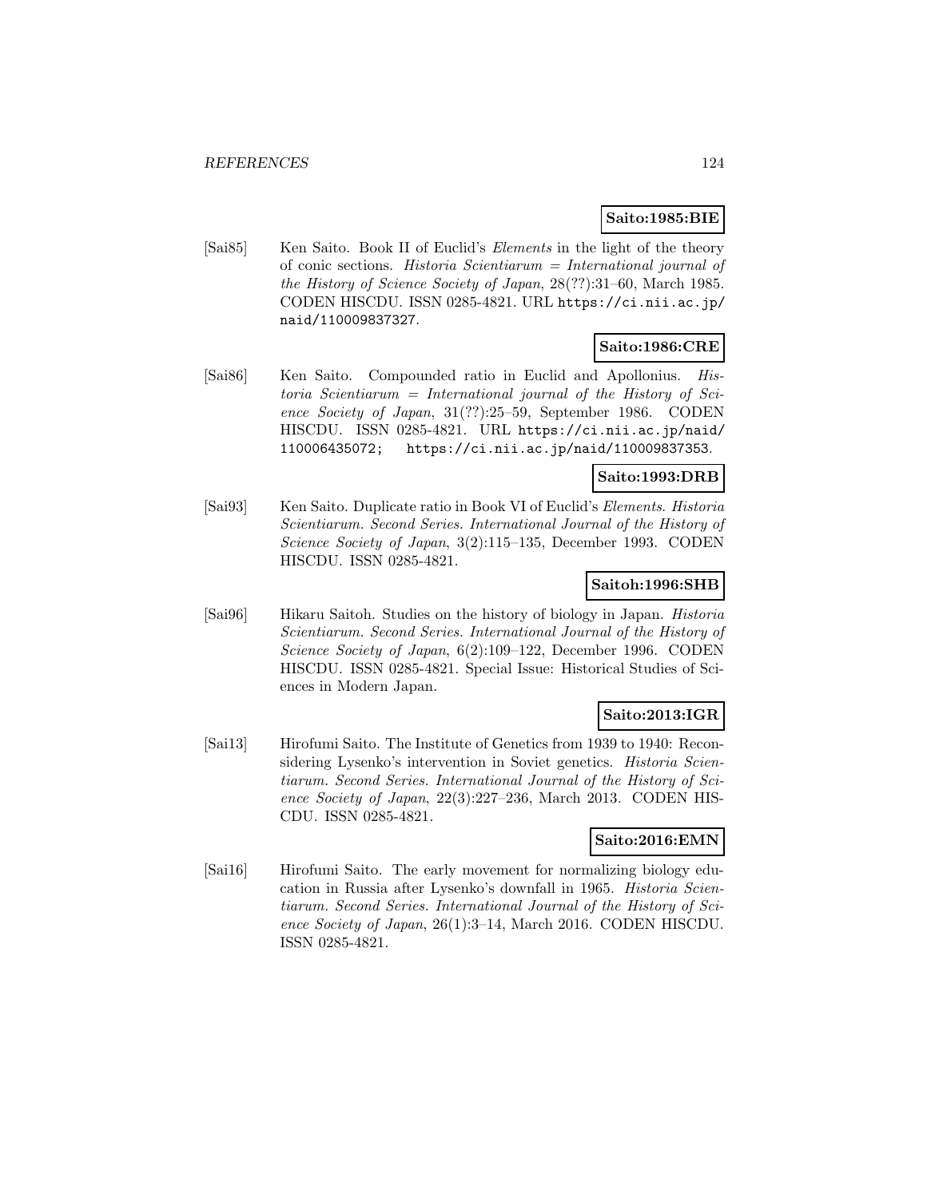**Saito:1985:BIE**

[Sai85] Ken Saito. Book II of Euclid's *Elements* in the light of the theory of conic sections. *Historia Scientiarum = International journal of the History of Science Society of Japan*, 28(??):31–60, March 1985. CODEN HISCDU. ISSN 0285-4821. URL https://ci.nii.ac.jp/naid/110009837327.

**Saito:1986:CRE**

[Sai86] Ken Saito. Compounded ratio in Euclid and Apollonius. *Historia Scientiarum = International journal of the History of Science Society of Japan*, 31(??):25–59, September 1986. CODEN HISCDU. ISSN 0285-4821. URL https://ci.nii.ac.jp/naid/110006435072; https://ci.nii.ac.jp/naid/110009837353.

**Saito:1993:DRB**

[Sai93] Ken Saito. Duplicate ratio in Book VI of Euclid's *Elements*. *Historia Scientiarum. Second Series. International Journal of the History of Science Society of Japan*, 3(2):115–135, December 1993. CODEN HISCDU. ISSN 0285-4821.

**Saitoh:1996:SHB**

[Sai96] Hikaru Saitoh. Studies on the history of biology in Japan. *Historia Scientiarum. Second Series. International Journal of the History of Science Society of Japan*, 6(2):109–122, December 1996. CODEN HISCDU. ISSN 0285-4821. Special Issue: Historical Studies of Sciences in Modern Japan.

**Saito:2013:IGR**

[Sai13] Hirofumi Saito. The Institute of Genetics from 1939 to 1940: Reconsidering Lysenko's intervention in Soviet genetics. *Historia Scientiarum. Second Series. International Journal of the History of Science Society of Japan*, 22(3):227–236, March 2013. CODEN HISCDU. ISSN 0285-4821.

**Saito:2016:EMN**

[Sai16] Hirofumi Saito. The early movement for normalizing biology education in Russia after Lysenko's downfall in 1965. *Historia Scientiarum. Second Series. International Journal of the History of Science Society of Japan*, 26(1):3–14, March 2016. CODEN HISCDU. ISSN 0285-4821.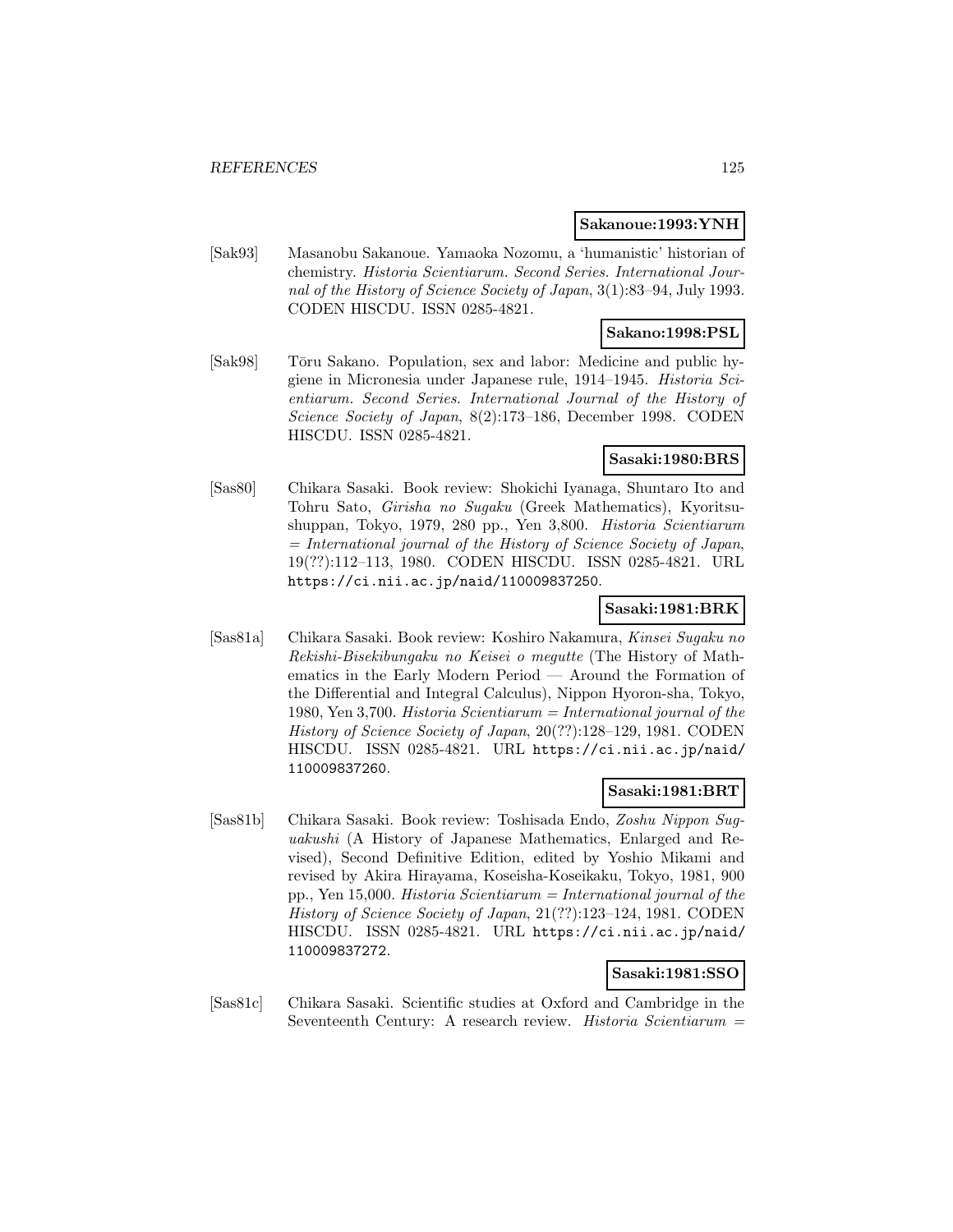**Sakanoue:1993:YNH**

[Sak93] Masanobu Sakanoue. Yamaoka Nozomu, a 'humanistic' historian of chemistry. *Historia Scientiarum. Second Series. International Journal of the History of Science Society of Japan*, 3(1):83–94, July 1993. CODEN HISCDU. ISSN 0285-4821.

**Sakano:1998:PSL**

[Sak98] Tōru Sakano. Population, sex and labor: Medicine and public hygiene in Micronesia under Japanese rule, 1914–1945. *Historia Scientiarum. Second Series. International Journal of the History of Science Society of Japan*, 8(2):173–186, December 1998. CODEN HISCDU. ISSN 0285-4821.

**Sasaki:1980:BRS**

[Sas80] Chikara Sasaki. Book review: Shokichi Iyanaga, Shuntaro Ito and Tohru Sato, *Girisha no Sugaku* (Greek Mathematics), Kyoritsushuppan, Tokyo, 1979, 280 pp., Yen 3,800. *Historia Scientiarum = International journal of the History of Science Society of Japan*, 19(??):112–113, 1980. CODEN HISCDU. ISSN 0285-4821. URL https://ci.nii.ac.jp/naid/110009837250.

**Sasaki:1981:BRK**

[Sas81a] Chikara Sasaki. Book review: Koshiro Nakamura, *Kinsei Sugaku no Rekishi-Bisekibungaku no Keisei o megutte* (The History of Mathematics in the Early Modern Period — Around the Formation of the Differential and Integral Calculus), Nippon Hyoron-sha, Tokyo, 1980, Yen 3,700. *Historia Scientiarum = International journal of the History of Science Society of Japan*, 20(??):128–129, 1981. CODEN HISCDU. ISSN 0285-4821. URL https://ci.nii.ac.jp/naid/110009837260.

**Sasaki:1981:BRT**

[Sas81b] Chikara Sasaki. Book review: Toshisada Endo, *Zoshu Nippon Suguakushi* (A History of Japanese Mathematics, Enlarged and Revised), Second Definitive Edition, edited by Yoshio Mikami and revised by Akira Hirayama, Koseisha-Koseikaku, Tokyo, 1981, 900 pp., Yen 15,000. *Historia Scientiarum = International journal of the History of Science Society of Japan*, 21(??):123–124, 1981. CODEN HISCDU. ISSN 0285-4821. URL https://ci.nii.ac.jp/naid/110009837272.

**Sasaki:1981:SSO**

[Sas81c] Chikara Sasaki. Scientific studies at Oxford and Cambridge in the Seventeenth Century: A research review. *Historia Scientiarum =*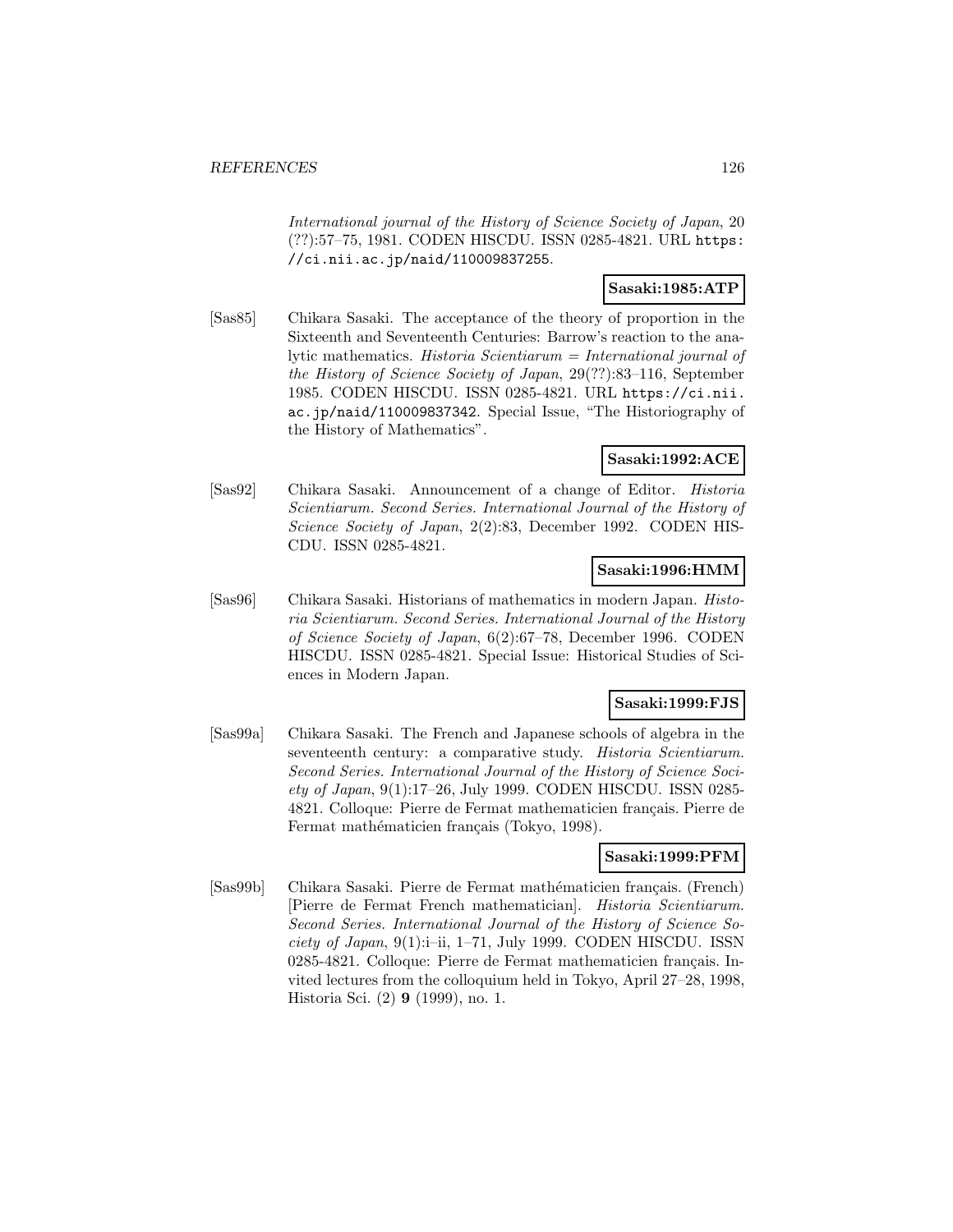*International journal of the History of Science Society of Japan*, 20 (??):57–75, 1981. CODEN HISCDU. ISSN 0285-4821. URL https://ci.nii.ac.jp/naid/110009837255.

**Sasaki:1985:ATP**

[Sas85] Chikara Sasaki. The acceptance of the theory of proportion in the Sixteenth and Seventeenth Centuries: Barrow's reaction to the analytic mathematics. *Historia Scientiarum = International journal of the History of Science Society of Japan*, 29(??):83–116, September 1985. CODEN HISCDU. ISSN 0285-4821. URL https://ci.nii.ac.jp/naid/110009837342. Special Issue, "The Historiography of the History of Mathematics".

**Sasaki:1992:ACE**

[Sas92] Chikara Sasaki. Announcement of a change of Editor. *Historia Scientiarum. Second Series. International Journal of the History of Science Society of Japan*, 2(2):83, December 1992. CODEN HISCDU. ISSN 0285-4821.

**Sasaki:1996:HMM**

[Sas96] Chikara Sasaki. Historians of mathematics in modern Japan. *Historia Scientiarum. Second Series. International Journal of the History of Science Society of Japan*, 6(2):67–78, December 1996. CODEN HISCDU. ISSN 0285-4821. Special Issue: Historical Studies of Sciences in Modern Japan.

**Sasaki:1999:FJS**

[Sas99a] Chikara Sasaki. The French and Japanese schools of algebra in the seventeenth century: a comparative study. *Historia Scientiarum. Second Series. International Journal of the History of Science Society of Japan*, 9(1):17–26, July 1999. CODEN HISCDU. ISSN 0285-4821. Colloque: Pierre de Fermat mathematicien français. Pierre de Fermat mathématicien français (Tokyo, 1998).

**Sasaki:1999:PFM**

[Sas99b] Chikara Sasaki. Pierre de Fermat mathématicien français. (French) [Pierre de Fermat French mathematician]. *Historia Scientiarum. Second Series. International Journal of the History of Science Society of Japan*, 9(1):i–ii, 1–71, July 1999. CODEN HISCDU. ISSN 0285-4821. Colloque: Pierre de Fermat mathematicien français. Invited lectures from the colloquium held in Tokyo, April 27–28, 1998, Historia Sci. (2) **9** (1999), no. 1.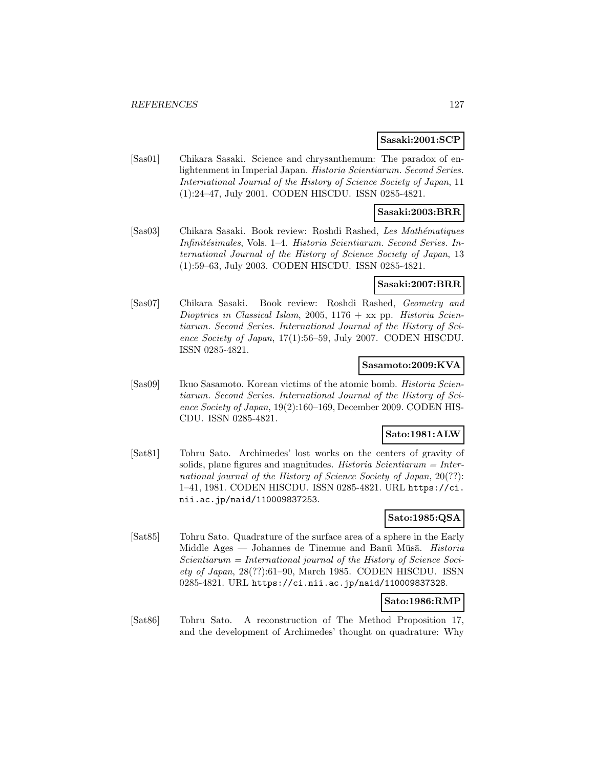**Sasaki:2001:SCP**

[Sas01] Chikara Sasaki. Science and chrysanthemum: The paradox of enlightenment in Imperial Japan. *Historia Scientiarum. Second Series. International Journal of the History of Science Society of Japan*, 11 (1):24–47, July 2001. CODEN HISCDU. ISSN 0285-4821.

**Sasaki:2003:BRR**

[Sas03] Chikara Sasaki. Book review: Roshdi Rashed, *Les Mathématiques Infinitésimales*, Vols. 1–4. *Historia Scientiarum. Second Series. International Journal of the History of Science Society of Japan*, 13 (1):59–63, July 2003. CODEN HISCDU. ISSN 0285-4821.

**Sasaki:2007:BRR**

[Sas07] Chikara Sasaki. Book review: Roshdi Rashed, *Geometry and Dioptrics in Classical Islam*, 2005, 1176 + xx pp. *Historia Scientiarum. Second Series. International Journal of the History of Science Society of Japan*, 17(1):56–59, July 2007. CODEN HISCDU. ISSN 0285-4821.

**Sasamoto:2009:KVA**

[Sas09] Ikuo Sasamoto. Korean victims of the atomic bomb. *Historia Scientiarum. Second Series. International Journal of the History of Science Society of Japan*, 19(2):160–169, December 2009. CODEN HISCDU. ISSN 0285-4821.

**Sato:1981:ALW**

[Sat81] Tohru Sato. Archimedes' lost works on the centers of gravity of solids, plane figures and magnitudes. *Historia Scientiarum = International journal of the History of Science Society of Japan*, 20(??): 1–41, 1981. CODEN HISCDU. ISSN 0285-4821. URL https://ci.nii.ac.jp/naid/110009837253.

**Sato:1985:QSA**

[Sat85] Tohru Sato. Quadrature of the surface area of a sphere in the Early Middle Ages — Johannes de Tinemue and Banū Mūsā. *Historia Scientiarum = International journal of the History of Science Society of Japan*, 28(??):61–90, March 1985. CODEN HISCDU. ISSN 0285-4821. URL https://ci.nii.ac.jp/naid/110009837328.

**Sato:1986:RMP**

[Sat86] Tohru Sato. A reconstruction of The Method Proposition 17, and the development of Archimedes' thought on quadrature: Why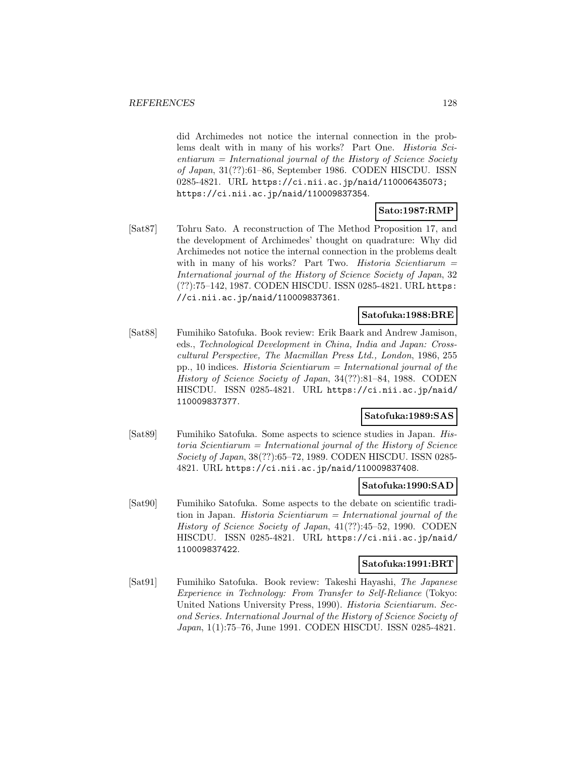did Archimedes not notice the internal connection in the problems dealt with in many of his works? Part One. *Historia Scientiarum = International journal of the History of Science Society of Japan*, 31(??):61–86, September 1986. CODEN HISCDU. ISSN 0285-4821. URL https://ci.nii.ac.jp/naid/110006435073; https://ci.nii.ac.jp/naid/110009837354.

**Sato:1987:RMP**

[Sat87] Tohru Sato. A reconstruction of The Method Proposition 17, and the development of Archimedes' thought on quadrature: Why did Archimedes not notice the internal connection in the problems dealt with in many of his works? Part Two. *Historia Scientiarum = International journal of the History of Science Society of Japan*, 32 (??):75–142, 1987. CODEN HISCDU. ISSN 0285-4821. URL https://ci.nii.ac.jp/naid/110009837361.

**Satofuka:1988:BRE**

[Sat88] Fumihiko Satofuka. Book review: Erik Baark and Andrew Jamison, eds., *Technological Development in China, India and Japan: Cross-cultural Perspective, The Macmillan Press Ltd., London*, 1986, 255 pp., 10 indices. *Historia Scientiarum = International journal of the History of Science Society of Japan*, 34(??):81–84, 1988. CODEN HISCDU. ISSN 0285-4821. URL https://ci.nii.ac.jp/naid/110009837377.

**Satofuka:1989:SAS**

[Sat89] Fumihiko Satofuka. Some aspects to science studies in Japan. *Historia Scientiarum = International journal of the History of Science Society of Japan*, 38(??):65–72, 1989. CODEN HISCDU. ISSN 0285-4821. URL https://ci.nii.ac.jp/naid/110009837408.

**Satofuka:1990:SAD**

[Sat90] Fumihiko Satofuka. Some aspects to the debate on scientific tradition in Japan. *Historia Scientiarum = International journal of the History of Science Society of Japan*, 41(??):45–52, 1990. CODEN HISCDU. ISSN 0285-4821. URL https://ci.nii.ac.jp/naid/110009837422.

**Satofuka:1991:BRT**

[Sat91] Fumihiko Satofuka. Book review: Takeshi Hayashi, *The Japanese Experience in Technology: From Transfer to Self-Reliance* (Tokyo: United Nations University Press, 1990). *Historia Scientiarum. Second Series. International Journal of the History of Science Society of Japan*, 1(1):75–76, June 1991. CODEN HISCDU. ISSN 0285-4821.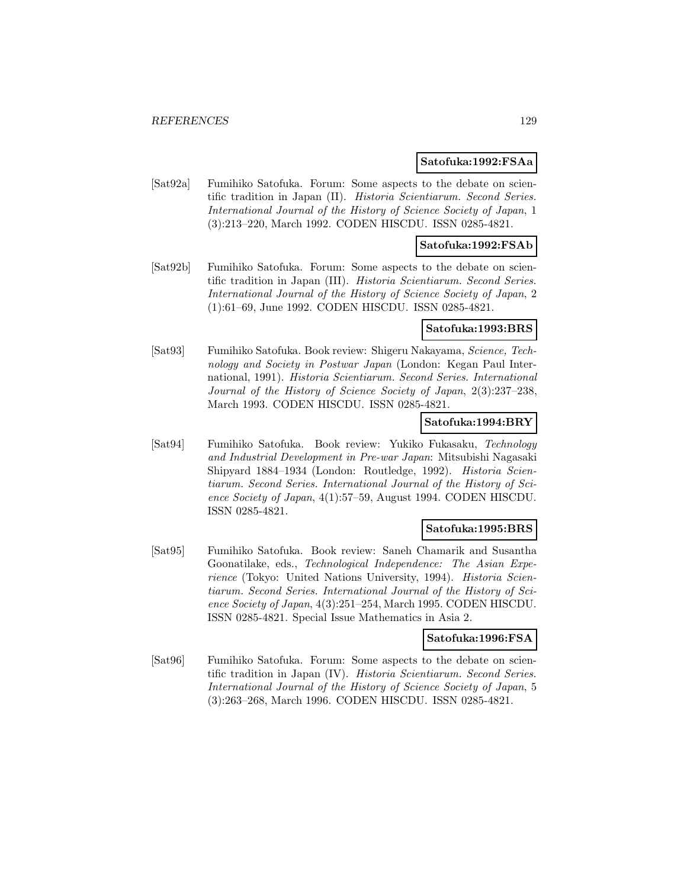**Satofuka:1992:FSAa**

[Sat92a] Fumihiko Satofuka. Forum: Some aspects to the debate on scientific tradition in Japan (II). *Historia Scientiarum. Second Series. International Journal of the History of Science Society of Japan*, 1 (3):213–220, March 1992. CODEN HISCDU. ISSN 0285-4821.

**Satofuka:1992:FSAb**

[Sat92b] Fumihiko Satofuka. Forum: Some aspects to the debate on scientific tradition in Japan (III). *Historia Scientiarum. Second Series. International Journal of the History of Science Society of Japan*, 2 (1):61–69, June 1992. CODEN HISCDU. ISSN 0285-4821.

**Satofuka:1993:BRS**

[Sat93] Fumihiko Satofuka. Book review: Shigeru Nakayama, *Science, Technology and Society in Postwar Japan* (London: Kegan Paul International, 1991). *Historia Scientiarum. Second Series. International Journal of the History of Science Society of Japan*, 2(3):237–238, March 1993. CODEN HISCDU. ISSN 0285-4821.

**Satofuka:1994:BRY**

[Sat94] Fumihiko Satofuka. Book review: Yukiko Fukasaku, *Technology and Industrial Development in Pre-war Japan*: Mitsubishi Nagasaki Shipyard 1884–1934 (London: Routledge, 1992). *Historia Scientiarum. Second Series. International Journal of the History of Science Society of Japan*, 4(1):57–59, August 1994. CODEN HISCDU. ISSN 0285-4821.

**Satofuka:1995:BRS**

[Sat95] Fumihiko Satofuka. Book review: Saneh Chamarik and Susantha Goonatilake, eds., *Technological Independence: The Asian Experience* (Tokyo: United Nations University, 1994). *Historia Scientiarum. Second Series. International Journal of the History of Science Society of Japan*, 4(3):251–254, March 1995. CODEN HISCDU. ISSN 0285-4821. Special Issue Mathematics in Asia 2.

**Satofuka:1996:FSA**

[Sat96] Fumihiko Satofuka. Forum: Some aspects to the debate on scientific tradition in Japan (IV). *Historia Scientiarum. Second Series. International Journal of the History of Science Society of Japan*, 5 (3):263–268, March 1996. CODEN HISCDU. ISSN 0285-4821.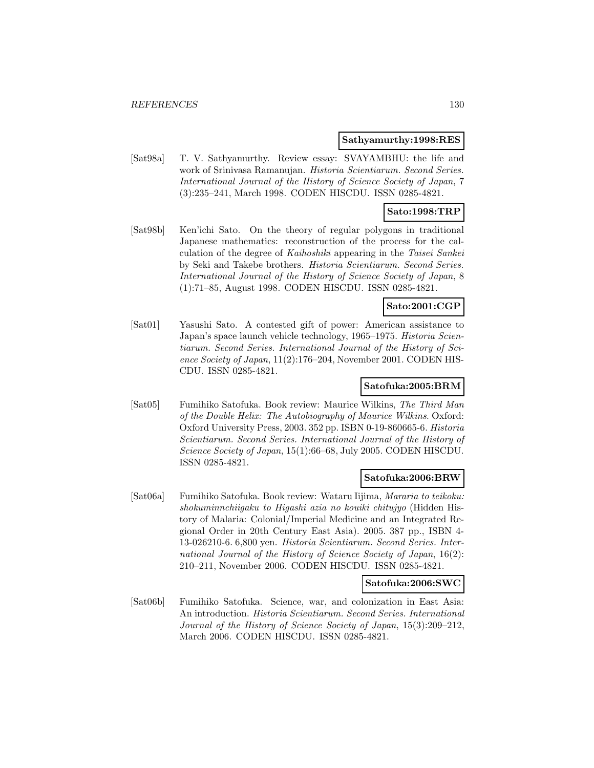**Sathyamurthy:1998:RES**

[Sat98a] T. V. Sathyamurthy. Review essay: SVAYAMBHU: the life and work of Srinivasa Ramanujan. *Historia Scientiarum. Second Series. International Journal of the History of Science Society of Japan*, 7 (3):235–241, March 1998. CODEN HISCDU. ISSN 0285-4821.

**Sato:1998:TRP**

[Sat98b] Ken'ichi Sato. On the theory of regular polygons in traditional Japanese mathematics: reconstruction of the process for the calculation of the degree of *Kaihoshiki* appearing in the *Taisei Sankei* by Seki and Takebe brothers. *Historia Scientiarum. Second Series. International Journal of the History of Science Society of Japan*, 8 (1):71–85, August 1998. CODEN HISCDU. ISSN 0285-4821.

**Sato:2001:CGP**

[Sat01] Yasushi Sato. A contested gift of power: American assistance to Japan's space launch vehicle technology, 1965–1975. *Historia Scientiarum. Second Series. International Journal of the History of Science Society of Japan*, 11(2):176–204, November 2001. CODEN HISCDU. ISSN 0285-4821.

**Satofuka:2005:BRM**

[Sat05] Fumihiko Satofuka. Book review: Maurice Wilkins, *The Third Man of the Double Helix: The Autobiography of Maurice Wilkins*. Oxford: Oxford University Press, 2003. 352 pp. ISBN 0-19-860665-6. *Historia Scientiarum. Second Series. International Journal of the History of Science Society of Japan*, 15(1):66–68, July 2005. CODEN HISCDU. ISSN 0285-4821.

**Satofuka:2006:BRW**

[Sat06a] Fumihiko Satofuka. Book review: Wataru Iijima, *Mararia to teikoku: shokuminnchiigaku to Higashi azia no kouiki chitujyo* (Hidden History of Malaria: Colonial/Imperial Medicine and an Integrated Regional Order in 20th Century East Asia). 2005. 387 pp., ISBN 4-13-026210-6. 6,800 yen. *Historia Scientiarum. Second Series. International Journal of the History of Science Society of Japan*, 16(2): 210–211, November 2006. CODEN HISCDU. ISSN 0285-4821.

**Satofuka:2006:SWC**

[Sat06b] Fumihiko Satofuka. Science, war, and colonization in East Asia: An introduction. *Historia Scientiarum. Second Series. International Journal of the History of Science Society of Japan*, 15(3):209–212, March 2006. CODEN HISCDU. ISSN 0285-4821.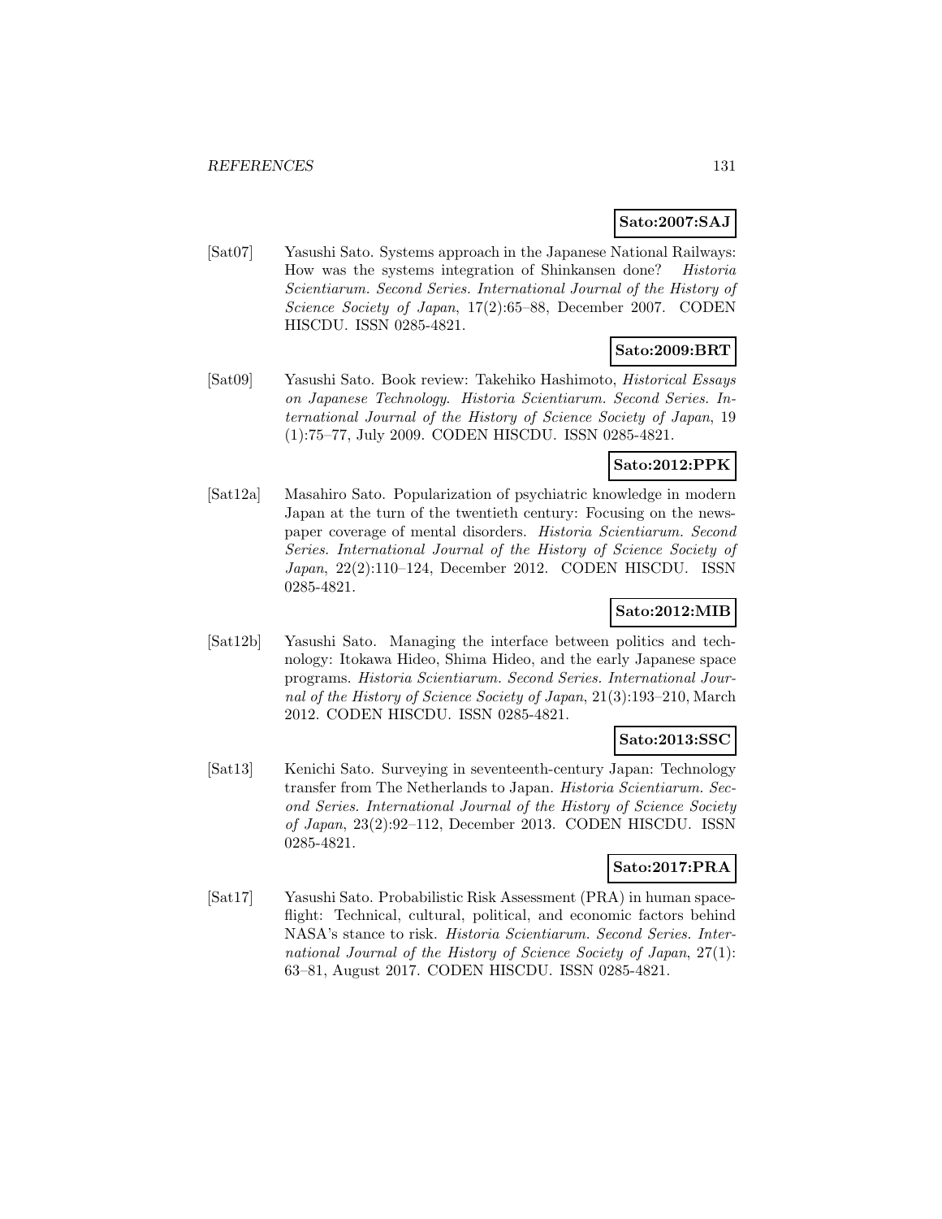**Sato:2007:SAJ**

[Sat07] Yasushi Sato. Systems approach in the Japanese National Railways: How was the systems integration of Shinkansen done? *Historia Scientiarum. Second Series. International Journal of the History of Science Society of Japan*, 17(2):65–88, December 2007. CODEN HISCDU. ISSN 0285-4821.

**Sato:2009:BRT**

[Sat09] Yasushi Sato. Book review: Takehiko Hashimoto, *Historical Essays on Japanese Technology*. *Historia Scientiarum. Second Series. International Journal of the History of Science Society of Japan*, 19 (1):75–77, July 2009. CODEN HISCDU. ISSN 0285-4821.

**Sato:2012:PPK**

[Sat12a] Masahiro Sato. Popularization of psychiatric knowledge in modern Japan at the turn of the twentieth century: Focusing on the newspaper coverage of mental disorders. *Historia Scientiarum. Second Series. International Journal of the History of Science Society of Japan*, 22(2):110–124, December 2012. CODEN HISCDU. ISSN 0285-4821.

**Sato:2012:MIB**

[Sat12b] Yasushi Sato. Managing the interface between politics and technology: Itokawa Hideo, Shima Hideo, and the early Japanese space programs. *Historia Scientiarum. Second Series. International Journal of the History of Science Society of Japan*, 21(3):193–210, March 2012. CODEN HISCDU. ISSN 0285-4821.

**Sato:2013:SSC**

[Sat13] Kenichi Sato. Surveying in seventeenth-century Japan: Technology transfer from The Netherlands to Japan. *Historia Scientiarum. Second Series. International Journal of the History of Science Society of Japan*, 23(2):92–112, December 2013. CODEN HISCDU. ISSN 0285-4821.

**Sato:2017:PRA**

[Sat17] Yasushi Sato. Probabilistic Risk Assessment (PRA) in human spaceflight: Technical, cultural, political, and economic factors behind NASA's stance to risk. *Historia Scientiarum. Second Series. International Journal of the History of Science Society of Japan*, 27(1): 63–81, August 2017. CODEN HISCDU. ISSN 0285-4821.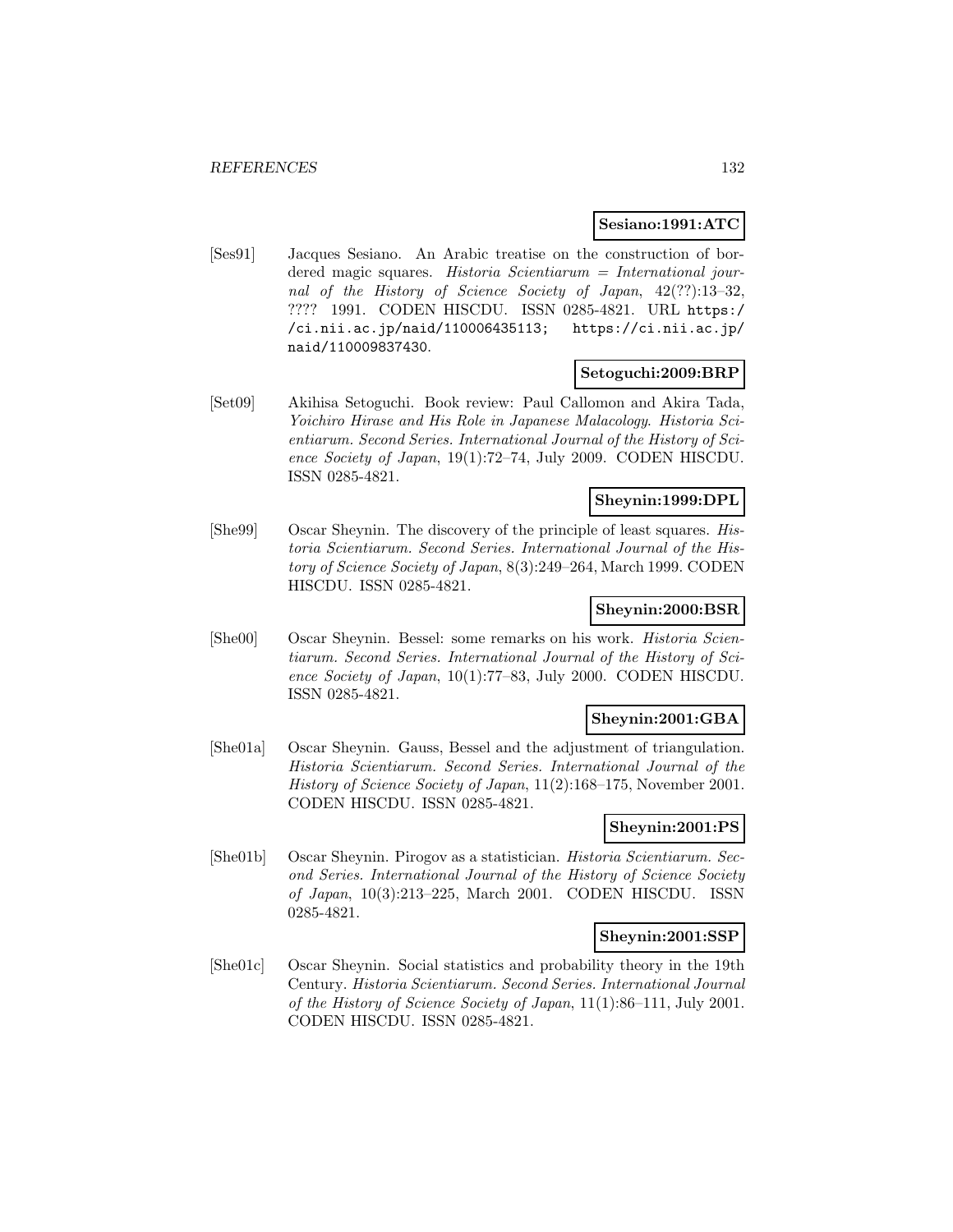**Sesiano:1991:ATC**

[Ses91] Jacques Sesiano. An Arabic treatise on the construction of bordered magic squares. *Historia Scientiarum = International journal of the History of Science Society of Japan*, 42(??):13–32, ???? 1991. CODEN HISCDU. ISSN 0285-4821. URL https://ci.nii.ac.jp/naid/110006435113; https://ci.nii.ac.jp/naid/110009837430.

**Setoguchi:2009:BRP**

[Set09] Akihisa Setoguchi. Book review: Paul Callomon and Akira Tada, *Yoichiro Hirase and His Role in Japanese Malacology*. *Historia Scientiarum. Second Series. International Journal of the History of Science Society of Japan*, 19(1):72–74, July 2009. CODEN HISCDU. ISSN 0285-4821.

**Sheynin:1999:DPL**

[She99] Oscar Sheynin. The discovery of the principle of least squares. *Historia Scientiarum. Second Series. International Journal of the History of Science Society of Japan*, 8(3):249–264, March 1999. CODEN HISCDU. ISSN 0285-4821.

**Sheynin:2000:BSR**

[She00] Oscar Sheynin. Bessel: some remarks on his work. *Historia Scientiarum. Second Series. International Journal of the History of Science Society of Japan*, 10(1):77–83, July 2000. CODEN HISCDU. ISSN 0285-4821.

**Sheynin:2001:GBA**

[She01a] Oscar Sheynin. Gauss, Bessel and the adjustment of triangulation. *Historia Scientiarum. Second Series. International Journal of the History of Science Society of Japan*, 11(2):168–175, November 2001. CODEN HISCDU. ISSN 0285-4821.

**Sheynin:2001:PS**

[She01b] Oscar Sheynin. Pirogov as a statistician. *Historia Scientiarum. Second Series. International Journal of the History of Science Society of Japan*, 10(3):213–225, March 2001. CODEN HISCDU. ISSN 0285-4821.

**Sheynin:2001:SSP**

[She01c] Oscar Sheynin. Social statistics and probability theory in the 19th Century. *Historia Scientiarum. Second Series. International Journal of the History of Science Society of Japan*, 11(1):86–111, July 2001. CODEN HISCDU. ISSN 0285-4821.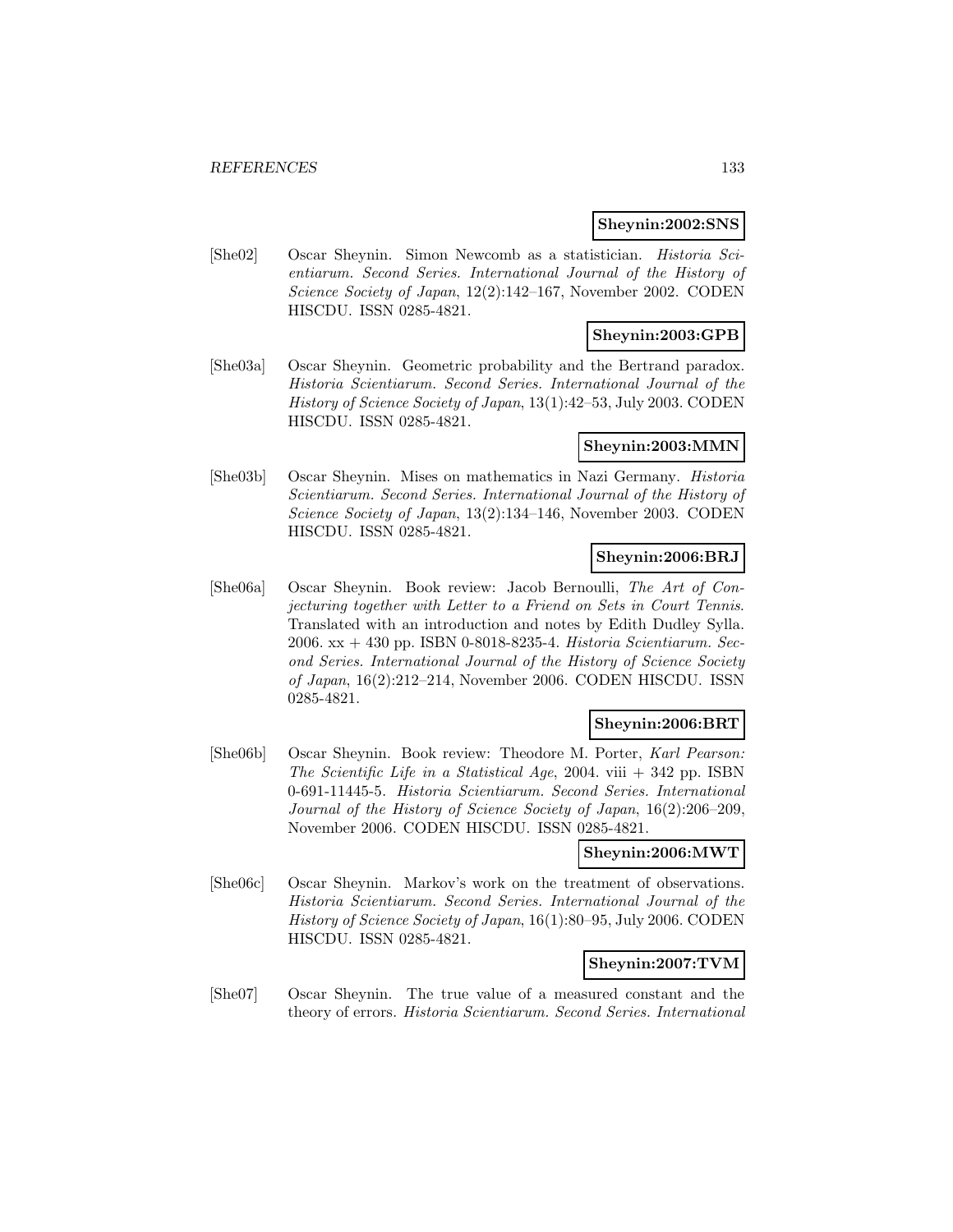**Sheynin:2002:SNS**

[She02] Oscar Sheynin. Simon Newcomb as a statistician. *Historia Scientiarum. Second Series. International Journal of the History of Science Society of Japan*, 12(2):142–167, November 2002. CODEN HISCDU. ISSN 0285-4821.

**Sheynin:2003:GPB**

[She03a] Oscar Sheynin. Geometric probability and the Bertrand paradox. *Historia Scientiarum. Second Series. International Journal of the History of Science Society of Japan*, 13(1):42–53, July 2003. CODEN HISCDU. ISSN 0285-4821.

**Sheynin:2003:MMN**

[She03b] Oscar Sheynin. Mises on mathematics in Nazi Germany. *Historia Scientiarum. Second Series. International Journal of the History of Science Society of Japan*, 13(2):134–146, November 2003. CODEN HISCDU. ISSN 0285-4821.

**Sheynin:2006:BRJ**

[She06a] Oscar Sheynin. Book review: Jacob Bernoulli, *The Art of Conjecturing together with Letter to a Friend on Sets in Court Tennis*. Translated with an introduction and notes by Edith Dudley Sylla. 2006. xx + 430 pp. ISBN 0-8018-8235-4. *Historia Scientiarum. Second Series. International Journal of the History of Science Society of Japan*, 16(2):212–214, November 2006. CODEN HISCDU. ISSN 0285-4821.

**Sheynin:2006:BRT**

[She06b] Oscar Sheynin. Book review: Theodore M. Porter, *Karl Pearson: The Scientific Life in a Statistical Age*, 2004. viii + 342 pp. ISBN 0-691-11445-5. *Historia Scientiarum. Second Series. International Journal of the History of Science Society of Japan*, 16(2):206–209, November 2006. CODEN HISCDU. ISSN 0285-4821.

**Sheynin:2006:MWT**

[She06c] Oscar Sheynin. Markov's work on the treatment of observations. *Historia Scientiarum. Second Series. International Journal of the History of Science Society of Japan*, 16(1):80–95, July 2006. CODEN HISCDU. ISSN 0285-4821.

**Sheynin:2007:TVM**

[She07] Oscar Sheynin. The true value of a measured constant and the theory of errors. *Historia Scientiarum. Second Series. International*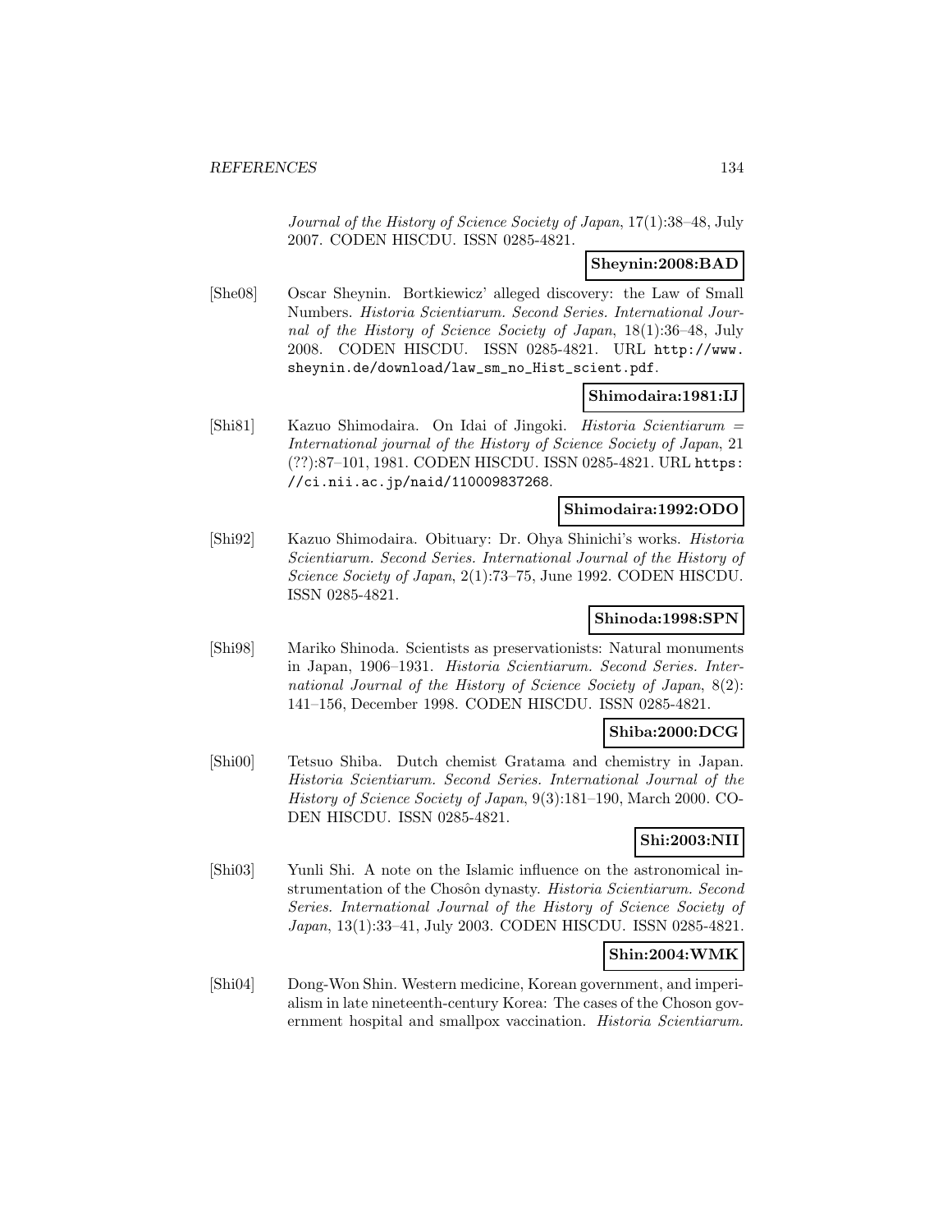*Journal of the History of Science Society of Japan*, 17(1):38–48, July 2007. CODEN HISCDU. ISSN 0285-4821.

**Sheynin:2008:BAD**

[She08] Oscar Sheynin. Bortkiewicz' alleged discovery: the Law of Small Numbers. *Historia Scientiarum. Second Series. International Journal of the History of Science Society of Japan*, 18(1):36–48, July 2008. CODEN HISCDU. ISSN 0285-4821. URL `http://www.sheynin.de/download/law_sm_no_Hist_scient.pdf`.

**Shimodaira:1981:IJ**

[Shi81] Kazuo Shimodaira. On Idai of Jingoki. *Historia Scientiarum = International journal of the History of Science Society of Japan*, 21 (??):87–101, 1981. CODEN HISCDU. ISSN 0285-4821. URL `https://ci.nii.ac.jp/naid/110009837268`.

**Shimodaira:1992:ODO**

[Shi92] Kazuo Shimodaira. Obituary: Dr. Ohya Shinichi's works. *Historia Scientiarum. Second Series. International Journal of the History of Science Society of Japan*, 2(1):73–75, June 1992. CODEN HISCDU. ISSN 0285-4821.

**Shinoda:1998:SPN**

[Shi98] Mariko Shinoda. Scientists as preservationists: Natural monuments in Japan, 1906–1931. *Historia Scientiarum. Second Series. International Journal of the History of Science Society of Japan*, 8(2): 141–156, December 1998. CODEN HISCDU. ISSN 0285-4821.

**Shiba:2000:DCG**

[Shi00] Tetsuo Shiba. Dutch chemist Gratama and chemistry in Japan. *Historia Scientiarum. Second Series. International Journal of the History of Science Society of Japan*, 9(3):181–190, March 2000. CODEN HISCDU. ISSN 0285-4821.

**Shi:2003:NII**

[Shi03] Yunli Shi. A note on the Islamic influence on the astronomical instrumentation of the Chosôn dynasty. *Historia Scientiarum. Second Series. International Journal of the History of Science Society of Japan*, 13(1):33–41, July 2003. CODEN HISCDU. ISSN 0285-4821.

**Shin:2004:WMK**

[Shi04] Dong-Won Shin. Western medicine, Korean government, and imperialism in late nineteenth-century Korea: The cases of the Choson government hospital and smallpox vaccination. *Historia Scientiarum.*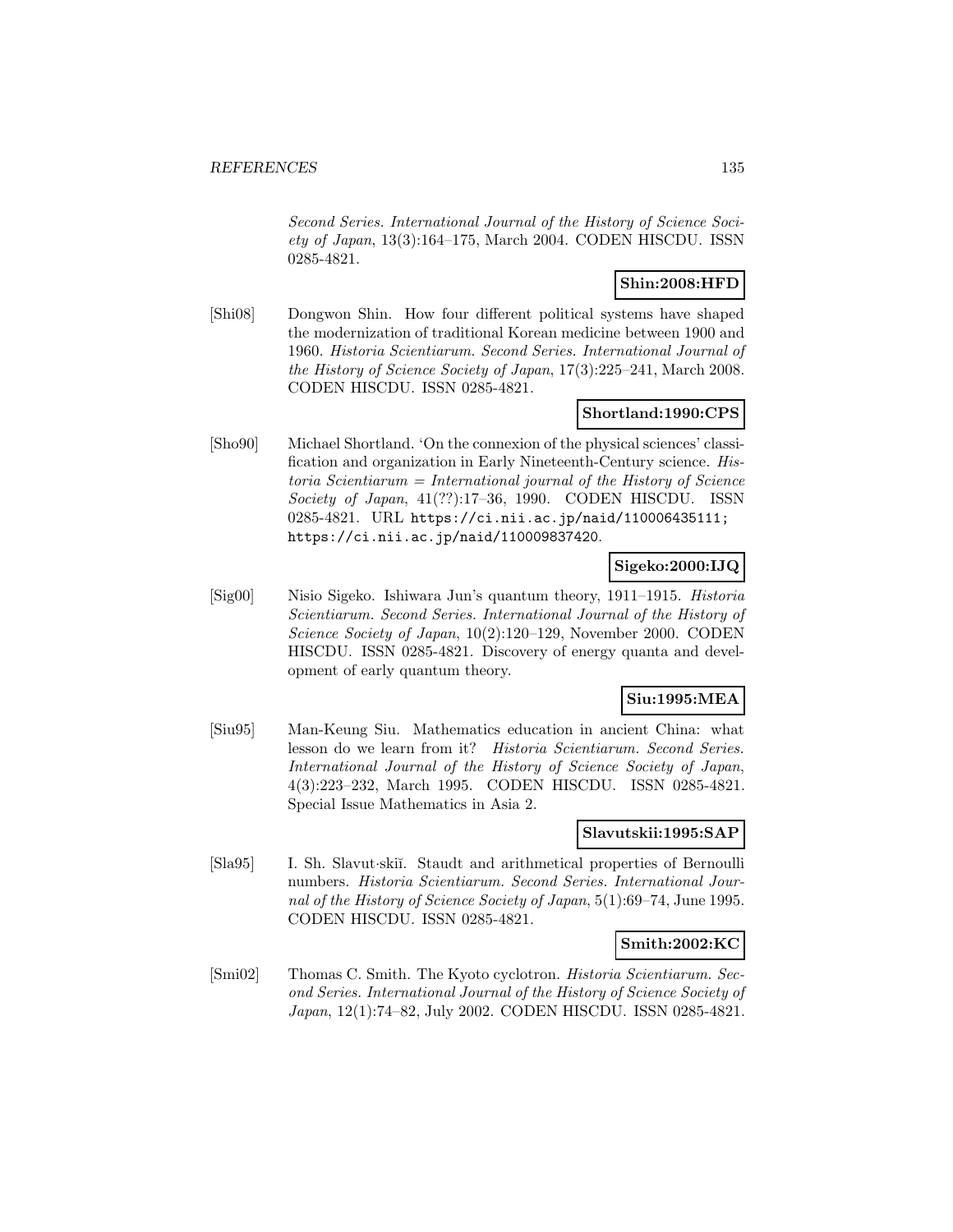*Second Series. International Journal of the History of Science Society of Japan*, 13(3):164–175, March 2004. CODEN HISCDU. ISSN 0285-4821.

**Shin:2008:HFD**

[Shi08] Dongwon Shin. How four different political systems have shaped the modernization of traditional Korean medicine between 1900 and 1960. *Historia Scientiarum. Second Series. International Journal of the History of Science Society of Japan*, 17(3):225–241, March 2008. CODEN HISCDU. ISSN 0285-4821.

**Shortland:1990:CPS**

[Sho90] Michael Shortland. 'On the connexion of the physical sciences' classification and organization in Early Nineteenth-Century science. *Historia Scientiarum = International journal of the History of Science Society of Japan*, 41(??):17–36, 1990. CODEN HISCDU. ISSN 0285-4821. URL `https://ci.nii.ac.jp/naid/110006435111; https://ci.nii.ac.jp/naid/110009837420`.

**Sigeko:2000:IJQ**

[Sig00] Nisio Sigeko. Ishiwara Jun's quantum theory, 1911–1915. *Historia Scientiarum. Second Series. International Journal of the History of Science Society of Japan*, 10(2):120–129, November 2000. CODEN HISCDU. ISSN 0285-4821. Discovery of energy quanta and development of early quantum theory.

**Siu:1995:MEA**

[Siu95] Man-Keung Siu. Mathematics education in ancient China: what lesson do we learn from it? *Historia Scientiarum. Second Series. International Journal of the History of Science Society of Japan*, 4(3):223–232, March 1995. CODEN HISCDU. ISSN 0285-4821. Special Issue Mathematics in Asia 2.

**Slavutskii:1995:SAP**

[Sla95] I. Sh. Slavut·skiĭ. Staudt and arithmetical properties of Bernoulli numbers. *Historia Scientiarum. Second Series. International Journal of the History of Science Society of Japan*, 5(1):69–74, June 1995. CODEN HISCDU. ISSN 0285-4821.

**Smith:2002:KC**

[Smi02] Thomas C. Smith. The Kyoto cyclotron. *Historia Scientiarum. Second Series. International Journal of the History of Science Society of Japan*, 12(1):74–82, July 2002. CODEN HISCDU. ISSN 0285-4821.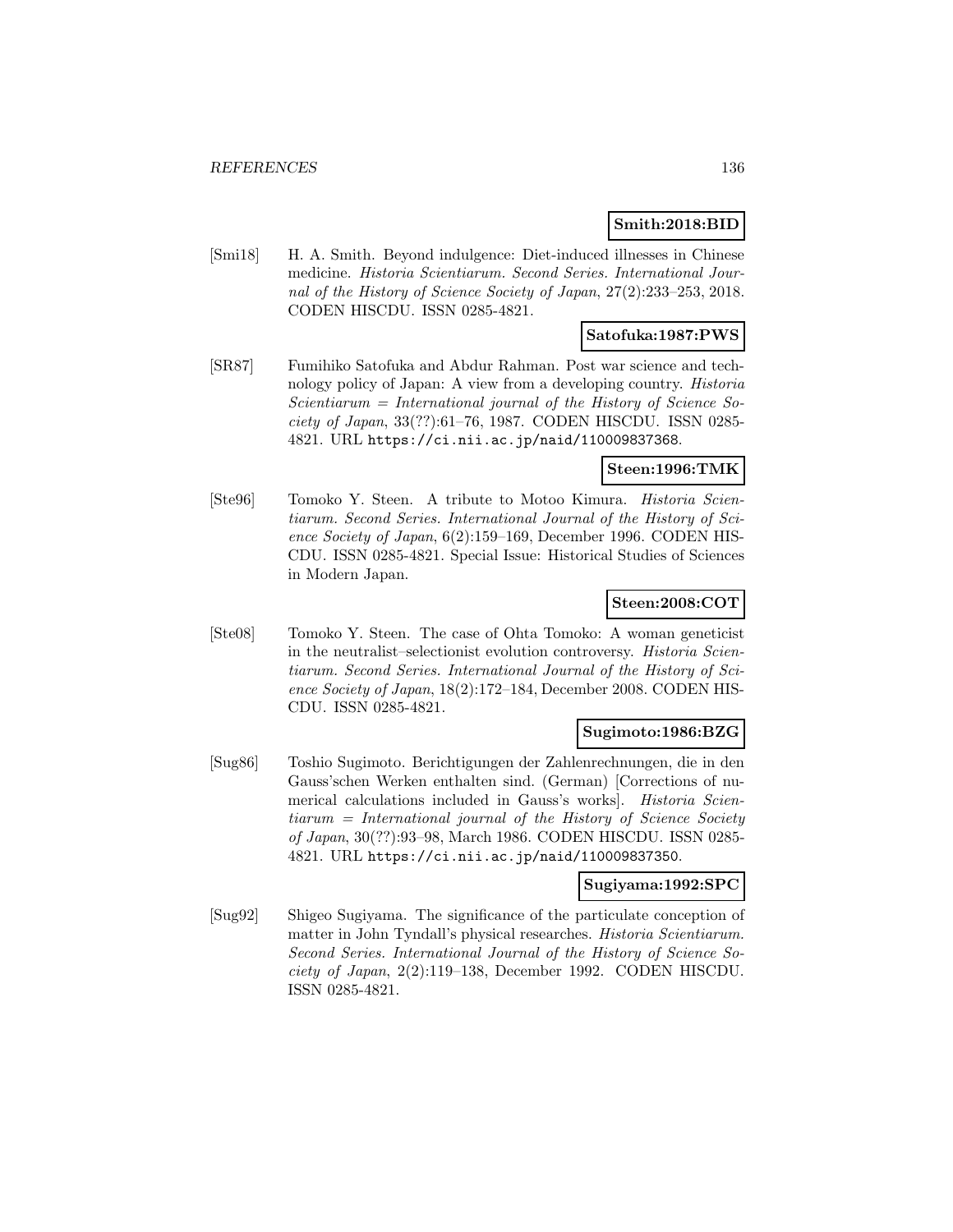**Smith:2018:BID**

[Smi18] H. A. Smith. Beyond indulgence: Diet-induced illnesses in Chinese medicine. *Historia Scientiarum. Second Series. International Journal of the History of Science Society of Japan*, 27(2):233–253, 2018. CODEN HISCDU. ISSN 0285-4821.

**Satofuka:1987:PWS**

[SR87] Fumihiko Satofuka and Abdur Rahman. Post war science and technology policy of Japan: A view from a developing country. *Historia Scientiarum = International journal of the History of Science Society of Japan*, 33(??):61–76, 1987. CODEN HISCDU. ISSN 0285-4821. URL https://ci.nii.ac.jp/naid/110009837368.

**Steen:1996:TMK**

[Ste96] Tomoko Y. Steen. A tribute to Motoo Kimura. *Historia Scientiarum. Second Series. International Journal of the History of Science Society of Japan*, 6(2):159–169, December 1996. CODEN HISCDU. ISSN 0285-4821. Special Issue: Historical Studies of Sciences in Modern Japan.

**Steen:2008:COT**

[Ste08] Tomoko Y. Steen. The case of Ohta Tomoko: A woman geneticist in the neutralist–selectionist evolution controversy. *Historia Scientiarum. Second Series. International Journal of the History of Science Society of Japan*, 18(2):172–184, December 2008. CODEN HISCDU. ISSN 0285-4821.

**Sugimoto:1986:BZG**

[Sug86] Toshio Sugimoto. Berichtigungen der Zahlenrechnungen, die in den Gauss'schen Werken enthalten sind. (German) [Corrections of numerical calculations included in Gauss's works]. *Historia Scientiarum = International journal of the History of Science Society of Japan*, 30(??):93–98, March 1986. CODEN HISCDU. ISSN 0285-4821. URL https://ci.nii.ac.jp/naid/110009837350.

**Sugiyama:1992:SPC**

[Sug92] Shigeo Sugiyama. The significance of the particulate conception of matter in John Tyndall's physical researches. *Historia Scientiarum. Second Series. International Journal of the History of Science Society of Japan*, 2(2):119–138, December 1992. CODEN HISCDU. ISSN 0285-4821.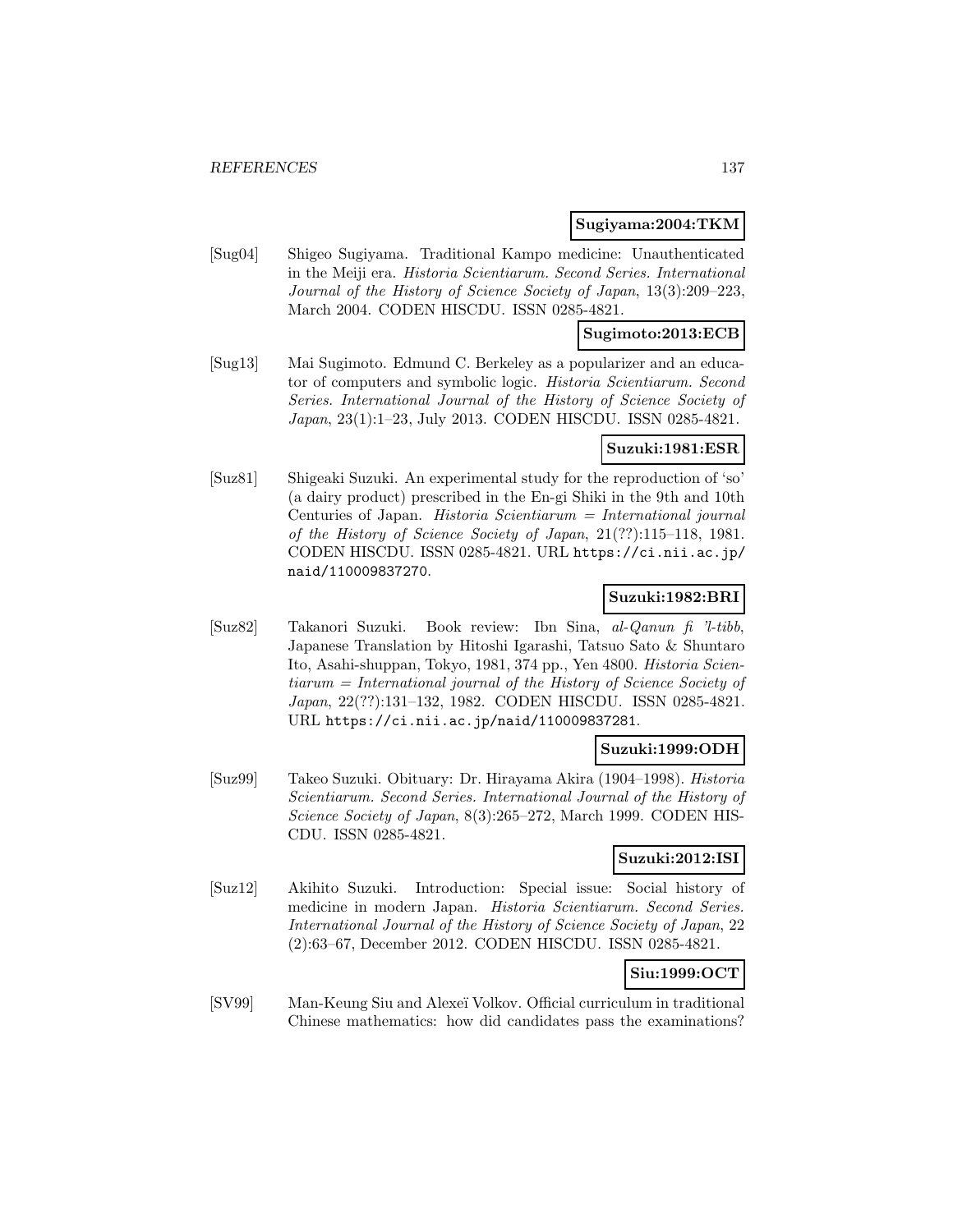**Sugiyama:2004:TKM**

[Sug04] Shigeo Sugiyama. Traditional Kampo medicine: Unauthenticated in the Meiji era. *Historia Scientiarum. Second Series. International Journal of the History of Science Society of Japan*, 13(3):209–223, March 2004. CODEN HISCDU. ISSN 0285-4821.

**Sugimoto:2013:ECB**

[Sug13] Mai Sugimoto. Edmund C. Berkeley as a popularizer and an educator of computers and symbolic logic. *Historia Scientiarum. Second Series. International Journal of the History of Science Society of Japan*, 23(1):1–23, July 2013. CODEN HISCDU. ISSN 0285-4821.

**Suzuki:1981:ESR**

[Suz81] Shigeaki Suzuki. An experimental study for the reproduction of 'so' (a dairy product) prescribed in the En-gi Shiki in the 9th and 10th Centuries of Japan. *Historia Scientiarum = International journal of the History of Science Society of Japan*, 21(??):115–118, 1981. CODEN HISCDU. ISSN 0285-4821. URL https://ci.nii.ac.jp/naid/110009837270.

**Suzuki:1982:BRI**

[Suz82] Takanori Suzuki. Book review: Ibn Sina, *al-Qanun fi 'l-tibb*, Japanese Translation by Hitoshi Igarashi, Tatsuo Sato & Shuntaro Ito, Asahi-shuppan, Tokyo, 1981, 374 pp., Yen 4800. *Historia Scientiarum = International journal of the History of Science Society of Japan*, 22(??):131–132, 1982. CODEN HISCDU. ISSN 0285-4821. URL https://ci.nii.ac.jp/naid/110009837281.

**Suzuki:1999:ODH**

[Suz99] Takeo Suzuki. Obituary: Dr. Hirayama Akira (1904–1998). *Historia Scientiarum. Second Series. International Journal of the History of Science Society of Japan*, 8(3):265–272, March 1999. CODEN HISCDU. ISSN 0285-4821.

**Suzuki:2012:ISI**

[Suz12] Akihito Suzuki. Introduction: Special issue: Social history of medicine in modern Japan. *Historia Scientiarum. Second Series. International Journal of the History of Science Society of Japan*, 22 (2):63–67, December 2012. CODEN HISCDU. ISSN 0285-4821.

**Siu:1999:OCT**

[SV99] Man-Keung Siu and Alexeï Volkov. Official curriculum in traditional Chinese mathematics: how did candidates pass the examinations?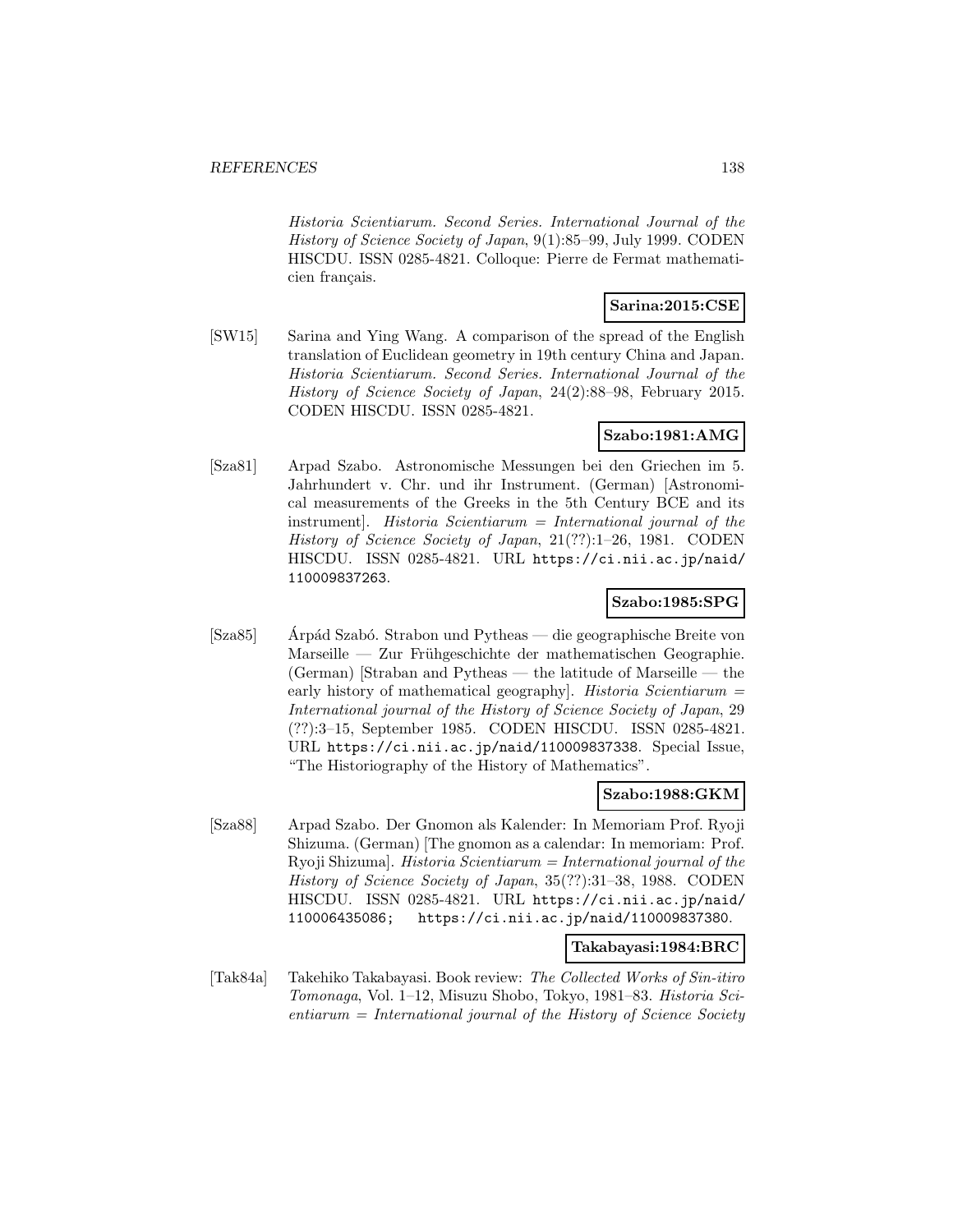*Historia Scientiarum. Second Series. International Journal of the History of Science Society of Japan*, 9(1):85–99, July 1999. CODEN HISCDU. ISSN 0285-4821. Colloque: Pierre de Fermat mathematicien français.

**Sarina:2015:CSE**

[SW15] Sarina and Ying Wang. A comparison of the spread of the English translation of Euclidean geometry in 19th century China and Japan. *Historia Scientiarum. Second Series. International Journal of the History of Science Society of Japan*, 24(2):88–98, February 2015. CODEN HISCDU. ISSN 0285-4821.

**Szabo:1981:AMG**

[Sza81] Arpad Szabo. Astronomische Messungen bei den Griechen im 5. Jahrhundert v. Chr. und ihr Instrument. (German) [Astronomical measurements of the Greeks in the 5th Century BCE and its instrument]. *Historia Scientiarum = International journal of the History of Science Society of Japan*, 21(??):1–26, 1981. CODEN HISCDU. ISSN 0285-4821. URL https://ci.nii.ac.jp/naid/110009837263.

**Szabo:1985:SPG**

[Sza85] Árpád Szabó. Strabon und Pytheas — die geographische Breite von Marseille — Zur Frühgeschichte der mathematischen Geographie. (German) [Straban and Pytheas — the latitude of Marseille — the early history of mathematical geography]. *Historia Scientiarum = International journal of the History of Science Society of Japan*, 29 (??):3–15, September 1985. CODEN HISCDU. ISSN 0285-4821. URL https://ci.nii.ac.jp/naid/110009837338. Special Issue, "The Historiography of the History of Mathematics".

**Szabo:1988:GKM**

[Sza88] Arpad Szabo. Der Gnomon als Kalender: In Memoriam Prof. Ryoji Shizuma. (German) [The gnomon as a calendar: In memoriam: Prof. Ryoji Shizuma]. *Historia Scientiarum = International journal of the History of Science Society of Japan*, 35(??):31–38, 1988. CODEN HISCDU. ISSN 0285-4821. URL https://ci.nii.ac.jp/naid/110006435086; https://ci.nii.ac.jp/naid/110009837380.

**Takabayasi:1984:BRC**

[Tak84a] Takehiko Takabayasi. Book review: *The Collected Works of Sin-itiro Tomonaga*, Vol. 1–12, Misuzu Shobo, Tokyo, 1981–83. *Historia Scientiarum = International journal of the History of Science Society*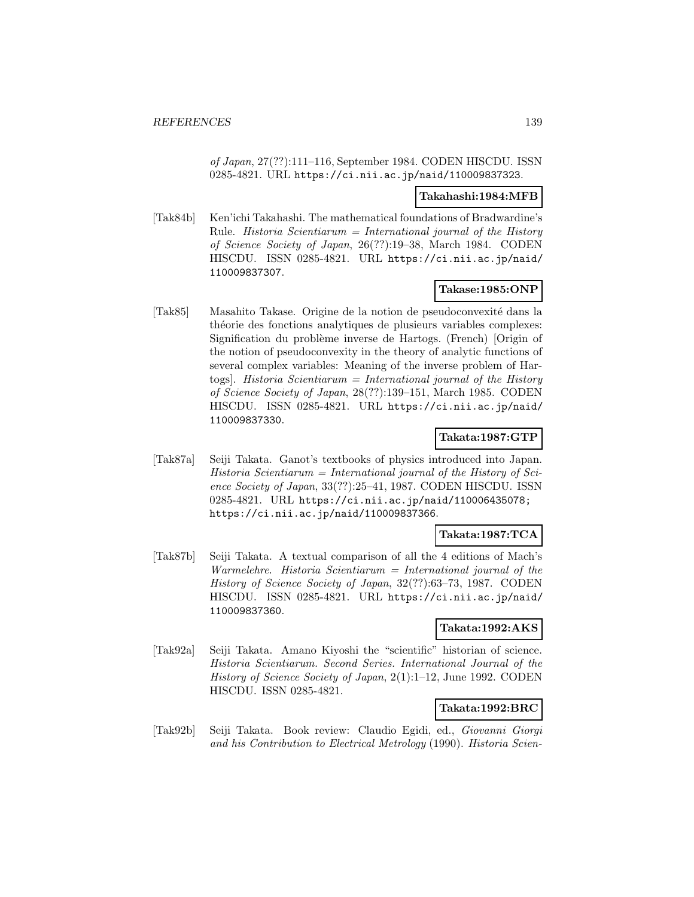*of Japan*, 27(??):111–116, September 1984. CODEN HISCDU. ISSN 0285-4821. URL https://ci.nii.ac.jp/naid/110009837323.

**Takahashi:1984:MFB**

[Tak84b] Ken'ichi Takahashi. The mathematical foundations of Bradwardine's Rule. *Historia Scientiarum = International journal of the History of Science Society of Japan*, 26(??):19–38, March 1984. CODEN HISCDU. ISSN 0285-4821. URL https://ci.nii.ac.jp/naid/110009837307.

**Takase:1985:ONP**

[Tak85] Masahito Takase. Origine de la notion de pseudoconvexité dans la théorie des fonctions analytiques de plusieurs variables complexes: Signification du problème inverse de Hartogs. (French) [Origin of the notion of pseudoconvexity in the theory of analytic functions of several complex variables: Meaning of the inverse problem of Hartogs]. *Historia Scientiarum = International journal of the History of Science Society of Japan*, 28(??):139–151, March 1985. CODEN HISCDU. ISSN 0285-4821. URL https://ci.nii.ac.jp/naid/110009837330.

**Takata:1987:GTP**

[Tak87a] Seiji Takata. Ganot's textbooks of physics introduced into Japan. *Historia Scientiarum = International journal of the History of Science Society of Japan*, 33(??):25–41, 1987. CODEN HISCDU. ISSN 0285-4821. URL https://ci.nii.ac.jp/naid/110006435078; https://ci.nii.ac.jp/naid/110009837366.

**Takata:1987:TCA**

[Tak87b] Seiji Takata. A textual comparison of all the 4 editions of Mach's *Warmelehre*. *Historia Scientiarum = International journal of the History of Science Society of Japan*, 32(??):63–73, 1987. CODEN HISCDU. ISSN 0285-4821. URL https://ci.nii.ac.jp/naid/110009837360.

**Takata:1992:AKS**

[Tak92a] Seiji Takata. Amano Kiyoshi the "scientific" historian of science. *Historia Scientiarum. Second Series. International Journal of the History of Science Society of Japan*, 2(1):1–12, June 1992. CODEN HISCDU. ISSN 0285-4821.

**Takata:1992:BRC**

[Tak92b] Seiji Takata. Book review: Claudio Egidi, ed., *Giovanni Giorgi and his Contribution to Electrical Metrology* (1990). *Historia Scien-*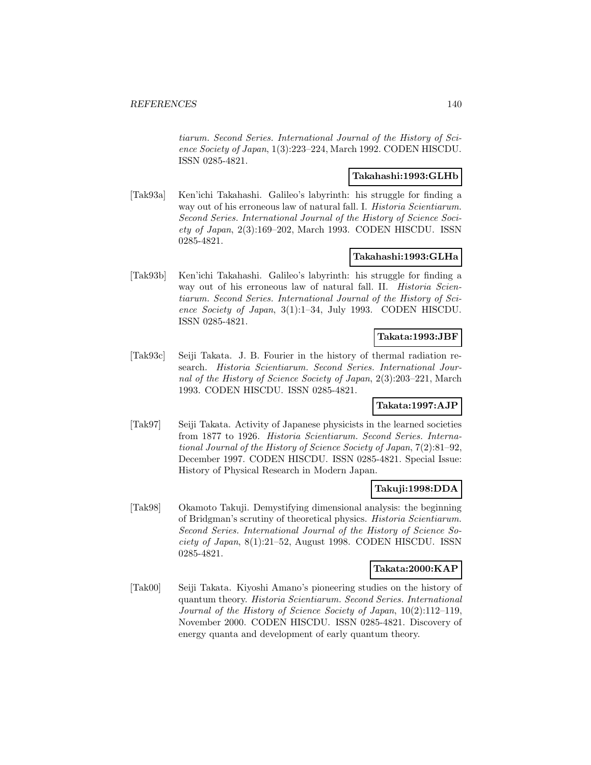*tiarum. Second Series. International Journal of the History of Science Society of Japan*, 1(3):223–224, March 1992. CODEN HISCDU. ISSN 0285-4821.

**Takahashi:1993:GLHb**

[Tak93a] Ken'ichi Takahashi. Galileo's labyrinth: his struggle for finding a way out of his erroneous law of natural fall. I. *Historia Scientiarum. Second Series. International Journal of the History of Science Society of Japan*, 2(3):169–202, March 1993. CODEN HISCDU. ISSN 0285-4821.

**Takahashi:1993:GLHa**

[Tak93b] Ken'ichi Takahashi. Galileo's labyrinth: his struggle for finding a way out of his erroneous law of natural fall. II. *Historia Scientiarum. Second Series. International Journal of the History of Science Society of Japan*, 3(1):1–34, July 1993. CODEN HISCDU. ISSN 0285-4821.

**Takata:1993:JBF**

[Tak93c] Seiji Takata. J. B. Fourier in the history of thermal radiation research. *Historia Scientiarum. Second Series. International Journal of the History of Science Society of Japan*, 2(3):203–221, March 1993. CODEN HISCDU. ISSN 0285-4821.

**Takata:1997:AJP**

[Tak97] Seiji Takata. Activity of Japanese physicists in the learned societies from 1877 to 1926. *Historia Scientiarum. Second Series. International Journal of the History of Science Society of Japan*, 7(2):81–92, December 1997. CODEN HISCDU. ISSN 0285-4821. Special Issue: History of Physical Research in Modern Japan.

**Takuji:1998:DDA**

[Tak98] Okamoto Takuji. Demystifying dimensional analysis: the beginning of Bridgman's scrutiny of theoretical physics. *Historia Scientiarum. Second Series. International Journal of the History of Science Society of Japan*, 8(1):21–52, August 1998. CODEN HISCDU. ISSN 0285-4821.

**Takata:2000:KAP**

[Tak00] Seiji Takata. Kiyoshi Amano's pioneering studies on the history of quantum theory. *Historia Scientiarum. Second Series. International Journal of the History of Science Society of Japan*, 10(2):112–119, November 2000. CODEN HISCDU. ISSN 0285-4821. Discovery of energy quanta and development of early quantum theory.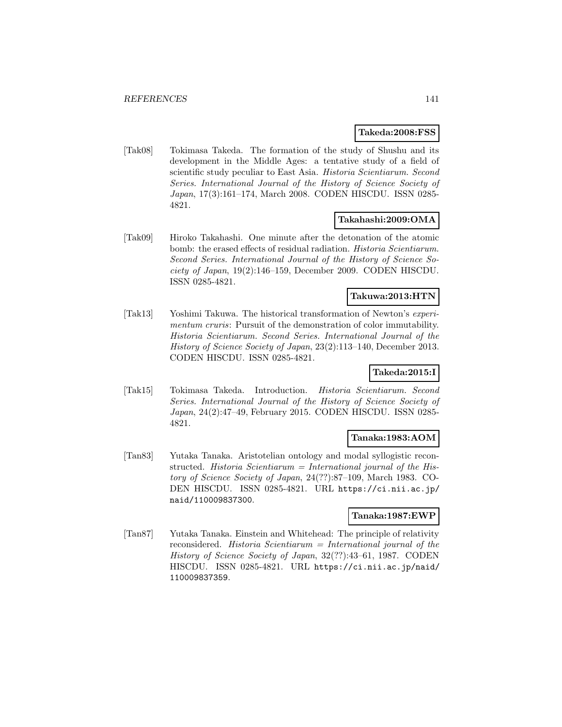**Takeda:2008:FSS**

[Tak08] Tokimasa Takeda. The formation of the study of Shushu and its development in the Middle Ages: a tentative study of a field of scientific study peculiar to East Asia. *Historia Scientiarum. Second Series. International Journal of the History of Science Society of Japan*, 17(3):161–174, March 2008. CODEN HISCDU. ISSN 0285-4821.

**Takahashi:2009:OMA**

[Tak09] Hiroko Takahashi. One minute after the detonation of the atomic bomb: the erased effects of residual radiation. *Historia Scientiarum. Second Series. International Journal of the History of Science Society of Japan*, 19(2):146–159, December 2009. CODEN HISCDU. ISSN 0285-4821.

**Takuwa:2013:HTN**

[Tak13] Yoshimi Takuwa. The historical transformation of Newton's *experimentum cruris*: Pursuit of the demonstration of color immutability. *Historia Scientiarum. Second Series. International Journal of the History of Science Society of Japan*, 23(2):113–140, December 2013. CODEN HISCDU. ISSN 0285-4821.

**Takeda:2015:I**

[Tak15] Tokimasa Takeda. Introduction. *Historia Scientiarum. Second Series. International Journal of the History of Science Society of Japan*, 24(2):47–49, February 2015. CODEN HISCDU. ISSN 0285-4821.

**Tanaka:1983:AOM**

[Tan83] Yutaka Tanaka. Aristotelian ontology and modal syllogistic reconstructed. *Historia Scientiarum = International journal of the History of Science Society of Japan*, 24(??):87–109, March 1983. CODEN HISCDU. ISSN 0285-4821. URL https://ci.nii.ac.jp/naid/110009837300.

**Tanaka:1987:EWP**

[Tan87] Yutaka Tanaka. Einstein and Whitehead: The principle of relativity reconsidered. *Historia Scientiarum = International journal of the History of Science Society of Japan*, 32(??):43–61, 1987. CODEN HISCDU. ISSN 0285-4821. URL https://ci.nii.ac.jp/naid/110009837359.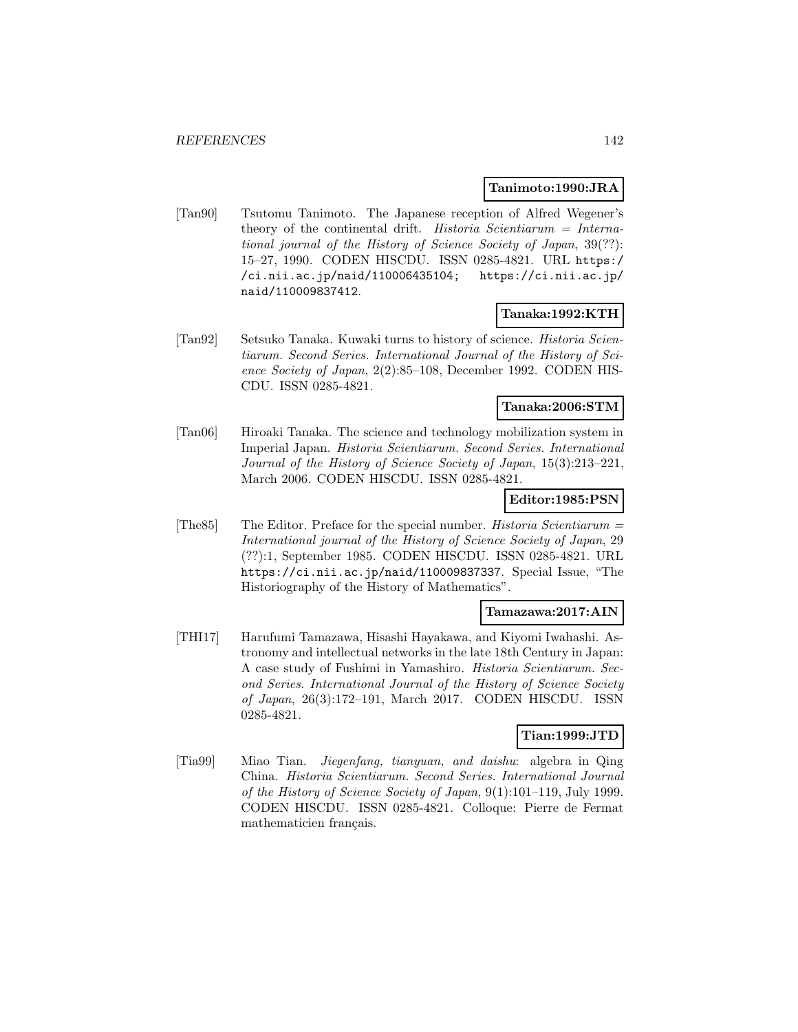**Tanimoto:1990:JRA**

[Tan90] Tsutomu Tanimoto. The Japanese reception of Alfred Wegener's theory of the continental drift. *Historia Scientiarum = International journal of the History of Science Society of Japan*, 39(??): 15–27, 1990. CODEN HISCDU. ISSN 0285-4821. URL https://ci.nii.ac.jp/naid/110006435104; https://ci.nii.ac.jp/naid/110009837412.

**Tanaka:1992:KTH**

[Tan92] Setsuko Tanaka. Kuwaki turns to history of science. *Historia Scientiarum. Second Series. International Journal of the History of Science Society of Japan*, 2(2):85–108, December 1992. CODEN HISCDU. ISSN 0285-4821.

**Tanaka:2006:STM**

[Tan06] Hiroaki Tanaka. The science and technology mobilization system in Imperial Japan. *Historia Scientiarum. Second Series. International Journal of the History of Science Society of Japan*, 15(3):213–221, March 2006. CODEN HISCDU. ISSN 0285-4821.

**Editor:1985:PSN**

[The85] The Editor. Preface for the special number. *Historia Scientiarum = International journal of the History of Science Society of Japan*, 29 (??):1, September 1985. CODEN HISCDU. ISSN 0285-4821. URL https://ci.nii.ac.jp/naid/110009837337. Special Issue, "The Historiography of the History of Mathematics".

**Tamazawa:2017:AIN**

[THI17] Harufumi Tamazawa, Hisashi Hayakawa, and Kiyomi Iwahashi. Astronomy and intellectual networks in the late 18th Century in Japan: A case study of Fushimi in Yamashiro. *Historia Scientiarum. Second Series. International Journal of the History of Science Society of Japan*, 26(3):172–191, March 2017. CODEN HISCDU. ISSN 0285-4821.

**Tian:1999:JTD**

[Tia99] Miao Tian. *Jiegenfang, tianyuan, and daishu*: algebra in Qing China. *Historia Scientiarum. Second Series. International Journal of the History of Science Society of Japan*, 9(1):101–119, July 1999. CODEN HISCDU. ISSN 0285-4821. Colloque: Pierre de Fermat mathematicien français.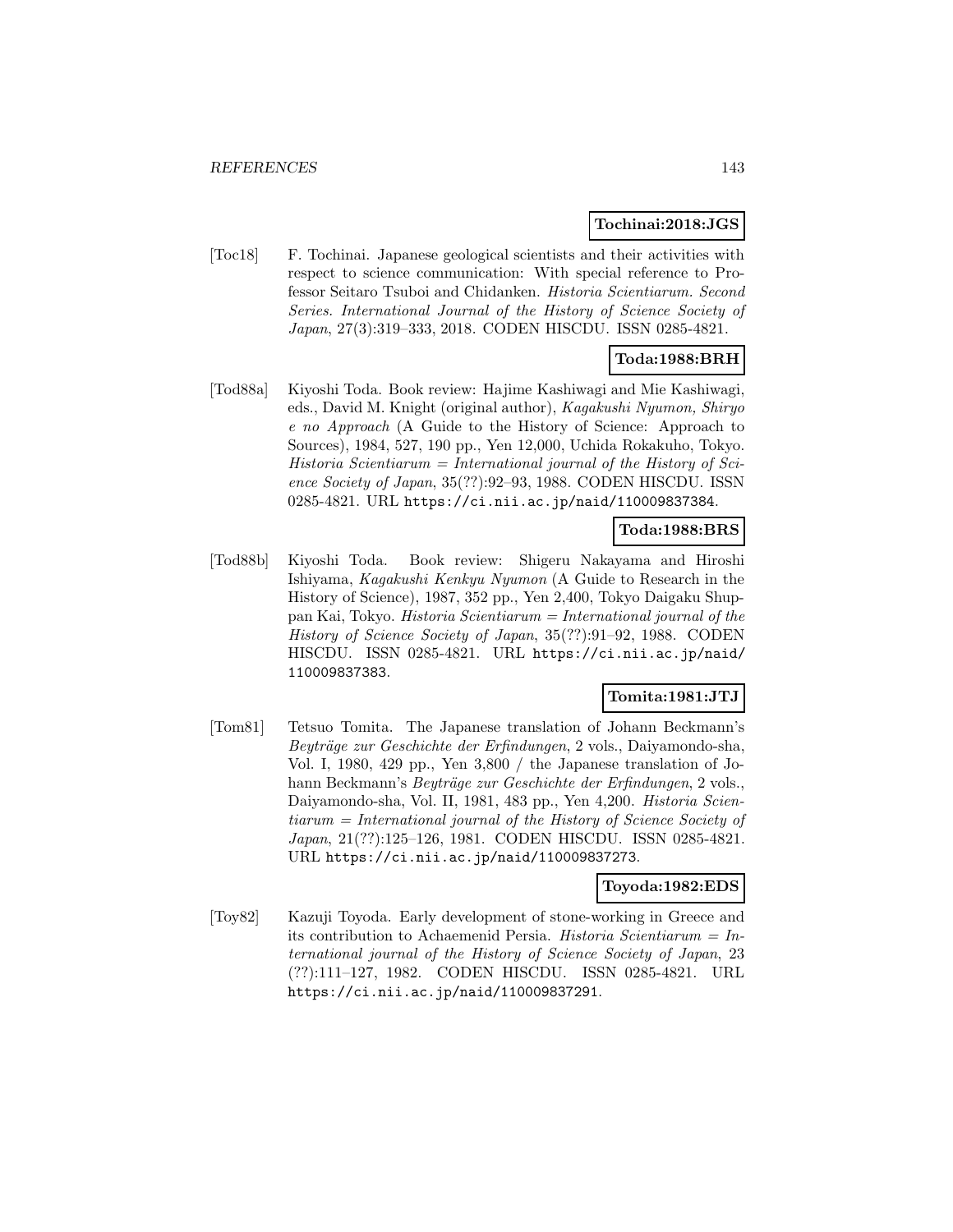**Tochinai:2018:JGS**

[Toc18] F. Tochinai. Japanese geological scientists and their activities with respect to science communication: With special reference to Professor Seitaro Tsuboi and Chidanken. *Historia Scientiarum. Second Series. International Journal of the History of Science Society of Japan*, 27(3):319–333, 2018. CODEN HISCDU. ISSN 0285-4821.

**Toda:1988:BRH**

[Tod88a] Kiyoshi Toda. Book review: Hajime Kashiwagi and Mie Kashiwagi, eds., David M. Knight (original author), *Kagakushi Nyumon, Shiryo e no Approach* (A Guide to the History of Science: Approach to Sources), 1984, 527, 190 pp., Yen 12,000, Uchida Rokakuho, Tokyo. *Historia Scientiarum = International journal of the History of Science Society of Japan*, 35(??):92–93, 1988. CODEN HISCDU. ISSN 0285-4821. URL https://ci.nii.ac.jp/naid/110009837384.

**Toda:1988:BRS**

[Tod88b] Kiyoshi Toda. Book review: Shigeru Nakayama and Hiroshi Ishiyama, *Kagakushi Kenkyu Nyumon* (A Guide to Research in the History of Science), 1987, 352 pp., Yen 2,400, Tokyo Daigaku Shuppan Kai, Tokyo. *Historia Scientiarum = International journal of the History of Science Society of Japan*, 35(??):91–92, 1988. CODEN HISCDU. ISSN 0285-4821. URL https://ci.nii.ac.jp/naid/110009837383.

**Tomita:1981:JTJ**

[Tom81] Tetsuo Tomita. The Japanese translation of Johann Beckmann's *Beyträge zur Geschichte der Erfindungen*, 2 vols., Daiyamondo-sha, Vol. I, 1980, 429 pp., Yen 3,800 / the Japanese translation of Johann Beckmann's *Beyträge zur Geschichte der Erfindungen*, 2 vols., Daiyamondo-sha, Vol. II, 1981, 483 pp., Yen 4,200. *Historia Scientiarum = International journal of the History of Science Society of Japan*, 21(??):125–126, 1981. CODEN HISCDU. ISSN 0285-4821. URL https://ci.nii.ac.jp/naid/110009837273.

**Toyoda:1982:EDS**

[Toy82] Kazuji Toyoda. Early development of stone-working in Greece and its contribution to Achaemenid Persia. *Historia Scientiarum = International journal of the History of Science Society of Japan*, 23 (??):111–127, 1982. CODEN HISCDU. ISSN 0285-4821. URL https://ci.nii.ac.jp/naid/110009837291.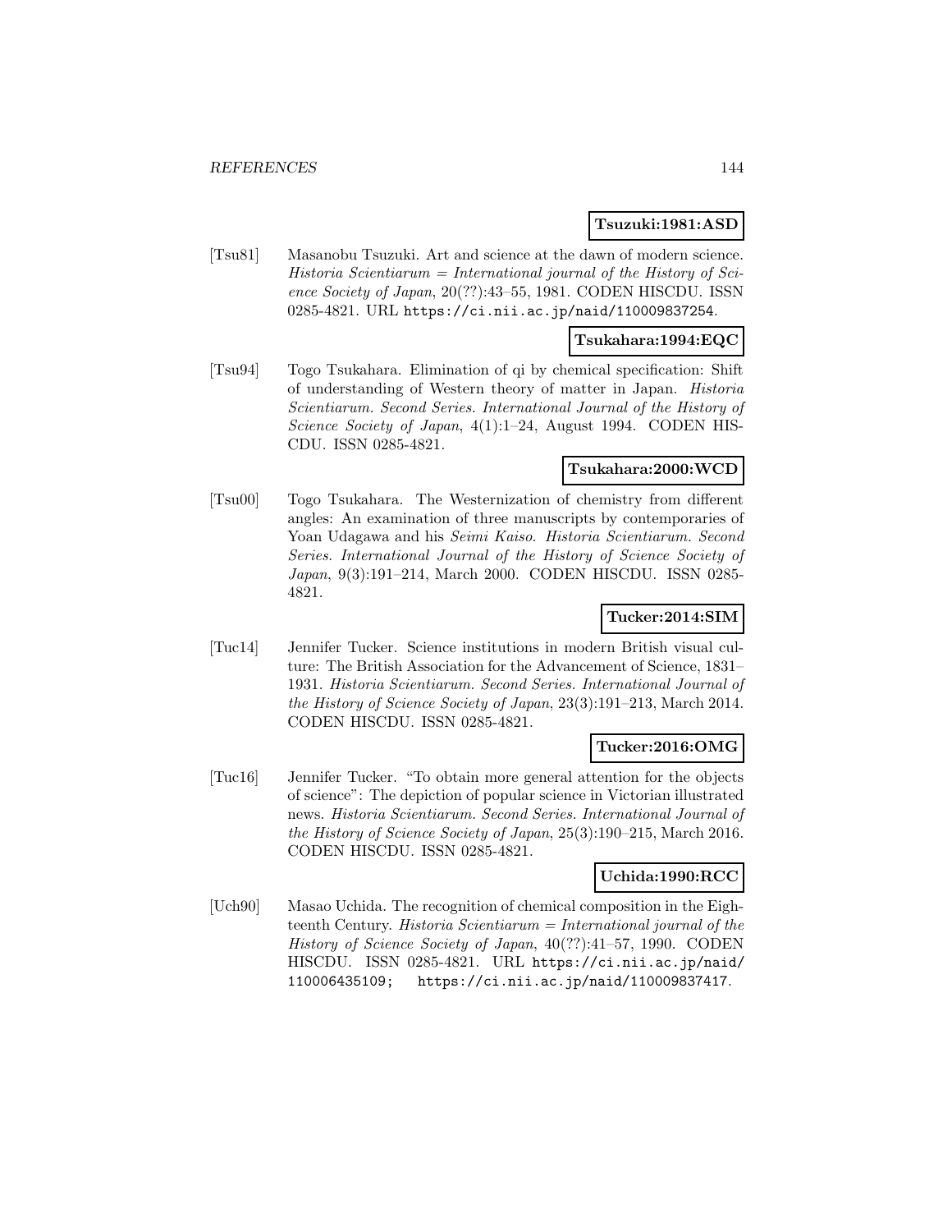**Tsuzuki:1981:ASD**

[Tsu81] Masanobu Tsuzuki. Art and science at the dawn of modern science. *Historia Scientiarum = International journal of the History of Science Society of Japan*, 20(??):43–55, 1981. CODEN HISCDU. ISSN 0285-4821. URL https://ci.nii.ac.jp/naid/110009837254.

**Tsukahara:1994:EQC**

[Tsu94] Togo Tsukahara. Elimination of qi by chemical specification: Shift of understanding of Western theory of matter in Japan. *Historia Scientiarum. Second Series. International Journal of the History of Science Society of Japan*, 4(1):1–24, August 1994. CODEN HISCDU. ISSN 0285-4821.

**Tsukahara:2000:WCD**

[Tsu00] Togo Tsukahara. The Westernization of chemistry from different angles: An examination of three manuscripts by contemporaries of Yoan Udagawa and his *Seimi Kaiso*. *Historia Scientiarum. Second Series. International Journal of the History of Science Society of Japan*, 9(3):191–214, March 2000. CODEN HISCDU. ISSN 0285-4821.

**Tucker:2014:SIM**

[Tuc14] Jennifer Tucker. Science institutions in modern British visual culture: The British Association for the Advancement of Science, 1831–1931. *Historia Scientiarum. Second Series. International Journal of the History of Science Society of Japan*, 23(3):191–213, March 2014. CODEN HISCDU. ISSN 0285-4821.

**Tucker:2016:OMG**

[Tuc16] Jennifer Tucker. "To obtain more general attention for the objects of science": The depiction of popular science in Victorian illustrated news. *Historia Scientiarum. Second Series. International Journal of the History of Science Society of Japan*, 25(3):190–215, March 2016. CODEN HISCDU. ISSN 0285-4821.

**Uchida:1990:RCC**

[Uch90] Masao Uchida. The recognition of chemical composition in the Eighteenth Century. *Historia Scientiarum = International journal of the History of Science Society of Japan*, 40(??):41–57, 1990. CODEN HISCDU. ISSN 0285-4821. URL https://ci.nii.ac.jp/naid/110006435109; https://ci.nii.ac.jp/naid/110009837417.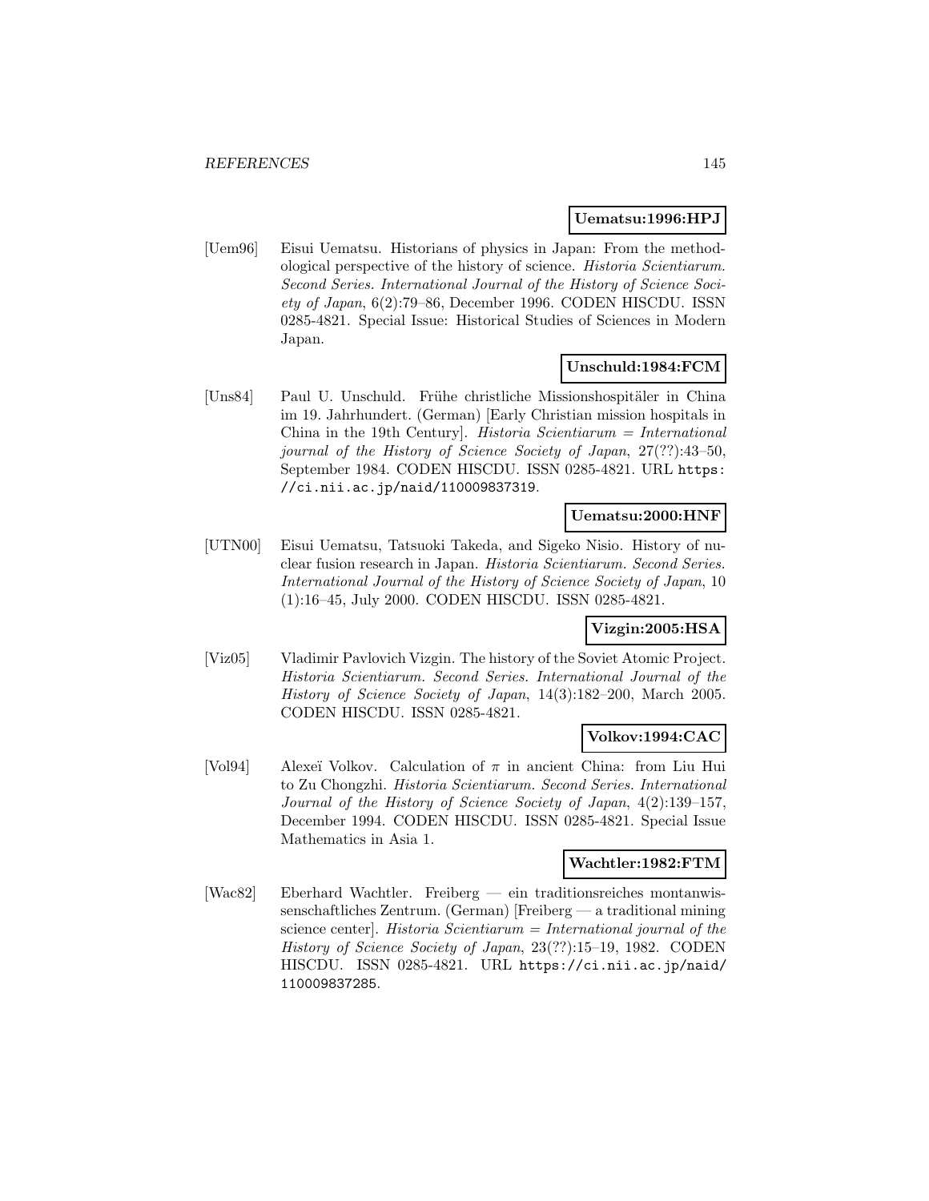**Uematsu:1996:HPJ**

[Uem96] Eisui Uematsu. Historians of physics in Japan: From the methodological perspective of the history of science. *Historia Scientiarum. Second Series. International Journal of the History of Science Society of Japan*, 6(2):79–86, December 1996. CODEN HISCDU. ISSN 0285-4821. Special Issue: Historical Studies of Sciences in Modern Japan.

**Unschuld:1984:FCM**

[Uns84] Paul U. Unschuld. Frühe christliche Missionshospitäler in China im 19. Jahrhundert. (German) [Early Christian mission hospitals in China in the 19th Century]. *Historia Scientiarum = International journal of the History of Science Society of Japan*, 27(??):43–50, September 1984. CODEN HISCDU. ISSN 0285-4821. URL https://ci.nii.ac.jp/naid/110009837319.

**Uematsu:2000:HNF**

[UTN00] Eisui Uematsu, Tatsuoki Takeda, and Sigeko Nisio. History of nuclear fusion research in Japan. *Historia Scientiarum. Second Series. International Journal of the History of Science Society of Japan*, 10 (1):16–45, July 2000. CODEN HISCDU. ISSN 0285-4821.

**Vizgin:2005:HSA**

[Viz05] Vladimir Pavlovich Vizgin. The history of the Soviet Atomic Project. *Historia Scientiarum. Second Series. International Journal of the History of Science Society of Japan*, 14(3):182–200, March 2005. CODEN HISCDU. ISSN 0285-4821.

**Volkov:1994:CAC**

[Vol94] Alexeï Volkov. Calculation of $\pi$ in ancient China: from Liu Hui to Zu Chongzhi. *Historia Scientiarum. Second Series. International Journal of the History of Science Society of Japan*, 4(2):139–157, December 1994. CODEN HISCDU. ISSN 0285-4821. Special Issue Mathematics in Asia 1.

**Wachtler:1982:FTM**

[Wac82] Eberhard Wachtler. Freiberg — ein traditionsreiches montanwissenschaftliches Zentrum. (German) [Freiberg — a traditional mining science center]. *Historia Scientiarum = International journal of the History of Science Society of Japan*, 23(??):15–19, 1982. CODEN HISCDU. ISSN 0285-4821. URL https://ci.nii.ac.jp/naid/110009837285.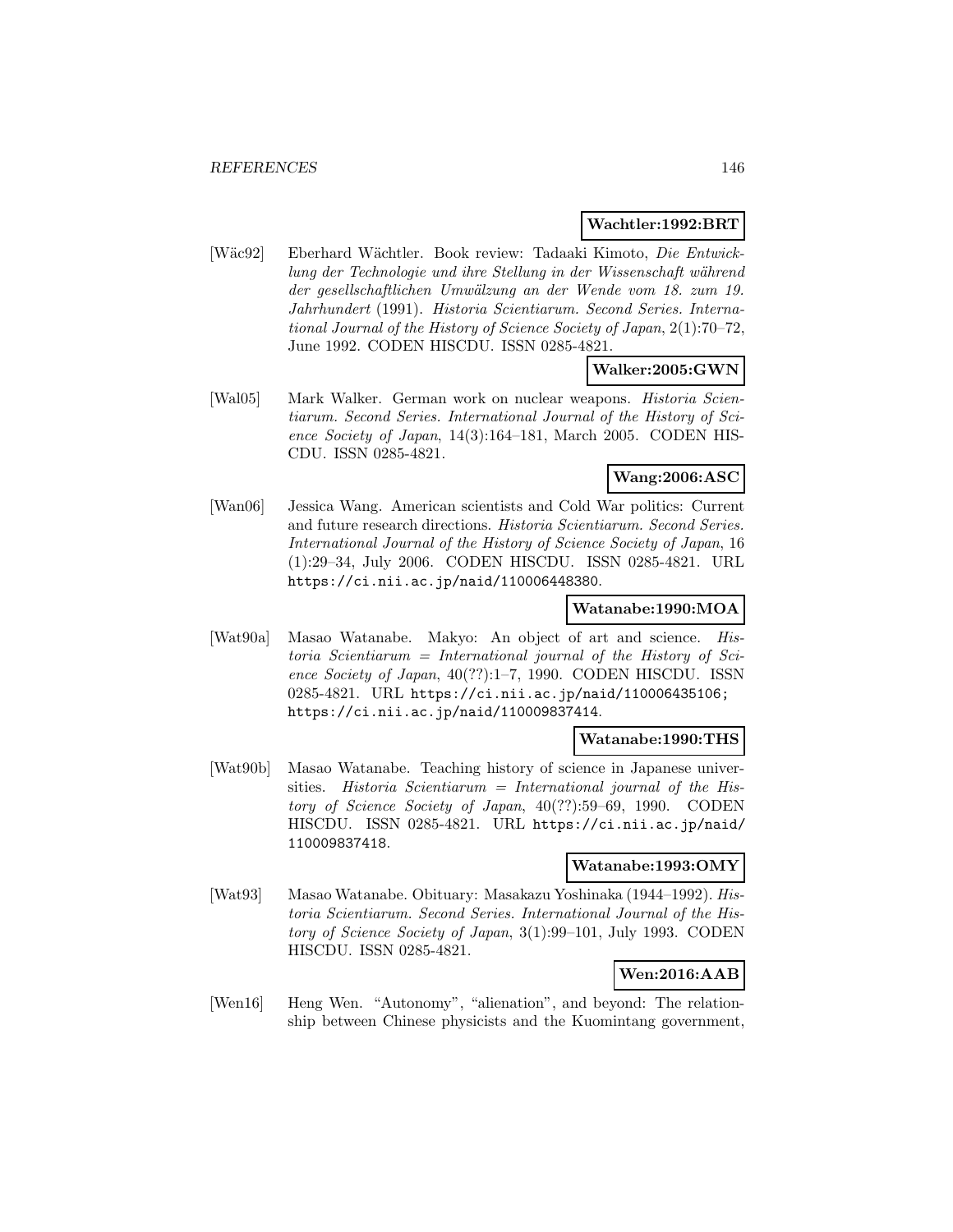**Wachtler:1992:BRT**

[Wäc92] Eberhard Wächtler. Book review: Tadaaki Kimoto, *Die Entwicklung der Technologie und ihre Stellung in der Wissenschaft während der gesellschaftlichen Umwälzung an der Wende vom 18. zum 19. Jahrhundert* (1991). *Historia Scientiarum. Second Series. International Journal of the History of Science Society of Japan*, 2(1):70–72, June 1992. CODEN HISCDU. ISSN 0285-4821.

**Walker:2005:GWN**

[Wal05] Mark Walker. German work on nuclear weapons. *Historia Scientiarum. Second Series. International Journal of the History of Science Society of Japan*, 14(3):164–181, March 2005. CODEN HISCDU. ISSN 0285-4821.

**Wang:2006:ASC**

[Wan06] Jessica Wang. American scientists and Cold War politics: Current and future research directions. *Historia Scientiarum. Second Series. International Journal of the History of Science Society of Japan*, 16 (1):29–34, July 2006. CODEN HISCDU. ISSN 0285-4821. URL https://ci.nii.ac.jp/naid/110006448380.

**Watanabe:1990:MOA**

[Wat90a] Masao Watanabe. Makyo: An object of art and science. *Historia Scientiarum = International journal of the History of Science Society of Japan*, 40(??):1–7, 1990. CODEN HISCDU. ISSN 0285-4821. URL https://ci.nii.ac.jp/naid/110006435106; https://ci.nii.ac.jp/naid/110009837414.

**Watanabe:1990:THS**

[Wat90b] Masao Watanabe. Teaching history of science in Japanese universities. *Historia Scientiarum = International journal of the History of Science Society of Japan*, 40(??):59–69, 1990. CODEN HISCDU. ISSN 0285-4821. URL https://ci.nii.ac.jp/naid/110009837418.

**Watanabe:1993:OMY**

[Wat93] Masao Watanabe. Obituary: Masakazu Yoshinaka (1944–1992). *Historia Scientiarum. Second Series. International Journal of the History of Science Society of Japan*, 3(1):99–101, July 1993. CODEN HISCDU. ISSN 0285-4821.

**Wen:2016:AAB**

[Wen16] Heng Wen. "Autonomy", "alienation", and beyond: The relationship between Chinese physicists and the Kuomintang government,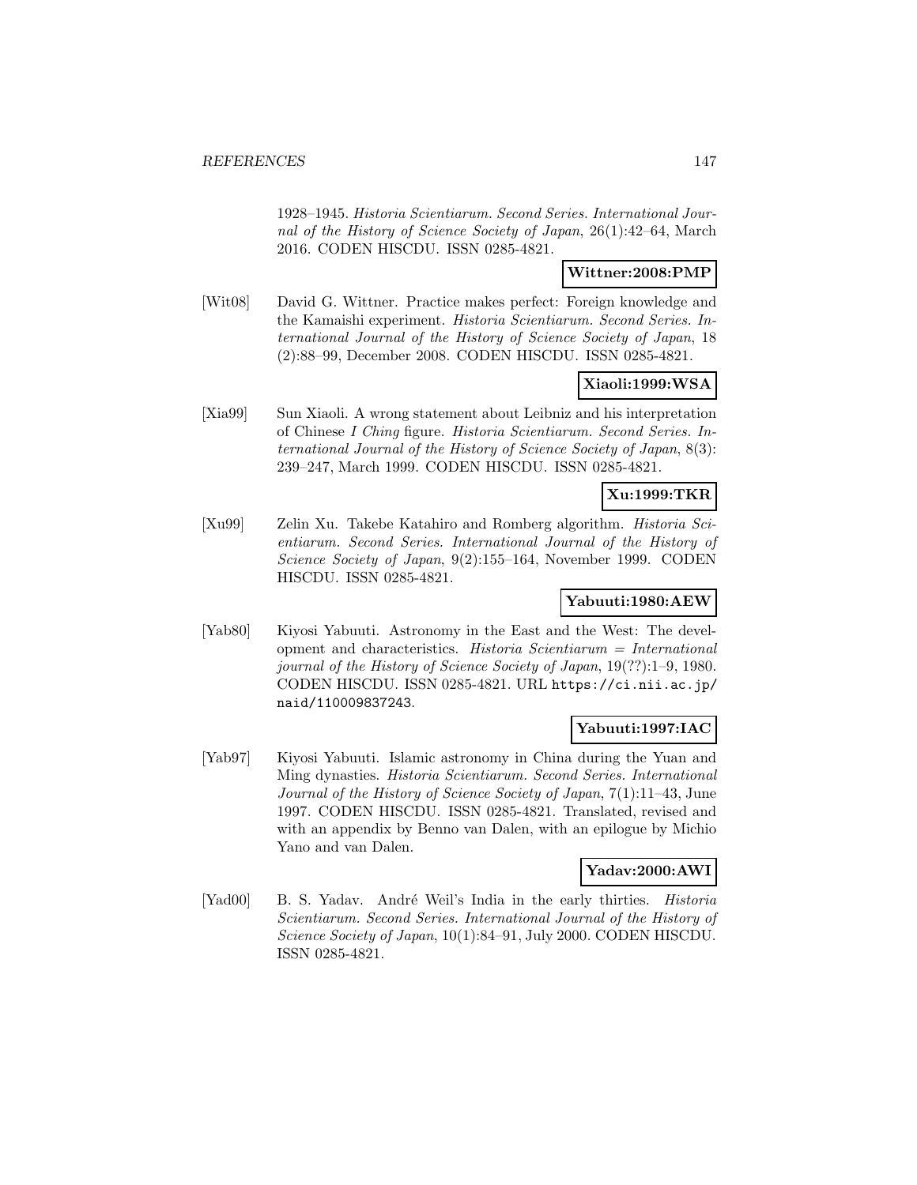1928–1945. *Historia Scientiarum. Second Series. International Journal of the History of Science Society of Japan*, 26(1):42–64, March 2016. CODEN HISCDU. ISSN 0285-4821.

**Wittner:2008:PMP**

[Wit08] David G. Wittner. Practice makes perfect: Foreign knowledge and the Kamaishi experiment. *Historia Scientiarum. Second Series. International Journal of the History of Science Society of Japan*, 18 (2):88–99, December 2008. CODEN HISCDU. ISSN 0285-4821.

**Xiaoli:1999:WSA**

[Xia99] Sun Xiaoli. A wrong statement about Leibniz and his interpretation of Chinese *I Ching* figure. *Historia Scientiarum. Second Series. International Journal of the History of Science Society of Japan*, 8(3): 239–247, March 1999. CODEN HISCDU. ISSN 0285-4821.

**Xu:1999:TKR**

[Xu99] Zelin Xu. Takebe Katahiro and Romberg algorithm. *Historia Scientiarum. Second Series. International Journal of the History of Science Society of Japan*, 9(2):155–164, November 1999. CODEN HISCDU. ISSN 0285-4821.

**Yabuuti:1980:AEW**

[Yab80] Kiyosi Yabuuti. Astronomy in the East and the West: The development and characteristics. *Historia Scientiarum = International journal of the History of Science Society of Japan*, 19(??):1–9, 1980. CODEN HISCDU. ISSN 0285-4821. URL `https://ci.nii.ac.jp/naid/110009837243`.

**Yabuuti:1997:IAC**

[Yab97] Kiyosi Yabuuti. Islamic astronomy in China during the Yuan and Ming dynasties. *Historia Scientiarum. Second Series. International Journal of the History of Science Society of Japan*, 7(1):11–43, June 1997. CODEN HISCDU. ISSN 0285-4821. Translated, revised and with an appendix by Benno van Dalen, with an epilogue by Michio Yano and van Dalen.

**Yadav:2000:AWI**

[Yad00] B. S. Yadav. André Weil's India in the early thirties. *Historia Scientiarum. Second Series. International Journal of the History of Science Society of Japan*, 10(1):84–91, July 2000. CODEN HISCDU. ISSN 0285-4821.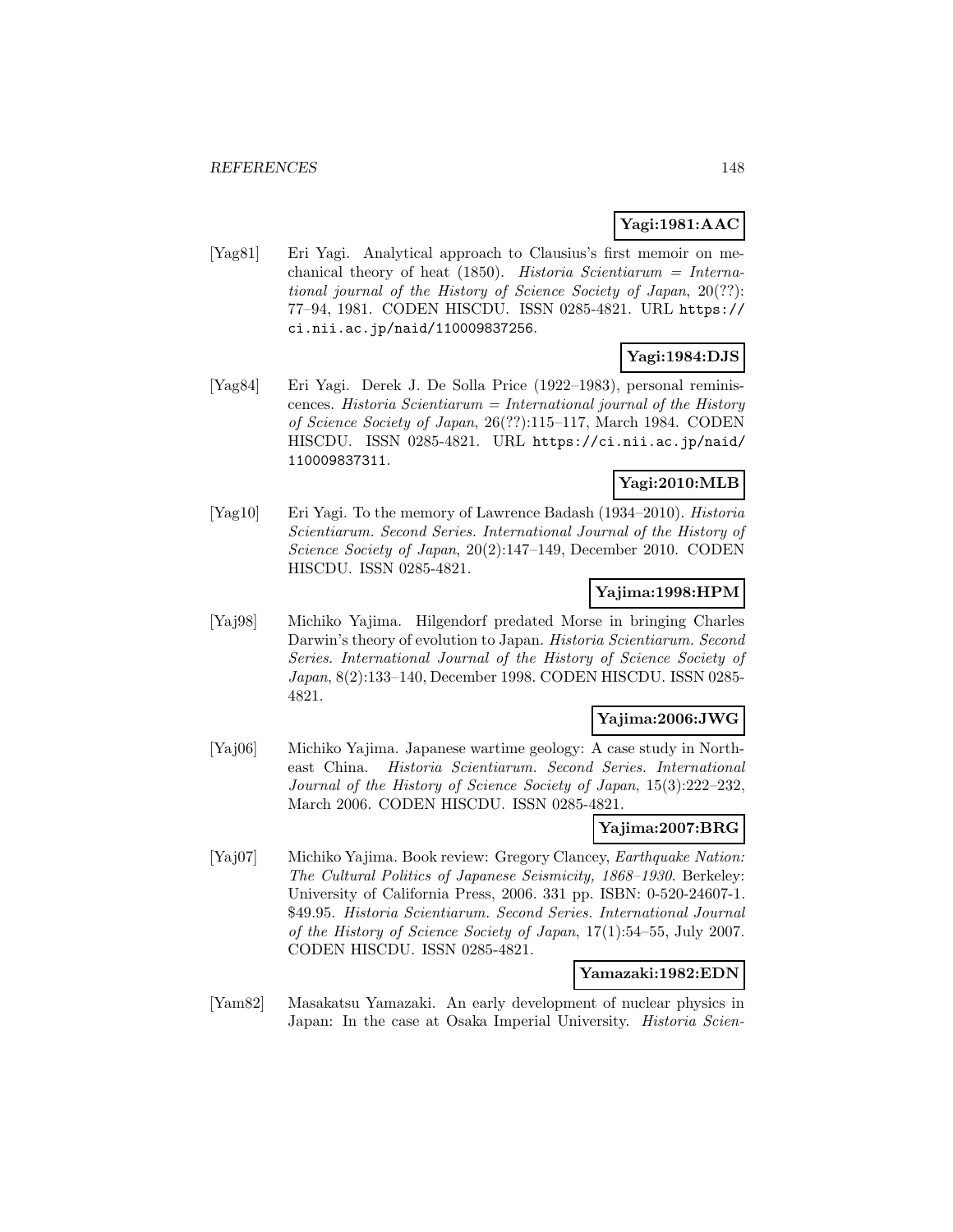**Yagi:1981:AAC**

[Yag81] Eri Yagi. Analytical approach to Clausius's first memoir on mechanical theory of heat (1850). *Historia Scientiarum = International journal of the History of Science Society of Japan*, 20(??): 77–94, 1981. CODEN HISCDU. ISSN 0285-4821. URL `https://ci.nii.ac.jp/naid/110009837256`.

**Yagi:1984:DJS**

[Yag84] Eri Yagi. Derek J. De Solla Price (1922–1983), personal reminiscences. *Historia Scientiarum = International journal of the History of Science Society of Japan*, 26(??):115–117, March 1984. CODEN HISCDU. ISSN 0285-4821. URL `https://ci.nii.ac.jp/naid/110009837311`.

**Yagi:2010:MLB**

[Yag10] Eri Yagi. To the memory of Lawrence Badash (1934–2010). *Historia Scientiarum. Second Series. International Journal of the History of Science Society of Japan*, 20(2):147–149, December 2010. CODEN HISCDU. ISSN 0285-4821.

**Yajima:1998:HPM**

[Yaj98] Michiko Yajima. Hilgendorf predated Morse in bringing Charles Darwin's theory of evolution to Japan. *Historia Scientiarum. Second Series. International Journal of the History of Science Society of Japan*, 8(2):133–140, December 1998. CODEN HISCDU. ISSN 0285-4821.

**Yajima:2006:JWG**

[Yaj06] Michiko Yajima. Japanese wartime geology: A case study in Northeast China. *Historia Scientiarum. Second Series. International Journal of the History of Science Society of Japan*, 15(3):222–232, March 2006. CODEN HISCDU. ISSN 0285-4821.

**Yajima:2007:BRG**

[Yaj07] Michiko Yajima. Book review: Gregory Clancey, *Earthquake Nation: The Cultural Politics of Japanese Seismicity, 1868–1930*. Berkeley: University of California Press, 2006. 331 pp. ISBN: 0-520-24607-1. $49.95. *Historia Scientiarum. Second Series. International Journal of the History of Science Society of Japan*, 17(1):54–55, July 2007. CODEN HISCDU. ISSN 0285-4821.

**Yamazaki:1982:EDN**

[Yam82] Masakatsu Yamazaki. An early development of nuclear physics in Japan: In the case at Osaka Imperial University. *Historia Scien-*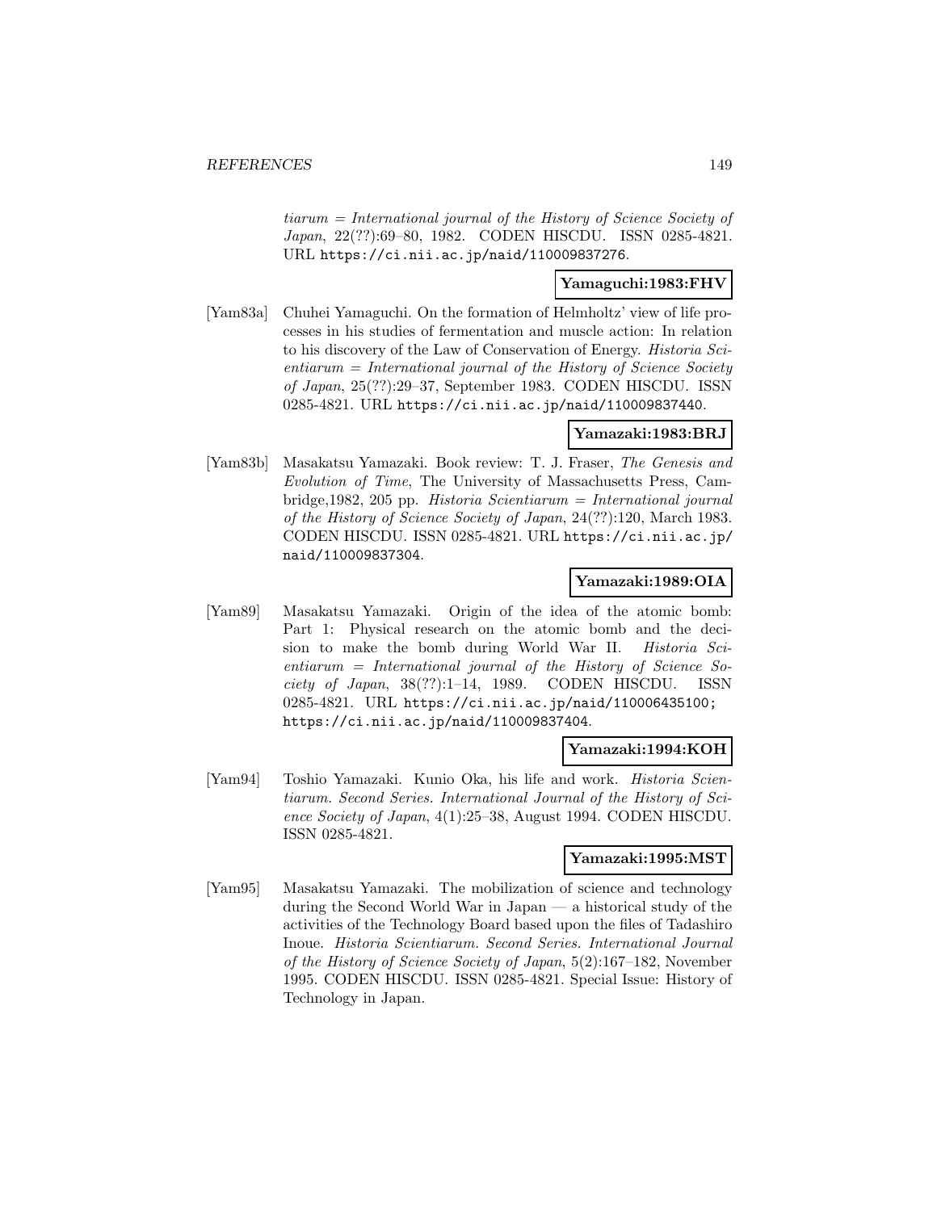*tiarum = International journal of the History of Science Society of Japan*, 22(??):69–80, 1982. CODEN HISCDU. ISSN 0285-4821. URL https://ci.nii.ac.jp/naid/110009837276.

**Yamaguchi:1983:FHV**

[Yam83a] Chuhei Yamaguchi. On the formation of Helmholtz' view of life processes in his studies of fermentation and muscle action: In relation to his discovery of the Law of Conservation of Energy. *Historia Scientiarum = International journal of the History of Science Society of Japan*, 25(??):29–37, September 1983. CODEN HISCDU. ISSN 0285-4821. URL https://ci.nii.ac.jp/naid/110009837440.

**Yamazaki:1983:BRJ**

[Yam83b] Masakatsu Yamazaki. Book review: T. J. Fraser, *The Genesis and Evolution of Time*, The University of Massachusetts Press, Cambridge,1982, 205 pp. *Historia Scientiarum = International journal of the History of Science Society of Japan*, 24(??):120, March 1983. CODEN HISCDU. ISSN 0285-4821. URL https://ci.nii.ac.jp/naid/110009837304.

**Yamazaki:1989:OIA**

[Yam89] Masakatsu Yamazaki. Origin of the idea of the atomic bomb: Part 1: Physical research on the atomic bomb and the decision to make the bomb during World War II. *Historia Scientiarum = International journal of the History of Science Society of Japan*, 38(??):1–14, 1989. CODEN HISCDU. ISSN 0285-4821. URL https://ci.nii.ac.jp/naid/110006435100; https://ci.nii.ac.jp/naid/110009837404.

**Yamazaki:1994:KOH**

[Yam94] Toshio Yamazaki. Kunio Oka, his life and work. *Historia Scientiarum. Second Series. International Journal of the History of Science Society of Japan*, 4(1):25–38, August 1994. CODEN HISCDU. ISSN 0285-4821.

**Yamazaki:1995:MST**

[Yam95] Masakatsu Yamazaki. The mobilization of science and technology during the Second World War in Japan — a historical study of the activities of the Technology Board based upon the files of Tadashiro Inoue. *Historia Scientiarum. Second Series. International Journal of the History of Science Society of Japan*, 5(2):167–182, November 1995. CODEN HISCDU. ISSN 0285-4821. Special Issue: History of Technology in Japan.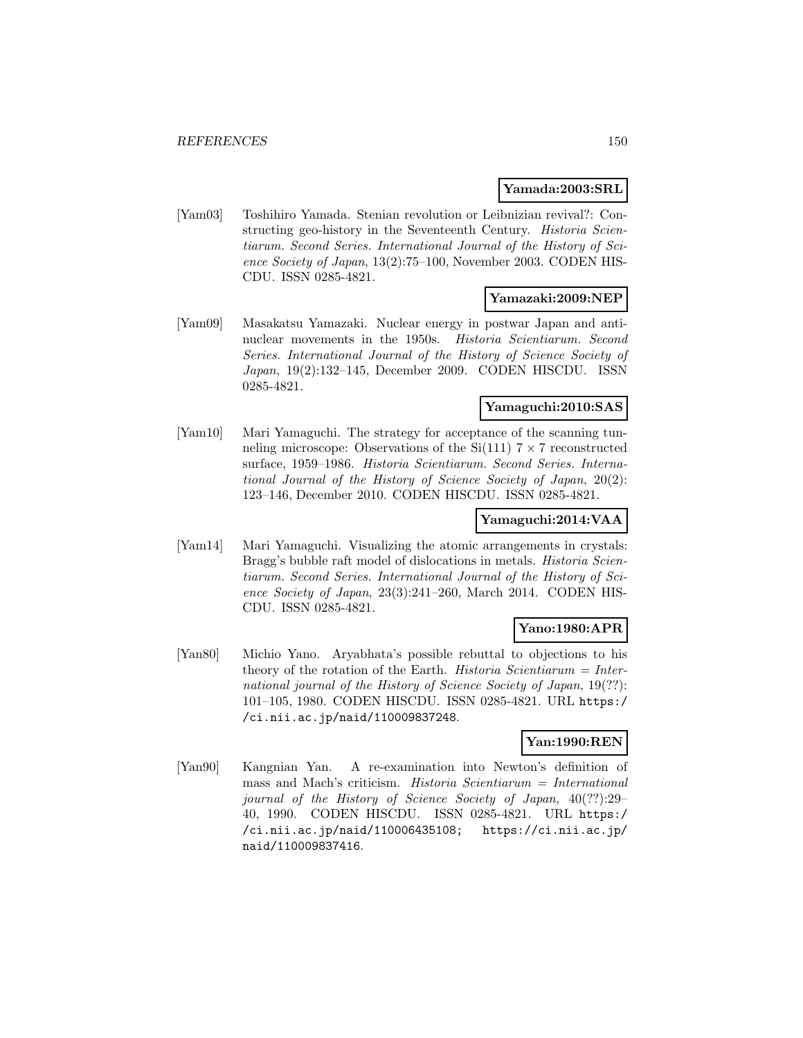**Yamada:2003:SRL**

[Yam03] Toshihiro Yamada. Stenian revolution or Leibnizian revival?: Constructing geo-history in the Seventeenth Century. *Historia Scientiarum. Second Series. International Journal of the History of Science Society of Japan*, 13(2):75–100, November 2003. CODEN HISCDU. ISSN 0285-4821.

**Yamazaki:2009:NEP**

[Yam09] Masakatsu Yamazaki. Nuclear energy in postwar Japan and antinuclear movements in the 1950s. *Historia Scientiarum. Second Series. International Journal of the History of Science Society of Japan*, 19(2):132–145, December 2009. CODEN HISCDU. ISSN 0285-4821.

**Yamaguchi:2010:SAS**

[Yam10] Mari Yamaguchi. The strategy for acceptance of the scanning tunneling microscope: Observations of the Si(111) $7 \times 7$ reconstructed surface, 1959–1986. *Historia Scientiarum. Second Series. International Journal of the History of Science Society of Japan*, 20(2): 123–146, December 2010. CODEN HISCDU. ISSN 0285-4821.

**Yamaguchi:2014:VAA**

[Yam14] Mari Yamaguchi. Visualizing the atomic arrangements in crystals: Bragg's bubble raft model of dislocations in metals. *Historia Scientiarum. Second Series. International Journal of the History of Science Society of Japan*, 23(3):241–260, March 2014. CODEN HISCDU. ISSN 0285-4821.

**Yano:1980:APR**

[Yan80] Michio Yano. Aryabhata's possible rebuttal to objections to his theory of the rotation of the Earth. *Historia Scientiarum = International journal of the History of Science Society of Japan*, 19(??): 101–105, 1980. CODEN HISCDU. ISSN 0285-4821. URL https://ci.nii.ac.jp/naid/110009837248.

**Yan:1990:REN**

[Yan90] Kangnian Yan. A re-examination into Newton's definition of mass and Mach's criticism. *Historia Scientiarum = International journal of the History of Science Society of Japan*, 40(??):29–40, 1990. CODEN HISCDU. ISSN 0285-4821. URL https://ci.nii.ac.jp/naid/110006435108; https://ci.nii.ac.jp/naid/110009837416.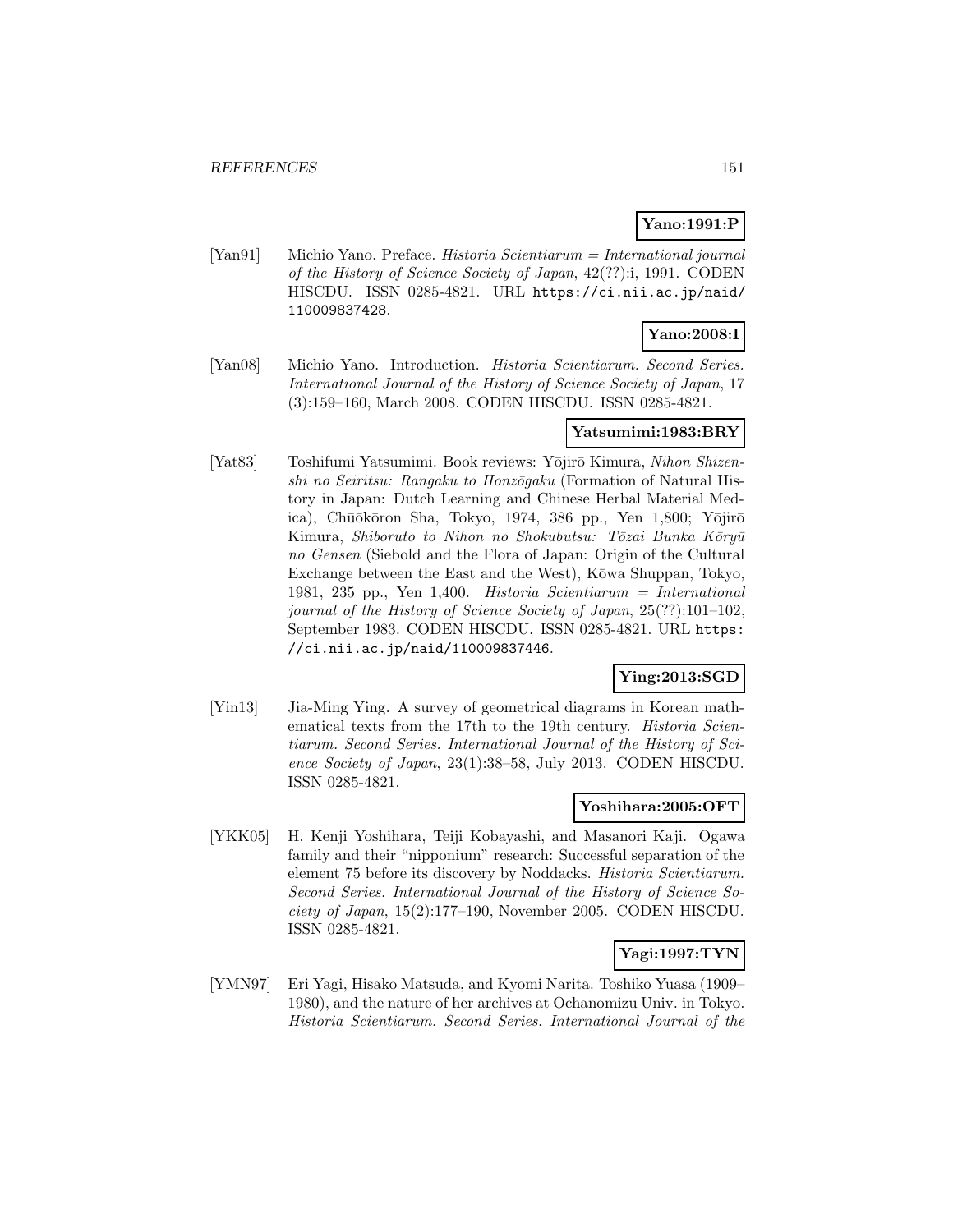**Yano:1991:P**

[Yan91] Michio Yano. Preface. *Historia Scientiarum = International journal of the History of Science Society of Japan*, 42(??):i, 1991. CODEN HISCDU. ISSN 0285-4821. URL https://ci.nii.ac.jp/naid/110009837428.

**Yano:2008:I**

[Yan08] Michio Yano. Introduction. *Historia Scientiarum. Second Series. International Journal of the History of Science Society of Japan*, 17 (3):159–160, March 2008. CODEN HISCDU. ISSN 0285-4821.

**Yatsumimi:1983:BRY**

[Yat83] Toshifumi Yatsumimi. Book reviews: Yōjirō Kimura, *Nihon Shizenshi no Seiritsu: Rangaku to Honzōgaku* (Formation of Natural History in Japan: Dutch Learning and Chinese Herbal Material Medica), Chūōkōron Sha, Tokyo, 1974, 386 pp., Yen 1,800; Yōjirō Kimura, *Shiboruto to Nihon no Shokubutsu: Tōzai Bunka Kōryū no Gensen* (Siebold and the Flora of Japan: Origin of the Cultural Exchange between the East and the West), Kōwa Shuppan, Tokyo, 1981, 235 pp., Yen 1,400. *Historia Scientiarum = International journal of the History of Science Society of Japan*, 25(??):101–102, September 1983. CODEN HISCDU. ISSN 0285-4821. URL https://ci.nii.ac.jp/naid/110009837446.

**Ying:2013:SGD**

[Yin13] Jia-Ming Ying. A survey of geometrical diagrams in Korean mathematical texts from the 17th to the 19th century. *Historia Scientiarum. Second Series. International Journal of the History of Science Society of Japan*, 23(1):38–58, July 2013. CODEN HISCDU. ISSN 0285-4821.

**Yoshihara:2005:OFT**

[YKK05] H. Kenji Yoshihara, Teiji Kobayashi, and Masanori Kaji. Ogawa family and their "nipponium" research: Successful separation of the element 75 before its discovery by Noddacks. *Historia Scientiarum. Second Series. International Journal of the History of Science Society of Japan*, 15(2):177–190, November 2005. CODEN HISCDU. ISSN 0285-4821.

**Yagi:1997:TYN**

[YMN97] Eri Yagi, Hisako Matsuda, and Kyomi Narita. Toshiko Yuasa (1909–1980), and the nature of her archives at Ochanomizu Univ. in Tokyo. *Historia Scientiarum. Second Series. International Journal of the*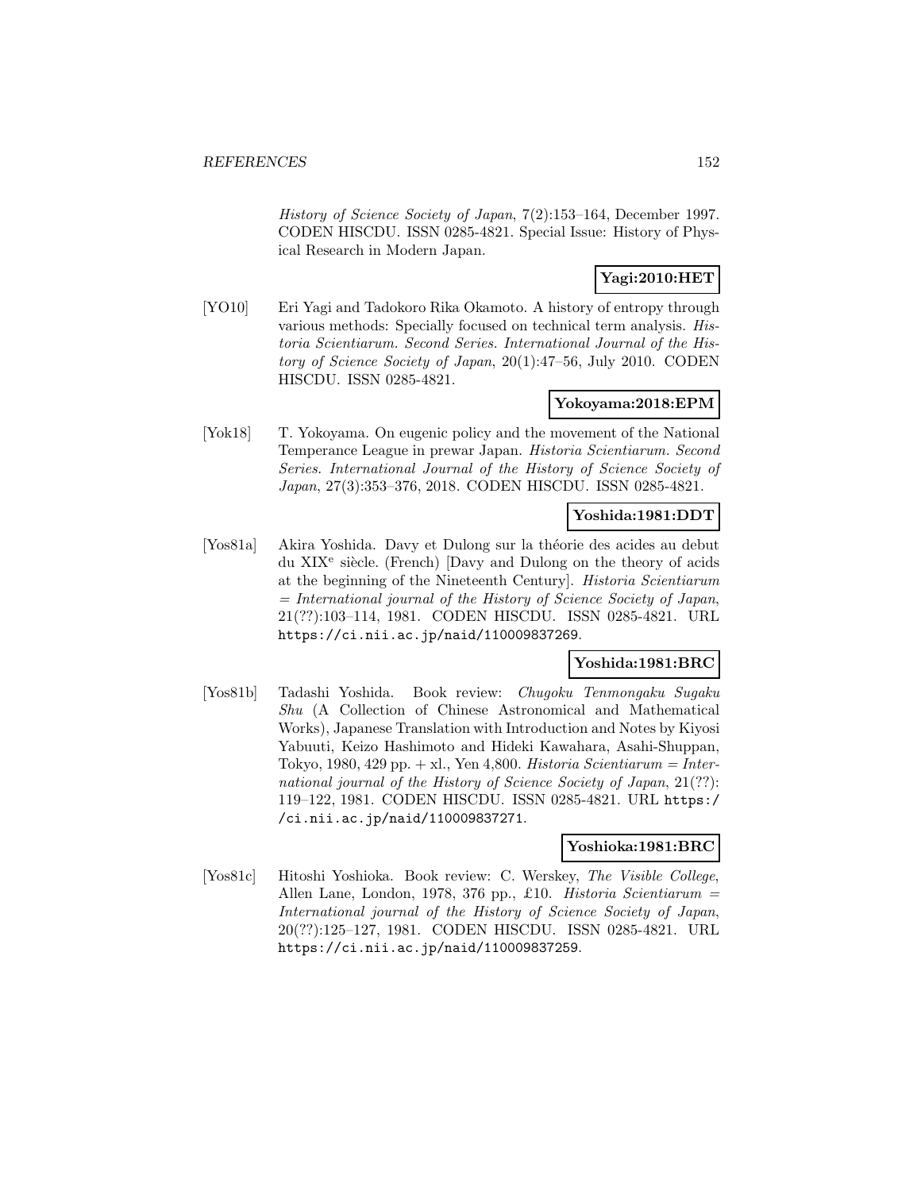*History of Science Society of Japan*, 7(2):153–164, December 1997. CODEN HISCDU. ISSN 0285-4821. Special Issue: History of Physical Research in Modern Japan.

**Yagi:2010:HET**

[YO10] Eri Yagi and Tadokoro Rika Okamoto. A history of entropy through various methods: Specially focused on technical term analysis. *Historia Scientiarum. Second Series. International Journal of the History of Science Society of Japan*, 20(1):47–56, July 2010. CODEN HISCDU. ISSN 0285-4821.

**Yokoyama:2018:EPM**

[Yok18] T. Yokoyama. On eugenic policy and the movement of the National Temperance League in prewar Japan. *Historia Scientiarum. Second Series. International Journal of the History of Science Society of Japan*, 27(3):353–376, 2018. CODEN HISCDU. ISSN 0285-4821.

**Yoshida:1981:DDT**

[Yos81a] Akira Yoshida. Davy et Dulong sur la théorie des acides au debut du XIX$^{e}$ siècle. (French) [Davy and Dulong on the theory of acids at the beginning of the Nineteenth Century]. *Historia Scientiarum = International journal of the History of Science Society of Japan*, 21(??):103–114, 1981. CODEN HISCDU. ISSN 0285-4821. URL https://ci.nii.ac.jp/naid/110009837269.

**Yoshida:1981:BRC**

[Yos81b] Tadashi Yoshida. Book review: *Chugoku Tenmongaku Sugaku Shu* (A Collection of Chinese Astronomical and Mathematical Works), Japanese Translation with Introduction and Notes by Kiyosi Yabuuti, Keizo Hashimoto and Hideki Kawahara, Asahi-Shuppan, Tokyo, 1980, 429 pp. + xl., Yen 4,800. *Historia Scientiarum = International journal of the History of Science Society of Japan*, 21(??): 119–122, 1981. CODEN HISCDU. ISSN 0285-4821. URL https://ci.nii.ac.jp/naid/110009837271.

**Yoshioka:1981:BRC**

[Yos81c] Hitoshi Yoshioka. Book review: C. Werskey, *The Visible College*, Allen Lane, London, 1978, 376 pp., £10. *Historia Scientiarum = International journal of the History of Science Society of Japan*, 20(??):125–127, 1981. CODEN HISCDU. ISSN 0285-4821. URL https://ci.nii.ac.jp/naid/110009837259.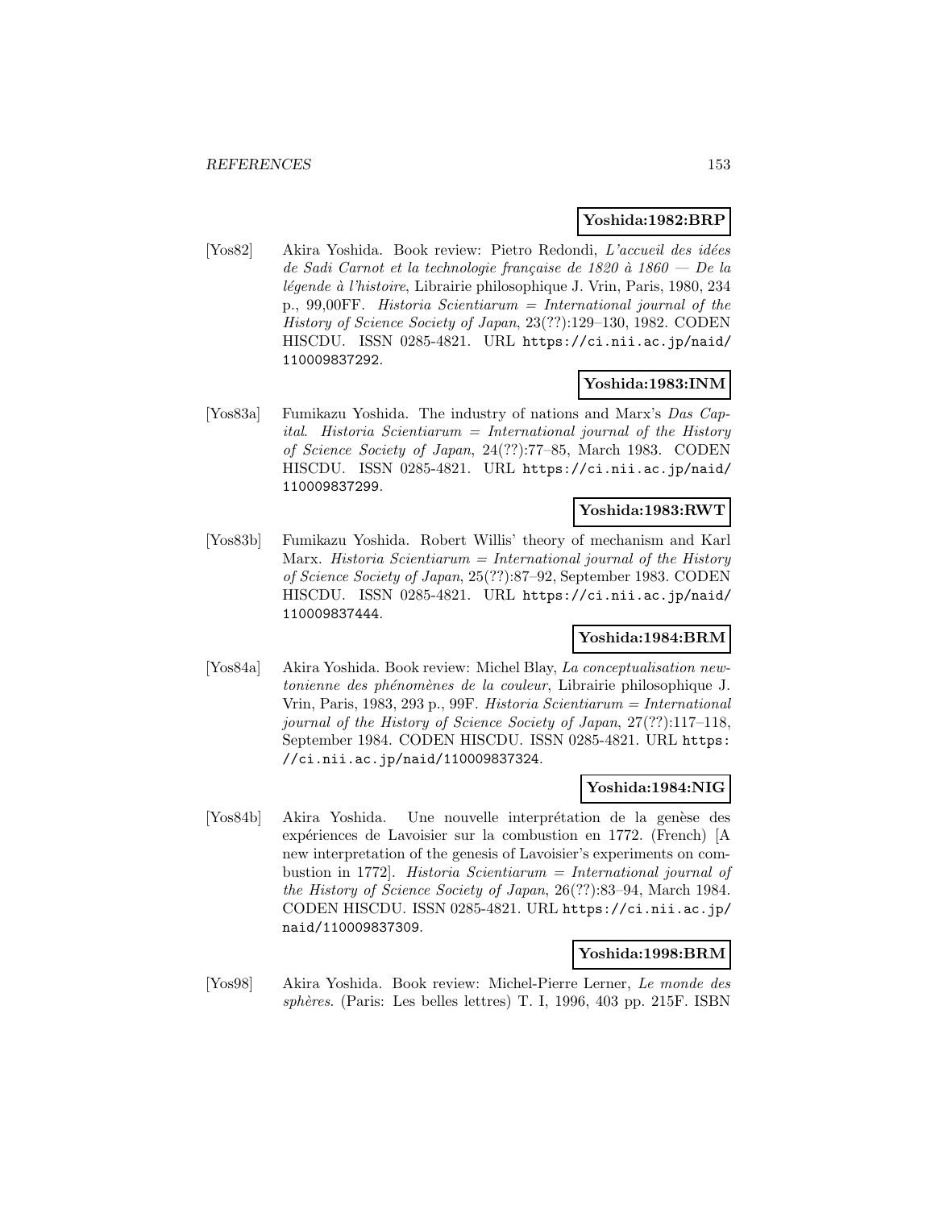**Yoshida:1982:BRP**

[Yos82] Akira Yoshida. Book review: Pietro Redondi, *L'accueil des idées de Sadi Carnot et la technologie française de 1820 à 1860 — De la légende à l'histoire*, Librairie philosophique J. Vrin, Paris, 1980, 234 p., 99,00FF. *Historia Scientiarum = International journal of the History of Science Society of Japan*, 23(??):129–130, 1982. CODEN HISCDU. ISSN 0285-4821. URL https://ci.nii.ac.jp/naid/110009837292.

**Yoshida:1983:INM**

[Yos83a] Fumikazu Yoshida. The industry of nations and Marx's *Das Capital*. *Historia Scientiarum = International journal of the History of Science Society of Japan*, 24(??):77–85, March 1983. CODEN HISCDU. ISSN 0285-4821. URL https://ci.nii.ac.jp/naid/110009837299.

**Yoshida:1983:RWT**

[Yos83b] Fumikazu Yoshida. Robert Willis' theory of mechanism and Karl Marx. *Historia Scientiarum = International journal of the History of Science Society of Japan*, 25(??):87–92, September 1983. CODEN HISCDU. ISSN 0285-4821. URL https://ci.nii.ac.jp/naid/110009837444.

**Yoshida:1984:BRM**

[Yos84a] Akira Yoshida. Book review: Michel Blay, *La conceptualisation newtonienne des phénomènes de la couleur*, Librairie philosophique J. Vrin, Paris, 1983, 293 p., 99F. *Historia Scientiarum = International journal of the History of Science Society of Japan*, 27(??):117–118, September 1984. CODEN HISCDU. ISSN 0285-4821. URL https://ci.nii.ac.jp/naid/110009837324.

**Yoshida:1984:NIG**

[Yos84b] Akira Yoshida. Une nouvelle interprétation de la genèse des expériences de Lavoisier sur la combustion en 1772. (French) [A new interpretation of the genesis of Lavoisier's experiments on combustion in 1772]. *Historia Scientiarum = International journal of the History of Science Society of Japan*, 26(??):83–94, March 1984. CODEN HISCDU. ISSN 0285-4821. URL https://ci.nii.ac.jp/naid/110009837309.

**Yoshida:1998:BRM**

[Yos98] Akira Yoshida. Book review: Michel-Pierre Lerner, *Le monde des sphères*. (Paris: Les belles lettres) T. I, 1996, 403 pp. 215F. ISBN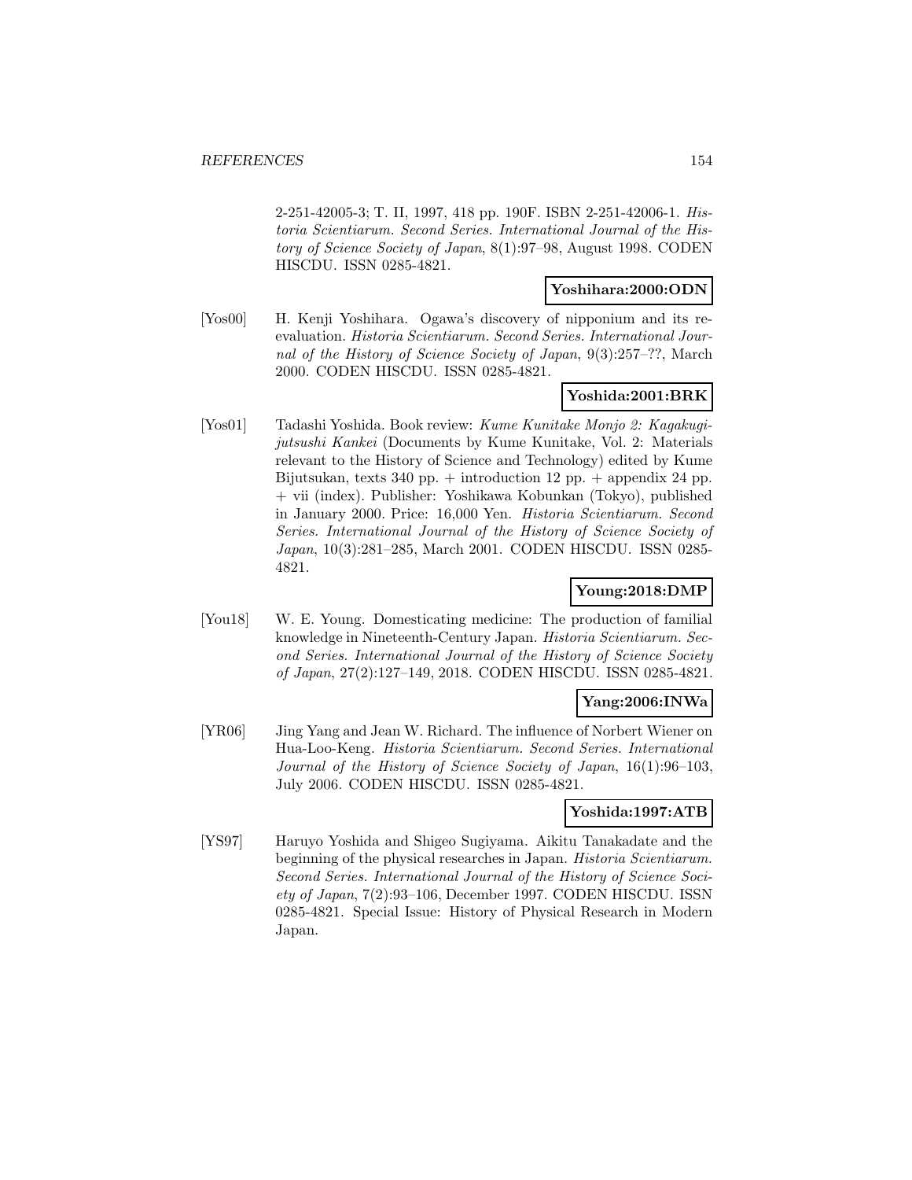2-251-42005-3; T. II, 1997, 418 pp. 190F. ISBN 2-251-42006-1. *Historia Scientiarum. Second Series. International Journal of the History of Science Society of Japan*, 8(1):97–98, August 1998. CODEN HISCDU. ISSN 0285-4821.

**Yoshihara:2000:ODN**

[Yos00] H. Kenji Yoshihara. Ogawa's discovery of nipponium and its re-evaluation. *Historia Scientiarum. Second Series. International Journal of the History of Science Society of Japan*, 9(3):257–??, March 2000. CODEN HISCDU. ISSN 0285-4821.

**Yoshida:2001:BRK**

[Yos01] Tadashi Yoshida. Book review: *Kume Kunitake Monjo 2: Kagakugijutsushi Kankei* (Documents by Kume Kunitake, Vol. 2: Materials relevant to the History of Science and Technology) edited by Kume Bijutsukan, texts 340 pp. + introduction 12 pp. + appendix 24 pp. + vii (index). Publisher: Yoshikawa Kobunkan (Tokyo), published in January 2000. Price: 16,000 Yen. *Historia Scientiarum. Second Series. International Journal of the History of Science Society of Japan*, 10(3):281–285, March 2001. CODEN HISCDU. ISSN 0285-4821.

**Young:2018:DMP**

[You18] W. E. Young. Domesticating medicine: The production of familial knowledge in Nineteenth-Century Japan. *Historia Scientiarum. Second Series. International Journal of the History of Science Society of Japan*, 27(2):127–149, 2018. CODEN HISCDU. ISSN 0285-4821.

**Yang:2006:INWa**

[YR06] Jing Yang and Jean W. Richard. The influence of Norbert Wiener on Hua-Loo-Keng. *Historia Scientiarum. Second Series. International Journal of the History of Science Society of Japan*, 16(1):96–103, July 2006. CODEN HISCDU. ISSN 0285-4821.

**Yoshida:1997:ATB**

[YS97] Haruyo Yoshida and Shigeo Sugiyama. Aikitu Tanakadate and the beginning of the physical researches in Japan. *Historia Scientiarum. Second Series. International Journal of the History of Science Society of Japan*, 7(2):93–106, December 1997. CODEN HISCDU. ISSN 0285-4821. Special Issue: History of Physical Research in Modern Japan.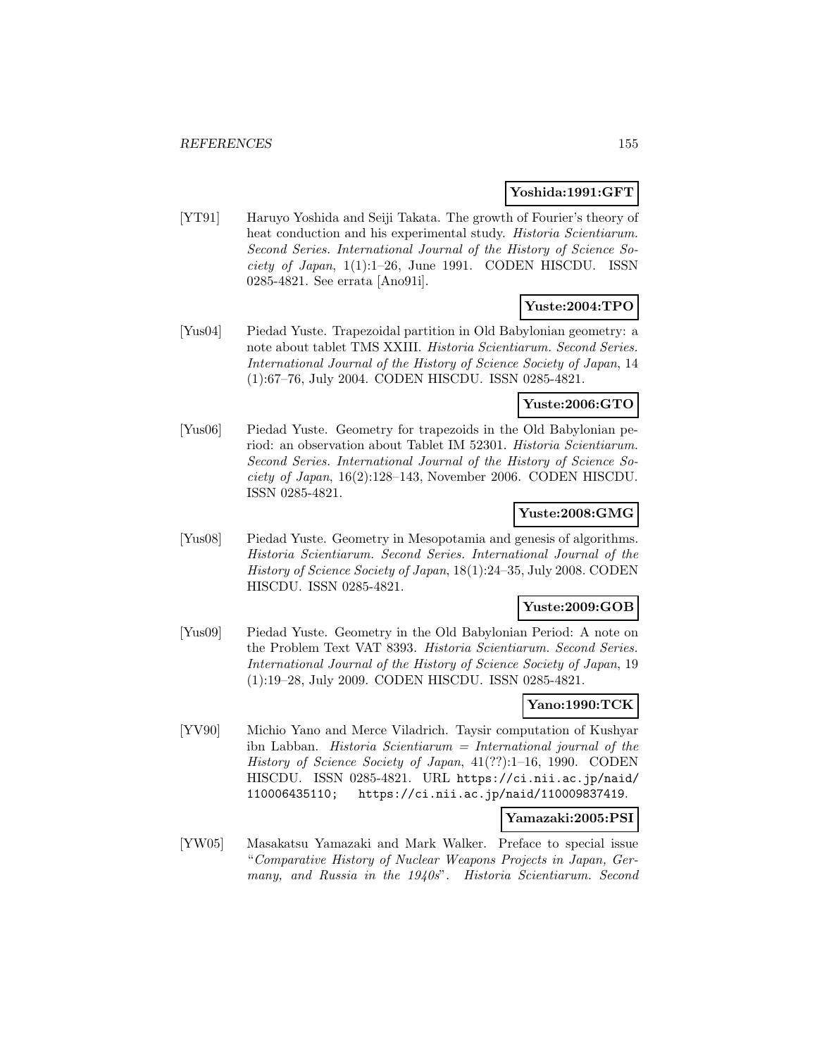**Yoshida:1991:GFT**

[YT91] Haruyo Yoshida and Seiji Takata. The growth of Fourier's theory of heat conduction and his experimental study. *Historia Scientiarum. Second Series. International Journal of the History of Science Society of Japan*, 1(1):1–26, June 1991. CODEN HISCDU. ISSN 0285-4821. See errata [Ano91i].

**Yuste:2004:TPO**

[Yus04] Piedad Yuste. Trapezoidal partition in Old Babylonian geometry: a note about tablet TMS XXIII. *Historia Scientiarum. Second Series. International Journal of the History of Science Society of Japan*, 14 (1):67–76, July 2004. CODEN HISCDU. ISSN 0285-4821.

**Yuste:2006:GTO**

[Yus06] Piedad Yuste. Geometry for trapezoids in the Old Babylonian period: an observation about Tablet IM 52301. *Historia Scientiarum. Second Series. International Journal of the History of Science Society of Japan*, 16(2):128–143, November 2006. CODEN HISCDU. ISSN 0285-4821.

**Yuste:2008:GMG**

[Yus08] Piedad Yuste. Geometry in Mesopotamia and genesis of algorithms. *Historia Scientiarum. Second Series. International Journal of the History of Science Society of Japan*, 18(1):24–35, July 2008. CODEN HISCDU. ISSN 0285-4821.

**Yuste:2009:GOB**

[Yus09] Piedad Yuste. Geometry in the Old Babylonian Period: A note on the Problem Text VAT 8393. *Historia Scientiarum. Second Series. International Journal of the History of Science Society of Japan*, 19 (1):19–28, July 2009. CODEN HISCDU. ISSN 0285-4821.

**Yano:1990:TCK**

[YV90] Michio Yano and Merce Viladrich. Taysir computation of Kushyar ibn Labban. *Historia Scientiarum = International journal of the History of Science Society of Japan*, 41(??):1–16, 1990. CODEN HISCDU. ISSN 0285-4821. URL `https://ci.nii.ac.jp/naid/110006435110`; `https://ci.nii.ac.jp/naid/110009837419`.

**Yamazaki:2005:PSI**

[YW05] Masakatsu Yamazaki and Mark Walker. Preface to special issue "*Comparative History of Nuclear Weapons Projects in Japan, Germany, and Russia in the 1940s*". *Historia Scientiarum. Second*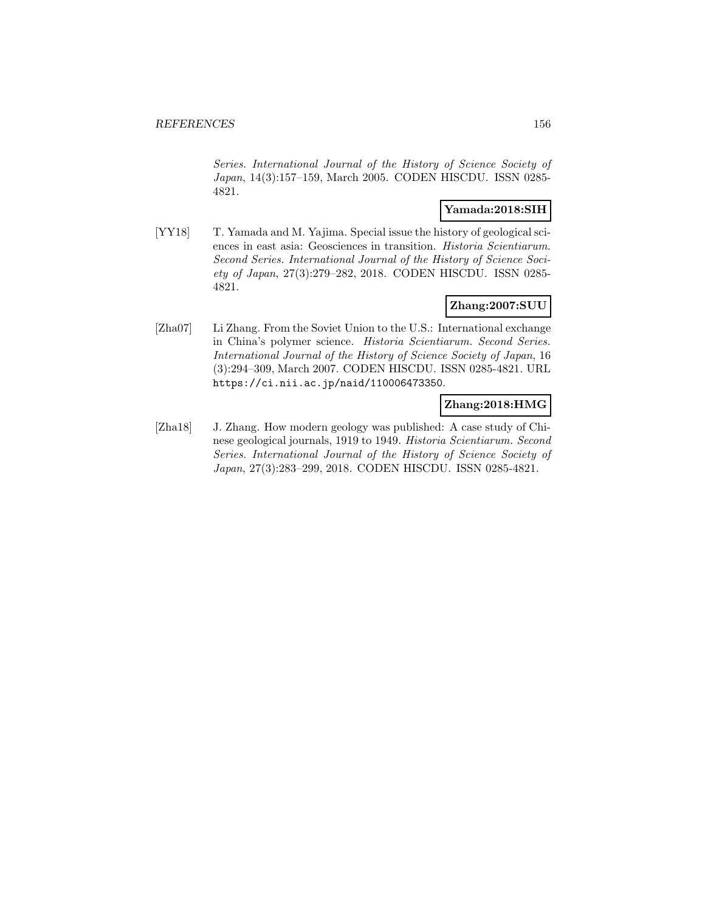*Series. International Journal of the History of Science Society of Japan*, 14(3):157–159, March 2005. CODEN HISCDU. ISSN 0285-4821.

**Yamada:2018:SIH**

[YY18] T. Yamada and M. Yajima. Special issue the history of geological sciences in east asia: Geosciences in transition. *Historia Scientiarum. Second Series. International Journal of the History of Science Society of Japan*, 27(3):279–282, 2018. CODEN HISCDU. ISSN 0285-4821.

**Zhang:2007:SUU**

[Zha07] Li Zhang. From the Soviet Union to the U.S.: International exchange in China's polymer science. *Historia Scientiarum. Second Series. International Journal of the History of Science Society of Japan*, 16 (3):294–309, March 2007. CODEN HISCDU. ISSN 0285-4821. URL `https://ci.nii.ac.jp/naid/110006473350`.

**Zhang:2018:HMG**

[Zha18] J. Zhang. How modern geology was published: A case study of Chinese geological journals, 1919 to 1949. *Historia Scientiarum. Second Series. International Journal of the History of Science Society of Japan*, 27(3):283–299, 2018. CODEN HISCDU. ISSN 0285-4821.